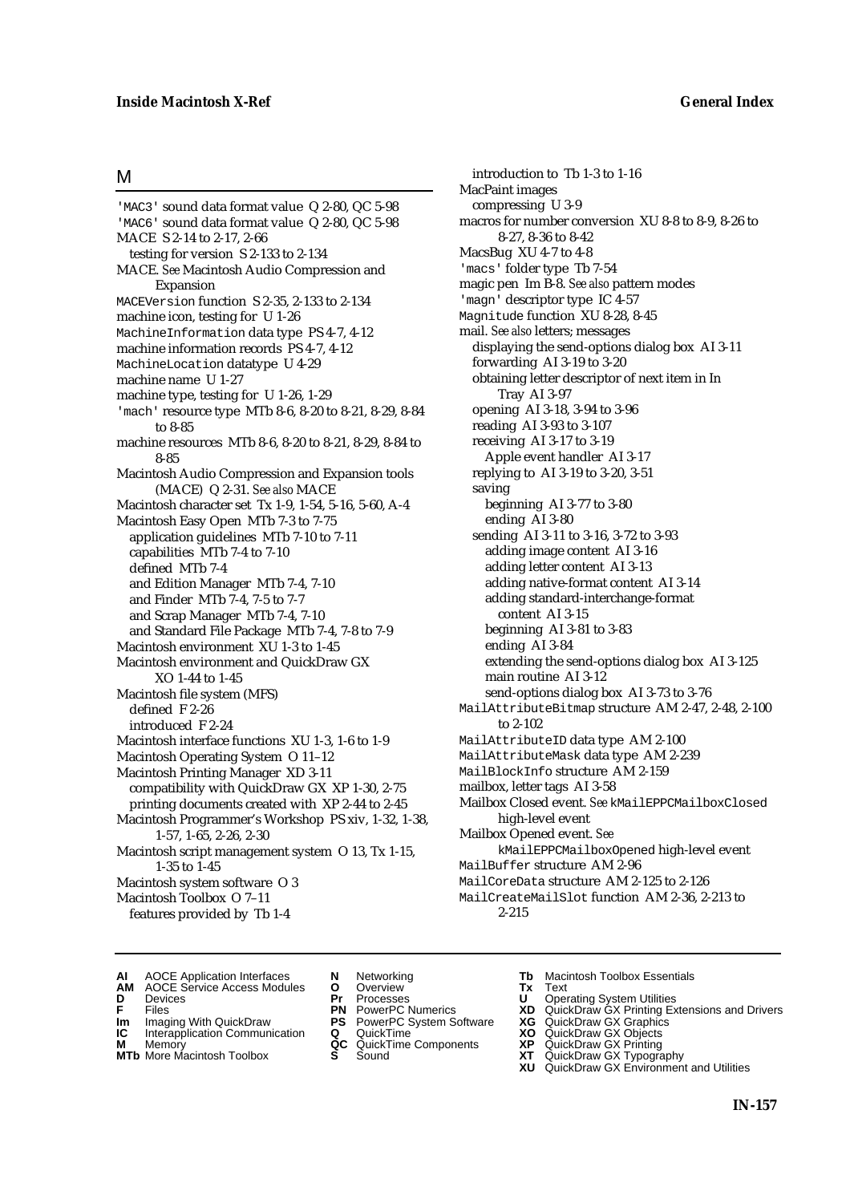## M

'MAC3' sound data format value Q 2-80, QC 5-98
'MAC6' sound data format value Q 2-80, QC 5-98
MACE S 2-14 to 2-17, 2-66
  testing for version S 2-133 to 2-134
MACE. *See* Macintosh Audio Compression and Expansion
MACEVersion function S 2-35, 2-133 to 2-134
machine icon, testing for U 1-26
MachineInformation data type PS 4-7, 4-12
machine information records PS 4-7, 4-12
MachineLocation datatype U 4-29
machine name U 1-27
machine type, testing for U 1-26, 1-29
'mach' resource type MTb 8-6, 8-20 to 8-21, 8-29, 8-84 to 8-85
machine resources MTb 8-6, 8-20 to 8-21, 8-29, 8-84 to 8-85
Macintosh Audio Compression and Expansion tools (MACE) Q 2-31. *See also* MACE
Macintosh character set Tx 1-9, 1-54, 5-16, 5-60, A-4
Macintosh Easy Open MTb 7-3 to 7-75
  application guidelines MTb 7-10 to 7-11
  capabilities MTb 7-4 to 7-10
  defined MTb 7-4
  and Edition Manager MTb 7-4, 7-10
  and Finder MTb 7-4, 7-5 to 7-7
  and Scrap Manager MTb 7-4, 7-10
  and Standard File Package MTb 7-4, 7-8 to 7-9
Macintosh environment XU 1-3 to 1-45
Macintosh environment and QuickDraw GX XO 1-44 to 1-45
Macintosh file system (MFS)
  defined F 2-26
  introduced F 2-24
Macintosh interface functions XU 1-3, 1-6 to 1-9
Macintosh Operating System O 11–12
Macintosh Printing Manager XD 3-11
  compatibility with QuickDraw GX XP 1-30, 2-75
  printing documents created with XP 2-44 to 2-45
Macintosh Programmer's Workshop PS xiv, 1-32, 1-38, 1-57, 1-65, 2-26, 2-30
Macintosh script management system O 13, Tx 1-15, 1-35 to 1-45
Macintosh system software O 3
Macintosh Toolbox O 7–11
  features provided by Tb 1-4
  introduction to Tb 1-3 to 1-16
MacPaint images
  compressing U 3-9
macros for number conversion XU 8-8 to 8-9, 8-26 to 8-27, 8-36 to 8-42
MacsBug XU 4-7 to 4-8
'macs' folder type Tb 7-54
magic pen Im B-8. *See also* pattern modes
'magn' descriptor type IC 4-57
Magnitude function XU 8-28, 8-45
mail. *See also* letters; messages
  displaying the send-options dialog box AI 3-11
  forwarding AI 3-19 to 3-20
  obtaining letter descriptor of next item in In Tray AI 3-97
  opening AI 3-18, 3-94 to 3-96
  reading AI 3-93 to 3-107
  receiving AI 3-17 to 3-19
    Apple event handler AI 3-17
  replying to AI 3-19 to 3-20, 3-51
  saving
    beginning AI 3-77 to 3-80
    ending AI 3-80
  sending AI 3-11 to 3-16, 3-72 to 3-93
    adding image content AI 3-16
    adding letter content AI 3-13
    adding native-format content AI 3-14
    adding standard-interchange-format content AI 3-15
    beginning AI 3-81 to 3-83
    ending AI 3-84
    extending the send-options dialog box AI 3-125
    main routine AI 3-12
    send-options dialog box AI 3-73 to 3-76
MailAttributeBitmap structure AM 2-47, 2-48, 2-100 to 2-102
MailAttributeID data type AM 2-100
MailAttributeMask data type AM 2-239
MailBlockInfo structure AM 2-159
mailbox, letter tags AI 3-58
Mailbox Closed event. *See* kMailEPPCMailboxClosed high-level event
Mailbox Opened event. *See* kMailEPPCMailboxOpened high-level event
MailBuffer structure AM 2-96
MailCoreData structure AM 2-125 to 2-126
MailCreateMailSlot function AM 2-36, 2-213 to 2-215

**AI** AOCE Application Interfaces
**AM** AOCE Service Access Modules
**D** Devices
**F** Files
**Im** Imaging With QuickDraw
**IC** Interapplication Communication
**M** Memory
**MTb** More Macintosh Toolbox
**N** Networking
**O** Overview
**Pr** Processes
**PN** PowerPC Numerics
**PS** PowerPC System Software
**Q** QuickTime
**QC** QuickTime Components
**S** Sound
**Tb** Macintosh Toolbox Essentials
**Tx** Text
**U** Operating System Utilities
**XD** QuickDraw GX Printing Extensions and Drivers
**XG** QuickDraw GX Graphics
**XO** QuickDraw GX Objects
**XP** QuickDraw GX Printing
**XT** QuickDraw GX Typography
**XU** QuickDraw GX Environment and Utilities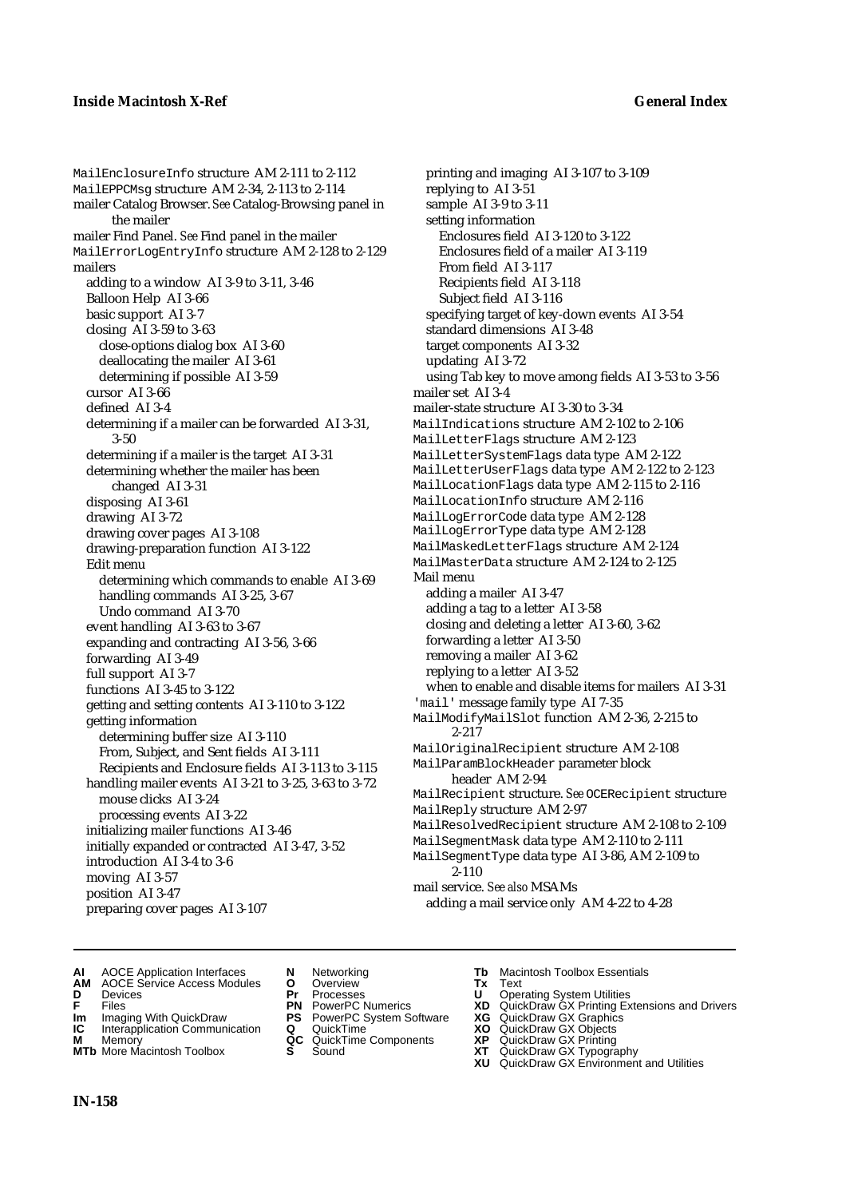MailEnclosureInfo structure AM 2-111 to 2-112
MailEPPCMsg structure AM 2-34, 2-113 to 2-114
mailer Catalog Browser. *See* Catalog-Browsing panel in the mailer
mailer Find Panel. *See* Find panel in the mailer
MailErrorLogEntryInfo structure AM 2-128 to 2-129
mailers
  adding to a window AI 3-9 to 3-11, 3-46
  Balloon Help AI 3-66
  basic support AI 3-7
  closing AI 3-59 to 3-63
    close-options dialog box AI 3-60
    deallocating the mailer AI 3-61
    determining if possible AI 3-59
  cursor AI 3-66
  defined AI 3-4
  determining if a mailer can be forwarded AI 3-31, 3-50
  determining if a mailer is the target AI 3-31
  determining whether the mailer has been changed AI 3-31
  disposing AI 3-61
  drawing AI 3-72
  drawing cover pages AI 3-108
  drawing-preparation function AI 3-122
  Edit menu
    determining which commands to enable AI 3-69
    handling commands AI 3-25, 3-67
    Undo command AI 3-70
  event handling AI 3-63 to 3-67
  expanding and contracting AI 3-56, 3-66
  forwarding AI 3-49
  full support AI 3-7
  functions AI 3-45 to 3-122
  getting and setting contents AI 3-110 to 3-122
  getting information
    determining buffer size AI 3-110
    From, Subject, and Sent fields AI 3-111
    Recipients and Enclosure fields AI 3-113 to 3-115
  handling mailer events AI 3-21 to 3-25, 3-63 to 3-72
    mouse clicks AI 3-24
    processing events AI 3-22
  initializing mailer functions AI 3-46
  initially expanded or contracted AI 3-47, 3-52
  introduction AI 3-4 to 3-6
  moving AI 3-57
  position AI 3-47
  preparing cover pages AI 3-107
  printing and imaging AI 3-107 to 3-109
  replying to AI 3-51
  sample AI 3-9 to 3-11
  setting information
    Enclosures field AI 3-120 to 3-122
    Enclosures field of a mailer AI 3-119
    From field AI 3-117
    Recipients field AI 3-118
    Subject field AI 3-116
  specifying target of key-down events AI 3-54
  standard dimensions AI 3-48
  target components AI 3-32
  updating AI 3-72
  using Tab key to move among fields AI 3-53 to 3-56
mailer set AI 3-4
mailer-state structure AI 3-30 to 3-34
MailIndications structure AM 2-102 to 2-106
MailLetterFlags structure AM 2-123
MailLetterSystemFlags data type AM 2-122
MailLetterUserFlags data type AM 2-122 to 2-123
MailLocationFlags data type AM 2-115 to 2-116
MailLocationInfo structure AM 2-116
MailLogErrorCode data type AM 2-128
MailLogErrorType data type AM 2-128
MailMaskedLetterFlags structure AM 2-124
MailMasterData structure AM 2-124 to 2-125
Mail menu
  adding a mailer AI 3-47
  adding a tag to a letter AI 3-58
  closing and deleting a letter AI 3-60, 3-62
  forwarding a letter AI 3-50
  removing a mailer AI 3-62
  replying to a letter AI 3-52
  when to enable and disable items for mailers AI 3-31
'mail' message family type AI 7-35
MailModifyMailSlot function AM 2-36, 2-215 to 2-217
MailOriginalRecipient structure AM 2-108
MailParamBlockHeader parameter block header AM 2-94
MailRecipient structure. *See* OCERecipient structure
MailReply structure AM 2-97
MailResolvedRecipient structure AM 2-108 to 2-109
MailSegmentMask data type AM 2-110 to 2-111
MailSegmentType data type AI 3-86, AM 2-109 to 2-110
mail service. *See also* MSAMs
  adding a mail service only AM 4-22 to 4-28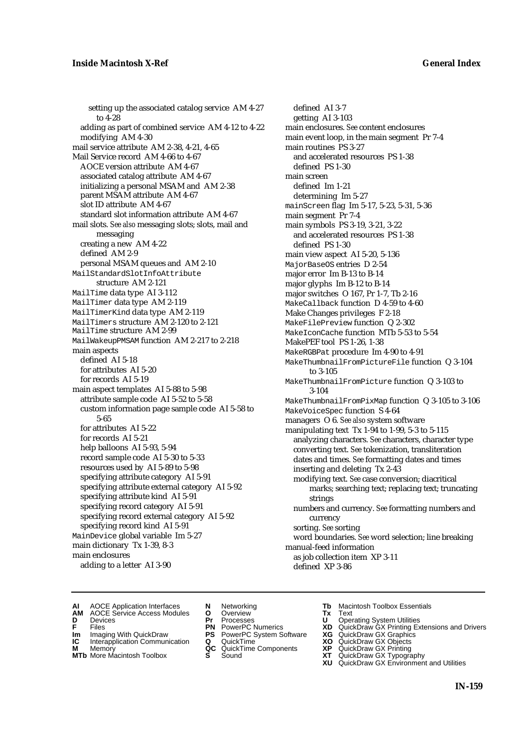setting up the associated catalog service AM 4-27 to 4-28
adding as part of combined service AM 4-12 to 4-22
modifying AM 4-30
mail service attribute AM 2-38, 4-21, 4-65
Mail Service record AM 4-66 to 4-67
AOCE version attribute AM 4-67
associated catalog attribute AM 4-67
initializing a personal MSAM and AM 2-38
parent MSAM attribute AM 4-67
slot ID attribute AM 4-67
standard slot information attribute AM 4-67
mail slots. *See also* messaging slots; slots, mail and messaging
creating a new AM 4-22
defined AM 2-9
personal MSAM queues and AM 2-10
MailStandardSlotInfoAttribute structure AM 2-121
MailTime data type AI 3-112
MailTimer data type AM 2-119
MailTimerKind data type AM 2-119
MailTimers structure AM 2-120 to 2-121
MailTime structure AM 2-99
MailWakeupPMSAM function AM 2-217 to 2-218
main aspects
defined AI 5-18
for attributes AI 5-20
for records AI 5-19
main aspect templates AI 5-88 to 5-98
attribute sample code AI 5-52 to 5-58
custom information page sample code AI 5-58 to 5-65
for attributes AI 5-22
for records AI 5-21
help balloons AI 5-93, 5-94
record sample code AI 5-30 to 5-33
resources used by AI 5-89 to 5-98
specifying attribute category AI 5-91
specifying attribute external category AI 5-92
specifying attribute kind AI 5-91
specifying record category AI 5-91
specifying record external category AI 5-92
specifying record kind AI 5-91
MainDevice global variable Im 5-27
main dictionary Tx 1-39, 8-3
main enclosures
adding to a letter AI 3-90
defined AI 3-7
getting AI 3-103
main enclosures. *See* content enclosures
main event loop, in the main segment Pr 7-4
main routines PS 3-27
and accelerated resources PS 1-38
defined PS 1-30
main screen
defined Im 1-21
determining Im 5-27
mainScreen flag Im 5-17, 5-23, 5-31, 5-36
main segment Pr 7-4
main symbols PS 3-19, 3-21, 3-22
and accelerated resources PS 1-38
defined PS 1-30
main view aspect AI 5-20, 5-136
MajorBaseOS entries D 2-54
major error Im B-13 to B-14
major glyphs Im B-12 to B-14
major switches O 167, Pr 1-7, Tb 2-16
MakeCallback function D 4-59 to 4-60
Make Changes privileges F 2-18
MakeFilePreview function Q 2-302
MakeIconCache function MTb 5-53 to 5-54
MakePEF tool PS 1-26, 1-38
MakeRGBPat procedure Im 4-90 to 4-91
MakeThumbnailFromPictureFile function Q 3-104 to 3-105
MakeThumbnailFromPicture function Q 3-103 to 3-104
MakeThumbnailFromPixMap function Q 3-105 to 3-106
MakeVoiceSpec function S 4-64
managers O 6. *See also* system software
manipulating text Tx 1-94 to 1-99, 5-3 to 5-115
analyzing characters. *See* characters, character type
converting text. *See* tokenization, transliteration
dates and times. *See* formatting dates and times
inserting and deleting Tx 2-43
modifying text. *See* case conversion; diacritical marks; searching text; replacing text; truncating strings
numbers and currency. *See* formatting numbers and currency
sorting. *See* sorting
word boundaries. *See* word selection; line breaking
manual-feed information
as job collection item XP 3-11
defined XP 3-86

**AI** AOCE Application Interfaces
**AM** AOCE Service Access Modules
**D** Devices
**F** Files
**Im** Imaging With QuickDraw
**IC** Interapplication Communication
**M** Memory
**MTb** More Macintosh Toolbox
**N** Networking
**O** Overview
**Pr** Processes
**PN** PowerPC Numerics
**PS** PowerPC System Software
**Q** QuickTime
**QC** QuickTime Components
**S** Sound
**Tb** Macintosh Toolbox Essentials
**Tx** Text
**U** Operating System Utilities
**XD** QuickDraw GX Printing Extensions and Drivers
**XG** QuickDraw GX Graphics
**XO** QuickDraw GX Objects
**XP** QuickDraw GX Printing
**XT** QuickDraw GX Typography
**XU** QuickDraw GX Environment and Utilities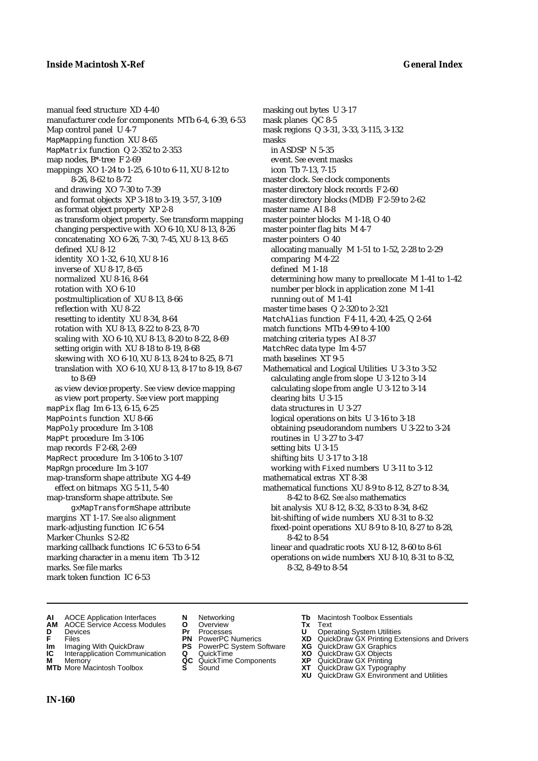manual feed structure XD 4-40
manufacturer code for components MTb 6-4, 6-39, 6-53
Map control panel U 4-7
MapMapping function XU 8-65
MapMatrix function Q 2-352 to 2-353
map nodes, B*-tree F 2-69
mappings XO 1-24 to 1-25, 6-10 to 6-11, XU 8-12 to 8-26, 8-62 to 8-72
  and drawing XO 7-30 to 7-39
  and format objects XP 3-18 to 3-19, 3-57, 3-109
  as format object property XP 2-8
  as transform object property. *See* transform mapping
  changing perspective with XO 6-10, XU 8-13, 8-26
  concatenating XO 6-26, 7-30, 7-45, XU 8-13, 8-65
  defined XU 8-12
  identity XO 1-32, 6-10, XU 8-16
  inverse of XU 8-17, 8-65
  normalized XU 8-16, 8-64
  rotation with XO 6-10
  postmultiplication of XU 8-13, 8-66
  reflection with XU 8-22
  resetting to identity XU 8-34, 8-64
  rotation with XU 8-13, 8-22 to 8-23, 8-70
  scaling with XO 6-10, XU 8-13, 8-20 to 8-22, 8-69
  setting origin with XU 8-18 to 8-19, 8-68
  skewing with XO 6-10, XU 8-13, 8-24 to 8-25, 8-71
  translation with XO 6-10, XU 8-13, 8-17 to 8-19, 8-67 to 8-69
  as view device property. *See* view device mapping
  as view port property. *See* view port mapping
mapPix flag Im 6-13, 6-15, 6-25
MapPoints function XU 8-66
MapPoly procedure Im 3-108
MapPt procedure Im 3-106
map records F 2-68, 2-69
MapRect procedure Im 3-106 to 3-107
MapRgn procedure Im 3-107
map-transform shape attribute XG 4-49
  effect on bitmaps XG 5-11, 5-40
map-transform shape attribute. *See* gxMapTransformShape attribute
margins XT 1-17. *See also* alignment
mark-adjusting function IC 6-54
Marker Chunks S 2-82
marking callback functions IC 6-53 to 6-54
marking character in a menu item Tb 3-12
marks. *See* file marks
mark token function IC 6-53
masking out bytes U 3-17
mask planes QC 8-5
mask regions Q 3-31, 3-33, 3-115, 3-132
masks
  in ASDSP N 5-35
  event. *See* event masks
  icon Tb 7-13, 7-15
master clock. *See* clock components
master directory block records F 2-60
master directory blocks (MDB) F 2-59 to 2-62
master name AI 8-8
master pointer blocks M 1-18, O 40
master pointer flag bits M 4-7
master pointers O 40
  allocating manually M 1-51 to 1-52, 2-28 to 2-29
  comparing M 4-22
  defined M 1-18
  determining how many to preallocate M 1-41 to 1-42
  number per block in application zone M 1-41
  running out of M 1-41
master time bases Q 2-320 to 2-321
MatchAlias function F 4-11, 4-20, 4-25, Q 2-64
match functions MTb 4-99 to 4-100
matching criteria types AI 8-37
MatchRec data type Im 4-57
math baselines XT 9-5
Mathematical and Logical Utilities U 3-3 to 3-52
  calculating angle from slope U 3-12 to 3-14
  calculating slope from angle U 3-12 to 3-14
  clearing bits U 3-15
  data structures in U 3-27
  logical operations on bits U 3-16 to 3-18
  obtaining pseudorandom numbers U 3-22 to 3-24
  routines in U 3-27 to 3-47
  setting bits U 3-15
  shifting bits U 3-17 to 3-18
  working with Fixed numbers U 3-11 to 3-12
mathematical extras XT 8-38
mathematical functions XU 8-9 to 8-12, 8-27 to 8-34, 8-42 to 8-62. *See also* mathematics
  bit analysis XU 8-12, 8-32, 8-33 to 8-34, 8-62
  bit-shifting of wide numbers XU 8-31 to 8-32
  fixed-point operations XU 8-9 to 8-10, 8-27 to 8-28, 8-42 to 8-54
  linear and quadratic roots XU 8-12, 8-60 to 8-61
  operations on wide numbers XU 8-10, 8-31 to 8-32, 8-32, 8-49 to 8-54

**AI** AOCE Application Interfaces
**AM** AOCE Service Access Modules
**D** Devices
**F** Files
**Im** Imaging With QuickDraw
**IC** Interapplication Communication
**M** Memory
**MTb** More Macintosh Toolbox
**N** Networking
**O** Overview
**Pr** Processes
**PN** PowerPC Numerics
**PS** PowerPC System Software
**Q** QuickTime
**QC** QuickTime Components
**S** Sound
**Tb** Macintosh Toolbox Essentials
**Tx** Text
**U** Operating System Utilities
**XD** QuickDraw GX Printing Extensions and Drivers
**XG** QuickDraw GX Graphics
**XO** QuickDraw GX Objects
**XP** QuickDraw GX Printing
**XT** QuickDraw GX Typography
**XU** QuickDraw GX Environment and Utilities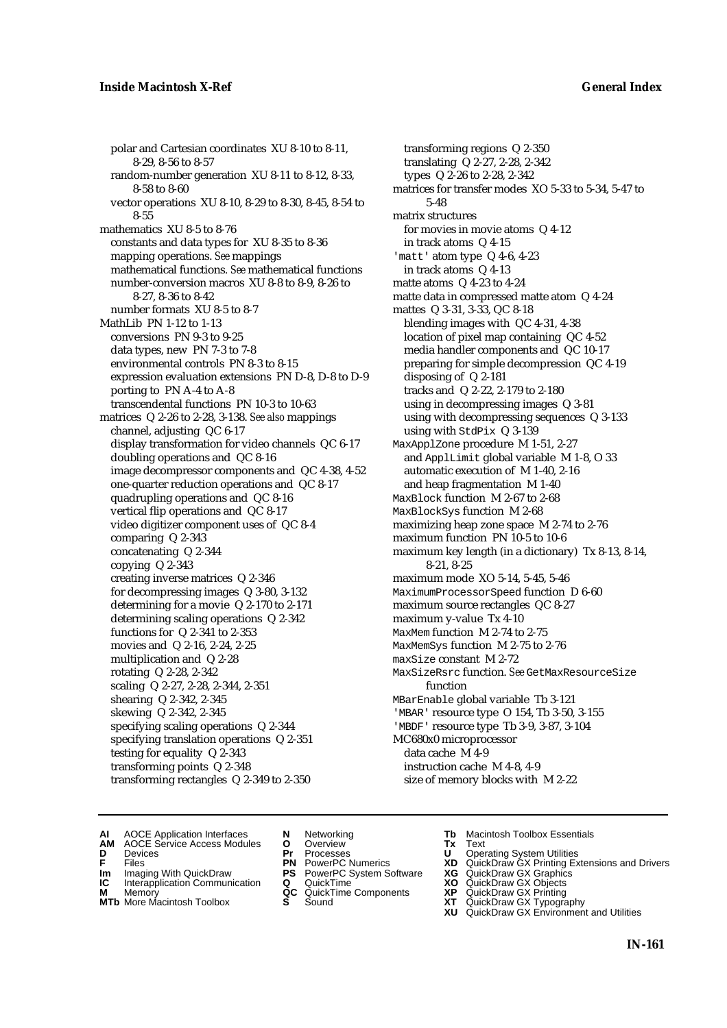polar and Cartesian coordinates XU 8-10 to 8-11, 8-29, 8-56 to 8-57
random-number generation XU 8-11 to 8-12, 8-33, 8-58 to 8-60
vector operations XU 8-10, 8-29 to 8-30, 8-45, 8-54 to 8-55

mathematics XU 8-5 to 8-76
constants and data types for XU 8-35 to 8-36
mapping operations. *See* mappings
mathematical functions. *See* mathematical functions
number-conversion macros XU 8-8 to 8-9, 8-26 to 8-27, 8-36 to 8-42
number formats XU 8-5 to 8-7

MathLib PN 1-12 to 1-13
conversions PN 9-3 to 9-25
data types, new PN 7-3 to 7-8
environmental controls PN 8-3 to 8-15
expression evaluation extensions PN D-8, D-8 to D-9
porting to PN A-4 to A-8
transcendental functions PN 10-3 to 10-63

matrices Q 2-26 to 2-28, 3-138. *See also* mappings
channel, adjusting QC 6-17
display transformation for video channels QC 6-17
doubling operations and QC 8-16
image decompressor components and QC 4-38, 4-52
one-quarter reduction operations and QC 8-17
quadrupling operations and QC 8-16
vertical flip operations and QC 8-17
video digitizer component uses of QC 8-4
comparing Q 2-343
concatenating Q 2-344
copying Q 2-343
creating inverse matrices Q 2-346
for decompressing images Q 3-80, 3-132
determining for a movie Q 2-170 to 2-171
determining scaling operations Q 2-342
functions for Q 2-341 to 2-353
movies and Q 2-16, 2-24, 2-25
multiplication and Q 2-28
rotating Q 2-28, 2-342
scaling Q 2-27, 2-28, 2-344, 2-351
shearing Q 2-342, 2-345
skewing Q 2-342, 2-345
specifying scaling operations Q 2-344
specifying translation operations Q 2-351
testing for equality Q 2-343
transforming points Q 2-348
transforming rectangles Q 2-349 to 2-350
transforming regions Q 2-350
translating Q 2-27, 2-28, 2-342
types Q 2-26 to 2-28, 2-342

matrices for transfer modes XO 5-33 to 5-34, 5-47 to 5-48

matrix structures
for movies in movie atoms Q 4-12
in track atoms Q 4-15

'matt' atom type Q 4-6, 4-23
in track atoms Q 4-13

matte atoms Q 4-23 to 4-24

matte data in compressed matte atom Q 4-24

mattes Q 3-31, 3-33, QC 8-18
blending images with QC 4-31, 4-38
location of pixel map containing QC 4-52
media handler components and QC 10-17
preparing for simple decompression QC 4-19
disposing of Q 2-181
tracks and Q 2-22, 2-179 to 2-180
using in decompressing images Q 3-81
using with decompressing sequences Q 3-133
using with StdPix Q 3-139

MaxApplZone procedure M 1-51, 2-27
and ApplLimit global variable M 1-8, O 33
automatic execution of M 1-40, 2-16
and heap fragmentation M 1-40

MaxBlock function M 2-67 to 2-68

MaxBlockSys function M 2-68

maximizing heap zone space M 2-74 to 2-76

maximum function PN 10-5 to 10-6

maximum key length (in a dictionary) Tx 8-13, 8-14, 8-21, 8-25

maximum mode XO 5-14, 5-45, 5-46

MaximumProcessorSpeed function D 6-60

maximum source rectangles QC 8-27

maximum y-value Tx 4-10

MaxMem function M 2-74 to 2-75

MaxMemSys function M 2-75 to 2-76

maxSize constant M 2-72

MaxSizeRsrc function. *See* GetMaxResourceSize function

MBarEnable global variable Tb 3-121

'MBAR' resource type O 154, Tb 3-50, 3-155

'MBDF' resource type Tb 3-9, 3-87, 3-104

MC680x0 microprocessor
data cache M 4-9
instruction cache M 4-8, 4-9
size of memory blocks with M 2-22

**AI** AOCE Application Interfaces
**AM** AOCE Service Access Modules
**D** Devices
**F** Files
**Im** Imaging With QuickDraw
**IC** Interapplication Communication
**M** Memory
**MTb** More Macintosh Toolbox
**N** Networking
**O** Overview
**Pr** Processes
**PN** PowerPC Numerics
**PS** PowerPC System Software
**Q** QuickTime
**QC** QuickTime Components
**S** Sound
**Tb** Macintosh Toolbox Essentials
**Tx** Text
**U** Operating System Utilities
**XD** QuickDraw GX Printing Extensions and Drivers
**XG** QuickDraw GX Graphics
**XO** QuickDraw GX Objects
**XP** QuickDraw GX Printing
**XT** QuickDraw GX Typography
**XU** QuickDraw GX Environment and Utilities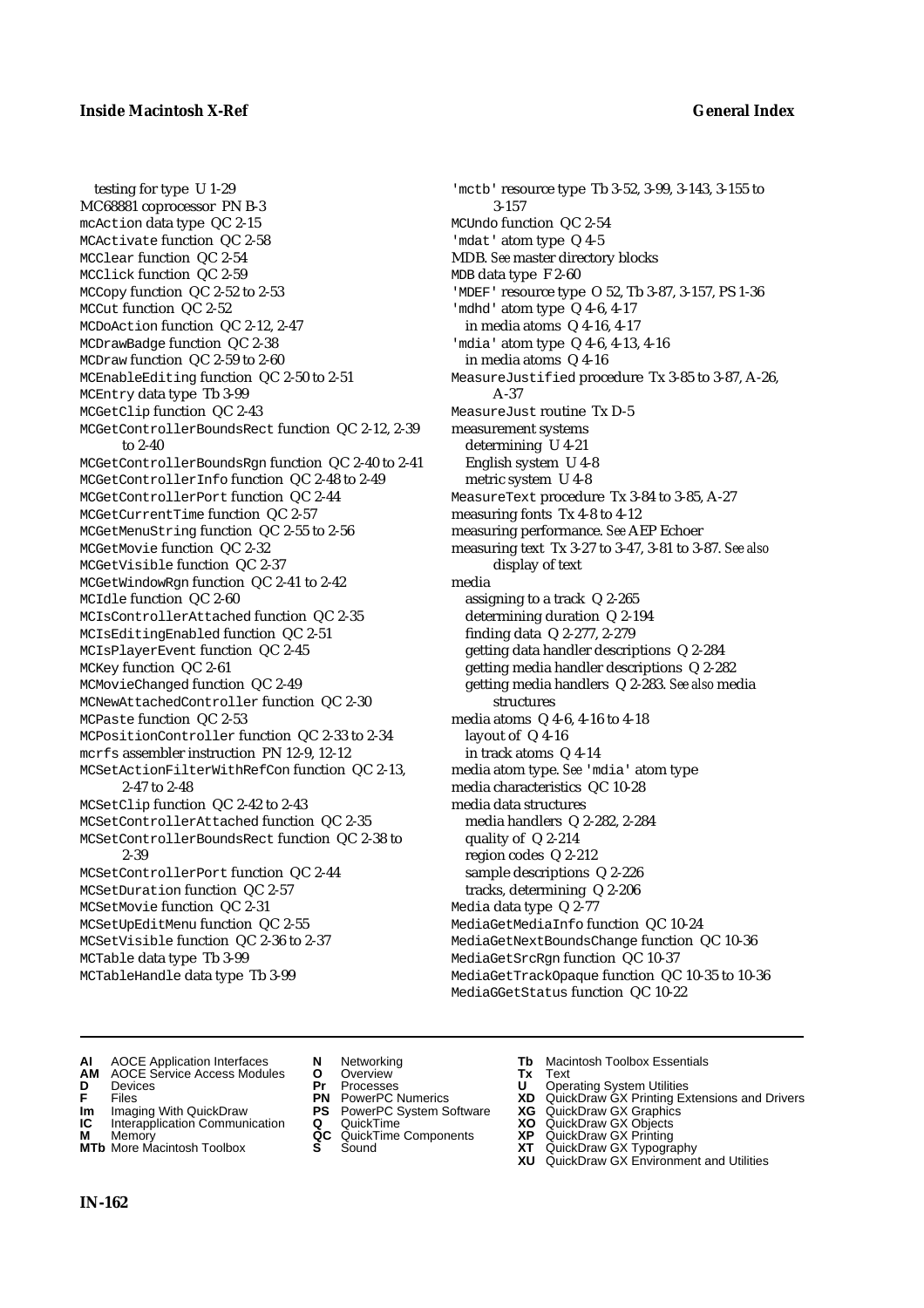testing for type U 1-29
MC68881 coprocessor PN B-3
mcAction data type QC 2-15
MCActivate function QC 2-58
MCClear function QC 2-54
MCClick function QC 2-59
MCCopy function QC 2-52 to 2-53
MCCut function QC 2-52
MCDoAction function QC 2-12, 2-47
MCDrawBadge function QC 2-38
MCDraw function QC 2-59 to 2-60
MCEnableEditing function QC 2-50 to 2-51
MCEntry data type Tb 3-99
MCGetClip function QC 2-43
MCGetControllerBoundsRect function QC 2-12, 2-39 to 2-40
MCGetControllerBoundsRgn function QC 2-40 to 2-41
MCGetControllerInfo function QC 2-48 to 2-49
MCGetControllerPort function QC 2-44
MCGetCurrentTime function QC 2-57
MCGetMenuString function QC 2-55 to 2-56
MCGetMovie function QC 2-32
MCGetVisible function QC 2-37
MCGetWindowRgn function QC 2-41 to 2-42
MCIdle function QC 2-60
MCIsControllerAttached function QC 2-35
MCIsEditingEnabled function QC 2-51
MCIsPlayerEvent function QC 2-45
MCKey function QC 2-61
MCMovieChanged function QC 2-49
MCNewAttachedController function QC 2-30
MCPaste function QC 2-53
MCPositionController function QC 2-33 to 2-34
mcrfs assembler instruction PN 12-9, 12-12
MCSetActionFilterWithRefCon function QC 2-13, 2-47 to 2-48
MCSetClip function QC 2-42 to 2-43
MCSetControllerAttached function QC 2-35
MCSetControllerBoundsRect function QC 2-38 to 2-39
MCSetControllerPort function QC 2-44
MCSetDuration function QC 2-57
MCSetMovie function QC 2-31
MCSetUpEditMenu function QC 2-55
MCSetVisible function QC 2-36 to 2-37
MCTable data type Tb 3-99
MCTableHandle data type Tb 3-99
'mctb' resource type Tb 3-52, 3-99, 3-143, 3-155 to 3-157
MCUndo function QC 2-54
'mdat' atom type Q 4-5
MDB. *See* master directory blocks
MDB data type F 2-60
'MDEF' resource type O 52, Tb 3-87, 3-157, PS 1-36
'mdhd' atom type Q 4-6, 4-17
  in media atoms Q 4-16, 4-17
'mdia' atom type Q 4-6, 4-13, 4-16
  in media atoms Q 4-16
MeasureJustified procedure Tx 3-85 to 3-87, A-26, A-37
MeasureJust routine Tx D-5
measurement systems
  determining U 4-21
  English system U 4-8
  metric system U 4-8
MeasureText procedure Tx 3-84 to 3-85, A-27
measuring fonts Tx 4-8 to 4-12
measuring performance. *See* AEP Echoer
measuring text Tx 3-27 to 3-47, 3-81 to 3-87. *See also* display of text
media
  assigning to a track Q 2-265
  determining duration Q 2-194
  finding data Q 2-277, 2-279
  getting data handler descriptions Q 2-284
  getting media handler descriptions Q 2-282
  getting media handlers Q 2-283. *See also* media structures
media atoms Q 4-6, 4-16 to 4-18
  layout of Q 4-16
  in track atoms Q 4-14
media atom type. *See* 'mdia' atom type
media characteristics QC 10-28
media data structures
  media handlers Q 2-282, 2-284
  quality of Q 2-214
  region codes Q 2-212
  sample descriptions Q 2-226
  tracks, determining Q 2-206
Media data type Q 2-77
MediaGetMediaInfo function QC 10-24
MediaGetNextBoundsChange function QC 10-36
MediaGetSrcRgn function QC 10-37
MediaGetTrackOpaque function QC 10-35 to 10-36
MediaGGetStatus function QC 10-22

**AI** AOCE Application Interfaces **AM** AOCE Service Access Modules **D** Devices **F** Files **Im** Imaging With QuickDraw **IC** Interapplication Communication **M** Memory **MTb** More Macintosh Toolbox **N** Networking **O** Overview **Pr** Processes **PN** PowerPC Numerics **PS** PowerPC System Software **Q** QuickTime **QC** QuickTime Components **S** Sound **Tb** Macintosh Toolbox Essentials **Tx** Text **U** Operating System Utilities **XD** QuickDraw GX Printing Extensions and Drivers **XG** QuickDraw GX Graphics **XO** QuickDraw GX Objects **XP** QuickDraw GX Printing **XT** QuickDraw GX Typography **XU** QuickDraw GX Environment and Utilities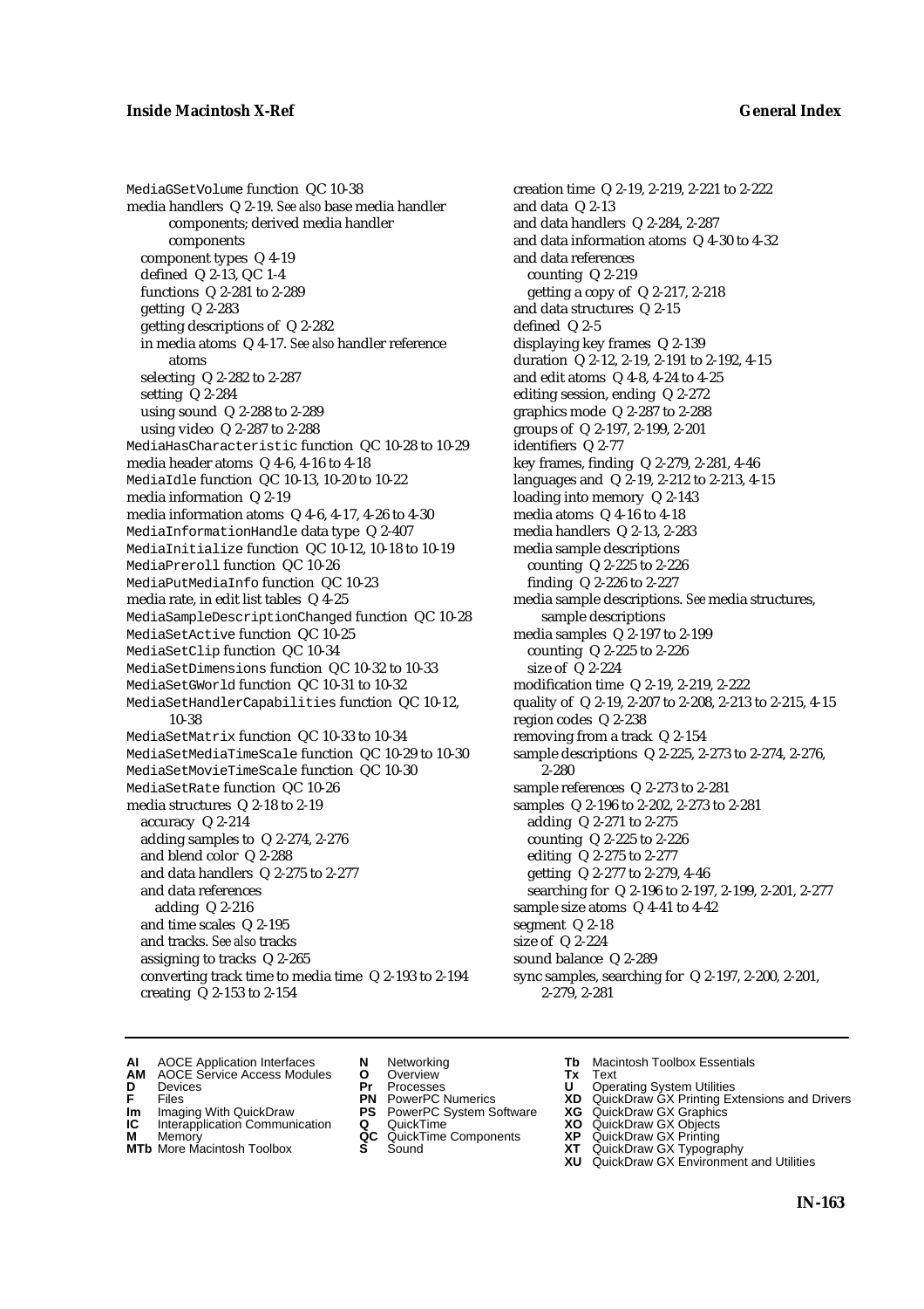MediaGSetVolume function QC 10-38
media handlers Q 2-19. *See also* base media handler components; derived media handler components
  component types Q 4-19
  defined Q 2-13, QC 1-4
  functions Q 2-281 to 2-289
  getting Q 2-283
  getting descriptions of Q 2-282
  in media atoms Q 4-17. *See also* handler reference atoms
  selecting Q 2-282 to 2-287
  setting Q 2-284
  using sound Q 2-288 to 2-289
  using video Q 2-287 to 2-288
MediaHasCharacteristic function QC 10-28 to 10-29
media header atoms Q 4-6, 4-16 to 4-18
MediaIdle function QC 10-13, 10-20 to 10-22
media information Q 2-19
media information atoms Q 4-6, 4-17, 4-26 to 4-30
MediaInformationHandle data type Q 2-407
MediaInitialize function QC 10-12, 10-18 to 10-19
MediaPreroll function QC 10-26
MediaPutMediaInfo function QC 10-23
media rate, in edit list tables Q 4-25
MediaSampleDescriptionChanged function QC 10-28
MediaSetActive function QC 10-25
MediaSetClip function QC 10-34
MediaSetDimensions function QC 10-32 to 10-33
MediaSetGWorld function QC 10-31 to 10-32
MediaSetHandlerCapabilities function QC 10-12, 10-38
MediaSetMatrix function QC 10-33 to 10-34
MediaSetMediaTimeScale function QC 10-29 to 10-30
MediaSetMovieTimeScale function QC 10-30
MediaSetRate function QC 10-26
media structures Q 2-18 to 2-19
  accuracy Q 2-214
  adding samples to Q 2-274, 2-276
  and blend color Q 2-288
  and data handlers Q 2-275 to 2-277
  and data references
    adding Q 2-216
  and time scales Q 2-195
  and tracks. *See also* tracks
  assigning to tracks Q 2-265
  converting track time to media time Q 2-193 to 2-194
  creating Q 2-153 to 2-154
  creation time Q 2-19, 2-219, 2-221 to 2-222
  and data Q 2-13
  and data handlers Q 2-284, 2-287
  and data information atoms Q 4-30 to 4-32
  and data references
    counting Q 2-219
    getting a copy of Q 2-217, 2-218
  and data structures Q 2-15
  defined Q 2-5
  displaying key frames Q 2-139
  duration Q 2-12, 2-19, 2-191 to 2-192, 4-15
  and edit atoms Q 4-8, 4-24 to 4-25
  editing session, ending Q 2-272
  graphics mode Q 2-287 to 2-288
  groups of Q 2-197, 2-199, 2-201
  identifiers Q 2-77
  key frames, finding Q 2-279, 2-281, 4-46
  languages and Q 2-19, 2-212 to 2-213, 4-15
  loading into memory Q 2-143
  media atoms Q 4-16 to 4-18
  media handlers Q 2-13, 2-283
  media sample descriptions
    counting Q 2-225 to 2-226
    finding Q 2-226 to 2-227
  media sample descriptions. *See* media structures, sample descriptions
  media samples Q 2-197 to 2-199
    counting Q 2-225 to 2-226
    size of Q 2-224
  modification time Q 2-19, 2-219, 2-222
  quality of Q 2-19, 2-207 to 2-208, 2-213 to 2-215, 4-15
  region codes Q 2-238
  removing from a track Q 2-154
  sample descriptions Q 2-225, 2-273 to 2-274, 2-276, 2-280
  sample references Q 2-273 to 2-281
  samples Q 2-196 to 2-202, 2-273 to 2-281
    adding Q 2-271 to 2-275
    counting Q 2-225 to 2-226
    editing Q 2-275 to 2-277
    getting Q 2-277 to 2-279, 4-46
    searching for Q 2-196 to 2-197, 2-199, 2-201, 2-277
  sample size atoms Q 4-41 to 4-42
  segment Q 2-18
  size of Q 2-224
  sound balance Q 2-289
  sync samples, searching for Q 2-197, 2-200, 2-201, 2-279, 2-281

**AI** AOCE Application Interfaces **AM** AOCE Service Access Modules **D** Devices **F** Files **Im** Imaging With QuickDraw **IC** Interapplication Communication **M** Memory **MTb** More Macintosh Toolbox **N** Networking **O** Overview **Pr** Processes **PN** PowerPC Numerics **PS** PowerPC System Software **Q** QuickTime **QC** QuickTime Components **S** Sound **Tb** Macintosh Toolbox Essentials **Tx** Text **U** Operating System Utilities **XD** QuickDraw GX Printing Extensions and Drivers **XG** QuickDraw GX Graphics **XO** QuickDraw GX Objects **XP** QuickDraw GX Printing **XT** QuickDraw GX Typography **XU** QuickDraw GX Environment and Utilities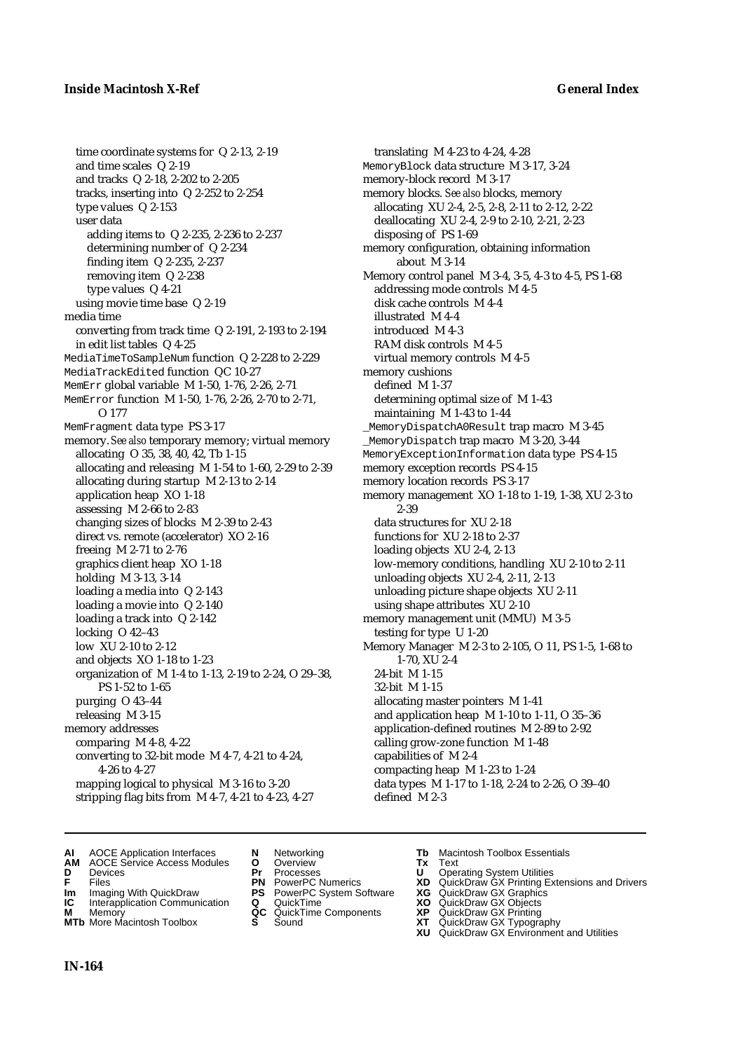time coordinate systems for  Q 2-13, 2-19
    and time scales  Q 2-19
    and tracks  Q 2-18, 2-202 to 2-205
    tracks, inserting into  Q 2-252 to 2-254
    type values  Q 2-153
    user data
        adding items to  Q 2-235, 2-236 to 2-237
        determining number of  Q 2-234
        finding item  Q 2-235, 2-237
        removing item  Q 2-238
        type values  Q 4-21
    using movie time base  Q 2-19
media time
    converting from track time  Q 2-191, 2-193 to 2-194
    in edit list tables  Q 4-25
MediaTimeToSampleNum function  Q 2-228 to 2-229
MediaTrackEdited function  QC 10-27
MemErr global variable  M 1-50, 1-76, 2-26, 2-71
MemError function  M 1-50, 1-76, 2-26, 2-70 to 2-71, O 177
MemFragment data type  PS 3-17
memory. *See also* temporary memory; virtual memory
    allocating  O 35, 38, 40, 42, Tb 1-15
    allocating and releasing  M 1-54 to 1-60, 2-29 to 2-39
    allocating during startup  M 2-13 to 2-14
    application heap  XO 1-18
    assessing  M 2-66 to 2-83
    changing sizes of blocks  M 2-39 to 2-43
    direct vs. remote (accelerator)  XO 2-16
    freeing  M 2-71 to 2-76
    graphics client heap  XO 1-18
    holding  M 3-13, 3-14
    loading a media into  Q 2-143
    loading a movie into  Q 2-140
    loading a track into  Q 2-142
    locking  O 42–43
    low  XU 2-10 to 2-12
    and objects  XO 1-18 to 1-23
    organization of  M 1-4 to 1-13, 2-19 to 2-24, O 29–38, PS 1-52 to 1-65
    purging  O 43–44
    releasing  M 3-15
memory addresses
    comparing  M 4-8, 4-22
    converting to 32-bit mode  M 4-7, 4-21 to 4-24, 4-26 to 4-27
    mapping logical to physical  M 3-16 to 3-20
    stripping flag bits from  M 4-7, 4-21 to 4-23, 4-27
    translating  M 4-23 to 4-24, 4-28
MemoryBlock data structure  M 3-17, 3-24
memory-block record  M 3-17
memory blocks. *See also* blocks, memory
    allocating  XU 2-4, 2-5, 2-8, 2-11 to 2-12, 2-22
    deallocating  XU 2-4, 2-9 to 2-10, 2-21, 2-23
    disposing of  PS 1-69
memory configuration, obtaining information about  M 3-14
Memory control panel  M 3-4, 3-5, 4-3 to 4-5, PS 1-68
    addressing mode controls  M 4-5
    disk cache controls  M 4-4
    illustrated  M 4-4
    introduced  M 4-3
    RAM disk controls  M 4-5
    virtual memory controls  M 4-5
memory cushions
    defined  M 1-37
    determining optimal size of  M 1-43
    maintaining  M 1-43 to 1-44
_MemoryDispatchA0Result trap macro  M 3-45
_MemoryDispatch trap macro  M 3-20, 3-44
MemoryExceptionInformation data type  PS 4-15
memory exception records  PS 4-15
memory location records  PS 3-17
memory management  XO 1-18 to 1-19, 1-38, XU 2-3 to 2-39
    data structures for  XU 2-18
    functions for  XU 2-18 to 2-37
    loading objects  XU 2-4, 2-13
    low-memory conditions, handling  XU 2-10 to 2-11
    unloading objects  XU 2-4, 2-11, 2-13
    unloading picture shape objects  XU 2-11
    using shape attributes  XU 2-10
memory management unit (MMU)  M 3-5
    testing for type  U 1-20
Memory Manager  M 2-3 to 2-105, O 11, PS 1-5, 1-68 to 1-70, XU 2-4
    24-bit  M 1-15
    32-bit  M 1-15
    allocating master pointers  M 1-41
    and application heap  M 1-10 to 1-11, O 35–36
    application-defined routines  M 2-89 to 2-92
    calling grow-zone function  M 1-48
    capabilities of  M 2-4
    compacting heap  M 1-23 to 1-24
    data types  M 1-17 to 1-18, 2-24 to 2-26, O 39–40
    defined  M 2-3

**AI** AOCE Application Interfaces
**AM** AOCE Service Access Modules
**D** Devices
**F** Files
**Im** Imaging With QuickDraw
**IC** Interapplication Communication
**M** Memory
**MTb** More Macintosh Toolbox
**N** Networking
**O** Overview
**Pr** Processes
**PN** PowerPC Numerics
**PS** PowerPC System Software
**Q** QuickTime
**QC** QuickTime Components
**S** Sound
**Tb** Macintosh Toolbox Essentials
**Tx** Text
**U** Operating System Utilities
**XD** QuickDraw GX Printing Extensions and Drivers
**XG** QuickDraw GX Graphics
**XO** QuickDraw GX Objects
**XP** QuickDraw GX Printing
**XT** QuickDraw GX Typography
**XU** QuickDraw GX Environment and Utilities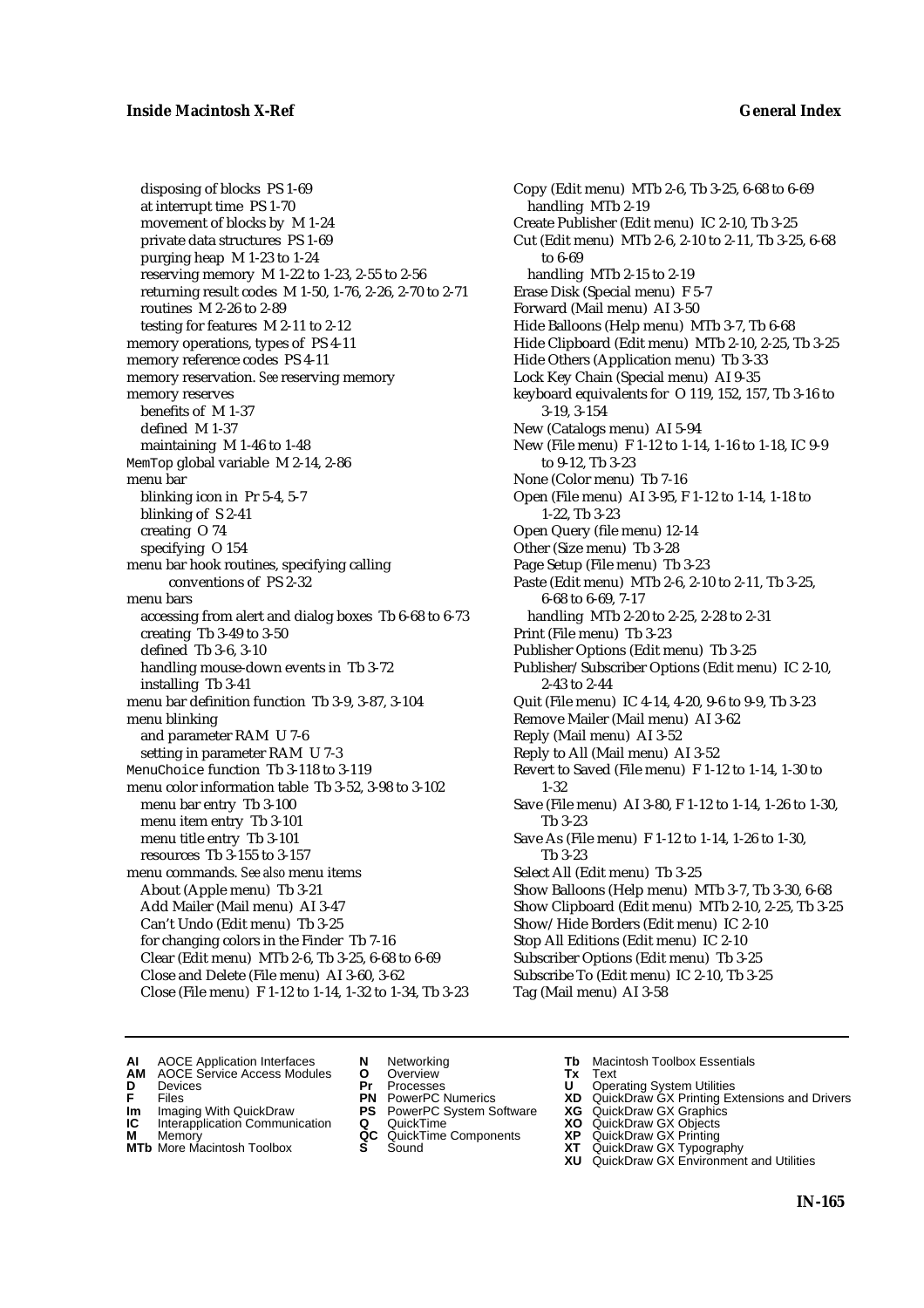disposing of blocks PS 1-69
  at interrupt time PS 1-70
  movement of blocks by M 1-24
  private data structures PS 1-69
  purging heap M 1-23 to 1-24
  reserving memory M 1-22 to 1-23, 2-55 to 2-56
  returning result codes M 1-50, 1-76, 2-26, 2-70 to 2-71
  routines M 2-26 to 2-89
  testing for features M 2-11 to 2-12
memory operations, types of PS 4-11
memory reference codes PS 4-11
memory reservation. *See* reserving memory
memory reserves
  benefits of M 1-37
  defined M 1-37
  maintaining M 1-46 to 1-48
`MemTop` global variable M 2-14, 2-86
menu bar
  blinking icon in Pr 5-4, 5-7
  blinking of S 2-41
  creating O 74
  specifying O 154
menu bar hook routines, specifying calling conventions of PS 2-32
menu bars
  accessing from alert and dialog boxes Tb 6-68 to 6-73
  creating Tb 3-49 to 3-50
  defined Tb 3-6, 3-10
  handling mouse-down events in Tb 3-72
  installing Tb 3-41
menu bar definition function Tb 3-9, 3-87, 3-104
menu blinking
  and parameter RAM U 7-6
  setting in parameter RAM U 7-3
`MenuChoice` function Tb 3-118 to 3-119
menu color information table Tb 3-52, 3-98 to 3-102
  menu bar entry Tb 3-100
  menu item entry Tb 3-101
  menu title entry Tb 3-101
  resources Tb 3-155 to 3-157
menu commands. *See also* menu items
  About (Apple menu) Tb 3-21
  Add Mailer (Mail menu) AI 3-47
  Can't Undo (Edit menu) Tb 3-25
  for changing colors in the Finder Tb 7-16
  Clear (Edit menu) MTb 2-6, Tb 3-25, 6-68 to 6-69
  Close and Delete (File menu) AI 3-60, 3-62
  Close (File menu) F 1-12 to 1-14, 1-32 to 1-34, Tb 3-23
  Copy (Edit menu) MTb 2-6, Tb 3-25, 6-68 to 6-69
    handling MTb 2-19
  Create Publisher (Edit menu) IC 2-10, Tb 3-25
  Cut (Edit menu) MTb 2-6, 2-10 to 2-11, Tb 3-25, 6-68 to 6-69
    handling MTb 2-15 to 2-19
  Erase Disk (Special menu) F 5-7
  Forward (Mail menu) AI 3-50
  Hide Balloons (Help menu) MTb 3-7, Tb 6-68
  Hide Clipboard (Edit menu) MTb 2-10, 2-25, Tb 3-25
  Hide Others (Application menu) Tb 3-33
  Lock Key Chain (Special menu) AI 9-35
  keyboard equivalents for O 119, 152, 157, Tb 3-16 to 3-19, 3-154
  New (Catalogs menu) AI 5-94
  New (File menu) F 1-12 to 1-14, 1-16 to 1-18, IC 9-9 to 9-12, Tb 3-23
  None (Color menu) Tb 7-16
  Open (File menu) AI 3-95, F 1-12 to 1-14, 1-18 to 1-22, Tb 3-23
  Open Query (file menu) 12-14
  Other (Size menu) Tb 3-28
  Page Setup (File menu) Tb 3-23
  Paste (Edit menu) MTb 2-6, 2-10 to 2-11, Tb 3-25, 6-68 to 6-69, 7-17
    handling MTb 2-20 to 2-25, 2-28 to 2-31
  Print (File menu) Tb 3-23
  Publisher Options (Edit menu) Tb 3-25
  Publisher/Subscriber Options (Edit menu) IC 2-10, 2-43 to 2-44
  Quit (File menu) IC 4-14, 4-20, 9-6 to 9-9, Tb 3-23
  Remove Mailer (Mail menu) AI 3-62
  Reply (Mail menu) AI 3-52
  Reply to All (Mail menu) AI 3-52
  Revert to Saved (File menu) F 1-12 to 1-14, 1-30 to 1-32
  Save (File menu) AI 3-80, F 1-12 to 1-14, 1-26 to 1-30, Tb 3-23
  Save As (File menu) F 1-12 to 1-14, 1-26 to 1-30, Tb 3-23
  Select All (Edit menu) Tb 3-25
  Show Balloons (Help menu) MTb 3-7, Tb 3-30, 6-68
  Show Clipboard (Edit menu) MTb 2-10, 2-25, Tb 3-25
  Show/Hide Borders (Edit menu) IC 2-10
  Stop All Editions (Edit menu) IC 2-10
  Subscriber Options (Edit menu) Tb 3-25
  Subscribe To (Edit menu) IC 2-10, Tb 3-25
  Tag (Mail menu) AI 3-58

**AI** AOCE Application Interfaces
**AM** AOCE Service Access Modules
**D** Devices
**F** Files
**Im** Imaging With QuickDraw
**IC** Interapplication Communication
**M** Memory
**MTb** More Macintosh Toolbox
**N** Networking
**O** Overview
**Pr** Processes
**PN** PowerPC Numerics
**PS** PowerPC System Software
**Q** QuickTime
**QC** QuickTime Components
**S** Sound
**Tb** Macintosh Toolbox Essentials
**Tx** Text
**U** Operating System Utilities
**XD** QuickDraw GX Printing Extensions and Drivers
**XG** QuickDraw GX Graphics
**XO** QuickDraw GX Objects
**XP** QuickDraw GX Printing
**XT** QuickDraw GX Typography
**XU** QuickDraw GX Environment and Utilities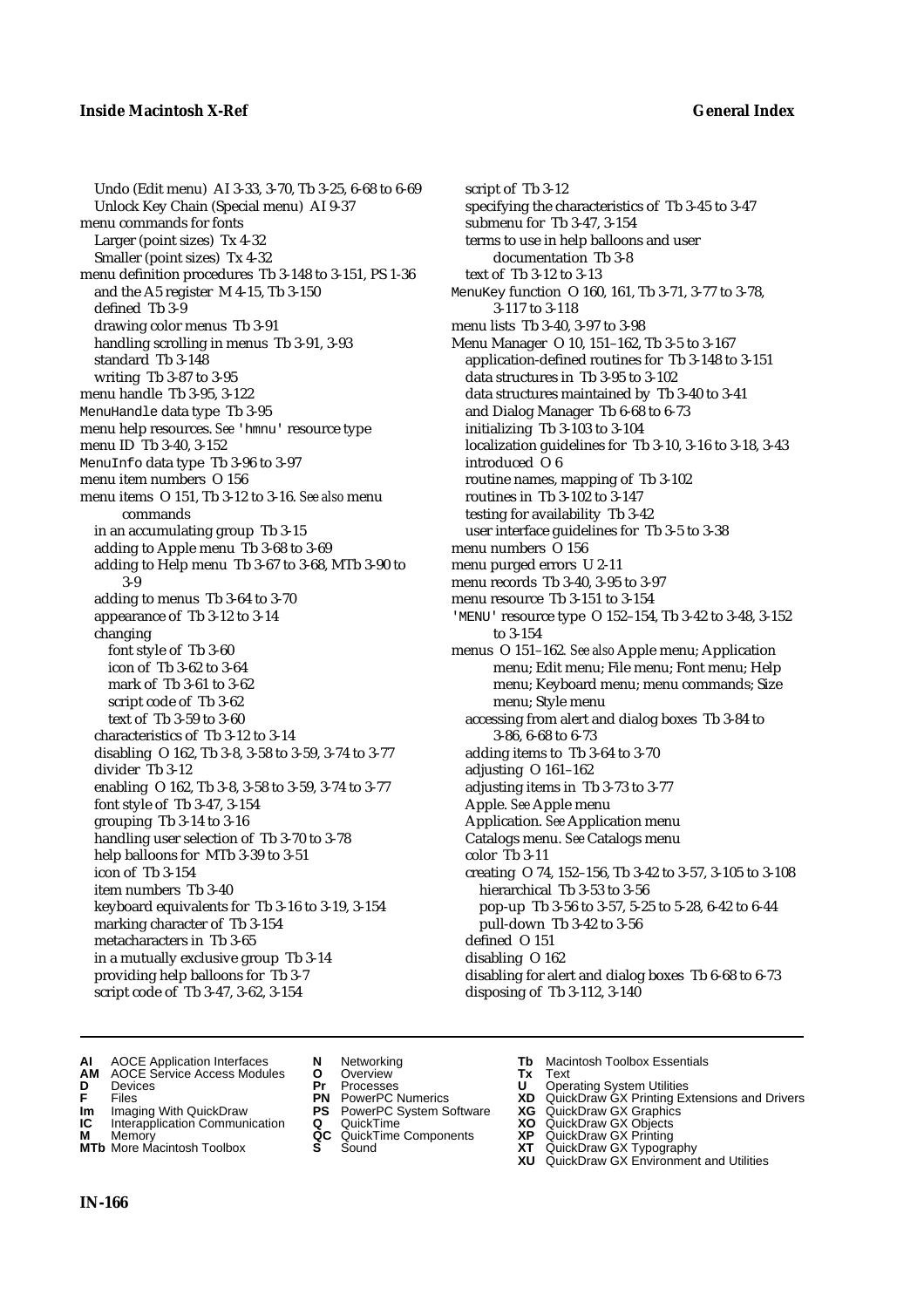Undo (Edit menu) AI 3-33, 3-70, Tb 3-25, 6-68 to 6-69
Unlock Key Chain (Special menu) AI 9-37
menu commands for fonts
Larger (point sizes) Tx 4-32
Smaller (point sizes) Tx 4-32
menu definition procedures Tb 3-148 to 3-151, PS 1-36
and the A5 register M 4-15, Tb 3-150
defined Tb 3-9
drawing color menus Tb 3-91
handling scrolling in menus Tb 3-91, 3-93
standard Tb 3-148
writing Tb 3-87 to 3-95
menu handle Tb 3-95, 3-122
MenuHandle data type Tb 3-95
menu help resources. *See* 'hmnu' resource type
menu ID Tb 3-40, 3-152
MenuInfo data type Tb 3-96 to 3-97
menu item numbers O 156
menu items O 151, Tb 3-12 to 3-16. *See also* menu commands
in an accumulating group Tb 3-15
adding to Apple menu Tb 3-68 to 3-69
adding to Help menu Tb 3-67 to 3-68, MTb 3-90 to 3-9
adding to menus Tb 3-64 to 3-70
appearance of Tb 3-12 to 3-14
changing
font style of Tb 3-60
icon of Tb 3-62 to 3-64
mark of Tb 3-61 to 3-62
script code of Tb 3-62
text of Tb 3-59 to 3-60
characteristics of Tb 3-12 to 3-14
disabling O 162, Tb 3-8, 3-58 to 3-59, 3-74 to 3-77
divider Tb 3-12
enabling O 162, Tb 3-8, 3-58 to 3-59, 3-74 to 3-77
font style of Tb 3-47, 3-154
grouping Tb 3-14 to 3-16
handling user selection of Tb 3-70 to 3-78
help balloons for MTb 3-39 to 3-51
icon of Tb 3-154
item numbers Tb 3-40
keyboard equivalents for Tb 3-16 to 3-19, 3-154
marking character of Tb 3-154
metacharacters in Tb 3-65
in a mutually exclusive group Tb 3-14
providing help balloons for Tb 3-7
script code of Tb 3-47, 3-62, 3-154
script of Tb 3-12
specifying the characteristics of Tb 3-45 to 3-47
submenu for Tb 3-47, 3-154
terms to use in help balloons and user documentation Tb 3-8
text of Tb 3-12 to 3-13
MenuKey function O 160, 161, Tb 3-71, 3-77 to 3-78, 3-117 to 3-118
menu lists Tb 3-40, 3-97 to 3-98
Menu Manager O 10, 151–162, Tb 3-5 to 3-167
application-defined routines for Tb 3-148 to 3-151
data structures in Tb 3-95 to 3-102
data structures maintained by Tb 3-40 to 3-41
and Dialog Manager Tb 6-68 to 6-73
initializing Tb 3-103 to 3-104
localization guidelines for Tb 3-10, 3-16 to 3-18, 3-43
introduced O 6
routine names, mapping of Tb 3-102
routines in Tb 3-102 to 3-147
testing for availability Tb 3-42
user interface guidelines for Tb 3-5 to 3-38
menu numbers O 156
menu purged errors U 2-11
menu records Tb 3-40, 3-95 to 3-97
menu resource Tb 3-151 to 3-154
'MENU' resource type O 152–154, Tb 3-42 to 3-48, 3-152 to 3-154
menus O 151–162. *See also* Apple menu; Application menu; Edit menu; File menu; Font menu; Help menu; Keyboard menu; menu commands; Size menu; Style menu
accessing from alert and dialog boxes Tb 3-84 to 3-86, 6-68 to 6-73
adding items to Tb 3-64 to 3-70
adjusting O 161–162
adjusting items in Tb 3-73 to 3-77
Apple. *See* Apple menu
Application. *See* Application menu
Catalogs menu. *See* Catalogs menu
color Tb 3-11
creating O 74, 152–156, Tb 3-42 to 3-57, 3-105 to 3-108
hierarchical Tb 3-53 to 3-56
pop-up Tb 3-56 to 3-57, 5-25 to 5-28, 6-42 to 6-44
pull-down Tb 3-42 to 3-56
defined O 151
disabling O 162
disabling for alert and dialog boxes Tb 6-68 to 6-73
disposing of Tb 3-112, 3-140

**AI** AOCE Application Interfaces **AM** AOCE Service Access Modules **D** Devices **F** Files **Im** Imaging With QuickDraw **IC** Interapplication Communication **M** Memory **MTb** More Macintosh Toolbox **N** Networking **O** Overview **Pr** Processes **PN** PowerPC Numerics **PS** PowerPC System Software **Q** QuickTime **QC** QuickTime Components **S** Sound **Tb** Macintosh Toolbox Essentials **Tx** Text **U** Operating System Utilities **XD** QuickDraw GX Printing Extensions and Drivers **XG** QuickDraw GX Graphics **XO** QuickDraw GX Objects **XP** QuickDraw GX Printing **XT** QuickDraw GX Typography **XU** QuickDraw GX Environment and Utilities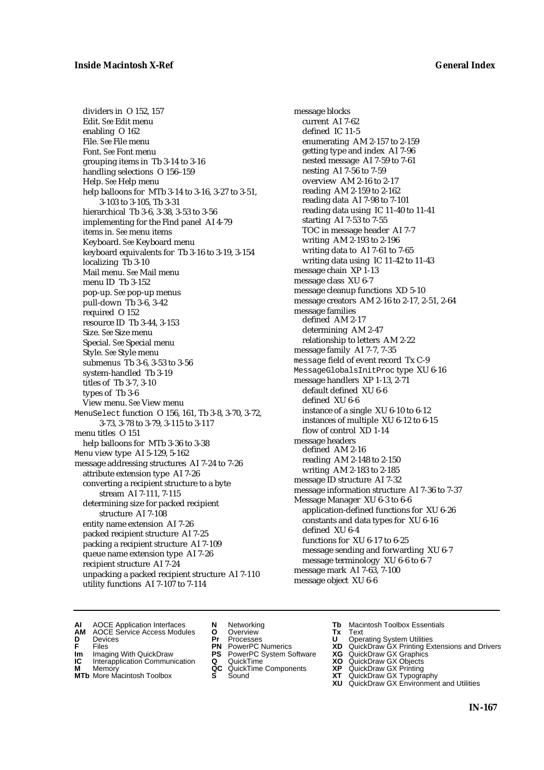dividers in O 152, 157
Edit. *See* Edit menu
enabling O 162
File. *See* File menu
Font. *See* Font menu
grouping items in Tb 3-14 to 3-16
handling selections O 156–159
Help. *See* Help menu
help balloons for MTb 3-14 to 3-16, 3-27 to 3-51, 3-103 to 3-105, Tb 3-31
hierarchical Tb 3-6, 3-38, 3-53 to 3-56
implementing for the Find panel AI 4-79
items in. *See* menu items
Keyboard. *See* Keyboard menu
keyboard equivalents for Tb 3-16 to 3-19, 3-154
localizing Tb 3-10
Mail menu. *See* Mail menu
menu ID Tb 3-152
pop-up. *See* pop-up menus
pull-down Tb 3-6, 3-42
required O 152
resource ID Tb 3-44, 3-153
Size. *See* Size menu
Special. *See* Special menu
Style. *See* Style menu
submenus Tb 3-6, 3-53 to 3-56
system-handled Tb 3-19
titles of Tb 3-7, 3-10
types of Tb 3-6
View menu. *See* View menu

`MenuSelect` function O 156, 161, Tb 3-8, 3-70, 3-72, 3-73, 3-78 to 3-79, 3-115 to 3-117

menu titles O 151
help balloons for MTb 3-36 to 3-38

`Menu` view type AI 5-129, 5-162

message addressing structures AI 7-24 to 7-26
attribute extension type AI 7-26
converting a recipient structure to a byte stream AI 7-111, 7-115
determining size for packed recipient structure AI 7-108
entity name extension AI 7-26
packed recipient structure AI 7-25
packing a recipient structure AI 7-109
queue name extension type AI 7-26
recipient structure AI 7-24
unpacking a packed recipient structure AI 7-110
utility functions AI 7-107 to 7-114

message blocks
current AI 7-62
defined IC 11-5
enumerating AM 2-157 to 2-159
getting type and index AI 7-96
nested message AI 7-59 to 7-61
nesting AI 7-56 to 7-59
overview AM 2-16 to 2-17
reading AM 2-159 to 2-162
reading data AI 7-98 to 7-101
reading data using IC 11-40 to 11-41
starting AI 7-53 to 7-55
TOC in message header AI 7-7
writing AM 2-193 to 2-196
writing data to AI 7-61 to 7-65
writing data using IC 11-42 to 11-43

message chain XP 1-13
message class XU 6-7
message cleanup functions XD 5-10
message creators AM 2-16 to 2-17, 2-51, 2-64
message families
defined AM 2-17
determining AM 2-47
relationship to letters AM 2-22

message family AI 7-7, 7-35
`message` field of event record Tx C-9
`MessageGlobalsInitProc` type XU 6-16
message handlers XP 1-13, 2-71
default defined XU 6-6
defined XU 6-6
instance of a single XU 6-10 to 6-12
instances of multiple XU 6-12 to 6-15
flow of control XD 1-14

message headers
defined AM 2-16
reading AM 2-148 to 2-150
writing AM 2-183 to 2-185

message ID structure AI 7-32
message information structure AI 7-36 to 7-37
Message Manager XU 6-3 to 6-6
application-defined functions for XU 6-26
constants and data types for XU 6-16
defined XU 6-4
functions for XU 6-17 to 6-25
message sending and forwarding XU 6-7
message terminology XU 6-6 to 6-7

message mark AI 7-63, 7-100
message object XU 6-6

**AI** AOCE Application Interfaces
**AM** AOCE Service Access Modules
**D** Devices
**F** Files
**Im** Imaging With QuickDraw
**IC** Interapplication Communication
**M** Memory
**MTb** More Macintosh Toolbox
**N** Networking
**O** Overview
**Pr** Processes
**PN** PowerPC Numerics
**PS** PowerPC System Software
**Q** QuickTime
**QC** QuickTime Components
**S** Sound
**Tb** Macintosh Toolbox Essentials
**Tx** Text
**U** Operating System Utilities
**XD** QuickDraw GX Printing Extensions and Drivers
**XG** QuickDraw GX Graphics
**XO** QuickDraw GX Objects
**XP** QuickDraw GX Printing
**XT** QuickDraw GX Typography
**XU** QuickDraw GX Environment and Utilities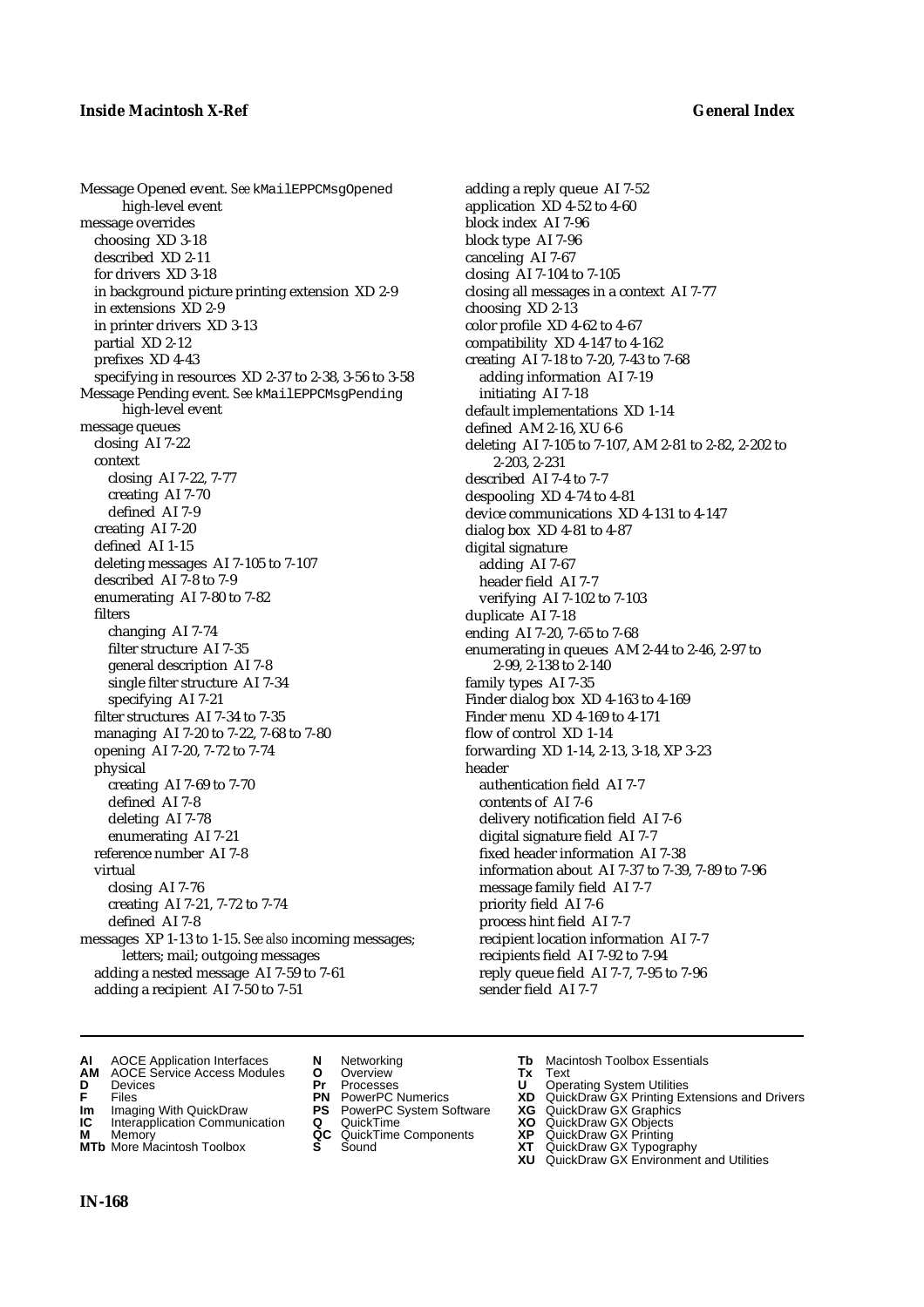Message Opened event. *See* kMailEPPCMsgOpened high-level event
message overrides
  choosing XD 3-18
  described XD 2-11
  for drivers XD 3-18
  in background picture printing extension XD 2-9
  in extensions XD 2-9
  in printer drivers XD 3-13
  partial XD 2-12
  prefixes XD 4-43
  specifying in resources XD 2-37 to 2-38, 3-56 to 3-58
Message Pending event. *See* kMailEPPCMsgPending high-level event
message queues
  closing AI 7-22
  context
    closing AI 7-22, 7-77
    creating AI 7-70
    defined AI 7-9
  creating AI 7-20
  defined AI 1-15
  deleting messages AI 7-105 to 7-107
  described AI 7-8 to 7-9
  enumerating AI 7-80 to 7-82
  filters
    changing AI 7-74
    filter structure AI 7-35
    general description AI 7-8
    single filter structure AI 7-34
    specifying AI 7-21
  filter structures AI 7-34 to 7-35
  managing AI 7-20 to 7-22, 7-68 to 7-80
  opening AI 7-20, 7-72 to 7-74
  physical
    creating AI 7-69 to 7-70
    defined AI 7-8
    deleting AI 7-78
    enumerating AI 7-21
  reference number AI 7-8
  virtual
    closing AI 7-76
    creating AI 7-21, 7-72 to 7-74
    defined AI 7-8
messages XP 1-13 to 1-15. *See also* incoming messages; letters; mail; outgoing messages
  adding a nested message AI 7-59 to 7-61
  adding a recipient AI 7-50 to 7-51
  adding a reply queue AI 7-52
  application XD 4-52 to 4-60
  block index AI 7-96
  block type AI 7-96
  canceling AI 7-67
  closing AI 7-104 to 7-105
  closing all messages in a context AI 7-77
  choosing XD 2-13
  color profile XD 4-62 to 4-67
  compatibility XD 4-147 to 4-162
  creating AI 7-18 to 7-20, 7-43 to 7-68
    adding information AI 7-19
    initiating AI 7-18
  default implementations XD 1-14
  defined AM 2-16, XU 6-6
  deleting AI 7-105 to 7-107, AM 2-81 to 2-82, 2-202 to 2-203, 2-231
  described AI 7-4 to 7-7
  despooling XD 4-74 to 4-81
  device communications XD 4-131 to 4-147
  dialog box XD 4-81 to 4-87
  digital signature
    adding AI 7-67
    header field AI 7-7
    verifying AI 7-102 to 7-103
  duplicate AI 7-18
  ending AI 7-20, 7-65 to 7-68
  enumerating in queues AM 2-44 to 2-46, 2-97 to 2-99, 2-138 to 2-140
  family types AI 7-35
  Finder dialog box XD 4-163 to 4-169
  Finder menu XD 4-169 to 4-171
  flow of control XD 1-14
  forwarding XD 1-14, 2-13, 3-18, XP 3-23
  header
    authentication field AI 7-7
    contents of AI 7-6
    delivery notification field AI 7-6
    digital signature field AI 7-7
    fixed header information AI 7-38
    information about AI 7-37 to 7-39, 7-89 to 7-96
    message family field AI 7-7
    priority field AI 7-6
    process hint field AI 7-7
    recipient location information AI 7-7
    recipients field AI 7-92 to 7-94
    reply queue field AI 7-7, 7-95 to 7-96
    sender field AI 7-7

**AI** AOCE Application Interfaces **AM** AOCE Service Access Modules **D** Devices **F** Files **Im** Imaging With QuickDraw **IC** Interapplication Communication **M** Memory **MTb** More Macintosh Toolbox **N** Networking **O** Overview **Pr** Processes **PN** PowerPC Numerics **PS** PowerPC System Software **Q** QuickTime **QC** QuickTime Components **S** Sound **Tb** Macintosh Toolbox Essentials **Tx** Text **U** Operating System Utilities **XD** QuickDraw GX Printing Extensions and Drivers **XG** QuickDraw GX Graphics **XO** QuickDraw GX Objects **XP** QuickDraw GX Printing **XT** QuickDraw GX Typography **XU** QuickDraw GX Environment and Utilities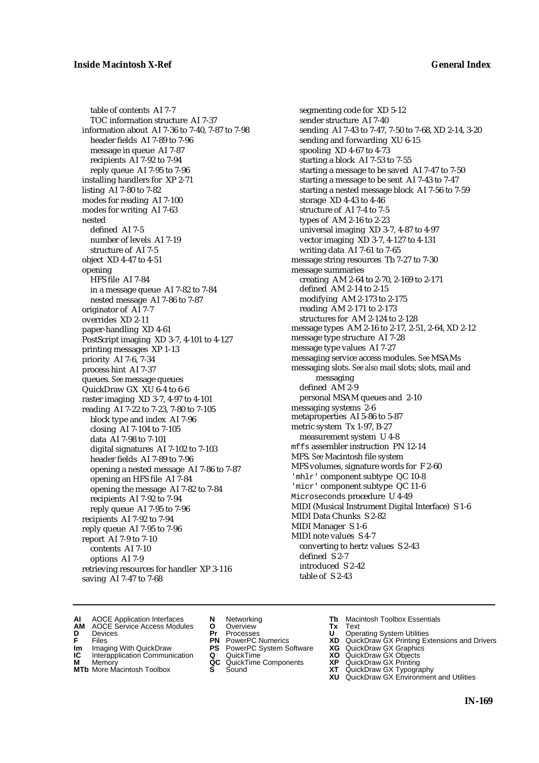table of contents AI 7-7
TOC information structure AI 7-37
information about AI 7-36 to 7-40, 7-87 to 7-98
header fields AI 7-89 to 7-96
message in queue AI 7-87
recipients AI 7-92 to 7-94
reply queue AI 7-95 to 7-96
installing handlers for XP 2-71
listing AI 7-80 to 7-82
modes for reading AI 7-100
modes for writing AI 7-63
nested
defined AI 7-5
number of levels AI 7-19
structure of AI 7-5
object XD 4-47 to 4-51
opening
HFS file AI 7-84
in a message queue AI 7-82 to 7-84
nested message AI 7-86 to 7-87
originator of AI 7-7
overrides XD 2-11
paper-handling XD 4-61
PostScript imaging XD 3-7, 4-101 to 4-127
printing messages XP 1-13
priority AI 7-6, 7-34
process hint AI 7-37
queues. *See* message queues
QuickDraw GX XU 6-4 to 6-6
raster imaging XD 3-7, 4-97 to 4-101
reading AI 7-22 to 7-23, 7-80 to 7-105
block type and index AI 7-96
closing AI 7-104 to 7-105
data AI 7-98 to 7-101
digital signatures AI 7-102 to 7-103
header fields AI 7-89 to 7-96
opening a nested message AI 7-86 to 7-87
opening an HFS file AI 7-84
opening the message AI 7-82 to 7-84
recipients AI 7-92 to 7-94
reply queue AI 7-95 to 7-96
recipients AI 7-92 to 7-94
reply queue AI 7-95 to 7-96
report AI 7-9 to 7-10
contents AI 7-10
options AI 7-9
retrieving resources for handler XP 3-116
saving AI 7-47 to 7-68
segmenting code for XD 5-12
sender structure AI 7-40
sending AI 7-43 to 7-47, 7-50 to 7-68, XD 2-14, 3-20
sending and forwarding XU 6-15
spooling XD 4-67 to 4-73
starting a block AI 7-53 to 7-55
starting a message to be saved AI 7-47 to 7-50
starting a message to be sent AI 7-43 to 7-47
starting a nested message block AI 7-56 to 7-59
storage XD 4-43 to 4-46
structure of AI 7-4 to 7-5
types of AM 2-16 to 2-23
universal imaging XD 3-7, 4-87 to 4-97
vector imaging XD 3-7, 4-127 to 4-131
writing data AI 7-61 to 7-65
message string resources Tb 7-27 to 7-30
message summaries
creating AM 2-64 to 2-70, 2-169 to 2-171
defined AM 2-14 to 2-15
modifying AM 2-173 to 2-175
reading AM 2-171 to 2-173
structures for AM 2-124 to 2-128
message types AM 2-16 to 2-17, 2-51, 2-64, XD 2-12
message type structure AI 7-28
message type values AI 7-27
messaging service access modules. *See* MSAMs
messaging slots. *See also* mail slots; slots, mail and messaging
defined AM 2-9
personal MSAM queues and 2-10
messaging systems 2-6
metaproperties AI 5-86 to 5-87
metric system Tx 1-97, B-27
measurement system U 4-8
`mffs` assembler instruction PN 12-14
MFS. *See* Macintosh file system
MFS volumes, signature words for F 2-60
`'mhlr'` component subtype QC 10-8
`'micr'` component subtype QC 11-6
`Microseconds` procedure U 4-49
MIDI (Musical Instrument Digital Interface) S 1-6
MIDI Data Chunks S 2-82
MIDI Manager S 1-6
MIDI note values S 4-7
converting to hertz values S 2-43
defined S 2-7
introduced S 2-42
table of S 2-43

**AI** AOCE Application Interfaces
**AM** AOCE Service Access Modules
**D** Devices
**F** Files
**Im** Imaging With QuickDraw
**IC** Interapplication Communication
**M** Memory
**MTb** More Macintosh Toolbox
**N** Networking
**O** Overview
**Pr** Processes
**PN** PowerPC Numerics
**PS** PowerPC System Software
**Q** QuickTime
**QC** QuickTime Components
**S** Sound
**Tb** Macintosh Toolbox Essentials
**Tx** Text
**U** Operating System Utilities
**XD** QuickDraw GX Printing Extensions and Drivers
**XG** QuickDraw GX Graphics
**XO** QuickDraw GX Objects
**XP** QuickDraw GX Printing
**XT** QuickDraw GX Typography
**XU** QuickDraw GX Environment and Utilities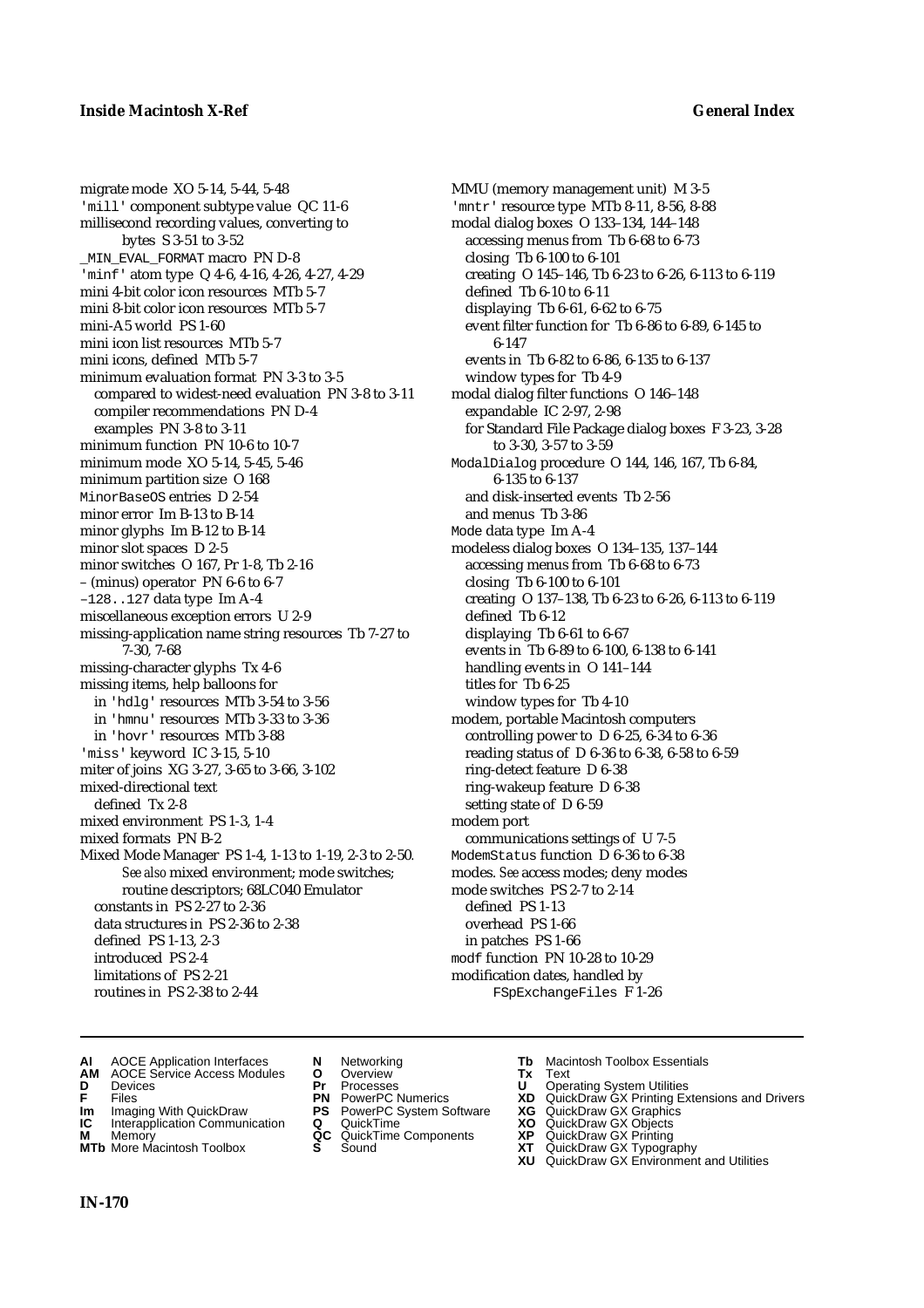migrate mode XO 5-14, 5-44, 5-48
'mill' component subtype value QC 11-6
millisecond recording values, converting to bytes S 3-51 to 3-52
_MIN_EVAL_FORMAT macro PN D-8
'minf' atom type Q 4-6, 4-16, 4-26, 4-27, 4-29
mini 4-bit color icon resources MTb 5-7
mini 8-bit color icon resources MTb 5-7
mini-A5 world PS 1-60
mini icon list resources MTb 5-7
mini icons, defined MTb 5-7
minimum evaluation format PN 3-3 to 3-5
  compared to widest-need evaluation PN 3-8 to 3-11
  compiler recommendations PN D-4
  examples PN 3-8 to 3-11
minimum function PN 10-6 to 10-7
minimum mode XO 5-14, 5-45, 5-46
minimum partition size O 168
MinorBaseOS entries D 2-54
minor error Im B-13 to B-14
minor glyphs Im B-12 to B-14
minor slot spaces D 2-5
minor switches O 167, Pr 1-8, Tb 2-16
– (minus) operator PN 6-6 to 6-7
–128..127 data type Im A-4
miscellaneous exception errors U 2-9
missing-application name string resources Tb 7-27 to 7-30, 7-68
missing-character glyphs Tx 4-6
missing items, help balloons for
  in 'hdlg' resources MTb 3-54 to 3-56
  in 'hmnu' resources MTb 3-33 to 3-36
  in 'hovr' resources MTb 3-88
'miss' keyword IC 3-15, 5-10
miter of joins XG 3-27, 3-65 to 3-66, 3-102
mixed-directional text
  defined Tx 2-8
mixed environment PS 1-3, 1-4
mixed formats PN B-2
Mixed Mode Manager PS 1-4, 1-13 to 1-19, 2-3 to 2-50. *See also* mixed environment; mode switches; routine descriptors; 68LC040 Emulator
  constants in PS 2-27 to 2-36
  data structures in PS 2-36 to 2-38
  defined PS 1-13, 2-3
  introduced PS 2-4
  limitations of PS 2-21
  routines in PS 2-38 to 2-44
MMU (memory management unit) M 3-5
'mntr' resource type MTb 8-11, 8-56, 8-88
modal dialog boxes O 133–134, 144–148
  accessing menus from Tb 6-68 to 6-73
  closing Tb 6-100 to 6-101
  creating O 145–146, Tb 6-23 to 6-26, 6-113 to 6-119
  defined Tb 6-10 to 6-11
  displaying Tb 6-61, 6-62 to 6-75
  event filter function for Tb 6-86 to 6-89, 6-145 to 6-147
  events in Tb 6-82 to 6-86, 6-135 to 6-137
  window types for Tb 4-9
modal dialog filter functions O 146–148
  expandable IC 2-97, 2-98
  for Standard File Package dialog boxes F 3-23, 3-28 to 3-30, 3-57 to 3-59
ModalDialog procedure O 144, 146, 167, Tb 6-84, 6-135 to 6-137
  and disk-inserted events Tb 2-56
  and menus Tb 3-86
Mode data type Im A-4
modeless dialog boxes O 134–135, 137–144
  accessing menus from Tb 6-68 to 6-73
  closing Tb 6-100 to 6-101
  creating O 137–138, Tb 6-23 to 6-26, 6-113 to 6-119
  defined Tb 6-12
  displaying Tb 6-61 to 6-67
  events in Tb 6-89 to 6-100, 6-138 to 6-141
  handling events in O 141–144
  titles for Tb 6-25
  window types for Tb 4-10
modem, portable Macintosh computers
  controlling power to D 6-25, 6-34 to 6-36
  reading status of D 6-36 to 6-38, 6-58 to 6-59
  ring-detect feature D 6-38
  ring-wakeup feature D 6-38
  setting state of D 6-59
modem port
  communications settings of U 7-5
ModemStatus function D 6-36 to 6-38
modes. *See* access modes; deny modes
mode switches PS 2-7 to 2-14
  defined PS 1-13
  overhead PS 1-66
  in patches PS 1-66
modf function PN 10-28 to 10-29
modification dates, handled by FSpExchangeFiles F 1-26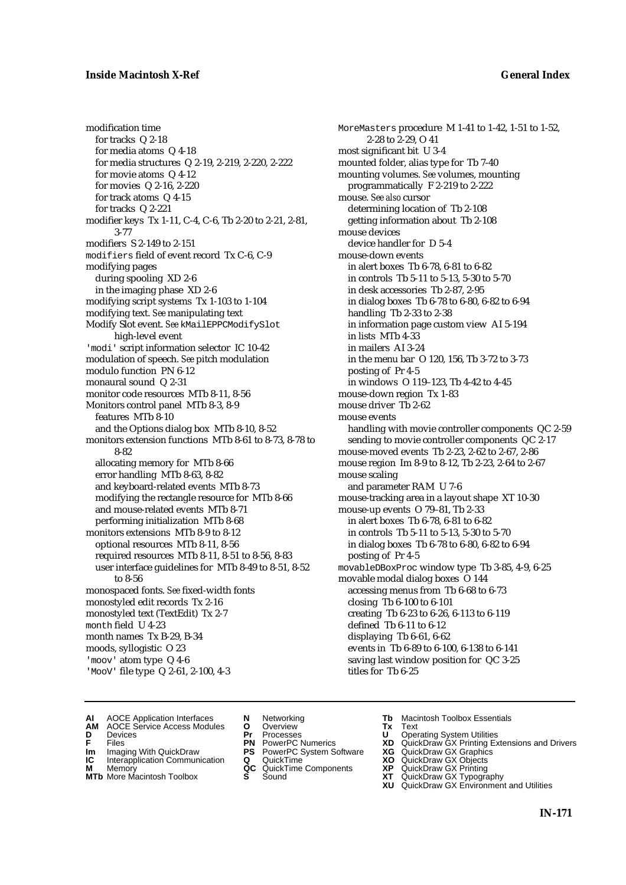modification time
  for tracks  Q 2-18
  for media atoms  Q 4-18
  for media structures  Q 2-19, 2-219, 2-220, 2-222
  for movie atoms  Q 4-12
  for movies  Q 2-16, 2-220
  for track atoms  Q 4-15
  for tracks  Q 2-221
modifier keys  Tx 1-11, C-4, C-6, Tb 2-20 to 2-21, 2-81, 3-77
modifiers  S 2-149 to 2-151
`modifiers` field of event record  Tx C-6, C-9
modifying pages
  during spooling  XD 2-6
  in the imaging phase  XD 2-6
modifying script systems  Tx 1-103 to 1-104
modifying text. *See* manipulating text
Modify Slot event. *See* `kMailEPPCModifySlot` high-level event
`'modi'` script information selector  IC 10-42
modulation of speech. *See* pitch modulation
modulo function  PN 6-12
monaural sound  Q 2-31
monitor code resources  MTb 8-11, 8-56
Monitors control panel  MTb 8-3, 8-9
  features  MTb 8-10
  and the Options dialog box  MTb 8-10, 8-52
monitors extension functions  MTb 8-61 to 8-73, 8-78 to 8-82
  allocating memory for  MTb 8-66
  error handling  MTb 8-63, 8-82
  and keyboard-related events  MTb 8-73
  modifying the rectangle resource for  MTb 8-66
  and mouse-related events  MTb 8-71
  performing initialization  MTb 8-68
monitors extensions  MTb 8-9 to 8-12
  optional resources  MTb 8-11, 8-56
  required resources  MTb 8-11, 8-51 to 8-56, 8-83
  user interface guidelines for  MTb 8-49 to 8-51, 8-52 to 8-56
monospaced fonts. *See* fixed-width fonts
monostyled edit records  Tx 2-16
monostyled text (TextEdit)  Tx 2-7
`month` field  U 4-23
month names  Tx B-29, B-34
moods, syllogistic  O 23
`'moov'` atom type  Q 4-6
`'MooV'` file type  Q 2-61, 2-100, 4-3
`MoreMasters` procedure  M 1-41 to 1-42, 1-51 to 1-52, 2-28 to 2-29, O 41
most significant bit  U 3-4
mounted folder, alias type for  Tb 7-40
mounting volumes. *See* volumes, mounting programmatically  F 2-219 to 2-222
mouse. *See also* cursor
  determining location of  Tb 2-108
  getting information about  Tb 2-108
mouse devices
  device handler for  D 5-4
mouse-down events
  in alert boxes  Tb 6-78, 6-81 to 6-82
  in controls  Tb 5-11 to 5-13, 5-30 to 5-70
  in desk accessories  Tb 2-87, 2-95
  in dialog boxes  Tb 6-78 to 6-80, 6-82 to 6-94
  handling  Tb 2-33 to 2-38
  in information page custom view  AI 5-194
  in lists  MTb 4-33
  in mailers  AI 3-24
  in the menu bar  O 120, 156, Tb 3-72 to 3-73
  posting of  Pr 4-5
  in windows  O 119–123, Tb 4-42 to 4-45
mouse-down region  Tx 1-83
mouse driver  Tb 2-62
mouse events
  handling with movie controller components  QC 2-59
  sending to movie controller components  QC 2-17
mouse-moved events  Tb 2-23, 2-62 to 2-67, 2-86
mouse region  Im 8-9 to 8-12, Tb 2-23, 2-64 to 2-67
mouse scaling
  and parameter RAM  U 7-6
mouse-tracking area in a layout shape  XT 10-30
mouse-up events  O 79–81, Tb 2-33
  in alert boxes  Tb 6-78, 6-81 to 6-82
  in controls  Tb 5-11 to 5-13, 5-30 to 5-70
  in dialog boxes  Tb 6-78 to 6-80, 6-82 to 6-94
  posting of  Pr 4-5
`movableDBoxProc` window type  Tb 3-85, 4-9, 6-25
movable modal dialog boxes  O 144
  accessing menus from  Tb 6-68 to 6-73
  closing  Tb 6-100 to 6-101
  creating  Tb 6-23 to 6-26, 6-113 to 6-119
  defined  Tb 6-11 to 6-12
  displaying  Tb 6-61, 6-62
  events in  Tb 6-89 to 6-100, 6-138 to 6-141
  saving last window position for  QC 3-25
  titles for  Tb 6-25

**AI** AOCE Application Interfaces
**AM** AOCE Service Access Modules
**D** Devices
**F** Files
**Im** Imaging With QuickDraw
**IC** Interapplication Communication
**M** Memory
**MTb** More Macintosh Toolbox
**N** Networking
**O** Overview
**Pr** Processes
**PN** PowerPC Numerics
**PS** PowerPC System Software
**Q** QuickTime
**QC** QuickTime Components
**S** Sound
**Tb** Macintosh Toolbox Essentials
**Tx** Text
**U** Operating System Utilities
**XD** QuickDraw GX Printing Extensions and Drivers
**XG** QuickDraw GX Graphics
**XO** QuickDraw GX Objects
**XP** QuickDraw GX Printing
**XT** QuickDraw GX Typography
**XU** QuickDraw GX Environment and Utilities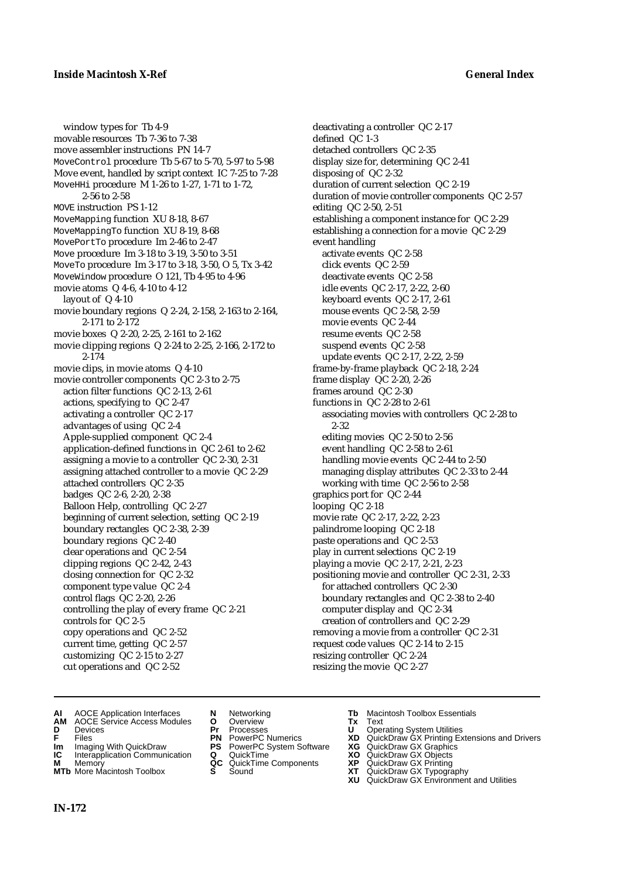window types for Tb 4-9
movable resources Tb 7-36 to 7-38
move assembler instructions PN 14-7
`MoveControl` procedure Tb 5-67 to 5-70, 5-97 to 5-98
Move event, handled by script context IC 7-25 to 7-28
`MoveHHi` procedure M 1-26 to 1-27, 1-71 to 1-72, 2-56 to 2-58
`MOVE` instruction PS 1-12
`MoveMapping` function XU 8-18, 8-67
`MoveMappingTo` function XU 8-19, 8-68
`MovePortTo` procedure Im 2-46 to 2-47
`Move` procedure Im 3-18 to 3-19, 3-50 to 3-51
`MoveTo` procedure Im 3-17 to 3-18, 3-50, O 5, Tx 3-42
`MoveWindow` procedure O 121, Tb 4-95 to 4-96
movie atoms Q 4-6, 4-10 to 4-12
  layout of Q 4-10
movie boundary regions Q 2-24, 2-158, 2-163 to 2-164, 2-171 to 2-172
movie boxes Q 2-20, 2-25, 2-161 to 2-162
movie clipping regions Q 2-24 to 2-25, 2-166, 2-172 to 2-174
movie clips, in movie atoms Q 4-10
movie controller components QC 2-3 to 2-75
  action filter functions QC 2-13, 2-61
  actions, specifying to QC 2-47
  activating a controller QC 2-17
  advantages of using QC 2-4
  Apple-supplied component QC 2-4
  application-defined functions in QC 2-61 to 2-62
  assigning a movie to a controller QC 2-30, 2-31
  assigning attached controller to a movie QC 2-29
  attached controllers QC 2-35
  badges QC 2-6, 2-20, 2-38
  Balloon Help, controlling QC 2-27
  beginning of current selection, setting QC 2-19
  boundary rectangles QC 2-38, 2-39
  boundary regions QC 2-40
  clear operations and QC 2-54
  clipping regions QC 2-42, 2-43
  closing connection for QC 2-32
  component type value QC 2-4
  control flags QC 2-20, 2-26
  controlling the play of every frame QC 2-21
  controls for QC 2-5
  copy operations and QC 2-52
  current time, getting QC 2-57
  customizing QC 2-15 to 2-27
  cut operations and QC 2-52
  deactivating a controller QC 2-17
  defined QC 1-3
  detached controllers QC 2-35
  display size for, determining QC 2-41
  disposing of QC 2-32
  duration of current selection QC 2-19
  duration of movie controller components QC 2-57
  editing QC 2-50, 2-51
  establishing a component instance for QC 2-29
  establishing a connection for a movie QC 2-29
  event handling
    activate events QC 2-58
    click events QC 2-59
    deactivate events QC 2-58
    idle events QC 2-17, 2-22, 2-60
    keyboard events QC 2-17, 2-61
    mouse events QC 2-58, 2-59
    movie events QC 2-44
    resume events QC 2-58
    suspend events QC 2-58
    update events QC 2-17, 2-22, 2-59
  frame-by-frame playback QC 2-18, 2-24
  frame display QC 2-20, 2-26
  frames around QC 2-30
  functions in QC 2-28 to 2-61
    associating movies with controllers QC 2-28 to 2-32
    editing movies QC 2-50 to 2-56
    event handling QC 2-58 to 2-61
    handling movie events QC 2-44 to 2-50
    managing display attributes QC 2-33 to 2-44
    working with time QC 2-56 to 2-58
  graphics port for QC 2-44
  looping QC 2-18
  movie rate QC 2-17, 2-22, 2-23
  palindrome looping QC 2-18
  paste operations and QC 2-53
  play in current selections QC 2-19
  playing a movie QC 2-17, 2-21, 2-23
  positioning movie and controller QC 2-31, 2-33
    for attached controllers QC 2-30
    boundary rectangles and QC 2-38 to 2-40
    computer display and QC 2-34
    creation of controllers and QC 2-29
  removing a movie from a controller QC 2-31
  request code values QC 2-14 to 2-15
  resizing controller QC 2-24
  resizing the movie QC 2-27

---

**AI** AOCE Application Interfaces
**AM** AOCE Service Access Modules
**D** Devices
**F** Files
**Im** Imaging With QuickDraw
**IC** Interapplication Communication
**M** Memory
**MTb** More Macintosh Toolbox
**N** Networking
**O** Overview
**Pr** Processes
**PN** PowerPC Numerics
**PS** PowerPC System Software
**Q** QuickTime
**QC** QuickTime Components
**S** Sound
**Tb** Macintosh Toolbox Essentials
**Tx** Text
**U** Operating System Utilities
**XD** QuickDraw GX Printing Extensions and Drivers
**XG** QuickDraw GX Graphics
**XO** QuickDraw GX Objects
**XP** QuickDraw GX Printing
**XT** QuickDraw GX Typography
**XU** QuickDraw GX Environment and Utilities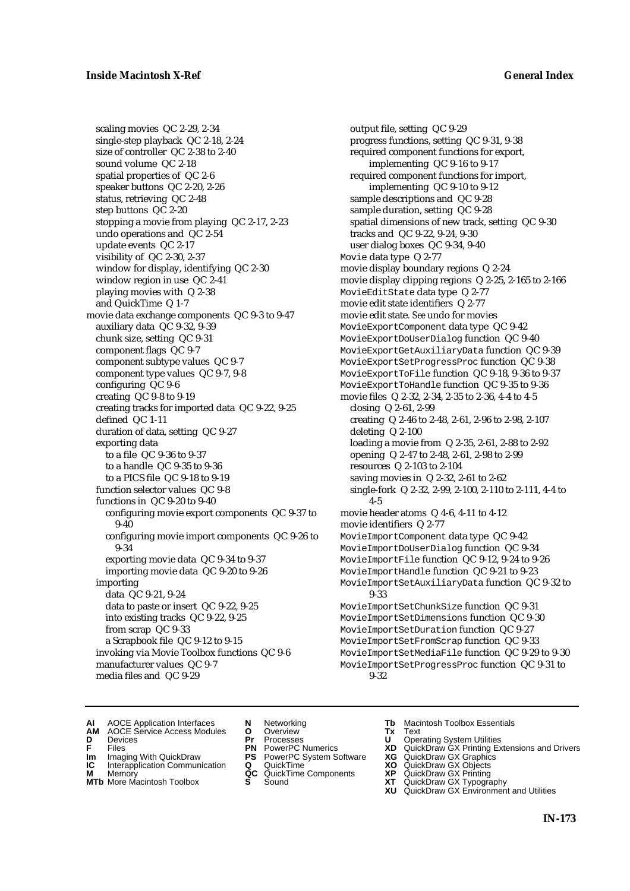scaling movies QC 2-29, 2-34
single-step playback QC 2-18, 2-24
size of controller QC 2-38 to 2-40
sound volume QC 2-18
spatial properties of QC 2-6
speaker buttons QC 2-20, 2-26
status, retrieving QC 2-48
step buttons QC 2-20
stopping a movie from playing QC 2-17, 2-23
undo operations and QC 2-54
update events QC 2-17
visibility of QC 2-30, 2-37
window for display, identifying QC 2-30
window region in use QC 2-41
playing movies with Q 2-38
and QuickTime Q 1-7
movie data exchange components QC 9-3 to 9-47
auxiliary data QC 9-32, 9-39
chunk size, setting QC 9-31
component flags QC 9-7
component subtype values QC 9-7
component type values QC 9-7, 9-8
configuring QC 9-6
creating QC 9-8 to 9-19
creating tracks for imported data QC 9-22, 9-25
defined QC 1-11
duration of data, setting QC 9-27
exporting data
to a file QC 9-36 to 9-37
to a handle QC 9-35 to 9-36
to a PICS file QC 9-18 to 9-19
function selector values QC 9-8
functions in QC 9-20 to 9-40
configuring movie export components QC 9-37 to 9-40
configuring movie import components QC 9-26 to 9-34
exporting movie data QC 9-34 to 9-37
importing movie data QC 9-20 to 9-26
importing
data QC 9-21, 9-24
data to paste or insert QC 9-22, 9-25
into existing tracks QC 9-22, 9-25
from scrap QC 9-33
a Scrapbook file QC 9-12 to 9-15
invoking via Movie Toolbox functions QC 9-6
manufacturer values QC 9-7
media files and QC 9-29
output file, setting QC 9-29
progress functions, setting QC 9-31, 9-38
required component functions for export, implementing QC 9-16 to 9-17
required component functions for import, implementing QC 9-10 to 9-12
sample descriptions and QC 9-28
sample duration, setting QC 9-28
spatial dimensions of new track, setting QC 9-30
tracks and QC 9-22, 9-24, 9-30
user dialog boxes QC 9-34, 9-40
`Movie` data type Q 2-77
movie display boundary regions Q 2-24
movie display clipping regions Q 2-25, 2-165 to 2-166
`MovieEditState` data type Q 2-77
movie edit state identifiers Q 2-77
movie edit state. *See* undo for movies
`MovieExportComponent` data type QC 9-42
`MovieExportDoUserDialog` function QC 9-40
`MovieExportGetAuxiliaryData` function QC 9-39
`MovieExportSetProgressProc` function QC 9-38
`MovieExportToFile` function QC 9-18, 9-36 to 9-37
`MovieExportToHandle` function QC 9-35 to 9-36
movie files Q 2-32, 2-34, 2-35 to 2-36, 4-4 to 4-5
closing Q 2-61, 2-99
creating Q 2-46 to 2-48, 2-61, 2-96 to 2-98, 2-107
deleting Q 2-100
loading a movie from Q 2-35, 2-61, 2-88 to 2-92
opening Q 2-47 to 2-48, 2-61, 2-98 to 2-99
resources Q 2-103 to 2-104
saving movies in Q 2-32, 2-61 to 2-62
single-fork Q 2-32, 2-99, 2-100, 2-110 to 2-111, 4-4 to 4-5
movie header atoms Q 4-6, 4-11 to 4-12
movie identifiers Q 2-77
`MovieImportComponent` data type QC 9-42
`MovieImportDoUserDialog` function QC 9-34
`MovieImportFile` function QC 9-12, 9-24 to 9-26
`MovieImportHandle` function QC 9-21 to 9-23
`MovieImportSetAuxiliaryData` function QC 9-32 to 9-33
`MovieImportSetChunkSize` function QC 9-31
`MovieImportSetDimensions` function QC 9-30
`MovieImportSetDuration` function QC 9-27
`MovieImportSetFromScrap` function QC 9-33
`MovieImportSetMediaFile` function QC 9-29 to 9-30
`MovieImportSetProgressProc` function QC 9-31 to 9-32

**AI** AOCE Application Interfaces **AM** AOCE Service Access Modules **D** Devices **F** Files **Im** Imaging With QuickDraw **IC** Interapplication Communication **M** Memory **MTb** More Macintosh Toolbox **N** Networking **O** Overview **Pr** Processes **PN** PowerPC Numerics **PS** PowerPC System Software **Q** QuickTime **QC** QuickTime Components **S** Sound **Tb** Macintosh Toolbox Essentials **Tx** Text **U** Operating System Utilities **XD** QuickDraw GX Printing Extensions and Drivers **XG** QuickDraw GX Graphics **XO** QuickDraw GX Objects **XP** QuickDraw GX Printing **XT** QuickDraw GX Typography **XU** QuickDraw GX Environment and Utilities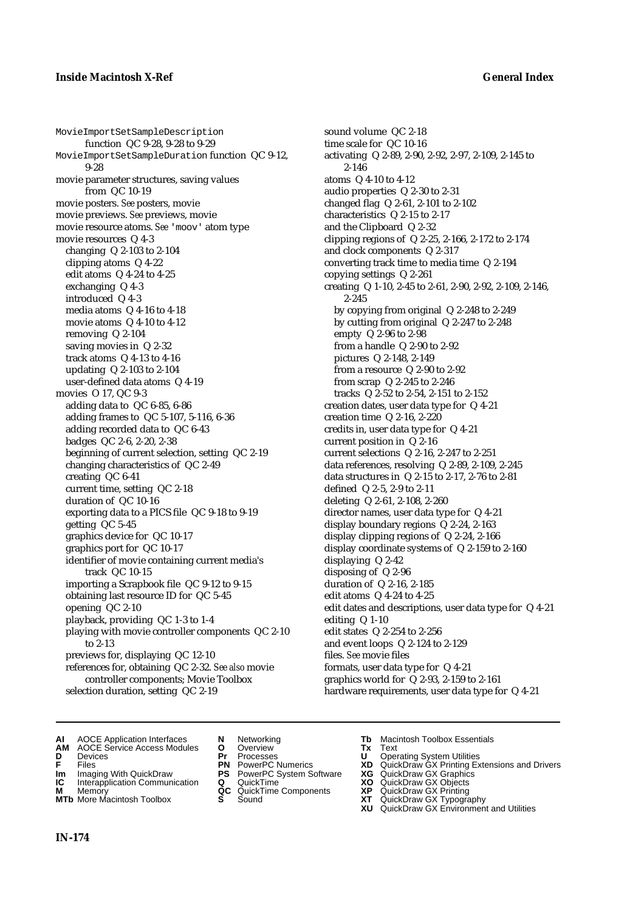MovieImportSetSampleDescription function QC 9-28, 9-28 to 9-29
MovieImportSetSampleDuration function QC 9-12, 9-28
movie parameter structures, saving values from QC 10-19
movie posters. *See* posters, movie
movie previews. *See* previews, movie
movie resource atoms. *See* 'moov' atom type
movie resources Q 4-3
  changing Q 2-103 to 2-104
  clipping atoms Q 4-22
  edit atoms Q 4-24 to 4-25
  exchanging Q 4-3
  introduced Q 4-3
  media atoms Q 4-16 to 4-18
  movie atoms Q 4-10 to 4-12
  removing Q 2-104
  saving movies in Q 2-32
  track atoms Q 4-13 to 4-16
  updating Q 2-103 to 2-104
  user-defined data atoms Q 4-19
movies O 17, QC 9-3
  adding data to QC 6-85, 6-86
  adding frames to QC 5-107, 5-116, 6-36
  adding recorded data to QC 6-43
  badges QC 2-6, 2-20, 2-38
  beginning of current selection, setting QC 2-19
  changing characteristics of QC 2-49
  creating QC 6-41
  current time, setting QC 2-18
  duration of QC 10-16
  exporting data to a PICS file QC 9-18 to 9-19
  getting QC 5-45
  graphics device for QC 10-17
  graphics port for QC 10-17
  identifier of movie containing current media's track QC 10-15
  importing a Scrapbook file QC 9-12 to 9-15
  obtaining last resource ID for QC 5-45
  opening QC 2-10
  playback, providing QC 1-3 to 1-4
  playing with movie controller components QC 2-10 to 2-13
  previews for, displaying QC 12-10
  references for, obtaining QC 2-32. *See also* movie controller components; Movie Toolbox
  selection duration, setting QC 2-19
  sound volume QC 2-18
  time scale for QC 10-16
  activating Q 2-89, 2-90, 2-92, 2-97, 2-109, 2-145 to 2-146
  atoms Q 4-10 to 4-12
  audio properties Q 2-30 to 2-31
  changed flag Q 2-61, 2-101 to 2-102
  characteristics Q 2-15 to 2-17
  and the Clipboard Q 2-32
  clipping regions of Q 2-25, 2-166, 2-172 to 2-174
  and clock components Q 2-317
  converting track time to media time Q 2-194
  copying settings Q 2-261
  creating Q 1-10, 2-45 to 2-61, 2-90, 2-92, 2-109, 2-146, 2-245
    by copying from original Q 2-248 to 2-249
    by cutting from original Q 2-247 to 2-248
    empty Q 2-96 to 2-98
    from a handle Q 2-90 to 2-92
    pictures Q 2-148, 2-149
    from a resource Q 2-90 to 2-92
    from scrap Q 2-245 to 2-246
    tracks Q 2-52 to 2-54, 2-151 to 2-152
  creation dates, user data type for Q 4-21
  creation time Q 2-16, 2-220
  credits in, user data type for Q 4-21
  current position in Q 2-16
  current selections Q 2-16, 2-247 to 2-251
  data references, resolving Q 2-89, 2-109, 2-245
  data structures in Q 2-15 to 2-17, 2-76 to 2-81
  defined Q 2-5, 2-9 to 2-11
  deleting Q 2-61, 2-108, 2-260
  director names, user data type for Q 4-21
  display boundary regions Q 2-24, 2-163
  display clipping regions of Q 2-24, 2-166
  display coordinate systems of Q 2-159 to 2-160
  displaying Q 2-42
  disposing of Q 2-96
  duration of Q 2-16, 2-185
  edit atoms Q 4-24 to 4-25
  edit dates and descriptions, user data type for Q 4-21
  editing Q 1-10
  edit states Q 2-254 to 2-256
  and event loops Q 2-124 to 2-129
  files. *See* movie files
  formats, user data type for Q 4-21
  graphics world for Q 2-93, 2-159 to 2-161
  hardware requirements, user data type for Q 4-21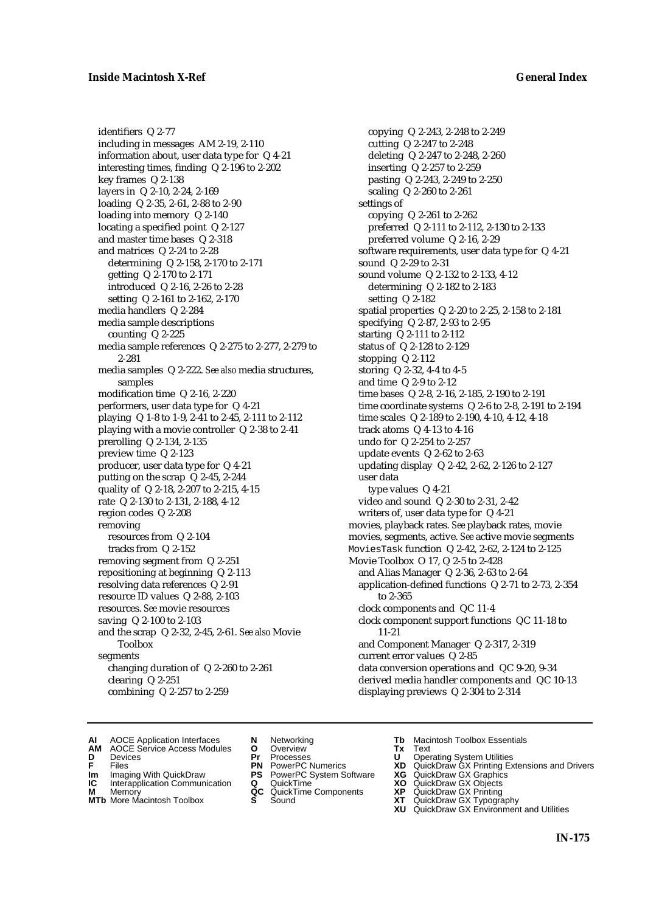identifiers Q 2-77
including in messages AM 2-19, 2-110
information about, user data type for Q 4-21
interesting times, finding Q 2-196 to 2-202
key frames Q 2-138
layers in Q 2-10, 2-24, 2-169
loading Q 2-35, 2-61, 2-88 to 2-90
loading into memory Q 2-140
locating a specified point Q 2-127
and master time bases Q 2-318
and matrices Q 2-24 to 2-28
  determining Q 2-158, 2-170 to 2-171
  getting Q 2-170 to 2-171
  introduced Q 2-16, 2-26 to 2-28
  setting Q 2-161 to 2-162, 2-170
media handlers Q 2-284
media sample descriptions
  counting Q 2-225
media sample references Q 2-275 to 2-277, 2-279 to 2-281
media samples Q 2-222. *See also* media structures, samples
modification time Q 2-16, 2-220
performers, user data type for Q 4-21
playing Q 1-8 to 1-9, 2-41 to 2-45, 2-111 to 2-112
playing with a movie controller Q 2-38 to 2-41
prerolling Q 2-134, 2-135
preview time Q 2-123
producer, user data type for Q 4-21
putting on the scrap Q 2-45, 2-244
quality of Q 2-18, 2-207 to 2-215, 4-15
rate Q 2-130 to 2-131, 2-188, 4-12
region codes Q 2-208
removing
  resources from Q 2-104
  tracks from Q 2-152
removing segment from Q 2-251
repositioning at beginning Q 2-113
resolving data references Q 2-91
resource ID values Q 2-88, 2-103
resources. *See* movie resources
saving Q 2-100 to 2-103
and the scrap Q 2-32, 2-45, 2-61. *See also* Movie Toolbox
segments
  changing duration of Q 2-260 to 2-261
  clearing Q 2-251
  combining Q 2-257 to 2-259
  copying Q 2-243, 2-248 to 2-249
  cutting Q 2-247 to 2-248
  deleting Q 2-247 to 2-248, 2-260
  inserting Q 2-257 to 2-259
  pasting Q 2-243, 2-249 to 2-250
  scaling Q 2-260 to 2-261
settings of
  copying Q 2-261 to 2-262
  preferred Q 2-111 to 2-112, 2-130 to 2-133
  preferred volume Q 2-16, 2-29
software requirements, user data type for Q 4-21
sound Q 2-29 to 2-31
sound volume Q 2-132 to 2-133, 4-12
  determining Q 2-182 to 2-183
  setting Q 2-182
spatial properties Q 2-20 to 2-25, 2-158 to 2-181
specifying Q 2-87, 2-93 to 2-95
starting Q 2-111 to 2-112
status of Q 2-128 to 2-129
stopping Q 2-112
storing Q 2-32, 4-4 to 4-5
and time Q 2-9 to 2-12
time bases Q 2-8, 2-16, 2-185, 2-190 to 2-191
time coordinate systems Q 2-6 to 2-8, 2-191 to 2-194
time scales Q 2-189 to 2-190, 4-10, 4-12, 4-18
track atoms Q 4-13 to 4-16
undo for Q 2-254 to 2-257
update events Q 2-62 to 2-63
updating display Q 2-42, 2-62, 2-126 to 2-127
user data
  type values Q 4-21
video and sound Q 2-30 to 2-31, 2-42
writers of, user data type for Q 4-21
movies, playback rates. *See* playback rates, movie
movies, segments, active. *See* active movie segments
`MoviesTask` function Q 2-42, 2-62, 2-124 to 2-125
Movie Toolbox O 17, Q 2-5 to 2-428
  and Alias Manager Q 2-36, 2-63 to 2-64
  application-defined functions Q 2-71 to 2-73, 2-354 to 2-365
  clock components and QC 11-4
  clock component support functions QC 11-18 to 11-21
  and Component Manager Q 2-317, 2-319
  current error values Q 2-85
  data conversion operations and QC 9-20, 9-34
  derived media handler components and QC 10-13
  displaying previews Q 2-304 to 2-314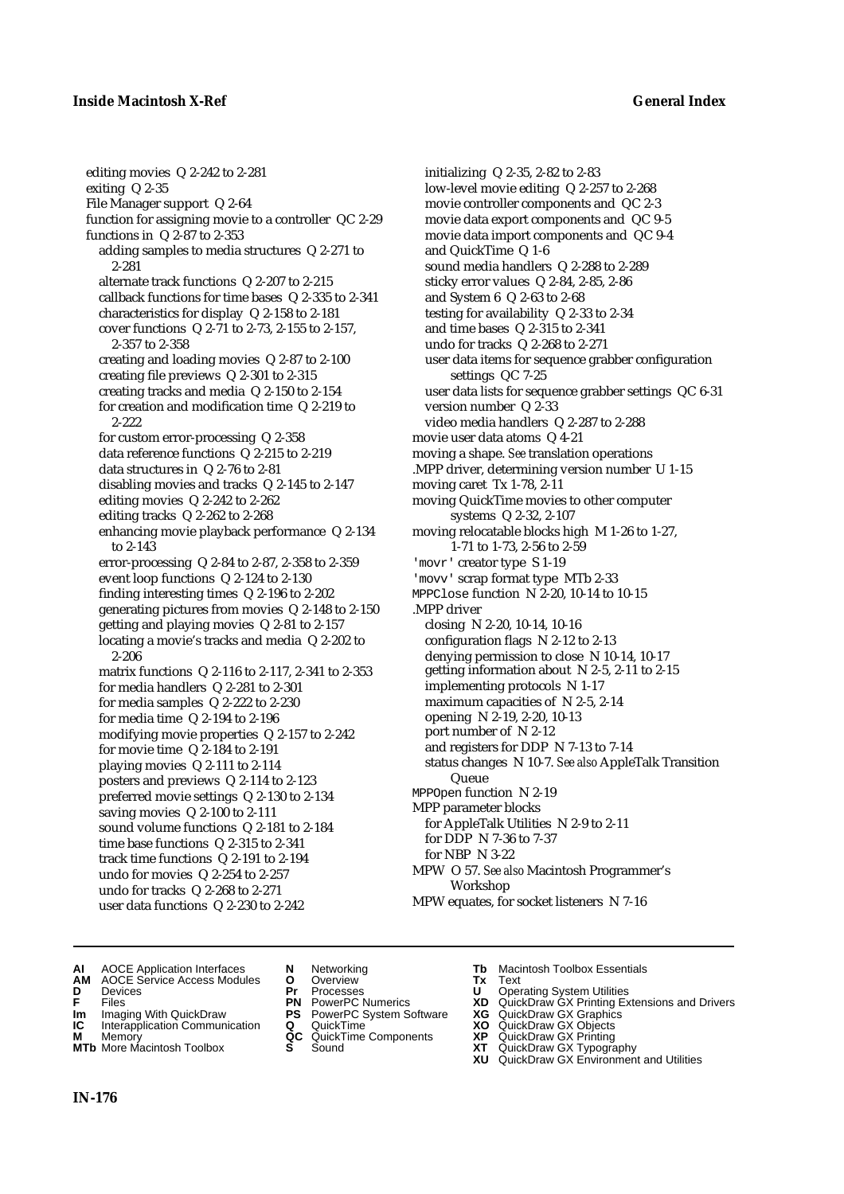editing movies Q 2-242 to 2-281
exiting Q 2-35
File Manager support Q 2-64
function for assigning movie to a controller QC 2-29
functions in Q 2-87 to 2-353
  adding samples to media structures Q 2-271 to 2-281
  alternate track functions Q 2-207 to 2-215
  callback functions for time bases Q 2-335 to 2-341
  characteristics for display Q 2-158 to 2-181
  cover functions Q 2-71 to 2-73, 2-155 to 2-157, 2-357 to 2-358
  creating and loading movies Q 2-87 to 2-100
  creating file previews Q 2-301 to 2-315
  creating tracks and media Q 2-150 to 2-154
  for creation and modification time Q 2-219 to 2-222
  for custom error-processing Q 2-358
  data reference functions Q 2-215 to 2-219
  data structures in Q 2-76 to 2-81
  disabling movies and tracks Q 2-145 to 2-147
  editing movies Q 2-242 to 2-262
  editing tracks Q 2-262 to 2-268
  enhancing movie playback performance Q 2-134 to 2-143
  error-processing Q 2-84 to 2-87, 2-358 to 2-359
  event loop functions Q 2-124 to 2-130
  finding interesting times Q 2-196 to 2-202
  generating pictures from movies Q 2-148 to 2-150
  getting and playing movies Q 2-81 to 2-157
  locating a movie's tracks and media Q 2-202 to 2-206
  matrix functions Q 2-116 to 2-117, 2-341 to 2-353
  for media handlers Q 2-281 to 2-301
  for media samples Q 2-222 to 2-230
  for media time Q 2-194 to 2-196
  modifying movie properties Q 2-157 to 2-242
  for movie time Q 2-184 to 2-191
  playing movies Q 2-111 to 2-114
  posters and previews Q 2-114 to 2-123
  preferred movie settings Q 2-130 to 2-134
  saving movies Q 2-100 to 2-111
  sound volume functions Q 2-181 to 2-184
  time base functions Q 2-315 to 2-341
  track time functions Q 2-191 to 2-194
  undo for movies Q 2-254 to 2-257
  undo for tracks Q 2-268 to 2-271
  user data functions Q 2-230 to 2-242
initializing Q 2-35, 2-82 to 2-83
low-level movie editing Q 2-257 to 2-268
movie controller components and QC 2-3
movie data export components and QC 9-5
movie data import components and QC 9-4
and QuickTime Q 1-6
sound media handlers Q 2-288 to 2-289
sticky error values Q 2-84, 2-85, 2-86
and System 6 Q 2-63 to 2-68
testing for availability Q 2-33 to 2-34
and time bases Q 2-315 to 2-341
undo for tracks Q 2-268 to 2-271
user data items for sequence grabber configuration settings QC 7-25
user data lists for sequence grabber settings QC 6-31
version number Q 2-33
video media handlers Q 2-287 to 2-288
movie user data atoms Q 4-21
moving a shape. *See* translation operations
.MPP driver, determining version number U 1-15
moving caret Tx 1-78, 2-11
moving QuickTime movies to other computer systems Q 2-32, 2-107
moving relocatable blocks high M 1-26 to 1-27, 1-71 to 1-73, 2-56 to 2-59
'movr' creator type S 1-19
'movv' scrap format type MTb 2-33
MPPClose function N 2-20, 10-14 to 10-15
.MPP driver
  closing N 2-20, 10-14, 10-16
  configuration flags N 2-12 to 2-13
  denying permission to close N 10-14, 10-17
  getting information about N 2-5, 2-11 to 2-15
  implementing protocols N 1-17
  maximum capacities of N 2-5, 2-14
  opening N 2-19, 2-20, 10-13
  port number of N 2-12
  and registers for DDP N 7-13 to 7-14
  status changes N 10-7. *See also* AppleTalk Transition Queue
MPPOpen function N 2-19
MPP parameter blocks
  for AppleTalk Utilities N 2-9 to 2-11
  for DDP N 7-36 to 7-37
  for NBP N 3-22
MPW O 57. *See also* Macintosh Programmer's Workshop
MPW equates, for socket listeners N 7-16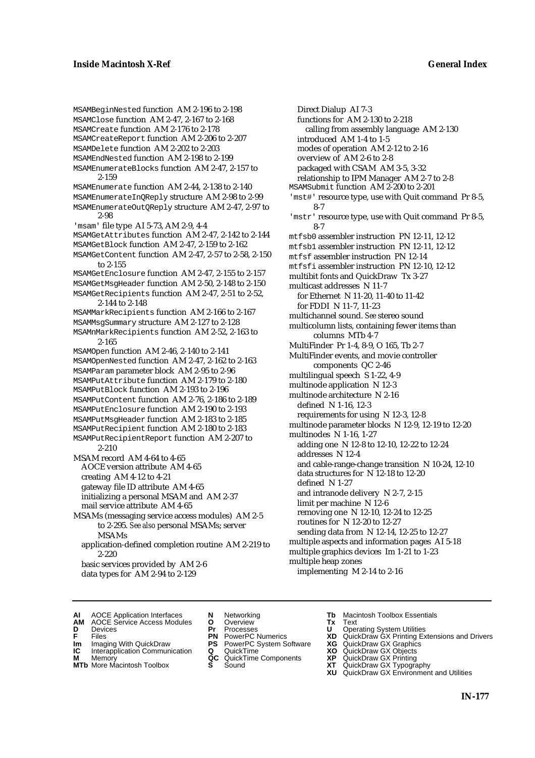MSAMBeginNested function AM 2-196 to 2-198
MSAMClose function AM 2-47, 2-167 to 2-168
MSAMCreate function AM 2-176 to 2-178
MSAMCreateReport function AM 2-206 to 2-207
MSAMDelete function AM 2-202 to 2-203
MSAMEndNested function AM 2-198 to 2-199
MSAMEnumerateBlocks function AM 2-47, 2-157 to 2-159
MSAMEnumerate function AM 2-44, 2-138 to 2-140
MSAMEnumerateInQReply structure AM 2-98 to 2-99
MSAMEnumerateOutQReply structure AM 2-47, 2-97 to 2-98
'msam' file type AI 5-73, AM 2-9, 4-4
MSAMGetAttributes function AM 2-47, 2-142 to 2-144
MSAMGetBlock function AM 2-47, 2-159 to 2-162
MSAMGetContent function AM 2-47, 2-57 to 2-58, 2-150 to 2-155
MSAMGetEnclosure function AM 2-47, 2-155 to 2-157
MSAMGetMsgHeader function AM 2-50, 2-148 to 2-150
MSAMGetRecipients function AM 2-47, 2-51 to 2-52, 2-144 to 2-148
MSAMMarkRecipients function AM 2-166 to 2-167
MSAMMsgSummary structure AM 2-127 to 2-128
MSAMnMarkRecipients function AM 2-52, 2-163 to 2-165
MSAMOpen function AM 2-46, 2-140 to 2-141
MSAMOpenNested function AM 2-47, 2-162 to 2-163
MSAMParam parameter block AM 2-95 to 2-96
MSAMPutAttribute function AM 2-179 to 2-180
MSAMPutBlock function AM 2-193 to 2-196
MSAMPutContent function AM 2-76, 2-186 to 2-189
MSAMPutEnclosure function AM 2-190 to 2-193
MSAMPutMsgHeader function AM 2-183 to 2-185
MSAMPutRecipient function AM 2-180 to 2-183
MSAMPutRecipientReport function AM 2-207 to 2-210
MSAM record AM 4-64 to 4-65
  AOCE version attribute AM 4-65
  creating AM 4-12 to 4-21
  gateway file ID attribute AM 4-65
  initializing a personal MSAM and AM 2-37
  mail service attribute AM 4-65
MSAMs (messaging service access modules) AM 2-5 to 2-295. *See also* personal MSAMs; server MSAMs
  application-defined completion routine AM 2-219 to 2-220
  basic services provided by AM 2-6
  data types for AM 2-94 to 2-129
  Direct Dialup AI 7-3
  functions for AM 2-130 to 2-218
    calling from assembly language AM 2-130
  introduced AM 1-4 to 1-5
  modes of operation AM 2-12 to 2-16
  overview of AM 2-6 to 2-8
  packaged with CSAM AM 3-5, 3-32
  relationship to IPM Manager AM 2-7 to 2-8
MSAMSubmit function AM 2-200 to 2-201
'mst#' resource type, use with Quit command Pr 8-5, 8-7
'mstr' resource type, use with Quit command Pr 8-5, 8-7
mtfsb0 assembler instruction PN 12-11, 12-12
mtfsb1 assembler instruction PN 12-11, 12-12
mtfsf assembler instruction PN 12-14
mtfsfi assembler instruction PN 12-10, 12-12
multibit fonts and QuickDraw Tx 3-27
multicast addresses N 11-7
  for Ethernet N 11-20, 11-40 to 11-42
  for FDDI N 11-7, 11-23
multichannel sound. *See* stereo sound
multicolumn lists, containing fewer items than columns MTb 4-7
MultiFinder Pr 1-4, 8-9, O 165, Tb 2-7
MultiFinder events, and movie controller components QC 2-46
multilingual speech S 1-22, 4-9
multinode application N 12-3
multinode architecture N 2-16
  defined N 1-16, 12-3
  requirements for using N 12-3, 12-8
multinode parameter blocks N 12-9, 12-19 to 12-20
multinodes N 1-16, 1-27
  adding one N 12-8 to 12-10, 12-22 to 12-24
  addresses N 12-4
  and cable-range-change transition N 10-24, 12-10
  data structures for N 12-18 to 12-20
  defined N 1-27
  and intranode delivery N 2-7, 2-15
  limit per machine N 12-6
  removing one N 12-10, 12-24 to 12-25
  routines for N 12-20 to 12-27
  sending data from N 12-14, 12-25 to 12-27
multiple aspects and information pages AI 5-18
multiple graphics devices Im 1-21 to 1-23
multiple heap zones
  implementing M 2-14 to 2-16

**AI** AOCE Application Interfaces **AM** AOCE Service Access Modules **D** Devices **F** Files **Im** Imaging With QuickDraw **IC** Interapplication Communication **M** Memory **MTb** More Macintosh Toolbox **N** Networking **O** Overview **Pr** Processes **PN** PowerPC Numerics **PS** PowerPC System Software **Q** QuickTime **QC** QuickTime Components **S** Sound **Tb** Macintosh Toolbox Essentials **Tx** Text **U** Operating System Utilities **XD** QuickDraw GX Printing Extensions and Drivers **XG** QuickDraw GX Graphics **XO** QuickDraw GX Objects **XP** QuickDraw GX Printing **XT** QuickDraw GX Typography **XU** QuickDraw GX Environment and Utilities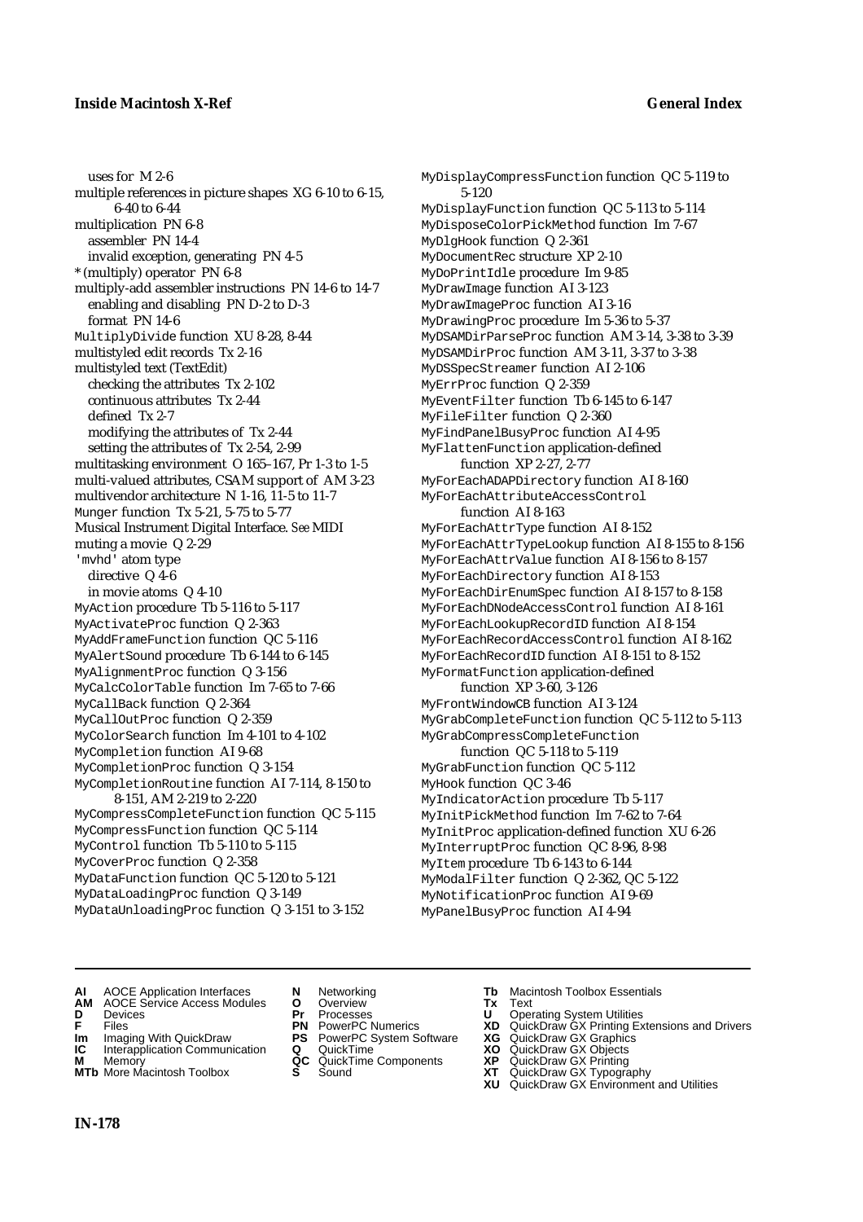uses for M 2-6
multiple references in picture shapes XG 6-10 to 6-15, 6-40 to 6-44
multiplication PN 6-8
assembler PN 14-4
invalid exception, generating PN 4-5
* (multiply) operator PN 6-8
multiply-add assembler instructions PN 14-6 to 14-7
enabling and disabling PN D-2 to D-3
format PN 14-6
MultiplyDivide function XU 8-28, 8-44
multistyled edit records Tx 2-16
multistyled text (TextEdit)
checking the attributes Tx 2-102
continuous attributes Tx 2-44
defined Tx 2-7
modifying the attributes of Tx 2-44
setting the attributes of Tx 2-54, 2-99
multitasking environment O 165–167, Pr 1-3 to 1-5
multi-valued attributes, CSAM support of AM 3-23
multivendor architecture N 1-16, 11-5 to 11-7
Munger function Tx 5-21, 5-75 to 5-77
Musical Instrument Digital Interface. *See* MIDI
muting a movie Q 2-29
'mvhd' atom type
directive Q 4-6
in movie atoms Q 4-10
MyAction procedure Tb 5-116 to 5-117
MyActivateProc function Q 2-363
MyAddFrameFunction function QC 5-116
MyAlertSound procedure Tb 6-144 to 6-145
MyAlignmentProc function Q 3-156
MyCalcColorTable function Im 7-65 to 7-66
MyCallBack function Q 2-364
MyCallOutProc function Q 2-359
MyColorSearch function Im 4-101 to 4-102
MyCompletion function AI 9-68
MyCompletionProc function Q 3-154
MyCompletionRoutine function AI 7-114, 8-150 to 8-151, AM 2-219 to 2-220
MyCompressCompleteFunction function QC 5-115
MyCompressFunction function QC 5-114
MyControl function Tb 5-110 to 5-115
MyCoverProc function Q 2-358
MyDataFunction function QC 5-120 to 5-121
MyDataLoadingProc function Q 3-149
MyDataUnloadingProc function Q 3-151 to 3-152
MyDisplayCompressFunction function QC 5-119 to 5-120
MyDisplayFunction function QC 5-113 to 5-114
MyDisposeColorPickMethod function Im 7-67
MyDlgHook function Q 2-361
MyDocumentRec structure XP 2-10
MyDoPrintIdle procedure Im 9-85
MyDrawImage function AI 3-123
MyDrawImageProc function AI 3-16
MyDrawingProc procedure Im 5-36 to 5-37
MyDSAMDirParseProc function AM 3-14, 3-38 to 3-39
MyDSAMDirProc function AM 3-11, 3-37 to 3-38
MyDSSpecStreamer function AI 2-106
MyErrProc function Q 2-359
MyEventFilter function Tb 6-145 to 6-147
MyFileFilter function Q 2-360
MyFindPanelBusyProc function AI 4-95
MyFlattenFunction application-defined function XP 2-27, 2-77
MyForEachADAPDirectory function AI 8-160
MyForEachAttributeAccessControl function AI 8-163
MyForEachAttrType function AI 8-152
MyForEachAttrTypeLookup function AI 8-155 to 8-156
MyForEachAttrValue function AI 8-156 to 8-157
MyForEachDirectory function AI 8-153
MyForEachDirEnumSpec function AI 8-157 to 8-158
MyForEachDNodeAccessControl function AI 8-161
MyForEachLookupRecordID function AI 8-154
MyForEachRecordAccessControl function AI 8-162
MyForEachRecordID function AI 8-151 to 8-152
MyFormatFunction application-defined function XP 3-60, 3-126
MyFrontWindowCB function AI 3-124
MyGrabCompleteFunction function QC 5-112 to 5-113
MyGrabCompressCompleteFunction function QC 5-118 to 5-119
MyGrabFunction function QC 5-112
MyHook function QC 3-46
MyIndicatorAction procedure Tb 5-117
MyInitPickMethod function Im 7-62 to 7-64
MyInitProc application-defined function XU 6-26
MyInterruptProc function QC 8-96, 8-98
MyItem procedure Tb 6-143 to 6-144
MyModalFilter function Q 2-362, QC 5-122
MyNotificationProc function AI 9-69
MyPanelBusyProc function AI 4-94

**AI** AOCE Application Interfaces
**AM** AOCE Service Access Modules
**D** Devices
**F** Files
**Im** Imaging With QuickDraw
**IC** Interapplication Communication
**M** Memory
**MTb** More Macintosh Toolbox
**N** Networking
**O** Overview
**Pr** Processes
**PN** PowerPC Numerics
**PS** PowerPC System Software
**Q** QuickTime
**QC** QuickTime Components
**S** Sound
**Tb** Macintosh Toolbox Essentials
**Tx** Text
**U** Operating System Utilities
**XD** QuickDraw GX Printing Extensions and Drivers
**XG** QuickDraw GX Graphics
**XO** QuickDraw GX Objects
**XP** QuickDraw GX Printing
**XT** QuickDraw GX Typography
**XU** QuickDraw GX Environment and Utilities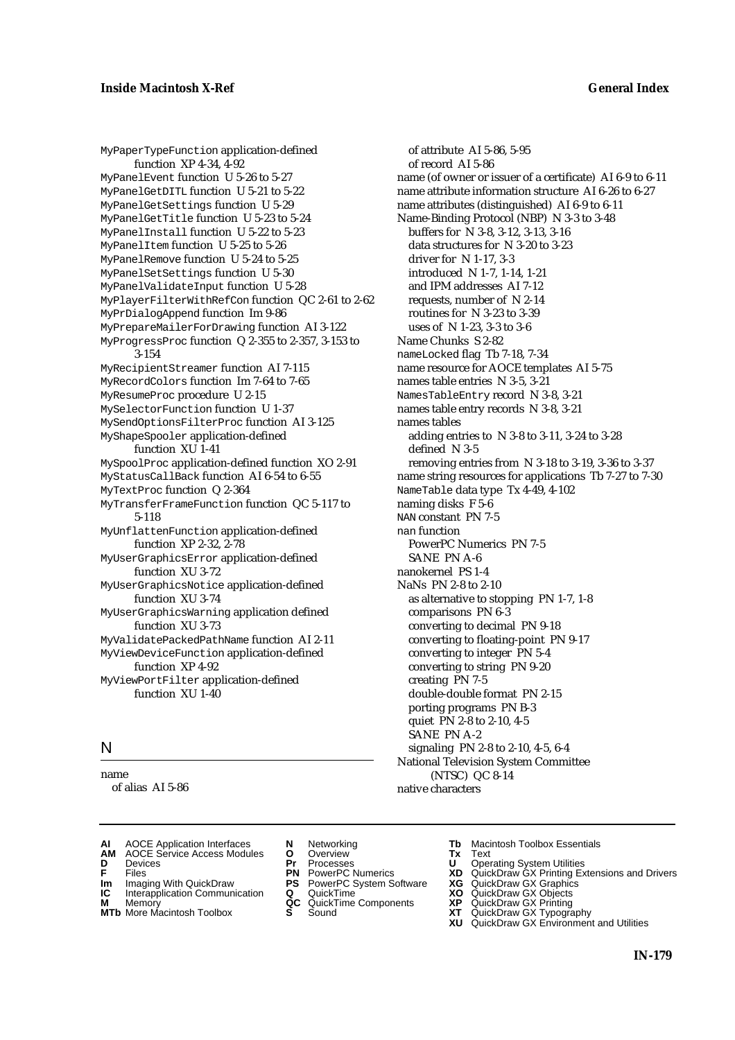MyPaperTypeFunction application-defined function XP 4-34, 4-92
MyPanelEvent function U 5-26 to 5-27
MyPanelGetDITL function U 5-21 to 5-22
MyPanelGetSettings function U 5-29
MyPanelGetTitle function U 5-23 to 5-24
MyPanelInstall function U 5-22 to 5-23
MyPanelItem function U 5-25 to 5-26
MyPanelRemove function U 5-24 to 5-25
MyPanelSetSettings function U 5-30
MyPanelValidateInput function U 5-28
MyPlayerFilterWithRefCon function QC 2-61 to 2-62
MyPrDialogAppend function Im 9-86
MyPrepareMailerForDrawing function AI 3-122
MyProgressProc function Q 2-355 to 2-357, 3-153 to 3-154
MyRecipientStreamer function AI 7-115
MyRecordColors function Im 7-64 to 7-65
MyResumeProc procedure U 2-15
MySelectorFunction function U 1-37
MySendOptionsFilterProc function AI 3-125
MyShapeSpooler application-defined function XU 1-41
MySpoolProc application-defined function XO 2-91
MyStatusCallBack function AI 6-54 to 6-55
MyTextProc function Q 2-364
MyTransferFrameFunction function QC 5-117 to 5-118
MyUnflattenFunction application-defined function XP 2-32, 2-78
MyUserGraphicsError application-defined function XU 3-72
MyUserGraphicsNotice application-defined function XU 3-74
MyUserGraphicsWarning application defined function XU 3-73
MyValidatePackedPathName function AI 2-11
MyViewDeviceFunction application-defined function XP 4-92
MyViewPortFilter application-defined function XU 1-40

## N

name
  of alias AI 5-86
  of attribute AI 5-86, 5-95
  of record AI 5-86
name (of owner or issuer of a certificate) AI 6-9 to 6-11
name attribute information structure AI 6-26 to 6-27
name attributes (distinguished) AI 6-9 to 6-11
Name-Binding Protocol (NBP) N 3-3 to 3-48
  buffers for N 3-8, 3-12, 3-13, 3-16
  data structures for N 3-20 to 3-23
  driver for N 1-17, 3-3
  introduced N 1-7, 1-14, 1-21
  and IPM addresses AI 7-12
  requests, number of N 2-14
  routines for N 3-23 to 3-39
  uses of N 1-23, 3-3 to 3-6
Name Chunks S 2-82
nameLocked flag Tb 7-18, 7-34
name resource for AOCE templates AI 5-75
names table entries N 3-5, 3-21
NamesTableEntry record N 3-8, 3-21
names table entry records N 3-8, 3-21
names tables
  adding entries to N 3-8 to 3-11, 3-24 to 3-28
  defined N 3-5
  removing entries from N 3-18 to 3-19, 3-36 to 3-37
name string resources for applications Tb 7-27 to 7-30
NameTable data type Tx 4-49, 4-102
naming disks F 5-6
NAN constant PN 7-5
nan function
  PowerPC Numerics PN 7-5
  SANE PN A-6
nanokernel PS 1-4
NaNs PN 2-8 to 2-10
  as alternative to stopping PN 1-7, 1-8
  comparisons PN 6-3
  converting to decimal PN 9-18
  converting to floating-point PN 9-17
  converting to integer PN 5-4
  converting to string PN 9-20
  creating PN 7-5
  double-double format PN 2-15
  porting programs PN B-3
  quiet PN 2-8 to 2-10, 4-5
  SANE PN A-2
  signaling PN 2-8 to 2-10, 4-5, 6-4
National Television System Committee (NTSC) QC 8-14
native characters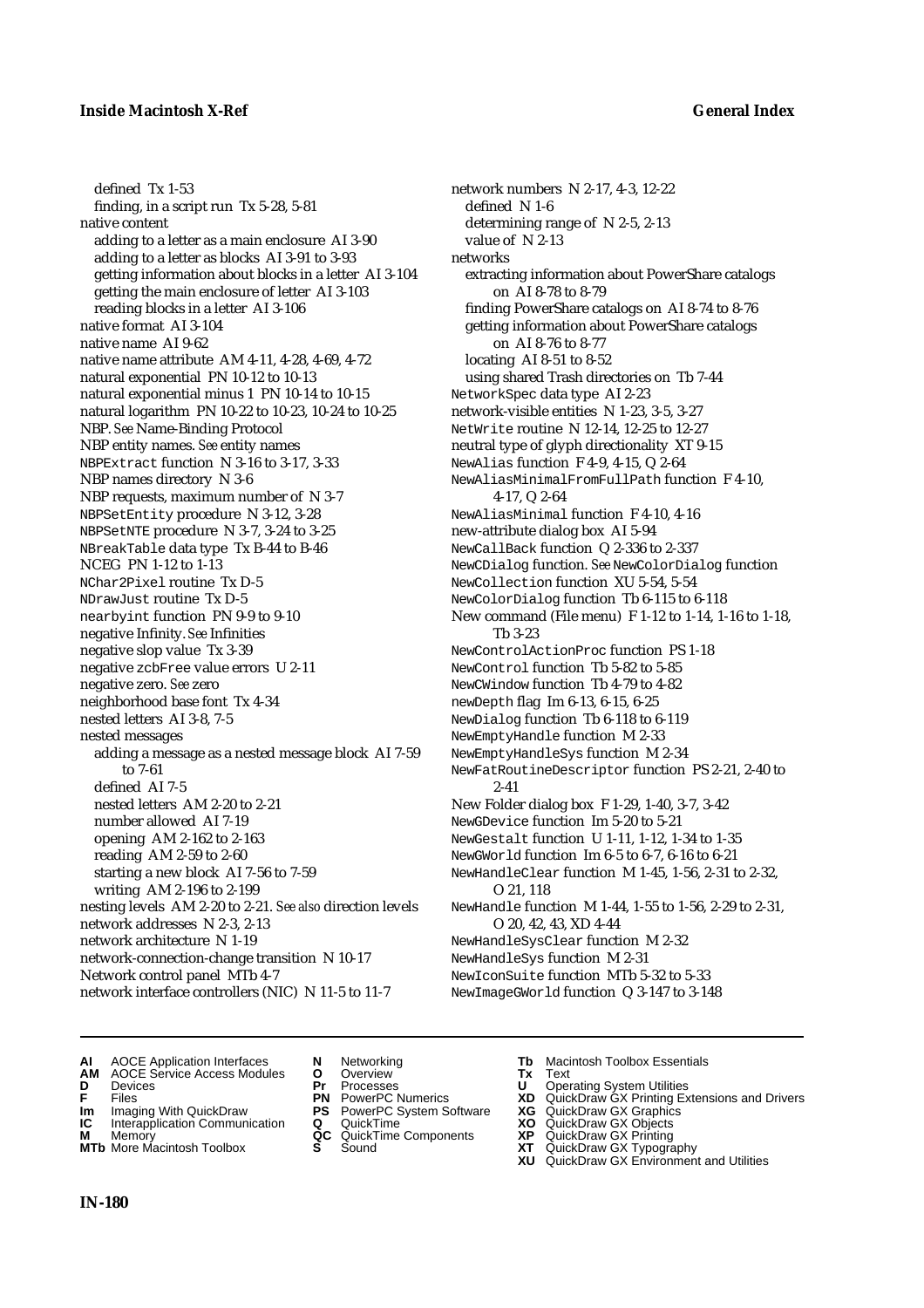defined Tx 1-53
finding, in a script run Tx 5-28, 5-81
native content
adding to a letter as a main enclosure AI 3-90
adding to a letter as blocks AI 3-91 to 3-93
getting information about blocks in a letter AI 3-104
getting the main enclosure of letter AI 3-103
reading blocks in a letter AI 3-106
native format AI 3-104
native name AI 9-62
native name attribute AM 4-11, 4-28, 4-69, 4-72
natural exponential PN 10-12 to 10-13
natural exponential minus 1 PN 10-14 to 10-15
natural logarithm PN 10-22 to 10-23, 10-24 to 10-25
NBP. *See* Name-Binding Protocol
NBP entity names. *See* entity names
NBPExtract function N 3-16 to 3-17, 3-33
NBP names directory N 3-6
NBP requests, maximum number of N 3-7
NBPSetEntity procedure N 3-12, 3-28
NBPSetNTE procedure N 3-7, 3-24 to 3-25
NBreakTable data type Tx B-44 to B-46
NCEG PN 1-12 to 1-13
NChar2Pixel routine Tx D-5
NDrawJust routine Tx D-5
nearbyint function PN 9-9 to 9-10
negative Infinity. *See* Infinities
negative slop value Tx 3-39
negative zcbFree value errors U 2-11
negative zero. *See* zero
neighborhood base font Tx 4-34
nested letters AI 3-8, 7-5
nested messages
adding a message as a nested message block AI 7-59 to 7-61
defined AI 7-5
nested letters AM 2-20 to 2-21
number allowed AI 7-19
opening AM 2-162 to 2-163
reading AM 2-59 to 2-60
starting a new block AI 7-56 to 7-59
writing AM 2-196 to 2-199
nesting levels AM 2-20 to 2-21. *See also* direction levels
network addresses N 2-3, 2-13
network architecture N 1-19
network-connection-change transition N 10-17
Network control panel MTb 4-7
network interface controllers (NIC) N 11-5 to 11-7
network numbers N 2-17, 4-3, 12-22
defined N 1-6
determining range of N 2-5, 2-13
value of N 2-13
networks
extracting information about PowerShare catalogs on AI 8-78 to 8-79
finding PowerShare catalogs on AI 8-74 to 8-76
getting information about PowerShare catalogs on AI 8-76 to 8-77
locating AI 8-51 to 8-52
using shared Trash directories on Tb 7-44
NetworkSpec data type AI 2-23
network-visible entities N 1-23, 3-5, 3-27
NetWrite routine N 12-14, 12-25 to 12-27
neutral type of glyph directionality XT 9-15
NewAlias function F 4-9, 4-15, Q 2-64
NewAliasMinimalFromFullPath function F 4-10, 4-17, Q 2-64
NewAliasMinimal function F 4-10, 4-16
new-attribute dialog box AI 5-94
NewCallBack function Q 2-336 to 2-337
NewCDialog function. *See* NewColorDialog function
NewCollection function XU 5-54, 5-54
NewColorDialog function Tb 6-115 to 6-118
New command (File menu) F 1-12 to 1-14, 1-16 to 1-18, Tb 3-23
NewControlActionProc function PS 1-18
NewControl function Tb 5-82 to 5-85
NewCWindow function Tb 4-79 to 4-82
newDepth flag Im 6-13, 6-15, 6-25
NewDialog function Tb 6-118 to 6-119
NewEmptyHandle function M 2-33
NewEmptyHandleSys function M 2-34
NewFatRoutineDescriptor function PS 2-21, 2-40 to 2-41
New Folder dialog box F 1-29, 1-40, 3-7, 3-42
NewGDevice function Im 5-20 to 5-21
NewGestalt function U 1-11, 1-12, 1-34 to 1-35
NewGWorld function Im 6-5 to 6-7, 6-16 to 6-21
NewHandleClear function M 1-45, 1-56, 2-31 to 2-32, O 21, 118
NewHandle function M 1-44, 1-55 to 1-56, 2-29 to 2-31, O 20, 42, 43, XD 4-44
NewHandleSysClear function M 2-32
NewHandleSys function M 2-31
NewIconSuite function MTb 5-32 to 5-33
NewImageGWorld function Q 3-147 to 3-148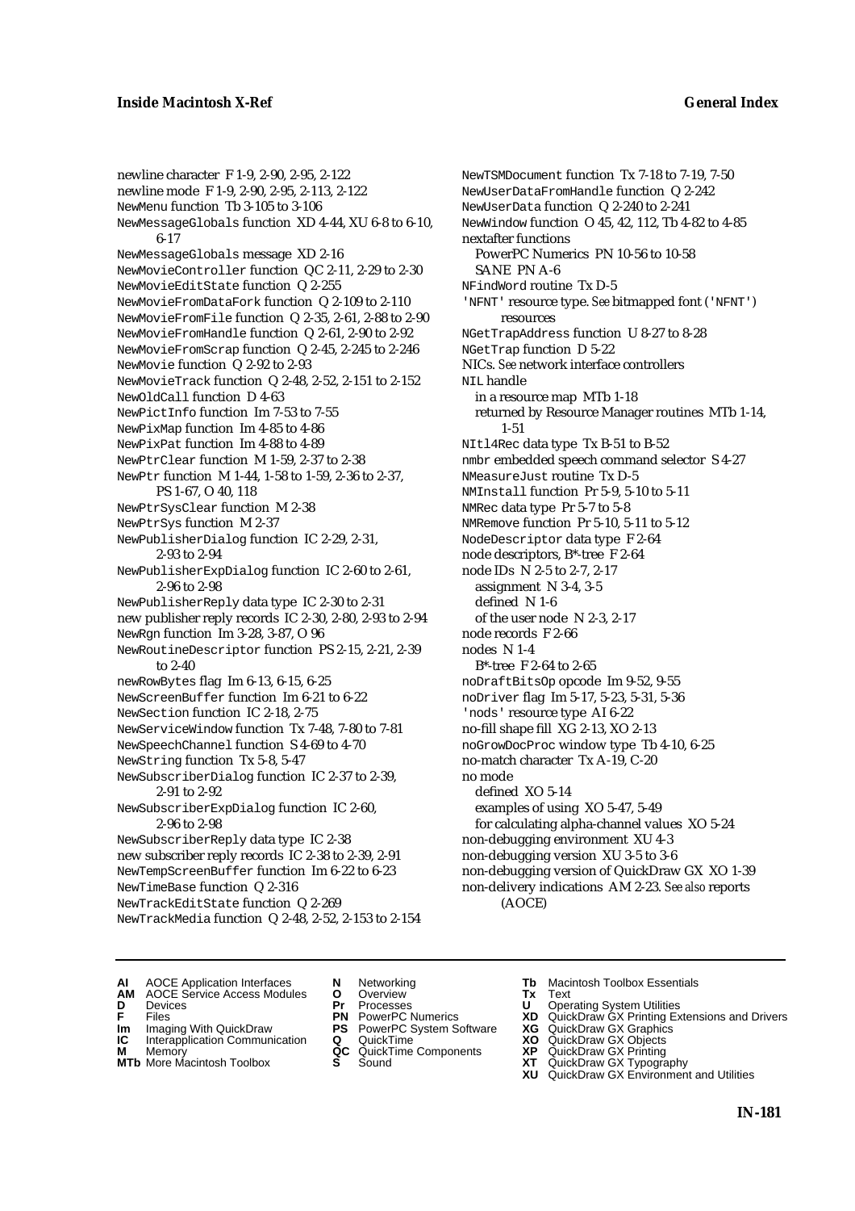newline character F 1-9, 2-90, 2-95, 2-122
newline mode F 1-9, 2-90, 2-95, 2-113, 2-122
NewMenu function Tb 3-105 to 3-106
NewMessageGlobals function XD 4-44, XU 6-8 to 6-10, 6-17
NewMessageGlobals message XD 2-16
NewMovieController function QC 2-11, 2-29 to 2-30
NewMovieEditState function Q 2-255
NewMovieFromDataFork function Q 2-109 to 2-110
NewMovieFromFile function Q 2-35, 2-61, 2-88 to 2-90
NewMovieFromHandle function Q 2-61, 2-90 to 2-92
NewMovieFromScrap function Q 2-45, 2-245 to 2-246
NewMovie function Q 2-92 to 2-93
NewMovieTrack function Q 2-48, 2-52, 2-151 to 2-152
NewOldCall function D 4-63
NewPictInfo function Im 7-53 to 7-55
NewPixMap function Im 4-85 to 4-86
NewPixPat function Im 4-88 to 4-89
NewPtrClear function M 1-59, 2-37 to 2-38
NewPtr function M 1-44, 1-58 to 1-59, 2-36 to 2-37, PS 1-67, O 40, 118
NewPtrSysClear function M 2-38
NewPtrSys function M 2-37
NewPublisherDialog function IC 2-29, 2-31, 2-93 to 2-94
NewPublisherExpDialog function IC 2-60 to 2-61, 2-96 to 2-98
NewPublisherReply data type IC 2-30 to 2-31
new publisher reply records IC 2-30, 2-80, 2-93 to 2-94
NewRgn function Im 3-28, 3-87, O 96
NewRoutineDescriptor function PS 2-15, 2-21, 2-39 to 2-40
newRowBytes flag Im 6-13, 6-15, 6-25
NewScreenBuffer function Im 6-21 to 6-22
NewSection function IC 2-18, 2-75
NewServiceWindow function Tx 7-48, 7-80 to 7-81
NewSpeechChannel function S 4-69 to 4-70
NewString function Tx 5-8, 5-47
NewSubscriberDialog function IC 2-37 to 2-39, 2-91 to 2-92
NewSubscriberExpDialog function IC 2-60, 2-96 to 2-98
NewSubscriberReply data type IC 2-38
new subscriber reply records IC 2-38 to 2-39, 2-91
NewTempScreenBuffer function Im 6-22 to 6-23
NewTimeBase function Q 2-316
NewTrackEditState function Q 2-269
NewTrackMedia function Q 2-48, 2-52, 2-153 to 2-154
NewTSMDocument function Tx 7-18 to 7-19, 7-50
NewUserDataFromHandle function Q 2-242
NewUserData function Q 2-240 to 2-241
NewWindow function O 45, 42, 112, Tb 4-82 to 4-85
nextafter functions
  PowerPC Numerics PN 10-56 to 10-58
  SANE PN A-6
NFindWord routine Tx D-5
'NFNT' resource type. *See* bitmapped font ('NFNT') resources
NGetTrapAddress function U 8-27 to 8-28
NGetTrap function D 5-22
NICs. *See* network interface controllers
NIL handle
  in a resource map MTb 1-18
  returned by Resource Manager routines MTb 1-14, 1-51
NItl4Rec data type Tx B-51 to B-52
nmbr embedded speech command selector S 4-27
NMeasureJust routine Tx D-5
NMInstall function Pr 5-9, 5-10 to 5-11
NMRec data type Pr 5-7 to 5-8
NMRemove function Pr 5-10, 5-11 to 5-12
NodeDescriptor data type F 2-64
node descriptors, B*-tree F 2-64
node IDs N 2-5 to 2-7, 2-17
  assignment N 3-4, 3-5
  defined N 1-6
  of the user node N 2-3, 2-17
node records F 2-66
nodes N 1-4
  B*-tree F 2-64 to 2-65
noDraftBitsOp opcode Im 9-52, 9-55
noDriver flag Im 5-17, 5-23, 5-31, 5-36
'nods' resource type AI 6-22
no-fill shape fill XG 2-13, XO 2-13
noGrowDocProc window type Tb 4-10, 6-25
no-match character Tx A-19, C-20
no mode
  defined XO 5-14
  examples of using XO 5-47, 5-49
  for calculating alpha-channel values XO 5-24
non-debugging environment XU 4-3
non-debugging version XU 3-5 to 3-6
non-debugging version of QuickDraw GX XO 1-39
non-delivery indications AM 2-23. *See also* reports (AOCE)

**AI** AOCE Application Interfaces
**AM** AOCE Service Access Modules
**D** Devices
**F** Files
**Im** Imaging With QuickDraw
**IC** Interapplication Communication
**M** Memory
**MTb** More Macintosh Toolbox
**N** Networking
**O** Overview
**Pr** Processes
**PN** PowerPC Numerics
**PS** PowerPC System Software
**Q** QuickTime
**QC** QuickTime Components
**S** Sound
**Tb** Macintosh Toolbox Essentials
**Tx** Text
**U** Operating System Utilities
**XD** QuickDraw GX Printing Extensions and Drivers
**XG** QuickDraw GX Graphics
**XO** QuickDraw GX Objects
**XP** QuickDraw GX Printing
**XT** QuickDraw GX Typography
**XU** QuickDraw GX Environment and Utilities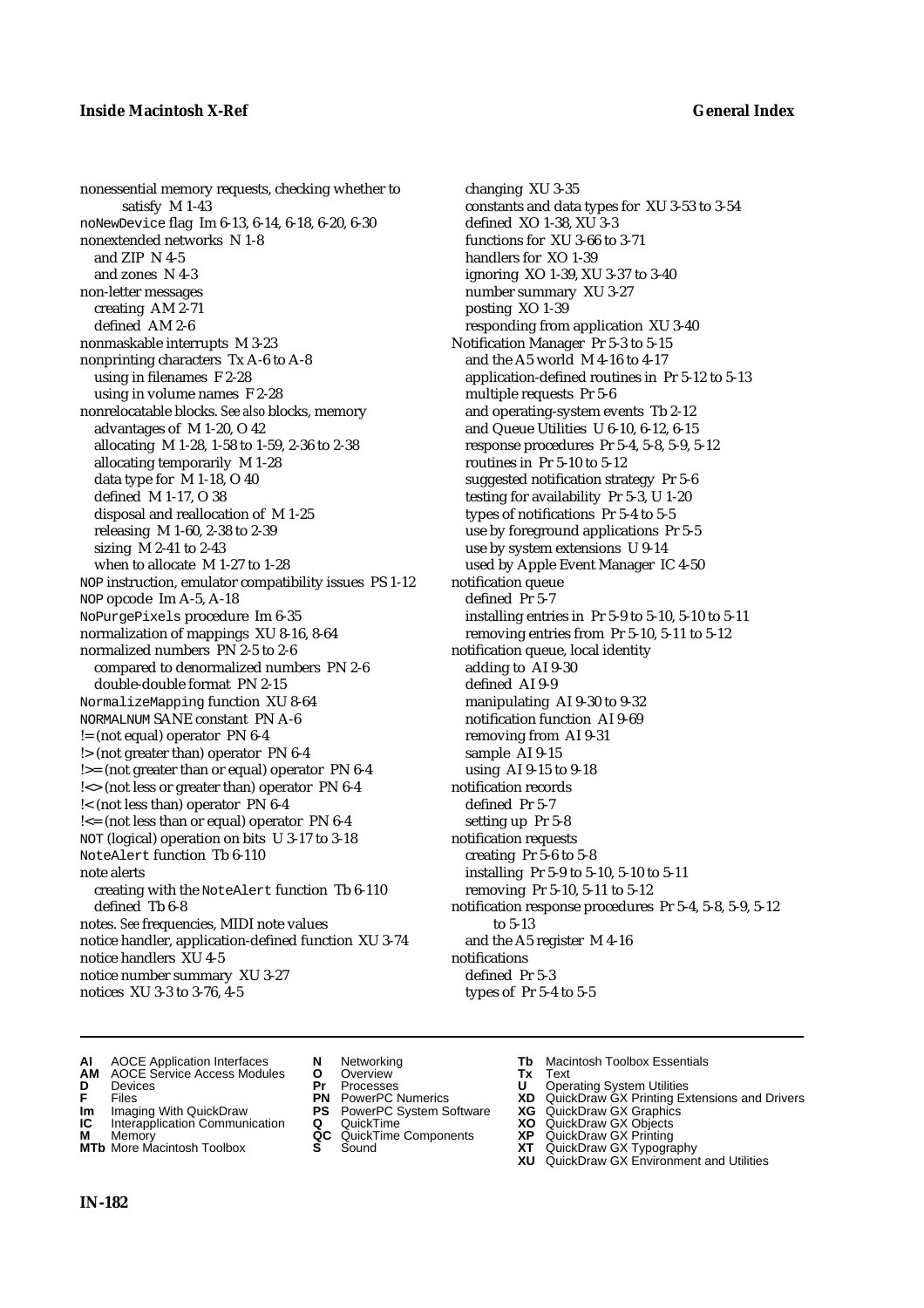nonessential memory requests, checking whether to satisfy M 1-43
noNewDevice flag Im 6-13, 6-14, 6-18, 6-20, 6-30
nonextended networks N 1-8
  and ZIP N 4-5
  and zones N 4-3
non-letter messages
  creating AM 2-71
  defined AM 2-6
nonmaskable interrupts M 3-23
nonprinting characters Tx A-6 to A-8
  using in filenames F 2-28
  using in volume names F 2-28
nonrelocatable blocks. *See also* blocks, memory
  advantages of M 1-20, O 42
  allocating M 1-28, 1-58 to 1-59, 2-36 to 2-38
  allocating temporarily M 1-28
  data type for M 1-18, O 40
  defined M 1-17, O 38
  disposal and reallocation of M 1-25
  releasing M 1-60, 2-38 to 2-39
  sizing M 2-41 to 2-43
  when to allocate M 1-27 to 1-28
NOP instruction, emulator compatibility issues PS 1-12
NOP opcode Im A-5, A-18
NoPurgePixels procedure Im 6-35
normalization of mappings XU 8-16, 8-64
normalized numbers PN 2-5 to 2-6
  compared to denormalized numbers PN 2-6
  double-double format PN 2-15
NormalizeMapping function XU 8-64
NORMALNUM SANE constant PN A-6
!= (not equal) operator PN 6-4
!> (not greater than) operator PN 6-4
!>= (not greater than or equal) operator PN 6-4
!<> (not less or greater than) operator PN 6-4
!< (not less than) operator PN 6-4
!<= (not less than or equal) operator PN 6-4
NOT (logical) operation on bits U 3-17 to 3-18
NoteAlert function Tb 6-110
note alerts
  creating with the NoteAlert function Tb 6-110
  defined Tb 6-8
notes. *See* frequencies, MIDI note values
notice handler, application-defined function XU 3-74
notice handlers XU 4-5
notice number summary XU 3-27
notices XU 3-3 to 3-76, 4-5
  changing XU 3-35
  constants and data types for XU 3-53 to 3-54
  defined XO 1-38, XU 3-3
  functions for XU 3-66 to 3-71
  handlers for XO 1-39
  ignoring XO 1-39, XU 3-37 to 3-40
  number summary XU 3-27
  posting XO 1-39
  responding from application XU 3-40
Notification Manager Pr 5-3 to 5-15
  and the A5 world M 4-16 to 4-17
  application-defined routines in Pr 5-12 to 5-13
  multiple requests Pr 5-6
  and operating-system events Tb 2-12
  and Queue Utilities U 6-10, 6-12, 6-15
  response procedures Pr 5-4, 5-8, 5-9, 5-12
  routines in Pr 5-10 to 5-12
  suggested notification strategy Pr 5-6
  testing for availability Pr 5-3, U 1-20
  types of notifications Pr 5-4 to 5-5
  use by foreground applications Pr 5-5
  use by system extensions U 9-14
  used by Apple Event Manager IC 4-50
notification queue
  defined Pr 5-7
  installing entries in Pr 5-9 to 5-10, 5-10 to 5-11
  removing entries from Pr 5-10, 5-11 to 5-12
notification queue, local identity
  adding to AI 9-30
  defined AI 9-9
  manipulating AI 9-30 to 9-32
  notification function AI 9-69
  removing from AI 9-31
  sample AI 9-15
  using AI 9-15 to 9-18
notification records
  defined Pr 5-7
  setting up Pr 5-8
notification requests
  creating Pr 5-6 to 5-8
  installing Pr 5-9 to 5-10, 5-10 to 5-11
  removing Pr 5-10, 5-11 to 5-12
notification response procedures Pr 5-4, 5-8, 5-9, 5-12 to 5-13
  and the A5 register M 4-16
notifications
  defined Pr 5-3
  types of Pr 5-4 to 5-5

**AI** AOCE Application Interfaces
**AM** AOCE Service Access Modules
**D** Devices
**F** Files
**Im** Imaging With QuickDraw
**IC** Interapplication Communication
**M** Memory
**MTb** More Macintosh Toolbox
**N** Networking
**O** Overview
**Pr** Processes
**PN** PowerPC Numerics
**PS** PowerPC System Software
**Q** QuickTime
**QC** QuickTime Components
**S** Sound
**Tb** Macintosh Toolbox Essentials
**Tx** Text
**U** Operating System Utilities
**XD** QuickDraw GX Printing Extensions and Drivers
**XG** QuickDraw GX Graphics
**XO** QuickDraw GX Objects
**XP** QuickDraw GX Printing
**XT** QuickDraw GX Typography
**XU** QuickDraw GX Environment and Utilities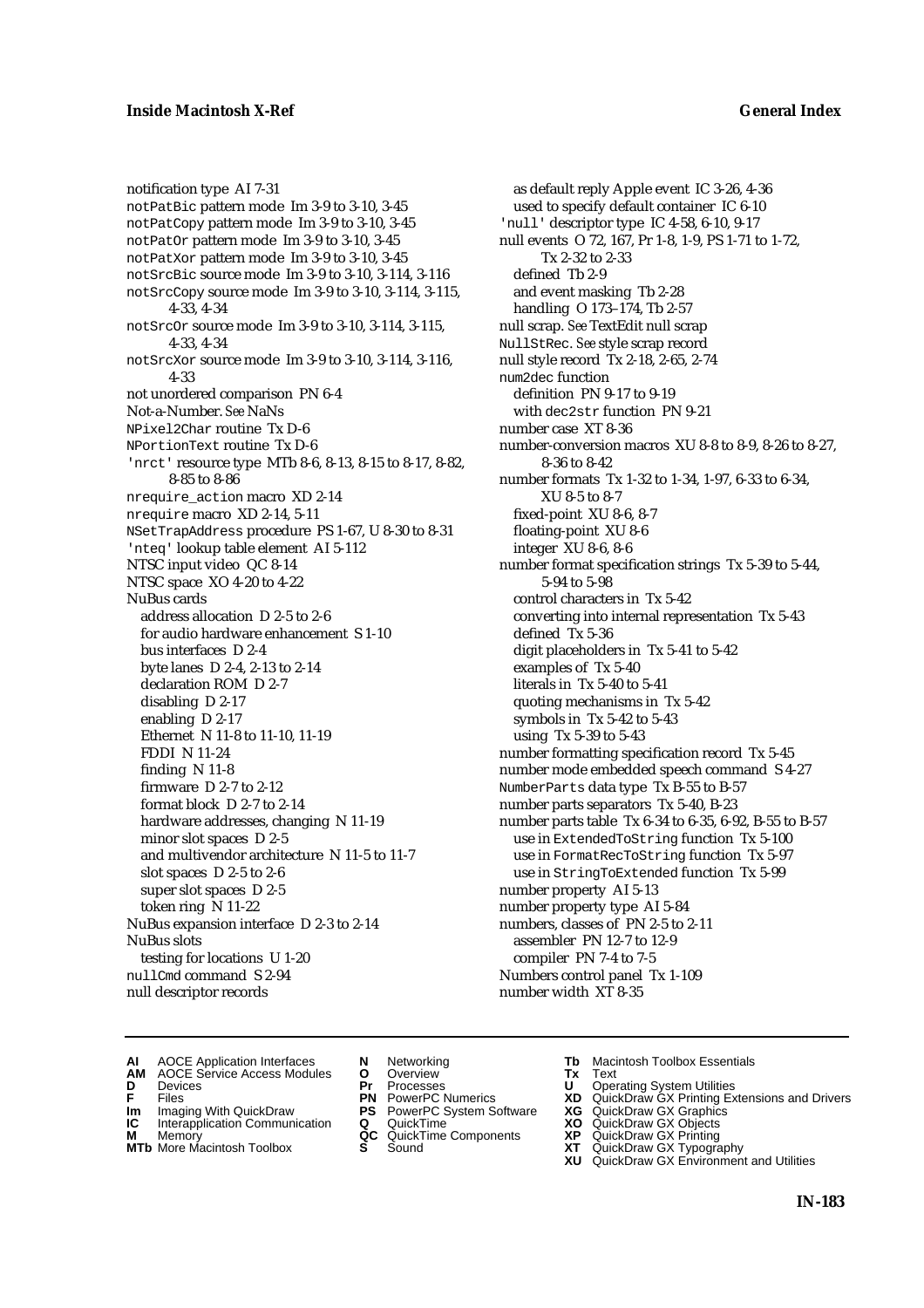notification type AI 7-31
notPatBic pattern mode Im 3-9 to 3-10, 3-45
notPatCopy pattern mode Im 3-9 to 3-10, 3-45
notPatOr pattern mode Im 3-9 to 3-10, 3-45
notPatXor pattern mode Im 3-9 to 3-10, 3-45
notSrcBic source mode Im 3-9 to 3-10, 3-114, 3-116
notSrcCopy source mode Im 3-9 to 3-10, 3-114, 3-115, 4-33, 4-34
notSrcOr source mode Im 3-9 to 3-10, 3-114, 3-115, 4-33, 4-34
notSrcXor source mode Im 3-9 to 3-10, 3-114, 3-116, 4-33
not unordered comparison PN 6-4
Not-a-Number. *See* NaNs
NPixel2Char routine Tx D-6
NPortionText routine Tx D-6
'nrct' resource type MTb 8-6, 8-13, 8-15 to 8-17, 8-82, 8-85 to 8-86
nrequire_action macro XD 2-14
nrequire macro XD 2-14, 5-11
NSetTrapAddress procedure PS 1-67, U 8-30 to 8-31
'nteq' lookup table element AI 5-112
NTSC input video QC 8-14
NTSC space XO 4-20 to 4-22
NuBus cards
  address allocation D 2-5 to 2-6
  for audio hardware enhancement S 1-10
  bus interfaces D 2-4
  byte lanes D 2-4, 2-13 to 2-14
  declaration ROM D 2-7
  disabling D 2-17
  enabling D 2-17
  Ethernet N 11-8 to 11-10, 11-19
  FDDI N 11-24
  finding N 11-8
  firmware D 2-7 to 2-12
  format block D 2-7 to 2-14
  hardware addresses, changing N 11-19
  minor slot spaces D 2-5
  and multivendor architecture N 11-5 to 11-7
  slot spaces D 2-5 to 2-6
  super slot spaces D 2-5
  token ring N 11-22
NuBus expansion interface D 2-3 to 2-14
NuBus slots
  testing for locations U 1-20
nullCmd command S 2-94
null descriptor records
  as default reply Apple event IC 3-26, 4-36
  used to specify default container IC 6-10
'null' descriptor type IC 4-58, 6-10, 9-17
null events O 72, 167, Pr 1-8, 1-9, PS 1-71 to 1-72, Tx 2-32 to 2-33
  defined Tb 2-9
  and event masking Tb 2-28
  handling O 173–174, Tb 2-57
null scrap. *See* TextEdit null scrap
NullStRec. *See* style scrap record
null style record Tx 2-18, 2-65, 2-74
num2dec function
  definition PN 9-17 to 9-19
  with dec2str function PN 9-21
number case XT 8-36
number-conversion macros XU 8-8 to 8-9, 8-26 to 8-27, 8-36 to 8-42
number formats Tx 1-32 to 1-34, 1-97, 6-33 to 6-34, XU 8-5 to 8-7
  fixed-point XU 8-6, 8-7
  floating-point XU 8-6
  integer XU 8-6, 8-6
number format specification strings Tx 5-39 to 5-44, 5-94 to 5-98
  control characters in Tx 5-42
  converting into internal representation Tx 5-43
  defined Tx 5-36
  digit placeholders in Tx 5-41 to 5-42
  examples of Tx 5-40
  literals in Tx 5-40 to 5-41
  quoting mechanisms in Tx 5-42
  symbols in Tx 5-42 to 5-43
  using Tx 5-39 to 5-43
number formatting specification record Tx 5-45
number mode embedded speech command S 4-27
NumberParts data type Tx B-55 to B-57
number parts separators Tx 5-40, B-23
number parts table Tx 6-34 to 6-35, 6-92, B-55 to B-57
  use in ExtendedToString function Tx 5-100
  use in FormatRecToString function Tx 5-97
  use in StringToExtended function Tx 5-99
number property AI 5-13
number property type AI 5-84
numbers, classes of PN 2-5 to 2-11
  assembler PN 12-7 to 12-9
  compiler PN 7-4 to 7-5
Numbers control panel Tx 1-109
number width XT 8-35

**AI** AOCE Application Interfaces
**AM** AOCE Service Access Modules
**D** Devices
**F** Files
**Im** Imaging With QuickDraw
**IC** Interapplication Communication
**M** Memory
**MTb** More Macintosh Toolbox
**N** Networking
**O** Overview
**Pr** Processes
**PN** PowerPC Numerics
**PS** PowerPC System Software
**Q** QuickTime
**QC** QuickTime Components
**S** Sound
**Tb** Macintosh Toolbox Essentials
**Tx** Text
**U** Operating System Utilities
**XD** QuickDraw GX Printing Extensions and Drivers
**XG** QuickDraw GX Graphics
**XO** QuickDraw GX Objects
**XP** QuickDraw GX Printing
**XT** QuickDraw GX Typography
**XU** QuickDraw GX Environment and Utilities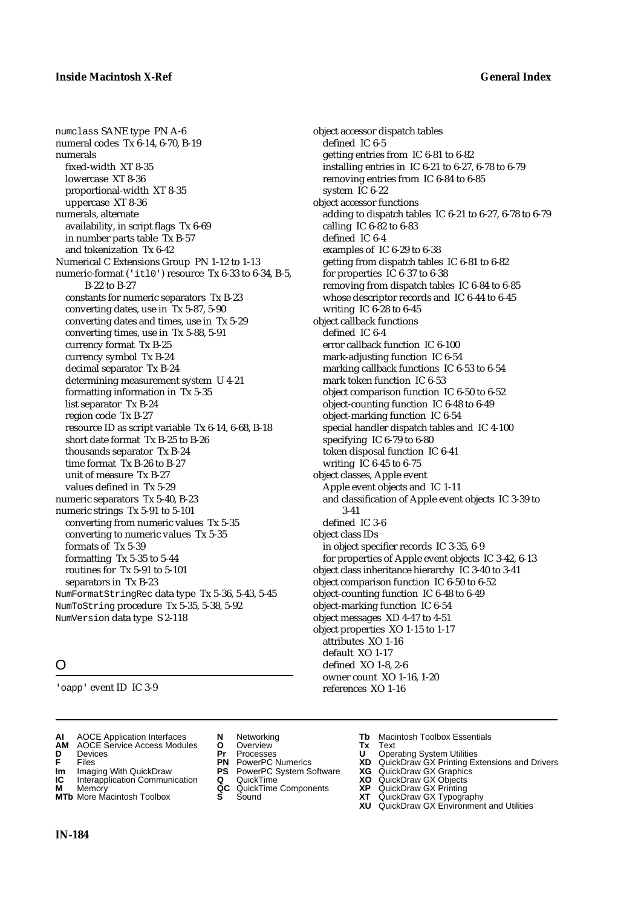numclass SANE type PN A-6
numeral codes Tx 6-14, 6-70, B-19
numerals
  fixed-width XT 8-35
  lowercase XT 8-36
  proportional-width XT 8-35
  uppercase XT 8-36
numerals, alternate
  availability, in script flags Tx 6-69
  in number parts table Tx B-57
  and tokenization Tx 6-42
Numerical C Extensions Group PN 1-12 to 1-13
numeric-format ('itl0') resource Tx 6-33 to 6-34, B-5, B-22 to B-27
  constants for numeric separators Tx B-23
  converting dates, use in Tx 5-87, 5-90
  converting dates and times, use in Tx 5-29
  converting times, use in Tx 5-88, 5-91
  currency format Tx B-25
  currency symbol Tx B-24
  decimal separator Tx B-24
  determining measurement system U 4-21
  formatting information in Tx 5-35
  list separator Tx B-24
  region code Tx B-27
  resource ID as script variable Tx 6-14, 6-68, B-18
  short date format Tx B-25 to B-26
  thousands separator Tx B-24
  time format Tx B-26 to B-27
  unit of measure Tx B-27
  values defined in Tx 5-29
numeric separators Tx 5-40, B-23
numeric strings Tx 5-91 to 5-101
  converting from numeric values Tx 5-35
  converting to numeric values Tx 5-35
  formats of Tx 5-39
  formatting Tx 5-35 to 5-44
  routines for Tx 5-91 to 5-101
  separators in Tx B-23
NumFormatStringRec data type Tx 5-36, 5-43, 5-45
NumToString procedure Tx 5-35, 5-38, 5-92
NumVersion data type S 2-118

## O

'oapp' event ID IC 3-9
object accessor dispatch tables
  defined IC 6-5
  getting entries from IC 6-81 to 6-82
  installing entries in IC 6-21 to 6-27, 6-78 to 6-79
  removing entries from IC 6-84 to 6-85
  system IC 6-22
object accessor functions
  adding to dispatch tables IC 6-21 to 6-27, 6-78 to 6-79
  calling IC 6-82 to 6-83
  defined IC 6-4
  examples of IC 6-29 to 6-38
  getting from dispatch tables IC 6-81 to 6-82
  for properties IC 6-37 to 6-38
  removing from dispatch tables IC 6-84 to 6-85
  whose descriptor records and IC 6-44 to 6-45
  writing IC 6-28 to 6-45
object callback functions
  defined IC 6-4
  error callback function IC 6-100
  mark-adjusting function IC 6-54
  marking callback functions IC 6-53 to 6-54
  mark token function IC 6-53
  object comparison function IC 6-50 to 6-52
  object-counting function IC 6-48 to 6-49
  object-marking function IC 6-54
  special handler dispatch tables and IC 4-100
  specifying IC 6-79 to 6-80
  token disposal function IC 6-41
  writing IC 6-45 to 6-75
object classes, Apple event
  Apple event objects and IC 1-11
  and classification of Apple event objects IC 3-39 to 3-41
  defined IC 3-6
object class IDs
  in object specifier records IC 3-35, 6-9
  for properties of Apple event objects IC 3-42, 6-13
object class inheritance hierarchy IC 3-40 to 3-41
object comparison function IC 6-50 to 6-52
object-counting function IC 6-48 to 6-49
object-marking function IC 6-54
object messages XD 4-47 to 4-51
object properties XO 1-15 to 1-17
  attributes XO 1-16
  default XO 1-17
  defined XO 1-8, 2-6
  owner count XO 1-16, 1-20
  references XO 1-16

**AI** AOCE Application Interfaces
**AM** AOCE Service Access Modules
**D** Devices
**F** Files
**Im** Imaging With QuickDraw
**IC** Interapplication Communication
**M** Memory
**MTb** More Macintosh Toolbox
**N** Networking
**O** Overview
**Pr** Processes
**PN** PowerPC Numerics
**PS** PowerPC System Software
**Q** QuickTime
**QC** QuickTime Components
**S** Sound
**Tb** Macintosh Toolbox Essentials
**Tx** Text
**U** Operating System Utilities
**XD** QuickDraw GX Printing Extensions and Drivers
**XG** QuickDraw GX Graphics
**XO** QuickDraw GX Objects
**XP** QuickDraw GX Printing
**XT** QuickDraw GX Typography
**XU** QuickDraw GX Environment and Utilities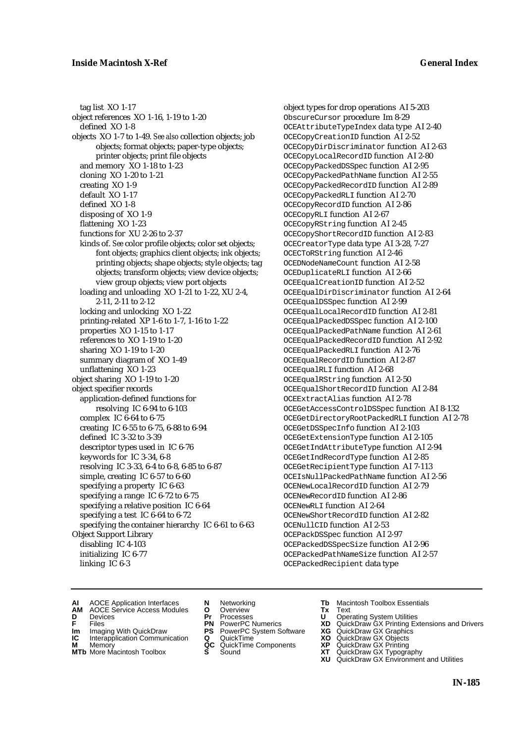tag list XO 1-17
object references XO 1-16, 1-19 to 1-20
  defined XO 1-8
objects XO 1-7 to 1-49. *See also* collection objects; job objects; format objects; paper-type objects; printer objects; print file objects
  and memory XO 1-18 to 1-23
  cloning XO 1-20 to 1-21
  creating XO 1-9
  default XO 1-17
  defined XO 1-8
  disposing of XO 1-9
  flattening XO 1-23
  functions for XU 2-26 to 2-37
  kinds of. *See* color profile objects; color set objects; font objects; graphics client objects; ink objects; printing objects; shape objects; style objects; tag objects; transform objects; view device objects; view group objects; view port objects
  loading and unloading XO 1-21 to 1-22, XU 2-4, 2-11, 2-11 to 2-12
  locking and unlocking XO 1-22
  printing-related XP 1-6 to 1-7, 1-16 to 1-22
  properties XO 1-15 to 1-17
  references to XO 1-19 to 1-20
  sharing XO 1-19 to 1-20
  summary diagram of XO 1-49
  unflattening XO 1-23
object sharing XO 1-19 to 1-20
object specifier records
  application-defined functions for resolving IC 6-94 to 6-103
  complex IC 6-64 to 6-75
  creating IC 6-55 to 6-75, 6-88 to 6-94
  defined IC 3-32 to 3-39
  descriptor types used in IC 6-76
  keywords for IC 3-34, 6-8
  resolving IC 3-33, 6-4 to 6-8, 6-85 to 6-87
  simple, creating IC 6-57 to 6-60
  specifying a property IC 6-63
  specifying a range IC 6-72 to 6-75
  specifying a relative position IC 6-64
  specifying a test IC 6-64 to 6-72
  specifying the container hierarchy IC 6-61 to 6-63
Object Support Library
  disabling IC 4-103
  initializing IC 6-77
  linking IC 6-3
object types for drop operations AI 5-203
`ObscureCursor` procedure Im 8-29
`OCEAttributeTypeIndex` data type AI 2-40
`OCECopyCreationID` function AI 2-52
`OCECopyDirDiscriminator` function AI 2-63
`OCECopyLocalRecordID` function AI 2-80
`OCECopyPackedDSSpec` function AI 2-95
`OCECopyPackedPathName` function AI 2-55
`OCECopyPackedRecordID` function AI 2-89
`OCECopyPackedRLI` function AI 2-70
`OCECopyRecordID` function AI 2-86
`OCECopyRLI` function AI 2-67
`OCECopyRString` function AI 2-45
`OCECopyShortRecordID` function AI 2-83
`OCECreatorType` data type AI 3-28, 7-27
`OCECToRString` function AI 2-46
`OCEDNodeNameCount` function AI 2-58
`OCEDuplicateRLI` function AI 2-66
`OCEEqualCreationID` function AI 2-52
`OCEEqualDirDiscriminator` function AI 2-64
`OCEEqualDSSpec` function AI 2-99
`OCEEqualLocalRecordID` function AI 2-81
`OCEEqualPackedDSSpec` function AI 2-100
`OCEEqualPackedPathName` function AI 2-61
`OCEEqualPackedRecordID` function AI 2-92
`OCEEqualPackedRLI` function AI 2-76
`OCEEqualRecordID` function AI 2-87
`OCEEqualRLI` function AI 2-68
`OCEEqualRString` function AI 2-50
`OCEEqualShortRecordID` function AI 2-84
`OCEExtractAlias` function AI 2-78
`OCEGetAccessControlDSSpec` function AI 8-132
`OCEGetDirectoryRootPackedRLI` function AI 2-78
`OCEGetDSSpecInfo` function AI 2-103
`OCEGetExtensionType` function AI 2-105
`OCEGetIndAttributeType` function AI 2-94
`OCEGetIndRecordType` function AI 2-85
`OCEGetRecipientType` function AI 7-113
`OCEIsNullPackedPathName` function AI 2-56
`OCENewLocalRecordID` function AI 2-79
`OCENewRecordID` function AI 2-86
`OCENewRLI` function AI 2-64
`OCENewShortRecordID` function AI 2-82
`OCENullCID` function AI 2-53
`OCEPackDSSpec` function AI 2-97
`OCEPackedDSSpecSize` function AI 2-96
`OCEPackedPathNameSize` function AI 2-57
`OCEPackedRecipient` data type

**AI** AOCE Application Interfaces
**AM** AOCE Service Access Modules
**D** Devices
**F** Files
**Im** Imaging With QuickDraw
**IC** Interapplication Communication
**M** Memory
**MTb** More Macintosh Toolbox
**N** Networking
**O** Overview
**Pr** Processes
**PN** PowerPC Numerics
**PS** PowerPC System Software
**Q** QuickTime
**QC** QuickTime Components
**S** Sound
**Tb** Macintosh Toolbox Essentials
**Tx** Text
**U** Operating System Utilities
**XD** QuickDraw GX Printing Extensions and Drivers
**XG** QuickDraw GX Graphics
**XO** QuickDraw GX Objects
**XP** QuickDraw GX Printing
**XT** QuickDraw GX Typography
**XU** QuickDraw GX Environment and Utilities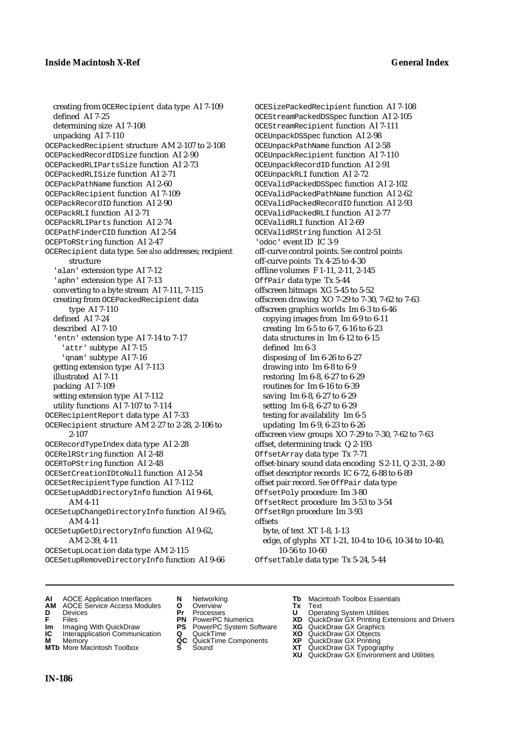creating from OCERecipient data type AI 7-109
defined AI 7-25
determining size AI 7-108
unpacking AI 7-110
OCEPackedRecipient structure AM 2-107 to 2-108
OCEPackedRecordIDSize function AI 2-90
OCEPackedRLIPartsSize function AI 2-73
OCEPackedRLISize function AI 2-71
OCEPackPathName function AI 2-60
OCEPackRecipient function AI 7-109
OCEPackRecordID function AI 2-90
OCEPackRLI function AI 2-71
OCEPackRLIParts function AI 2-74
OCEPathFinderCID function AI 2-54
OCEPToRString function AI 2-47
OCERecipient data type. *See also* addresses; recipient structure
'alan' extension type AI 7-12
'aphn' extension type AI 7-13
converting to a byte stream AI 7-111, 7-115
creating from OCEPackedRecipient data type AI 7-110
defined AI 7-24
described AI 7-10
'entn' extension type AI 7-14 to 7-17
'attr' subtype AI 7-15
'qnam' subtype AI 7-16
getting extension type AI 7-113
illustrated AI 7-11
packing AI 7-109
setting extension type AI 7-112
utility functions AI 7-107 to 7-114
OCERecipientReport data type AI 7-33
OCERecipient structure AM 2-27 to 2-28, 2-106 to 2-107
OCERecordTypeIndex data type AI 2-28
OCERelRString function AI 2-48
OCERToPString function AI 2-48
OCESetCreationIDtoNull function AI 2-54
OCESetRecipientType function AI 7-112
OCESetupAddDirectoryInfo function AI 9-64, AM 4-11
OCESetupChangeDirectoryInfo function AI 9-65, AM 4-11
OCESetupGetDirectoryInfo function AI 9-62, AM 2-39, 4-11
OCESetupLocation data type AM 2-115
OCESetupRemoveDirectoryInfo function AI 9-66
OCESizePackedRecipient function AI 7-108
OCEStreamPackedDSSpec function AI 2-105
OCEStreamRecipient function AI 7-111
OCEUnpackDSSpec function AI 2-98
OCEUnpackPathName function AI 2-58
OCEUnpackRecipient function AI 7-110
OCEUnpackRecordID function AI 2-91
OCEUnpackRLI function AI 2-72
OCEValidPackedDSSpec function AI 2-102
OCEValidPackedPathName function AI 2-62
OCEValidPackedRecordID function AI 2-93
OCEValidPackedRLI function AI 2-77
OCEValidRLI function AI 2-69
OCEValidRString function AI 2-51
'odoc' event ID IC 3-9
off-curve control points. *See* control points
off-curve points Tx 4-25 to 4-30
offline volumes F 1-11, 2-11, 2-145
OffPair data type Tx 5-44
offscreen bitmaps XG 5-45 to 5-52
offscreen drawing XO 7-29 to 7-30, 7-62 to 7-63
offscreen graphics worlds Im 6-3 to 6-46
copying images from Im 6-9 to 6-11
creating Im 6-5 to 6-7, 6-16 to 6-23
data structures in Im 6-12 to 6-15
defined Im 6-3
disposing of Im 6-26 to 6-27
drawing into Im 6-8 to 6-9
restoring Im 6-8, 6-27 to 6-29
routines for Im 6-16 to 6-39
saving Im 6-8, 6-27 to 6-29
setting Im 6-8, 6-27 to 6-29
testing for availability Im 6-5
updating Im 6-9, 6-23 to 6-26
offscreen view groups XO 7-29 to 7-30, 7-62 to 7-63
offset, determining track Q 2-193
OffsetArray data type Tx 7-71
offset-binary sound data encoding S 2-11, Q 2-31, 2-80
offset descriptor records IC 6-72, 6-88 to 6-89
offset pair record. *See* OffPair data type
OffsetPoly procedure Im 3-80
OffsetRect procedure Im 3-53 to 3-54
OffsetRgn procedure Im 3-93
offsets
byte, of text XT 1-8, 1-13
edge, of glyphs XT 1-21, 10-4 to 10-6, 10-34 to 10-40, 10-56 to 10-60
OffsetTable data type Tx 5-24, 5-44

**AI** AOCE Application Interfaces
**AM** AOCE Service Access Modules
**D** Devices
**F** Files
**Im** Imaging With QuickDraw
**IC** Interapplication Communication
**M** Memory
**MTb** More Macintosh Toolbox
**N** Networking
**O** Overview
**Pr** Processes
**PN** PowerPC Numerics
**PS** PowerPC System Software
**Q** QuickTime
**QC** QuickTime Components
**S** Sound
**Tb** Macintosh Toolbox Essentials
**Tx** Text
**U** Operating System Utilities
**XD** QuickDraw GX Printing Extensions and Drivers
**XG** QuickDraw GX Graphics
**XO** QuickDraw GX Objects
**XP** QuickDraw GX Printing
**XT** QuickDraw GX Typography
**XU** QuickDraw GX Environment and Utilities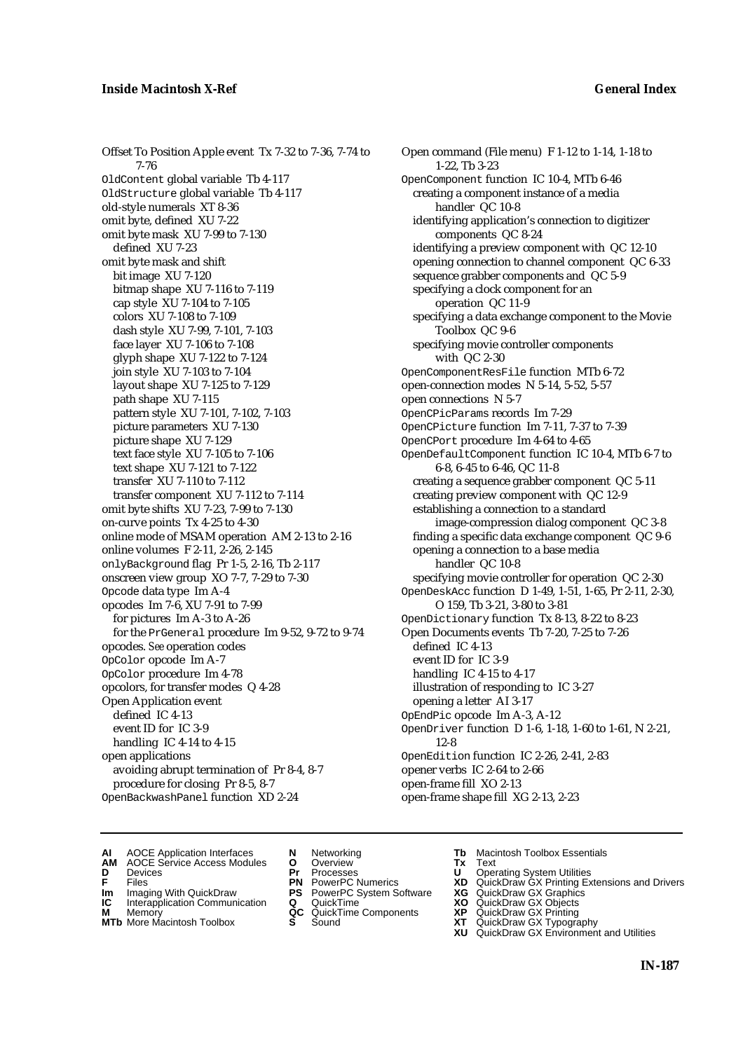Offset To Position Apple event Tx 7-32 to 7-36, 7-74 to 7-76
OldContent global variable Tb 4-117
OldStructure global variable Tb 4-117
old-style numerals XT 8-36
omit byte, defined XU 7-22
omit byte mask XU 7-99 to 7-130
  defined XU 7-23
omit byte mask and shift
  bit image XU 7-120
  bitmap shape XU 7-116 to 7-119
  cap style XU 7-104 to 7-105
  colors XU 7-108 to 7-109
  dash style XU 7-99, 7-101, 7-103
  face layer XU 7-106 to 7-108
  glyph shape XU 7-122 to 7-124
  join style XU 7-103 to 7-104
  layout shape XU 7-125 to 7-129
  path shape XU 7-115
  pattern style XU 7-101, 7-102, 7-103
  picture parameters XU 7-130
  picture shape XU 7-129
  text face style XU 7-105 to 7-106
  text shape XU 7-121 to 7-122
  transfer XU 7-110 to 7-112
  transfer component XU 7-112 to 7-114
omit byte shifts XU 7-23, 7-99 to 7-130
on-curve points Tx 4-25 to 4-30
online mode of MSAM operation AM 2-13 to 2-16
online volumes F 2-11, 2-26, 2-145
onlyBackground flag Pr 1-5, 2-16, Tb 2-117
onscreen view group XO 7-7, 7-29 to 7-30
Opcode data type Im A-4
opcodes Im 7-6, XU 7-91 to 7-99
  for pictures Im A-3 to A-26
  for the PrGeneral procedure Im 9-52, 9-72 to 9-74
opcodes. *See* operation codes
OpColor opcode Im A-7
OpColor procedure Im 4-78
opcolors, for transfer modes Q 4-28
Open Application event
  defined IC 4-13
  event ID for IC 3-9
  handling IC 4-14 to 4-15
open applications
  avoiding abrupt termination of Pr 8-4, 8-7
  procedure for closing Pr 8-5, 8-7
OpenBackwashPanel function XD 2-24
Open command (File menu) F 1-12 to 1-14, 1-18 to 1-22, Tb 3-23
OpenComponent function IC 10-4, MTb 6-46
  creating a component instance of a media handler QC 10-8
  identifying application's connection to digitizer components QC 8-24
  identifying a preview component with QC 12-10
  opening connection to channel component QC 6-33
  sequence grabber components and QC 5-9
  specifying a clock component for an operation QC 11-9
  specifying a data exchange component to the Movie Toolbox QC 9-6
  specifying movie controller components with QC 2-30
OpenComponentResFile function MTb 6-72
open-connection modes N 5-14, 5-52, 5-57
open connections N 5-7
OpenCPicParams records Im 7-29
OpenCPicture function Im 7-11, 7-37 to 7-39
OpenCPort procedure Im 4-64 to 4-65
OpenDefaultComponent function IC 10-4, MTb 6-7 to 6-8, 6-45 to 6-46, QC 11-8
  creating a sequence grabber component QC 5-11
  creating preview component with QC 12-9
  establishing a connection to a standard image-compression dialog component QC 3-8
  finding a specific data exchange component QC 9-6
  opening a connection to a base media handler QC 10-8
  specifying movie controller for operation QC 2-30
OpenDeskAcc function D 1-49, 1-51, 1-65, Pr 2-11, 2-30, O 159, Tb 3-21, 3-80 to 3-81
OpenDictionary function Tx 8-13, 8-22 to 8-23
Open Documents events Tb 7-20, 7-25 to 7-26
  defined IC 4-13
  event ID for IC 3-9
  handling IC 4-15 to 4-17
  illustration of responding to IC 3-27
  opening a letter AI 3-17
OpEndPic opcode Im A-3, A-12
OpenDriver function D 1-6, 1-18, 1-60 to 1-61, N 2-21, 12-8
OpenEdition function IC 2-26, 2-41, 2-83
opener verbs IC 2-64 to 2-66
open-frame fill XO 2-13
open-frame shape fill XG 2-13, 2-23

**AI** AOCE Application Interfaces
**AM** AOCE Service Access Modules
**D** Devices
**F** Files
**Im** Imaging With QuickDraw
**IC** Interapplication Communication
**M** Memory
**MTb** More Macintosh Toolbox
**N** Networking
**O** Overview
**Pr** Processes
**PN** PowerPC Numerics
**PS** PowerPC System Software
**Q** QuickTime
**QC** QuickTime Components
**S** Sound
**Tb** Macintosh Toolbox Essentials
**Tx** Text
**U** Operating System Utilities
**XD** QuickDraw GX Printing Extensions and Drivers
**XG** QuickDraw GX Graphics
**XO** QuickDraw GX Objects
**XP** QuickDraw GX Printing
**XT** QuickDraw GX Typography
**XU** QuickDraw GX Environment and Utilities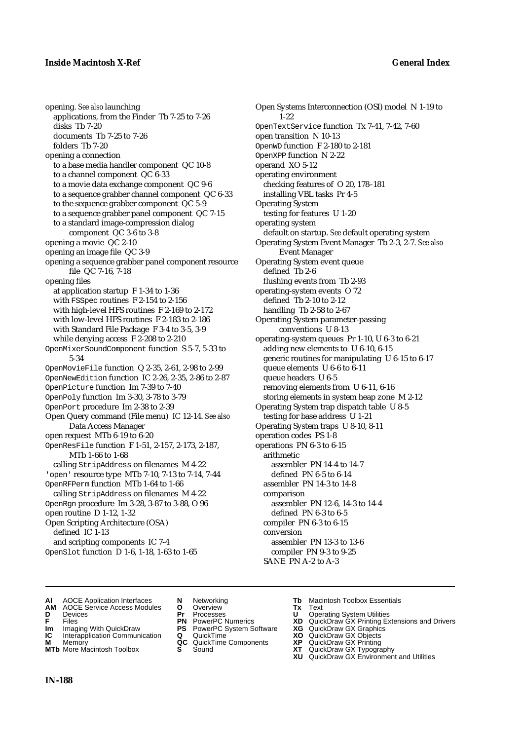opening. *See also* launching
- applications, from the Finder Tb 7-25 to 7-26
- disks Tb 7-20
- documents Tb 7-25 to 7-26
- folders Tb 7-20

opening a connection
- to a base media handler component QC 10-8
- to a channel component QC 6-33
- to a movie data exchange component QC 9-6
- to a sequence grabber channel component QC 6-33
- to the sequence grabber component QC 5-9
- to a sequence grabber panel component QC 7-15
- to a standard image-compression dialog component QC 3-6 to 3-8

opening a movie QC 2-10

opening an image file QC 3-9

opening a sequence grabber panel component resource file QC 7-16, 7-18

opening files
- at application startup F 1-34 to 1-36
- with FSSpec routines F 2-154 to 2-156
- with high-level HFS routines F 2-169 to 2-172
- with low-level HFS routines F 2-183 to 2-186
- with Standard File Package F 3-4 to 3-5, 3-9
- while denying access F 2-208 to 2-210

OpenMixerSoundComponent function S 5-7, 5-33 to 5-34

OpenMovieFile function Q 2-35, 2-61, 2-98 to 2-99

OpenNewEdition function IC 2-26, 2-35, 2-86 to 2-87

OpenPicture function Im 7-39 to 7-40

OpenPoly function Im 3-30, 3-78 to 3-79

OpenPort procedure Im 2-38 to 2-39

Open Query command (File menu) IC 12-14. *See also* Data Access Manager

open request MTb 6-19 to 6-20

OpenResFile function F 1-51, 2-157, 2-173, 2-187, MTb 1-66 to 1-68
- calling StripAddress on filenames M 4-22

'open' resource type MTb 7-10, 7-13 to 7-14, 7-44

OpenRFPerm function MTb 1-64 to 1-66
- calling StripAddress on filenames M 4-22

OpenRgn procedure Im 3-28, 3-87 to 3-88, O 96

open routine D 1-12, 1-32

Open Scripting Architecture (OSA)
- defined IC 1-13
- and scripting components IC 7-4

OpenSlot function D 1-6, 1-18, 1-63 to 1-65

Open Systems Interconnection (OSI) model N 1-19 to 1-22

OpenTextService function Tx 7-41, 7-42, 7-60

open transition N 10-13

OpenWD function F 2-180 to 2-181

OpenXPP function N 2-22

operand XO 5-12

operating environment
- checking features of O 20, 178–181
- installing VBL tasks Pr 4-5

Operating System
- testing for features U 1-20

operating system
- default on startup. *See* default operating system

Operating System Event Manager Tb 2-3, 2-7. *See also* Event Manager

Operating System event queue
- defined Tb 2-6
- flushing events from Tb 2-93

operating-system events O 72
- defined Tb 2-10 to 2-12
- handling Tb 2-58 to 2-67

Operating System parameter-passing conventions U 8-13

operating-system queues Pr 1-10, U 6-3 to 6-21
- adding new elements to U 6-10, 6-15
- generic routines for manipulating U 6-15 to 6-17
- queue elements U 6-6 to 6-11
- queue headers U 6-5
- removing elements from U 6-11, 6-16
- storing elements in system heap zone M 2-12

Operating System trap dispatch table U 8-5
- testing for base address U 1-21

Operating System traps U 8-10, 8-11

operation codes PS 1-8

operations PN 6-3 to 6-15
- arithmetic
  - assembler PN 14-4 to 14-7
  - defined PN 6-5 to 6-14
- assembler PN 14-3 to 14-8
- comparison
  - assembler PN 12-6, 14-3 to 14-4
  - defined PN 6-3 to 6-5
- compiler PN 6-3 to 6-15
- conversion
  - assembler PN 13-3 to 13-6
  - compiler PN 9-3 to 9-25
- SANE PN A-2 to A-3

**AI** AOCE Application Interfaces
**AM** AOCE Service Access Modules
**D** Devices
**F** Files
**Im** Imaging With QuickDraw
**IC** Interapplication Communication
**M** Memory
**MTb** More Macintosh Toolbox
**N** Networking
**O** Overview
**Pr** Processes
**PN** PowerPC Numerics
**PS** PowerPC System Software
**Q** QuickTime
**QC** QuickTime Components
**S** Sound
**Tb** Macintosh Toolbox Essentials
**Tx** Text
**U** Operating System Utilities
**XD** QuickDraw GX Printing Extensions and Drivers
**XG** QuickDraw GX Graphics
**XO** QuickDraw GX Objects
**XP** QuickDraw GX Printing
**XT** QuickDraw GX Typography
**XU** QuickDraw GX Environment and Utilities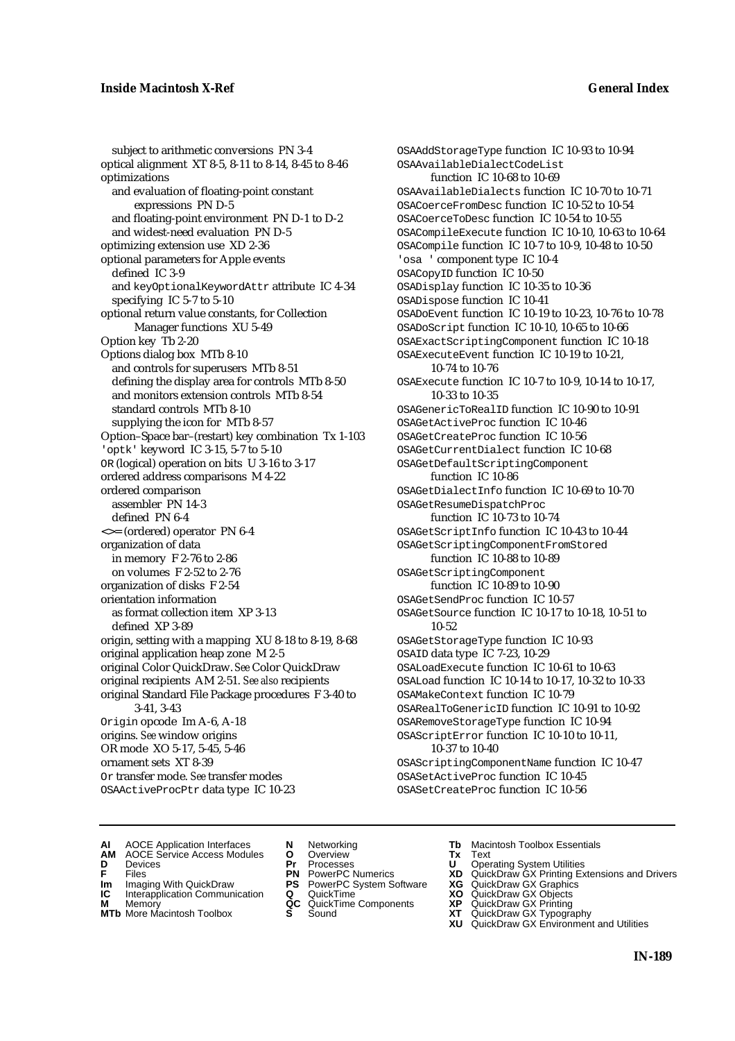subject to arithmetic conversions PN 3-4
optical alignment XT 8-5, 8-11 to 8-14, 8-45 to 8-46
optimizations
  and evaluation of floating-point constant expressions PN D-5
  and floating-point environment PN D-1 to D-2
  and widest-need evaluation PN D-5
optimizing extension use XD 2-36
optional parameters for Apple events
  defined IC 3-9
  and keyOptionalKeywordAttr attribute IC 4-34
  specifying IC 5-7 to 5-10
optional return value constants, for Collection Manager functions XU 5-49
Option key Tb 2-20
Options dialog box MTb 8-10
  and controls for superusers MTb 8-51
  defining the display area for controls MTb 8-50
  and monitors extension controls MTb 8-54
  standard controls MTb 8-10
  supplying the icon for MTb 8-57
Option–Space bar–(restart) key combination Tx 1-103
'optk' keyword IC 3-15, 5-7 to 5-10
OR (logical) operation on bits U 3-16 to 3-17
ordered address comparisons M 4-22
ordered comparison
  assembler PN 14-3
  defined PN 6-4
<>= (ordered) operator PN 6-4
organization of data
  in memory F 2-76 to 2-86
  on volumes F 2-52 to 2-76
organization of disks F 2-54
orientation information
  as format collection item XP 3-13
  defined XP 3-89
origin, setting with a mapping XU 8-18 to 8-19, 8-68
original application heap zone M 2-5
original Color QuickDraw. *See* Color QuickDraw
original recipients AM 2-51. *See also* recipients
original Standard File Package procedures F 3-40 to 3-41, 3-43
Origin opcode Im A-6, A-18
origins. *See* window origins
OR mode XO 5-17, 5-45, 5-46
ornament sets XT 8-39
Or transfer mode. *See* transfer modes
OSAActiveProcPtr data type IC 10-23
OSAAddStorageType function IC 10-93 to 10-94
OSAAvailableDialectCodeList function IC 10-68 to 10-69
OSAAvailableDialects function IC 10-70 to 10-71
OSACoerceFromDesc function IC 10-52 to 10-54
OSACoerceToDesc function IC 10-54 to 10-55
OSACompileExecute function IC 10-10, 10-63 to 10-64
OSACompile function IC 10-7 to 10-9, 10-48 to 10-50
'osa ' component type IC 10-4
OSACopyID function IC 10-50
OSADisplay function IC 10-35 to 10-36
OSADispose function IC 10-41
OSADoEvent function IC 10-19 to 10-23, 10-76 to 10-78
OSADoScript function IC 10-10, 10-65 to 10-66
OSAExactScriptingComponent function IC 10-18
OSAExecuteEvent function IC 10-19 to 10-21, 10-74 to 10-76
OSAExecute function IC 10-7 to 10-9, 10-14 to 10-17, 10-33 to 10-35
OSAGenericToRealID function IC 10-90 to 10-91
OSAGetActiveProc function IC 10-46
OSAGetCreateProc function IC 10-56
OSAGetCurrentDialect function IC 10-68
OSAGetDefaultScriptingComponent function IC 10-86
OSAGetDialectInfo function IC 10-69 to 10-70
OSAGetResumeDispatchProc function IC 10-73 to 10-74
OSAGetScriptInfo function IC 10-43 to 10-44
OSAGetScriptingComponentFromStored function IC 10-88 to 10-89
OSAGetScriptingComponent function IC 10-89 to 10-90
OSAGetSendProc function IC 10-57
OSAGetSource function IC 10-17 to 10-18, 10-51 to 10-52
OSAGetStorageType function IC 10-93
OSAID data type IC 7-23, 10-29
OSALoadExecute function IC 10-61 to 10-63
OSALoad function IC 10-14 to 10-17, 10-32 to 10-33
OSAMakeContext function IC 10-79
OSARealToGenericID function IC 10-91 to 10-92
OSARemoveStorageType function IC 10-94
OSAScriptError function IC 10-10 to 10-11, 10-37 to 10-40
OSAScriptingComponentName function IC 10-47
OSASetActiveProc function IC 10-45
OSASetCreateProc function IC 10-56

**AI** AOCE Application Interfaces
**AM** AOCE Service Access Modules
**D** Devices
**F** Files
**Im** Imaging With QuickDraw
**IC** Interapplication Communication
**M** Memory
**MTb** More Macintosh Toolbox
**N** Networking
**O** Overview
**Pr** Processes
**PN** PowerPC Numerics
**PS** PowerPC System Software
**Q** QuickTime
**QC** QuickTime Components
**S** Sound
**Tb** Macintosh Toolbox Essentials
**Tx** Text
**U** Operating System Utilities
**XD** QuickDraw GX Printing Extensions and Drivers
**XG** QuickDraw GX Graphics
**XO** QuickDraw GX Objects
**XP** QuickDraw GX Printing
**XT** QuickDraw GX Typography
**XU** QuickDraw GX Environment and Utilities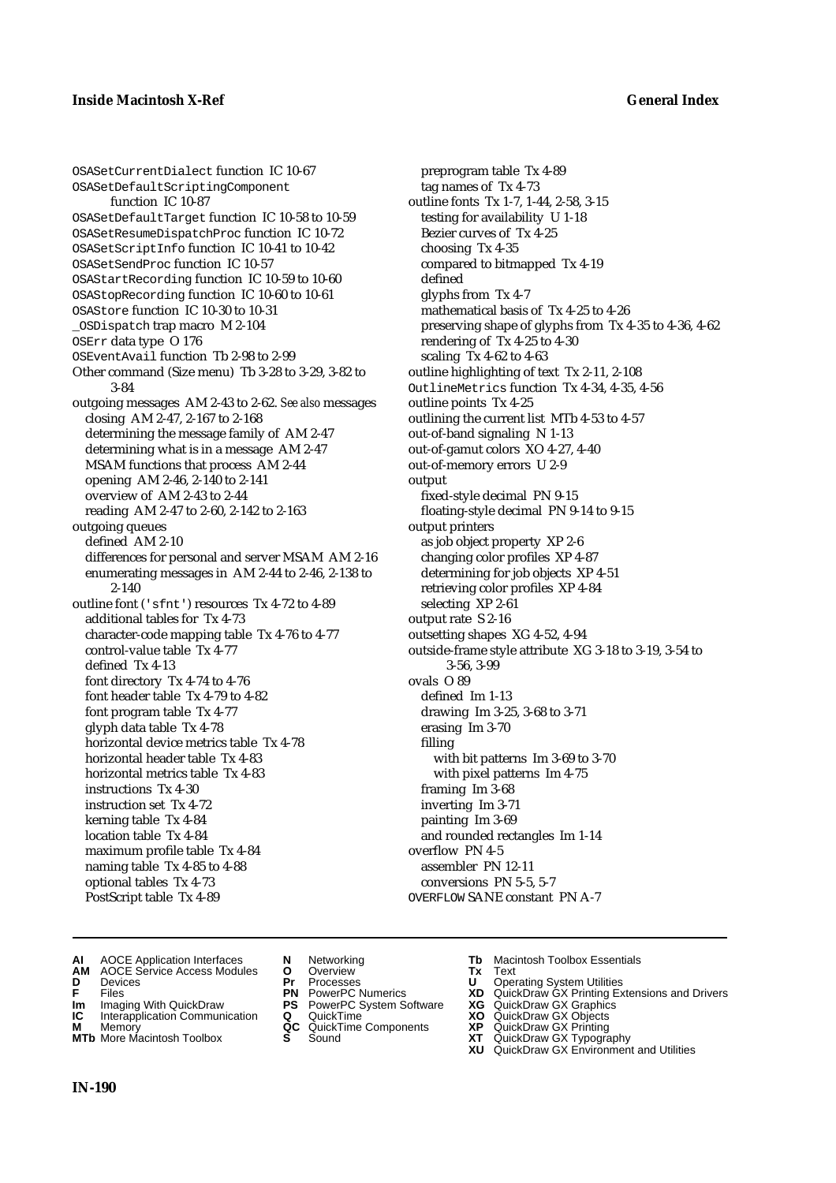OSASetCurrentDialect function IC 10-67
OSASetDefaultScriptingComponent function IC 10-87
OSASetDefaultTarget function IC 10-58 to 10-59
OSASetResumeDispatchProc function IC 10-72
OSASetScriptInfo function IC 10-41 to 10-42
OSASetSendProc function IC 10-57
OSAStartRecording function IC 10-59 to 10-60
OSAStopRecording function IC 10-60 to 10-61
OSAStore function IC 10-30 to 10-31
_OSDispatch trap macro M 2-104
OSErr data type O 176
OSEventAvail function Tb 2-98 to 2-99
Other command (Size menu) Tb 3-28 to 3-29, 3-82 to 3-84
outgoing messages AM 2-43 to 2-62. *See also* messages
- closing AM 2-47, 2-167 to 2-168
- determining the message family of AM 2-47
- determining what is in a message AM 2-47
- MSAM functions that process AM 2-44
- opening AM 2-46, 2-140 to 2-141
- overview of AM 2-43 to 2-44
- reading AM 2-47 to 2-60, 2-142 to 2-163

outgoing queues
- defined AM 2-10
- differences for personal and server MSAM AM 2-16
- enumerating messages in AM 2-44 to 2-46, 2-138 to 2-140

outline font ('sfnt') resources Tx 4-72 to 4-89
- additional tables for Tx 4-73
- character-code mapping table Tx 4-76 to 4-77
- control-value table Tx 4-77
- defined Tx 4-13
- font directory Tx 4-74 to 4-76
- font header table Tx 4-79 to 4-82
- font program table Tx 4-77
- glyph data table Tx 4-78
- horizontal device metrics table Tx 4-78
- horizontal header table Tx 4-83
- horizontal metrics table Tx 4-83
- instructions Tx 4-30
- instruction set Tx 4-72
- kerning table Tx 4-84
- location table Tx 4-84
- maximum profile table Tx 4-84
- naming table Tx 4-85 to 4-88
- optional tables Tx 4-73
- PostScript table Tx 4-89
- preprogram table Tx 4-89
- tag names of Tx 4-73

outline fonts Tx 1-7, 1-44, 2-58, 3-15
- testing for availability U 1-18
- Bezier curves of Tx 4-25
- choosing Tx 4-35
- compared to bitmapped Tx 4-19
- defined
- glyphs from Tx 4-7
- mathematical basis of Tx 4-25 to 4-26
- preserving shape of glyphs from Tx 4-35 to 4-36, 4-62
- rendering of Tx 4-25 to 4-30
- scaling Tx 4-62 to 4-63

outline highlighting of text Tx 2-11, 2-108
OutlineMetrics function Tx 4-34, 4-35, 4-56
outline points Tx 4-25
outlining the current list MTb 4-53 to 4-57
out-of-band signaling N 1-13
out-of-gamut colors XO 4-27, 4-40
out-of-memory errors U 2-9
output
- fixed-style decimal PN 9-15
- floating-style decimal PN 9-14 to 9-15

output printers
- as job object property XP 2-6
- changing color profiles XP 4-87
- determining for job objects XP 4-51
- retrieving color profiles XP 4-84
- selecting XP 2-61

output rate S 2-16
outsetting shapes XG 4-52, 4-94
outside-frame style attribute XG 3-18 to 3-19, 3-54 to 3-56, 3-99
ovals O 89
- defined Im 1-13
- drawing Im 3-25, 3-68 to 3-71
- erasing Im 3-70
- filling
  - with bit patterns Im 3-69 to 3-70
  - with pixel patterns Im 4-75
- framing Im 3-68
- inverting Im 3-71
- painting Im 3-69
- and rounded rectangles Im 1-14

overflow PN 4-5
- assembler PN 12-11
- conversions PN 5-5, 5-7

OVERFLOW SANE constant PN A-7

**AI** AOCE Application Interfaces
**AM** AOCE Service Access Modules
**D** Devices
**F** Files
**Im** Imaging With QuickDraw
**IC** Interapplication Communication
**M** Memory
**MTb** More Macintosh Toolbox
**N** Networking
**O** Overview
**Pr** Processes
**PN** PowerPC Numerics
**PS** PowerPC System Software
**Q** QuickTime
**QC** QuickTime Components
**S** Sound
**Tb** Macintosh Toolbox Essentials
**Tx** Text
**U** Operating System Utilities
**XD** QuickDraw GX Printing Extensions and Drivers
**XG** QuickDraw GX Graphics
**XO** QuickDraw GX Objects
**XP** QuickDraw GX Printing
**XT** QuickDraw GX Typography
**XU** QuickDraw GX Environment and Utilities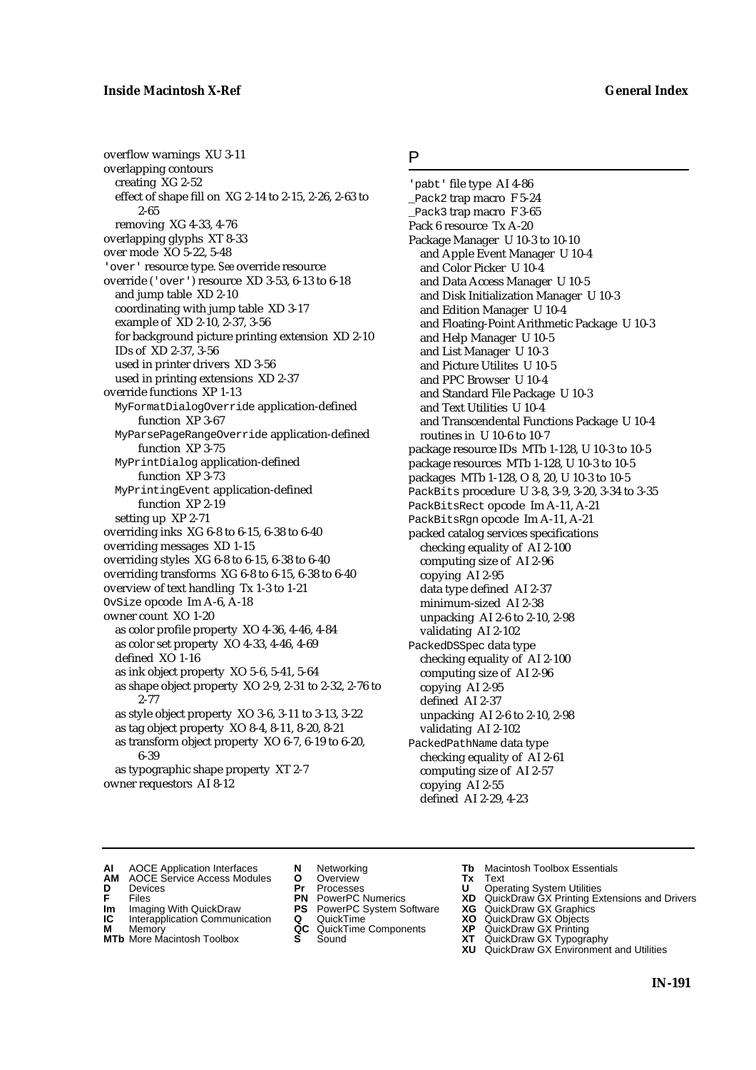overflow warnings XU 3-11
overlapping contours
  creating XG 2-52
  effect of shape fill on XG 2-14 to 2-15, 2-26, 2-63 to 2-65
  removing XG 4-33, 4-76
overlapping glyphs XT 8-33
over mode XO 5-22, 5-48
'over' resource type. *See* override resource
override ('over') resource XD 3-53, 6-13 to 6-18
  and jump table XD 2-10
  coordinating with jump table XD 3-17
  example of XD 2-10, 2-37, 3-56
  for background picture printing extension XD 2-10
  IDs of XD 2-37, 3-56
  used in printer drivers XD 3-56
  used in printing extensions XD 2-37
override functions XP 1-13
  MyFormatDialogOverride application-defined function XP 3-67
  MyParsePageRangeOverride application-defined function XP 3-75
  MyPrintDialog application-defined function XP 3-73
  MyPrintingEvent application-defined function XP 2-19
  setting up XP 2-71
overriding inks XG 6-8 to 6-15, 6-38 to 6-40
overriding messages XD 1-15
overriding styles XG 6-8 to 6-15, 6-38 to 6-40
overriding transforms XG 6-8 to 6-15, 6-38 to 6-40
overview of text handling Tx 1-3 to 1-21
OvSize opcode Im A-6, A-18
owner count XO 1-20
  as color profile property XO 4-36, 4-46, 4-84
  as color set property XO 4-33, 4-46, 4-69
  defined XO 1-16
  as ink object property XO 5-6, 5-41, 5-64
  as shape object property XO 2-9, 2-31 to 2-32, 2-76 to 2-77
  as style object property XO 3-6, 3-11 to 3-13, 3-22
  as tag object property XO 8-4, 8-11, 8-20, 8-21
  as transform object property XO 6-7, 6-19 to 6-20, 6-39
  as typographic shape property XT 2-7
owner requestors AI 8-12

## P

'pabt' file type AI 4-86
_Pack2 trap macro F 5-24
_Pack3 trap macro F 3-65
Pack 6 resource Tx A-20
Package Manager U 10-3 to 10-10
  and Apple Event Manager U 10-4
  and Color Picker U 10-4
  and Data Access Manager U 10-5
  and Disk Initialization Manager U 10-3
  and Edition Manager U 10-4
  and Floating-Point Arithmetic Package U 10-3
  and Help Manager U 10-5
  and List Manager U 10-3
  and Picture Utilites U 10-5
  and PPC Browser U 10-4
  and Standard File Package U 10-3
  and Text Utilities U 10-4
  and Transcendental Functions Package U 10-4
  routines in U 10-6 to 10-7
package resource IDs MTb 1-128, U 10-3 to 10-5
package resources MTb 1-128, U 10-3 to 10-5
packages MTb 1-128, O 8, 20, U 10-3 to 10-5
PackBits procedure U 3-8, 3-9, 3-20, 3-34 to 3-35
PackBitsRect opcode Im A-11, A-21
PackBitsRgn opcode Im A-11, A-21
packed catalog services specifications
  checking equality of AI 2-100
  computing size of AI 2-96
  copying AI 2-95
  data type defined AI 2-37
  minimum-sized AI 2-38
  unpacking AI 2-6 to 2-10, 2-98
  validating AI 2-102
PackedDSSpec data type
  checking equality of AI 2-100
  computing size of AI 2-96
  copying AI 2-95
  defined AI 2-37
  unpacking AI 2-6 to 2-10, 2-98
  validating AI 2-102
PackedPathName data type
  checking equality of AI 2-61
  computing size of AI 2-57
  copying AI 2-55
  defined AI 2-29, 4-23

**AI** AOCE Application Interfaces
**AM** AOCE Service Access Modules
**D** Devices
**F** Files
**Im** Imaging With QuickDraw
**IC** Interapplication Communication
**M** Memory
**MTb** More Macintosh Toolbox
**N** Networking
**O** Overview
**Pr** Processes
**PN** PowerPC Numerics
**PS** PowerPC System Software
**Q** QuickTime
**QC** QuickTime Components
**S** Sound
**Tb** Macintosh Toolbox Essentials
**Tx** Text
**U** Operating System Utilities
**XD** QuickDraw GX Printing Extensions and Drivers
**XG** QuickDraw GX Graphics
**XO** QuickDraw GX Objects
**XP** QuickDraw GX Printing
**XT** QuickDraw GX Typography
**XU** QuickDraw GX Environment and Utilities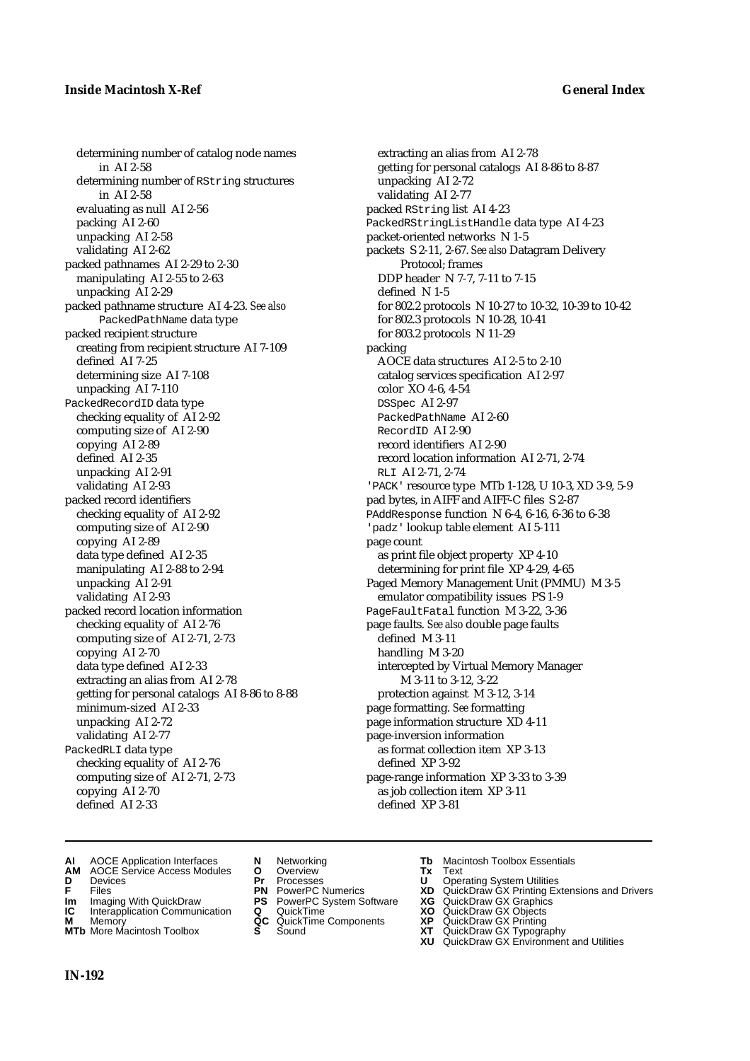determining number of catalog node names in AI 2-58
determining number of RString structures in AI 2-58
evaluating as null AI 2-56
packing AI 2-60
unpacking AI 2-58
validating AI 2-62

packed pathnames AI 2-29 to 2-30
manipulating AI 2-55 to 2-63
unpacking AI 2-29

packed pathname structure AI 4-23. *See also* PackedPathName data type

packed recipient structure
creating from recipient structure AI 7-109
defined AI 7-25
determining size AI 7-108
unpacking AI 7-110

PackedRecordID data type
checking equality of AI 2-92
computing size of AI 2-90
copying AI 2-89
defined AI 2-35
unpacking AI 2-91
validating AI 2-93

packed record identifiers
checking equality of AI 2-92
computing size of AI 2-90
copying AI 2-89
data type defined AI 2-35
manipulating AI 2-88 to 2-94
unpacking AI 2-91
validating AI 2-93

packed record location information
checking equality of AI 2-76
computing size of AI 2-71, 2-73
copying AI 2-70
data type defined AI 2-33
extracting an alias from AI 2-78
getting for personal catalogs AI 8-86 to 8-88
minimum-sized AI 2-33
unpacking AI 2-72
validating AI 2-77

PackedRLI data type
checking equality of AI 2-76
computing size of AI 2-71, 2-73
copying AI 2-70
defined AI 2-33
extracting an alias from AI 2-78
getting for personal catalogs AI 8-86 to 8-87
unpacking AI 2-72
validating AI 2-77

packed RString list AI 4-23

PackedRStringListHandle data type AI 4-23

packet-oriented networks N 1-5

packets S 2-11, 2-67. *See also* Datagram Delivery Protocol; frames
DDP header N 7-7, 7-11 to 7-15
defined N 1-5
for 802.2 protocols N 10-27 to 10-32, 10-39 to 10-42
for 802.3 protocols N 10-28, 10-41
for 803.2 protocols N 11-29

packing
AOCE data structures AI 2-5 to 2-10
catalog services specification AI 2-97
color XO 4-6, 4-54
DSSpec AI 2-97
PackedPathName AI 2-60
RecordID AI 2-90
record identifiers AI 2-90
record location information AI 2-71, 2-74
RLI AI 2-71, 2-74

'PACK' resource type MTb 1-128, U 10-3, XD 3-9, 5-9

pad bytes, in AIFF and AIFF-C files S 2-87

PAddResponse function N 6-4, 6-16, 6-36 to 6-38

'padz' lookup table element AI 5-111

page count
as print file object property XP 4-10
determining for print file XP 4-29, 4-65

Paged Memory Management Unit (PMMU) M 3-5
emulator compatibility issues PS 1-9

PageFaultFatal function M 3-22, 3-36

page faults. *See also* double page faults
defined M 3-11
handling M 3-20
intercepted by Virtual Memory Manager M 3-11 to 3-12, 3-22
protection against M 3-12, 3-14

page formatting. *See* formatting

page information structure XD 4-11

page-inversion information
as format collection item XP 3-13
defined XP 3-92

page-range information XP 3-33 to 3-39
as job collection item XP 3-11
defined XP 3-81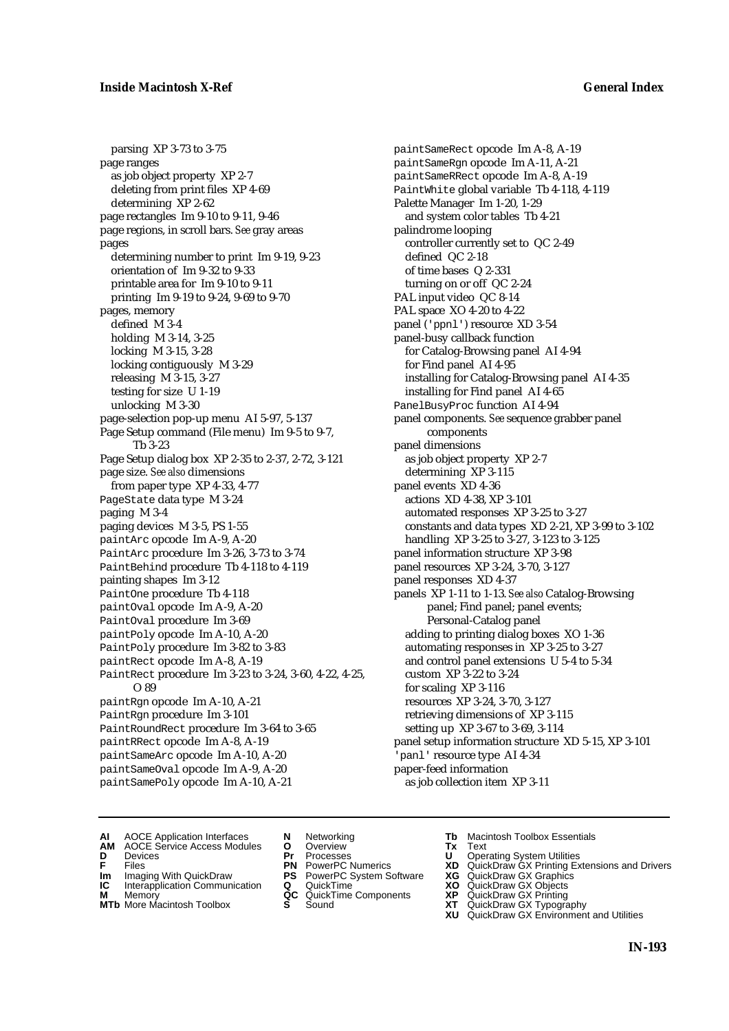parsing XP 3-73 to 3-75
page ranges
  as job object property XP 2-7
  deleting from print files XP 4-69
  determining XP 2-62
page rectangles Im 9-10 to 9-11, 9-46
page regions, in scroll bars. *See* gray areas
pages
  determining number to print Im 9-19, 9-23
  orientation of Im 9-32 to 9-33
  printable area for Im 9-10 to 9-11
  printing Im 9-19 to 9-24, 9-69 to 9-70
pages, memory
  defined M 3-4
  holding M 3-14, 3-25
  locking M 3-15, 3-28
  locking contiguously M 3-29
  releasing M 3-15, 3-27
  testing for size U 1-19
  unlocking M 3-30
page-selection pop-up menu AI 5-97, 5-137
Page Setup command (File menu) Im 9-5 to 9-7, Tb 3-23
Page Setup dialog box XP 2-35 to 2-37, 2-72, 3-121
page size. *See also* dimensions
  from paper type XP 4-33, 4-77
PageState data type M 3-24
paging M 3-4
paging devices M 3-5, PS 1-55
paintArc opcode Im A-9, A-20
PaintArc procedure Im 3-26, 3-73 to 3-74
PaintBehind procedure Tb 4-118 to 4-119
painting shapes Im 3-12
PaintOne procedure Tb 4-118
paintOval opcode Im A-9, A-20
PaintOval procedure Im 3-69
paintPoly opcode Im A-10, A-20
PaintPoly procedure Im 3-82 to 3-83
paintRect opcode Im A-8, A-19
PaintRect procedure Im 3-23 to 3-24, 3-60, 4-22, 4-25, O 89
paintRgn opcode Im A-10, A-21
PaintRgn procedure Im 3-101
PaintRoundRect procedure Im 3-64 to 3-65
paintRRect opcode Im A-8, A-19
paintSameArc opcode Im A-10, A-20
paintSameOval opcode Im A-9, A-20
paintSamePoly opcode Im A-10, A-21
paintSameRect opcode Im A-8, A-19
paintSameRgn opcode Im A-11, A-21
paintSameRRect opcode Im A-8, A-19
PaintWhite global variable Tb 4-118, 4-119
Palette Manager Im 1-20, 1-29
  and system color tables Tb 4-21
palindrome looping
  controller currently set to QC 2-49
  defined QC 2-18
  of time bases Q 2-331
  turning on or off QC 2-24
PAL input video QC 8-14
PAL space XO 4-20 to 4-22
panel ('ppnl') resource XD 3-54
panel-busy callback function
  for Catalog-Browsing panel AI 4-94
  for Find panel AI 4-95
  installing for Catalog-Browsing panel AI 4-35
  installing for Find panel AI 4-65
PanelBusyProc function AI 4-94
panel components. *See* sequence grabber panel components
panel dimensions
  as job object property XP 2-7
  determining XP 3-115
panel events XD 4-36
  actions XD 4-38, XP 3-101
  automated responses XP 3-25 to 3-27
  constants and data types XD 2-21, XP 3-99 to 3-102
  handling XP 3-25 to 3-27, 3-123 to 3-125
panel information structure XP 3-98
panel resources XP 3-24, 3-70, 3-127
panel responses XD 4-37
panels XP 1-11 to 1-13. *See also* Catalog-Browsing panel; Find panel; panel events; Personal-Catalog panel
  adding to printing dialog boxes XO 1-36
  automating responses in XP 3-25 to 3-27
  and control panel extensions U 5-4 to 5-34
  custom XP 3-22 to 3-24
  for scaling XP 3-116
  resources XP 3-24, 3-70, 3-127
  retrieving dimensions of XP 3-115
  setting up XP 3-67 to 3-69, 3-114
panel setup information structure XD 5-15, XP 3-101
'panl' resource type AI 4-34
paper-feed information
  as job collection item XP 3-11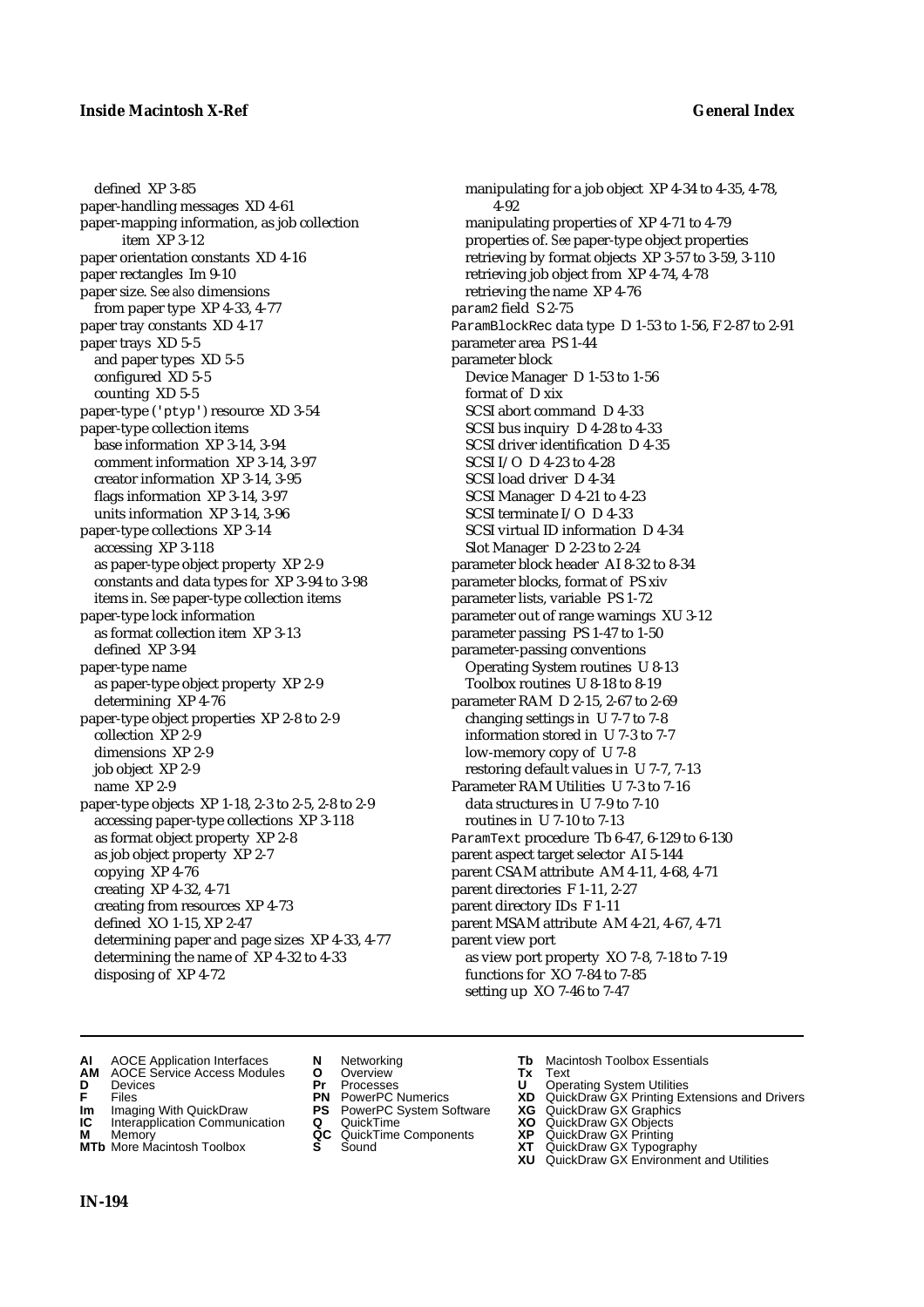defined XP 3-85
paper-handling messages XD 4-61
paper-mapping information, as job collection item XP 3-12
paper orientation constants XD 4-16
paper rectangles Im 9-10
paper size. *See also* dimensions
  from paper type XP 4-33, 4-77
paper tray constants XD 4-17
paper trays XD 5-5
  and paper types XD 5-5
  configured XD 5-5
  counting XD 5-5
paper-type ('ptyp') resource XD 3-54
paper-type collection items
  base information XP 3-14, 3-94
  comment information XP 3-14, 3-97
  creator information XP 3-14, 3-95
  flags information XP 3-14, 3-97
  units information XP 3-14, 3-96
paper-type collections XP 3-14
  accessing XP 3-118
  as paper-type object property XP 2-9
  constants and data types for XP 3-94 to 3-98
  items in. *See* paper-type collection items
paper-type lock information
  as format collection item XP 3-13
  defined XP 3-94
paper-type name
  as paper-type object property XP 2-9
  determining XP 4-76
paper-type object properties XP 2-8 to 2-9
  collection XP 2-9
  dimensions XP 2-9
  job object XP 2-9
  name XP 2-9
paper-type objects XP 1-18, 2-3 to 2-5, 2-8 to 2-9
  accessing paper-type collections XP 3-118
  as format object property XP 2-8
  as job object property XP 2-7
  copying XP 4-76
  creating XP 4-32, 4-71
  creating from resources XP 4-73
  defined XO 1-15, XP 2-47
  determining paper and page sizes XP 4-33, 4-77
  determining the name of XP 4-32 to 4-33
  disposing of XP 4-72
  manipulating for a job object XP 4-34 to 4-35, 4-78, 4-92
  manipulating properties of XP 4-71 to 4-79
  properties of. *See* paper-type object properties
  retrieving by format objects XP 3-57 to 3-59, 3-110
  retrieving job object from XP 4-74, 4-78
  retrieving the name XP 4-76
param2 field S 2-75
ParamBlockRec data type D 1-53 to 1-56, F 2-87 to 2-91
parameter area PS 1-44
parameter block
  Device Manager D 1-53 to 1-56
  format of D xix
  SCSI abort command D 4-33
  SCSI bus inquiry D 4-28 to 4-33
  SCSI driver identification D 4-35
  SCSI I/O D 4-23 to 4-28
  SCSI load driver D 4-34
  SCSI Manager D 4-21 to 4-23
  SCSI terminate I/O D 4-33
  SCSI virtual ID information D 4-34
  Slot Manager D 2-23 to 2-24
parameter block header AI 8-32 to 8-34
parameter blocks, format of PS xiv
parameter lists, variable PS 1-72
parameter out of range warnings XU 3-12
parameter passing PS 1-47 to 1-50
parameter-passing conventions
  Operating System routines U 8-13
  Toolbox routines U 8-18 to 8-19
parameter RAM D 2-15, 2-67 to 2-69
  changing settings in U 7-7 to 7-8
  information stored in U 7-3 to 7-7
  low-memory copy of U 7-8
  restoring default values in U 7-7, 7-13
Parameter RAM Utilities U 7-3 to 7-16
  data structures in U 7-9 to 7-10
  routines in U 7-10 to 7-13
ParamText procedure Tb 6-47, 6-129 to 6-130
parent aspect target selector AI 5-144
parent CSAM attribute AM 4-11, 4-68, 4-71
parent directories F 1-11, 2-27
parent directory IDs F 1-11
parent MSAM attribute AM 4-21, 4-67, 4-71
parent view port
  as view port property XO 7-8, 7-18 to 7-19
  functions for XO 7-84 to 7-85
  setting up XO 7-46 to 7-47

**AI** AOCE Application Interfaces
**AM** AOCE Service Access Modules
**D** Devices
**F** Files
**Im** Imaging With QuickDraw
**IC** Interapplication Communication
**M** Memory
**MTb** More Macintosh Toolbox
**N** Networking
**O** Overview
**Pr** Processes
**PN** PowerPC Numerics
**PS** PowerPC System Software
**Q** QuickTime
**QC** QuickTime Components
**S** Sound
**Tb** Macintosh Toolbox Essentials
**Tx** Text
**U** Operating System Utilities
**XD** QuickDraw GX Printing Extensions and Drivers
**XG** QuickDraw GX Graphics
**XO** QuickDraw GX Objects
**XP** QuickDraw GX Printing
**XT** QuickDraw GX Typography
**XU** QuickDraw GX Environment and Utilities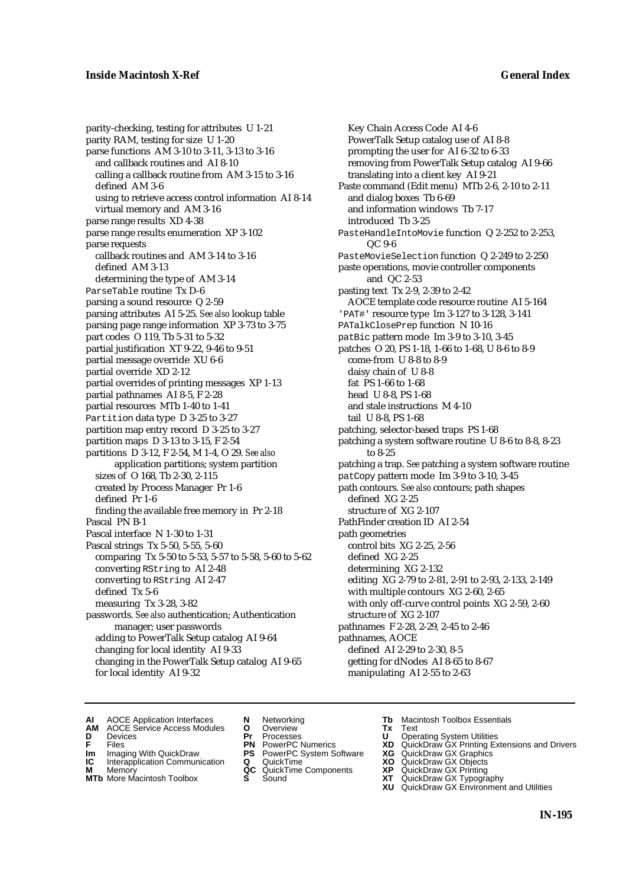parity-checking, testing for attributes U 1-21
parity RAM, testing for size U 1-20
parse functions AM 3-10 to 3-11, 3-13 to 3-16
  and callback routines and AI 8-10
  calling a callback routine from AM 3-15 to 3-16
  defined AM 3-6
  using to retrieve access control information AI 8-14
  virtual memory and AM 3-16
parse range results XD 4-38
parse range results enumeration XP 3-102
parse requests
  callback routines and AM 3-14 to 3-16
  defined AM 3-13
  determining the type of AM 3-14
`ParseTable` routine Tx D-6
parsing a sound resource Q 2-59
parsing attributes AI 5-25. *See also* lookup table
parsing page range information XP 3-73 to 3-75
part codes O 119, Tb 5-31 to 5-32
partial justification XT 9-22, 9-46 to 9-51
partial message override XU 6-6
partial override XD 2-12
partial overrides of printing messages XP 1-13
partial pathnames AI 8-5, F 2-28
partial resources MTb 1-40 to 1-41
`Partition` data type D 3-25 to 3-27
partition map entry record D 3-25 to 3-27
partition maps D 3-13 to 3-15, F 2-54
partitions D 3-12, F 2-54, M 1-4, O 29. *See also* application partitions; system partition
  sizes of O 168, Tb 2-30, 2-115
  created by Process Manager Pr 1-6
  defined Pr 1-6
  finding the available free memory in Pr 2-18
Pascal PN B-1
Pascal interface N 1-30 to 1-31
Pascal strings Tx 5-50, 5-55, 5-60
  comparing Tx 5-50 to 5-53, 5-57 to 5-58, 5-60 to 5-62
  converting `RString` to AI 2-48
  converting to `RString` AI 2-47
  defined Tx 5-6
  measuring Tx 3-28, 3-82
passwords. *See also* authentication; Authentication manager; user passwords
  adding to PowerTalk Setup catalog AI 9-64
  changing for local identity AI 9-33
  changing in the PowerTalk Setup catalog AI 9-65
  for local identity AI 9-32
  Key Chain Access Code AI 4-6
  PowerTalk Setup catalog use of AI 8-8
  prompting the user for AI 6-32 to 6-33
  removing from PowerTalk Setup catalog AI 9-66
  translating into a client key AI 9-21
Paste command (Edit menu) MTb 2-6, 2-10 to 2-11
  and dialog boxes Tb 6-69
  and information windows Tb 7-17
  introduced Tb 3-25
`PasteHandleIntoMovie` function Q 2-252 to 2-253, QC 9-6
`PasteMovieSelection` function Q 2-249 to 2-250
paste operations, movie controller components and QC 2-53
pasting text Tx 2-9, 2-39 to 2-42
  AOCE template code resource routine AI 5-164
`'PAT#'` resource type Im 3-127 to 3-128, 3-141
`PATalkClosePrep` function N 10-16
`patBic` pattern mode Im 3-9 to 3-10, 3-45
patches O 20, PS 1-18, 1-66 to 1-68, U 8-6 to 8-9
  come-from U 8-8 to 8-9
  daisy chain of U 8-8
  fat PS 1-66 to 1-68
  head U 8-8, PS 1-68
  and stale instructions M 4-10
  tail U 8-8, PS 1-68
patching, selector-based traps PS 1-68
patching a system software routine U 8-6 to 8-8, 8-23 to 8-25
patching a trap. *See* patching a system software routine
`patCopy` pattern mode Im 3-9 to 3-10, 3-45
path contours. *See also* contours; path shapes
  defined XG 2-25
  structure of XG 2-107
PathFinder creation ID AI 2-54
path geometries
  control bits XG 2-25, 2-56
  defined XG 2-25
  determining XG 2-132
  editing XG 2-79 to 2-81, 2-91 to 2-93, 2-133, 2-149
  with multiple contours XG 2-60, 2-65
  with only off-curve control points XG 2-59, 2-60
  structure of XG 2-107
pathnames F 2-28, 2-29, 2-45 to 2-46
pathnames, AOCE
  defined AI 2-29 to 2-30, 8-5
  getting for dNodes AI 8-65 to 8-67
  manipulating AI 2-55 to 2-63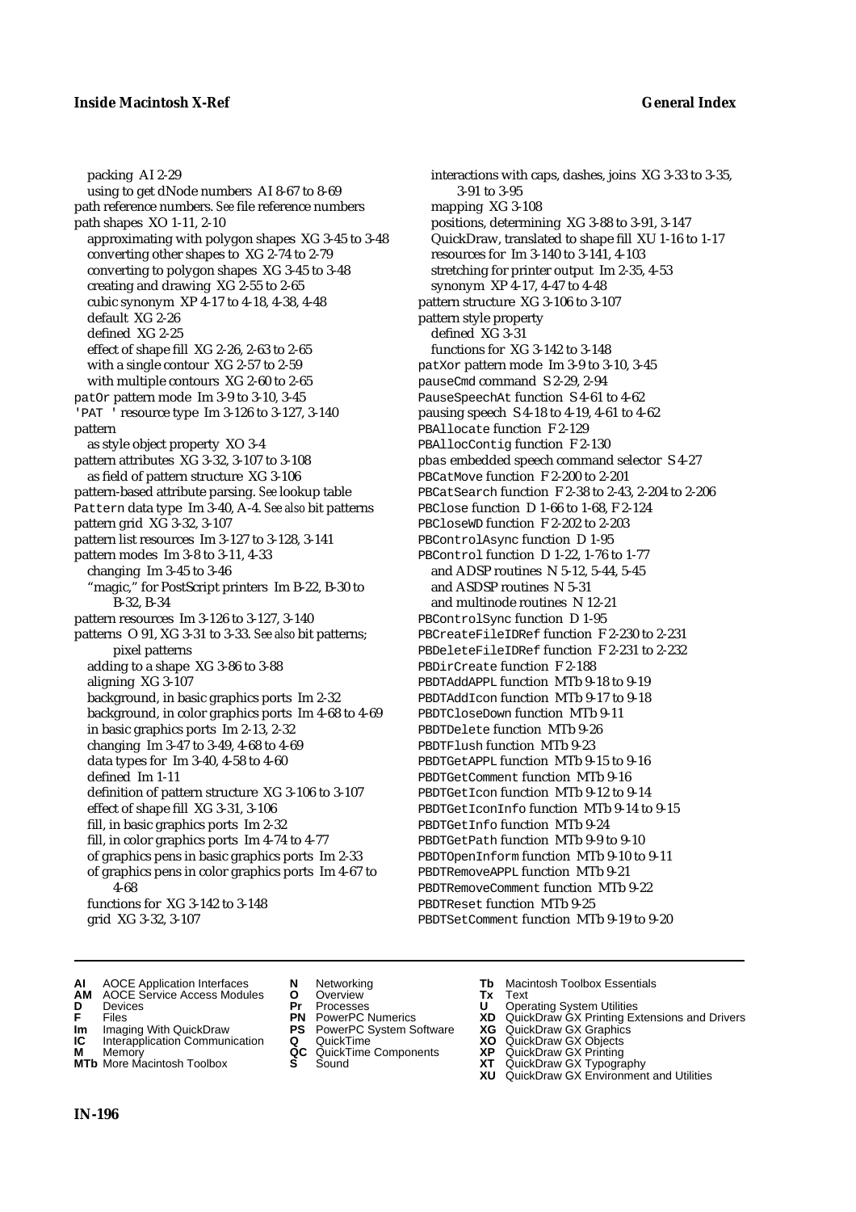packing AI 2-29
using to get dNode numbers AI 8-67 to 8-69
path reference numbers. *See* file reference numbers
path shapes XO 1-11, 2-10
approximating with polygon shapes XG 3-45 to 3-48
converting other shapes to XG 2-74 to 2-79
converting to polygon shapes XG 3-45 to 3-48
creating and drawing XG 2-55 to 2-65
cubic synonym XP 4-17 to 4-18, 4-38, 4-48
default XG 2-26
defined XG 2-25
effect of shape fill XG 2-26, 2-63 to 2-65
with a single contour XG 2-57 to 2-59
with multiple contours XG 2-60 to 2-65
patOr pattern mode Im 3-9 to 3-10, 3-45
'PAT ' resource type Im 3-126 to 3-127, 3-140
pattern
as style object property XO 3-4
pattern attributes XG 3-32, 3-107 to 3-108
as field of pattern structure XG 3-106
pattern-based attribute parsing. *See* lookup table
Pattern data type Im 3-40, A-4. *See also* bit patterns
pattern grid XG 3-32, 3-107
pattern list resources Im 3-127 to 3-128, 3-141
pattern modes Im 3-8 to 3-11, 4-33
changing Im 3-45 to 3-46
"magic," for PostScript printers Im B-22, B-30 to B-32, B-34
pattern resources Im 3-126 to 3-127, 3-140
patterns O 91, XG 3-31 to 3-33. *See also* bit patterns; pixel patterns
adding to a shape XG 3-86 to 3-88
aligning XG 3-107
background, in basic graphics ports Im 2-32
background, in color graphics ports Im 4-68 to 4-69
in basic graphics ports Im 2-13, 2-32
changing Im 3-47 to 3-49, 4-68 to 4-69
data types for Im 3-40, 4-58 to 4-60
defined Im 1-11
definition of pattern structure XG 3-106 to 3-107
effect of shape fill XG 3-31, 3-106
fill, in basic graphics ports Im 2-32
fill, in color graphics ports Im 4-74 to 4-77
of graphics pens in basic graphics ports Im 2-33
of graphics pens in color graphics ports Im 4-67 to 4-68
functions for XG 3-142 to 3-148
grid XG 3-32, 3-107
interactions with caps, dashes, joins XG 3-33 to 3-35, 3-91 to 3-95
mapping XG 3-108
positions, determining XG 3-88 to 3-91, 3-147
QuickDraw, translated to shape fill XU 1-16 to 1-17
resources for Im 3-140 to 3-141, 4-103
stretching for printer output Im 2-35, 4-53
synonym XP 4-17, 4-47 to 4-48
pattern structure XG 3-106 to 3-107
pattern style property
defined XG 3-31
functions for XG 3-142 to 3-148
patXor pattern mode Im 3-9 to 3-10, 3-45
pauseCmd command S 2-29, 2-94
PauseSpeechAt function S 4-61 to 4-62
pausing speech S 4-18 to 4-19, 4-61 to 4-62
PBAllocate function F 2-129
PBAllocContig function F 2-130
pbas embedded speech command selector S 4-27
PBCatMove function F 2-200 to 2-201
PBCatSearch function F 2-38 to 2-43, 2-204 to 2-206
PBClose function D 1-66 to 1-68, F 2-124
PBCloseWD function F 2-202 to 2-203
PBControlAsync function D 1-95
PBControl function D 1-22, 1-76 to 1-77
and ADSP routines N 5-12, 5-44, 5-45
and ASDSP routines N 5-31
and multinode routines N 12-21
PBControlSync function D 1-95
PBCreateFileIDRef function F 2-230 to 2-231
PBDeleteFileIDRef function F 2-231 to 2-232
PBDirCreate function F 2-188
PBDTAddAPPL function MTb 9-18 to 9-19
PBDTAddIcon function MTb 9-17 to 9-18
PBDTCloseDown function MTb 9-11
PBDTDelete function MTb 9-26
PBDTFlush function MTb 9-23
PBDTGetAPPL function MTb 9-15 to 9-16
PBDTGetComment function MTb 9-16
PBDTGetIcon function MTb 9-12 to 9-14
PBDTGetIconInfo function MTb 9-14 to 9-15
PBDTGetInfo function MTb 9-24
PBDTGetPath function MTb 9-9 to 9-10
PBDTOpenInform function MTb 9-10 to 9-11
PBDTRemoveAPPL function MTb 9-21
PBDTRemoveComment function MTb 9-22
PBDTReset function MTb 9-25
PBDTSetComment function MTb 9-19 to 9-20

**AI** AOCE Application Interfaces
**AM** AOCE Service Access Modules
**D** Devices
**F** Files
**Im** Imaging With QuickDraw
**IC** Interapplication Communication
**M** Memory
**MTb** More Macintosh Toolbox
**N** Networking
**O** Overview
**Pr** Processes
**PN** PowerPC Numerics
**PS** PowerPC System Software
**Q** QuickTime
**QC** QuickTime Components
**S** Sound
**Tb** Macintosh Toolbox Essentials
**Tx** Text
**U** Operating System Utilities
**XD** QuickDraw GX Printing Extensions and Drivers
**XG** QuickDraw GX Graphics
**XO** QuickDraw GX Objects
**XP** QuickDraw GX Printing
**XT** QuickDraw GX Typography
**XU** QuickDraw GX Environment and Utilities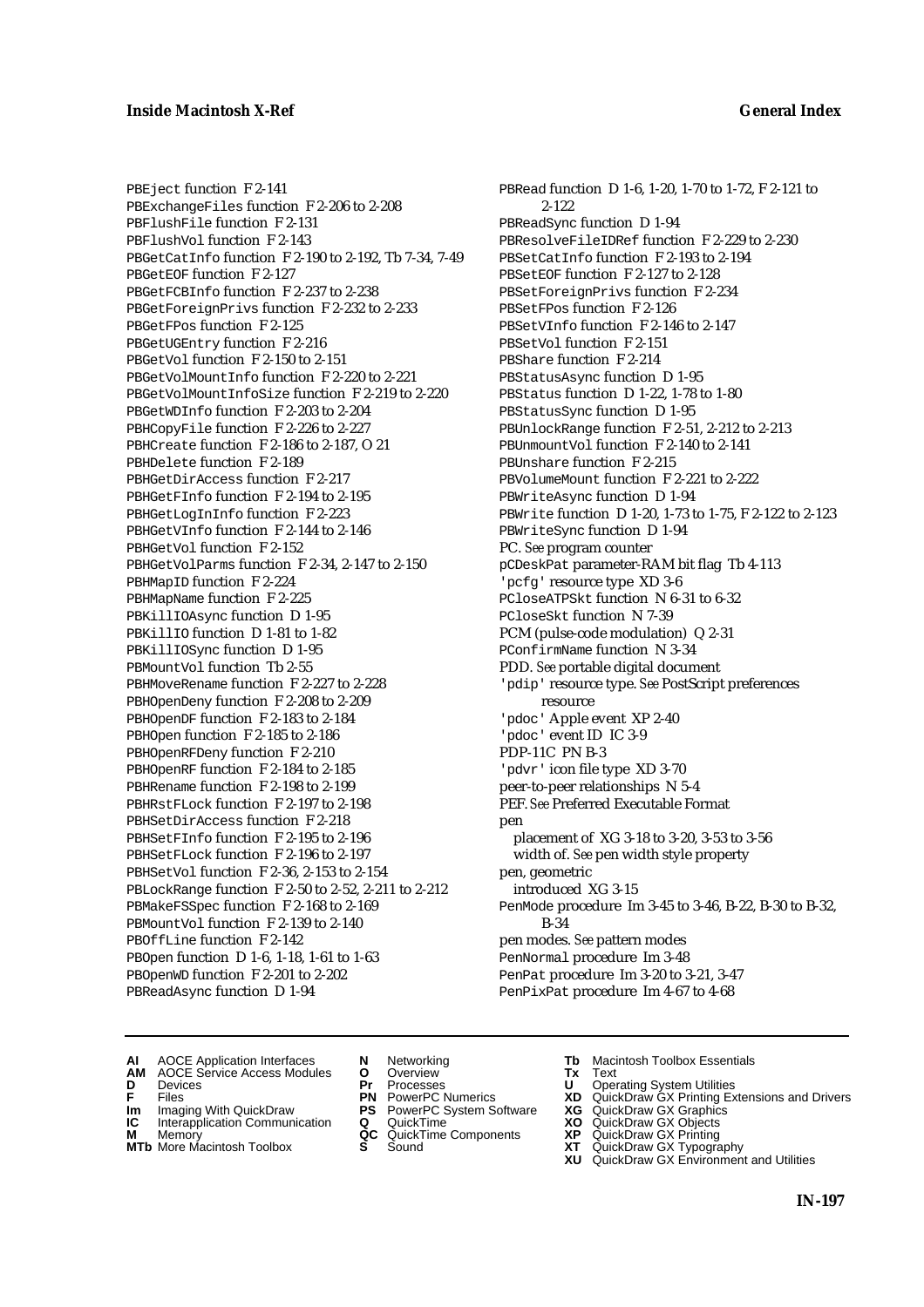PBEject function F 2-141
PBExchangeFiles function F 2-206 to 2-208
PBFlushFile function F 2-131
PBFlushVol function F 2-143
PBGetCatInfo function F 2-190 to 2-192, Tb 7-34, 7-49
PBGetEOF function F 2-127
PBGetFCBInfo function F 2-237 to 2-238
PBGetForeignPrivs function F 2-232 to 2-233
PBGetFPos function F 2-125
PBGetUGEntry function F 2-216
PBGetVol function F 2-150 to 2-151
PBGetVolMountInfo function F 2-220 to 2-221
PBGetVolMountInfoSize function F 2-219 to 2-220
PBGetWDInfo function F 2-203 to 2-204
PBHCopyFile function F 2-226 to 2-227
PBHCreate function F 2-186 to 2-187, O 21
PBHDelete function F 2-189
PBHGetDirAccess function F 2-217
PBHGetFInfo function F 2-194 to 2-195
PBHGetLogInInfo function F 2-223
PBHGetVInfo function F 2-144 to 2-146
PBHGetVol function F 2-152
PBHGetVolParms function F 2-34, 2-147 to 2-150
PBHMapID function F 2-224
PBHMapName function F 2-225
PBKillIOAsync function D 1-95
PBKillIO function D 1-81 to 1-82
PBKillIOSync function D 1-95
PBMountVol function Tb 2-55
PBHMoveRename function F 2-227 to 2-228
PBHOpenDeny function F 2-208 to 2-209
PBHOpenDF function F 2-183 to 2-184
PBHOpen function F 2-185 to 2-186
PBHOpenRFDeny function F 2-210
PBHOpenRF function F 2-184 to 2-185
PBHRename function F 2-198 to 2-199
PBHRstFLock function F 2-197 to 2-198
PBHSetDirAccess function F 2-218
PBHSetFInfo function F 2-195 to 2-196
PBHSetFLock function F 2-196 to 2-197
PBHSetVol function F 2-36, 2-153 to 2-154
PBLockRange function F 2-50 to 2-52, 2-211 to 2-212
PBMakeFSSpec function F 2-168 to 2-169
PBMountVol function F 2-139 to 2-140
PBOffLine function F 2-142
PBOpen function D 1-6, 1-18, 1-61 to 1-63
PBOpenWD function F 2-201 to 2-202
PBReadAsync function D 1-94
PBRead function D 1-6, 1-20, 1-70 to 1-72, F 2-121 to 2-122
PBReadSync function D 1-94
PBResolveFileIDRef function F 2-229 to 2-230
PBSetCatInfo function F 2-193 to 2-194
PBSetEOF function F 2-127 to 2-128
PBSetForeignPrivs function F 2-234
PBSetFPos function F 2-126
PBSetVInfo function F 2-146 to 2-147
PBSetVol function F 2-151
PBShare function F 2-214
PBStatusAsync function D 1-95
PBStatus function D 1-22, 1-78 to 1-80
PBStatusSync function D 1-95
PBUnlockRange function F 2-51, 2-212 to 2-213
PBUnmountVol function F 2-140 to 2-141
PBUnshare function F 2-215
PBVolumeMount function F 2-221 to 2-222
PBWriteAsync function D 1-94
PBWrite function D 1-20, 1-73 to 1-75, F 2-122 to 2-123
PBWriteSync function D 1-94
PC. *See* program counter
pCDeskPat parameter-RAM bit flag Tb 4-113
'pcfg' resource type XD 3-6
PCloseATPSkt function N 6-31 to 6-32
PCloseSkt function N 7-39
PCM (pulse-code modulation) Q 2-31
PConfirmName function N 3-34
PDD. *See* portable digital document
'pdip' resource type. *See* PostScript preferences resource
'pdoc' Apple event XP 2-40
'pdoc' event ID IC 3-9
PDP-11C PN B-3
'pdvr' icon file type XD 3-70
peer-to-peer relationships N 5-4
PEF. *See* Preferred Executable Format
pen
  placement of XG 3-18 to 3-20, 3-53 to 3-56
  width of. *See* pen width style property
pen, geometric
  introduced XG 3-15
PenMode procedure Im 3-45 to 3-46, B-22, B-30 to B-32, B-34
pen modes. *See* pattern modes
PenNormal procedure Im 3-48
PenPat procedure Im 3-20 to 3-21, 3-47
PenPixPat procedure Im 4-67 to 4-68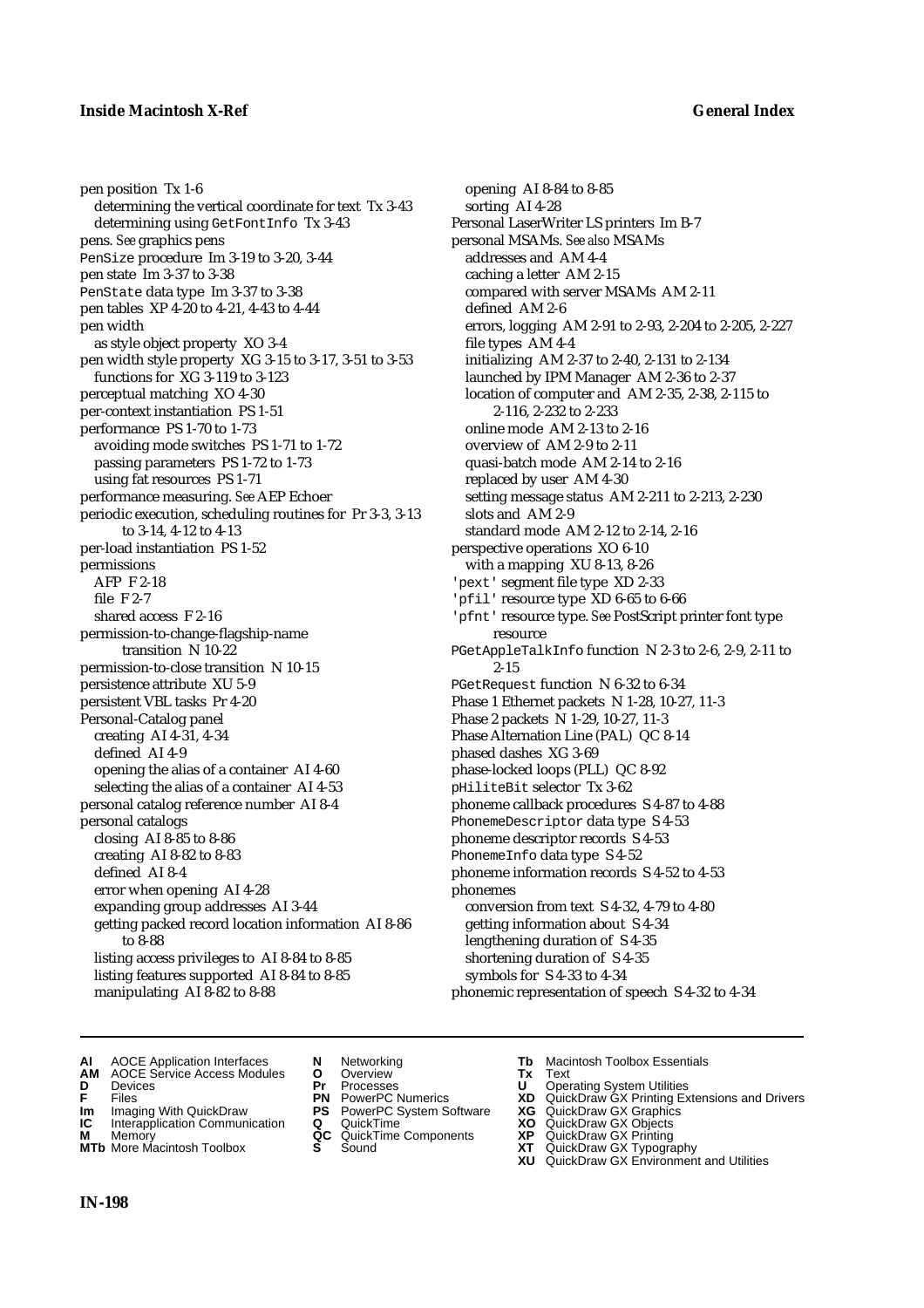pen position Tx 1-6
  determining the vertical coordinate for text Tx 3-43
  determining using `GetFontInfo` Tx 3-43
pens. *See* graphics pens
`PenSize` procedure Im 3-19 to 3-20, 3-44
pen state Im 3-37 to 3-38
`PenState` data type Im 3-37 to 3-38
pen tables XP 4-20 to 4-21, 4-43 to 4-44
pen width
  as style object property XO 3-4
pen width style property XG 3-15 to 3-17, 3-51 to 3-53
  functions for XG 3-119 to 3-123
perceptual matching XO 4-30
per-context instantiation PS 1-51
performance PS 1-70 to 1-73
  avoiding mode switches PS 1-71 to 1-72
  passing parameters PS 1-72 to 1-73
  using fat resources PS 1-71
performance measuring. *See* AEP Echoer
periodic execution, scheduling routines for Pr 3-3, 3-13 to 3-14, 4-12 to 4-13
per-load instantiation PS 1-52
permissions
  AFP F 2-18
  file F 2-7
  shared access F 2-16
permission-to-change-flagship-name transition N 10-22
permission-to-close transition N 10-15
persistence attribute XU 5-9
persistent VBL tasks Pr 4-20
Personal-Catalog panel
  creating AI 4-31, 4-34
  defined AI 4-9
  opening the alias of a container AI 4-60
  selecting the alias of a container AI 4-53
personal catalog reference number AI 8-4
personal catalogs
  closing AI 8-85 to 8-86
  creating AI 8-82 to 8-83
  defined AI 8-4
  error when opening AI 4-28
  expanding group addresses AI 3-44
  getting packed record location information AI 8-86 to 8-88
  listing access privileges to AI 8-84 to 8-85
  listing features supported AI 8-84 to 8-85
  manipulating AI 8-82 to 8-88
  opening AI 8-84 to 8-85
  sorting AI 4-28
Personal LaserWriter LS printers Im B-7
personal MSAMs. *See also* MSAMs
  addresses and AM 4-4
  caching a letter AM 2-15
  compared with server MSAMs AM 2-11
  defined AM 2-6
  errors, logging AM 2-91 to 2-93, 2-204 to 2-205, 2-227
  file types AM 4-4
  initializing AM 2-37 to 2-40, 2-131 to 2-134
  launched by IPM Manager AM 2-36 to 2-37
  location of computer and AM 2-35, 2-38, 2-115 to 2-116, 2-232 to 2-233
  online mode AM 2-13 to 2-16
  overview of AM 2-9 to 2-11
  quasi-batch mode AM 2-14 to 2-16
  replaced by user AM 4-30
  setting message status AM 2-211 to 2-213, 2-230
  slots and AM 2-9
  standard mode AM 2-12 to 2-14, 2-16
perspective operations XO 6-10
  with a mapping XU 8-13, 8-26
`'pext'` segment file type XD 2-33
`'pfil'` resource type XD 6-65 to 6-66
`'pfnt'` resource type. *See* PostScript printer font type resource
`PGetAppleTalkInfo` function N 2-3 to 2-6, 2-9, 2-11 to 2-15
`PGetRequest` function N 6-32 to 6-34
Phase 1 Ethernet packets N 1-28, 10-27, 11-3
Phase 2 packets N 1-29, 10-27, 11-3
Phase Alternation Line (PAL) QC 8-14
phased dashes XG 3-69
phase-locked loops (PLL) QC 8-92
`pHiliteBit` selector Tx 3-62
phoneme callback procedures S 4-87 to 4-88
`PhonemeDescriptor` data type S 4-53
phoneme descriptor records S 4-53
`PhonemeInfo` data type S 4-52
phoneme information records S 4-52 to 4-53
phonemes
  conversion from text S 4-32, 4-79 to 4-80
  getting information about S 4-34
  lengthening duration of S 4-35
  shortening duration of S 4-35
  symbols for S 4-33 to 4-34
phonemic representation of speech S 4-32 to 4-34

**AI** AOCE Application Interfaces
**AM** AOCE Service Access Modules
**D** Devices
**F** Files
**Im** Imaging With QuickDraw
**IC** Interapplication Communication
**M** Memory
**MTb** More Macintosh Toolbox
**N** Networking
**O** Overview
**Pr** Processes
**PN** PowerPC Numerics
**PS** PowerPC System Software
**Q** QuickTime
**QC** QuickTime Components
**S** Sound
**Tb** Macintosh Toolbox Essentials
**Tx** Text
**U** Operating System Utilities
**XD** QuickDraw GX Printing Extensions and Drivers
**XG** QuickDraw GX Graphics
**XO** QuickDraw GX Objects
**XP** QuickDraw GX Printing
**XT** QuickDraw GX Typography
**XU** QuickDraw GX Environment and Utilities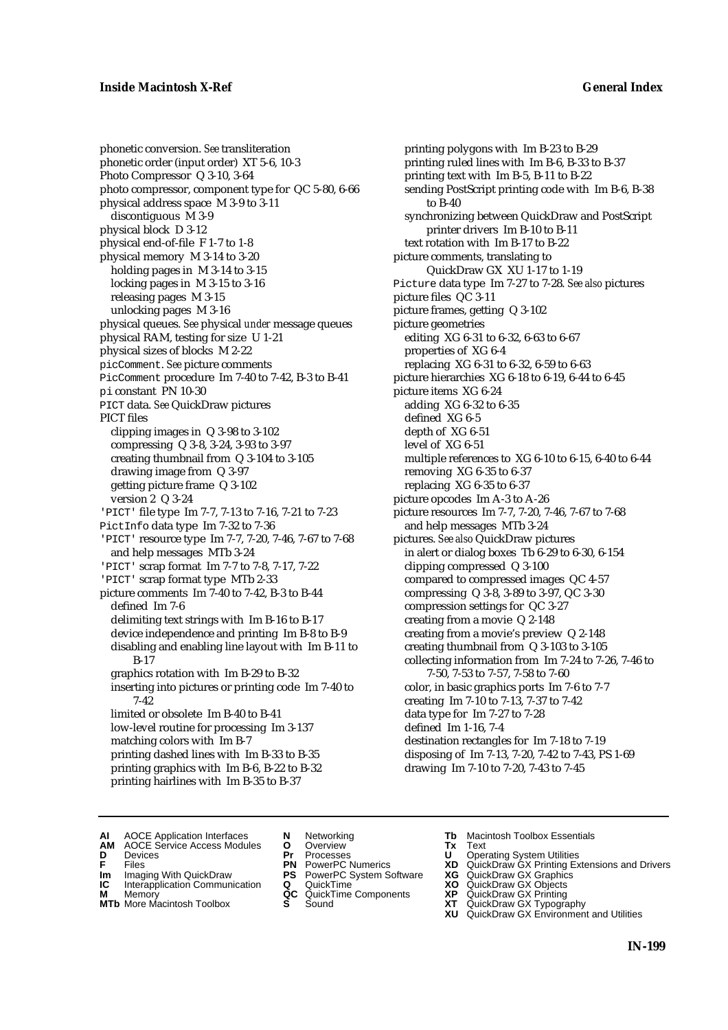phonetic conversion. *See* transliteration
phonetic order (input order) XT 5-6, 10-3
Photo Compressor Q 3-10, 3-64
photo compressor, component type for QC 5-80, 6-66
physical address space M 3-9 to 3-11
  discontiguous M 3-9
physical block D 3-12
physical end-of-file F 1-7 to 1-8
physical memory M 3-14 to 3-20
  holding pages in M 3-14 to 3-15
  locking pages in M 3-15 to 3-16
  releasing pages M 3-15
  unlocking pages M 3-16
physical queues. *See* physical *under* message queues
physical RAM, testing for size U 1-21
physical sizes of blocks M 2-22
picComment. *See* picture comments
PicComment procedure Im 7-40 to 7-42, B-3 to B-41
pi constant PN 10-30
PICT data. *See* QuickDraw pictures
PICT files
  clipping images in Q 3-98 to 3-102
  compressing Q 3-8, 3-24, 3-93 to 3-97
  creating thumbnail from Q 3-104 to 3-105
  drawing image from Q 3-97
  getting picture frame Q 3-102
  version 2 Q 3-24
'PICT' file type Im 7-7, 7-13 to 7-16, 7-21 to 7-23
PictInfo data type Im 7-32 to 7-36
'PICT' resource type Im 7-7, 7-20, 7-46, 7-67 to 7-68
  and help messages MTb 3-24
'PICT' scrap format Im 7-7 to 7-8, 7-17, 7-22
'PICT' scrap format type MTb 2-33
picture comments Im 7-40 to 7-42, B-3 to B-44
  defined Im 7-6
  delimiting text strings with Im B-16 to B-17
  device independence and printing Im B-8 to B-9
  disabling and enabling line layout with Im B-11 to B-17
  graphics rotation with Im B-29 to B-32
  inserting into pictures or printing code Im 7-40 to 7-42
  limited or obsolete Im B-40 to B-41
  low-level routine for processing Im 3-137
  matching colors with Im B-7
  printing dashed lines with Im B-33 to B-35
  printing graphics with Im B-6, B-22 to B-32
  printing hairlines with Im B-35 to B-37
  printing polygons with Im B-23 to B-29
  printing ruled lines with Im B-6, B-33 to B-37
  printing text with Im B-5, B-11 to B-22
  sending PostScript printing code with Im B-6, B-38 to B-40
  synchronizing between QuickDraw and PostScript printer drivers Im B-10 to B-11
  text rotation with Im B-17 to B-22
picture comments, translating to QuickDraw GX XU 1-17 to 1-19
Picture data type Im 7-27 to 7-28. *See also* pictures
picture files QC 3-11
picture frames, getting Q 3-102
picture geometries
  editing XG 6-31 to 6-32, 6-63 to 6-67
  properties of XG 6-4
  replacing XG 6-31 to 6-32, 6-59 to 6-63
picture hierarchies XG 6-18 to 6-19, 6-44 to 6-45
picture items XG 6-24
  adding XG 6-32 to 6-35
  defined XG 6-5
  depth of XG 6-51
  level of XG 6-51
  multiple references to XG 6-10 to 6-15, 6-40 to 6-44
  removing XG 6-35 to 6-37
  replacing XG 6-35 to 6-37
picture opcodes Im A-3 to A-26
picture resources Im 7-7, 7-20, 7-46, 7-67 to 7-68
  and help messages MTb 3-24
pictures. *See also* QuickDraw pictures
  in alert or dialog boxes Tb 6-29 to 6-30, 6-154
  clipping compressed Q 3-100
  compared to compressed images QC 4-57
  compressing Q 3-8, 3-89 to 3-97, QC 3-30
  compression settings for QC 3-27
  creating from a movie Q 2-148
  creating from a movie's preview Q 2-148
  creating thumbnail from Q 3-103 to 3-105
  collecting information from Im 7-24 to 7-26, 7-46 to 7-50, 7-53 to 7-57, 7-58 to 7-60
  color, in basic graphics ports Im 7-6 to 7-7
  creating Im 7-10 to 7-13, 7-37 to 7-42
  data type for Im 7-27 to 7-28
  defined Im 1-16, 7-4
  destination rectangles for Im 7-18 to 7-19
  disposing of Im 7-13, 7-20, 7-42 to 7-43, PS 1-69
  drawing Im 7-10 to 7-20, 7-43 to 7-45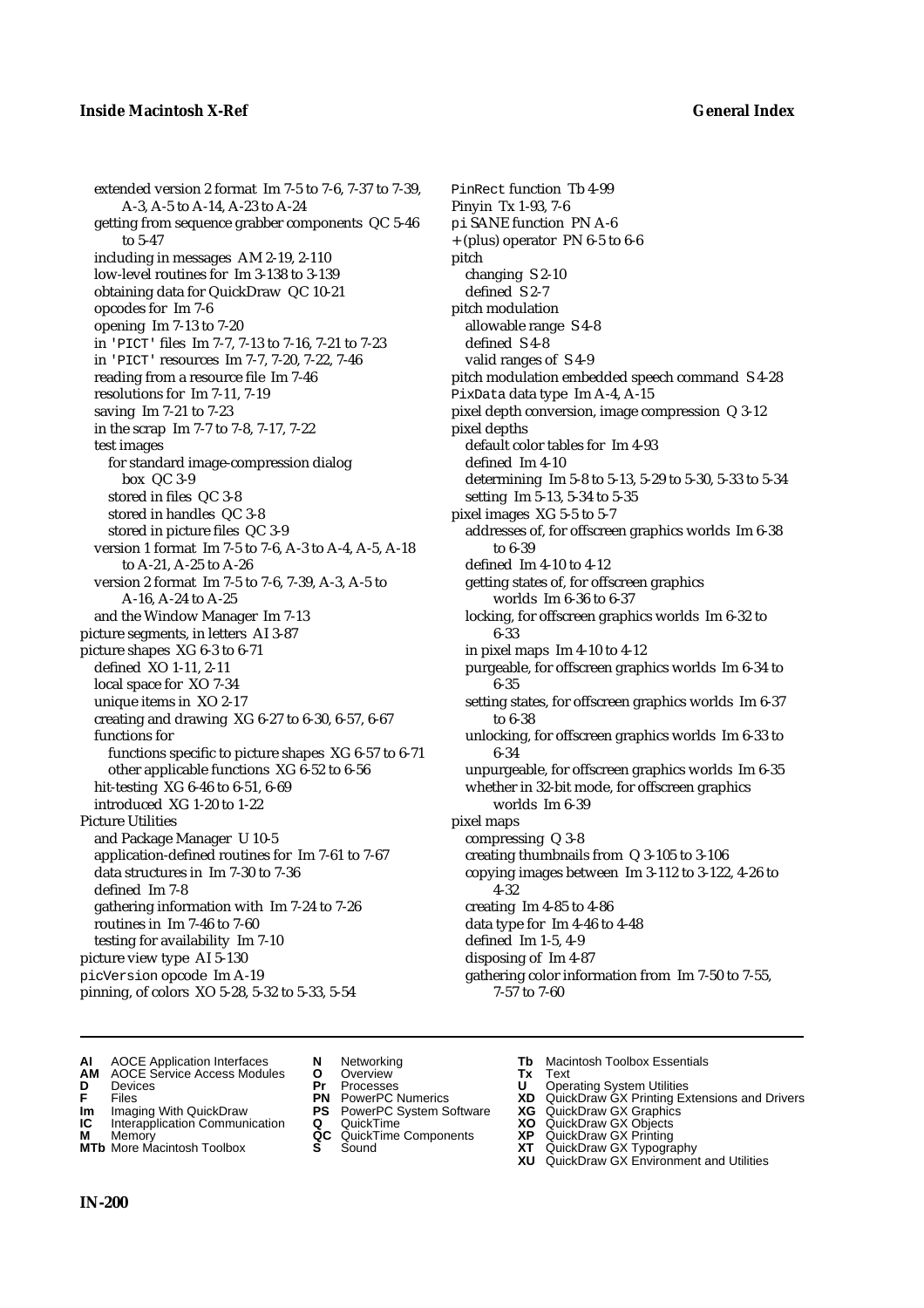extended version 2 format Im 7-5 to 7-6, 7-37 to 7-39, A-3, A-5 to A-14, A-23 to A-24
getting from sequence grabber components QC 5-46 to 5-47
including in messages AM 2-19, 2-110
low-level routines for Im 3-138 to 3-139
obtaining data for QuickDraw QC 10-21
opcodes for Im 7-6
opening Im 7-13 to 7-20
in 'PICT' files Im 7-7, 7-13 to 7-16, 7-21 to 7-23
in 'PICT' resources Im 7-7, 7-20, 7-22, 7-46
reading from a resource file Im 7-46
resolutions for Im 7-11, 7-19
saving Im 7-21 to 7-23
in the scrap Im 7-7 to 7-8, 7-17, 7-22
test images
for standard image-compression dialog box QC 3-9
stored in files QC 3-8
stored in handles QC 3-8
stored in picture files QC 3-9
version 1 format Im 7-5 to 7-6, A-3 to A-4, A-5, A-18 to A-21, A-25 to A-26
version 2 format Im 7-5 to 7-6, 7-39, A-3, A-5 to A-16, A-24 to A-25
and the Window Manager Im 7-13
picture segments, in letters AI 3-87
picture shapes XG 6-3 to 6-71
defined XO 1-11, 2-11
local space for XO 7-34
unique items in XO 2-17
creating and drawing XG 6-27 to 6-30, 6-57, 6-67
functions for
functions specific to picture shapes XG 6-57 to 6-71
other applicable functions XG 6-52 to 6-56
hit-testing XG 6-46 to 6-51, 6-69
introduced XG 1-20 to 1-22
Picture Utilities
and Package Manager U 10-5
application-defined routines for Im 7-61 to 7-67
data structures in Im 7-30 to 7-36
defined Im 7-8
gathering information with Im 7-24 to 7-26
routines in Im 7-46 to 7-60
testing for availability Im 7-10
picture view type AI 5-130
picVersion opcode Im A-19
pinning, of colors XO 5-28, 5-32 to 5-33, 5-54
PinRect function Tb 4-99
Pinyin Tx 1-93, 7-6
pi SANE function PN A-6
+ (plus) operator PN 6-5 to 6-6
pitch
changing S 2-10
defined S 2-7
pitch modulation
allowable range S 4-8
defined S 4-8
valid ranges of S 4-9
pitch modulation embedded speech command S 4-28
PixData data type Im A-4, A-15
pixel depth conversion, image compression Q 3-12
pixel depths
default color tables for Im 4-93
defined Im 4-10
determining Im 5-8 to 5-13, 5-29 to 5-30, 5-33 to 5-34
setting Im 5-13, 5-34 to 5-35
pixel images XG 5-5 to 5-7
addresses of, for offscreen graphics worlds Im 6-38 to 6-39
defined Im 4-10 to 4-12
getting states of, for offscreen graphics worlds Im 6-36 to 6-37
locking, for offscreen graphics worlds Im 6-32 to 6-33
in pixel maps Im 4-10 to 4-12
purgeable, for offscreen graphics worlds Im 6-34 to 6-35
setting states, for offscreen graphics worlds Im 6-37 to 6-38
unlocking, for offscreen graphics worlds Im 6-33 to 6-34
unpurgeable, for offscreen graphics worlds Im 6-35
whether in 32-bit mode, for offscreen graphics worlds Im 6-39
pixel maps
compressing Q 3-8
creating thumbnails from Q 3-105 to 3-106
copying images between Im 3-112 to 3-122, 4-26 to 4-32
creating Im 4-85 to 4-86
data type for Im 4-46 to 4-48
defined Im 1-5, 4-9
disposing of Im 4-87
gathering color information from Im 7-50 to 7-55, 7-57 to 7-60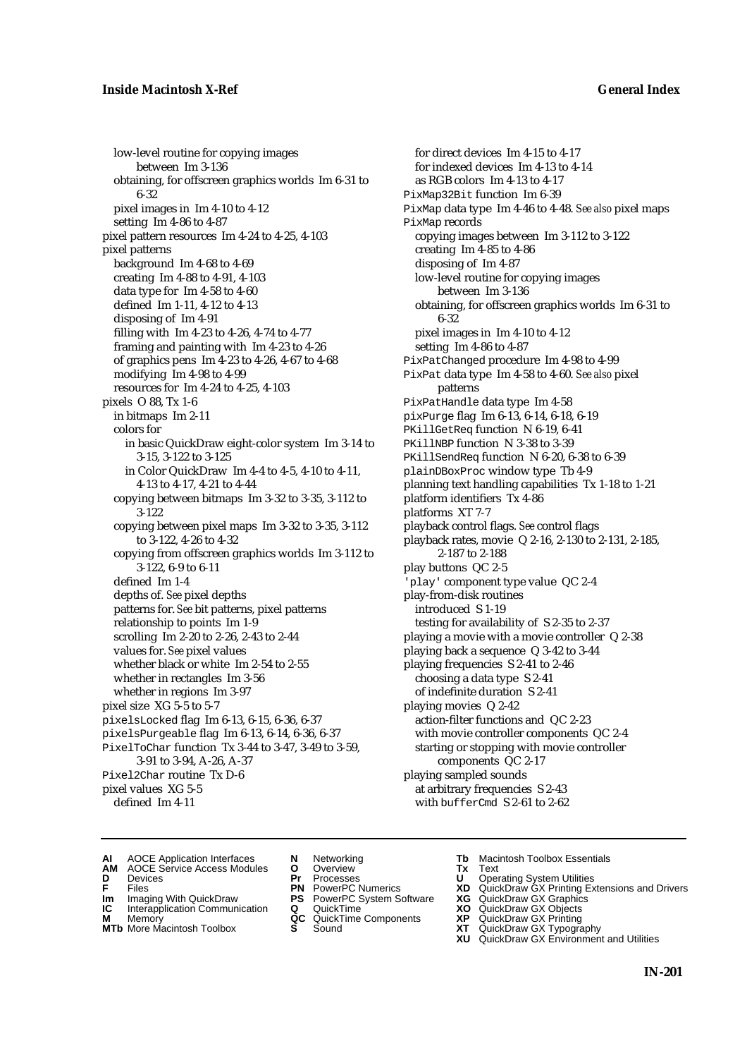low-level routine for copying images between Im 3-136
  obtaining, for offscreen graphics worlds Im 6-31 to 6-32
  pixel images in Im 4-10 to 4-12
  setting Im 4-86 to 4-87
pixel pattern resources Im 4-24 to 4-25, 4-103
pixel patterns
  background Im 4-68 to 4-69
  creating Im 4-88 to 4-91, 4-103
  data type for Im 4-58 to 4-60
  defined Im 1-11, 4-12 to 4-13
  disposing of Im 4-91
  filling with Im 4-23 to 4-26, 4-74 to 4-77
  framing and painting with Im 4-23 to 4-26
  of graphics pens Im 4-23 to 4-26, 4-67 to 4-68
  modifying Im 4-98 to 4-99
  resources for Im 4-24 to 4-25, 4-103
pixels O 88, Tx 1-6
  in bitmaps Im 2-11
  colors for
    in basic QuickDraw eight-color system Im 3-14 to 3-15, 3-122 to 3-125
    in Color QuickDraw Im 4-4 to 4-5, 4-10 to 4-11, 4-13 to 4-17, 4-21 to 4-44
  copying between bitmaps Im 3-32 to 3-35, 3-112 to 3-122
  copying between pixel maps Im 3-32 to 3-35, 3-112 to 3-122, 4-26 to 4-32
  copying from offscreen graphics worlds Im 3-112 to 3-122, 6-9 to 6-11
  defined Im 1-4
  depths of. *See* pixel depths
  patterns for. *See* bit patterns, pixel patterns
  relationship to points Im 1-9
  scrolling Im 2-20 to 2-26, 2-43 to 2-44
  values for. *See* pixel values
  whether black or white Im 2-54 to 2-55
  whether in rectangles Im 3-56
  whether in regions Im 3-97
pixel size XG 5-5 to 5-7
`pixelsLocked` flag Im 6-13, 6-15, 6-36, 6-37
`pixelsPurgeable` flag Im 6-13, 6-14, 6-36, 6-37
`PixelToChar` function Tx 3-44 to 3-47, 3-49 to 3-59, 3-91 to 3-94, A-26, A-37
`Pixel2Char` routine Tx D-6
pixel values XG 5-5
  defined Im 4-11
  for direct devices Im 4-15 to 4-17
  for indexed devices Im 4-13 to 4-14
  as RGB colors Im 4-13 to 4-17
`PixMap32Bit` function Im 6-39
`PixMap` data type Im 4-46 to 4-48. *See also* pixel maps
`PixMap` records
  copying images between Im 3-112 to 3-122
  creating Im 4-85 to 4-86
  disposing of Im 4-87
  low-level routine for copying images between Im 3-136
  obtaining, for offscreen graphics worlds Im 6-31 to 6-32
  pixel images in Im 4-10 to 4-12
  setting Im 4-86 to 4-87
`PixPatChanged` procedure Im 4-98 to 4-99
`PixPat` data type Im 4-58 to 4-60. *See also* pixel patterns
`PixPatHandle` data type Im 4-58
`pixPurge` flag Im 6-13, 6-14, 6-18, 6-19
`PKillGetReq` function N 6-19, 6-41
`PKillNBP` function N 3-38 to 3-39
`PKillSendReq` function N 6-20, 6-38 to 6-39
`plainDBoxProc` window type Tb 4-9
planning text handling capabilities Tx 1-18 to 1-21
platform identifiers Tx 4-86
platforms XT 7-7
playback control flags. *See* control flags
playback rates, movie Q 2-16, 2-130 to 2-131, 2-185, 2-187 to 2-188
play buttons QC 2-5
`'play'` component type value QC 2-4
play-from-disk routines
  introduced S 1-19
  testing for availability of S 2-35 to 2-37
playing a movie with a movie controller Q 2-38
playing back a sequence Q 3-42 to 3-44
playing frequencies S 2-41 to 2-46
  choosing a data type S 2-41
  of indefinite duration S 2-41
playing movies Q 2-42
  action-filter functions and QC 2-23
  with movie controller components QC 2-4
  starting or stopping with movie controller components QC 2-17
playing sampled sounds
  at arbitrary frequencies S 2-43
  with `bufferCmd` S 2-61 to 2-62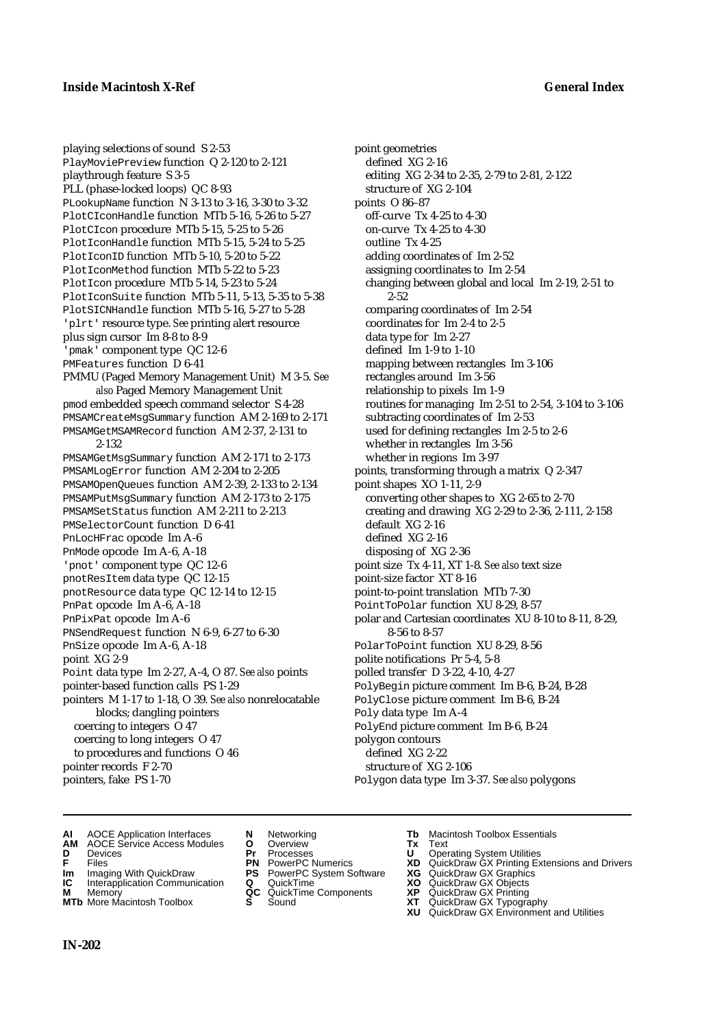playing selections of sound S 2-53
PlayMoviePreview function Q 2-120 to 2-121
playthrough feature S 3-5
PLL (phase-locked loops) QC 8-93
PLookupName function N 3-13 to 3-16, 3-30 to 3-32
PlotCIconHandle function MTb 5-16, 5-26 to 5-27
PlotCIcon procedure MTb 5-15, 5-25 to 5-26
PlotIconHandle function MTb 5-15, 5-24 to 5-25
PlotIconID function MTb 5-10, 5-20 to 5-22
PlotIconMethod function MTb 5-22 to 5-23
PlotIcon procedure MTb 5-14, 5-23 to 5-24
PlotIconSuite function MTb 5-11, 5-13, 5-35 to 5-38
PlotSICNHandle function MTb 5-16, 5-27 to 5-28
'plrt' resource type. *See* printing alert resource
plus sign cursor Im 8-8 to 8-9
'pmak' component type QC 12-6
PMFeatures function D 6-41
PMMU (Paged Memory Management Unit) M 3-5. *See also* Paged Memory Management Unit
pmod embedded speech command selector S 4-28
PMSAMCreateMsgSummary function AM 2-169 to 2-171
PMSAMGetMSAMRecord function AM 2-37, 2-131 to 2-132
PMSAMGetMsgSummary function AM 2-171 to 2-173
PMSAMLogError function AM 2-204 to 2-205
PMSAMOpenQueues function AM 2-39, 2-133 to 2-134
PMSAMPutMsgSummary function AM 2-173 to 2-175
PMSAMSetStatus function AM 2-211 to 2-213
PMSelectorCount function D 6-41
PnLocHFrac opcode Im A-6
PnMode opcode Im A-6, A-18
'pnot' component type QC 12-6
pnotResItem data type QC 12-15
pnotResource data type QC 12-14 to 12-15
PnPat opcode Im A-6, A-18
PnPixPat opcode Im A-6
PNSendRequest function N 6-9, 6-27 to 6-30
PnSize opcode Im A-6, A-18
point XG 2-9
Point data type Im 2-27, A-4, O 87. *See also* points
pointer-based function calls PS 1-29
pointers M 1-17 to 1-18, O 39. *See also* nonrelocatable blocks; dangling pointers
  coercing to integers O 47
  coercing to long integers O 47
  to procedures and functions O 46
pointer records F 2-70
pointers, fake PS 1-70
point geometries
  defined XG 2-16
  editing XG 2-34 to 2-35, 2-79 to 2-81, 2-122
  structure of XG 2-104
points O 86–87
  off-curve Tx 4-25 to 4-30
  on-curve Tx 4-25 to 4-30
  outline Tx 4-25
  adding coordinates of Im 2-52
  assigning coordinates to Im 2-54
  changing between global and local Im 2-19, 2-51 to 2-52
  comparing coordinates of Im 2-54
  coordinates for Im 2-4 to 2-5
  data type for Im 2-27
  defined Im 1-9 to 1-10
  mapping between rectangles Im 3-106
  rectangles around Im 3-56
  relationship to pixels Im 1-9
  routines for managing Im 2-51 to 2-54, 3-104 to 3-106
  subtracting coordinates of Im 2-53
  used for defining rectangles Im 2-5 to 2-6
  whether in rectangles Im 3-56
  whether in regions Im 3-97
points, transforming through a matrix Q 2-347
point shapes XO 1-11, 2-9
  converting other shapes to XG 2-65 to 2-70
  creating and drawing XG 2-29 to 2-36, 2-111, 2-158
  default XG 2-16
  defined XG 2-16
  disposing of XG 2-36
point size Tx 4-11, XT 1-8. *See also* text size
point-size factor XT 8-16
point-to-point translation MTb 7-30
PointToPolar function XU 8-29, 8-57
polar and Cartesian coordinates XU 8-10 to 8-11, 8-29, 8-56 to 8-57
PolarToPoint function XU 8-29, 8-56
polite notifications Pr 5-4, 5-8
polled transfer D 3-22, 4-10, 4-27
PolyBegin picture comment Im B-6, B-24, B-28
PolyClose picture comment Im B-6, B-24
Poly data type Im A-4
PolyEnd picture comment Im B-6, B-24
polygon contours
  defined XG 2-22
  structure of XG 2-106
Polygon data type Im 3-37. *See also* polygons

**AI** AOCE Application Interfaces
**AM** AOCE Service Access Modules
**D** Devices
**F** Files
**Im** Imaging With QuickDraw
**IC** Interapplication Communication
**M** Memory
**MTb** More Macintosh Toolbox
**N** Networking
**O** Overview
**Pr** Processes
**PN** PowerPC Numerics
**PS** PowerPC System Software
**Q** QuickTime
**QC** QuickTime Components
**S** Sound
**Tb** Macintosh Toolbox Essentials
**Tx** Text
**U** Operating System Utilities
**XD** QuickDraw GX Printing Extensions and Drivers
**XG** QuickDraw GX Graphics
**XO** QuickDraw GX Objects
**XP** QuickDraw GX Printing
**XT** QuickDraw GX Typography
**XU** QuickDraw GX Environment and Utilities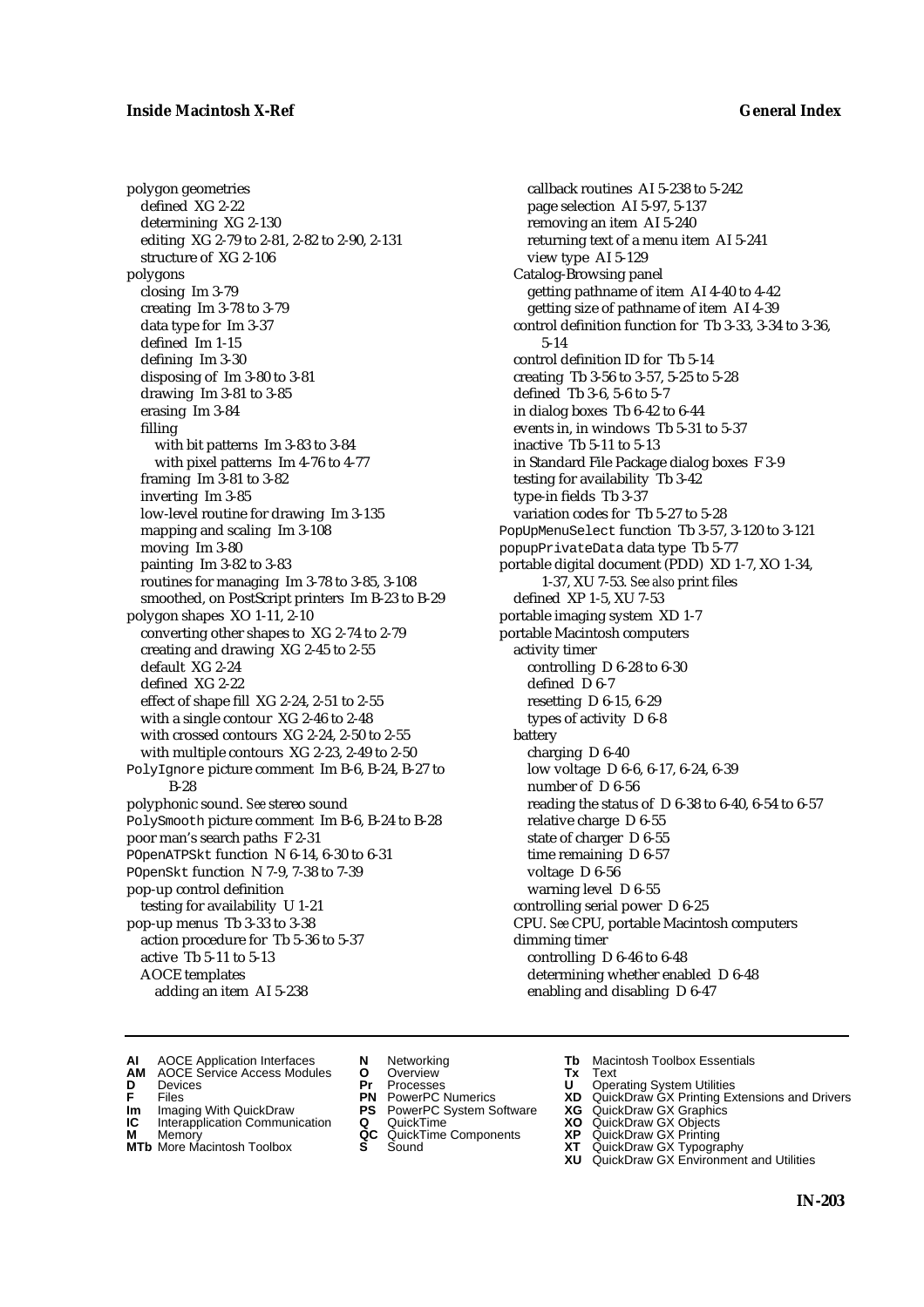polygon geometries
  defined XG 2-22
  determining XG 2-130
  editing XG 2-79 to 2-81, 2-82 to 2-90, 2-131
  structure of XG 2-106
polygons
  closing Im 3-79
  creating Im 3-78 to 3-79
  data type for Im 3-37
  defined Im 1-15
  defining Im 3-30
  disposing of Im 3-80 to 3-81
  drawing Im 3-81 to 3-85
  erasing Im 3-84
  filling
    with bit patterns Im 3-83 to 3-84
    with pixel patterns Im 4-76 to 4-77
  framing Im 3-81 to 3-82
  inverting Im 3-85
  low-level routine for drawing Im 3-135
  mapping and scaling Im 3-108
  moving Im 3-80
  painting Im 3-82 to 3-83
  routines for managing Im 3-78 to 3-85, 3-108
  smoothed, on PostScript printers Im B-23 to B-29
polygon shapes XO 1-11, 2-10
  converting other shapes to XG 2-74 to 2-79
  creating and drawing XG 2-45 to 2-55
  default XG 2-24
  defined XG 2-22
  effect of shape fill XG 2-24, 2-51 to 2-55
  with a single contour XG 2-46 to 2-48
  with crossed contours XG 2-24, 2-50 to 2-55
  with multiple contours XG 2-23, 2-49 to 2-50
`PolyIgnore` picture comment Im B-6, B-24, B-27 to B-28
polyphonic sound. *See* stereo sound
`PolySmooth` picture comment Im B-6, B-24 to B-28
poor man's search paths F 2-31
`POpenATPSkt` function N 6-14, 6-30 to 6-31
`POpenSkt` function N 7-9, 7-38 to 7-39
pop-up control definition
  testing for availability U 1-21
pop-up menus Tb 3-33 to 3-38
  action procedure for Tb 5-36 to 5-37
  active Tb 5-11 to 5-13
  AOCE templates
    adding an item AI 5-238
    callback routines AI 5-238 to 5-242
    page selection AI 5-97, 5-137
    removing an item AI 5-240
    returning text of a menu item AI 5-241
    view type AI 5-129
  Catalog-Browsing panel
    getting pathname of item AI 4-40 to 4-42
    getting size of pathname of item AI 4-39
  control definition function for Tb 3-33, 3-34 to 3-36, 5-14
  control definition ID for Tb 5-14
  creating Tb 3-56 to 3-57, 5-25 to 5-28
  defined Tb 3-6, 5-6 to 5-7
  in dialog boxes Tb 6-42 to 6-44
  events in, in windows Tb 5-31 to 5-37
  inactive Tb 5-11 to 5-13
  in Standard File Package dialog boxes F 3-9
  testing for availability Tb 3-42
  type-in fields Tb 3-37
  variation codes for Tb 5-27 to 5-28
`PopUpMenuSelect` function Tb 3-57, 3-120 to 3-121
`popupPrivateData` data type Tb 5-77
portable digital document (PDD) XD 1-7, XO 1-34, 1-37, XU 7-53. *See also* print files
  defined XP 1-5, XU 7-53
portable imaging system XD 1-7
portable Macintosh computers
  activity timer
    controlling D 6-28 to 6-30
    defined D 6-7
    resetting D 6-15, 6-29
    types of activity D 6-8
  battery
    charging D 6-40
    low voltage D 6-6, 6-17, 6-24, 6-39
    number of D 6-56
    reading the status of D 6-38 to 6-40, 6-54 to 6-57
    relative charge D 6-55
    state of charger D 6-55
    time remaining D 6-57
    voltage D 6-56
    warning level D 6-55
  controlling serial power D 6-25
  CPU. *See* CPU, portable Macintosh computers
  dimming timer
    controlling D 6-46 to 6-48
    determining whether enabled D 6-48
    enabling and disabling D 6-47

**AI** AOCE Application Interfaces
**AM** AOCE Service Access Modules
**D** Devices
**F** Files
**Im** Imaging With QuickDraw
**IC** Interapplication Communication
**M** Memory
**MTb** More Macintosh Toolbox
**N** Networking
**O** Overview
**Pr** Processes
**PN** PowerPC Numerics
**PS** PowerPC System Software
**Q** QuickTime
**QC** QuickTime Components
**S** Sound
**Tb** Macintosh Toolbox Essentials
**Tx** Text
**U** Operating System Utilities
**XD** QuickDraw GX Printing Extensions and Drivers
**XG** QuickDraw GX Graphics
**XO** QuickDraw GX Objects
**XP** QuickDraw GX Printing
**XT** QuickDraw GX Typography
**XU** QuickDraw GX Environment and Utilities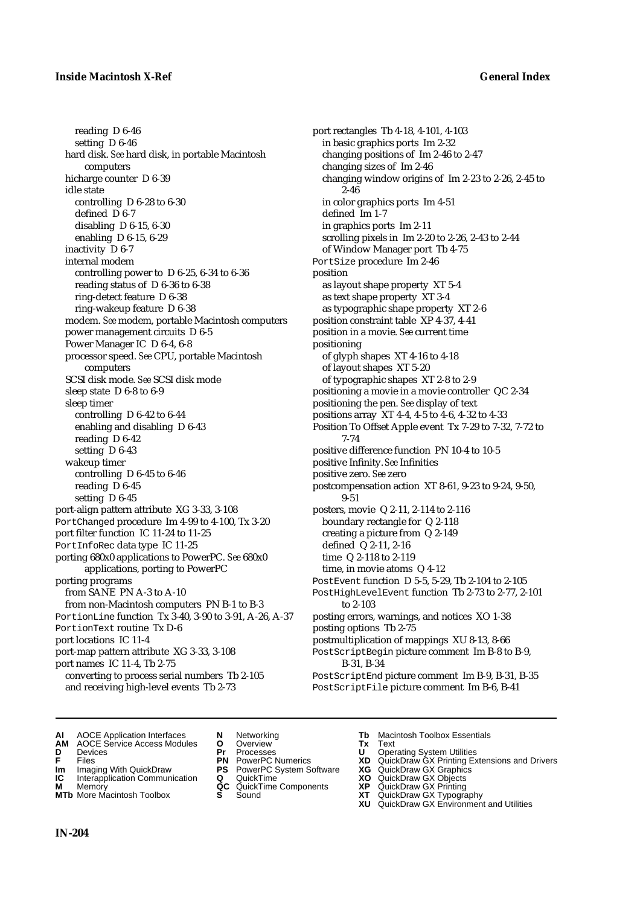reading D 6-46
setting D 6-46
hard disk. *See* hard disk, in portable Macintosh computers
hicharge counter D 6-39
idle state
controlling D 6-28 to 6-30
defined D 6-7
disabling D 6-15, 6-30
enabling D 6-15, 6-29
inactivity D 6-7
internal modem
controlling power to D 6-25, 6-34 to 6-36
reading status of D 6-36 to 6-38
ring-detect feature D 6-38
ring-wakeup feature D 6-38
modem. *See* modem, portable Macintosh computers
power management circuits D 6-5
Power Manager IC D 6-4, 6-8
processor speed. *See* CPU, portable Macintosh computers
SCSI disk mode. *See* SCSI disk mode
sleep state D 6-8 to 6-9
sleep timer
controlling D 6-42 to 6-44
enabling and disabling D 6-43
reading D 6-42
setting D 6-43
wakeup timer
controlling D 6-45 to 6-46
reading D 6-45
setting D 6-45
port-align pattern attribute XG 3-33, 3-108
`PortChanged` procedure Im 4-99 to 4-100, Tx 3-20
port filter function IC 11-24 to 11-25
`PortInfoRec` data type IC 11-25
porting 680x0 applications to PowerPC. *See* 680x0 applications, porting to PowerPC
porting programs
from SANE PN A-3 to A-10
from non-Macintosh computers PN B-1 to B-3
`PortionLine` function Tx 3-40, 3-90 to 3-91, A-26, A-37
`PortionText` routine Tx D-6
port locations IC 11-4
port-map pattern attribute XG 3-33, 3-108
port names IC 11-4, Tb 2-75
converting to process serial numbers Tb 2-105
and receiving high-level events Tb 2-73
port rectangles Tb 4-18, 4-101, 4-103
in basic graphics ports Im 2-32
changing positions of Im 2-46 to 2-47
changing sizes of Im 2-46
changing window origins of Im 2-23 to 2-26, 2-45 to 2-46
in color graphics ports Im 4-51
defined Im 1-7
in graphics ports Im 2-11
scrolling pixels in Im 2-20 to 2-26, 2-43 to 2-44
of Window Manager port Tb 4-75
`PortSize` procedure Im 2-46
position
as layout shape property XT 5-4
as text shape property XT 3-4
as typographic shape property XT 2-6
position constraint table XP 4-37, 4-41
position in a movie. *See* current time
positioning
of glyph shapes XT 4-16 to 4-18
of layout shapes XT 5-20
of typographic shapes XT 2-8 to 2-9
positioning a movie in a movie controller QC 2-34
positioning the pen. *See* display of text
positions array XT 4-4, 4-5 to 4-6, 4-32 to 4-33
Position To Offset Apple event Tx 7-29 to 7-32, 7-72 to 7-74
positive difference function PN 10-4 to 10-5
positive Infinity. *See* Infinities
positive zero. *See* zero
postcompensation action XT 8-61, 9-23 to 9-24, 9-50, 9-51
posters, movie Q 2-11, 2-114 to 2-116
boundary rectangle for Q 2-118
creating a picture from Q 2-149
defined Q 2-11, 2-16
time Q 2-118 to 2-119
time, in movie atoms Q 4-12
`PostEvent` function D 5-5, 5-29, Tb 2-104 to 2-105
`PostHighLevelEvent` function Tb 2-73 to 2-77, 2-101 to 2-103
posting errors, warnings, and notices XO 1-38
posting options Tb 2-75
postmultiplication of mappings XU 8-13, 8-66
`PostScriptBegin` picture comment Im B-8 to B-9, B-31, B-34
`PostScriptEnd` picture comment Im B-9, B-31, B-35
`PostScriptFile` picture comment Im B-6, B-41

**AI** AOCE Application Interfaces
**AM** AOCE Service Access Modules
**D** Devices
**F** Files
**Im** Imaging With QuickDraw
**IC** Interapplication Communication
**M** Memory
**MTb** More Macintosh Toolbox
**N** Networking
**O** Overview
**Pr** Processes
**PN** PowerPC Numerics
**PS** PowerPC System Software
**Q** QuickTime
**QC** QuickTime Components
**S** Sound
**Tb** Macintosh Toolbox Essentials
**Tx** Text
**U** Operating System Utilities
**XD** QuickDraw GX Printing Extensions and Drivers
**XG** QuickDraw GX Graphics
**XO** QuickDraw GX Objects
**XP** QuickDraw GX Printing
**XT** QuickDraw GX Typography
**XU** QuickDraw GX Environment and Utilities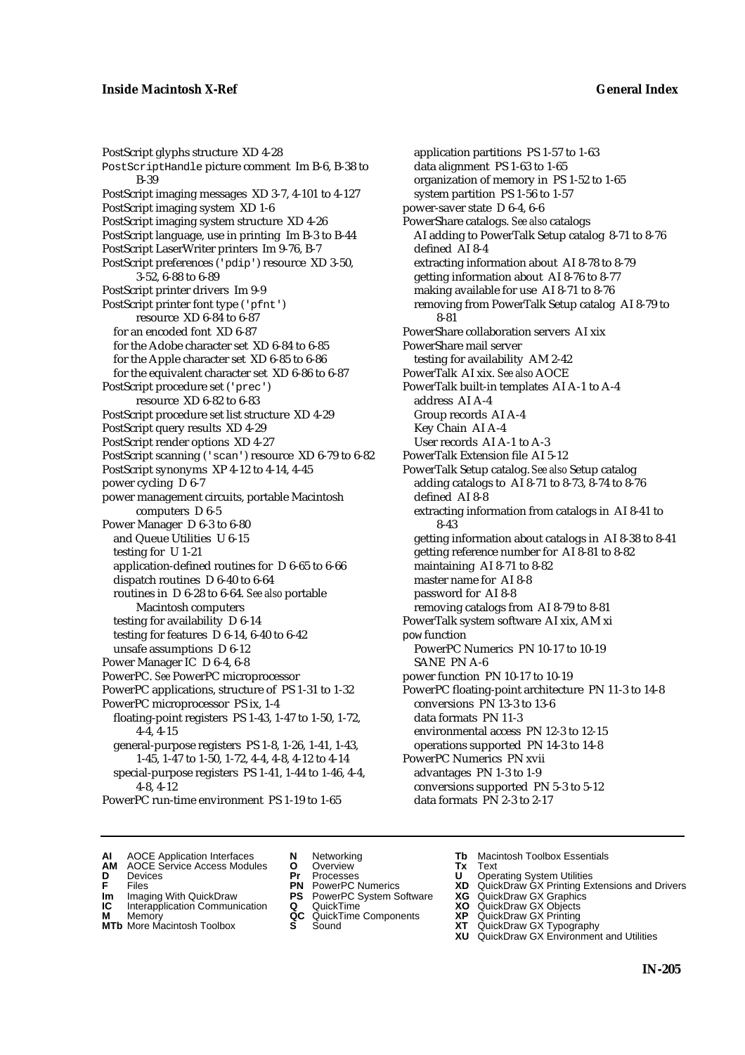PostScript glyphs structure XD 4-28
`PostScriptHandle` picture comment Im B-6, B-38 to B-39
PostScript imaging messages XD 3-7, 4-101 to 4-127
PostScript imaging system XD 1-6
PostScript imaging system structure XD 4-26
PostScript language, use in printing Im B-3 to B-44
PostScript LaserWriter printers Im 9-76, B-7
PostScript preferences (`'pdip'`) resource XD 3-50, 3-52, 6-88 to 6-89
PostScript printer drivers Im 9-9
PostScript printer font type (`'pfnt'`) resource XD 6-84 to 6-87
- for an encoded font XD 6-87
- for the Adobe character set XD 6-84 to 6-85
- for the Apple character set XD 6-85 to 6-86
- for the equivalent character set XD 6-86 to 6-87

PostScript procedure set (`'prec'`) resource XD 6-82 to 6-83
PostScript procedure set list structure XD 4-29
PostScript query results XD 4-29
PostScript render options XD 4-27
PostScript scanning (`'scan'`) resource XD 6-79 to 6-82
PostScript synonyms XP 4-12 to 4-14, 4-45
power cycling D 6-7
power management circuits, portable Macintosh computers D 6-5
Power Manager D 6-3 to 6-80
- and Queue Utilities U 6-15
- testing for U 1-21
- application-defined routines for D 6-65 to 6-66
- dispatch routines D 6-40 to 6-64
- routines in D 6-28 to 6-64. *See also* portable Macintosh computers
- testing for availability D 6-14
- testing for features D 6-14, 6-40 to 6-42
- unsafe assumptions D 6-12

Power Manager IC D 6-4, 6-8
PowerPC. *See* PowerPC microprocessor
PowerPC applications, structure of PS 1-31 to 1-32
PowerPC microprocessor PS ix, 1-4
- floating-point registers PS 1-43, 1-47 to 1-50, 1-72, 4-4, 4-15
- general-purpose registers PS 1-8, 1-26, 1-41, 1-43, 1-45, 1-47 to 1-50, 1-72, 4-4, 4-8, 4-12 to 4-14
- special-purpose registers PS 1-41, 1-44 to 1-46, 4-4, 4-8, 4-12

PowerPC run-time environment PS 1-19 to 1-65
- application partitions PS 1-57 to 1-63
- data alignment PS 1-63 to 1-65
- organization of memory in PS 1-52 to 1-65
- system partition PS 1-56 to 1-57

power-saver state D 6-4, 6-6
PowerShare catalogs. *See also* catalogs
- AI adding to PowerTalk Setup catalog 8-71 to 8-76
- defined AI 8-4
- extracting information about AI 8-78 to 8-79
- getting information about AI 8-76 to 8-77
- making available for use AI 8-71 to 8-76
- removing from PowerTalk Setup catalog AI 8-79 to 8-81

PowerShare collaboration servers AI xix
PowerShare mail server
- testing for availability AM 2-42

PowerTalk AI xix. *See also* AOCE
PowerTalk built-in templates AI A-1 to A-4
- address AI A-4
- Group records AI A-4
- Key Chain AI A-4
- User records AI A-1 to A-3

PowerTalk Extension file AI 5-12
PowerTalk Setup catalog. *See also* Setup catalog
- adding catalogs to AI 8-71 to 8-73, 8-74 to 8-76
- defined AI 8-8
- extracting information from catalogs in AI 8-41 to 8-43
- getting information about catalogs in AI 8-38 to 8-41
- getting reference number for AI 8-81 to 8-82
- maintaining AI 8-71 to 8-82
- master name for AI 8-8
- password for AI 8-8
- removing catalogs from AI 8-79 to 8-81

PowerTalk system software AI xix, AM xi
`pow` function
- PowerPC Numerics PN 10-17 to 10-19
- SANE PN A-6

power function PN 10-17 to 10-19
PowerPC floating-point architecture PN 11-3 to 14-8
- conversions PN 13-3 to 13-6
- data formats PN 11-3
- environmental access PN 12-3 to 12-15
- operations supported PN 14-3 to 14-8

PowerPC Numerics PN xvii
- advantages PN 1-3 to 1-9
- conversions supported PN 5-3 to 5-12
- data formats PN 2-3 to 2-17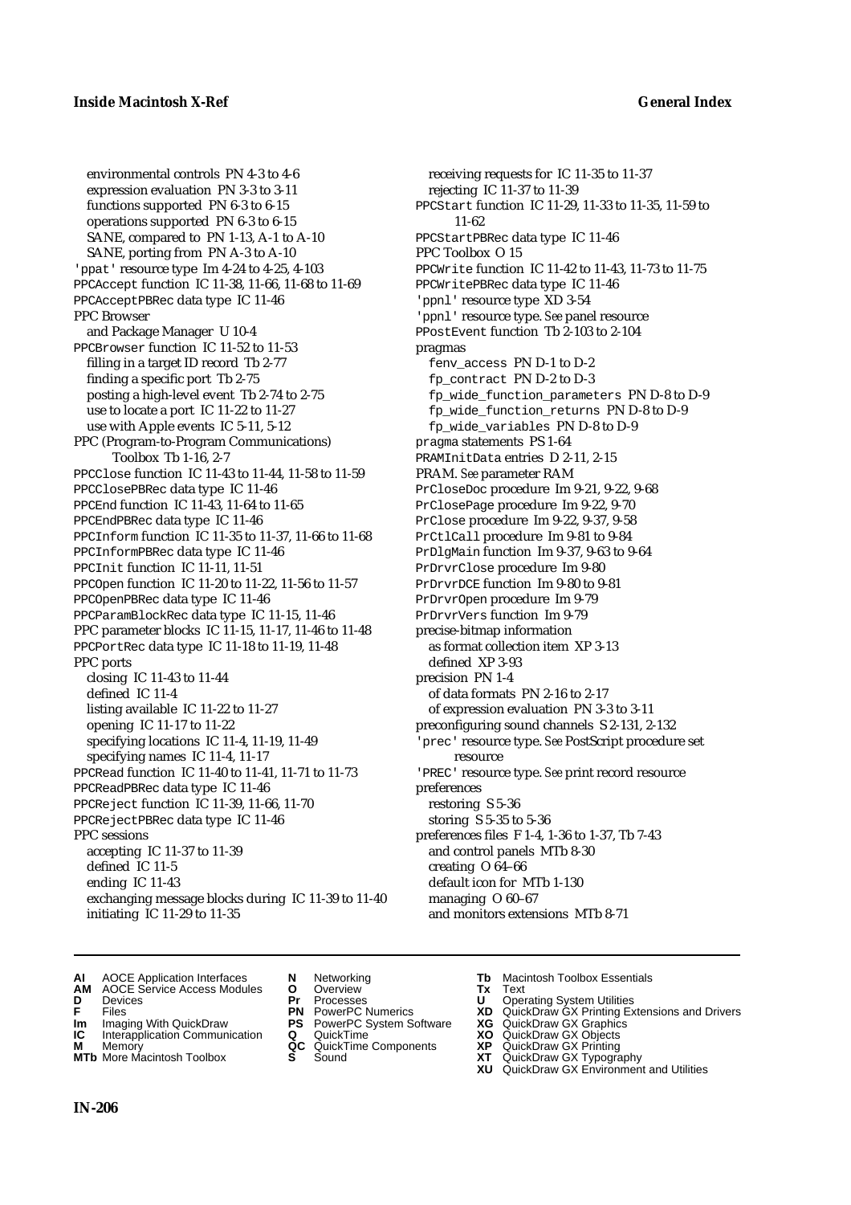environmental controls PN 4-3 to 4-6
expression evaluation PN 3-3 to 3-11
functions supported PN 6-3 to 6-15
operations supported PN 6-3 to 6-15
SANE, compared to PN 1-13, A-1 to A-10
SANE, porting from PN A-3 to A-10

'ppat' resource type Im 4-24 to 4-25, 4-103
PPCAccept function IC 11-38, 11-66, 11-68 to 11-69
PPCAcceptPBRec data type IC 11-46
PPC Browser
  and Package Manager U 10-4
PPCBrowser function IC 11-52 to 11-53
  filling in a target ID record Tb 2-77
  finding a specific port Tb 2-75
  posting a high-level event Tb 2-74 to 2-75
  use to locate a port IC 11-22 to 11-27
  use with Apple events IC 5-11, 5-12
PPC (Program-to-Program Communications) Toolbox Tb 1-16, 2-7
PPCClose function IC 11-43 to 11-44, 11-58 to 11-59
PPCClosePBRec data type IC 11-46
PPCEnd function IC 11-43, 11-64 to 11-65
PPCEndPBRec data type IC 11-46
PPCInform function IC 11-35 to 11-37, 11-66 to 11-68
PPCInformPBRec data type IC 11-46
PPCInit function IC 11-11, 11-51
PPCOpen function IC 11-20 to 11-22, 11-56 to 11-57
PPCOpenPBRec data type IC 11-46
PPCParamBlockRec data type IC 11-15, 11-46
PPC parameter blocks IC 11-15, 11-17, 11-46 to 11-48
PPCPortRec data type IC 11-18 to 11-19, 11-48
PPC ports
  closing IC 11-43 to 11-44
  defined IC 11-4
  listing available IC 11-22 to 11-27
  opening IC 11-17 to 11-22
  specifying locations IC 11-4, 11-19, 11-49
  specifying names IC 11-4, 11-17
PPCRead function IC 11-40 to 11-41, 11-71 to 11-73
PPCReadPBRec data type IC 11-46
PPCReject function IC 11-39, 11-66, 11-70
PPCRejectPBRec data type IC 11-46
PPC sessions
  accepting IC 11-37 to 11-39
  defined IC 11-5
  ending IC 11-43
  exchanging message blocks during IC 11-39 to 11-40
  initiating IC 11-29 to 11-35
  receiving requests for IC 11-35 to 11-37
  rejecting IC 11-37 to 11-39
PPCStart function IC 11-29, 11-33 to 11-35, 11-59 to 11-62
PPCStartPBRec data type IC 11-46
PPC Toolbox O 15
PPCWrite function IC 11-42 to 11-43, 11-73 to 11-75
PPCWritePBRec data type IC 11-46
'ppnl' resource type XD 3-54
'ppnl' resource type. *See* panel resource
PPostEvent function Tb 2-103 to 2-104
pragmas
  fenv_access PN D-1 to D-2
  fp_contract PN D-2 to D-3
  fp_wide_function_parameters PN D-8 to D-9
  fp_wide_function_returns PN D-8 to D-9
  fp_wide_variables PN D-8 to D-9
pragma statements PS 1-64
PRAMInitData entries D 2-11, 2-15
PRAM. *See* parameter RAM
PrCloseDoc procedure Im 9-21, 9-22, 9-68
PrClosePage procedure Im 9-22, 9-70
PrClose procedure Im 9-22, 9-37, 9-58
PrCtlCall procedure Im 9-81 to 9-84
PrDlgMain function Im 9-37, 9-63 to 9-64
PrDrvrClose procedure Im 9-80
PrDrvrDCE function Im 9-80 to 9-81
PrDrvrOpen procedure Im 9-79
PrDrvrVers function Im 9-79
precise-bitmap information
  as format collection item XP 3-13
  defined XP 3-93
precision PN 1-4
  of data formats PN 2-16 to 2-17
  of expression evaluation PN 3-3 to 3-11
preconfiguring sound channels S 2-131, 2-132
'prec' resource type. *See* PostScript procedure set resource
'PREC' resource type. *See* print record resource
preferences
  restoring S 5-36
  storing S 5-35 to 5-36
preferences files F 1-4, 1-36 to 1-37, Tb 7-43
  and control panels MTb 8-30
  creating O 64–66
  default icon for MTb 1-130
  managing O 60–67
  and monitors extensions MTb 8-71

**AI** AOCE Application Interfaces
**AM** AOCE Service Access Modules
**D** Devices
**F** Files
**Im** Imaging With QuickDraw
**IC** Interapplication Communication
**M** Memory
**MTb** More Macintosh Toolbox
**N** Networking
**O** Overview
**Pr** Processes
**PN** PowerPC Numerics
**PS** PowerPC System Software
**Q** QuickTime
**QC** QuickTime Components
**S** Sound
**Tb** Macintosh Toolbox Essentials
**Tx** Text
**U** Operating System Utilities
**XD** QuickDraw GX Printing Extensions and Drivers
**XG** QuickDraw GX Graphics
**XO** QuickDraw GX Objects
**XP** QuickDraw GX Printing
**XT** QuickDraw GX Typography
**XU** QuickDraw GX Environment and Utilities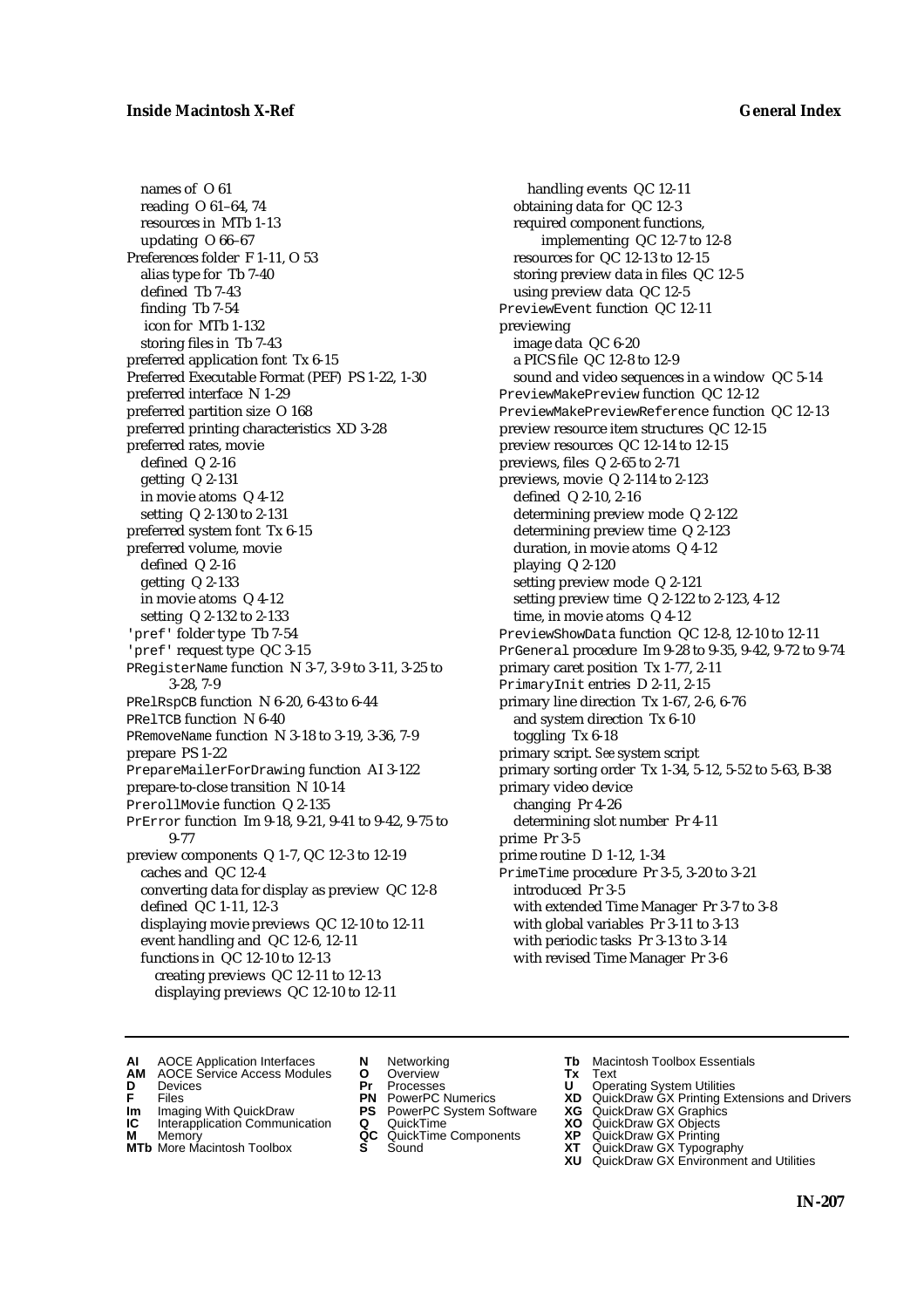names of O 61
reading O 61–64, 74
resources in MTb 1-13
updating O 66–67
Preferences folder F 1-11, O 53
alias type for Tb 7-40
defined Tb 7-43
finding Tb 7-54
icon for MTb 1-132
storing files in Tb 7-43
preferred application font Tx 6-15
Preferred Executable Format (PEF) PS 1-22, 1-30
preferred interface N 1-29
preferred partition size O 168
preferred printing characteristics XD 3-28
preferred rates, movie
defined Q 2-16
getting Q 2-131
in movie atoms Q 4-12
setting Q 2-130 to 2-131
preferred system font Tx 6-15
preferred volume, movie
defined Q 2-16
getting Q 2-133
in movie atoms Q 4-12
setting Q 2-132 to 2-133
'pref' folder type Tb 7-54
'pref' request type QC 3-15
PRegisterName function N 3-7, 3-9 to 3-11, 3-25 to 3-28, 7-9
PRelRspCB function N 6-20, 6-43 to 6-44
PRelTCB function N 6-40
PRemoveName function N 3-18 to 3-19, 3-36, 7-9
prepare PS 1-22
PrepareMailerForDrawing function AI 3-122
prepare-to-close transition N 10-14
PrerollMovie function Q 2-135
PrError function Im 9-18, 9-21, 9-41 to 9-42, 9-75 to 9-77
preview components Q 1-7, QC 12-3 to 12-19
caches and QC 12-4
converting data for display as preview QC 12-8
defined QC 1-11, 12-3
displaying movie previews QC 12-10 to 12-11
event handling and QC 12-6, 12-11
functions in QC 12-10 to 12-13
creating previews QC 12-11 to 12-13
displaying previews QC 12-10 to 12-11
handling events QC 12-11
obtaining data for QC 12-3
required component functions, implementing QC 12-7 to 12-8
resources for QC 12-13 to 12-15
storing preview data in files QC 12-5
using preview data QC 12-5
PreviewEvent function QC 12-11
previewing
image data QC 6-20
a PICS file QC 12-8 to 12-9
sound and video sequences in a window QC 5-14
PreviewMakePreview function QC 12-12
PreviewMakePreviewReference function QC 12-13
preview resource item structures QC 12-15
preview resources QC 12-14 to 12-15
previews, files Q 2-65 to 2-71
previews, movie Q 2-114 to 2-123
defined Q 2-10, 2-16
determining preview mode Q 2-122
determining preview time Q 2-123
duration, in movie atoms Q 4-12
playing Q 2-120
setting preview mode Q 2-121
setting preview time Q 2-122 to 2-123, 4-12
time, in movie atoms Q 4-12
PreviewShowData function QC 12-8, 12-10 to 12-11
PrGeneral procedure Im 9-28 to 9-35, 9-42, 9-72 to 9-74
primary caret position Tx 1-77, 2-11
PrimaryInit entries D 2-11, 2-15
primary line direction Tx 1-67, 2-6, 6-76
and system direction Tx 6-10
toggling Tx 6-18
primary script. *See* system script
primary sorting order Tx 1-34, 5-12, 5-52 to 5-63, B-38
primary video device
changing Pr 4-26
determining slot number Pr 4-11
prime Pr 3-5
prime routine D 1-12, 1-34
PrimeTime procedure Pr 3-5, 3-20 to 3-21
introduced Pr 3-5
with extended Time Manager Pr 3-7 to 3-8
with global variables Pr 3-11 to 3-13
with periodic tasks Pr 3-13 to 3-14
with revised Time Manager Pr 3-6

**AI** AOCE Application Interfaces
**AM** AOCE Service Access Modules
**D** Devices
**F** Files
**Im** Imaging With QuickDraw
**IC** Interapplication Communication
**M** Memory
**MTb** More Macintosh Toolbox
**N** Networking
**O** Overview
**Pr** Processes
**PN** PowerPC Numerics
**PS** PowerPC System Software
**Q** QuickTime
**QC** QuickTime Components
**S** Sound
**Tb** Macintosh Toolbox Essentials
**Tx** Text
**U** Operating System Utilities
**XD** QuickDraw GX Printing Extensions and Drivers
**XG** QuickDraw GX Graphics
**XO** QuickDraw GX Objects
**XP** QuickDraw GX Printing
**XT** QuickDraw GX Typography
**XU** QuickDraw GX Environment and Utilities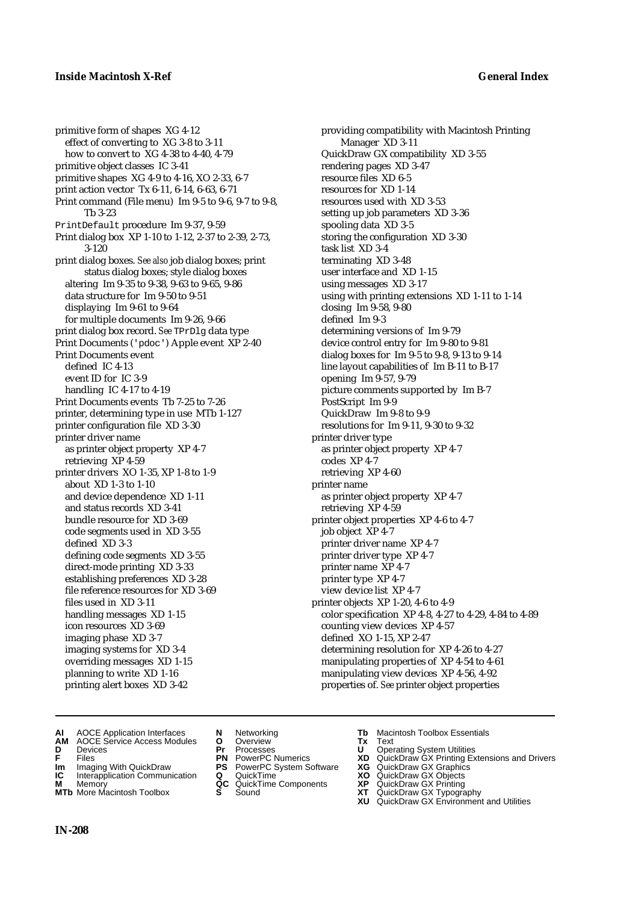primitive form of shapes XG 4-12
  effect of converting to XG 3-8 to 3-11
  how to convert to XG 4-38 to 4-40, 4-79
primitive object classes IC 3-41
primitive shapes XG 4-9 to 4-16, XO 2-33, 6-7
print action vector Tx 6-11, 6-14, 6-63, 6-71
Print command (File menu) Im 9-5 to 9-6, 9-7 to 9-8, Tb 3-23
`PrintDefault` procedure Im 9-37, 9-59
Print dialog box XP 1-10 to 1-12, 2-37 to 2-39, 2-73, 3-120
print dialog boxes. *See also* job dialog boxes; print status dialog boxes; style dialog boxes
  altering Im 9-35 to 9-38, 9-63 to 9-65, 9-86
  data structure for Im 9-50 to 9-51
  displaying Im 9-61 to 9-64
  for multiple documents Im 9-26, 9-66
print dialog box record. *See* `TPrDlg` data type
Print Documents (`'pdoc'`) Apple event XP 2-40
Print Documents event
  defined IC 4-13
  event ID for IC 3-9
  handling IC 4-17 to 4-19
Print Documents events Tb 7-25 to 7-26
printer, determining type in use MTb 1-127
printer configuration file XD 3-30
printer driver name
  as printer object property XP 4-7
  retrieving XP 4-59
printer drivers XO 1-35, XP 1-8 to 1-9
  about XD 1-3 to 1-10
  and device dependence XD 1-11
  and status records XD 3-41
  bundle resource for XD 3-69
  code segments used in XD 3-55
  defined XD 3-3
  defining code segments XD 3-55
  direct-mode printing XD 3-33
  establishing preferences XD 3-28
  file reference resources for XD 3-69
  files used in XD 3-11
  handling messages XD 1-15
  icon resources XD 3-69
  imaging phase XD 3-7
  imaging systems for XD 3-4
  overriding messages XD 1-15
  planning to write XD 1-16
  printing alert boxes XD 3-42
  providing compatibility with Macintosh Printing Manager XD 3-11
  QuickDraw GX compatibility XD 3-55
  rendering pages XD 3-47
  resource files XD 6-5
  resources for XD 1-14
  resources used with XD 3-53
  setting up job parameters XD 3-36
  spooling data XD 3-5
  storing the configuration XD 3-30
  task list XD 3-4
  terminating XD 3-48
  user interface and XD 1-15
  using messages XD 3-17
  using with printing extensions XD 1-11 to 1-14
  closing Im 9-58, 9-80
  defined Im 9-3
  determining versions of Im 9-79
  device control entry for Im 9-80 to 9-81
  dialog boxes for Im 9-5 to 9-8, 9-13 to 9-14
  line layout capabilities of Im B-11 to B-17
  opening Im 9-57, 9-79
  picture comments supported by Im B-7
  PostScript Im 9-9
  QuickDraw Im 9-8 to 9-9
  resolutions for Im 9-11, 9-30 to 9-32
printer driver type
  as printer object property XP 4-7
  codes XP 4-7
  retrieving XP 4-60
printer name
  as printer object property XP 4-7
  retrieving XP 4-59
printer object properties XP 4-6 to 4-7
  job object XP 4-7
  printer driver name XP 4-7
  printer driver type XP 4-7
  printer name XP 4-7
  printer type XP 4-7
  view device list XP 4-7
printer objects XP 1-20, 4-6 to 4-9
  color specification XP 4-8, 4-27 to 4-29, 4-84 to 4-89
  counting view devices XP 4-57
  defined XO 1-15, XP 2-47
  determining resolution for XP 4-26 to 4-27
  manipulating properties of XP 4-54 to 4-61
  manipulating view devices XP 4-56, 4-92
  properties of. *See* printer object properties

**AI** AOCE Application Interfaces
**AM** AOCE Service Access Modules
**D** Devices
**F** Files
**Im** Imaging With QuickDraw
**IC** Interapplication Communication
**M** Memory
**MTb** More Macintosh Toolbox
**N** Networking
**O** Overview
**Pr** Processes
**PN** PowerPC Numerics
**PS** PowerPC System Software
**Q** QuickTime
**QC** QuickTime Components
**S** Sound
**Tb** Macintosh Toolbox Essentials
**Tx** Text
**U** Operating System Utilities
**XD** QuickDraw GX Printing Extensions and Drivers
**XG** QuickDraw GX Graphics
**XO** QuickDraw GX Objects
**XP** QuickDraw GX Printing
**XT** QuickDraw GX Typography
**XU** QuickDraw GX Environment and Utilities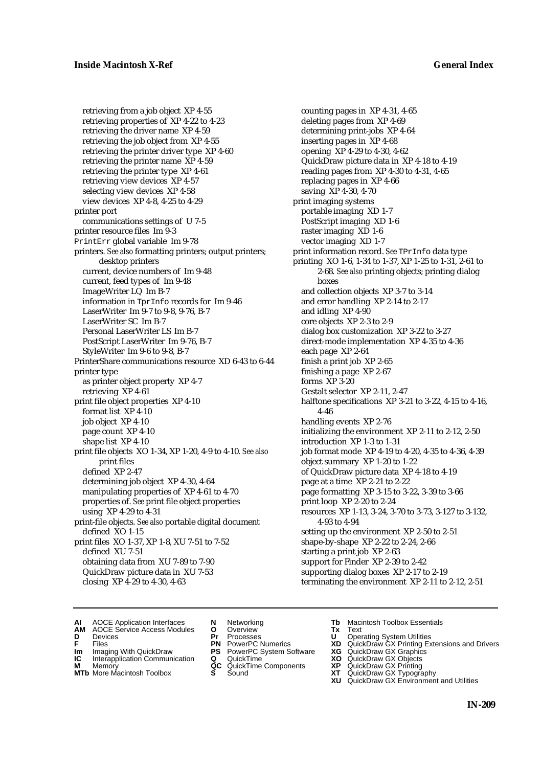retrieving from a job object XP 4-55
retrieving properties of XP 4-22 to 4-23
retrieving the driver name XP 4-59
retrieving the job object from XP 4-55
retrieving the printer driver type XP 4-60
retrieving the printer name XP 4-59
retrieving the printer type XP 4-61
retrieving view devices XP 4-57
selecting view devices XP 4-58
view devices XP 4-8, 4-25 to 4-29

printer port
communications settings of U 7-5

printer resource files Im 9-3

PrintErr global variable Im 9-78

printers. *See also* formatting printers; output printers; desktop printers
current, device numbers of Im 9-48
current, feed types of Im 9-48
ImageWriter LQ Im B-7
information in TprInfo records for Im 9-46
LaserWriter Im 9-7 to 9-8, 9-76, B-7
LaserWriter SC Im B-7
Personal LaserWriter LS Im B-7
PostScript LaserWriter Im 9-76, B-7
StyleWriter Im 9-6 to 9-8, B-7

PrinterShare communications resource XD 6-43 to 6-44

printer type
as printer object property XP 4-7
retrieving XP 4-61

print file object properties XP 4-10
format list XP 4-10
job object XP 4-10
page count XP 4-10
shape list XP 4-10

print file objects XO 1-34, XP 1-20, 4-9 to 4-10. *See also* print files
defined XP 2-47
determining job object XP 4-30, 4-64
manipulating properties of XP 4-61 to 4-70
properties of. *See* print file object properties
using XP 4-29 to 4-31

print-file objects. *See also* portable digital document
defined XO 1-15

print files XO 1-37, XP 1-8, XU 7-51 to 7-52
defined XU 7-51
obtaining data from XU 7-89 to 7-90
QuickDraw picture data in XU 7-53
closing XP 4-29 to 4-30, 4-63
counting pages in XP 4-31, 4-65
deleting pages from XP 4-69
determining print-jobs XP 4-64
inserting pages in XP 4-68
opening XP 4-29 to 4-30, 4-62
QuickDraw picture data in XP 4-18 to 4-19
reading pages from XP 4-30 to 4-31, 4-65
replacing pages in XP 4-66
saving XP 4-30, 4-70

print imaging systems
portable imaging XD 1-7
PostScript imaging XD 1-6
raster imaging XD 1-6
vector imaging XD 1-7

print information record. *See* TPrInfo data type

printing XO 1-6, 1-34 to 1-37, XP 1-25 to 1-31, 2-61 to 2-68. *See also* printing objects; printing dialog boxes
and collection objects XP 3-7 to 3-14
and error handling XP 2-14 to 2-17
and idling XP 4-90
core objects XP 2-3 to 2-9
dialog box customization XP 3-22 to 3-27
direct-mode implementation XP 4-35 to 4-36
each page XP 2-64
finish a print job XP 2-65
finishing a page XP 2-67
forms XP 3-20
Gestalt selector XP 2-11, 2-47
halftone specifications XP 3-21 to 3-22, 4-15 to 4-16, 4-46
handling events XP 2-76
initializing the environment XP 2-11 to 2-12, 2-50
introduction XP 1-3 to 1-31
job format mode XP 4-19 to 4-20, 4-35 to 4-36, 4-39
object summary XP 1-20 to 1-22
of QuickDraw picture data XP 4-18 to 4-19
page at a time XP 2-21 to 2-22
page formatting XP 3-15 to 3-22, 3-39 to 3-66
print loop XP 2-20 to 2-24
resources XP 1-13, 3-24, 3-70 to 3-73, 3-127 to 3-132, 4-93 to 4-94
setting up the environment XP 2-50 to 2-51
shape-by-shape XP 2-22 to 2-24, 2-66
starting a print job XP 2-63
support for Finder XP 2-39 to 2-42
supporting dialog boxes XP 2-17 to 2-19
terminating the environment XP 2-11 to 2-12, 2-51

**AI** AOCE Application Interfaces **AM** AOCE Service Access Modules **D** Devices **F** Files **Im** Imaging With QuickDraw **IC** Interapplication Communication **M** Memory **MTb** More Macintosh Toolbox **N** Networking **O** Overview **Pr** Processes **PN** PowerPC Numerics **PS** PowerPC System Software **Q** QuickTime **QC** QuickTime Components **S** Sound **Tb** Macintosh Toolbox Essentials **Tx** Text **U** Operating System Utilities **XD** QuickDraw GX Printing Extensions and Drivers **XG** QuickDraw GX Graphics **XO** QuickDraw GX Objects **XP** QuickDraw GX Printing **XT** QuickDraw GX Typography **XU** QuickDraw GX Environment and Utilities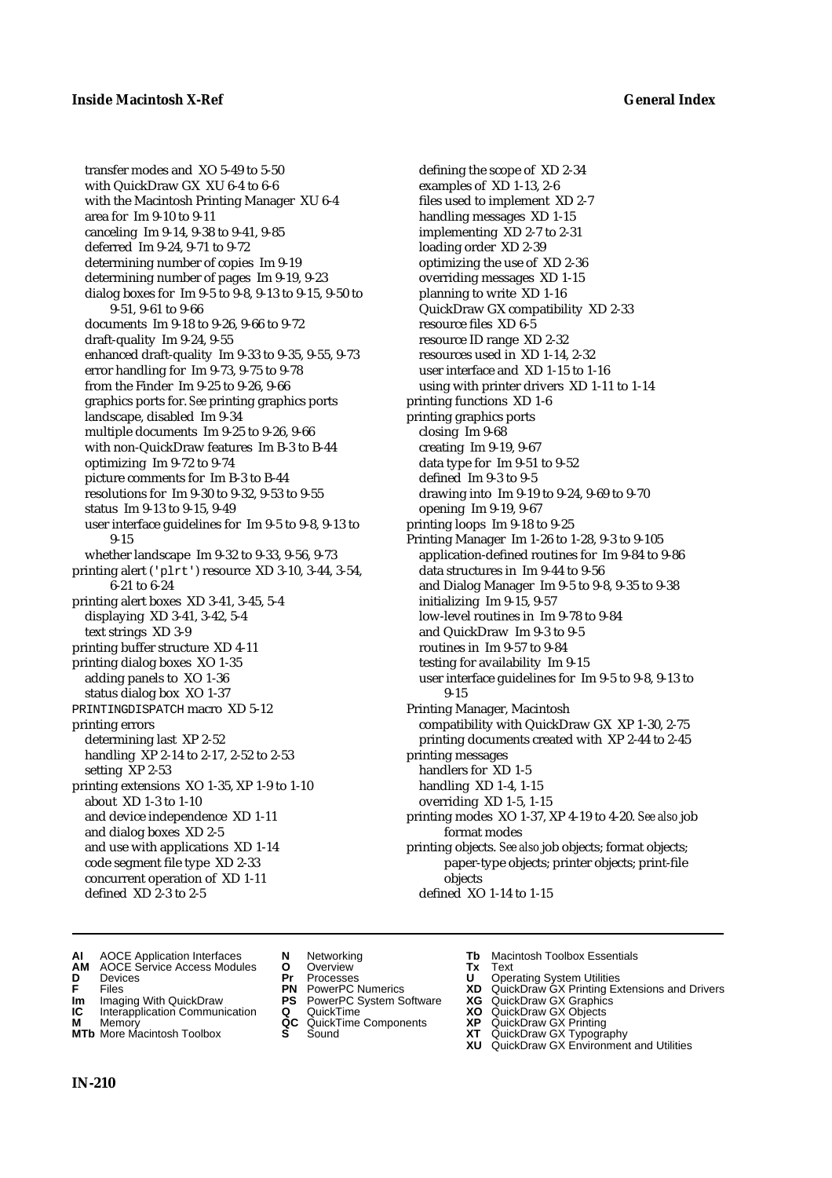transfer modes and XO 5-49 to 5-50
with QuickDraw GX XU 6-4 to 6-6
with the Macintosh Printing Manager XU 6-4
area for Im 9-10 to 9-11
canceling Im 9-14, 9-38 to 9-41, 9-85
deferred Im 9-24, 9-71 to 9-72
determining number of copies Im 9-19
determining number of pages Im 9-19, 9-23
dialog boxes for Im 9-5 to 9-8, 9-13 to 9-15, 9-50 to 9-51, 9-61 to 9-66
documents Im 9-18 to 9-26, 9-66 to 9-72
draft-quality Im 9-24, 9-55
enhanced draft-quality Im 9-33 to 9-35, 9-55, 9-73
error handling for Im 9-73, 9-75 to 9-78
from the Finder Im 9-25 to 9-26, 9-66
graphics ports for. *See* printing graphics ports
landscape, disabled Im 9-34
multiple documents Im 9-25 to 9-26, 9-66
with non-QuickDraw features Im B-3 to B-44
optimizing Im 9-72 to 9-74
picture comments for Im B-3 to B-44
resolutions for Im 9-30 to 9-32, 9-53 to 9-55
status Im 9-13 to 9-15, 9-49
user interface guidelines for Im 9-5 to 9-8, 9-13 to 9-15
whether landscape Im 9-32 to 9-33, 9-56, 9-73
printing alert ('plrt') resource XD 3-10, 3-44, 3-54, 6-21 to 6-24
printing alert boxes XD 3-41, 3-45, 5-4
displaying XD 3-41, 3-42, 5-4
text strings XD 3-9
printing buffer structure XD 4-11
printing dialog boxes XO 1-35
adding panels to XO 1-36
status dialog box XO 1-37
PRINTINGDISPATCH macro XD 5-12
printing errors
determining last XP 2-52
handling XP 2-14 to 2-17, 2-52 to 2-53
setting XP 2-53
printing extensions XO 1-35, XP 1-9 to 1-10
about XD 1-3 to 1-10
and device independence XD 1-11
and dialog boxes XD 2-5
and use with applications XD 1-14
code segment file type XD 2-33
concurrent operation of XD 1-11
defined XD 2-3 to 2-5
defining the scope of XD 2-34
examples of XD 1-13, 2-6
files used to implement XD 2-7
handling messages XD 1-15
implementing XD 2-7 to 2-31
loading order XD 2-39
optimizing the use of XD 2-36
overriding messages XD 1-15
planning to write XD 1-16
QuickDraw GX compatibility XD 2-33
resource files XD 6-5
resource ID range XD 2-32
resources used in XD 1-14, 2-32
user interface and XD 1-15 to 1-16
using with printer drivers XD 1-11 to 1-14
printing functions XD 1-6
printing graphics ports
closing Im 9-68
creating Im 9-19, 9-67
data type for Im 9-51 to 9-52
defined Im 9-3 to 9-5
drawing into Im 9-19 to 9-24, 9-69 to 9-70
opening Im 9-19, 9-67
printing loops Im 9-18 to 9-25
Printing Manager Im 1-26 to 1-28, 9-3 to 9-105
application-defined routines for Im 9-84 to 9-86
data structures in Im 9-44 to 9-56
and Dialog Manager Im 9-5 to 9-8, 9-35 to 9-38
initializing Im 9-15, 9-57
low-level routines in Im 9-78 to 9-84
and QuickDraw Im 9-3 to 9-5
routines in Im 9-57 to 9-84
testing for availability Im 9-15
user interface guidelines for Im 9-5 to 9-8, 9-13 to 9-15
Printing Manager, Macintosh
compatibility with QuickDraw GX XP 1-30, 2-75
printing documents created with XP 2-44 to 2-45
printing messages
handlers for XD 1-5
handling XD 1-4, 1-15
overriding XD 1-5, 1-15
printing modes XO 1-37, XP 4-19 to 4-20. *See also* job format modes
printing objects. *See also* job objects; format objects; paper-type objects; printer objects; print-file objects
defined XO 1-14 to 1-15

**AI** AOCE Application Interfaces
**AM** AOCE Service Access Modules
**D** Devices
**F** Files
**Im** Imaging With QuickDraw
**IC** Interapplication Communication
**M** Memory
**MTb** More Macintosh Toolbox
**N** Networking
**O** Overview
**Pr** Processes
**PN** PowerPC Numerics
**PS** PowerPC System Software
**Q** QuickTime
**QC** QuickTime Components
**S** Sound
**Tb** Macintosh Toolbox Essentials
**Tx** Text
**U** Operating System Utilities
**XD** QuickDraw GX Printing Extensions and Drivers
**XG** QuickDraw GX Graphics
**XO** QuickDraw GX Objects
**XP** QuickDraw GX Printing
**XT** QuickDraw GX Typography
**XU** QuickDraw GX Environment and Utilities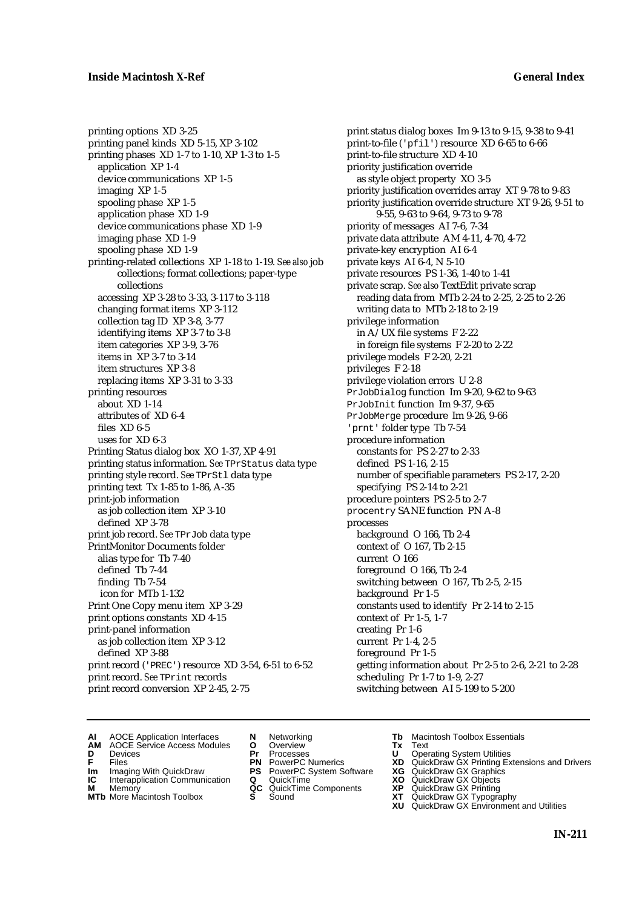printing options XD 3-25
printing panel kinds XD 5-15, XP 3-102
printing phases XD 1-7 to 1-10, XP 1-3 to 1-5
  application XP 1-4
  device communications XP 1-5
  imaging XP 1-5
  spooling phase XP 1-5
  application phase XD 1-9
  device communications phase XD 1-9
  imaging phase XD 1-9
  spooling phase XD 1-9
printing-related collections XP 1-18 to 1-19. *See also* job collections; format collections; paper-type collections
  accessing XP 3-28 to 3-33, 3-117 to 3-118
  changing format items XP 3-112
  collection tag ID XP 3-8, 3-77
  identifying items XP 3-7 to 3-8
  item categories XP 3-9, 3-76
  items in XP 3-7 to 3-14
  item structures XP 3-8
  replacing items XP 3-31 to 3-33
printing resources
  about XD 1-14
  attributes of XD 6-4
  files XD 6-5
  uses for XD 6-3
Printing Status dialog box XO 1-37, XP 4-91
printing status information. *See* `TPrStatus` data type
printing style record. *See* `TPrStl` data type
printing text Tx 1-85 to 1-86, A-35
print-job information
  as job collection item XP 3-10
  defined XP 3-78
print job record. *See* `TPrJob` data type
PrintMonitor Documents folder
  alias type for Tb 7-40
  defined Tb 7-44
  finding Tb 7-54
  icon for MTb 1-132
Print One Copy menu item XP 3-29
print options constants XD 4-15
print-panel information
  as job collection item XP 3-12
  defined XP 3-88
print record (`'PREC'`) resource XD 3-54, 6-51 to 6-52
print record. *See* `TPrint` records
print record conversion XP 2-45, 2-75
print status dialog boxes Im 9-13 to 9-15, 9-38 to 9-41
print-to-file (`'pfil'`) resource XD 6-65 to 6-66
print-to-file structure XD 4-10
priority justification override
  as style object property XO 3-5
priority justification overrides array XT 9-78 to 9-83
priority justification override structure XT 9-26, 9-51 to 9-55, 9-63 to 9-64, 9-73 to 9-78
priority of messages AI 7-6, 7-34
private data attribute AM 4-11, 4-70, 4-72
private-key encryption AI 6-4
private keys AI 6-4, N 5-10
private resources PS 1-36, 1-40 to 1-41
private scrap. *See also* TextEdit private scrap
  reading data from MTb 2-24 to 2-25, 2-25 to 2-26
  writing data to MTb 2-18 to 2-19
privilege information
  in A/UX file systems F 2-22
  in foreign file systems F 2-20 to 2-22
privilege models F 2-20, 2-21
privileges F 2-18
privilege violation errors U 2-8
`PrJobDialog` function Im 9-20, 9-62 to 9-63
`PrJobInit` function Im 9-37, 9-65
`PrJobMerge` procedure Im 9-26, 9-66
`'prnt'` folder type Tb 7-54
procedure information
  constants for PS 2-27 to 2-33
  defined PS 1-16, 2-15
  number of specifiable parameters PS 2-17, 2-20
  specifying PS 2-14 to 2-21
procedure pointers PS 2-5 to 2-7
`procentry` SANE function PN A-8
processes
  background O 166, Tb 2-4
  context of O 167, Tb 2-15
  current O 166
  foreground O 166, Tb 2-4
  switching between O 167, Tb 2-5, 2-15
  background Pr 1-5
  constants used to identify Pr 2-14 to 2-15
  context of Pr 1-5, 1-7
  creating Pr 1-6
  current Pr 1-4, 2-5
  foreground Pr 1-5
  getting information about Pr 2-5 to 2-6, 2-21 to 2-28
  scheduling Pr 1-7 to 1-9, 2-27
  switching between AI 5-199 to 5-200

**AI** AOCE Application Interfaces
**AM** AOCE Service Access Modules
**D** Devices
**F** Files
**Im** Imaging With QuickDraw
**IC** Interapplication Communication
**M** Memory
**MTb** More Macintosh Toolbox
**N** Networking
**O** Overview
**Pr** Processes
**PN** PowerPC Numerics
**PS** PowerPC System Software
**Q** QuickTime
**QC** QuickTime Components
**S** Sound
**Tb** Macintosh Toolbox Essentials
**Tx** Text
**U** Operating System Utilities
**XD** QuickDraw GX Printing Extensions and Drivers
**XG** QuickDraw GX Graphics
**XO** QuickDraw GX Objects
**XP** QuickDraw GX Printing
**XT** QuickDraw GX Typography
**XU** QuickDraw GX Environment and Utilities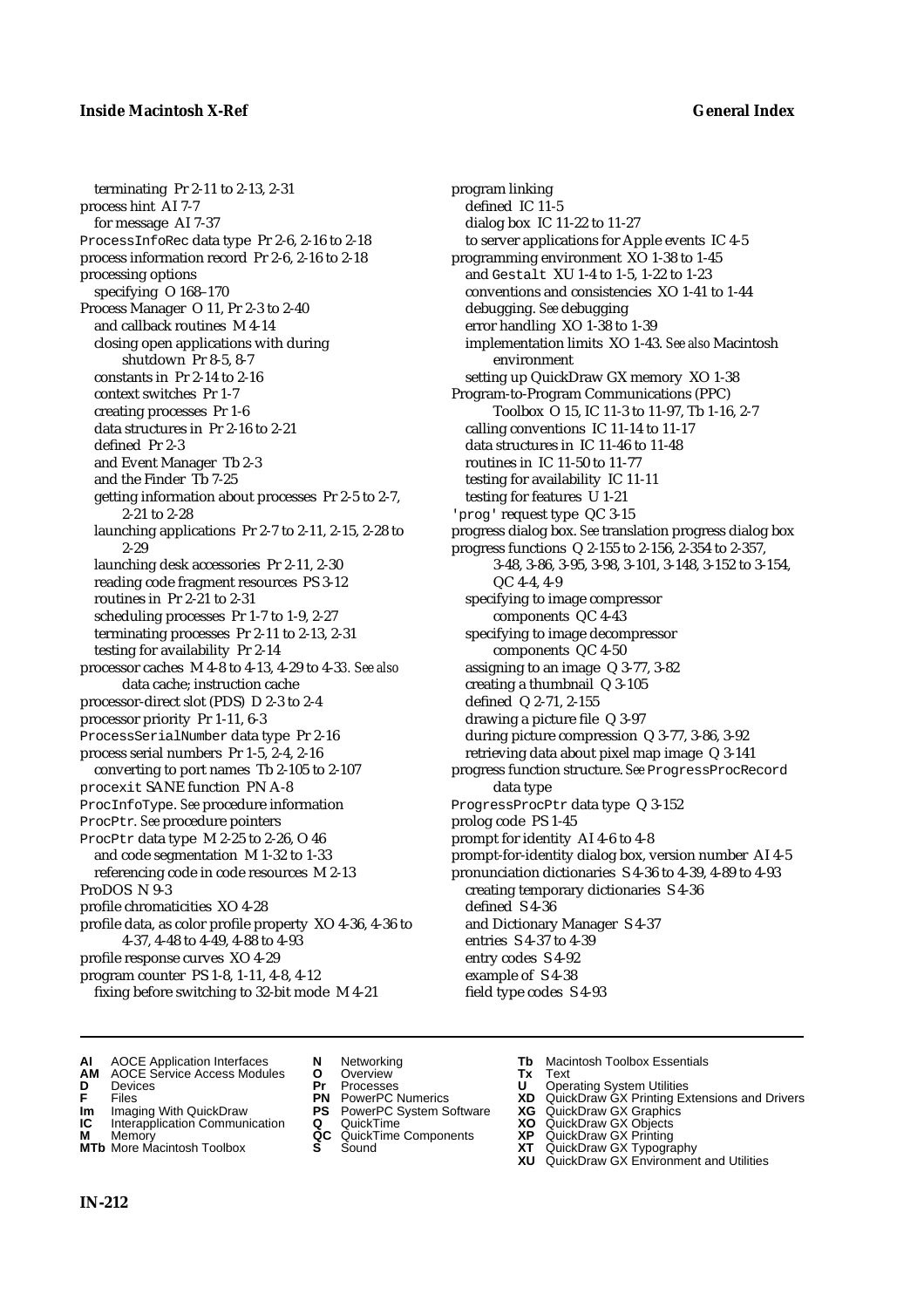terminating Pr 2-11 to 2-13, 2-31
process hint AI 7-7
  for message AI 7-37
ProcessInfoRec data type Pr 2-6, 2-16 to 2-18
process information record Pr 2-6, 2-16 to 2-18
processing options
  specifying O 168–170
Process Manager O 11, Pr 2-3 to 2-40
  and callback routines M 4-14
  closing open applications with during shutdown Pr 8-5, 8-7
  constants in Pr 2-14 to 2-16
  context switches Pr 1-7
  creating processes Pr 1-6
  data structures in Pr 2-16 to 2-21
  defined Pr 2-3
  and Event Manager Tb 2-3
  and the Finder Tb 7-25
  getting information about processes Pr 2-5 to 2-7, 2-21 to 2-28
  launching applications Pr 2-7 to 2-11, 2-15, 2-28 to 2-29
  launching desk accessories Pr 2-11, 2-30
  reading code fragment resources PS 3-12
  routines in Pr 2-21 to 2-31
  scheduling processes Pr 1-7 to 1-9, 2-27
  terminating processes Pr 2-11 to 2-13, 2-31
  testing for availability Pr 2-14
processor caches M 4-8 to 4-13, 4-29 to 4-33. *See also* data cache; instruction cache
processor-direct slot (PDS) D 2-3 to 2-4
processor priority Pr 1-11, 6-3
ProcessSerialNumber data type Pr 2-16
process serial numbers Pr 1-5, 2-4, 2-16
  converting to port names Tb 2-105 to 2-107
procexit SANE function PN A-8
ProcInfoType. *See* procedure information
ProcPtr. *See* procedure pointers
ProcPtr data type M 2-25 to 2-26, O 46
  and code segmentation M 1-32 to 1-33
  referencing code in code resources M 2-13
ProDOS N 9-3
profile chromaticities XO 4-28
profile data, as color profile property XO 4-36, 4-36 to 4-37, 4-48 to 4-49, 4-88 to 4-93
profile response curves XO 4-29
program counter PS 1-8, 1-11, 4-8, 4-12
  fixing before switching to 32-bit mode M 4-21
program linking
  defined IC 11-5
  dialog box IC 11-22 to 11-27
  to server applications for Apple events IC 4-5
programming environment XO 1-38 to 1-45
  and Gestalt XU 1-4 to 1-5, 1-22 to 1-23
  conventions and consistencies XO 1-41 to 1-44
  debugging. *See* debugging
  error handling XO 1-38 to 1-39
  implementation limits XO 1-43. *See also* Macintosh environment
  setting up QuickDraw GX memory XO 1-38
Program-to-Program Communications (PPC) Toolbox O 15, IC 11-3 to 11-97, Tb 1-16, 2-7
  calling conventions IC 11-14 to 11-17
  data structures in IC 11-46 to 11-48
  routines in IC 11-50 to 11-77
  testing for availability IC 11-11
  testing for features U 1-21
'prog' request type QC 3-15
progress dialog box. *See* translation progress dialog box
progress functions Q 2-155 to 2-156, 2-354 to 2-357, 3-48, 3-86, 3-95, 3-98, 3-101, 3-148, 3-152 to 3-154, QC 4-4, 4-9
  specifying to image compressor components QC 4-43
  specifying to image decompressor components QC 4-50
  assigning to an image Q 3-77, 3-82
  creating a thumbnail Q 3-105
  defined Q 2-71, 2-155
  drawing a picture file Q 3-97
  during picture compression Q 3-77, 3-86, 3-92
  retrieving data about pixel map image Q 3-141
progress function structure. *See* ProgressProcRecord data type
ProgressProcPtr data type Q 3-152
prolog code PS 1-45
prompt for identity AI 4-6 to 4-8
prompt-for-identity dialog box, version number AI 4-5
pronunciation dictionaries S 4-36 to 4-39, 4-89 to 4-93
  creating temporary dictionaries S 4-36
  defined S 4-36
  and Dictionary Manager S 4-37
  entries S 4-37 to 4-39
  entry codes S 4-92
  example of S 4-38
  field type codes S 4-93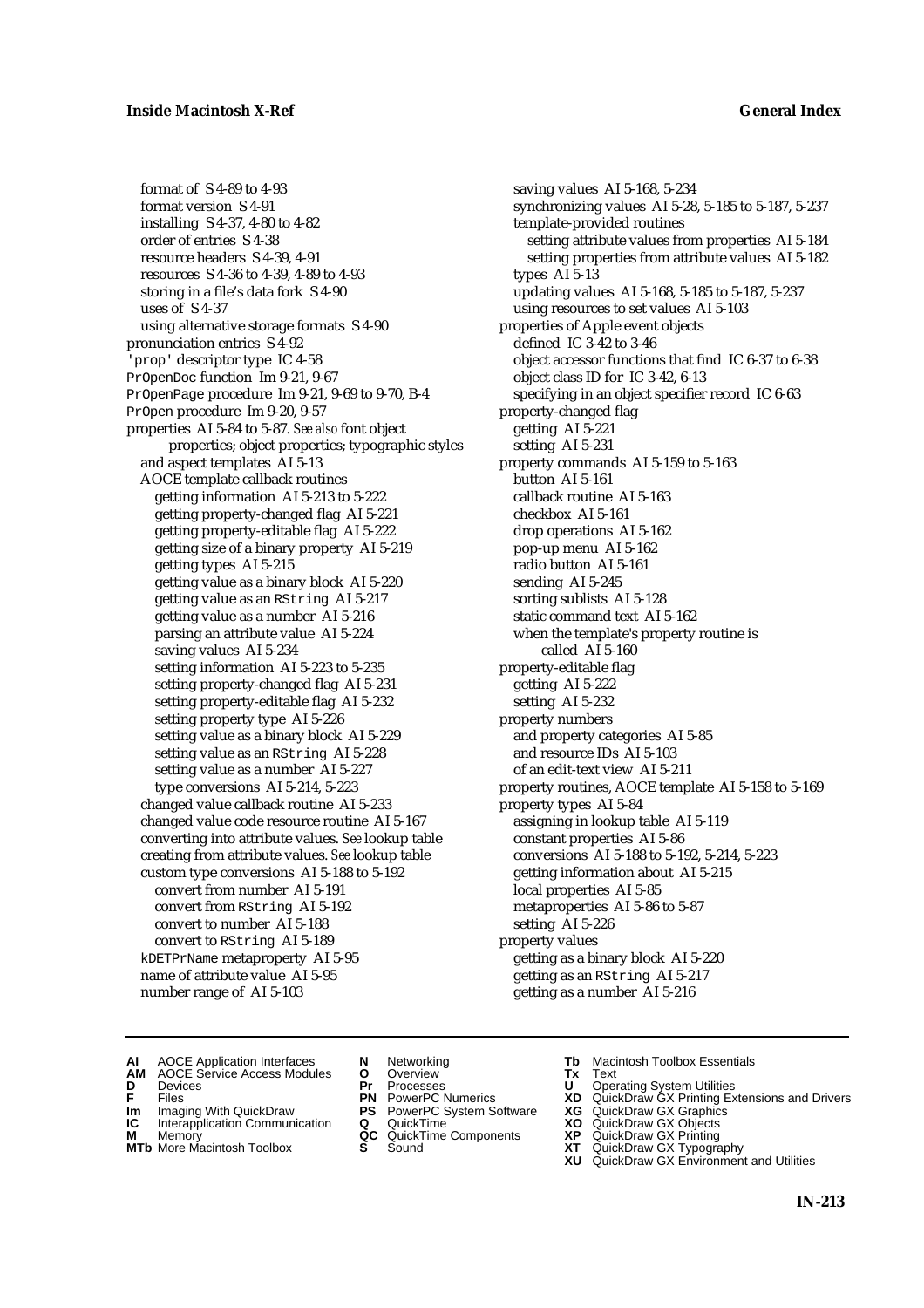format of S 4-89 to 4-93
format version S 4-91
installing S 4-37, 4-80 to 4-82
order of entries S 4-38
resource headers S 4-39, 4-91
resources S 4-36 to 4-39, 4-89 to 4-93
storing in a file's data fork S 4-90
uses of S 4-37
using alternative storage formats S 4-90

pronunciation entries S 4-92
'prop' descriptor type IC 4-58
PrOpenDoc function Im 9-21, 9-67
PrOpenPage procedure Im 9-21, 9-69 to 9-70, B-4
PrOpen procedure Im 9-20, 9-57
properties AI 5-84 to 5-87. *See also* font object properties; object properties; typographic styles
- and aspect templates AI 5-13
- AOCE template callback routines
  - getting information AI 5-213 to 5-222
  - getting property-changed flag AI 5-221
  - getting property-editable flag AI 5-222
  - getting size of a binary property AI 5-219
  - getting types AI 5-215
  - getting value as a binary block AI 5-220
  - getting value as an RString AI 5-217
  - getting value as a number AI 5-216
  - parsing an attribute value AI 5-224
  - saving values AI 5-234
  - setting information AI 5-223 to 5-235
  - setting property-changed flag AI 5-231
  - setting property-editable flag AI 5-232
  - setting property type AI 5-226
  - setting value as a binary block AI 5-229
  - setting value as an RString AI 5-228
  - setting value as a number AI 5-227
  - type conversions AI 5-214, 5-223
- changed value callback routine AI 5-233
- changed value code resource routine AI 5-167
- converting into attribute values. *See* lookup table
- creating from attribute values. *See* lookup table
- custom type conversions AI 5-188 to 5-192
  - convert from number AI 5-191
  - convert from RString AI 5-192
  - convert to number AI 5-188
  - convert to RString AI 5-189
- kDETPrName metaproperty AI 5-95
- name of attribute value AI 5-95
- number range of AI 5-103
- saving values AI 5-168, 5-234
- synchronizing values AI 5-28, 5-185 to 5-187, 5-237
- template-provided routines
  - setting attribute values from properties AI 5-184
  - setting properties from attribute values AI 5-182
- types AI 5-13
- updating values AI 5-168, 5-185 to 5-187, 5-237
- using resources to set values AI 5-103

properties of Apple event objects
- defined IC 3-42 to 3-46
- object accessor functions that find IC 6-37 to 6-38
- object class ID for IC 3-42, 6-13
- specifying in an object specifier record IC 6-63

property-changed flag
- getting AI 5-221
- setting AI 5-231

property commands AI 5-159 to 5-163
- button AI 5-161
- callback routine AI 5-163
- checkbox AI 5-161
- drop operations AI 5-162
- pop-up menu AI 5-162
- radio button AI 5-161
- sending AI 5-245
- sorting sublists AI 5-128
- static command text AI 5-162
- when the template's property routine is called AI 5-160

property-editable flag
- getting AI 5-222
- setting AI 5-232

property numbers
- and property categories AI 5-85
- and resource IDs AI 5-103
- of an edit-text view AI 5-211

property routines, AOCE template AI 5-158 to 5-169
property types AI 5-84
- assigning in lookup table AI 5-119
- constant properties AI 5-86
- conversions AI 5-188 to 5-192, 5-214, 5-223
- getting information about AI 5-215
- local properties AI 5-85
- metaproperties AI 5-86 to 5-87
- setting AI 5-226

property values
- getting as a binary block AI 5-220
- getting as an RString AI 5-217
- getting as a number AI 5-216

**AI** AOCE Application Interfaces **AM** AOCE Service Access Modules **D** Devices **F** Files **Im** Imaging With QuickDraw **IC** Interapplication Communication **M** Memory **MTb** More Macintosh Toolbox **N** Networking **O** Overview **Pr** Processes **PN** PowerPC Numerics **PS** PowerPC System Software **Q** QuickTime **QC** QuickTime Components **S** Sound **Tb** Macintosh Toolbox Essentials **Tx** Text **U** Operating System Utilities **XD** QuickDraw GX Printing Extensions and Drivers **XG** QuickDraw GX Graphics **XO** QuickDraw GX Objects **XP** QuickDraw GX Printing **XT** QuickDraw GX Typography **XU** QuickDraw GX Environment and Utilities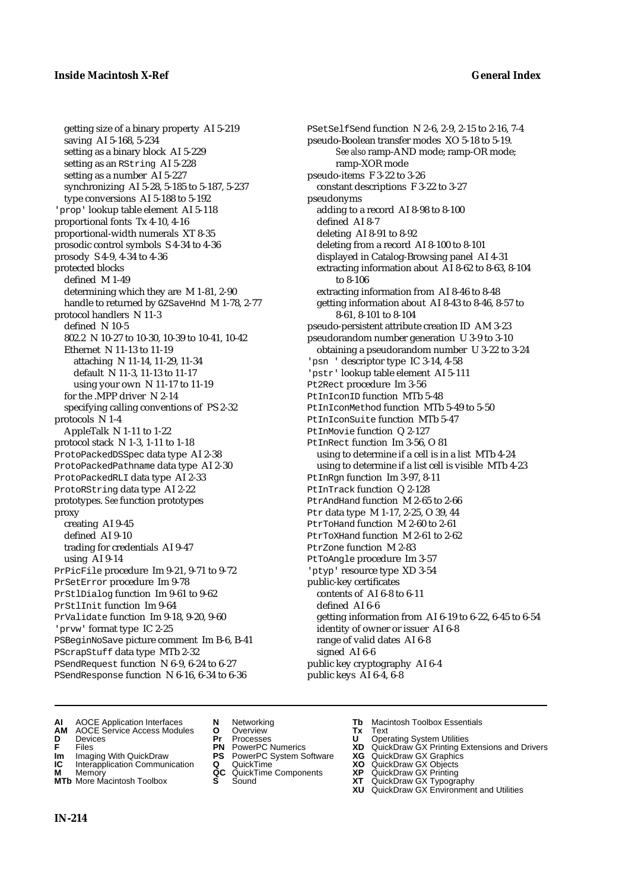getting size of a binary property AI 5-219
saving AI 5-168, 5-234
setting as a binary block AI 5-229
setting as an RString AI 5-228
setting as a number AI 5-227
synchronizing AI 5-28, 5-185 to 5-187, 5-237
type conversions AI 5-188 to 5-192
'prop' lookup table element AI 5-118
proportional fonts Tx 4-10, 4-16
proportional-width numerals XT 8-35
prosodic control symbols S 4-34 to 4-36
prosody S 4-9, 4-34 to 4-36
protected blocks
defined M 1-49
determining which they are M 1-81, 2-90
handle to returned by GZSaveHnd M 1-78, 2-77
protocol handlers N 11-3
defined N 10-5
802.2 N 10-27 to 10-30, 10-39 to 10-41, 10-42
Ethernet N 11-13 to 11-19
attaching N 11-14, 11-29, 11-34
default N 11-3, 11-13 to 11-17
using your own N 11-17 to 11-19
for the .MPP driver N 2-14
specifying calling conventions of PS 2-32
protocols N 1-4
AppleTalk N 1-11 to 1-22
protocol stack N 1-3, 1-11 to 1-18
ProtoPackedDSSpec data type AI 2-38
ProtoPackedPathname data type AI 2-30
ProtoPackedRLI data type AI 2-33
ProtoRString data type AI 2-22
prototypes. *See* function prototypes
proxy
creating AI 9-45
defined AI 9-10
trading for credentials AI 9-47
using AI 9-14
PrPicFile procedure Im 9-21, 9-71 to 9-72
PrSetError procedure Im 9-78
PrStlDialog function Im 9-61 to 9-62
PrStlInit function Im 9-64
PrValidate function Im 9-18, 9-20, 9-60
'prvw' format type IC 2-25
PSBeginNoSave picture comment Im B-6, B-41
PScrapStuff data type MTb 2-32
PSendRequest function N 6-9, 6-24 to 6-27
PSendResponse function N 6-16, 6-34 to 6-36
PSetSelfSend function N 2-6, 2-9, 2-15 to 2-16, 7-4
pseudo-Boolean transfer modes XO 5-18 to 5-19.
*See also* ramp-AND mode; ramp-OR mode; ramp-XOR mode
pseudo-items F 3-22 to 3-26
constant descriptions F 3-22 to 3-27
pseudonyms
adding to a record AI 8-98 to 8-100
defined AI 8-7
deleting AI 8-91 to 8-92
deleting from a record AI 8-100 to 8-101
displayed in Catalog-Browsing panel AI 4-31
extracting information about AI 8-62 to 8-63, 8-104 to 8-106
extracting information from AI 8-46 to 8-48
getting information about AI 8-43 to 8-46, 8-57 to 8-61, 8-101 to 8-104
pseudo-persistent attribute creation ID AM 3-23
pseudorandom number generation U 3-9 to 3-10
obtaining a pseudorandom number U 3-22 to 3-24
'psn ' descriptor type IC 3-14, 4-58
'pstr' lookup table element AI 5-111
Pt2Rect procedure Im 3-56
PtInIconID function MTb 5-48
PtInIconMethod function MTb 5-49 to 5-50
PtInIconSuite function MTb 5-47
PtInMovie function Q 2-127
PtInRect function Im 3-56, O 81
using to determine if a cell is in a list MTb 4-24
using to determine if a list cell is visible MTb 4-23
PtInRgn function Im 3-97, 8-11
PtInTrack function Q 2-128
PtrAndHand function M 2-65 to 2-66
Ptr data type M 1-17, 2-25, O 39, 44
PtrToHand function M 2-60 to 2-61
PtrToXHand function M 2-61 to 2-62
PtrZone function M 2-83
PtToAngle procedure Im 3-57
'ptyp' resource type XD 3-54
public-key certificates
contents of AI 6-8 to 6-11
defined AI 6-6
getting information from AI 6-19 to 6-22, 6-45 to 6-54
identity of owner or issuer AI 6-8
range of valid dates AI 6-8
signed AI 6-6
public key cryptography AI 6-4
public keys AI 6-4, 6-8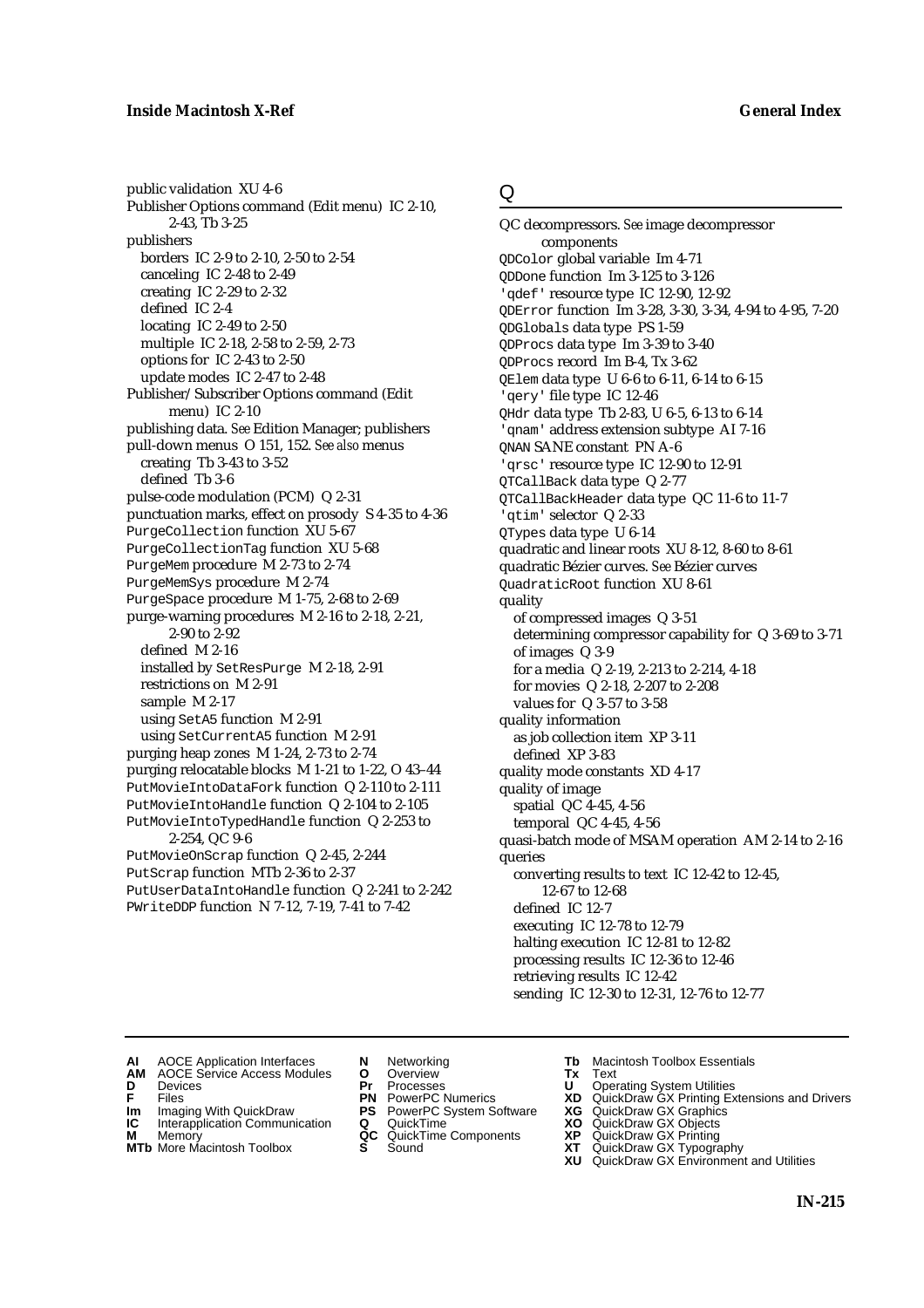public validation XU 4-6
Publisher Options command (Edit menu) IC 2-10, 2-43, Tb 3-25
publishers
  borders IC 2-9 to 2-10, 2-50 to 2-54
  canceling IC 2-48 to 2-49
  creating IC 2-29 to 2-32
  defined IC 2-4
  locating IC 2-49 to 2-50
  multiple IC 2-18, 2-58 to 2-59, 2-73
  options for IC 2-43 to 2-50
  update modes IC 2-47 to 2-48
Publisher/Subscriber Options command (Edit menu) IC 2-10
publishing data. *See* Edition Manager; publishers
pull-down menus O 151, 152. *See also* menus
  creating Tb 3-43 to 3-52
  defined Tb 3-6
pulse-code modulation (PCM) Q 2-31
punctuation marks, effect on prosody S 4-35 to 4-36
PurgeCollection function XU 5-67
PurgeCollectionTag function XU 5-68
PurgeMem procedure M 2-73 to 2-74
PurgeMemSys procedure M 2-74
PurgeSpace procedure M 1-75, 2-68 to 2-69
purge-warning procedures M 2-16 to 2-18, 2-21, 2-90 to 2-92
  defined M 2-16
  installed by SetResPurge M 2-18, 2-91
  restrictions on M 2-91
  sample M 2-17
  using SetA5 function M 2-91
  using SetCurrentA5 function M 2-91
purging heap zones M 1-24, 2-73 to 2-74
purging relocatable blocks M 1-21 to 1-22, O 43–44
PutMovieIntoDataFork function Q 2-110 to 2-111
PutMovieIntoHandle function Q 2-104 to 2-105
PutMovieIntoTypedHandle function Q 2-253 to 2-254, QC 9-6
PutMovieOnScrap function Q 2-45, 2-244
PutScrap function MTb 2-36 to 2-37
PutUserDataIntoHandle function Q 2-241 to 2-242
PWriteDDP function N 7-12, 7-19, 7-41 to 7-42

# Q

QC decompressors. *See* image decompressor components
QDColor global variable Im 4-71
QDDone function Im 3-125 to 3-126
'qdef' resource type IC 12-90, 12-92
QDError function Im 3-28, 3-30, 3-34, 4-94 to 4-95, 7-20
QDGlobals data type PS 1-59
QDProcs data type Im 3-39 to 3-40
QDProcs record Im B-4, Tx 3-62
QElem data type U 6-6 to 6-11, 6-14 to 6-15
'qery' file type IC 12-46
QHdr data type Tb 2-83, U 6-5, 6-13 to 6-14
'qnam' address extension subtype AI 7-16
QNAN SANE constant PN A-6
'qrsc' resource type IC 12-90 to 12-91
QTCallBack data type Q 2-77
QTCallBackHeader data type QC 11-6 to 11-7
'qtim' selector Q 2-33
QTypes data type U 6-14
quadratic and linear roots XU 8-12, 8-60 to 8-61
quadratic Bézier curves. *See* Bézier curves
QuadraticRoot function XU 8-61
quality
  of compressed images Q 3-51
  determining compressor capability for Q 3-69 to 3-71
  of images Q 3-9
  for a media Q 2-19, 2-213 to 2-214, 4-18
  for movies Q 2-18, 2-207 to 2-208
  values for Q 3-57 to 3-58
quality information
  as job collection item XP 3-11
  defined XP 3-83
quality mode constants XD 4-17
quality of image
  spatial QC 4-45, 4-56
  temporal QC 4-45, 4-56
quasi-batch mode of MSAM operation AM 2-14 to 2-16
queries
  converting results to text IC 12-42 to 12-45, 12-67 to 12-68
  defined IC 12-7
  executing IC 12-78 to 12-79
  halting execution IC 12-81 to 12-82
  processing results IC 12-36 to 12-46
  retrieving results IC 12-42
  sending IC 12-30 to 12-31, 12-76 to 12-77

**AI** AOCE Application Interfaces
**AM** AOCE Service Access Modules
**D** Devices
**F** Files
**Im** Imaging With QuickDraw
**IC** Interapplication Communication
**M** Memory
**MTb** More Macintosh Toolbox
**N** Networking
**O** Overview
**Pr** Processes
**PN** PowerPC Numerics
**PS** PowerPC System Software
**Q** QuickTime
**QC** QuickTime Components
**S** Sound
**Tb** Macintosh Toolbox Essentials
**Tx** Text
**U** Operating System Utilities
**XD** QuickDraw GX Printing Extensions and Drivers
**XG** QuickDraw GX Graphics
**XO** QuickDraw GX Objects
**XP** QuickDraw GX Printing
**XT** QuickDraw GX Typography
**XU** QuickDraw GX Environment and Utilities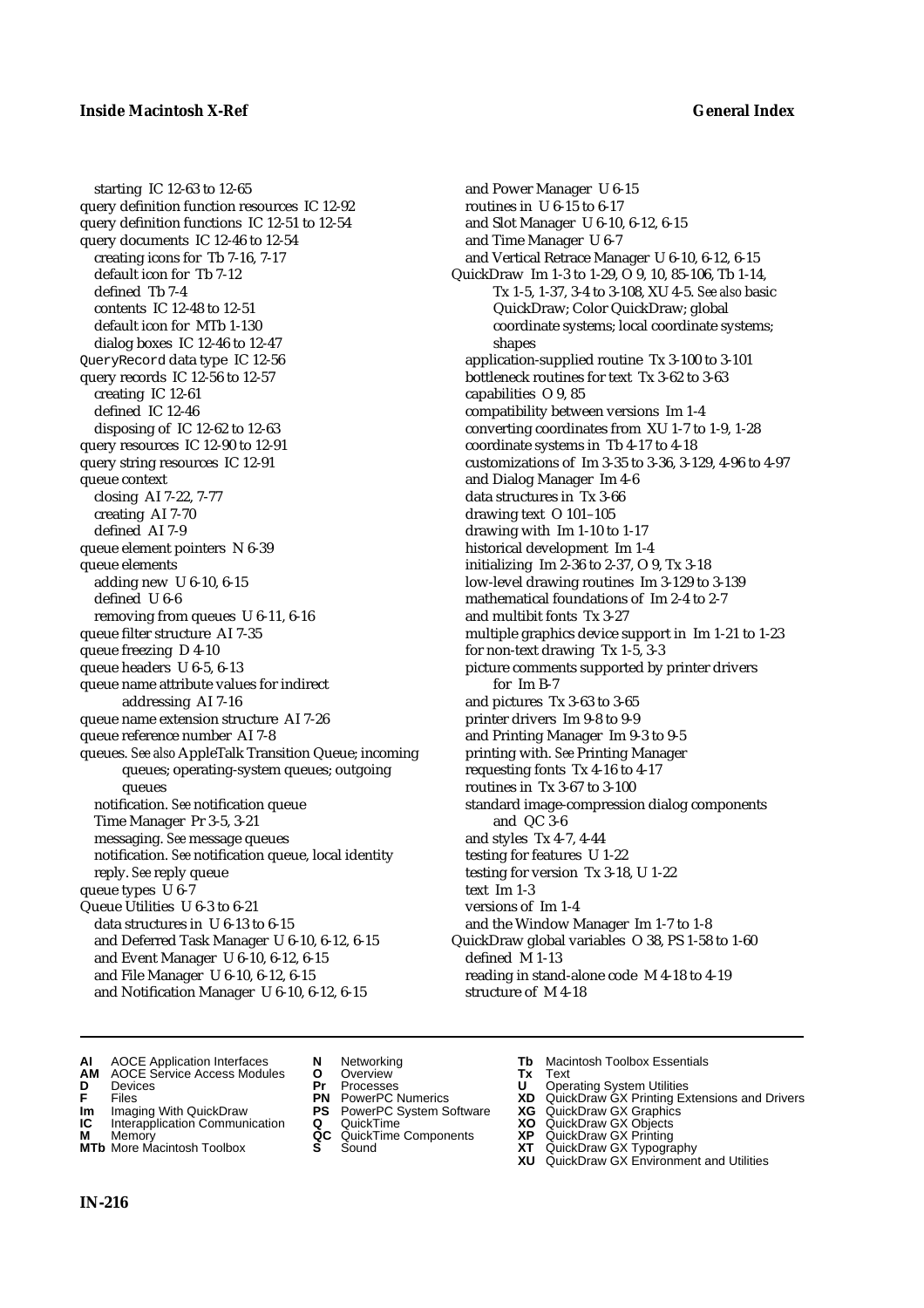starting IC 12-63 to 12-65
query definition function resources IC 12-92
query definition functions IC 12-51 to 12-54
query documents IC 12-46 to 12-54
  creating icons for Tb 7-16, 7-17
  default icon for Tb 7-12
  defined Tb 7-4
  contents IC 12-48 to 12-51
  default icon for MTb 1-130
  dialog boxes IC 12-46 to 12-47
`QueryRecord` data type IC 12-56
query records IC 12-56 to 12-57
  creating IC 12-61
  defined IC 12-46
  disposing of IC 12-62 to 12-63
query resources IC 12-90 to 12-91
query string resources IC 12-91
queue context
  closing AI 7-22, 7-77
  creating AI 7-70
  defined AI 7-9
queue element pointers N 6-39
queue elements
  adding new U 6-10, 6-15
  defined U 6-6
  removing from queues U 6-11, 6-16
queue filter structure AI 7-35
queue freezing D 4-10
queue headers U 6-5, 6-13
queue name attribute values for indirect addressing AI 7-16
queue name extension structure AI 7-26
queue reference number AI 7-8
queues. *See also* AppleTalk Transition Queue; incoming queues; operating-system queues; outgoing queues
  notification. *See* notification queue
  Time Manager Pr 3-5, 3-21
  messaging. *See* message queues
  notification. *See* notification queue, local identity
  reply. *See* reply queue
queue types U 6-7
Queue Utilities U 6-3 to 6-21
  data structures in U 6-13 to 6-15
  and Deferred Task Manager U 6-10, 6-12, 6-15
  and Event Manager U 6-10, 6-12, 6-15
  and File Manager U 6-10, 6-12, 6-15
  and Notification Manager U 6-10, 6-12, 6-15
  and Power Manager U 6-15
  routines in U 6-15 to 6-17
  and Slot Manager U 6-10, 6-12, 6-15
  and Time Manager U 6-7
  and Vertical Retrace Manager U 6-10, 6-12, 6-15
QuickDraw Im 1-3 to 1-29, O 9, 10, 85-106, Tb 1-14, Tx 1-5, 1-37, 3-4 to 3-108, XU 4-5. *See also* basic QuickDraw; Color QuickDraw; global coordinate systems; local coordinate systems; shapes
  application-supplied routine Tx 3-100 to 3-101
  bottleneck routines for text Tx 3-62 to 3-63
  capabilities O 9, 85
  compatibility between versions Im 1-4
  converting coordinates from XU 1-7 to 1-9, 1-28
  coordinate systems in Tb 4-17 to 4-18
  customizations of Im 3-35 to 3-36, 3-129, 4-96 to 4-97
  and Dialog Manager Im 4-6
  data structures in Tx 3-66
  drawing text O 101–105
  drawing with Im 1-10 to 1-17
  historical development Im 1-4
  initializing Im 2-36 to 2-37, O 9, Tx 3-18
  low-level drawing routines Im 3-129 to 3-139
  mathematical foundations of Im 2-4 to 2-7
  and multibit fonts Tx 3-27
  multiple graphics device support in Im 1-21 to 1-23
  for non-text drawing Tx 1-5, 3-3
  picture comments supported by printer drivers for Im B-7
  and pictures Tx 3-63 to 3-65
  printer drivers Im 9-8 to 9-9
  and Printing Manager Im 9-3 to 9-5
  printing with. *See* Printing Manager
  requesting fonts Tx 4-16 to 4-17
  routines in Tx 3-67 to 3-100
  standard image-compression dialog components and QC 3-6
  and styles Tx 4-7, 4-44
  testing for features U 1-22
  testing for version Tx 3-18, U 1-22
  text Im 1-3
  versions of Im 1-4
  and the Window Manager Im 1-7 to 1-8
QuickDraw global variables O 38, PS 1-58 to 1-60
  defined M 1-13
  reading in stand-alone code M 4-18 to 4-19
  structure of M 4-18

**AI** AOCE Application Interfaces
**AM** AOCE Service Access Modules
**D** Devices
**F** Files
**Im** Imaging With QuickDraw
**IC** Interapplication Communication
**M** Memory
**MTb** More Macintosh Toolbox
**N** Networking
**O** Overview
**Pr** Processes
**PN** PowerPC Numerics
**PS** PowerPC System Software
**Q** QuickTime
**QC** QuickTime Components
**S** Sound
**Tb** Macintosh Toolbox Essentials
**Tx** Text
**U** Operating System Utilities
**XD** QuickDraw GX Printing Extensions and Drivers
**XG** QuickDraw GX Graphics
**XO** QuickDraw GX Objects
**XP** QuickDraw GX Printing
**XT** QuickDraw GX Typography
**XU** QuickDraw GX Environment and Utilities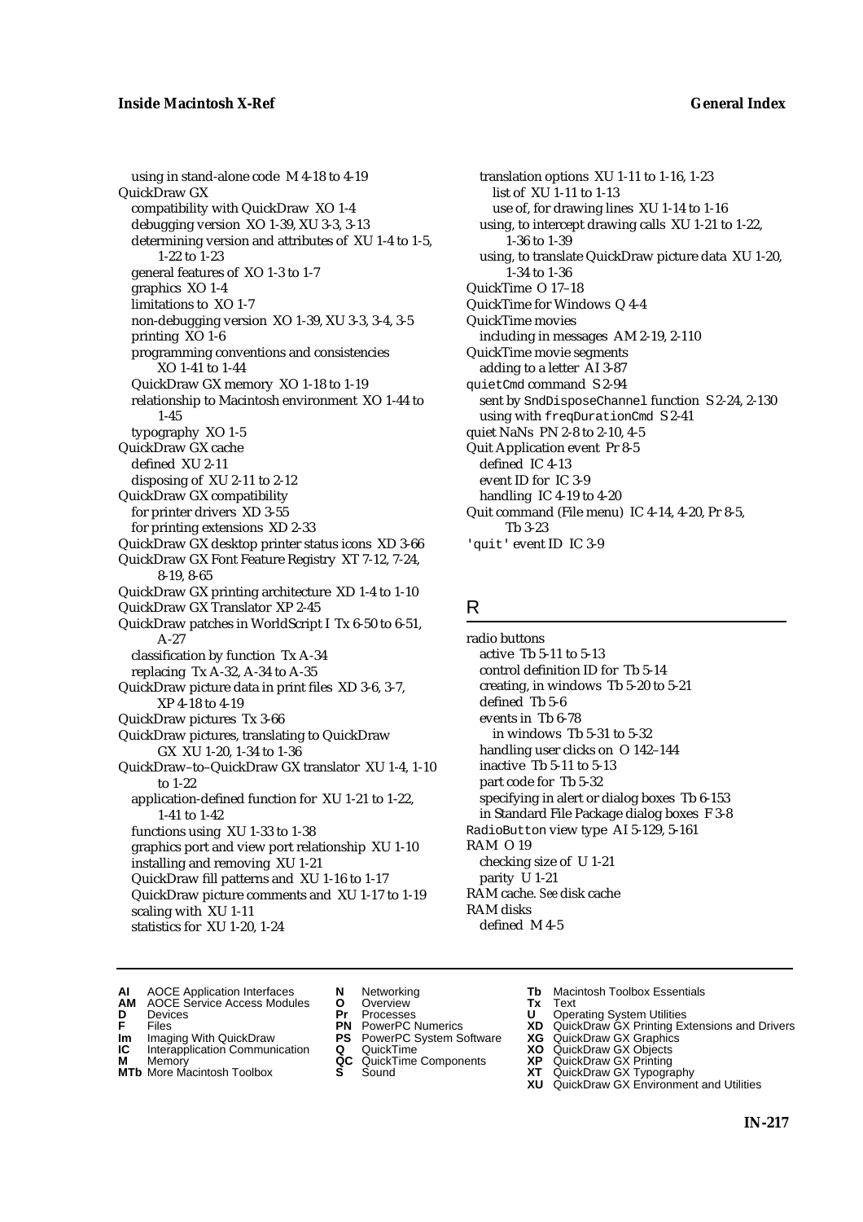using in stand-alone code  M 4-18 to 4-19

QuickDraw GX
  compatibility with QuickDraw  XO 1-4
  debugging version  XO 1-39, XU 3-3, 3-13
  determining version and attributes of  XU 1-4 to 1-5, 1-22 to 1-23
  general features of  XO 1-3 to 1-7
  graphics  XO 1-4
  limitations to  XO 1-7
  non-debugging version  XO 1-39, XU 3-3, 3-4, 3-5
  printing  XO 1-6
  programming conventions and consistencies  XO 1-41 to 1-44
  QuickDraw GX memory  XO 1-18 to 1-19
  relationship to Macintosh environment  XO 1-44 to 1-45
  typography  XO 1-5

QuickDraw GX cache
  defined  XU 2-11
  disposing of  XU 2-11 to 2-12

QuickDraw GX compatibility
  for printer drivers  XD 3-55
  for printing extensions  XD 2-33

QuickDraw GX desktop printer status icons  XD 3-66

QuickDraw GX Font Feature Registry  XT 7-12, 7-24, 8-19, 8-65

QuickDraw GX printing architecture  XD 1-4 to 1-10

QuickDraw GX Translator  XP 2-45

QuickDraw patches in WorldScript I  Tx 6-50 to 6-51, A-27
  classification by function  Tx A-34
  replacing  Tx A-32, A-34 to A-35

QuickDraw picture data in print files  XD 3-6, 3-7, XP 4-18 to 4-19

QuickDraw pictures  Tx 3-66

QuickDraw pictures, translating to QuickDraw GX  XU 1-20, 1-34 to 1-36

QuickDraw–to–QuickDraw GX translator  XU 1-4, 1-10 to 1-22
  application-defined function for  XU 1-21 to 1-22, 1-41 to 1-42
  functions using  XU 1-33 to 1-38
  graphics port and view port relationship  XU 1-10
  installing and removing  XU 1-21
  QuickDraw fill patterns and  XU 1-16 to 1-17
  QuickDraw picture comments and  XU 1-17 to 1-19
  scaling with  XU 1-11
  statistics for  XU 1-20, 1-24
  translation options  XU 1-11 to 1-16, 1-23
    list of  XU 1-11 to 1-13
    use of, for drawing lines  XU 1-14 to 1-16
  using, to intercept drawing calls  XU 1-21 to 1-22, 1-36 to 1-39
  using, to translate QuickDraw picture data  XU 1-20, 1-34 to 1-36

QuickTime  O 17–18

QuickTime for Windows  Q 4-4

QuickTime movies
  including in messages  AM 2-19, 2-110

QuickTime movie segments
  adding to a letter  AI 3-87

`quietCmd` command  S 2-94
  sent by `SndDisposeChannel` function  S 2-24, 2-130
  using with `freqDurationCmd`  S 2-41

quiet NaNs  PN 2-8 to 2-10, 4-5

Quit Application event  Pr 8-5
  defined  IC 4-13
  event ID for  IC 3-9
  handling  IC 4-19 to 4-20

Quit command (File menu)  IC 4-14, 4-20, Pr 8-5, Tb 3-23

`'quit'` event ID  IC 3-9

## R

radio buttons
  active  Tb 5-11 to 5-13
  control definition ID for  Tb 5-14
  creating, in windows  Tb 5-20 to 5-21
  defined  Tb 5-6
  events in  Tb 6-78
    in windows  Tb 5-31 to 5-32
  handling user clicks on  O 142–144
  inactive  Tb 5-11 to 5-13
  part code for  Tb 5-32
  specifying in alert or dialog boxes  Tb 6-153
  in Standard File Package dialog boxes  F 3-8

`RadioButton` view type  AI 5-129, 5-161

RAM  O 19
  checking size of  U 1-21
  parity  U 1-21

RAM cache. *See* disk cache

RAM disks
  defined  M 4-5

**AI** AOCE Application Interfaces
**AM** AOCE Service Access Modules
**D** Devices
**F** Files
**Im** Imaging With QuickDraw
**IC** Interapplication Communication
**M** Memory
**MTb** More Macintosh Toolbox
**N** Networking
**O** Overview
**Pr** Processes
**PN** PowerPC Numerics
**PS** PowerPC System Software
**Q** QuickTime
**QC** QuickTime Components
**S** Sound
**Tb** Macintosh Toolbox Essentials
**Tx** Text
**U** Operating System Utilities
**XD** QuickDraw GX Printing Extensions and Drivers
**XG** QuickDraw GX Graphics
**XO** QuickDraw GX Objects
**XP** QuickDraw GX Printing
**XT** QuickDraw GX Typography
**XU** QuickDraw GX Environment and Utilities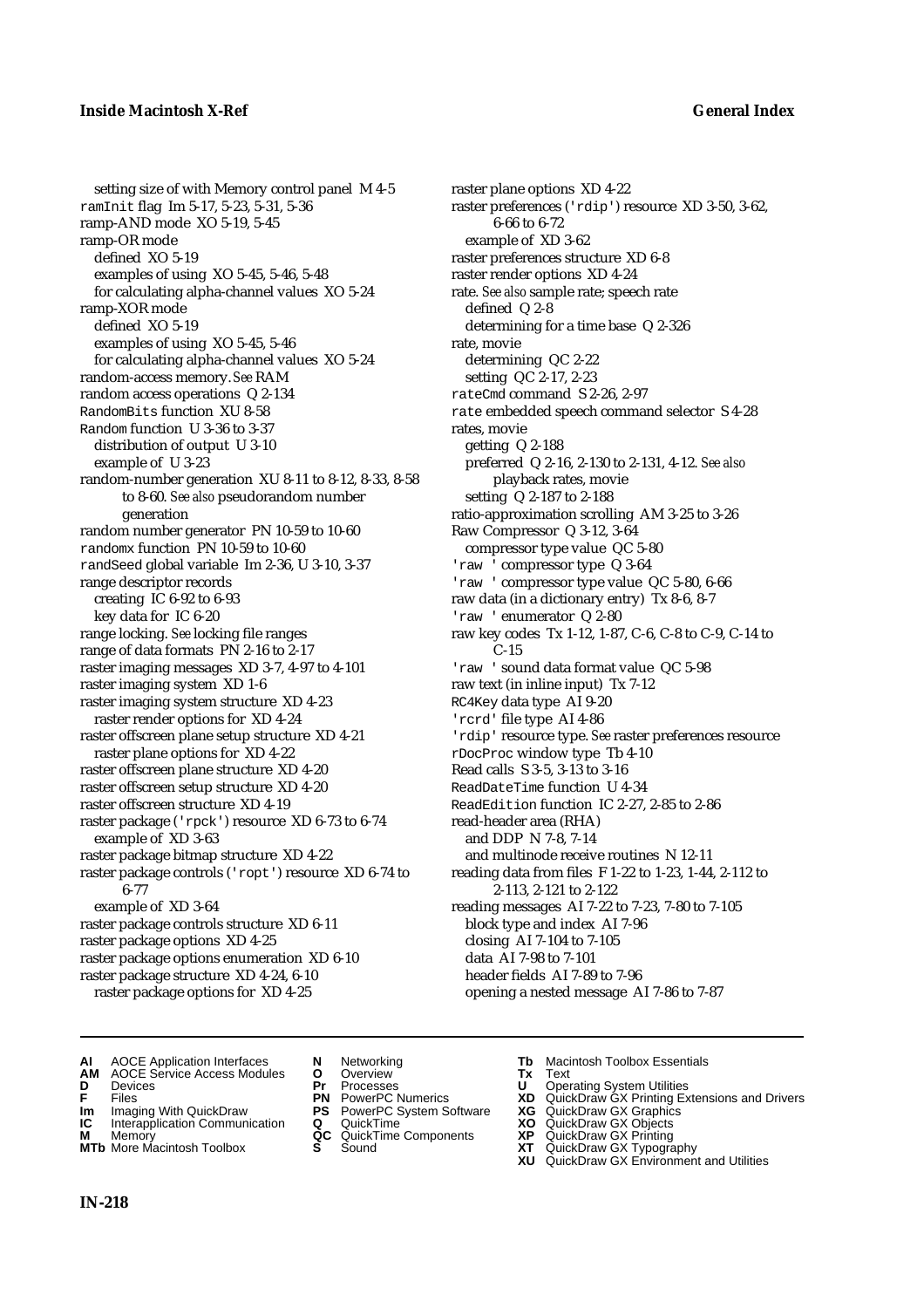setting size of with Memory control panel M 4-5
ramInit flag Im 5-17, 5-23, 5-31, 5-36
ramp-AND mode XO 5-19, 5-45
ramp-OR mode
  defined XO 5-19
  examples of using XO 5-45, 5-46, 5-48
  for calculating alpha-channel values XO 5-24
ramp-XOR mode
  defined XO 5-19
  examples of using XO 5-45, 5-46
  for calculating alpha-channel values XO 5-24
random-access memory. *See* RAM
random access operations Q 2-134
RandomBits function XU 8-58
Random function U 3-36 to 3-37
  distribution of output U 3-10
  example of U 3-23
random-number generation XU 8-11 to 8-12, 8-33, 8-58 to 8-60. *See also* pseudorandom number generation
random number generator PN 10-59 to 10-60
randomx function PN 10-59 to 10-60
randSeed global variable Im 2-36, U 3-10, 3-37
range descriptor records
  creating IC 6-92 to 6-93
  key data for IC 6-20
range locking. *See* locking file ranges
range of data formats PN 2-16 to 2-17
raster imaging messages XD 3-7, 4-97 to 4-101
raster imaging system XD 1-6
raster imaging system structure XD 4-23
  raster render options for XD 4-24
raster offscreen plane setup structure XD 4-21
  raster plane options for XD 4-22
raster offscreen plane structure XD 4-20
raster offscreen setup structure XD 4-20
raster offscreen structure XD 4-19
raster package ('rpck') resource XD 6-73 to 6-74
  example of XD 3-63
raster package bitmap structure XD 4-22
raster package controls ('ropt') resource XD 6-74 to 6-77
  example of XD 3-64
raster package controls structure XD 6-11
raster package options XD 4-25
raster package options enumeration XD 6-10
raster package structure XD 4-24, 6-10
  raster package options for XD 4-25
raster plane options XD 4-22
raster preferences ('rdip') resource XD 3-50, 3-62, 6-66 to 6-72
  example of XD 3-62
raster preferences structure XD 6-8
raster render options XD 4-24
rate. *See also* sample rate; speech rate
  defined Q 2-8
  determining for a time base Q 2-326
rate, movie
  determining QC 2-22
  setting QC 2-17, 2-23
rateCmd command S 2-26, 2-97
rate embedded speech command selector S 4-28
rates, movie
  getting Q 2-188
  preferred Q 2-16, 2-130 to 2-131, 4-12. *See also* playback rates, movie
  setting Q 2-187 to 2-188
ratio-approximation scrolling AM 3-25 to 3-26
Raw Compressor Q 3-12, 3-64
  compressor type value QC 5-80
'raw ' compressor type Q 3-64
'raw ' compressor type value QC 5-80, 6-66
raw data (in a dictionary entry) Tx 8-6, 8-7
'raw ' enumerator Q 2-80
raw key codes Tx 1-12, 1-87, C-6, C-8 to C-9, C-14 to C-15
'raw ' sound data format value QC 5-98
raw text (in inline input) Tx 7-12
RC4Key data type AI 9-20
'rcrd' file type AI 4-86
'rdip' resource type. *See* raster preferences resource
rDocProc window type Tb 4-10
Read calls S 3-5, 3-13 to 3-16
ReadDateTime function U 4-34
ReadEdition function IC 2-27, 2-85 to 2-86
read-header area (RHA)
  and DDP N 7-8, 7-14
  and multinode receive routines N 12-11
reading data from files F 1-22 to 1-23, 1-44, 2-112 to 2-113, 2-121 to 2-122
reading messages AI 7-22 to 7-23, 7-80 to 7-105
  block type and index AI 7-96
  closing AI 7-104 to 7-105
  data AI 7-98 to 7-101
  header fields AI 7-89 to 7-96
  opening a nested message AI 7-86 to 7-87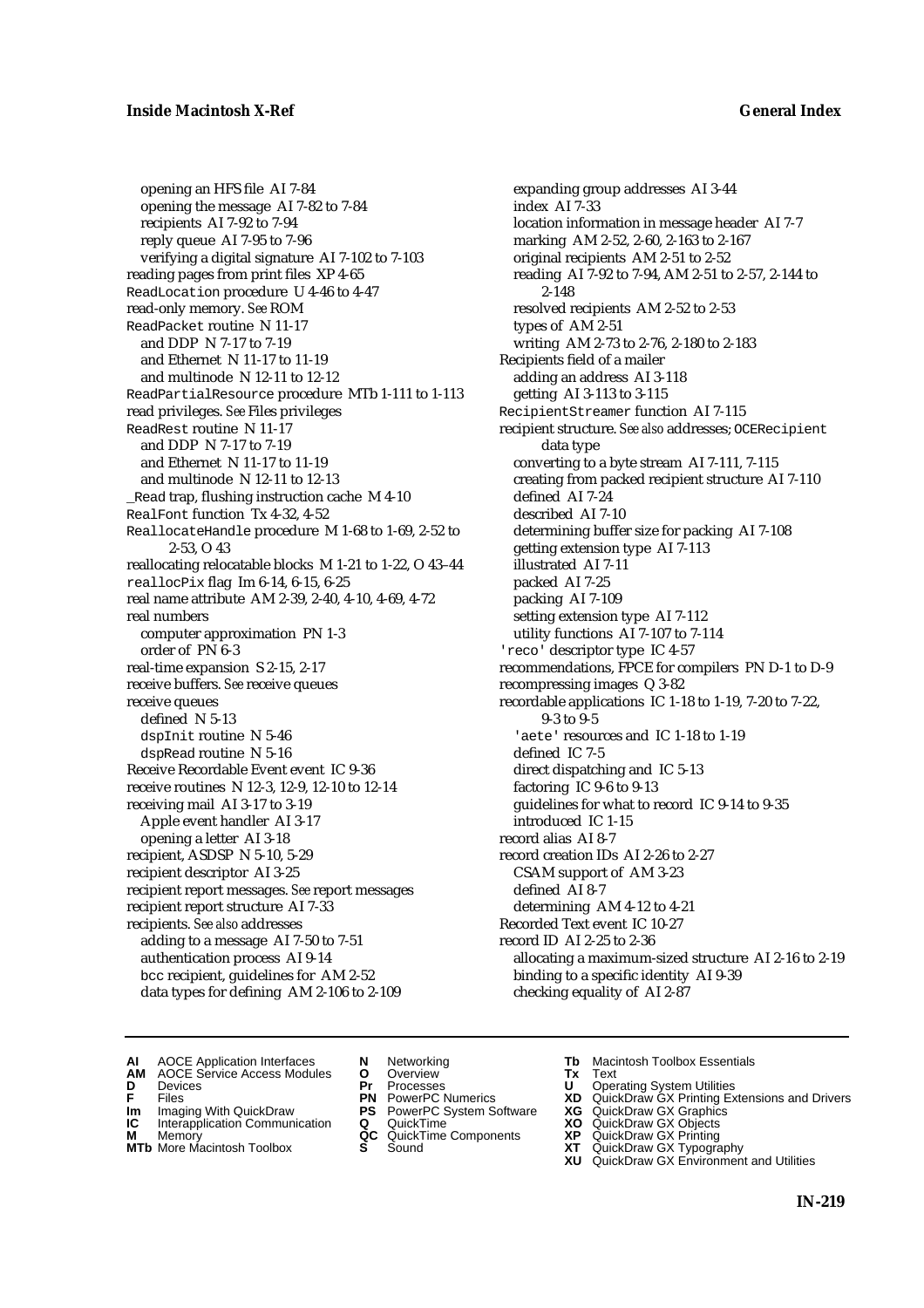opening an HFS file AI 7-84
opening the message AI 7-82 to 7-84
recipients AI 7-92 to 7-94
reply queue AI 7-95 to 7-96
verifying a digital signature AI 7-102 to 7-103
reading pages from print files XP 4-65
ReadLocation procedure U 4-46 to 4-47
read-only memory. *See* ROM
ReadPacket routine N 11-17
and DDP N 7-17 to 7-19
and Ethernet N 11-17 to 11-19
and multinode N 12-11 to 12-12
ReadPartialResource procedure MTb 1-111 to 1-113
read privileges. *See* Files privileges
ReadRest routine N 11-17
and DDP N 7-17 to 7-19
and Ethernet N 11-17 to 11-19
and multinode N 12-11 to 12-13
_Read trap, flushing instruction cache M 4-10
RealFont function Tx 4-32, 4-52
ReallocateHandle procedure M 1-68 to 1-69, 2-52 to 2-53, O 43
reallocating relocatable blocks M 1-21 to 1-22, O 43–44
reallocPix flag Im 6-14, 6-15, 6-25
real name attribute AM 2-39, 2-40, 4-10, 4-69, 4-72
real numbers
computer approximation PN 1-3
order of PN 6-3
real-time expansion S 2-15, 2-17
receive buffers. *See* receive queues
receive queues
defined N 5-13
dspInit routine N 5-46
dspRead routine N 5-16
Receive Recordable Event event IC 9-36
receive routines N 12-3, 12-9, 12-10 to 12-14
receiving mail AI 3-17 to 3-19
Apple event handler AI 3-17
opening a letter AI 3-18
recipient, ASDSP N 5-10, 5-29
recipient descriptor AI 3-25
recipient report messages. *See* report messages
recipient report structure AI 7-33
recipients. *See also* addresses
adding to a message AI 7-50 to 7-51
authentication process AI 9-14
bcc recipient, guidelines for AM 2-52
data types for defining AM 2-106 to 2-109
expanding group addresses AI 3-44
index AI 7-33
location information in message header AI 7-7
marking AM 2-52, 2-60, 2-163 to 2-167
original recipients AM 2-51 to 2-52
reading AI 7-92 to 7-94, AM 2-51 to 2-57, 2-144 to 2-148
resolved recipients AM 2-52 to 2-53
types of AM 2-51
writing AM 2-73 to 2-76, 2-180 to 2-183
Recipients field of a mailer
adding an address AI 3-118
getting AI 3-113 to 3-115
RecipientStreamer function AI 7-115
recipient structure. *See also* addresses; OCERecipient data type
converting to a byte stream AI 7-111, 7-115
creating from packed recipient structure AI 7-110
defined AI 7-24
described AI 7-10
determining buffer size for packing AI 7-108
getting extension type AI 7-113
illustrated AI 7-11
packed AI 7-25
packing AI 7-109
setting extension type AI 7-112
utility functions AI 7-107 to 7-114
'reco' descriptor type IC 4-57
recommendations, FPCE for compilers PN D-1 to D-9
recompressing images Q 3-82
recordable applications IC 1-18 to 1-19, 7-20 to 7-22, 9-3 to 9-5
'aete' resources and IC 1-18 to 1-19
defined IC 7-5
direct dispatching and IC 5-13
factoring IC 9-6 to 9-13
guidelines for what to record IC 9-14 to 9-35
introduced IC 1-15
record alias AI 8-7
record creation IDs AI 2-26 to 2-27
CSAM support of AM 3-23
defined AI 8-7
determining AM 4-12 to 4-21
Recorded Text event IC 10-27
record ID AI 2-25 to 2-36
allocating a maximum-sized structure AI 2-16 to 2-19
binding to a specific identity AI 9-39
checking equality of AI 2-87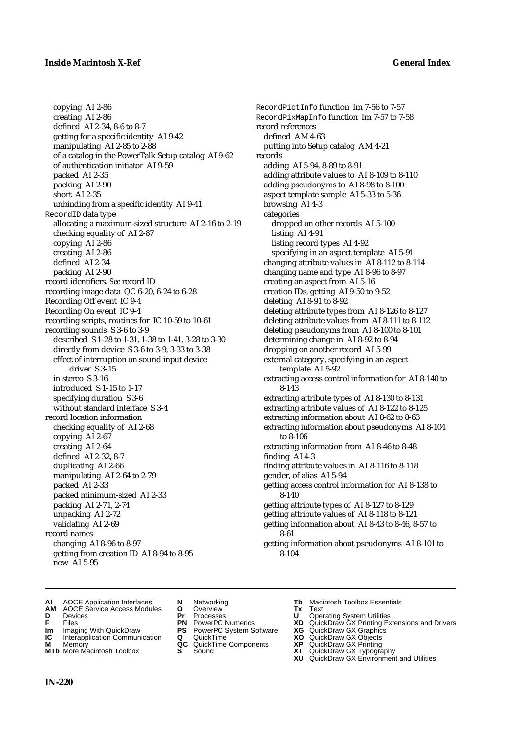copying AI 2-86
creating AI 2-86
defined AI 2-34, 8-6 to 8-7
getting for a specific identity AI 9-42
manipulating AI 2-85 to 2-88
of a catalog in the PowerTalk Setup catalog AI 9-62
of authentication initiator AI 9-59
packed AI 2-35
packing AI 2-90
short AI 2-35
unbinding from a specific identity AI 9-41

`RecordID` data type
allocating a maximum-sized structure AI 2-16 to 2-19
checking equality of AI 2-87
copying AI 2-86
creating AI 2-86
defined AI 2-34
packing AI 2-90

record identifiers. *See* record ID

recording image data QC 6-20, 6-24 to 6-28

Recording Off event IC 9-4

Recording On event IC 9-4

recording scripts, routines for IC 10-59 to 10-61

recording sounds S 3-6 to 3-9
described S 1-28 to 1-31, 1-38 to 1-41, 3-28 to 3-30
directly from device S 3-6 to 3-9, 3-33 to 3-38
effect of interruption on sound input device driver S 3-15
in stereo S 3-16
introduced S 1-15 to 1-17
specifying duration S 3-6
without standard interface S 3-4

record location information
checking equality of AI 2-68
copying AI 2-67
creating AI 2-64
defined AI 2-32, 8-7
duplicating AI 2-66
manipulating AI 2-64 to 2-79
packed AI 2-33
packed minimum-sized AI 2-33
packing AI 2-71, 2-74
unpacking AI 2-72
validating AI 2-69

record names
changing AI 8-96 to 8-97
getting from creation ID AI 8-94 to 8-95
new AI 5-95

`RecordPictInfo` function Im 7-56 to 7-57

`RecordPixMapInfo` function Im 7-57 to 7-58

record references
defined AM 4-63
putting into Setup catalog AM 4-21

records
adding AI 5-94, 8-89 to 8-91
adding attribute values to AI 8-109 to 8-110
adding pseudonyms to AI 8-98 to 8-100
aspect template sample AI 5-33 to 5-36
browsing AI 4-3
categories
dropped on other records AI 5-100
listing AI 4-91
listing record types AI 4-92
specifying in an aspect template AI 5-91
changing attribute values in AI 8-112 to 8-114
changing name and type AI 8-96 to 8-97
creating an aspect from AI 5-16
creation IDs, getting AI 9-50 to 9-52
deleting AI 8-91 to 8-92
deleting attribute types from AI 8-126 to 8-127
deleting attribute values from AI 8-111 to 8-112
deleting pseudonyms from AI 8-100 to 8-101
determining change in AI 8-92 to 8-94
dropping on another record AI 5-99
external category, specifying in an aspect template AI 5-92
extracting access control information for AI 8-140 to 8-143
extracting attribute types of AI 8-130 to 8-131
extracting attribute values of AI 8-122 to 8-125
extracting information about AI 8-62 to 8-63
extracting information about pseudonyms AI 8-104 to 8-106
extracting information from AI 8-46 to 8-48
finding AI 4-3
finding attribute values in AI 8-116 to 8-118
gender, of alias AI 5-94
getting access control information for AI 8-138 to 8-140
getting attribute types of AI 8-127 to 8-129
getting attribute values of AI 8-118 to 8-121
getting information about AI 8-43 to 8-46, 8-57 to 8-61
getting information about pseudonyms AI 8-101 to 8-104

**AI** AOCE Application Interfaces
**AM** AOCE Service Access Modules
**D** Devices
**F** Files
**Im** Imaging With QuickDraw
**IC** Interapplication Communication
**M** Memory
**MTb** More Macintosh Toolbox
**N** Networking
**O** Overview
**Pr** Processes
**PN** PowerPC Numerics
**PS** PowerPC System Software
**Q** QuickTime
**QC** QuickTime Components
**S** Sound
**Tb** Macintosh Toolbox Essentials
**Tx** Text
**U** Operating System Utilities
**XD** QuickDraw GX Printing Extensions and Drivers
**XG** QuickDraw GX Graphics
**XO** QuickDraw GX Objects
**XP** QuickDraw GX Printing
**XT** QuickDraw GX Typography
**XU** QuickDraw GX Environment and Utilities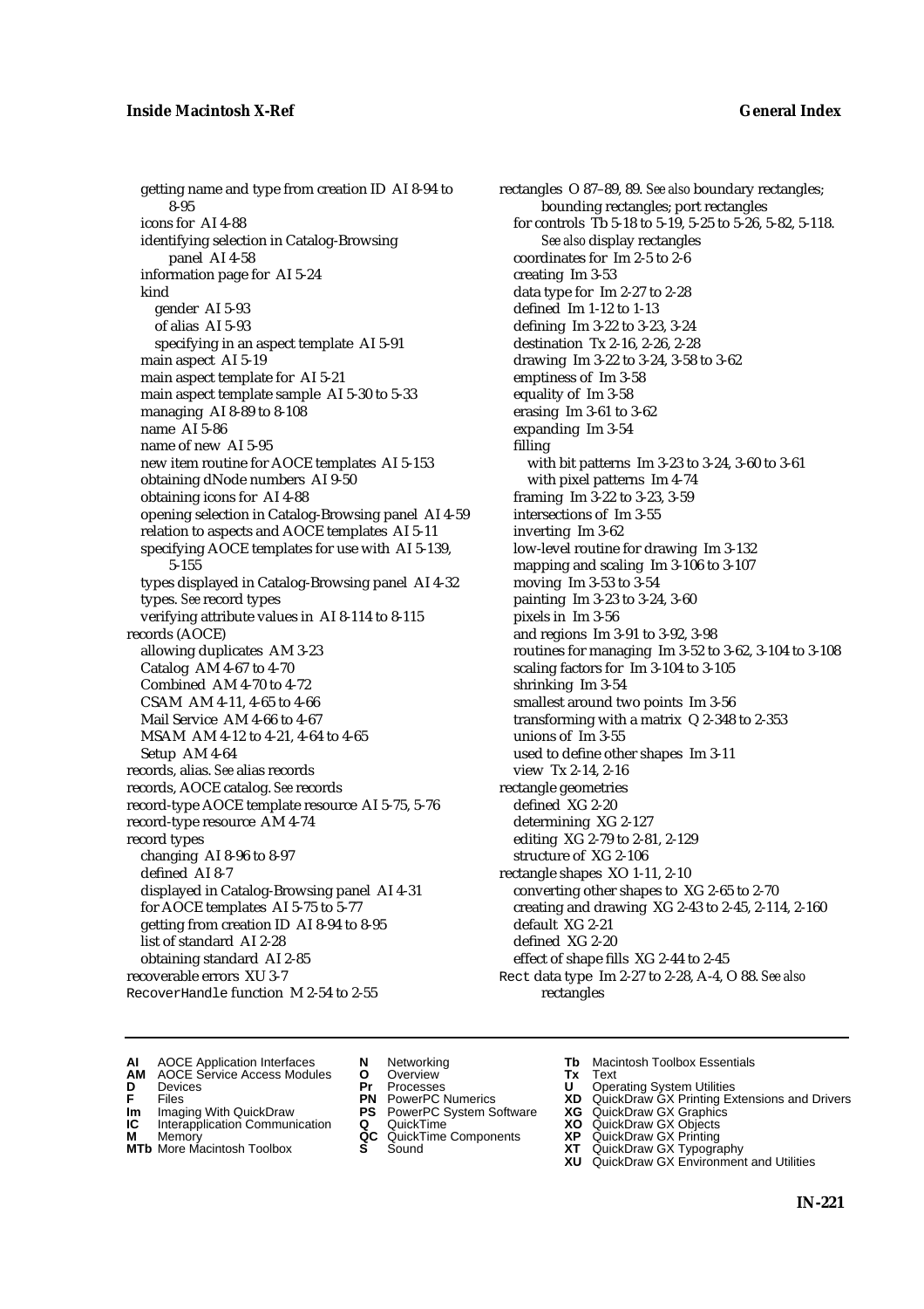getting name and type from creation ID AI 8-94 to 8-95
  icons for AI 4-88
  identifying selection in Catalog-Browsing panel AI 4-58
  information page for AI 5-24
  kind
    gender AI 5-93
    of alias AI 5-93
    specifying in an aspect template AI 5-91
  main aspect AI 5-19
  main aspect template for AI 5-21
  main aspect template sample AI 5-30 to 5-33
  managing AI 8-89 to 8-108
  name AI 5-86
  name of new AI 5-95
  new item routine for AOCE templates AI 5-153
  obtaining dNode numbers AI 9-50
  obtaining icons for AI 4-88
  opening selection in Catalog-Browsing panel AI 4-59
  relation to aspects and AOCE templates AI 5-11
  specifying AOCE templates for use with AI 5-139, 5-155
  types displayed in Catalog-Browsing panel AI 4-32
  types. *See* record types
  verifying attribute values in AI 8-114 to 8-115
records (AOCE)
  allowing duplicates AM 3-23
  Catalog AM 4-67 to 4-70
  Combined AM 4-70 to 4-72
  CSAM AM 4-11, 4-65 to 4-66
  Mail Service AM 4-66 to 4-67
  MSAM AM 4-12 to 4-21, 4-64 to 4-65
  Setup AM 4-64
records, alias. *See* alias records
records, AOCE catalog. *See* records
record-type AOCE template resource AI 5-75, 5-76
record-type resource AM 4-74
record types
  changing AI 8-96 to 8-97
  defined AI 8-7
  displayed in Catalog-Browsing panel AI 4-31
  for AOCE templates AI 5-75 to 5-77
  getting from creation ID AI 8-94 to 8-95
  list of standard AI 2-28
  obtaining standard AI 2-85
recoverable errors XU 3-7
`RecoverHandle` function M 2-54 to 2-55

rectangles O 87–89, 89. *See also* boundary rectangles; bounding rectangles; port rectangles
  for controls Tb 5-18 to 5-19, 5-25 to 5-26, 5-82, 5-118. *See also* display rectangles
  coordinates for Im 2-5 to 2-6
  creating Im 3-53
  data type for Im 2-27 to 2-28
  defined Im 1-12 to 1-13
  defining Im 3-22 to 3-23, 3-24
  destination Tx 2-16, 2-26, 2-28
  drawing Im 3-22 to 3-24, 3-58 to 3-62
  emptiness of Im 3-58
  equality of Im 3-58
  erasing Im 3-61 to 3-62
  expanding Im 3-54
  filling
    with bit patterns Im 3-23 to 3-24, 3-60 to 3-61
    with pixel patterns Im 4-74
  framing Im 3-22 to 3-23, 3-59
  intersections of Im 3-55
  inverting Im 3-62
  low-level routine for drawing Im 3-132
  mapping and scaling Im 3-106 to 3-107
  moving Im 3-53 to 3-54
  painting Im 3-23 to 3-24, 3-60
  pixels in Im 3-56
  and regions Im 3-91 to 3-92, 3-98
  routines for managing Im 3-52 to 3-62, 3-104 to 3-108
  scaling factors for Im 3-104 to 3-105
  shrinking Im 3-54
  smallest around two points Im 3-56
  transforming with a matrix Q 2-348 to 2-353
  unions of Im 3-55
  used to define other shapes Im 3-11
  view Tx 2-14, 2-16
rectangle geometries
  defined XG 2-20
  determining XG 2-127
  editing XG 2-79 to 2-81, 2-129
  structure of XG 2-106
rectangle shapes XO 1-11, 2-10
  converting other shapes to XG 2-65 to 2-70
  creating and drawing XG 2-43 to 2-45, 2-114, 2-160
  default XG 2-21
  defined XG 2-20
  effect of shape fills XG 2-44 to 2-45
`Rect` data type Im 2-27 to 2-28, A-4, O 88. *See also* rectangles

**AI** AOCE Application Interfaces
**AM** AOCE Service Access Modules
**D** Devices
**F** Files
**Im** Imaging With QuickDraw
**IC** Interapplication Communication
**M** Memory
**MTb** More Macintosh Toolbox
**N** Networking
**O** Overview
**Pr** Processes
**PN** PowerPC Numerics
**PS** PowerPC System Software
**Q** QuickTime
**QC** QuickTime Components
**S** Sound
**Tb** Macintosh Toolbox Essentials
**Tx** Text
**U** Operating System Utilities
**XD** QuickDraw GX Printing Extensions and Drivers
**XG** QuickDraw GX Graphics
**XO** QuickDraw GX Objects
**XP** QuickDraw GX Printing
**XT** QuickDraw GX Typography
**XU** QuickDraw GX Environment and Utilities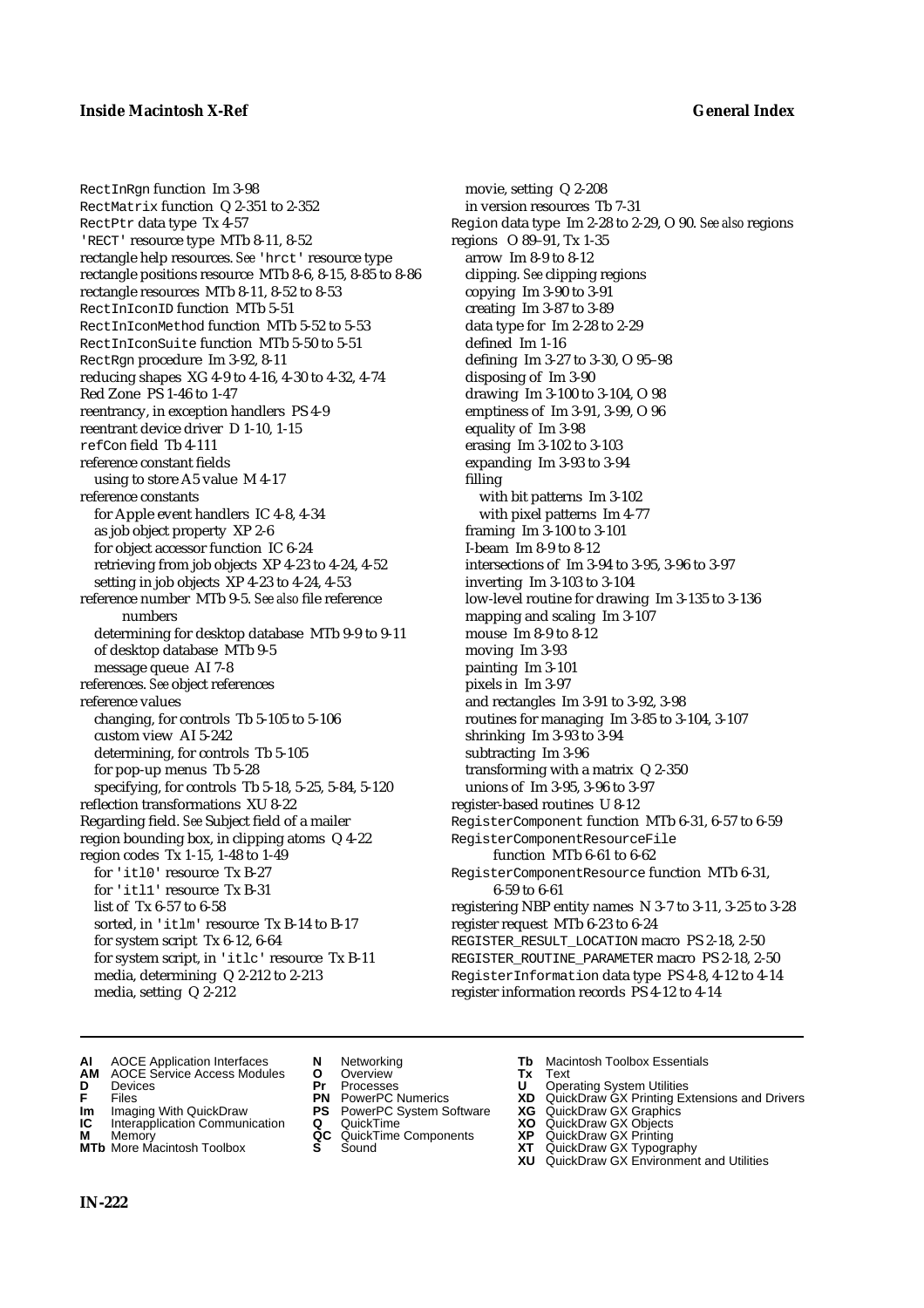RectInRgn function Im 3-98
RectMatrix function Q 2-351 to 2-352
RectPtr data type Tx 4-57
'RECT' resource type MTb 8-11, 8-52
rectangle help resources. *See* 'hrct' resource type
rectangle positions resource MTb 8-6, 8-15, 8-85 to 8-86
rectangle resources MTb 8-11, 8-52 to 8-53
RectInIconID function MTb 5-51
RectInIconMethod function MTb 5-52 to 5-53
RectInIconSuite function MTb 5-50 to 5-51
RectRgn procedure Im 3-92, 8-11
reducing shapes XG 4-9 to 4-16, 4-30 to 4-32, 4-74
Red Zone PS 1-46 to 1-47
reentrancy, in exception handlers PS 4-9
reentrant device driver D 1-10, 1-15
refCon field Tb 4-111
reference constant fields
  using to store A5 value M 4-17
reference constants
  for Apple event handlers IC 4-8, 4-34
  as job object property XP 2-6
  for object accessor function IC 6-24
  retrieving from job objects XP 4-23 to 4-24, 4-52
  setting in job objects XP 4-23 to 4-24, 4-53
reference number MTb 9-5. *See also* file reference numbers
  determining for desktop database MTb 9-9 to 9-11
  of desktop database MTb 9-5
  message queue AI 7-8
references. *See* object references
reference values
  changing, for controls Tb 5-105 to 5-106
  custom view AI 5-242
  determining, for controls Tb 5-105
  for pop-up menus Tb 5-28
  specifying, for controls Tb 5-18, 5-25, 5-84, 5-120
reflection transformations XU 8-22
Regarding field. *See* Subject field of a mailer
region bounding box, in clipping atoms Q 4-22
region codes Tx 1-15, 1-48 to 1-49
  for 'itl0' resource Tx B-27
  for 'itl1' resource Tx B-31
  list of Tx 6-57 to 6-58
  sorted, in 'itlm' resource Tx B-14 to B-17
  for system script Tx 6-12, 6-64
  for system script, in 'itlc' resource Tx B-11
  media, determining Q 2-212 to 2-213
  media, setting Q 2-212
  movie, setting Q 2-208
  in version resources Tb 7-31
Region data type Im 2-28 to 2-29, O 90. *See also* regions
regions O 89–91, Tx 1-35
  arrow Im 8-9 to 8-12
  clipping. *See* clipping regions
  copying Im 3-90 to 3-91
  creating Im 3-87 to 3-89
  data type for Im 2-28 to 2-29
  defined Im 1-16
  defining Im 3-27 to 3-30, O 95–98
  disposing of Im 3-90
  drawing Im 3-100 to 3-104, O 98
  emptiness of Im 3-91, 3-99, O 96
  equality of Im 3-98
  erasing Im 3-102 to 3-103
  expanding Im 3-93 to 3-94
  filling
    with bit patterns Im 3-102
    with pixel patterns Im 4-77
  framing Im 3-100 to 3-101
  I-beam Im 8-9 to 8-12
  intersections of Im 3-94 to 3-95, 3-96 to 3-97
  inverting Im 3-103 to 3-104
  low-level routine for drawing Im 3-135 to 3-136
  mapping and scaling Im 3-107
  mouse Im 8-9 to 8-12
  moving Im 3-93
  painting Im 3-101
  pixels in Im 3-97
  and rectangles Im 3-91 to 3-92, 3-98
  routines for managing Im 3-85 to 3-104, 3-107
  shrinking Im 3-93 to 3-94
  subtracting Im 3-96
  transforming with a matrix Q 2-350
  unions of Im 3-95, 3-96 to 3-97
register-based routines U 8-12
RegisterComponent function MTb 6-31, 6-57 to 6-59
RegisterComponentResourceFile function MTb 6-61 to 6-62
RegisterComponentResource function MTb 6-31, 6-59 to 6-61
registering NBP entity names N 3-7 to 3-11, 3-25 to 3-28
register request MTb 6-23 to 6-24
REGISTER_RESULT_LOCATION macro PS 2-18, 2-50
REGISTER_ROUTINE_PARAMETER macro PS 2-18, 2-50
RegisterInformation data type PS 4-8, 4-12 to 4-14
register information records PS 4-12 to 4-14

**AI** AOCE Application Interfaces
**AM** AOCE Service Access Modules
**D** Devices
**F** Files
**Im** Imaging With QuickDraw
**IC** Interapplication Communication
**M** Memory
**MTb** More Macintosh Toolbox
**N** Networking
**O** Overview
**Pr** Processes
**PN** PowerPC Numerics
**PS** PowerPC System Software
**Q** QuickTime
**QC** QuickTime Components
**S** Sound
**Tb** Macintosh Toolbox Essentials
**Tx** Text
**U** Operating System Utilities
**XD** QuickDraw GX Printing Extensions and Drivers
**XG** QuickDraw GX Graphics
**XO** QuickDraw GX Objects
**XP** QuickDraw GX Printing
**XT** QuickDraw GX Typography
**XU** QuickDraw GX Environment and Utilities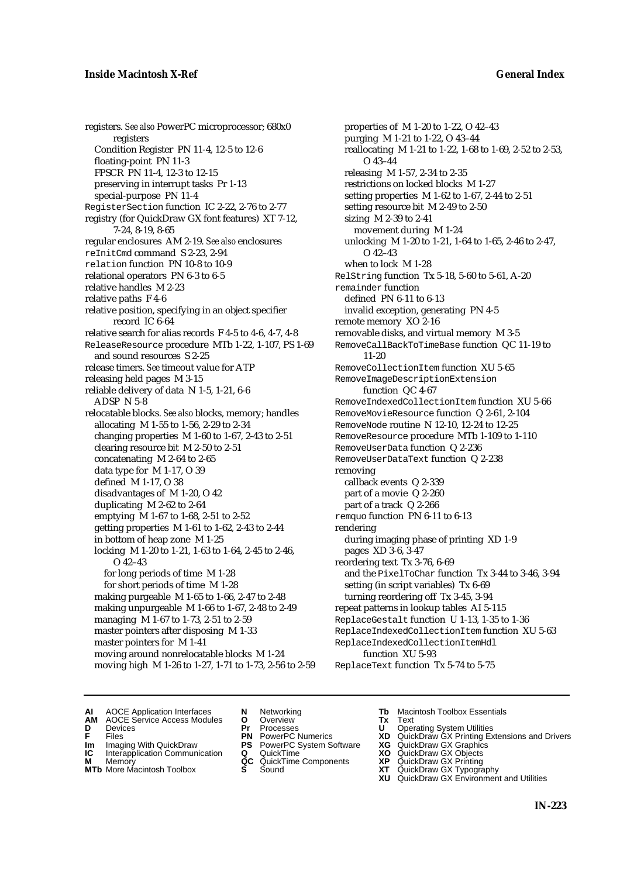registers. *See also* PowerPC microprocessor; 680x0 registers
- Condition Register PN 11-4, 12-5 to 12-6
- floating-point PN 11-3
- FPSCR PN 11-4, 12-3 to 12-15
- preserving in interrupt tasks Pr 1-13
- special-purpose PN 11-4

RegisterSection function IC 2-22, 2-76 to 2-77
registry (for QuickDraw GX font features) XT 7-12, 7-24, 8-19, 8-65
regular enclosures AM 2-19. *See also* enclosures
reInitCmd command S 2-23, 2-94
relation function PN 10-8 to 10-9
relational operators PN 6-3 to 6-5
relative handles M 2-23
relative paths F 4-6
relative position, specifying in an object specifier record IC 6-64
relative search for alias records F 4-5 to 4-6, 4-7, 4-8
ReleaseResource procedure MTb 1-22, 1-107, PS 1-69
- and sound resources S 2-25

release timers. *See* timeout value for ATP
releasing held pages M 3-15
reliable delivery of data N 1-5, 1-21, 6-6
- ADSP N 5-8

relocatable blocks. *See also* blocks, memory; handles
- allocating M 1-55 to 1-56, 2-29 to 2-34
- changing properties M 1-60 to 1-67, 2-43 to 2-51
- clearing resource bit M 2-50 to 2-51
- concatenating M 2-64 to 2-65
- data type for M 1-17, O 39
- defined M 1-17, O 38
- disadvantages of M 1-20, O 42
- duplicating M 2-62 to 2-64
- emptying M 1-67 to 1-68, 2-51 to 2-52
- getting properties M 1-61 to 1-62, 2-43 to 2-44
- in bottom of heap zone M 1-25
- locking M 1-20 to 1-21, 1-63 to 1-64, 2-45 to 2-46, O 42–43
  - for long periods of time M 1-28
  - for short periods of time M 1-28
- making purgeable M 1-65 to 1-66, 2-47 to 2-48
- making unpurgeable M 1-66 to 1-67, 2-48 to 2-49
- managing M 1-67 to 1-73, 2-51 to 2-59
- master pointers after disposing M 1-33
- master pointers for M 1-41
- moving around nonrelocatable blocks M 1-24
- moving high M 1-26 to 1-27, 1-71 to 1-73, 2-56 to 2-59
- properties of M 1-20 to 1-22, O 42–43
- purging M 1-21 to 1-22, O 43–44
- reallocating M 1-21 to 1-22, 1-68 to 1-69, 2-52 to 2-53, O 43–44
- releasing M 1-57, 2-34 to 2-35
- restrictions on locked blocks M 1-27
- setting properties M 1-62 to 1-67, 2-44 to 2-51
- setting resource bit M 2-49 to 2-50
- sizing M 2-39 to 2-41
  - movement during M 1-24
- unlocking M 1-20 to 1-21, 1-64 to 1-65, 2-46 to 2-47, O 42–43
- when to lock M 1-28

RelString function Tx 5-18, 5-60 to 5-61, A-20
remainder function
- defined PN 6-11 to 6-13
- invalid exception, generating PN 4-5

remote memory XO 2-16
removable disks, and virtual memory M 3-5
RemoveCallBackToTimeBase function QC 11-19 to 11-20
RemoveCollectionItem function XU 5-65
RemoveImageDescriptionExtension function QC 4-67
RemoveIndexedCollectionItem function XU 5-66
RemoveMovieResource function Q 2-61, 2-104
RemoveNode routine N 12-10, 12-24 to 12-25
RemoveResource procedure MTb 1-109 to 1-110
RemoveUserData function Q 2-236
RemoveUserDataText function Q 2-238
removing
- callback events Q 2-339
- part of a movie Q 2-260
- part of a track Q 2-266

remquo function PN 6-11 to 6-13
rendering
- during imaging phase of printing XD 1-9
- pages XD 3-6, 3-47

reordering text Tx 3-76, 6-69
- and the PixelToChar function Tx 3-44 to 3-46, 3-94
- setting (in script variables) Tx 6-69
- turning reordering off Tx 3-45, 3-94

repeat patterns in lookup tables AI 5-115
ReplaceGestalt function U 1-13, 1-35 to 1-36
ReplaceIndexedCollectionItem function XU 5-63
ReplaceIndexedCollectionItemHdl function XU 5-93
ReplaceText function Tx 5-74 to 5-75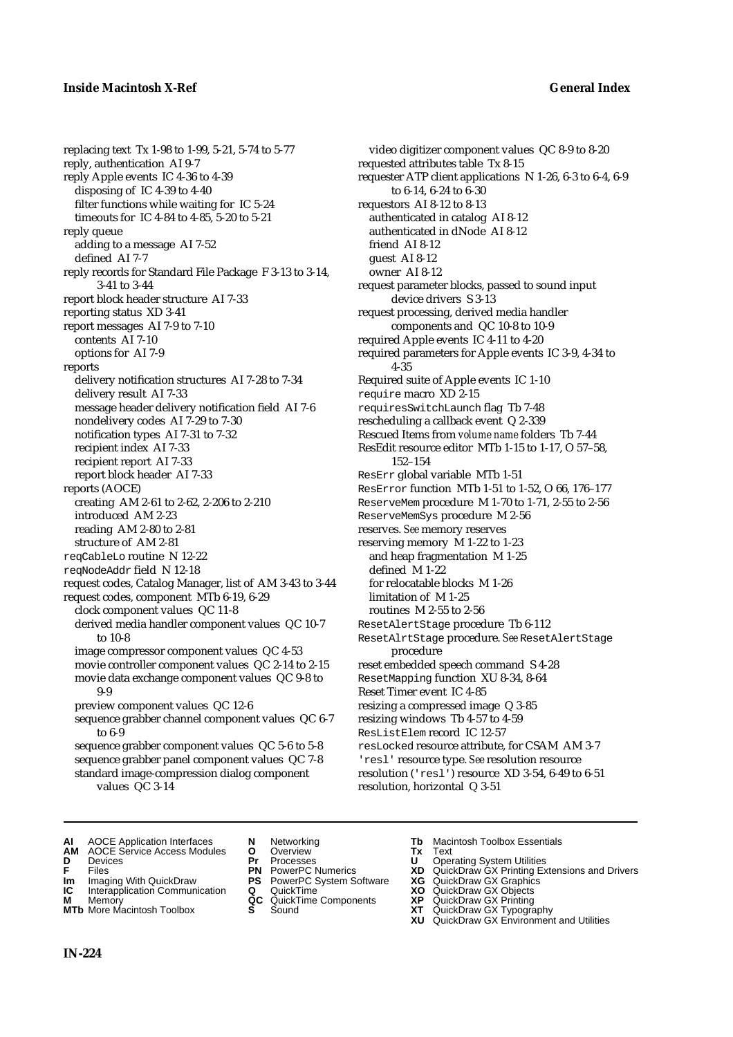replacing text Tx 1-98 to 1-99, 5-21, 5-74 to 5-77
reply, authentication AI 9-7
reply Apple events IC 4-36 to 4-39
  disposing of IC 4-39 to 4-40
  filter functions while waiting for IC 5-24
  timeouts for IC 4-84 to 4-85, 5-20 to 5-21
reply queue
  adding to a message AI 7-52
  defined AI 7-7
reply records for Standard File Package F 3-13 to 3-14, 3-41 to 3-44
report block header structure AI 7-33
reporting status XD 3-41
report messages AI 7-9 to 7-10
  contents AI 7-10
  options for AI 7-9
reports
  delivery notification structures AI 7-28 to 7-34
  delivery result AI 7-33
  message header delivery notification field AI 7-6
  nondelivery codes AI 7-29 to 7-30
  notification types AI 7-31 to 7-32
  recipient index AI 7-33
  recipient report AI 7-33
  report block header AI 7-33
reports (AOCE)
  creating AM 2-61 to 2-62, 2-206 to 2-210
  introduced AM 2-23
  reading AM 2-80 to 2-81
  structure of AM 2-81
reqCableLo routine N 12-22
reqNodeAddr field N 12-18
request codes, Catalog Manager, list of AM 3-43 to 3-44
request codes, component MTb 6-19, 6-29
  clock component values QC 11-8
  derived media handler component values QC 10-7 to 10-8
  image compressor component values QC 4-53
  movie controller component values QC 2-14 to 2-15
  movie data exchange component values QC 9-8 to 9-9
  preview component values QC 12-6
  sequence grabber channel component values QC 6-7 to 6-9
  sequence grabber component values QC 5-6 to 5-8
  sequence grabber panel component values QC 7-8
  standard image-compression dialog component values QC 3-14
  video digitizer component values QC 8-9 to 8-20
requested attributes table Tx 8-15
requester ATP client applications N 1-26, 6-3 to 6-4, 6-9 to 6-14, 6-24 to 6-30
requestors AI 8-12 to 8-13
  authenticated in catalog AI 8-12
  authenticated in dNode AI 8-12
  friend AI 8-12
  guest AI 8-12
  owner AI 8-12
request parameter blocks, passed to sound input device drivers S 3-13
request processing, derived media handler components and QC 10-8 to 10-9
required Apple events IC 4-11 to 4-20
required parameters for Apple events IC 3-9, 4-34 to 4-35
Required suite of Apple events IC 1-10
require macro XD 2-15
requiresSwitchLaunch flag Tb 7-48
rescheduling a callback event Q 2-339
Rescued Items from *volume name* folders Tb 7-44
ResEdit resource editor MTb 1-15 to 1-17, O 57–58, 152–154
ResErr global variable MTb 1-51
ResError function MTb 1-51 to 1-52, O 66, 176–177
ReserveMem procedure M 1-70 to 1-71, 2-55 to 2-56
ReserveMemSys procedure M 2-56
reserves. *See* memory reserves
reserving memory M 1-22 to 1-23
  and heap fragmentation M 1-25
  defined M 1-22
  for relocatable blocks M 1-26
  limitation of M 1-25
  routines M 2-55 to 2-56
ResetAlertStage procedure Tb 6-112
ResetAlrtStage procedure. *See* ResetAlertStage procedure
reset embedded speech command S 4-28
ResetMapping function XU 8-34, 8-64
Reset Timer event IC 4-85
resizing a compressed image Q 3-85
resizing windows Tb 4-57 to 4-59
ResListElem record IC 12-57
resLocked resource attribute, for CSAM AM 3-7
'resl' resource type. *See* resolution resource
resolution ('resl') resource XD 3-54, 6-49 to 6-51
resolution, horizontal Q 3-51

**AI** AOCE Application Interfaces
**AM** AOCE Service Access Modules
**D** Devices
**F** Files
**Im** Imaging With QuickDraw
**IC** Interapplication Communication
**M** Memory
**MTb** More Macintosh Toolbox
**N** Networking
**O** Overview
**Pr** Processes
**PN** PowerPC Numerics
**PS** PowerPC System Software
**Q** QuickTime
**QC** QuickTime Components
**S** Sound
**Tb** Macintosh Toolbox Essentials
**Tx** Text
**U** Operating System Utilities
**XD** QuickDraw GX Printing Extensions and Drivers
**XG** QuickDraw GX Graphics
**XO** QuickDraw GX Objects
**XP** QuickDraw GX Printing
**XT** QuickDraw GX Typography
**XU** QuickDraw GX Environment and Utilities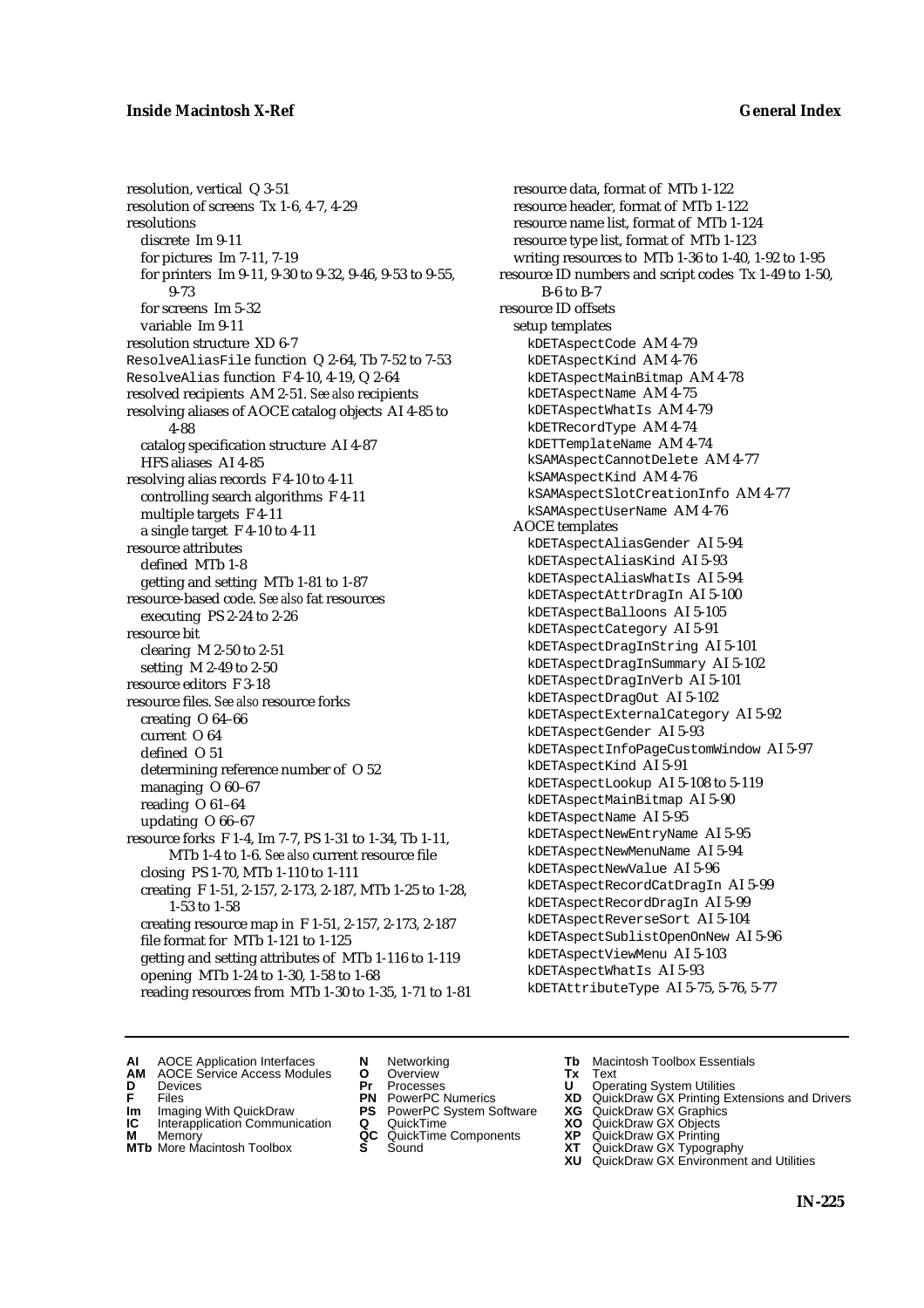resolution, vertical Q 3-51
resolution of screens Tx 1-6, 4-7, 4-29
resolutions
  discrete Im 9-11
  for pictures Im 7-11, 7-19
  for printers Im 9-11, 9-30 to 9-32, 9-46, 9-53 to 9-55, 9-73
  for screens Im 5-32
  variable Im 9-11
resolution structure XD 6-7
`ResolveAliasFile` function Q 2-64, Tb 7-52 to 7-53
`ResolveAlias` function F 4-10, 4-19, Q 2-64
resolved recipients AM 2-51. *See also* recipients
resolving aliases of AOCE catalog objects AI 4-85 to 4-88
  catalog specification structure AI 4-87
  HFS aliases AI 4-85
resolving alias records F 4-10 to 4-11
  controlling search algorithms F 4-11
  multiple targets F 4-11
  a single target F 4-10 to 4-11
resource attributes
  defined MTb 1-8
  getting and setting MTb 1-81 to 1-87
resource-based code. *See also* fat resources
  executing PS 2-24 to 2-26
resource bit
  clearing M 2-50 to 2-51
  setting M 2-49 to 2-50
resource editors F 3-18
resource files. *See also* resource forks
  creating O 64–66
  current O 64
  defined O 51
  determining reference number of O 52
  managing O 60–67
  reading O 61–64
  updating O 66–67
resource forks F 1-4, Im 7-7, PS 1-31 to 1-34, Tb 1-11, MTb 1-4 to 1-6. *See also* current resource file
  closing PS 1-70, MTb 1-110 to 1-111
  creating F 1-51, 2-157, 2-173, 2-187, MTb 1-25 to 1-28, 1-53 to 1-58
  creating resource map in F 1-51, 2-157, 2-173, 2-187
  file format for MTb 1-121 to 1-125
  getting and setting attributes of MTb 1-116 to 1-119
  opening MTb 1-24 to 1-30, 1-58 to 1-68
  reading resources from MTb 1-30 to 1-35, 1-71 to 1-81
  resource data, format of MTb 1-122
  resource header, format of MTb 1-122
  resource name list, format of MTb 1-124
  resource type list, format of MTb 1-123
  writing resources to MTb 1-36 to 1-40, 1-92 to 1-95
resource ID numbers and script codes Tx 1-49 to 1-50, B-6 to B-7
resource ID offsets
  setup templates
    `kDETAspectCode` AM 4-79
    `kDETAspectKind` AM 4-76
    `kDETAspectMainBitmap` AM 4-78
    `kDETAspectName` AM 4-75
    `kDETAspectWhatIs` AM 4-79
    `kDETRecordType` AM 4-74
    `kDETTemplateName` AM 4-74
    `kSAMAspectCannotDelete` AM 4-77
    `kSAMAspectKind` AM 4-76
    `kSAMAspectSlotCreationInfo` AM 4-77
    `kSAMAspectUserName` AM 4-76
  AOCE templates
    `kDETAspectAliasGender` AI 5-94
    `kDETAspectAliasKind` AI 5-93
    `kDETAspectAliasWhatIs` AI 5-94
    `kDETAspectAttrDragIn` AI 5-100
    `kDETAspectBalloons` AI 5-105
    `kDETAspectCategory` AI 5-91
    `kDETAspectDragInString` AI 5-101
    `kDETAspectDragInSummary` AI 5-102
    `kDETAspectDragInVerb` AI 5-101
    `kDETAspectDragOut` AI 5-102
    `kDETAspectExternalCategory` AI 5-92
    `kDETAspectGender` AI 5-93
    `kDETAspectInfoPageCustomWindow` AI 5-97
    `kDETAspectKind` AI 5-91
    `kDETAspectLookup` AI 5-108 to 5-119
    `kDETAspectMainBitmap` AI 5-90
    `kDETAspectName` AI 5-95
    `kDETAspectNewEntryName` AI 5-95
    `kDETAspectNewMenuName` AI 5-94
    `kDETAspectNewValue` AI 5-96
    `kDETAspectRecordCatDragIn` AI 5-99
    `kDETAspectRecordDragIn` AI 5-99
    `kDETAspectReverseSort` AI 5-104
    `kDETAspectSublistOpenOnNew` AI 5-96
    `kDETAspectViewMenu` AI 5-103
    `kDETAspectWhatIs` AI 5-93
    `kDETAttributeType` AI 5-75, 5-76, 5-77

**AI** AOCE Application Interfaces **AM** AOCE Service Access Modules **D** Devices **F** Files **Im** Imaging With QuickDraw **IC** Interapplication Communication **M** Memory **MTb** More Macintosh Toolbox **N** Networking **O** Overview **Pr** Processes **PN** PowerPC Numerics **PS** PowerPC System Software **Q** QuickTime **QC** QuickTime Components **S** Sound **Tb** Macintosh Toolbox Essentials **Tx** Text **U** Operating System Utilities **XD** QuickDraw GX Printing Extensions and Drivers **XG** QuickDraw GX Graphics **XO** QuickDraw GX Objects **XP** QuickDraw GX Printing **XT** QuickDraw GX Typography **XU** QuickDraw GX Environment and Utilities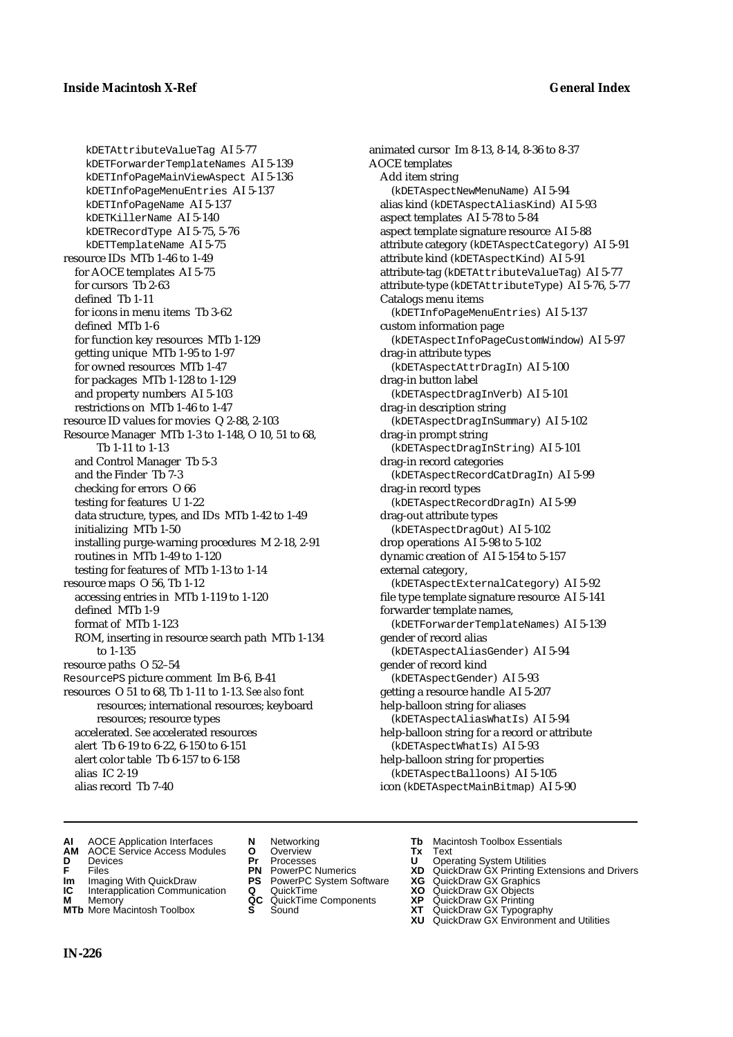kDETAttributeValueTag AI 5-77
kDETForwarderTemplateNames AI 5-139
kDETInfoPageMainViewAspect AI 5-136
kDETInfoPageMenuEntries AI 5-137
kDETInfoPageName AI 5-137
kDETKillerName AI 5-140
kDETRecordType AI 5-75, 5-76
kDETTemplateName AI 5-75

resource IDs MTb 1-46 to 1-49
- for AOCE templates AI 5-75
- for cursors Tb 2-63
- defined Tb 1-11
- for icons in menu items Tb 3-62
- defined MTb 1-6
- for function key resources MTb 1-129
- getting unique MTb 1-95 to 1-97
- for owned resources MTb 1-47
- for packages MTb 1-128 to 1-129
- and property numbers AI 5-103
- restrictions on MTb 1-46 to 1-47

resource ID values for movies Q 2-88, 2-103

Resource Manager MTb 1-3 to 1-148, O 10, 51 to 68, Tb 1-11 to 1-13
- and Control Manager Tb 5-3
- and the Finder Tb 7-3
- checking for errors O 66
- testing for features U 1-22
- data structure, types, and IDs MTb 1-42 to 1-49
- initializing MTb 1-50
- installing purge-warning procedures M 2-18, 2-91
- routines in MTb 1-49 to 1-120
- testing for features of MTb 1-13 to 1-14

resource maps O 56, Tb 1-12
- accessing entries in MTb 1-119 to 1-120
- defined MTb 1-9
- format of MTb 1-123
- ROM, inserting in resource search path MTb 1-134 to 1-135

resource paths O 52–54

ResourcePS picture comment Im B-6, B-41

resources O 51 to 68, Tb 1-11 to 1-13. *See also* font resources; international resources; keyboard resources; resource types
- accelerated. *See* accelerated resources
- alert Tb 6-19 to 6-22, 6-150 to 6-151
- alert color table Tb 6-157 to 6-158
- alias IC 2-19
- alias record Tb 7-40

animated cursor Im 8-13, 8-14, 8-36 to 8-37

AOCE templates
- Add item string (kDETAspectNewMenuName) AI 5-94
- alias kind (kDETAspectAliasKind) AI 5-93
- aspect templates AI 5-78 to 5-84
- aspect template signature resource AI 5-88
- attribute category (kDETAspectCategory) AI 5-91
- attribute kind (kDETAspectKind) AI 5-91
- attribute-tag (kDETAttributeValueTag) AI 5-77
- attribute-type (kDETAttributeType) AI 5-76, 5-77
- Catalogs menu items (kDETInfoPageMenuEntries) AI 5-137
- custom information page (kDETAspectInfoPageCustomWindow) AI 5-97
- drag-in attribute types (kDETAspectAttrDragIn) AI 5-100
- drag-in button label (kDETAspectDragInVerb) AI 5-101
- drag-in description string (kDETAspectDragInSummary) AI 5-102
- drag-in prompt string (kDETAspectDragInString) AI 5-101
- drag-in record categories (kDETAspectRecordCatDragIn) AI 5-99
- drag-in record types (kDETAspectRecordDragIn) AI 5-99
- drag-out attribute types (kDETAspectDragOut) AI 5-102
- drop operations AI 5-98 to 5-102
- dynamic creation of AI 5-154 to 5-157
- external category, (kDETAspectExternalCategory) AI 5-92
- file type template signature resource AI 5-141
- forwarder template names, (kDETForwarderTemplateNames) AI 5-139
- gender of record alias (kDETAspectAliasGender) AI 5-94
- gender of record kind (kDETAspectGender) AI 5-93
- getting a resource handle AI 5-207
- help-balloon string for aliases (kDETAspectAliasWhatIs) AI 5-94
- help-balloon string for a record or attribute (kDETAspectWhatIs) AI 5-93
- help-balloon string for properties (kDETAspectBalloons) AI 5-105
- icon (kDETAspectMainBitmap) AI 5-90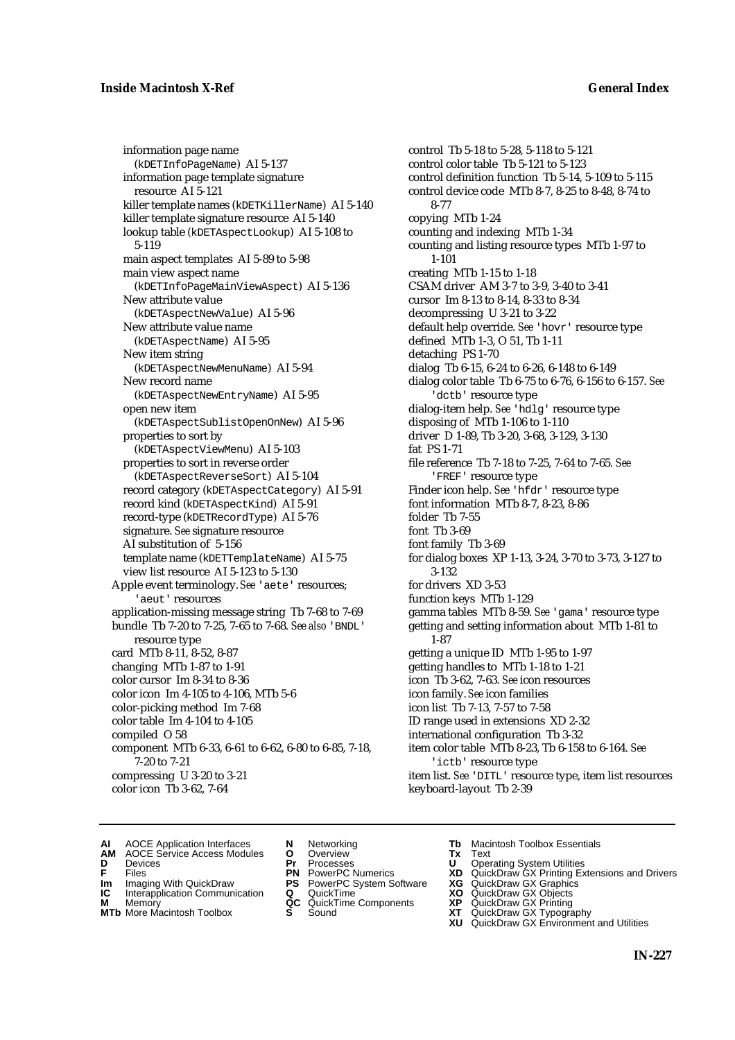information page name (kDETInfoPageName) AI 5-137
information page template signature resource AI 5-121
killer template names (kDETKillerName) AI 5-140
killer template signature resource AI 5-140
lookup table (kDETAspectLookup) AI 5-108 to 5-119
main aspect templates AI 5-89 to 5-98
main view aspect name (kDETInfoPageMainViewAspect) AI 5-136
New attribute value (kDETAspectNewValue) AI 5-96
New attribute value name (kDETAspectName) AI 5-95
New item string (kDETAspectNewMenuName) AI 5-94
New record name (kDETAspectNewEntryName) AI 5-95
open new item (kDETAspectSublistOpenOnNew) AI 5-96
properties to sort by (kDETAspectViewMenu) AI 5-103
properties to sort in reverse order (kDETAspectReverseSort) AI 5-104
record category (kDETAspectCategory) AI 5-91
record kind (kDETAspectKind) AI 5-91
record-type (kDETRecordType) AI 5-76
signature. *See* signature resource
AI substitution of 5-156
template name (kDETTemplateName) AI 5-75
view list resource AI 5-123 to 5-130

Apple event terminology. *See* 'aete' resources; 'aeut' resources
application-missing message string Tb 7-68 to 7-69
bundle Tb 7-20 to 7-25, 7-65 to 7-68. *See also* 'BNDL' resource type
card MTb 8-11, 8-52, 8-87
changing MTb 1-87 to 1-91
color cursor Im 8-34 to 8-36
color icon Im 4-105 to 4-106, MTb 5-6
color-picking method Im 7-68
color table Im 4-104 to 4-105
compiled O 58
component MTb 6-33, 6-61 to 6-62, 6-80 to 6-85, 7-18, 7-20 to 7-21
compressing U 3-20 to 3-21
color icon Tb 3-62, 7-64
control Tb 5-18 to 5-28, 5-118 to 5-121
control color table Tb 5-121 to 5-123
control definition function Tb 5-14, 5-109 to 5-115
control device code MTb 8-7, 8-25 to 8-48, 8-74 to 8-77
copying MTb 1-24
counting and indexing MTb 1-34
counting and listing resource types MTb 1-97 to 1-101
creating MTb 1-15 to 1-18
CSAM driver AM 3-7 to 3-9, 3-40 to 3-41
cursor Im 8-13 to 8-14, 8-33 to 8-34
decompressing U 3-21 to 3-22
default help override. *See* 'hovr' resource type
defined MTb 1-3, O 51, Tb 1-11
detaching PS 1-70
dialog Tb 6-15, 6-24 to 6-26, 6-148 to 6-149
dialog color table Tb 6-75 to 6-76, 6-156 to 6-157. *See* 'dctb' resource type
dialog-item help. *See* 'hdlg' resource type
disposing of MTb 1-106 to 1-110
driver D 1-89, Tb 3-20, 3-68, 3-129, 3-130
fat PS 1-71
file reference Tb 7-18 to 7-25, 7-64 to 7-65. *See* 'FREF' resource type
Finder icon help. *See* 'hfdr' resource type
font information MTb 8-7, 8-23, 8-86
folder Tb 7-55
font Tb 3-69
font family Tb 3-69
for dialog boxes XP 1-13, 3-24, 3-70 to 3-73, 3-127 to 3-132
for drivers XD 3-53
function keys MTb 1-129
gamma tables MTb 8-59. *See* 'gama' resource type
getting and setting information about MTb 1-81 to 1-87
getting a unique ID MTb 1-95 to 1-97
getting handles to MTb 1-18 to 1-21
icon Tb 3-62, 7-63. *See* icon resources
icon family. *See* icon families
icon list Tb 7-13, 7-57 to 7-58
ID range used in extensions XD 2-32
international configuration Tb 3-32
item color table MTb 8-23, Tb 6-158 to 6-164. *See* 'ictb' resource type
item list. *See* 'DITL' resource type, item list resources
keyboard-layout Tb 2-39

**AI** AOCE Application Interfaces
**AM** AOCE Service Access Modules
**D** Devices
**F** Files
**Im** Imaging With QuickDraw
**IC** Interapplication Communication
**M** Memory
**MTb** More Macintosh Toolbox
**N** Networking
**O** Overview
**Pr** Processes
**PN** PowerPC Numerics
**PS** PowerPC System Software
**Q** QuickTime
**QC** QuickTime Components
**S** Sound
**Tb** Macintosh Toolbox Essentials
**Tx** Text
**U** Operating System Utilities
**XD** QuickDraw GX Printing Extensions and Drivers
**XG** QuickDraw GX Graphics
**XO** QuickDraw GX Objects
**XP** QuickDraw GX Printing
**XT** QuickDraw GX Typography
**XU** QuickDraw GX Environment and Utilities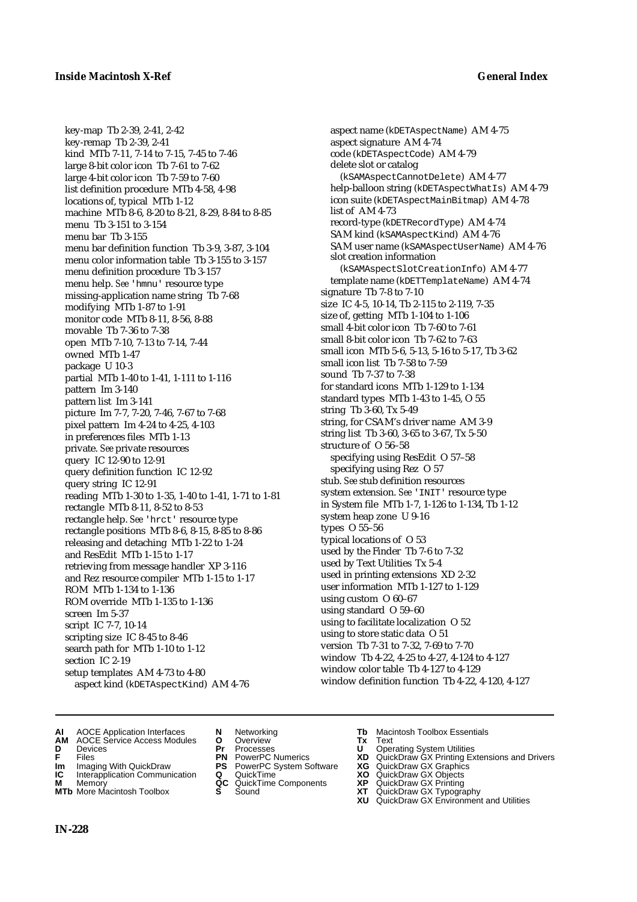key-map Tb 2-39, 2-41, 2-42
key-remap Tb 2-39, 2-41
kind MTb 7-11, 7-14 to 7-15, 7-45 to 7-46
large 8-bit color icon Tb 7-61 to 7-62
large 4-bit color icon Tb 7-59 to 7-60
list definition procedure MTb 4-58, 4-98
locations of, typical MTb 1-12
machine MTb 8-6, 8-20 to 8-21, 8-29, 8-84 to 8-85
menu Tb 3-151 to 3-154
menu bar Tb 3-155
menu bar definition function Tb 3-9, 3-87, 3-104
menu color information table Tb 3-155 to 3-157
menu definition procedure Tb 3-157
menu help. *See* 'hmnu' resource type
missing-application name string Tb 7-68
modifying MTb 1-87 to 1-91
monitor code MTb 8-11, 8-56, 8-88
movable Tb 7-36 to 7-38
open MTb 7-10, 7-13 to 7-14, 7-44
owned MTb 1-47
package U 10-3
partial MTb 1-40 to 1-41, 1-111 to 1-116
pattern Im 3-140
pattern list Im 3-141
picture Im 7-7, 7-20, 7-46, 7-67 to 7-68
pixel pattern Im 4-24 to 4-25, 4-103
in preferences files MTb 1-13
private. *See* private resources
query IC 12-90 to 12-91
query definition function IC 12-92
query string IC 12-91
reading MTb 1-30 to 1-35, 1-40 to 1-41, 1-71 to 1-81
rectangle MTb 8-11, 8-52 to 8-53
rectangle help. *See* 'hrct' resource type
rectangle positions MTb 8-6, 8-15, 8-85 to 8-86
releasing and detaching MTb 1-22 to 1-24
and ResEdit MTb 1-15 to 1-17
retrieving from message handler XP 3-116
and Rez resource compiler MTb 1-15 to 1-17
ROM MTb 1-134 to 1-136
ROM override MTb 1-135 to 1-136
screen Im 5-37
script IC 7-7, 10-14
scripting size IC 8-45 to 8-46
search path for MTb 1-10 to 1-12
section IC 2-19
setup templates AM 4-73 to 4-80
  aspect kind (kDETAspectKind) AM 4-76
  aspect name (kDETAspectName) AM 4-75
  aspect signature AM 4-74
  code (kDETAspectCode) AM 4-79
  delete slot or catalog
    (kSAMAspectCannotDelete) AM 4-77
  help-balloon string (kDETAspectWhatIs) AM 4-79
  icon suite (kDETAspectMainBitmap) AM 4-78
  list of AM 4-73
  record-type (kDETRecordType) AM 4-74
  SAM kind (kSAMAspectKind) AM 4-76
  SAM user name (kSAMAspectUserName) AM 4-76
  slot creation information
    (kSAMAspectSlotCreationInfo) AM 4-77
  template name (kDETTemplateName) AM 4-74
signature Tb 7-8 to 7-10
size IC 4-5, 10-14, Tb 2-115 to 2-119, 7-35
size of, getting MTb 1-104 to 1-106
small 4-bit color icon Tb 7-60 to 7-61
small 8-bit color icon Tb 7-62 to 7-63
small icon MTb 5-6, 5-13, 5-16 to 5-17, Tb 3-62
small icon list Tb 7-58 to 7-59
sound Tb 7-37 to 7-38
for standard icons MTb 1-129 to 1-134
standard types MTb 1-43 to 1-45, O 55
string Tb 3-60, Tx 5-49
string, for CSAM's driver name AM 3-9
string list Tb 3-60, 3-65 to 3-67, Tx 5-50
structure of O 56–58
  specifying using ResEdit O 57–58
  specifying using Rez O 57
stub. *See* stub definition resources
system extension. *See* 'INIT' resource type
in System file MTb 1-7, 1-126 to 1-134, Tb 1-12
system heap zone U 9-16
types O 55–56
typical locations of O 53
used by the Finder Tb 7-6 to 7-32
used by Text Utilities Tx 5-4
used in printing extensions XD 2-32
user information MTb 1-127 to 1-129
using custom O 60–67
using standard O 59–60
using to facilitate localization O 52
using to store static data O 51
version Tb 7-31 to 7-32, 7-69 to 7-70
window Tb 4-22, 4-25 to 4-27, 4-124 to 4-127
window color table Tb 4-127 to 4-129
window definition function Tb 4-22, 4-120, 4-127

**AI** AOCE Application Interfaces
**AM** AOCE Service Access Modules
**D** Devices
**F** Files
**Im** Imaging With QuickDraw
**IC** Interapplication Communication
**M** Memory
**MTb** More Macintosh Toolbox
**N** Networking
**O** Overview
**Pr** Processes
**PN** PowerPC Numerics
**PS** PowerPC System Software
**Q** QuickTime
**QC** QuickTime Components
**S** Sound
**Tb** Macintosh Toolbox Essentials
**Tx** Text
**U** Operating System Utilities
**XD** QuickDraw GX Printing Extensions and Drivers
**XG** QuickDraw GX Graphics
**XO** QuickDraw GX Objects
**XP** QuickDraw GX Printing
**XT** QuickDraw GX Typography
**XU** QuickDraw GX Environment and Utilities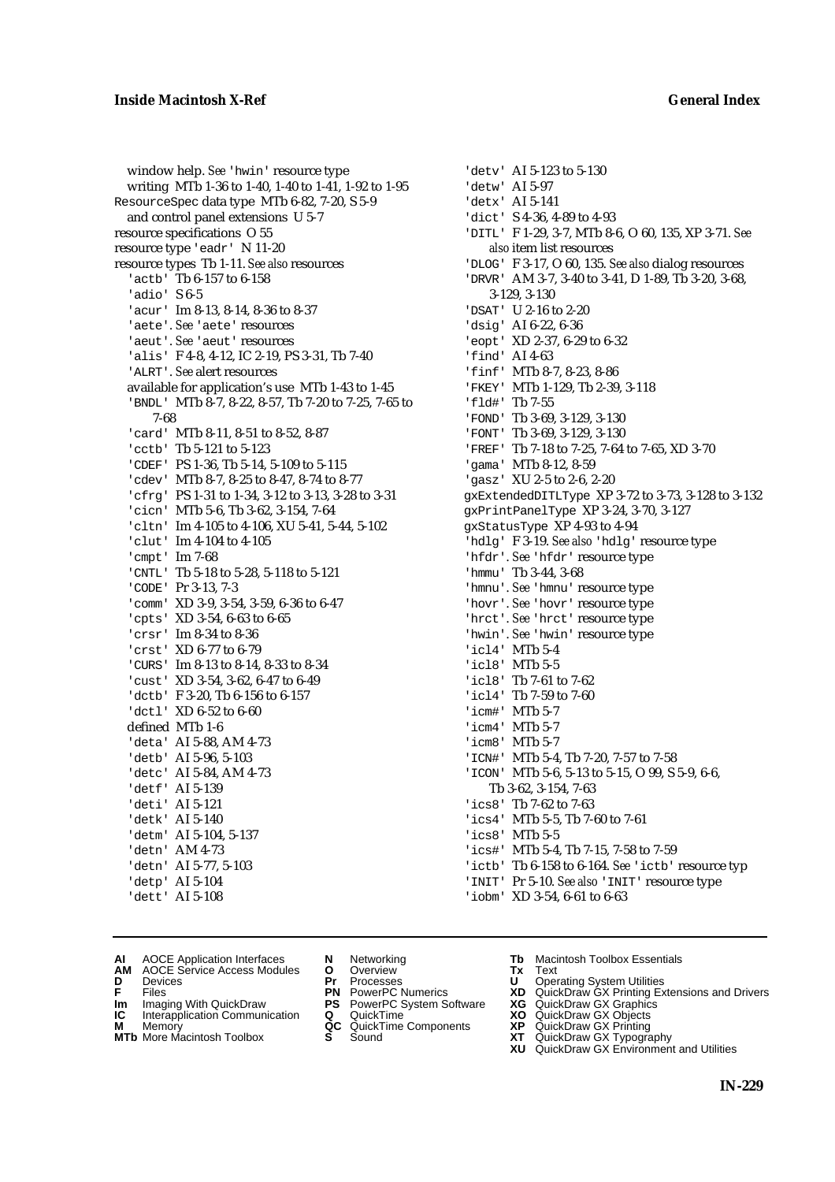window help. *See* 'hwin' resource type
writing MTb 1-36 to 1-40, 1-40 to 1-41, 1-92 to 1-95
ResourceSpec data type MTb 6-82, 7-20, S 5-9
and control panel extensions U 5-7
resource specifications O 55
resource type 'eadr' N 11-20
resource types Tb 1-11. *See also* resources
'actb' Tb 6-157 to 6-158
'adio' S 6-5
'acur' Im 8-13, 8-14, 8-36 to 8-37
'aete'. *See* 'aete' resources
'aeut'. *See* 'aeut' resources
'alis' F 4-8, 4-12, IC 2-19, PS 3-31, Tb 7-40
'ALRT'. *See* alert resources
available for application's use MTb 1-43 to 1-45
'BNDL' MTb 8-7, 8-22, 8-57, Tb 7-20 to 7-25, 7-65 to 7-68
'card' MTb 8-11, 8-51 to 8-52, 8-87
'cctb' Tb 5-121 to 5-123
'CDEF' PS 1-36, Tb 5-14, 5-109 to 5-115
'cdev' MTb 8-7, 8-25 to 8-47, 8-74 to 8-77
'cfrg' PS 1-31 to 1-34, 3-12 to 3-13, 3-28 to 3-31
'cicn' MTb 5-6, Tb 3-62, 3-154, 7-64
'cltn' Im 4-105 to 4-106, XU 5-41, 5-44, 5-102
'clut' Im 4-104 to 4-105
'cmpt' Im 7-68
'CNTL' Tb 5-18 to 5-28, 5-118 to 5-121
'CODE' Pr 3-13, 7-3
'comm' XD 3-9, 3-54, 3-59, 6-36 to 6-47
'cpts' XD 3-54, 6-63 to 6-65
'crsr' Im 8-34 to 8-36
'crst' XD 6-77 to 6-79
'CURS' Im 8-13 to 8-14, 8-33 to 8-34
'cust' XD 3-54, 3-62, 6-47 to 6-49
'dctb' F 3-20, Tb 6-156 to 6-157
'dctl' XD 6-52 to 6-60
defined MTb 1-6
'deta' AI 5-88, AM 4-73
'detb' AI 5-96, 5-103
'detc' AI 5-84, AM 4-73
'detf' AI 5-139
'deti' AI 5-121
'detk' AI 5-140
'detm' AI 5-104, 5-137
'detn' AM 4-73
'detn' AI 5-77, 5-103
'detp' AI 5-104
'dett' AI 5-108
'detv' AI 5-123 to 5-130
'detw' AI 5-97
'detx' AI 5-141
'dict' S 4-36, 4-89 to 4-93
'DITL' F 1-29, 3-7, MTb 8-6, O 60, 135, XP 3-71. *See also* item list resources
'DLOG' F 3-17, O 60, 135. *See also* dialog resources
'DRVR' AM 3-7, 3-40 to 3-41, D 1-89, Tb 3-20, 3-68, 3-129, 3-130
'DSAT' U 2-16 to 2-20
'dsig' AI 6-22, 6-36
'eopt' XD 2-37, 6-29 to 6-32
'find' AI 4-63
'finf' MTb 8-7, 8-23, 8-86
'FKEY' MTb 1-129, Tb 2-39, 3-118
'fld#' Tb 7-55
'FOND' Tb 3-69, 3-129, 3-130
'FONT' Tb 3-69, 3-129, 3-130
'FREF' Tb 7-18 to 7-25, 7-64 to 7-65, XD 3-70
'gama' MTb 8-12, 8-59
'gasz' XU 2-5 to 2-6, 2-20
gxExtendedDITLType XP 3-72 to 3-73, 3-128 to 3-132
gxPrintPanelType XP 3-24, 3-70, 3-127
gxStatusType XP 4-93 to 4-94
'hdlg' F 3-19. *See also* 'hdlg' resource type
'hfdr'. *See* 'hfdr' resource type
'hmmu' Tb 3-44, 3-68
'hmnu'. *See* 'hmnu' resource type
'hovr'. *See* 'hovr' resource type
'hrct'. *See* 'hrct' resource type
'hwin'. *See* 'hwin' resource type
'icl4' MTb 5-4
'icl8' MTb 5-5
'icl8' Tb 7-61 to 7-62
'icl4' Tb 7-59 to 7-60
'icm#' MTb 5-7
'icm4' MTb 5-7
'icm8' MTb 5-7
'ICN#' MTb 5-4, Tb 7-20, 7-57 to 7-58
'ICON' MTb 5-6, 5-13 to 5-15, O 99, S 5-9, 6-6, Tb 3-62, 3-154, 7-63
'ics8' Tb 7-62 to 7-63
'ics4' MTb 5-5, Tb 7-60 to 7-61
'ics8' MTb 5-5
'ics#' MTb 5-4, Tb 7-15, 7-58 to 7-59
'ictb' Tb 6-158 to 6-164. *See* 'ictb' resource typ
'INIT' Pr 5-10. *See also* 'INIT' resource type
'iobm' XD 3-54, 6-61 to 6-63

**AI** AOCE Application Interfaces
**AM** AOCE Service Access Modules
**D** Devices
**F** Files
**Im** Imaging With QuickDraw
**IC** Interapplication Communication
**M** Memory
**MTb** More Macintosh Toolbox
**N** Networking
**O** Overview
**Pr** Processes
**PN** PowerPC Numerics
**PS** PowerPC System Software
**Q** QuickTime
**QC** QuickTime Components
**S** Sound
**Tb** Macintosh Toolbox Essentials
**Tx** Text
**U** Operating System Utilities
**XD** QuickDraw GX Printing Extensions and Drivers
**XG** QuickDraw GX Graphics
**XO** QuickDraw GX Objects
**XP** QuickDraw GX Printing
**XT** QuickDraw GX Typography
**XU** QuickDraw GX Environment and Utilities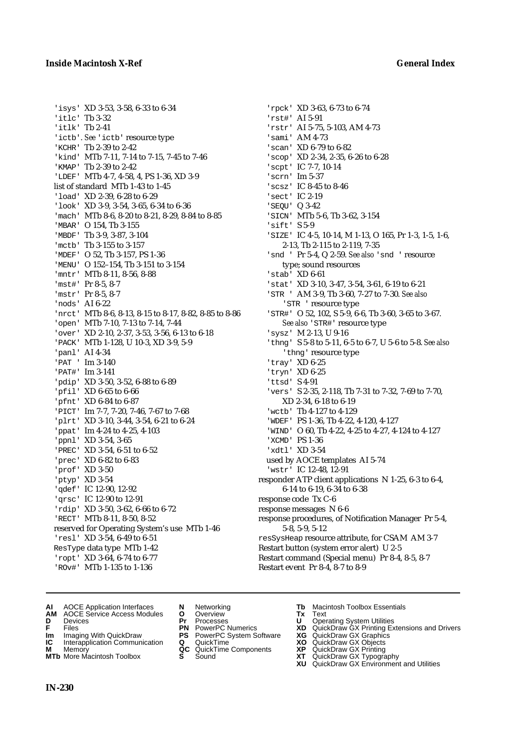'isys' XD 3-53, 3-58, 6-33 to 6-34
'itlc' Tb 3-32
'itlk' Tb 2-41
'ictb'. *See* 'ictb' resource type
'KCHR' Tb 2-39 to 2-42
'kind' MTb 7-11, 7-14 to 7-15, 7-45 to 7-46
'KMAP' Tb 2-39 to 2-42
'LDEF' MTb 4-7, 4-58, 4, PS 1-36, XD 3-9
list of standard MTb 1-43 to 1-45
'load' XD 2-39, 6-28 to 6-29
'look' XD 3-9, 3-54, 3-65, 6-34 to 6-36
'mach' MTb 8-6, 8-20 to 8-21, 8-29, 8-84 to 8-85
'MBAR' O 154, Tb 3-155
'MBDF' Tb 3-9, 3-87, 3-104
'mctb' Tb 3-155 to 3-157
'MDEF' O 52, Tb 3-157, PS 1-36
'MENU' O 152–154, Tb 3-151 to 3-154
'mntr' MTb 8-11, 8-56, 8-88
'mst#' Pr 8-5, 8-7
'mstr' Pr 8-5, 8-7
'nods' AI 6-22
'nrct' MTb 8-6, 8-13, 8-15 to 8-17, 8-82, 8-85 to 8-86
'open' MTb 7-10, 7-13 to 7-14, 7-44
'over' XD 2-10, 2-37, 3-53, 3-56, 6-13 to 6-18
'PACK' MTb 1-128, U 10-3, XD 3-9, 5-9
'panl' AI 4-34
'PAT ' Im 3-140
'PAT#' Im 3-141
'pdip' XD 3-50, 3-52, 6-88 to 6-89
'pfil' XD 6-65 to 6-66
'pfnt' XD 6-84 to 6-87
'PICT' Im 7-7, 7-20, 7-46, 7-67 to 7-68
'plrt' XD 3-10, 3-44, 3-54, 6-21 to 6-24
'ppat' Im 4-24 to 4-25, 4-103
'ppnl' XD 3-54, 3-65
'PREC' XD 3-54, 6-51 to 6-52
'prec' XD 6-82 to 6-83
'prof' XD 3-50
'ptyp' XD 3-54
'qdef' IC 12-90, 12-92
'qrsc' IC 12-90 to 12-91
'rdip' XD 3-50, 3-62, 6-66 to 6-72
'RECT' MTb 8-11, 8-50, 8-52
reserved for Operating System's use MTb 1-46
'resl' XD 3-54, 6-49 to 6-51
ResType data type MTb 1-42
'ropt' XD 3-64, 6-74 to 6-77
'ROv#' MTb 1-135 to 1-136
'rpck' XD 3-63, 6-73 to 6-74
'rst#' AI 5-91
'rstr' AI 5-75, 5-103, AM 4-73
'sami' AM 4-73
'scan' XD 6-79 to 6-82
'scop' XD 2-34, 2-35, 6-26 to 6-28
'scpt' IC 7-7, 10-14
'scrn' Im 5-37
'scsz' IC 8-45 to 8-46
'sect' IC 2-19
'SEQU' Q 3-42
'SICN' MTb 5-6, Tb 3-62, 3-154
'sift' S 5-9
'SIZE' IC 4-5, 10-14, M 1-13, O 165, Pr 1-3, 1-5, 1-6, 2-13, Tb 2-115 to 2-119, 7-35
'snd ' Pr 5-4, Q 2-59. *See also* 'snd ' resource type; sound resources
'stab' XD 6-61
'stat' XD 3-10, 3-47, 3-54, 3-61, 6-19 to 6-21
'STR ' AM 3-9, Tb 3-60, 7-27 to 7-30. *See also* 'STR ' resource type
'STR#' O 52, 102, S 5-9, 6-6, Tb 3-60, 3-65 to 3-67. *See also* 'STR#' resource type
'sysz' M 2-13, U 9-16
'thng' S 5-8 to 5-11, 6-5 to 6-7, U 5-6 to 5-8. *See also* 'thng' resource type
'tray' XD 6-25
'tryn' XD 6-25
'ttsd' S 4-91
'vers' S 2-35, 2-118, Tb 7-31 to 7-32, 7-69 to 7-70, XD 2-34, 6-18 to 6-19
'wctb' Tb 4-127 to 4-129
'WDEF' PS 1-36, Tb 4-22, 4-120, 4-127
'WIND' O 60, Tb 4-22, 4-25 to 4-27, 4-124 to 4-127
'XCMD' PS 1-36
'xdtl' XD 3-54
used by AOCE templates AI 5-74
'wstr' IC 12-48, 12-91
responder ATP client applications N 1-25, 6-3 to 6-4, 6-14 to 6-19, 6-34 to 6-38
response code Tx C-6
response messages N 6-6
response procedures, of Notification Manager Pr 5-4, 5-8, 5-9, 5-12
resSysHeap resource attribute, for CSAM AM 3-7
Restart button (system error alert) U 2-5
Restart command (Special menu) Pr 8-4, 8-5, 8-7
Restart event Pr 8-4, 8-7 to 8-9

**AI** AOCE Application Interfaces
**AM** AOCE Service Access Modules
**D** Devices
**F** Files
**Im** Imaging With QuickDraw
**IC** Interapplication Communication
**M** Memory
**MTb** More Macintosh Toolbox
**N** Networking
**O** Overview
**Pr** Processes
**PN** PowerPC Numerics
**PS** PowerPC System Software
**Q** QuickTime
**QC** QuickTime Components
**S** Sound
**Tb** Macintosh Toolbox Essentials
**Tx** Text
**U** Operating System Utilities
**XD** QuickDraw GX Printing Extensions and Drivers
**XG** QuickDraw GX Graphics
**XO** QuickDraw GX Objects
**XP** QuickDraw GX Printing
**XT** QuickDraw GX Typography
**XU** QuickDraw GX Environment and Utilities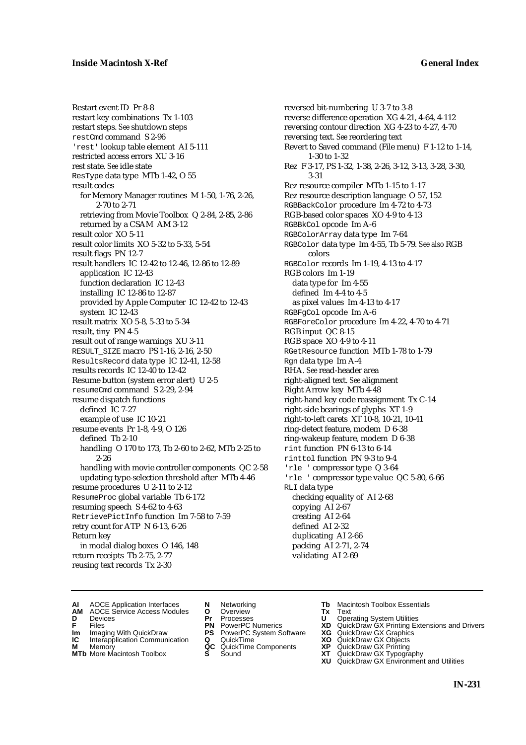Restart event ID Pr 8-8
restart key combinations Tx 1-103
restart steps. *See* shutdown steps
restCmd command S 2-96
'rest' lookup table element AI 5-111
restricted access errors XU 3-16
rest state. *See* idle state
ResType data type MTb 1-42, O 55
result codes
  for Memory Manager routines M 1-50, 1-76, 2-26, 2-70 to 2-71
  retrieving from Movie Toolbox Q 2-84, 2-85, 2-86
  returned by a CSAM AM 3-12
result color XO 5-11
result color limits XO 5-32 to 5-33, 5-54
result flags PN 12-7
result handlers IC 12-42 to 12-46, 12-86 to 12-89
  application IC 12-43
  function declaration IC 12-43
  installing IC 12-86 to 12-87
  provided by Apple Computer IC 12-42 to 12-43
  system IC 12-43
result matrix XO 5-8, 5-33 to 5-34
result, tiny PN 4-5
result out of range warnings XU 3-11
RESULT_SIZE macro PS 1-16, 2-16, 2-50
ResultsRecord data type IC 12-41, 12-58
results records IC 12-40 to 12-42
Resume button (system error alert) U 2-5
resumeCmd command S 2-29, 2-94
resume dispatch functions
  defined IC 7-27
  example of use IC 10-21
resume events Pr 1-8, 4-9, O 126
  defined Tb 2-10
  handling O 170 to 173, Tb 2-60 to 2-62, MTb 2-25 to 2-26
  handling with movie controller components QC 2-58
  updating type-selection threshold after MTb 4-46
resume procedures U 2-11 to 2-12
ResumeProc global variable Tb 6-172
resuming speech S 4-62 to 4-63
RetrievePictInfo function Im 7-58 to 7-59
retry count for ATP N 6-13, 6-26
Return key
  in modal dialog boxes O 146, 148
return receipts Tb 2-75, 2-77
reusing text records Tx 2-30
reversed bit-numbering U 3-7 to 3-8
reverse difference operation XG 4-21, 4-64, 4-112
reversing contour direction XG 4-23 to 4-27, 4-70
reversing text. *See* reordering text
Revert to Saved command (File menu) F 1-12 to 1-14, 1-30 to 1-32
Rez F 3-17, PS 1-32, 1-38, 2-26, 3-12, 3-13, 3-28, 3-30, 3-31
Rez resource compiler MTb 1-15 to 1-17
Rez resource description language O 57, 152
RGBBackColor procedure Im 4-72 to 4-73
RGB-based color spaces XO 4-9 to 4-13
RGBBkCol opcode Im A-6
RGBColorArray data type Im 7-64
RGBColor data type Im 4-55, Tb 5-79. *See also* RGB colors
RGBColor records Im 1-19, 4-13 to 4-17
RGB colors Im 1-19
  data type for Im 4-55
  defined Im 4-4 to 4-5
  as pixel values Im 4-13 to 4-17
RGBFgCol opcode Im A-6
RGBForeColor procedure Im 4-22, 4-70 to 4-71
RGB input QC 8-15
RGB space XO 4-9 to 4-11
RGetResource function MTb 1-78 to 1-79
Rgn data type Im A-4
RHA. *See* read-header area
right-aligned text. *See* alignment
Right Arrow key MTb 4-48
right-hand key code reassignment Tx C-14
right-side bearings of glyphs XT 1-9
right-to-left carets XT 10-8, 10-21, 10-41
ring-detect feature, modem D 6-38
ring-wakeup feature, modem D 6-38
rint function PN 6-13 to 6-14
rinttol function PN 9-3 to 9-4
'rle ' compressor type Q 3-64
'rle ' compressor type value QC 5-80, 6-66
RLI data type
  checking equality of AI 2-68
  copying AI 2-67
  creating AI 2-64
  defined AI 2-32
  duplicating AI 2-66
  packing AI 2-71, 2-74
  validating AI 2-69

**AI** AOCE Application Interfaces
**AM** AOCE Service Access Modules
**D** Devices
**F** Files
**Im** Imaging With QuickDraw
**IC** Interapplication Communication
**M** Memory
**MTb** More Macintosh Toolbox
**N** Networking
**O** Overview
**Pr** Processes
**PN** PowerPC Numerics
**PS** PowerPC System Software
**Q** QuickTime
**QC** QuickTime Components
**S** Sound
**Tb** Macintosh Toolbox Essentials
**Tx** Text
**U** Operating System Utilities
**XD** QuickDraw GX Printing Extensions and Drivers
**XG** QuickDraw GX Graphics
**XO** QuickDraw GX Objects
**XP** QuickDraw GX Printing
**XT** QuickDraw GX Typography
**XU** QuickDraw GX Environment and Utilities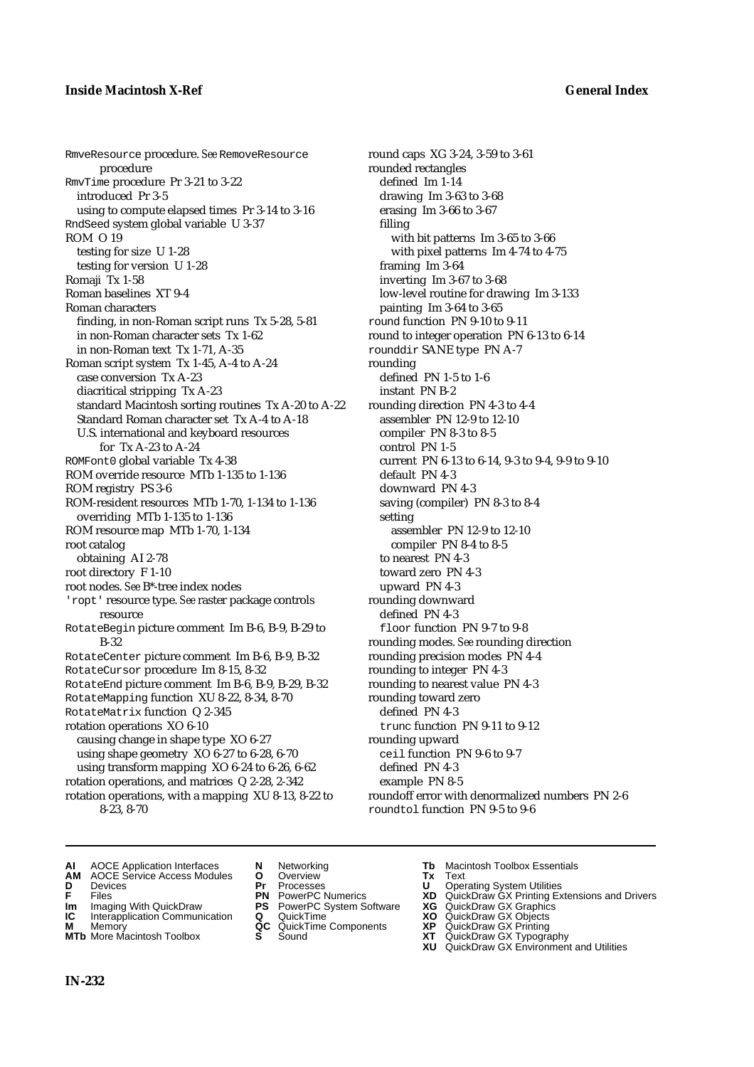RmveResource procedure. *See* RemoveResource procedure
RmvTime procedure Pr 3-21 to 3-22
  introduced Pr 3-5
  using to compute elapsed times Pr 3-14 to 3-16
RndSeed system global variable U 3-37
ROM O 19
  testing for size U 1-28
  testing for version U 1-28
Romaji Tx 1-58
Roman baselines XT 9-4
Roman characters
  finding, in non-Roman script runs Tx 5-28, 5-81
  in non-Roman character sets Tx 1-62
  in non-Roman text Tx 1-71, A-35
Roman script system Tx 1-45, A-4 to A-24
  case conversion Tx A-23
  diacritical stripping Tx A-23
  standard Macintosh sorting routines Tx A-20 to A-22
  Standard Roman character set Tx A-4 to A-18
  U.S. international and keyboard resources for Tx A-23 to A-24
ROMFont0 global variable Tx 4-38
ROM override resource MTb 1-135 to 1-136
ROM registry PS 3-6
ROM-resident resources MTb 1-70, 1-134 to 1-136
  overriding MTb 1-135 to 1-136
ROM resource map MTb 1-70, 1-134
root catalog
  obtaining AI 2-78
root directory F 1-10
root nodes. *See* B*-tree index nodes
'ropt' resource type. *See* raster package controls resource
RotateBegin picture comment Im B-6, B-9, B-29 to B-32
RotateCenter picture comment Im B-6, B-9, B-32
RotateCursor procedure Im 8-15, 8-32
RotateEnd picture comment Im B-6, B-9, B-29, B-32
RotateMapping function XU 8-22, 8-34, 8-70
RotateMatrix function Q 2-345
rotation operations XO 6-10
  causing change in shape type XO 6-27
  using shape geometry XO 6-27 to 6-28, 6-70
  using transform mapping XO 6-24 to 6-26, 6-62
rotation operations, and matrices Q 2-28, 2-342
rotation operations, with a mapping XU 8-13, 8-22 to 8-23, 8-70
round caps XG 3-24, 3-59 to 3-61
rounded rectangles
  defined Im 1-14
  drawing Im 3-63 to 3-68
  erasing Im 3-66 to 3-67
  filling
    with bit patterns Im 3-65 to 3-66
    with pixel patterns Im 4-74 to 4-75
  framing Im 3-64
  inverting Im 3-67 to 3-68
  low-level routine for drawing Im 3-133
  painting Im 3-64 to 3-65
round function PN 9-10 to 9-11
round to integer operation PN 6-13 to 6-14
rounddir SANE type PN A-7
rounding
  defined PN 1-5 to 1-6
  instant PN B-2
rounding direction PN 4-3 to 4-4
  assembler PN 12-9 to 12-10
  compiler PN 8-3 to 8-5
  control PN 1-5
  current PN 6-13 to 6-14, 9-3 to 9-4, 9-9 to 9-10
  default PN 4-3
  downward PN 4-3
  saving (compiler) PN 8-3 to 8-4
  setting
    assembler PN 12-9 to 12-10
    compiler PN 8-4 to 8-5
  to nearest PN 4-3
  toward zero PN 4-3
  upward PN 4-3
rounding downward
  defined PN 4-3
  floor function PN 9-7 to 9-8
rounding modes. *See* rounding direction
rounding precision modes PN 4-4
rounding to integer PN 4-3
rounding to nearest value PN 4-3
rounding toward zero
  defined PN 4-3
  trunc function PN 9-11 to 9-12
rounding upward
  ceil function PN 9-6 to 9-7
  defined PN 4-3
  example PN 8-5
roundoff error with denormalized numbers PN 2-6
roundtol function PN 9-5 to 9-6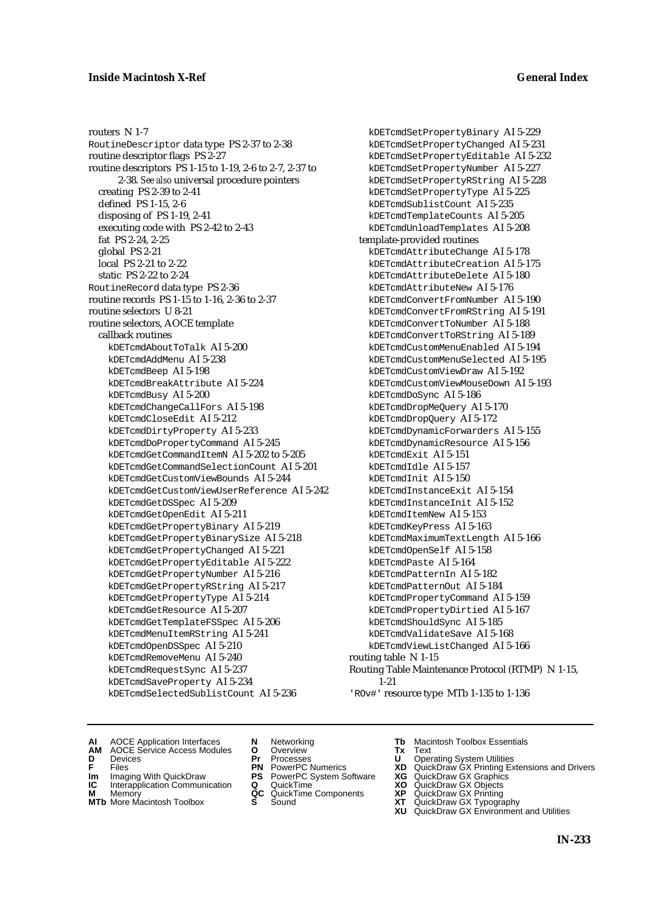routers N 1-7
RoutineDescriptor data type PS 2-37 to 2-38
routine descriptor flags PS 2-27
routine descriptors PS 1-15 to 1-19, 2-6 to 2-7, 2-37 to 2-38. *See also* universal procedure pointers
- creating PS 2-39 to 2-41
- defined PS 1-15, 2-6
- disposing of PS 1-19, 2-41
- executing code with PS 2-42 to 2-43
- fat PS 2-24, 2-25
- global PS 2-21
- local PS 2-21 to 2-22
- static PS 2-22 to 2-24

RoutineRecord data type PS 2-36
routine records PS 1-15 to 1-16, 2-36 to 2-37
routine selectors U 8-21
routine selectors, AOCE template
- callback routines
  - kDETcmdAboutToTalk AI 5-200
  - kDETcmdAddMenu AI 5-238
  - kDETcmdBeep AI 5-198
  - kDETcmdBreakAttribute AI 5-224
  - kDETcmdBusy AI 5-200
  - kDETcmdChangeCallFors AI 5-198
  - kDETcmdCloseEdit AI 5-212
  - kDETcmdDirtyProperty AI 5-233
  - kDETcmdDoPropertyCommand AI 5-245
  - kDETcmdGetCommandItemN AI 5-202 to 5-205
  - kDETcmdGetCommandSelectionCount AI 5-201
  - kDETcmdGetCustomViewBounds AI 5-244
  - kDETcmdGetCustomViewUserReference AI 5-242
  - kDETcmdGetDSSpec AI 5-209
  - kDETcmdGetOpenEdit AI 5-211
  - kDETcmdGetPropertyBinary AI 5-219
  - kDETcmdGetPropertyBinarySize AI 5-218
  - kDETcmdGetPropertyChanged AI 5-221
  - kDETcmdGetPropertyEditable AI 5-222
  - kDETcmdGetPropertyNumber AI 5-216
  - kDETcmdGetPropertyRString AI 5-217
  - kDETcmdGetPropertyType AI 5-214
  - kDETcmdGetResource AI 5-207
  - kDETcmdGetTemplateFSSpec AI 5-206
  - kDETcmdMenuItemRString AI 5-241
  - kDETcmdOpenDSSpec AI 5-210
  - kDETcmdRemoveMenu AI 5-240
  - kDETcmdRequestSync AI 5-237
  - kDETcmdSaveProperty AI 5-234
  - kDETcmdSelectedSublistCount AI 5-236
  - kDETcmdSetPropertyBinary AI 5-229
  - kDETcmdSetPropertyChanged AI 5-231
  - kDETcmdSetPropertyEditable AI 5-232
  - kDETcmdSetPropertyNumber AI 5-227
  - kDETcmdSetPropertyRString AI 5-228
  - kDETcmdSetPropertyType AI 5-225
  - kDETcmdSublistCount AI 5-235
  - kDETcmdTemplateCounts AI 5-205
  - kDETcmdUnloadTemplates AI 5-208
- template-provided routines
  - kDETcmdAttributeChange AI 5-178
  - kDETcmdAttributeCreation AI 5-175
  - kDETcmdAttributeDelete AI 5-180
  - kDETcmdAttributeNew AI 5-176
  - kDETcmdConvertFromNumber AI 5-190
  - kDETcmdConvertFromRString AI 5-191
  - kDETcmdConvertToNumber AI 5-188
  - kDETcmdConvertToRString AI 5-189
  - kDETcmdCustomMenuEnabled AI 5-194
  - kDETcmdCustomMenuSelected AI 5-195
  - kDETcmdCustomViewDraw AI 5-192
  - kDETcmdCustomViewMouseDown AI 5-193
  - kDETcmdDoSync AI 5-186
  - kDETcmdDropMeQuery AI 5-170
  - kDETcmdDropQuery AI 5-172
  - kDETcmdDynamicForwarders AI 5-155
  - kDETcmdDynamicResource AI 5-156
  - kDETcmdExit AI 5-151
  - kDETcmdIdle AI 5-157
  - kDETcmdInit AI 5-150
  - kDETcmdInstanceExit AI 5-154
  - kDETcmdInstanceInit AI 5-152
  - kDETcmdItemNew AI 5-153
  - kDETcmdKeyPress AI 5-163
  - kDETcmdMaximumTextLength AI 5-166
  - kDETcmdOpenSelf AI 5-158
  - kDETcmdPaste AI 5-164
  - kDETcmdPatternIn AI 5-182
  - kDETcmdPatternOut AI 5-184
  - kDETcmdPropertyCommand AI 5-159
  - kDETcmdPropertyDirtied AI 5-167
  - kDETcmdShouldSync AI 5-185
  - kDETcmdValidateSave AI 5-168
  - kDETcmdViewListChanged AI 5-166

routing table N 1-15
Routing Table Maintenance Protocol (RTMP) N 1-15, 1-21
'ROv#' resource type MTb 1-135 to 1-136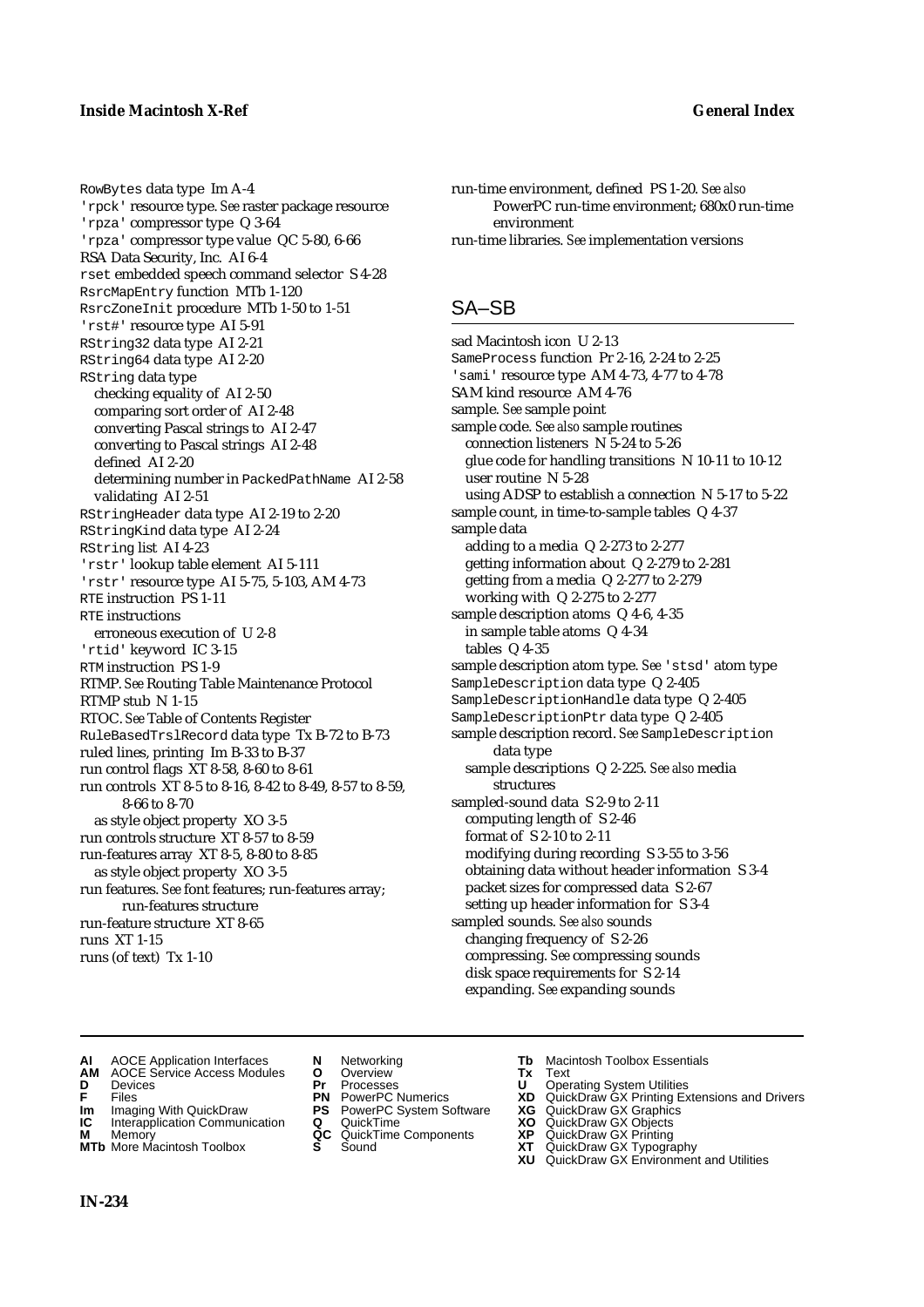RowBytes data type Im A-4
'rpck' resource type. *See* raster package resource
'rpza' compressor type Q 3-64
'rpza' compressor type value QC 5-80, 6-66
RSA Data Security, Inc. AI 6-4
rset embedded speech command selector S 4-28
RsrcMapEntry function MTb 1-120
RsrcZoneInit procedure MTb 1-50 to 1-51
'rst#' resource type AI 5-91
RString32 data type AI 2-21
RString64 data type AI 2-20
RString data type
  checking equality of AI 2-50
  comparing sort order of AI 2-48
  converting Pascal strings to AI 2-47
  converting to Pascal strings AI 2-48
  defined AI 2-20
  determining number in PackedPathName AI 2-58
  validating AI 2-51
RStringHeader data type AI 2-19 to 2-20
RStringKind data type AI 2-24
RString list AI 4-23
'rstr' lookup table element AI 5-111
'rstr' resource type AI 5-75, 5-103, AM 4-73
RTE instruction PS 1-11
RTE instructions
  erroneous execution of U 2-8
'rtid' keyword IC 3-15
RTM instruction PS 1-9
RTMP. *See* Routing Table Maintenance Protocol
RTMP stub N 1-15
RTOC. *See* Table of Contents Register
RuleBasedTrslRecord data type Tx B-72 to B-73
ruled lines, printing Im B-33 to B-37
run control flags XT 8-58, 8-60 to 8-61
run controls XT 8-5 to 8-16, 8-42 to 8-49, 8-57 to 8-59, 8-66 to 8-70
  as style object property XO 3-5
run controls structure XT 8-57 to 8-59
run-features array XT 8-5, 8-80 to 8-85
  as style object property XO 3-5
run features. *See* font features; run-features array; run-features structure
run-feature structure XT 8-65
runs XT 1-15
runs (of text) Tx 1-10
run-time environment, defined PS 1-20. *See also* PowerPC run-time environment; 680x0 run-time environment
run-time libraries. *See* implementation versions

## SA–SB

sad Macintosh icon U 2-13
SameProcess function Pr 2-16, 2-24 to 2-25
'sami' resource type AM 4-73, 4-77 to 4-78
SAM kind resource AM 4-76
sample. *See* sample point
sample code. *See also* sample routines
  connection listeners N 5-24 to 5-26
  glue code for handling transitions N 10-11 to 10-12
  user routine N 5-28
  using ADSP to establish a connection N 5-17 to 5-22
sample count, in time-to-sample tables Q 4-37
sample data
  adding to a media Q 2-273 to 2-277
  getting information about Q 2-279 to 2-281
  getting from a media Q 2-277 to 2-279
  working with Q 2-275 to 2-277
sample description atoms Q 4-6, 4-35
  in sample table atoms Q 4-34
  tables Q 4-35
sample description atom type. *See* 'stsd' atom type
SampleDescription data type Q 2-405
SampleDescriptionHandle data type Q 2-405
SampleDescriptionPtr data type Q 2-405
sample description record. *See* SampleDescription data type
  sample descriptions Q 2-225. *See also* media structures
sampled-sound data S 2-9 to 2-11
  computing length of S 2-46
  format of S 2-10 to 2-11
  modifying during recording S 3-55 to 3-56
  obtaining data without header information S 3-4
  packet sizes for compressed data S 2-67
  setting up header information for S 3-4
sampled sounds. *See also* sounds
  changing frequency of S 2-26
  compressing. *See* compressing sounds
  disk space requirements for S 2-14
  expanding. *See* expanding sounds

**AI** AOCE Application Interfaces
**AM** AOCE Service Access Modules
**D** Devices
**F** Files
**Im** Imaging With QuickDraw
**IC** Interapplication Communication
**M** Memory
**MTb** More Macintosh Toolbox
**N** Networking
**O** Overview
**Pr** Processes
**PN** PowerPC Numerics
**PS** PowerPC System Software
**Q** QuickTime
**QC** QuickTime Components
**S** Sound
**Tb** Macintosh Toolbox Essentials
**Tx** Text
**U** Operating System Utilities
**XD** QuickDraw GX Printing Extensions and Drivers
**XG** QuickDraw GX Graphics
**XO** QuickDraw GX Objects
**XP** QuickDraw GX Printing
**XT** QuickDraw GX Typography
**XU** QuickDraw GX Environment and Utilities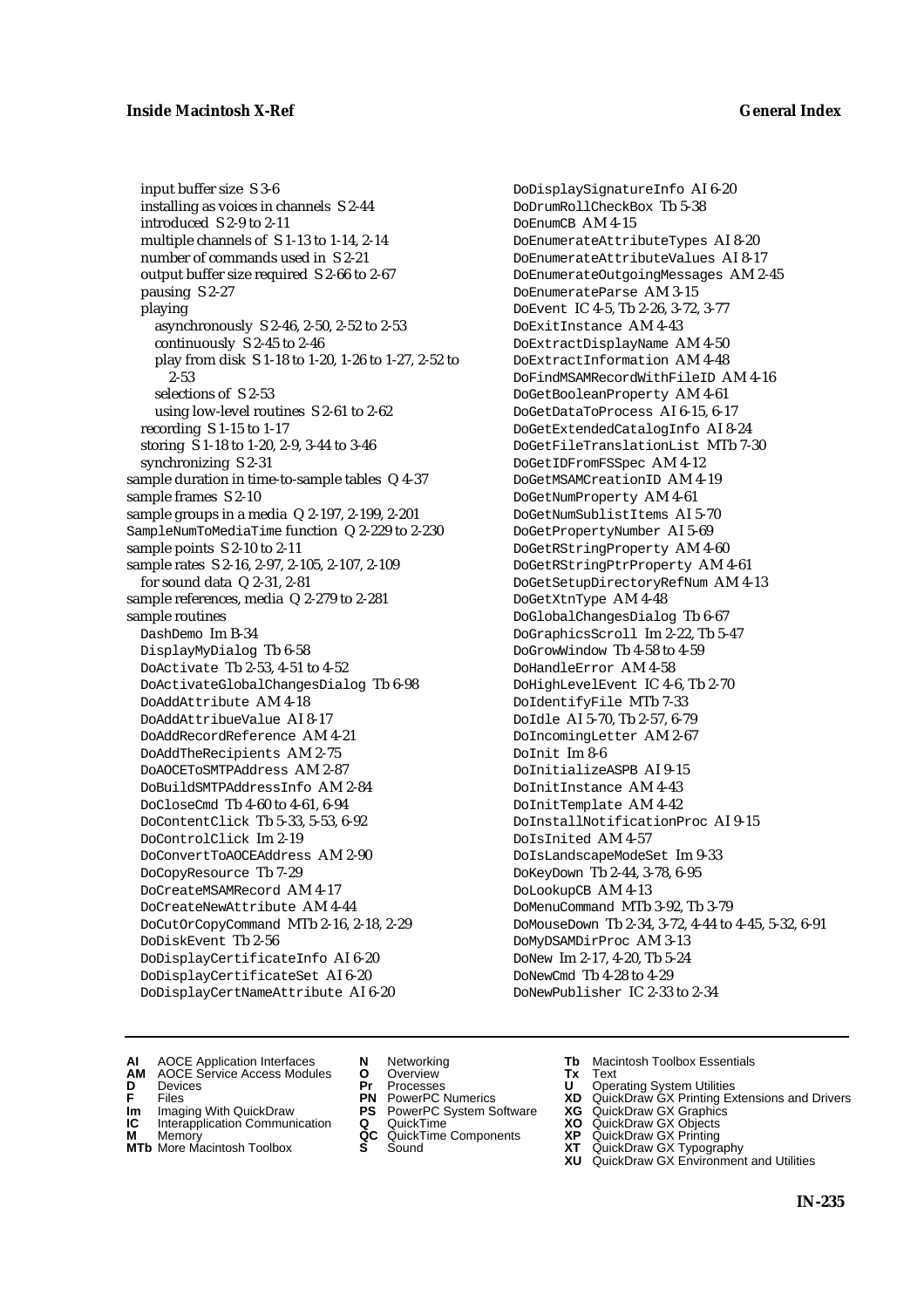input buffer size S 3-6
installing as voices in channels S 2-44
introduced S 2-9 to 2-11
multiple channels of S 1-13 to 1-14, 2-14
number of commands used in S 2-21
output buffer size required S 2-66 to 2-67
pausing S 2-27
playing
asynchronously S 2-46, 2-50, 2-52 to 2-53
continuously S 2-45 to 2-46
play from disk S 1-18 to 1-20, 1-26 to 1-27, 2-52 to 2-53
selections of S 2-53
using low-level routines S 2-61 to 2-62
recording S 1-15 to 1-17
storing S 1-18 to 1-20, 2-9, 3-44 to 3-46
synchronizing S 2-31
sample duration in time-to-sample tables Q 4-37
sample frames S 2-10
sample groups in a media Q 2-197, 2-199, 2-201
SampleNumToMediaTime function Q 2-229 to 2-230
sample points S 2-10 to 2-11
sample rates S 2-16, 2-97, 2-105, 2-107, 2-109
for sound data Q 2-31, 2-81
sample references, media Q 2-279 to 2-281
sample routines
DashDemo Im B-34
DisplayMyDialog Tb 6-58
DoActivate Tb 2-53, 4-51 to 4-52
DoActivateGlobalChangesDialog Tb 6-98
DoAddAttribute AM 4-18
DoAddAttribueValue AI 8-17
DoAddRecordReference AM 4-21
DoAddTheRecipients AM 2-75
DoAOCEToSMTPAddress AM 2-87
DoBuildSMTPAddressInfo AM 2-84
DoCloseCmd Tb 4-60 to 4-61, 6-94
DoContentClick Tb 5-33, 5-53, 6-92
DoControlClick Im 2-19
DoConvertToAOCEAddress AM 2-90
DoCopyResource Tb 7-29
DoCreateMSAMRecord AM 4-17
DoCreateNewAttribute AM 4-44
DoCutOrCopyCommand MTb 2-16, 2-18, 2-29
DoDiskEvent Tb 2-56
DoDisplayCertificateInfo AI 6-20
DoDisplayCertificateSet AI 6-20
DoDisplayCertNameAttribute AI 6-20
DoDisplaySignatureInfo AI 6-20
DoDrumRollCheckBox Tb 5-38
DoEnumCB AM 4-15
DoEnumerateAttributeTypes AI 8-20
DoEnumerateAttributeValues AI 8-17
DoEnumerateOutgoingMessages AM 2-45
DoEnumerateParse AM 3-15
DoEvent IC 4-5, Tb 2-26, 3-72, 3-77
DoExitInstance AM 4-43
DoExtractDisplayName AM 4-50
DoExtractInformation AM 4-48
DoFindMSAMRecordWithFileID AM 4-16
DoGetBooleanProperty AM 4-61
DoGetDataToProcess AI 6-15, 6-17
DoGetExtendedCatalogInfo AI 8-24
DoGetFileTranslationList MTb 7-30
DoGetIDFromFSSpec AM 4-12
DoGetMSAMCreationID AM 4-19
DoGetNumProperty AM 4-61
DoGetNumSublistItems AI 5-70
DoGetPropertyNumber AI 5-69
DoGetRStringProperty AM 4-60
DoGetRStringPtrProperty AM 4-61
DoGetSetupDirectoryRefNum AM 4-13
DoGetXtnType AM 4-48
DoGlobalChangesDialog Tb 6-67
DoGraphicsScroll Im 2-22, Tb 5-47
DoGrowWindow Tb 4-58 to 4-59
DoHandleError AM 4-58
DoHighLevelEvent IC 4-6, Tb 2-70
DoIdentifyFile MTb 7-33
DoIdle AI 5-70, Tb 2-57, 6-79
DoIncomingLetter AM 2-67
DoInit Im 8-6
DoInitializeASPB AI 9-15
DoInitInstance AM 4-43
DoInitTemplate AM 4-42
DoInstallNotificationProc AI 9-15
DoIsInited AM 4-57
DoIsLandscapeModeSet Im 9-33
DoKeyDown Tb 2-44, 3-78, 6-95
DoLookupCB AM 4-13
DoMenuCommand MTb 3-92, Tb 3-79
DoMouseDown Tb 2-34, 3-72, 4-44 to 4-45, 5-32, 6-91
DoMyDSAMDirProc AM 3-13
DoNew Im 2-17, 4-20, Tb 5-24
DoNewCmd Tb 4-28 to 4-29
DoNewPublisher IC 2-33 to 2-34

**AI** AOCE Application Interfaces
**AM** AOCE Service Access Modules
**D** Devices
**F** Files
**Im** Imaging With QuickDraw
**IC** Interapplication Communication
**M** Memory
**MTb** More Macintosh Toolbox
**N** Networking
**O** Overview
**Pr** Processes
**PN** PowerPC Numerics
**PS** PowerPC System Software
**Q** QuickTime
**QC** QuickTime Components
**S** Sound
**Tb** Macintosh Toolbox Essentials
**Tx** Text
**U** Operating System Utilities
**XD** QuickDraw GX Printing Extensions and Drivers
**XG** QuickDraw GX Graphics
**XO** QuickDraw GX Objects
**XP** QuickDraw GX Printing
**XT** QuickDraw GX Typography
**XU** QuickDraw GX Environment and Utilities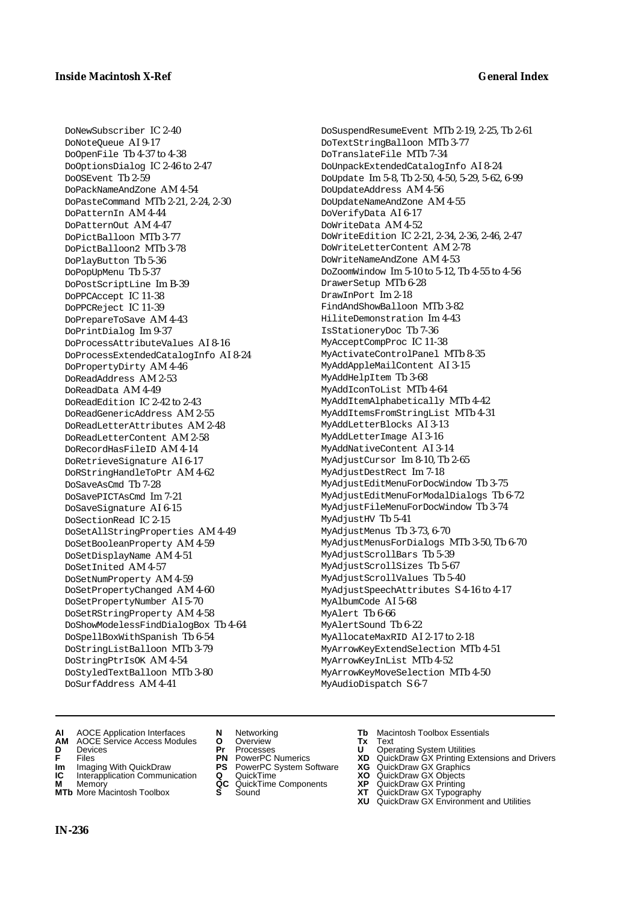DoNewSubscriber IC 2-40
DoNoteQueue AI 9-17
DoOpenFile Tb 4-37 to 4-38
DoOptionsDialog IC 2-46 to 2-47
DoOSEvent Tb 2-59
DoPackNameAndZone AM 4-54
DoPasteCommand MTb 2-21, 2-24, 2-30
DoPatternIn AM 4-44
DoPatternOut AM 4-47
DoPictBalloon MTb 3-77
DoPictBalloon2 MTb 3-78
DoPlayButton Tb 5-36
DoPopUpMenu Tb 5-37
DoPostScriptLine Im B-39
DoPPCAccept IC 11-38
DoPPCReject IC 11-39
DoPrepareToSave AM 4-43
DoPrintDialog Im 9-37
DoProcessAttributeValues AI 8-16
DoProcessExtendedCatalogInfo AI 8-24
DoPropertyDirty AM 4-46
DoReadAddress AM 2-53
DoReadData AM 4-49
DoReadEdition IC 2-42 to 2-43
DoReadGenericAddress AM 2-55
DoReadLetterAttributes AM 2-48
DoReadLetterContent AM 2-58
DoRecordHasFileID AM 4-14
DoRetrieveSignature AI 6-17
DoRStringHandleToPtr AM 4-62
DoSaveAsCmd Tb 7-28
DoSavePICTAsCmd Im 7-21
DoSaveSignature AI 6-15
DoSectionRead IC 2-15
DoSetAllStringProperties AM 4-49
DoSetBooleanProperty AM 4-59
DoSetDisplayName AM 4-51
DoSetInited AM 4-57
DoSetNumProperty AM 4-59
DoSetPropertyChanged AM 4-60
DoSetPropertyNumber AI 5-70
DoSetRStringProperty AM 4-58
DoShowModelessFindDialogBox Tb 4-64
DoSpellBoxWithSpanish Tb 6-54
DoStringListBalloon MTb 3-79
DoStringPtrIsOK AM 4-54
DoStyledTextBalloon MTb 3-80
DoSurfAddress AM 4-41
DoSuspendResumeEvent MTb 2-19, 2-25, Tb 2-61
DoTextStringBalloon MTb 3-77
DoTranslateFile MTb 7-34
DoUnpackExtendedCatalogInfo AI 8-24
DoUpdate Im 5-8, Tb 2-50, 4-50, 5-29, 5-62, 6-99
DoUpdateAddress AM 4-56
DoUpdateNameAndZone AM 4-55
DoVerifyData AI 6-17
DoWriteData AM 4-52
DoWriteEdition IC 2-21, 2-34, 2-36, 2-46, 2-47
DoWriteLetterContent AM 2-78
DoWriteNameAndZone AM 4-53
DoZoomWindow Im 5-10 to 5-12, Tb 4-55 to 4-56
DrawerSetup MTb 6-28
DrawInPort Im 2-18
FindAndShowBalloon MTb 3-82
HiliteDemonstration Im 4-43
IsStationeryDoc Tb 7-36
MyAcceptCompProc IC 11-38
MyActivateControlPanel MTb 8-35
MyAddAppleMailContent AI 3-15
MyAddHelpItem Tb 3-68
MyAddIconToList MTb 4-64
MyAddItemAlphabetically MTb 4-42
MyAddItemsFromStringList MTb 4-31
MyAddLetterBlocks AI 3-13
MyAddLetterImage AI 3-16
MyAddNativeContent AI 3-14
MyAdjustCursor Im 8-10, Tb 2-65
MyAdjustDestRect Im 7-18
MyAdjustEditMenuForDocWindow Tb 3-75
MyAdjustEditMenuForModalDialogs Tb 6-72
MyAdjustFileMenuForDocWindow Tb 3-74
MyAdjustHV Tb 5-41
MyAdjustMenus Tb 3-73, 6-70
MyAdjustMenusForDialogs MTb 3-50, Tb 6-70
MyAdjustScrollBars Tb 5-39
MyAdjustScrollSizes Tb 5-67
MyAdjustScrollValues Tb 5-40
MyAdjustSpeechAttributes S 4-16 to 4-17
MyAlbumCode AI 5-68
MyAlert Tb 6-66
MyAlertSound Tb 6-22
MyAllocateMaxRID AI 2-17 to 2-18
MyArrowKeyExtendSelection MTb 4-51
MyArrowKeyInList MTb 4-52
MyArrowKeyMoveSelection MTb 4-50
MyAudioDispatch S 6-7

**AI** AOCE Application Interfaces
**AM** AOCE Service Access Modules
**D** Devices
**F** Files
**Im** Imaging With QuickDraw
**IC** Interapplication Communication
**M** Memory
**MTb** More Macintosh Toolbox
**N** Networking
**O** Overview
**Pr** Processes
**PN** PowerPC Numerics
**PS** PowerPC System Software
**Q** QuickTime
**QC** QuickTime Components
**S** Sound
**Tb** Macintosh Toolbox Essentials
**Tx** Text
**U** Operating System Utilities
**XD** QuickDraw GX Printing Extensions and Drivers
**XG** QuickDraw GX Graphics
**XO** QuickDraw GX Objects
**XP** QuickDraw GX Printing
**XT** QuickDraw GX Typography
**XU** QuickDraw GX Environment and Utilities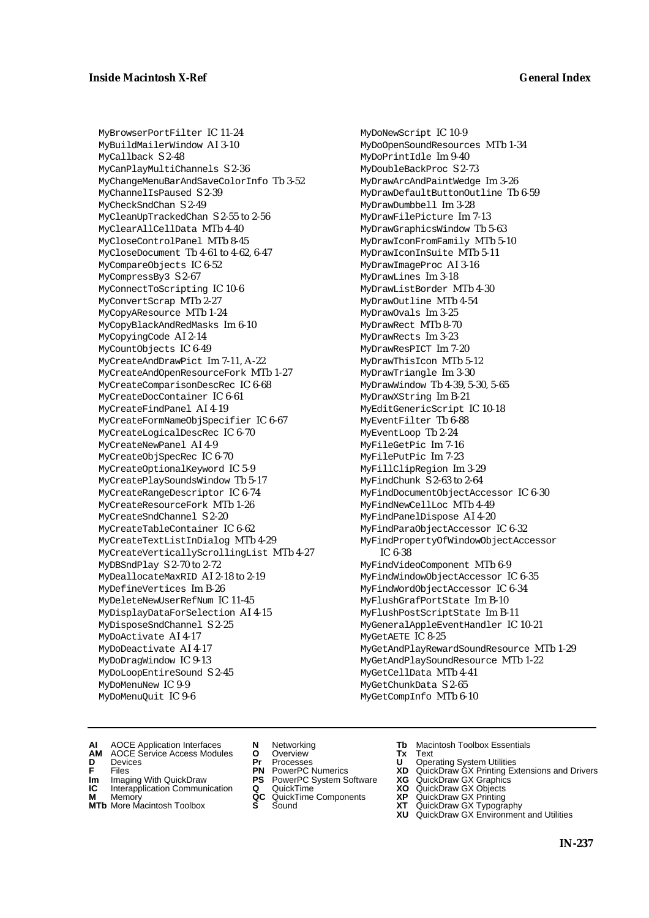MyBrowserPortFilter IC 11-24
MyBuildMailerWindow AI 3-10
MyCallback S 2-48
MyCanPlayMultiChannels S 2-36
MyChangeMenuBarAndSaveColorInfo Tb 3-52
MyChannelIsPaused S 2-39
MyCheckSndChan S 2-49
MyCleanUpTrackedChan S 2-55 to 2-56
MyClearAllCellData MTb 4-40
MyCloseControlPanel MTb 8-45
MyCloseDocument Tb 4-61 to 4-62, 6-47
MyCompareObjects IC 6-52
MyCompressBy3 S 2-67
MyConnectToScripting IC 10-6
MyConvertScrap MTb 2-27
MyCopyAResource MTb 1-24
MyCopyBlackAndRedMasks Im 6-10
MyCopyingCode AI 2-14
MyCountObjects IC 6-49
MyCreateAndDrawPict Im 7-11, A-22
MyCreateAndOpenResourceFork MTb 1-27
MyCreateComparisonDescRec IC 6-68
MyCreateDocContainer IC 6-61
MyCreateFindPanel AI 4-19
MyCreateFormNameObjSpecifier IC 6-67
MyCreateLogicalDescRec IC 6-70
MyCreateNewPanel AI 4-9
MyCreateObjSpecRec IC 6-70
MyCreateOptionalKeyword IC 5-9
MyCreatePlaySoundsWindow Tb 5-17
MyCreateRangeDescriptor IC 6-74
MyCreateResourceFork MTb 1-26
MyCreateSndChannel S 2-20
MyCreateTableContainer IC 6-62
MyCreateTextListInDialog MTb 4-29
MyCreateVerticallyScrollingList MTb 4-27
MyDBSndPlay S 2-70 to 2-72
MyDeallocateMaxRID AI 2-18 to 2-19
MyDefineVertices Im B-26
MyDeleteNewUserRefNum IC 11-45
MyDisplayDataForSelection AI 4-15
MyDisposeSndChannel S 2-25
MyDoActivate AI 4-17
MyDoDeactivate AI 4-17
MyDoDragWindow IC 9-13
MyDoLoopEntireSound S 2-45
MyDoMenuNew IC 9-9
MyDoMenuQuit IC 9-6
MyDoNewScript IC 10-9
MyDoOpenSoundResources MTb 1-34
MyDoPrintIdle Im 9-40
MyDoubleBackProc S 2-73
MyDrawArcAndPaintWedge Im 3-26
MyDrawDefaultButtonOutline Tb 6-59
MyDrawDumbbell Im 3-28
MyDrawFilePicture Im 7-13
MyDrawGraphicsWindow Tb 5-63
MyDrawIconFromFamily MTb 5-10
MyDrawIconInSuite MTb 5-11
MyDrawImageProc AI 3-16
MyDrawLines Im 3-18
MyDrawListBorder MTb 4-30
MyDrawOutline MTb 4-54
MyDrawOvals Im 3-25
MyDrawRect MTb 8-70
MyDrawRects Im 3-23
MyDrawResPICT Im 7-20
MyDrawThisIcon MTb 5-12
MyDrawTriangle Im 3-30
MyDrawWindow Tb 4-39, 5-30, 5-65
MyDrawXString Im B-21
MyEditGenericScript IC 10-18
MyEventFilter Tb 6-88
MyEventLoop Tb 2-24
MyFileGetPic Im 7-16
MyFilePutPic Im 7-23
MyFillClipRegion Im 3-29
MyFindChunk S 2-63 to 2-64
MyFindDocumentObjectAccessor IC 6-30
MyFindNewCellLoc MTb 4-49
MyFindPanelDispose AI 4-20
MyFindParaObjectAccessor IC 6-32
MyFindPropertyOfWindowObjectAccessor IC 6-38
MyFindVideoComponent MTb 6-9
MyFindWindowObjectAccessor IC 6-35
MyFindWordObjectAccessor IC 6-34
MyFlushGrafPortState Im B-10
MyFlushPostScriptState Im B-11
MyGeneralAppleEventHandler IC 10-21
MyGetAETE IC 8-25
MyGetAndPlayRewardSoundResource MTb 1-29
MyGetAndPlaySoundResource MTb 1-22
MyGetCellData MTb 4-41
MyGetChunkData S 2-65
MyGetCompInfo MTb 6-10

**AI** AOCE Application Interfaces
**AM** AOCE Service Access Modules
**D** Devices
**F** Files
**Im** Imaging With QuickDraw
**IC** Interapplication Communication
**M** Memory
**MTb** More Macintosh Toolbox
**N** Networking
**O** Overview
**Pr** Processes
**PN** PowerPC Numerics
**PS** PowerPC System Software
**Q** QuickTime
**QC** QuickTime Components
**S** Sound
**Tb** Macintosh Toolbox Essentials
**Tx** Text
**U** Operating System Utilities
**XD** QuickDraw GX Printing Extensions and Drivers
**XG** QuickDraw GX Graphics
**XO** QuickDraw GX Objects
**XP** QuickDraw GX Printing
**XT** QuickDraw GX Typography
**XU** QuickDraw GX Environment and Utilities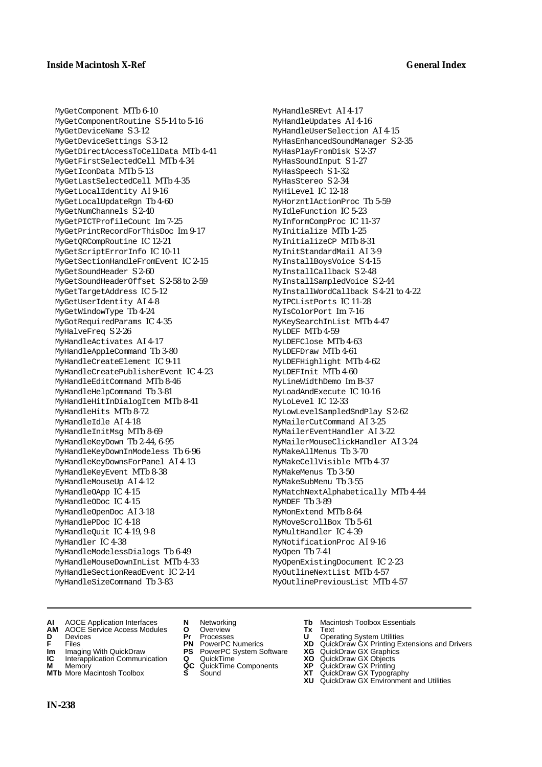MyGetComponent MTb 6-10
MyGetComponentRoutine S 5-14 to 5-16
MyGetDeviceName S 3-12
MyGetDeviceSettings S 3-12
MyGetDirectAccessToCellData MTb 4-41
MyGetFirstSelectedCell MTb 4-34
MyGetIconData MTb 5-13
MyGetLastSelectedCell MTb 4-35
MyGetLocalIdentity AI 9-16
MyGetLocalUpdateRgn Tb 4-60
MyGetNumChannels S 2-40
MyGetPICTProfileCount Im 7-25
MyGetPrintRecordForThisDoc Im 9-17
MyGetQRCompRoutine IC 12-21
MyGetScriptErrorInfo IC 10-11
MyGetSectionHandleFromEvent IC 2-15
MyGetSoundHeader S 2-60
MyGetSoundHeaderOffset S 2-58 to 2-59
MyGetTargetAddress IC 5-12
MyGetUserIdentity AI 4-8
MyGetWindowType Tb 4-24
MyGotRequiredParams IC 4-35
MyHalveFreq S 2-26
MyHandleActivates AI 4-17
MyHandleAppleCommand Tb 3-80
MyHandleCreateElement IC 9-11
MyHandleCreatePublisherEvent IC 4-23
MyHandleEditCommand MTb 8-46
MyHandleHelpCommand Tb 3-81
MyHandleHitInDialogItem MTb 8-41
MyHandleHits MTb 8-72
MyHandleIdle AI 4-18
MyHandleInitMsg MTb 8-69
MyHandleKeyDown Tb 2-44, 6-95
MyHandleKeyDownInModeless Tb 6-96
MyHandleKeyDownsForPanel AI 4-13
MyHandleKeyEvent MTb 8-38
MyHandleMouseUp AI 4-12
MyHandleOApp IC 4-15
MyHandleODoc IC 4-15
MyHandleOpenDoc AI 3-18
MyHandlePDoc IC 4-18
MyHandleQuit IC 4-19, 9-8
MyHandler IC 4-38
MyHandleModelessDialogs Tb 6-49
MyHandleMouseDownInList MTb 4-33
MyHandleSectionReadEvent IC 2-14
MyHandleSizeCommand Tb 3-83
MyHandleSREvt AI 4-17
MyHandleUpdates AI 4-16
MyHandleUserSelection AI 4-15
MyHasEnhancedSoundManager S 2-35
MyHasPlayFromDisk S 2-37
MyHasSoundInput S 1-27
MyHasSpeech S 1-32
MyHasStereo S 2-34
MyHiLevel IC 12-18
MyHorzntlActionProc Tb 5-59
MyIdleFunction IC 5-23
MyInformCompProc IC 11-37
MyInitialize MTb 1-25
MyInitializeCP MTb 8-31
MyInitStandardMail AI 3-9
MyInstallBoysVoice S 4-15
MyInstallCallback S 2-48
MyInstallSampledVoice S 2-44
MyInstallWordCallback S 4-21 to 4-22
MyIPCListPorts IC 11-28
MyIsColorPort Im 7-16
MyKeySearchInList MTb 4-47
MyLDEF MTb 4-59
MyLDEFClose MTb 4-63
MyLDEFDraw MTb 4-61
MyLDEFHighlight MTb 4-62
MyLDEFInit MTb 4-60
MyLineWidthDemo Im B-37
MyLoadAndExecute IC 10-16
MyLoLevel IC 12-33
MyLowLevelSampledSndPlay S 2-62
MyMailerCutCommand AI 3-25
MyMailerEventHandler AI 3-22
MyMailerMouseClickHandler AI 3-24
MyMakeAllMenus Tb 3-70
MyMakeCellVisible MTb 4-37
MyMakeMenus Tb 3-50
MyMakeSubMenu Tb 3-55
MyMatchNextAlphabetically MTb 4-44
MyMDEF Tb 3-89
MyMonExtend MTb 8-64
MyMoveScrollBox Tb 5-61
MyMultHandler IC 4-39
MyNotificationProc AI 9-16
MyOpen Tb 7-41
MyOpenExistingDocument IC 2-23
MyOutlineNextList MTb 4-57
MyOutlinePreviousList MTb 4-57

**AI** AOCE Application Interfaces
**AM** AOCE Service Access Modules
**D** Devices
**F** Files
**Im** Imaging With QuickDraw
**IC** Interapplication Communication
**M** Memory
**MTb** More Macintosh Toolbox
**N** Networking
**O** Overview
**Pr** Processes
**PN** PowerPC Numerics
**PS** PowerPC System Software
**Q** QuickTime
**QC** QuickTime Components
**S** Sound
**Tb** Macintosh Toolbox Essentials
**Tx** Text
**U** Operating System Utilities
**XD** QuickDraw GX Printing Extensions and Drivers
**XG** QuickDraw GX Graphics
**XO** QuickDraw GX Objects
**XP** QuickDraw GX Printing
**XT** QuickDraw GX Typography
**XU** QuickDraw GX Environment and Utilities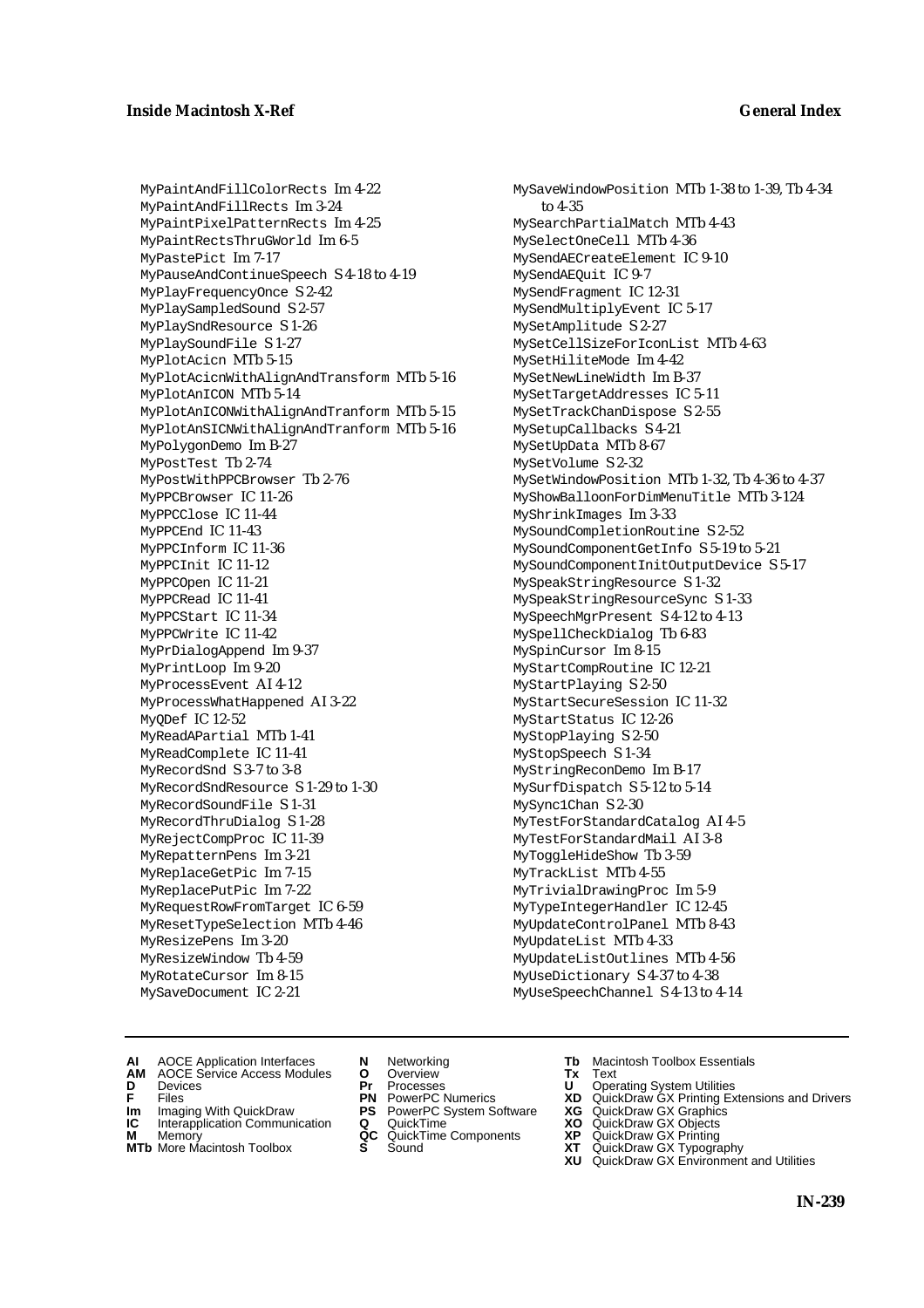MyPaintAndFillColorRects Im 4-22
MyPaintAndFillRects Im 3-24
MyPaintPixelPatternRects Im 4-25
MyPaintRectsThruGWorld Im 6-5
MyPastePict Im 7-17
MyPauseAndContinueSpeech S 4-18 to 4-19
MyPlayFrequencyOnce S 2-42
MyPlaySampledSound S 2-57
MyPlaySndResource S 1-26
MyPlaySoundFile S 1-27
MyPlotAcicn MTb 5-15
MyPlotAcicnWithAlignAndTransform MTb 5-16
MyPlotAnICON MTb 5-14
MyPlotAnICONWithAlignAndTranform MTb 5-15
MyPlotAnSICNWithAlignAndTranform MTb 5-16
MyPolygonDemo Im B-27
MyPostTest Tb 2-74
MyPostWithPPCBrowser Tb 2-76
MyPPCBrowser IC 11-26
MyPPCClose IC 11-44
MyPPCEnd IC 11-43
MyPPCInform IC 11-36
MyPPCInit IC 11-12
MyPPCOpen IC 11-21
MyPPCRead IC 11-41
MyPPCStart IC 11-34
MyPPCWrite IC 11-42
MyPrDialogAppend Im 9-37
MyPrintLoop Im 9-20
MyProcessEvent AI 4-12
MyProcessWhatHappened AI 3-22
MyQDef IC 12-52
MyReadAPartial MTb 1-41
MyReadComplete IC 11-41
MyRecordSnd S 3-7 to 3-8
MyRecordSndResource S 1-29 to 1-30
MyRecordSoundFile S 1-31
MyRecordThruDialog S 1-28
MyRejectCompProc IC 11-39
MyRepatternPens Im 3-21
MyReplaceGetPic Im 7-15
MyReplacePutPic Im 7-22
MyRequestRowFromTarget IC 6-59
MyResetTypeSelection MTb 4-46
MyResizePens Im 3-20
MyResizeWindow Tb 4-59
MyRotateCursor Im 8-15
MySaveDocument IC 2-21
MySaveWindowPosition MTb 1-38 to 1-39, Tb 4-34 to 4-35
MySearchPartialMatch MTb 4-43
MySelectOneCell MTb 4-36
MySendAECreateElement IC 9-10
MySendAEQuit IC 9-7
MySendFragment IC 12-31
MySendMultiplyEvent IC 5-17
MySetAmplitude S 2-27
MySetCellSizeForIconList MTb 4-63
MySetHiliteMode Im 4-42
MySetNewLineWidth Im B-37
MySetTargetAddresses IC 5-11
MySetTrackChanDispose S 2-55
MySetupCallbacks S 4-21
MySetUpData MTb 8-67
MySetVolume S 2-32
MySetWindowPosition MTb 1-32, Tb 4-36 to 4-37
MyShowBalloonForDimMenuTitle MTb 3-124
MyShrinkImages Im 3-33
MySoundCompletionRoutine S 2-52
MySoundComponentGetInfo S 5-19 to 5-21
MySoundComponentInitOutputDevice S 5-17
MySpeakStringResource S 1-32
MySpeakStringResourceSync S 1-33
MySpeechMgrPresent S 4-12 to 4-13
MySpellCheckDialog Tb 6-83
MySpinCursor Im 8-15
MyStartCompRoutine IC 12-21
MyStartPlaying S 2-50
MyStartSecureSession IC 11-32
MyStartStatus IC 12-26
MyStopPlaying S 2-50
MyStopSpeech S 1-34
MyStringReconDemo Im B-17
MySurfDispatch S 5-12 to 5-14
MySync1Chan S 2-30
MyTestForStandardCatalog AI 4-5
MyTestForStandardMail AI 3-8
MyToggleHideShow Tb 3-59
MyTrackList MTb 4-55
MyTrivialDrawingProc Im 5-9
MyTypeIntegerHandler IC 12-45
MyUpdateControlPanel MTb 8-43
MyUpdateList MTb 4-33
MyUpdateListOutlines MTb 4-56
MyUseDictionary S 4-37 to 4-38
MyUseSpeechChannel S 4-13 to 4-14

**AI** AOCE Application Interfaces
**AM** AOCE Service Access Modules
**D** Devices
**F** Files
**Im** Imaging With QuickDraw
**IC** Interapplication Communication
**M** Memory
**MTb** More Macintosh Toolbox
**N** Networking
**O** Overview
**Pr** Processes
**PN** PowerPC Numerics
**PS** PowerPC System Software
**Q** QuickTime
**QC** QuickTime Components
**S** Sound
**Tb** Macintosh Toolbox Essentials
**Tx** Text
**U** Operating System Utilities
**XD** QuickDraw GX Printing Extensions and Drivers
**XG** QuickDraw GX Graphics
**XO** QuickDraw GX Objects
**XP** QuickDraw GX Printing
**XT** QuickDraw GX Typography
**XU** QuickDraw GX Environment and Utilities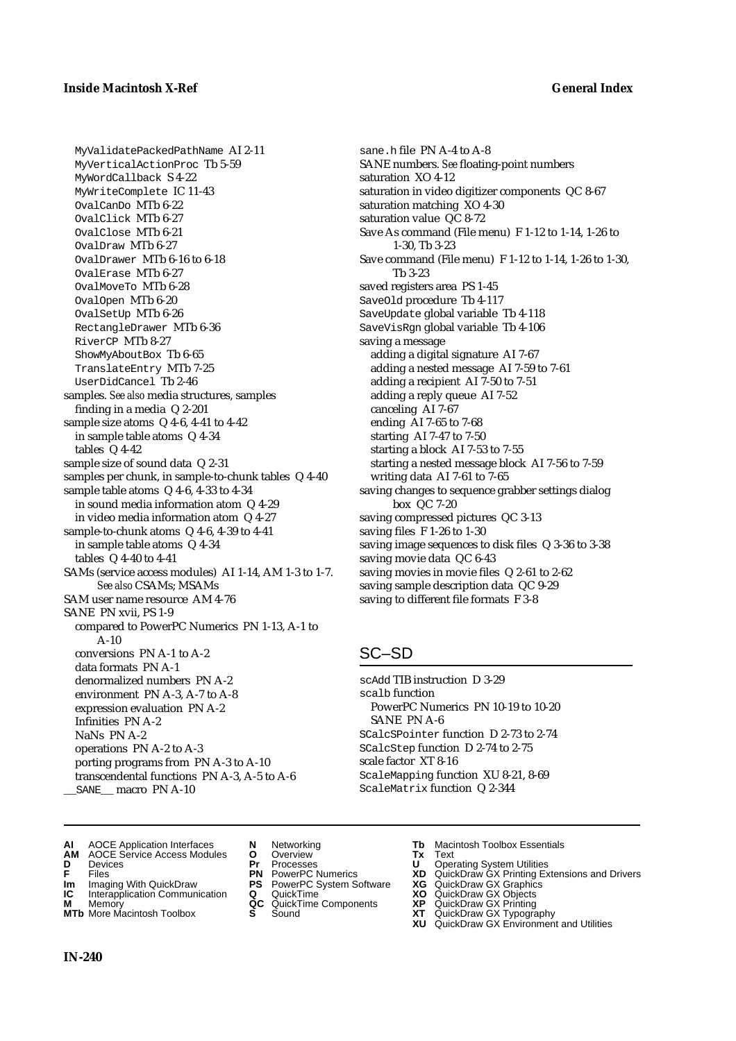MyValidatePackedPathName AI 2-11
MyVerticalActionProc Tb 5-59
MyWordCallback S 4-22
MyWriteComplete IC 11-43
OvalCanDo MTb 6-22
OvalClick MTb 6-27
OvalClose MTb 6-21
OvalDraw MTb 6-27
OvalDrawer MTb 6-16 to 6-18
OvalErase MTb 6-27
OvalMoveTo MTb 6-28
OvalOpen MTb 6-20
OvalSetUp MTb 6-26
RectangleDrawer MTb 6-36
RiverCP MTb 8-27
ShowMyAboutBox Tb 6-65
TranslateEntry MTb 7-25
UserDidCancel Tb 2-46

samples. *See also* media structures, samples
  finding in a media Q 2-201
sample size atoms Q 4-6, 4-41 to 4-42
  in sample table atoms Q 4-34
  tables Q 4-42
sample size of sound data Q 2-31
samples per chunk, in sample-to-chunk tables Q 4-40
sample table atoms Q 4-6, 4-33 to 4-34
  in sound media information atom Q 4-29
  in video media information atom Q 4-27
sample-to-chunk atoms Q 4-6, 4-39 to 4-41
  in sample table atoms Q 4-34
  tables Q 4-40 to 4-41
SAMs (service access modules) AI 1-14, AM 1-3 to 1-7. *See also* CSAMs; MSAMs
SAM user name resource AM 4-76
SANE PN xvii, PS 1-9
  compared to PowerPC Numerics PN 1-13, A-1 to A-10
  conversions PN A-1 to A-2
  data formats PN A-1
  denormalized numbers PN A-2
  environment PN A-3, A-7 to A-8
  expression evaluation PN A-2
  Infinities PN A-2
  NaNs PN A-2
  operations PN A-2 to A-3
  porting programs from PN A-3 to A-10
  transcendental functions PN A-3, A-5 to A-6
__SANE__ macro PN A-10
sane.h file PN A-4 to A-8
SANE numbers. *See* floating-point numbers
saturation XO 4-12
saturation in video digitizer components QC 8-67
saturation matching XO 4-30
saturation value QC 8-72
Save As command (File menu) F 1-12 to 1-14, 1-26 to 1-30, Tb 3-23
Save command (File menu) F 1-12 to 1-14, 1-26 to 1-30, Tb 3-23
saved registers area PS 1-45
SaveOld procedure Tb 4-117
SaveUpdate global variable Tb 4-118
SaveVisRgn global variable Tb 4-106
saving a message
  adding a digital signature AI 7-67
  adding a nested message AI 7-59 to 7-61
  adding a recipient AI 7-50 to 7-51
  adding a reply queue AI 7-52
  canceling AI 7-67
  ending AI 7-65 to 7-68
  starting AI 7-47 to 7-50
  starting a block AI 7-53 to 7-55
  starting a nested message block AI 7-56 to 7-59
  writing data AI 7-61 to 7-65
saving changes to sequence grabber settings dialog box QC 7-20
saving compressed pictures QC 3-13
saving files F 1-26 to 1-30
saving image sequences to disk files Q 3-36 to 3-38
saving movie data QC 6-43
saving movies in movie files Q 2-61 to 2-62
saving sample description data QC 9-29
saving to different file formats F 3-8

## SC–SD

scAdd TIB instruction D 3-29
scalb function
  PowerPC Numerics PN 10-19 to 10-20
  SANE PN A-6
SCalcSPointer function D 2-73 to 2-74
SCalcStep function D 2-74 to 2-75
scale factor XT 8-16
ScaleMapping function XU 8-21, 8-69
ScaleMatrix function Q 2-344

**AI** AOCE Application Interfaces
**AM** AOCE Service Access Modules
**D** Devices
**F** Files
**Im** Imaging With QuickDraw
**IC** Interapplication Communication
**M** Memory
**MTb** More Macintosh Toolbox
**N** Networking
**O** Overview
**Pr** Processes
**PN** PowerPC Numerics
**PS** PowerPC System Software
**Q** QuickTime
**QC** QuickTime Components
**S** Sound
**Tb** Macintosh Toolbox Essentials
**Tx** Text
**U** Operating System Utilities
**XD** QuickDraw GX Printing Extensions and Drivers
**XG** QuickDraw GX Graphics
**XO** QuickDraw GX Objects
**XP** QuickDraw GX Printing
**XT** QuickDraw GX Typography
**XU** QuickDraw GX Environment and Utilities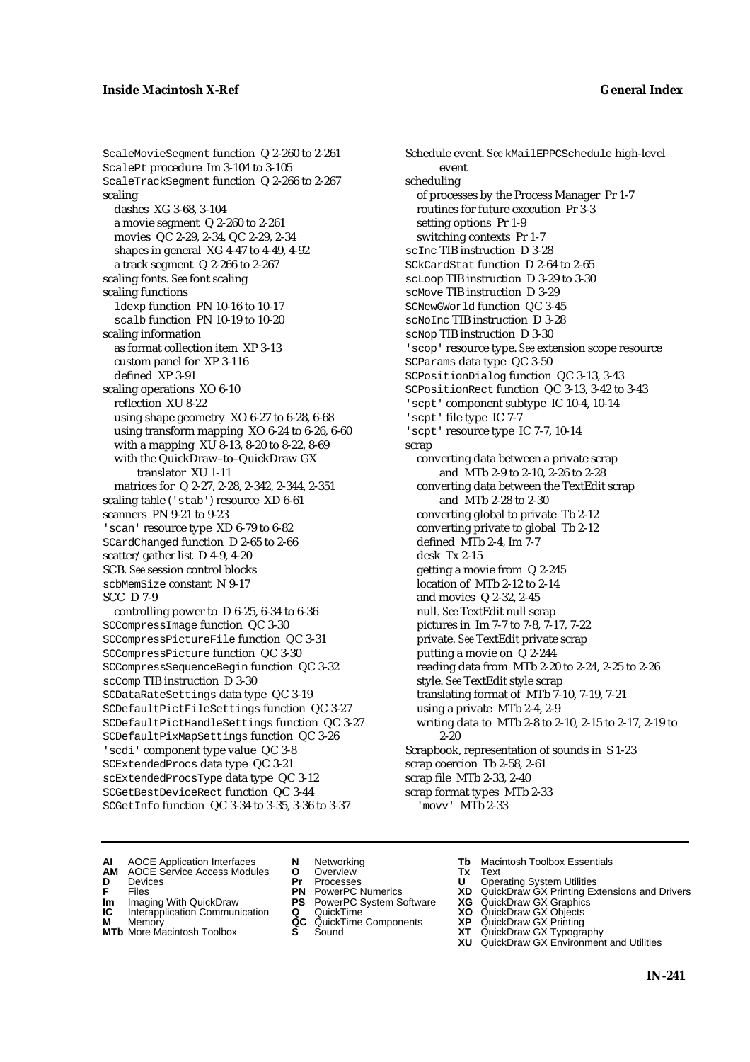ScaleMovieSegment function Q 2-260 to 2-261
ScalePt procedure Im 3-104 to 3-105
ScaleTrackSegment function Q 2-266 to 2-267
scaling
  dashes XG 3-68, 3-104
  a movie segment Q 2-260 to 2-261
  movies QC 2-29, 2-34, QC 2-29, 2-34
  shapes in general XG 4-47 to 4-49, 4-92
  a track segment Q 2-266 to 2-267
scaling fonts. *See* font scaling
scaling functions
  ldexp function PN 10-16 to 10-17
  scalb function PN 10-19 to 10-20
scaling information
  as format collection item XP 3-13
  custom panel for XP 3-116
  defined XP 3-91
scaling operations XO 6-10
  reflection XU 8-22
  using shape geometry XO 6-27 to 6-28, 6-68
  using transform mapping XO 6-24 to 6-26, 6-60
  with a mapping XU 8-13, 8-20 to 8-22, 8-69
  with the QuickDraw–to–QuickDraw GX translator XU 1-11
  matrices for Q 2-27, 2-28, 2-342, 2-344, 2-351
scaling table ('stab') resource XD 6-61
scanners PN 9-21 to 9-23
'scan' resource type XD 6-79 to 6-82
SCardChanged function D 2-65 to 2-66
scatter/gather list D 4-9, 4-20
SCB. *See* session control blocks
scbMemSize constant N 9-17
SCC D 7-9
  controlling power to D 6-25, 6-34 to 6-36
SCCompressImage function QC 3-30
SCCompressPictureFile function QC 3-31
SCCompressPicture function QC 3-30
SCCompressSequenceBegin function QC 3-32
scComp TIB instruction D 3-30
SCDataRateSettings data type QC 3-19
SCDefaultPictFileSettings function QC 3-27
SCDefaultPictHandleSettings function QC 3-27
SCDefaultPixMapSettings function QC 3-26
'scdi' component type value QC 3-8
SCExtendedProcs data type QC 3-21
scExtendedProcsType data type QC 3-12
SCGetBestDeviceRect function QC 3-44
SCGetInfo function QC 3-34 to 3-35, 3-36 to 3-37
Schedule event. *See* kMailEPPCSchedule high-level event
scheduling
  of processes by the Process Manager Pr 1-7
  routines for future execution Pr 3-3
  setting options Pr 1-9
  switching contexts Pr 1-7
scInc TIB instruction D 3-28
SCkCardStat function D 2-64 to 2-65
scLoop TIB instruction D 3-29 to 3-30
scMove TIB instruction D 3-29
SCNewGWorld function QC 3-45
scNoInc TIB instruction D 3-28
scNop TIB instruction D 3-30
'scop' resource type. *See* extension scope resource
SCParams data type QC 3-50
SCPositionDialog function QC 3-13, 3-43
SCPositionRect function QC 3-13, 3-42 to 3-43
'scpt' component subtype IC 10-4, 10-14
'scpt' file type IC 7-7
'scpt' resource type IC 7-7, 10-14
scrap
  converting data between a private scrap and MTb 2-9 to 2-10, 2-26 to 2-28
  converting data between the TextEdit scrap and MTb 2-28 to 2-30
  converting global to private Tb 2-12
  converting private to global Tb 2-12
  defined MTb 2-4, Im 7-7
  desk Tx 2-15
  getting a movie from Q 2-245
  location of MTb 2-12 to 2-14
  and movies Q 2-32, 2-45
  null. *See* TextEdit null scrap
  pictures in Im 7-7 to 7-8, 7-17, 7-22
  private. *See* TextEdit private scrap
  putting a movie on Q 2-244
  reading data from MTb 2-20 to 2-24, 2-25 to 2-26
  style. *See* TextEdit style scrap
  translating format of MTb 7-10, 7-19, 7-21
  using a private MTb 2-4, 2-9
  writing data to MTb 2-8 to 2-10, 2-15 to 2-17, 2-19 to 2-20
Scrapbook, representation of sounds in S 1-23
scrap coercion Tb 2-58, 2-61
scrap file MTb 2-33, 2-40
scrap format types MTb 2-33
  'movv' MTb 2-33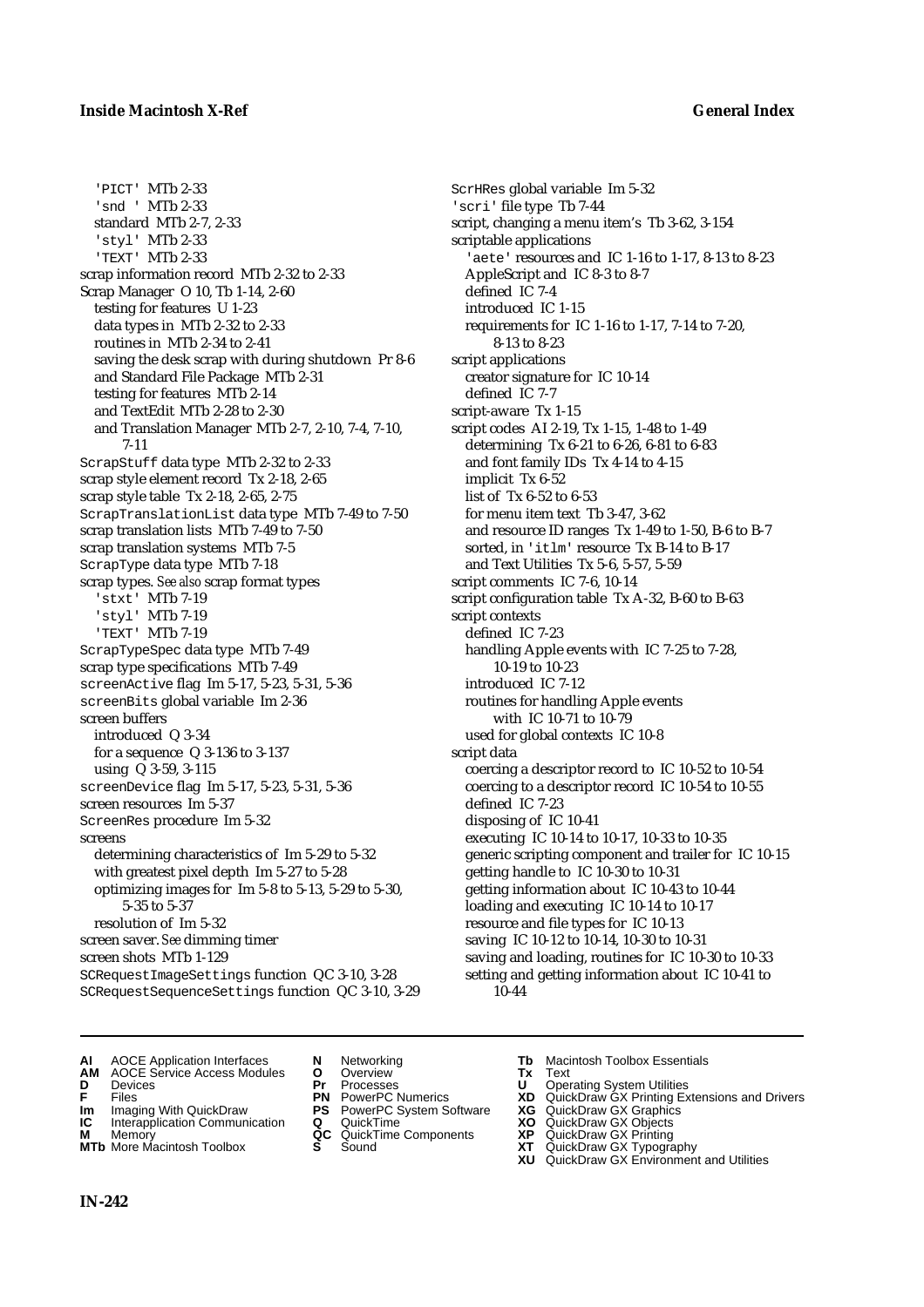'PICT' MTb 2-33
'snd ' MTb 2-33
standard MTb 2-7, 2-33
'styl' MTb 2-33
'TEXT' MTb 2-33

scrap information record MTb 2-32 to 2-33
Scrap Manager O 10, Tb 1-14, 2-60
- testing for features U 1-23
- data types in MTb 2-32 to 2-33
- routines in MTb 2-34 to 2-41
- saving the desk scrap with during shutdown Pr 8-6
- and Standard File Package MTb 2-31
- testing for features MTb 2-14
- and TextEdit MTb 2-28 to 2-30
- and Translation Manager MTb 2-7, 2-10, 7-4, 7-10, 7-11

ScrapStuff data type MTb 2-32 to 2-33
scrap style element record Tx 2-18, 2-65
scrap style table Tx 2-18, 2-65, 2-75
ScrapTranslationList data type MTb 7-49 to 7-50
scrap translation lists MTb 7-49 to 7-50
scrap translation systems MTb 7-5
ScrapType data type MTb 7-18
scrap types. *See also* scrap format types
- 'stxt' MTb 7-19
- 'styl' MTb 7-19
- 'TEXT' MTb 7-19

ScrapTypeSpec data type MTb 7-49
scrap type specifications MTb 7-49
screenActive flag Im 5-17, 5-23, 5-31, 5-36
screenBits global variable Im 2-36
screen buffers
- introduced Q 3-34
- for a sequence Q 3-136 to 3-137
- using Q 3-59, 3-115

screenDevice flag Im 5-17, 5-23, 5-31, 5-36
screen resources Im 5-37
ScreenRes procedure Im 5-32
screens
- determining characteristics of Im 5-29 to 5-32
- with greatest pixel depth Im 5-27 to 5-28
- optimizing images for Im 5-8 to 5-13, 5-29 to 5-30, 5-35 to 5-37
- resolution of Im 5-32

screen saver. *See* dimming timer
screen shots MTb 1-129
SCRequestImageSettings function QC 3-10, 3-28
SCRequestSequenceSettings function QC 3-10, 3-29
ScrHRes global variable Im 5-32
'scri' file type Tb 7-44
script, changing a menu item's Tb 3-62, 3-154
scriptable applications
- 'aete' resources and IC 1-16 to 1-17, 8-13 to 8-23
- AppleScript and IC 8-3 to 8-7
- defined IC 7-4
- introduced IC 1-15
- requirements for IC 1-16 to 1-17, 7-14 to 7-20, 8-13 to 8-23

script applications
- creator signature for IC 10-14
- defined IC 7-7

script-aware Tx 1-15
script codes AI 2-19, Tx 1-15, 1-48 to 1-49
- determining Tx 6-21 to 6-26, 6-81 to 6-83
- and font family IDs Tx 4-14 to 4-15
- implicit Tx 6-52
- list of Tx 6-52 to 6-53
- for menu item text Tb 3-47, 3-62
- and resource ID ranges Tx 1-49 to 1-50, B-6 to B-7
- sorted, in 'itlm' resource Tx B-14 to B-17
- and Text Utilities Tx 5-6, 5-57, 5-59

script comments IC 7-6, 10-14
script configuration table Tx A-32, B-60 to B-63
script contexts
- defined IC 7-23
- handling Apple events with IC 7-25 to 7-28, 10-19 to 10-23
- introduced IC 7-12
- routines for handling Apple events with IC 10-71 to 10-79
- used for global contexts IC 10-8

script data
- coercing a descriptor record to IC 10-52 to 10-54
- coercing to a descriptor record IC 10-54 to 10-55
- defined IC 7-23
- disposing of IC 10-41
- executing IC 10-14 to 10-17, 10-33 to 10-35
- generic scripting component and trailer for IC 10-15
- getting handle to IC 10-30 to 10-31
- getting information about IC 10-43 to 10-44
- loading and executing IC 10-14 to 10-17
- resource and file types for IC 10-13
- saving IC 10-12 to 10-14, 10-30 to 10-31
- saving and loading, routines for IC 10-30 to 10-33
- setting and getting information about IC 10-41 to 10-44

**AI** AOCE Application Interfaces
**AM** AOCE Service Access Modules
**D** Devices
**F** Files
**Im** Imaging With QuickDraw
**IC** Interapplication Communication
**M** Memory
**MTb** More Macintosh Toolbox
**N** Networking
**O** Overview
**Pr** Processes
**PN** PowerPC Numerics
**PS** PowerPC System Software
**Q** QuickTime
**QC** QuickTime Components
**S** Sound
**Tb** Macintosh Toolbox Essentials
**Tx** Text
**U** Operating System Utilities
**XD** QuickDraw GX Printing Extensions and Drivers
**XG** QuickDraw GX Graphics
**XO** QuickDraw GX Objects
**XP** QuickDraw GX Printing
**XT** QuickDraw GX Typography
**XU** QuickDraw GX Environment and Utilities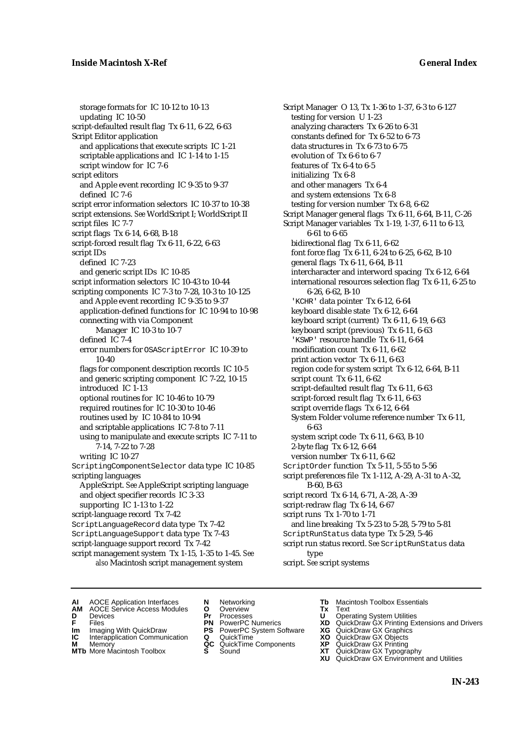storage formats for IC 10-12 to 10-13
  updating IC 10-50
script-defaulted result flag Tx 6-11, 6-22, 6-63
Script Editor application
  and applications that execute scripts IC 1-21
  scriptable applications and IC 1-14 to 1-15
  script window for IC 7-6
script editors
  and Apple event recording IC 9-35 to 9-37
  defined IC 7-6
script error information selectors IC 10-37 to 10-38
script extensions. *See* WorldScript I; WorldScript II
script files IC 7-7
script flags Tx 6-14, 6-68, B-18
script-forced result flag Tx 6-11, 6-22, 6-63
script IDs
  defined IC 7-23
  and generic script IDs IC 10-85
script information selectors IC 10-43 to 10-44
scripting components IC 7-3 to 7-28, 10-3 to 10-125
  and Apple event recording IC 9-35 to 9-37
  application-defined functions for IC 10-94 to 10-98
  connecting with via Component Manager IC 10-3 to 10-7
  defined IC 7-4
  error numbers for `OSAScriptError` IC 10-39 to 10-40
  flags for component description records IC 10-5
  and generic scripting component IC 7-22, 10-15
  introduced IC 1-13
  optional routines for IC 10-46 to 10-79
  required routines for IC 10-30 to 10-46
  routines used by IC 10-84 to 10-94
  and scriptable applications IC 7-8 to 7-11
  using to manipulate and execute scripts IC 7-11 to 7-14, 7-22 to 7-28
  writing IC 10-27
`ScriptingComponentSelector` data type IC 10-85
scripting languages
  AppleScript. *See* AppleScript scripting language
  and object specifier records IC 3-33
  supporting IC 1-13 to 1-22
script-language record Tx 7-42
`ScriptLanguageRecord` data type Tx 7-42
`ScriptLanguageSupport` data type Tx 7-43
script-language support record Tx 7-42
script management system Tx 1-15, 1-35 to 1-45. *See also* Macintosh script management system
Script Manager O 13, Tx 1-36 to 1-37, 6-3 to 6-127
  testing for version U 1-23
  analyzing characters Tx 6-26 to 6-31
  constants defined for Tx 6-52 to 6-73
  data structures in Tx 6-73 to 6-75
  evolution of Tx 6-6 to 6-7
  features of Tx 6-4 to 6-5
  initializing Tx 6-8
  and other managers Tx 6-4
  and system extensions Tx 6-8
  testing for version number Tx 6-8, 6-62
Script Manager general flags Tx 6-11, 6-64, B-11, C-26
Script Manager variables Tx 1-19, 1-37, 6-11 to 6-13, 6-61 to 6-65
  bidirectional flag Tx 6-11, 6-62
  font force flag Tx 6-11, 6-24 to 6-25, 6-62, B-10
  general flags Tx 6-11, 6-64, B-11
  intercharacter and interword spacing Tx 6-12, 6-64
  international resources selection flag Tx 6-11, 6-25 to 6-26, 6-62, B-10
  `'KCHR'` data pointer Tx 6-12, 6-64
  keyboard disable state Tx 6-12, 6-64
  keyboard script (current) Tx 6-11, 6-19, 6-63
  keyboard script (previous) Tx 6-11, 6-63
  `'KSWP'` resource handle Tx 6-11, 6-64
  modification count Tx 6-11, 6-62
  print action vector Tx 6-11, 6-63
  region code for system script Tx 6-12, 6-64, B-11
  script count Tx 6-11, 6-62
  script-defaulted result flag Tx 6-11, 6-63
  script-forced result flag Tx 6-11, 6-63
  script override flags Tx 6-12, 6-64
  System Folder volume reference number Tx 6-11, 6-63
  system script code Tx 6-11, 6-63, B-10
  2-byte flag Tx 6-12, 6-64
  version number Tx 6-11, 6-62
`ScriptOrder` function Tx 5-11, 5-55 to 5-56
script preferences file Tx 1-112, A-29, A-31 to A-32, B-60, B-63
script record Tx 6-14, 6-71, A-28, A-39
script-redraw flag Tx 6-14, 6-67
script runs Tx 1-70 to 1-71
  and line breaking Tx 5-23 to 5-28, 5-79 to 5-81
`ScriptRunStatus` data type Tx 5-29, 5-46
script run status record. *See* `ScriptRunStatus` data type
script. *See* script systems

**AI** AOCE Application Interfaces
**AM** AOCE Service Access Modules
**D** Devices
**F** Files
**Im** Imaging With QuickDraw
**IC** Interapplication Communication
**M** Memory
**MTb** More Macintosh Toolbox
**N** Networking
**O** Overview
**Pr** Processes
**PN** PowerPC Numerics
**PS** PowerPC System Software
**Q** QuickTime
**QC** QuickTime Components
**S** Sound
**Tb** Macintosh Toolbox Essentials
**Tx** Text
**U** Operating System Utilities
**XD** QuickDraw GX Printing Extensions and Drivers
**XG** QuickDraw GX Graphics
**XO** QuickDraw GX Objects
**XP** QuickDraw GX Printing
**XT** QuickDraw GX Typography
**XU** QuickDraw GX Environment and Utilities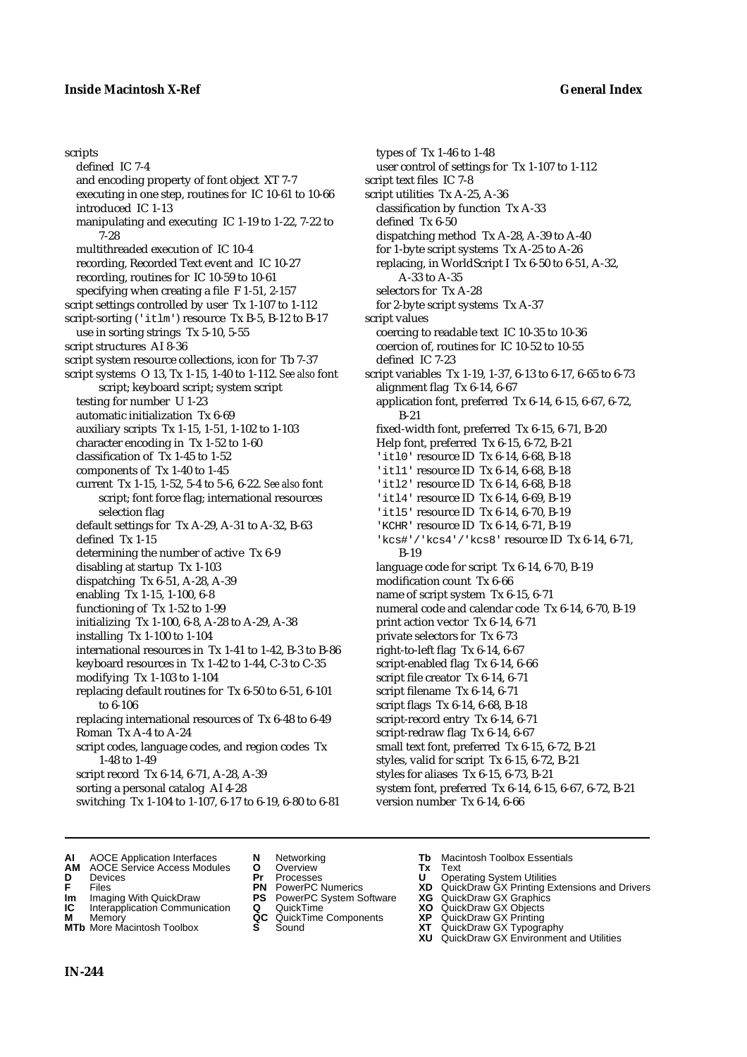scripts
- defined IC 7-4
- and encoding property of font object XT 7-7
- executing in one step, routines for IC 10-61 to 10-66
- introduced IC 1-13
- manipulating and executing IC 1-19 to 1-22, 7-22 to 7-28
- multithreaded execution of IC 10-4
- recording, Recorded Text event and IC 10-27
- recording, routines for IC 10-59 to 10-61
- specifying when creating a file F 1-51, 2-157

script settings controlled by user Tx 1-107 to 1-112

script-sorting ('itlm') resource Tx B-5, B-12 to B-17
- use in sorting strings Tx 5-10, 5-55

script structures AI 8-36

script system resource collections, icon for Tb 7-37

script systems O 13, Tx 1-15, 1-40 to 1-112. *See also* font script; keyboard script; system script
- testing for number U 1-23
- automatic initialization Tx 6-69
- auxiliary scripts Tx 1-15, 1-51, 1-102 to 1-103
- character encoding in Tx 1-52 to 1-60
- classification of Tx 1-45 to 1-52
- components of Tx 1-40 to 1-45
- current Tx 1-15, 1-52, 5-4 to 5-6, 6-22. *See also* font script; font force flag; international resources selection flag
- default settings for Tx A-29, A-31 to A-32, B-63
- defined Tx 1-15
- determining the number of active Tx 6-9
- disabling at startup Tx 1-103
- dispatching Tx 6-51, A-28, A-39
- enabling Tx 1-15, 1-100, 6-8
- functioning of Tx 1-52 to 1-99
- initializing Tx 1-100, 6-8, A-28 to A-29, A-38
- installing Tx 1-100 to 1-104
- international resources in Tx 1-41 to 1-42, B-3 to B-86
- keyboard resources in Tx 1-42 to 1-44, C-3 to C-35
- modifying Tx 1-103 to 1-104
- replacing default routines for Tx 6-50 to 6-51, 6-101 to 6-106
- replacing international resources of Tx 6-48 to 6-49
- Roman Tx A-4 to A-24
- script codes, language codes, and region codes Tx 1-48 to 1-49
- script record Tx 6-14, 6-71, A-28, A-39
- sorting a personal catalog AI 4-28
- switching Tx 1-104 to 1-107, 6-17 to 6-19, 6-80 to 6-81
- types of Tx 1-46 to 1-48
- user control of settings for Tx 1-107 to 1-112

script text files IC 7-8

script utilities Tx A-25, A-36
- classification by function Tx A-33
- defined Tx 6-50
- dispatching method Tx A-28, A-39 to A-40
- for 1-byte script systems Tx A-25 to A-26
- replacing, in WorldScript I Tx 6-50 to 6-51, A-32, A-33 to A-35
- selectors for Tx A-28
- for 2-byte script systems Tx A-37

script values
- coercing to readable text IC 10-35 to 10-36
- coercion of, routines for IC 10-52 to 10-55
- defined IC 7-23

script variables Tx 1-19, 1-37, 6-13 to 6-17, 6-65 to 6-73
- alignment flag Tx 6-14, 6-67
- application font, preferred Tx 6-14, 6-15, 6-67, 6-72, B-21
- fixed-width font, preferred Tx 6-15, 6-71, B-20
- Help font, preferred Tx 6-15, 6-72, B-21
- 'itl0' resource ID Tx 6-14, 6-68, B-18
- 'itl1' resource ID Tx 6-14, 6-68, B-18
- 'itl2' resource ID Tx 6-14, 6-68, B-18
- 'itl4' resource ID Tx 6-14, 6-69, B-19
- 'itl5' resource ID Tx 6-14, 6-70, B-19
- 'KCHR' resource ID Tx 6-14, 6-71, B-19
- 'kcs#'/'kcs4'/'kcs8' resource ID Tx 6-14, 6-71, B-19
- language code for script Tx 6-14, 6-70, B-19
- modification count Tx 6-66
- name of script system Tx 6-15, 6-71
- numeral code and calendar code Tx 6-14, 6-70, B-19
- print action vector Tx 6-14, 6-71
- private selectors for Tx 6-73
- right-to-left flag Tx 6-14, 6-67
- script-enabled flag Tx 6-14, 6-66
- script file creator Tx 6-14, 6-71
- script filename Tx 6-14, 6-71
- script flags Tx 6-14, 6-68, B-18
- script-record entry Tx 6-14, 6-71
- script-redraw flag Tx 6-14, 6-67
- small text font, preferred Tx 6-15, 6-72, B-21
- styles, valid for script Tx 6-15, 6-72, B-21
- styles for aliases Tx 6-15, 6-73, B-21
- system font, preferred Tx 6-14, 6-15, 6-67, 6-72, B-21
- version number Tx 6-14, 6-66

| | | | | | |
|---|---|---|---|---|---|
| **AI** | AOCE Application Interfaces | **N** | Networking | **Tb** | Macintosh Toolbox Essentials |
| **AM** | AOCE Service Access Modules | **O** | Overview | **Tx** | Text |
| **D** | Devices | **Pr** | Processes | **U** | Operating System Utilities |
| **F** | Files | **PN** | PowerPC Numerics | **XD** | QuickDraw GX Printing Extensions and Drivers |
| **Im** | Imaging With QuickDraw | **PS** | PowerPC System Software | **XG** | QuickDraw GX Graphics |
| **IC** | Interapplication Communication | **Q** | QuickTime | **XO** | QuickDraw GX Objects |
| **M** | Memory | **QC** | QuickTime Components | **XP** | QuickDraw GX Printing |
| **MTb** | More Macintosh Toolbox | **S** | Sound | **XT** | QuickDraw GX Typography |
| | | | | **XU** | QuickDraw GX Environment and Utilities |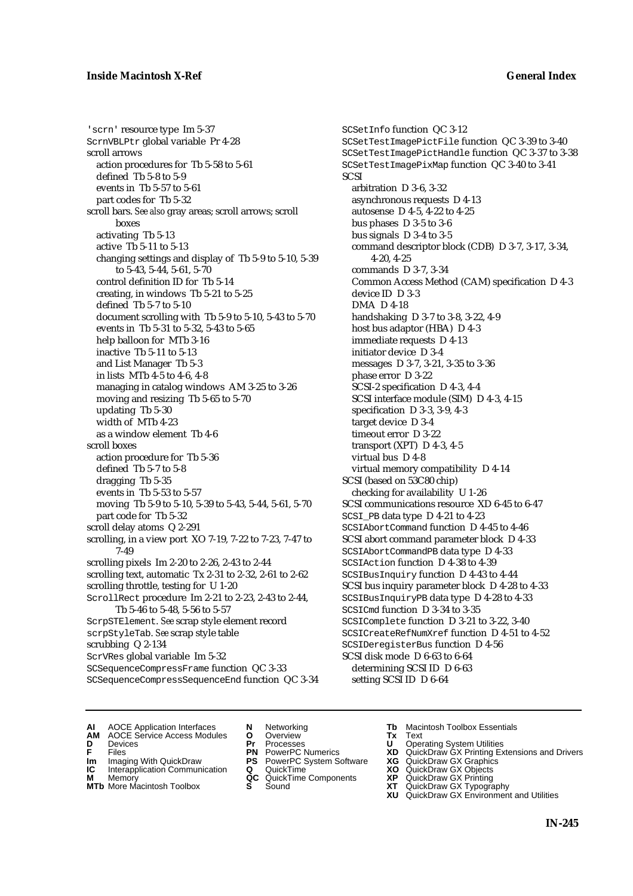'scrn' resource type Im 5-37
ScrnVBLPtr global variable Pr 4-28
scroll arrows
  action procedures for Tb 5-58 to 5-61
  defined Tb 5-8 to 5-9
  events in Tb 5-57 to 5-61
  part codes for Tb 5-32
scroll bars. *See also* gray areas; scroll arrows; scroll boxes
  activating Tb 5-13
  active Tb 5-11 to 5-13
  changing settings and display of Tb 5-9 to 5-10, 5-39 to 5-43, 5-44, 5-61, 5-70
  control definition ID for Tb 5-14
  creating, in windows Tb 5-21 to 5-25
  defined Tb 5-7 to 5-10
  document scrolling with Tb 5-9 to 5-10, 5-43 to 5-70
  events in Tb 5-31 to 5-32, 5-43 to 5-65
  help balloon for MTb 3-16
  inactive Tb 5-11 to 5-13
  and List Manager Tb 5-3
  in lists MTb 4-5 to 4-6, 4-8
  managing in catalog windows AM 3-25 to 3-26
  moving and resizing Tb 5-65 to 5-70
  updating Tb 5-30
  width of MTb 4-23
  as a window element Tb 4-6
scroll boxes
  action procedure for Tb 5-36
  defined Tb 5-7 to 5-8
  dragging Tb 5-35
  events in Tb 5-53 to 5-57
  moving Tb 5-9 to 5-10, 5-39 to 5-43, 5-44, 5-61, 5-70
  part code for Tb 5-32
scroll delay atoms Q 2-291
scrolling, in a view port XO 7-19, 7-22 to 7-23, 7-47 to 7-49
scrolling pixels Im 2-20 to 2-26, 2-43 to 2-44
scrolling text, automatic Tx 2-31 to 2-32, 2-61 to 2-62
scrolling throttle, testing for U 1-20
ScrollRect procedure Im 2-21 to 2-23, 2-43 to 2-44, Tb 5-46 to 5-48, 5-56 to 5-57
ScrpSTElement. *See* scrap style element record
scrpStyleTab. *See* scrap style table
scrubbing Q 2-134
ScrVRes global variable Im 5-32
SCSequenceCompressFrame function QC 3-33
SCSequenceCompressSequenceEnd function QC 3-34
SCSetInfo function QC 3-12
SCSetTestImagePictFile function QC 3-39 to 3-40
SCSetTestImagePictHandle function QC 3-37 to 3-38
SCSetTestImagePixMap function QC 3-40 to 3-41
SCSI
  arbitration D 3-6, 3-32
  asynchronous requests D 4-13
  autosense D 4-5, 4-22 to 4-25
  bus phases D 3-5 to 3-6
  bus signals D 3-4 to 3-5
  command descriptor block (CDB) D 3-7, 3-17, 3-34, 4-20, 4-25
  commands D 3-7, 3-34
  Common Access Method (CAM) specification D 4-3
  device ID D 3-3
  DMA D 4-18
  handshaking D 3-7 to 3-8, 3-22, 4-9
  host bus adaptor (HBA) D 4-3
  immediate requests D 4-13
  initiator device D 3-4
  messages D 3-7, 3-21, 3-35 to 3-36
  phase error D 3-22
  SCSI-2 specification D 4-3, 4-4
  SCSI interface module (SIM) D 4-3, 4-15
  specification D 3-3, 3-9, 4-3
  target device D 3-4
  timeout error D 3-22
  transport (XPT) D 4-3, 4-5
  virtual bus D 4-8
  virtual memory compatibility D 4-14
SCSI (based on 53C80 chip)
  checking for availability U 1-26
SCSI communications resource XD 6-45 to 6-47
SCSI_PB data type D 4-21 to 4-23
SCSIAbortCommand function D 4-45 to 4-46
SCSI abort command parameter block D 4-33
SCSIAbortCommandPB data type D 4-33
SCSIAction function D 4-38 to 4-39
SCSIBusInquiry function D 4-43 to 4-44
SCSI bus inquiry parameter block D 4-28 to 4-33
SCSIBusInquiryPB data type D 4-28 to 4-33
SCSICmd function D 3-34 to 3-35
SCSIComplete function D 3-21 to 3-22, 3-40
SCSICreateRefNumXref function D 4-51 to 4-52
SCSIDeregisterBus function D 4-56
SCSI disk mode D 6-63 to 6-64
  determining SCSI ID D 6-63
  setting SCSI ID D 6-64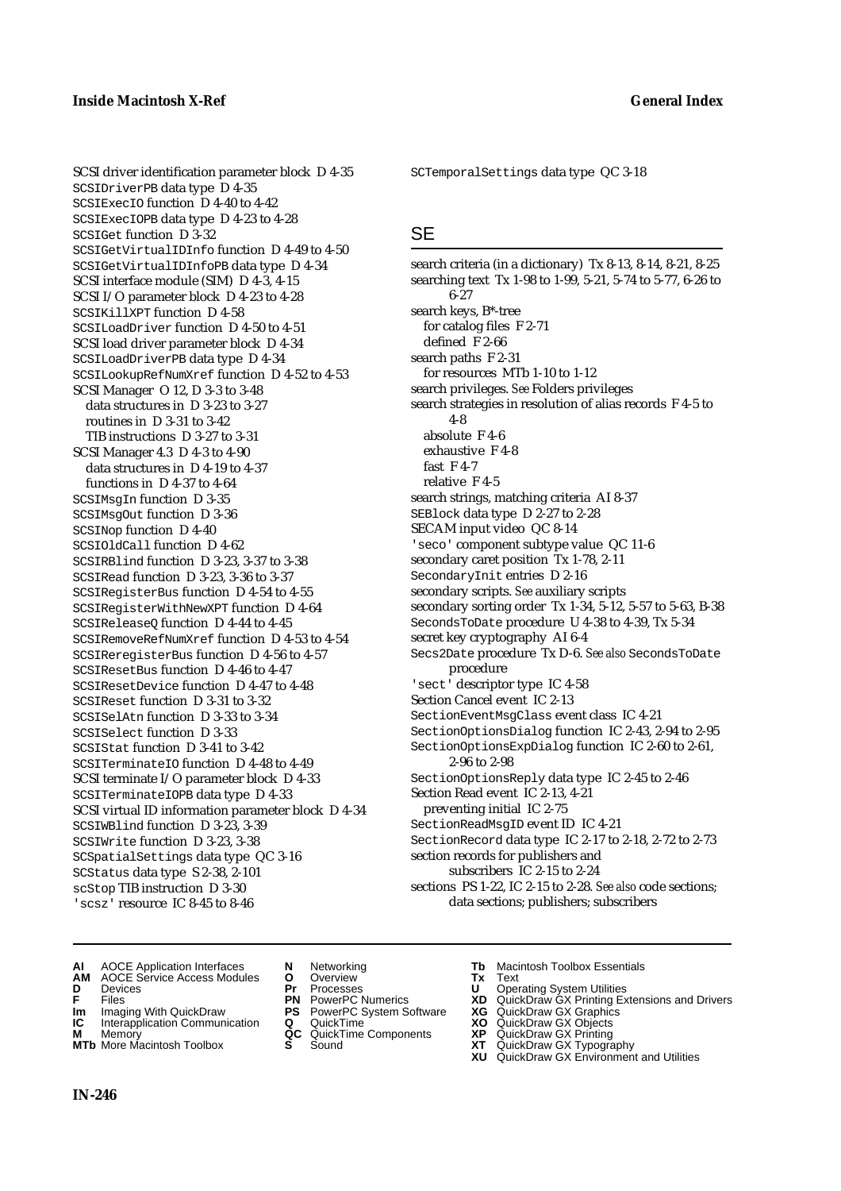SCSI driver identification parameter block D 4-35
SCSIDriverPB data type D 4-35
SCSIExecIO function D 4-40 to 4-42
SCSIExecIOPB data type D 4-23 to 4-28
SCSIGet function D 3-32
SCSIGetVirtualIDInfo function D 4-49 to 4-50
SCSIGetVirtualIDInfoPB data type D 4-34
SCSI interface module (SIM) D 4-3, 4-15
SCSI I/O parameter block D 4-23 to 4-28
SCSIKillXPT function D 4-58
SCSILoadDriver function D 4-50 to 4-51
SCSI load driver parameter block D 4-34
SCSILoadDriverPB data type D 4-34
SCSILookupRefNumXref function D 4-52 to 4-53
SCSI Manager O 12, D 3-3 to 3-48
  data structures in D 3-23 to 3-27
  routines in D 3-31 to 3-42
  TIB instructions D 3-27 to 3-31
SCSI Manager 4.3 D 4-3 to 4-90
  data structures in D 4-19 to 4-37
  functions in D 4-37 to 4-64
SCSIMsgIn function D 3-35
SCSIMsgOut function D 3-36
SCSINop function D 4-40
SCSIOldCall function D 4-62
SCSIRBlind function D 3-23, 3-37 to 3-38
SCSIRead function D 3-23, 3-36 to 3-37
SCSIRegisterBus function D 4-54 to 4-55
SCSIRegisterWithNewXPT function D 4-64
SCSIReleaseQ function D 4-44 to 4-45
SCSIRemoveRefNumXref function D 4-53 to 4-54
SCSIReregisterBus function D 4-56 to 4-57
SCSIResetBus function D 4-46 to 4-47
SCSIResetDevice function D 4-47 to 4-48
SCSIReset function D 3-31 to 3-32
SCSISelAtn function D 3-33 to 3-34
SCSISelect function D 3-33
SCSIStat function D 3-41 to 3-42
SCSITerminateIO function D 4-48 to 4-49
SCSI terminate I/O parameter block D 4-33
SCSITerminateIOPB data type D 4-33
SCSI virtual ID information parameter block D 4-34
SCSIWBlind function D 3-23, 3-39
SCSIWrite function D 3-23, 3-38
SCSpatialSettings data type QC 3-16
SCStatus data type S 2-38, 2-101
scStop TIB instruction D 3-30
'scsz' resource IC 8-45 to 8-46
SCTemporalSettings data type QC 3-18

## SE

search criteria (in a dictionary) Tx 8-13, 8-14, 8-21, 8-25
searching text Tx 1-98 to 1-99, 5-21, 5-74 to 5-77, 6-26 to 6-27
search keys, B*-tree
  for catalog files F 2-71
  defined F 2-66
search paths F 2-31
  for resources MTb 1-10 to 1-12
search privileges. *See* Folders privileges
search strategies in resolution of alias records F 4-5 to 4-8
  absolute F 4-6
  exhaustive F 4-8
  fast F 4-7
  relative F 4-5
search strings, matching criteria AI 8-37
SEBlock data type D 2-27 to 2-28
SECAM input video QC 8-14
'seco' component subtype value QC 11-6
secondary caret position Tx 1-78, 2-11
SecondaryInit entries D 2-16
secondary scripts. *See* auxiliary scripts
secondary sorting order Tx 1-34, 5-12, 5-57 to 5-63, B-38
SecondsToDate procedure U 4-38 to 4-39, Tx 5-34
secret key cryptography AI 6-4
Secs2Date procedure Tx D-6. *See also* SecondsToDate procedure
'sect' descriptor type IC 4-58
Section Cancel event IC 2-13
SectionEventMsgClass event class IC 4-21
SectionOptionsDialog function IC 2-43, 2-94 to 2-95
SectionOptionsExpDialog function IC 2-60 to 2-61, 2-96 to 2-98
SectionOptionsReply data type IC 2-45 to 2-46
Section Read event IC 2-13, 4-21
  preventing initial IC 2-75
SectionReadMsgID event ID IC 4-21
SectionRecord data type IC 2-17 to 2-18, 2-72 to 2-73
section records for publishers and subscribers IC 2-15 to 2-24
sections PS 1-22, IC 2-15 to 2-28. *See also* code sections; data sections; publishers; subscribers

**AI** AOCE Application Interfaces
**AM** AOCE Service Access Modules
**D** Devices
**F** Files
**Im** Imaging With QuickDraw
**IC** Interapplication Communication
**M** Memory
**MTb** More Macintosh Toolbox
**N** Networking
**O** Overview
**Pr** Processes
**PN** PowerPC Numerics
**PS** PowerPC System Software
**Q** QuickTime
**QC** QuickTime Components
**S** Sound
**Tb** Macintosh Toolbox Essentials
**Tx** Text
**U** Operating System Utilities
**XD** QuickDraw GX Printing Extensions and Drivers
**XG** QuickDraw GX Graphics
**XO** QuickDraw GX Objects
**XP** QuickDraw GX Printing
**XT** QuickDraw GX Typography
**XU** QuickDraw GX Environment and Utilities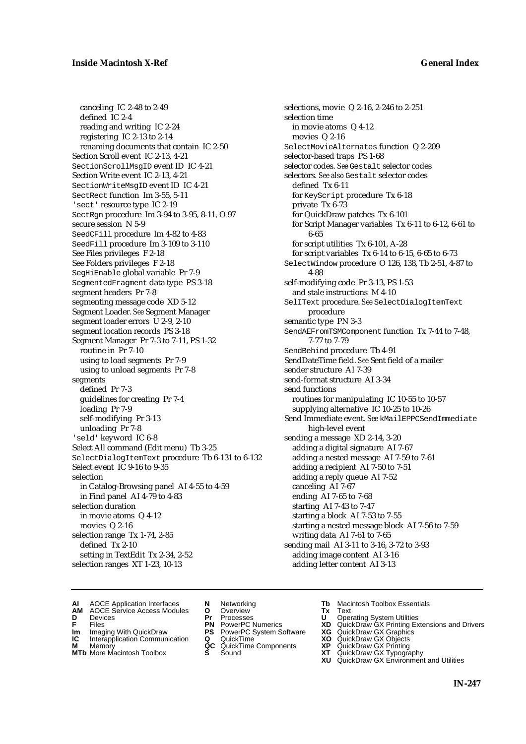canceling IC 2-48 to 2-49
defined IC 2-4
reading and writing IC 2-24
registering IC 2-13 to 2-14
renaming documents that contain IC 2-50
Section Scroll event IC 2-13, 4-21
SectionScrollMsgID event ID IC 4-21
Section Write event IC 2-13, 4-21
SectionWriteMsgID event ID IC 4-21
SectRect function Im 3-55, 5-11
'sect' resource type IC 2-19
SectRgn procedure Im 3-94 to 3-95, 8-11, O 97
secure session N 5-9
SeedCFill procedure Im 4-82 to 4-83
SeedFill procedure Im 3-109 to 3-110
See Files privileges F 2-18
See Folders privileges F 2-18
SegHiEnable global variable Pr 7-9
SegmentedFragment data type PS 3-18
segment headers Pr 7-8
segmenting message code XD 5-12
Segment Loader. *See* Segment Manager
segment loader errors U 2-9, 2-10
segment location records PS 3-18
Segment Manager Pr 7-3 to 7-11, PS 1-32
routine in Pr 7-10
using to load segments Pr 7-9
using to unload segments Pr 7-8
segments
defined Pr 7-3
guidelines for creating Pr 7-4
loading Pr 7-9
self-modifying Pr 3-13
unloading Pr 7-8
'seld' keyword IC 6-8
Select All command (Edit menu) Tb 3-25
SelectDialogItemText procedure Tb 6-131 to 6-132
Select event IC 9-16 to 9-35
selection
in Catalog-Browsing panel AI 4-55 to 4-59
in Find panel AI 4-79 to 4-83
selection duration
in movie atoms Q 4-12
movies Q 2-16
selection range Tx 1-74, 2-85
defined Tx 2-10
setting in TextEdit Tx 2-34, 2-52
selection ranges XT 1-23, 10-13
selections, movie Q 2-16, 2-246 to 2-251
selection time
in movie atoms Q 4-12
movies Q 2-16
SelectMovieAlternates function Q 2-209
selector-based traps PS 1-68
selector codes. *See* Gestalt selector codes
selectors. *See also* Gestalt selector codes
defined Tx 6-11
for KeyScript procedure Tx 6-18
private Tx 6-73
for QuickDraw patches Tx 6-101
for Script Manager variables Tx 6-11 to 6-12, 6-61 to 6-65
for script utilities Tx 6-101, A-28
for script variables Tx 6-14 to 6-15, 6-65 to 6-73
SelectWindow procedure O 126, 138, Tb 2-51, 4-87 to 4-88
self-modifying code Pr 3-13, PS 1-53
and stale instructions M 4-10
SelIText procedure. *See* SelectDialogItemText procedure
semantic type PN 3-3
SendAEFromTSMComponent function Tx 7-44 to 7-48, 7-77 to 7-79
SendBehind procedure Tb 4-91
SendDateTime field. *See* Sent field of a mailer
sender structure AI 7-39
send-format structure AI 3-34
send functions
routines for manipulating IC 10-55 to 10-57
supplying alternative IC 10-25 to 10-26
Send Immediate event. *See* kMailEPPCSendImmediate high-level event
sending a message XD 2-14, 3-20
adding a digital signature AI 7-67
adding a nested message AI 7-59 to 7-61
adding a recipient AI 7-50 to 7-51
adding a reply queue AI 7-52
canceling AI 7-67
ending AI 7-65 to 7-68
starting AI 7-43 to 7-47
starting a block AI 7-53 to 7-55
starting a nested message block AI 7-56 to 7-59
writing data AI 7-61 to 7-65
sending mail AI 3-11 to 3-16, 3-72 to 3-93
adding image content AI 3-16
adding letter content AI 3-13

**AI** AOCE Application Interfaces
**AM** AOCE Service Access Modules
**D** Devices
**F** Files
**Im** Imaging With QuickDraw
**IC** Interapplication Communication
**M** Memory
**MTb** More Macintosh Toolbox
**N** Networking
**O** Overview
**Pr** Processes
**PN** PowerPC Numerics
**PS** PowerPC System Software
**Q** QuickTime
**QC** QuickTime Components
**S** Sound
**Tb** Macintosh Toolbox Essentials
**Tx** Text
**U** Operating System Utilities
**XD** QuickDraw GX Printing Extensions and Drivers
**XG** QuickDraw GX Graphics
**XO** QuickDraw GX Objects
**XP** QuickDraw GX Printing
**XT** QuickDraw GX Typography
**XU** QuickDraw GX Environment and Utilities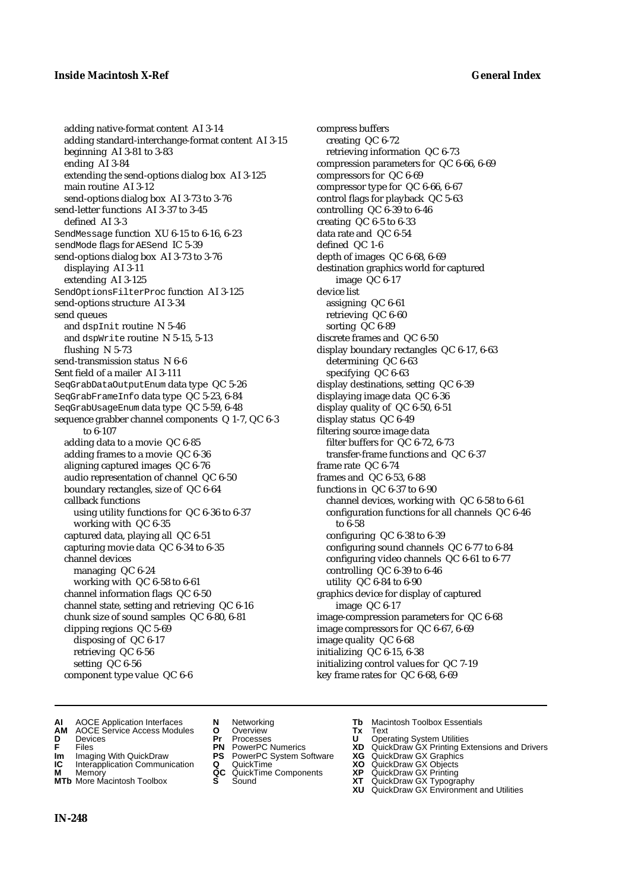adding native-format content AI 3-14
adding standard-interchange-format content AI 3-15
beginning AI 3-81 to 3-83
ending AI 3-84
extending the send-options dialog box AI 3-125
main routine AI 3-12
send-options dialog box AI 3-73 to 3-76
send-letter functions AI 3-37 to 3-45
defined AI 3-3
SendMessage function XU 6-15 to 6-16, 6-23
sendMode flags for AESend IC 5-39
send-options dialog box AI 3-73 to 3-76
displaying AI 3-11
extending AI 3-125
SendOptionsFilterProc function AI 3-125
send-options structure AI 3-34
send queues
and dspInit routine N 5-46
and dspWrite routine N 5-15, 5-13
flushing N 5-73
send-transmission status N 6-6
Sent field of a mailer AI 3-111
SeqGrabDataOutputEnum data type QC 5-26
SeqGrabFrameInfo data type QC 5-23, 6-84
SeqGrabUsageEnum data type QC 5-59, 6-48
sequence grabber channel components Q 1-7, QC 6-3 to 6-107
adding data to a movie QC 6-85
adding frames to a movie QC 6-36
aligning captured images QC 6-76
audio representation of channel QC 6-50
boundary rectangles, size of QC 6-64
callback functions
using utility functions for QC 6-36 to 6-37
working with QC 6-35
captured data, playing all QC 6-51
capturing movie data QC 6-34 to 6-35
channel devices
managing QC 6-24
working with QC 6-58 to 6-61
channel information flags QC 6-50
channel state, setting and retrieving QC 6-16
chunk size of sound samples QC 6-80, 6-81
clipping regions QC 5-69
disposing of QC 6-17
retrieving QC 6-56
setting QC 6-56
component type value QC 6-6
compress buffers
creating QC 6-72
retrieving information QC 6-73
compression parameters for QC 6-66, 6-69
compressors for QC 6-69
compressor type for QC 6-66, 6-67
control flags for playback QC 5-63
controlling QC 6-39 to 6-46
creating QC 6-5 to 6-33
data rate and QC 6-54
defined QC 1-6
depth of images QC 6-68, 6-69
destination graphics world for captured image QC 6-17
device list
assigning QC 6-61
retrieving QC 6-60
sorting QC 6-89
discrete frames and QC 6-50
display boundary rectangles QC 6-17, 6-63
determining QC 6-63
specifying QC 6-63
display destinations, setting QC 6-39
displaying image data QC 6-36
display quality of QC 6-50, 6-51
display status QC 6-49
filtering source image data
filter buffers for QC 6-72, 6-73
transfer-frame functions and QC 6-37
frame rate QC 6-74
frames and QC 6-53, 6-88
functions in QC 6-37 to 6-90
channel devices, working with QC 6-58 to 6-61
configuration functions for all channels QC 6-46 to 6-58
configuring QC 6-38 to 6-39
configuring sound channels QC 6-77 to 6-84
configuring video channels QC 6-61 to 6-77
controlling QC 6-39 to 6-46
utility QC 6-84 to 6-90
graphics device for display of captured image QC 6-17
image-compression parameters for QC 6-68
image compressors for QC 6-67, 6-69
image quality QC 6-68
initializing QC 6-15, 6-38
initializing control values for QC 7-19
key frame rates for QC 6-68, 6-69

**AI** AOCE Application Interfaces
**AM** AOCE Service Access Modules
**D** Devices
**F** Files
**Im** Imaging With QuickDraw
**IC** Interapplication Communication
**M** Memory
**MTb** More Macintosh Toolbox
**N** Networking
**O** Overview
**Pr** Processes
**PN** PowerPC Numerics
**PS** PowerPC System Software
**Q** QuickTime
**QC** QuickTime Components
**S** Sound
**Tb** Macintosh Toolbox Essentials
**Tx** Text
**U** Operating System Utilities
**XD** QuickDraw GX Printing Extensions and Drivers
**XG** QuickDraw GX Graphics
**XO** QuickDraw GX Objects
**XP** QuickDraw GX Printing
**XT** QuickDraw GX Typography
**XU** QuickDraw GX Environment and Utilities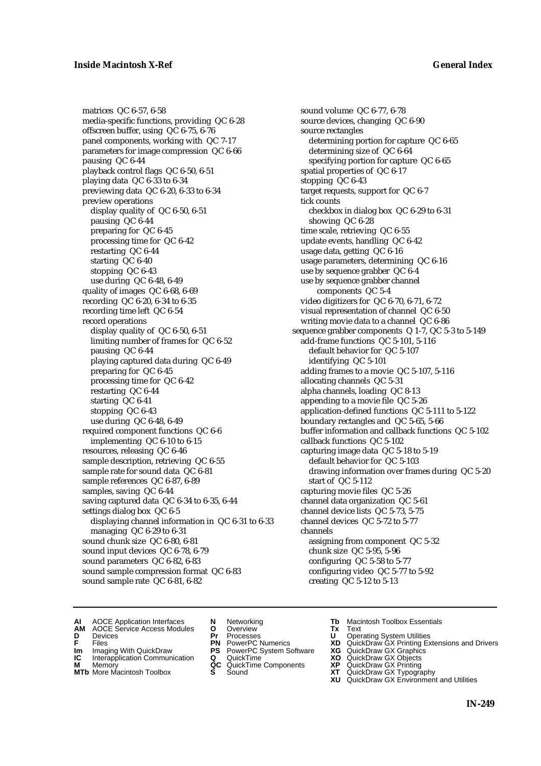matrices QC 6-57, 6-58
media-specific functions, providing QC 6-28
offscreen buffer, using QC 6-75, 6-76
panel components, working with QC 7-17
parameters for image compression QC 6-66
pausing QC 6-44
playback control flags QC 6-50, 6-51
playing data QC 6-33 to 6-34
previewing data QC 6-20, 6-33 to 6-34
preview operations
  display quality of QC 6-50, 6-51
  pausing QC 6-44
  preparing for QC 6-45
  processing time for QC 6-42
  restarting QC 6-44
  starting QC 6-40
  stopping QC 6-43
  use during QC 6-48, 6-49
quality of images QC 6-68, 6-69
recording QC 6-20, 6-34 to 6-35
recording time left QC 6-54
record operations
  display quality of QC 6-50, 6-51
  limiting number of frames for QC 6-52
  pausing QC 6-44
  playing captured data during QC 6-49
  preparing for QC 6-45
  processing time for QC 6-42
  restarting QC 6-44
  starting QC 6-41
  stopping QC 6-43
  use during QC 6-48, 6-49
required component functions QC 6-6
  implementing QC 6-10 to 6-15
resources, releasing QC 6-46
sample description, retrieving QC 6-55
sample rate for sound data QC 6-81
sample references QC 6-87, 6-89
samples, saving QC 6-44
saving captured data QC 6-34 to 6-35, 6-44
settings dialog box QC 6-5
  displaying channel information in QC 6-31 to 6-33
  managing QC 6-29 to 6-31
sound chunk size QC 6-80, 6-81
sound input devices QC 6-78, 6-79
sound parameters QC 6-82, 6-83
sound sample compression format QC 6-83
sound sample rate QC 6-81, 6-82
sound volume QC 6-77, 6-78
source devices, changing QC 6-90
source rectangles
  determining portion for capture QC 6-65
  determining size of QC 6-64
  specifying portion for capture QC 6-65
spatial properties of QC 6-17
stopping QC 6-43
target requests, support for QC 6-7
tick counts
  checkbox in dialog box QC 6-29 to 6-31
  showing QC 6-28
time scale, retrieving QC 6-55
update events, handling QC 6-42
usage data, getting QC 6-16
usage parameters, determining QC 6-16
use by sequence grabber QC 6-4
use by sequence grabber channel components QC 5-4
video digitizers for QC 6-70, 6-71, 6-72
visual representation of channel QC 6-50
writing movie data to a channel QC 6-86

sequence grabber components Q 1-7, QC 5-3 to 5-149
  add-frame functions QC 5-101, 5-116
    default behavior for QC 5-107
    identifying QC 5-101
  adding frames to a movie QC 5-107, 5-116
  allocating channels QC 5-31
  alpha channels, loading QC 8-13
  appending to a movie file QC 5-26
  application-defined functions QC 5-111 to 5-122
  boundary rectangles and QC 5-65, 5-66
  buffer information and callback functions QC 5-102
  callback functions QC 5-102
  capturing image data QC 5-18 to 5-19
    default behavior for QC 5-103
    drawing information over frames during QC 5-20
    start of QC 5-112
  capturing movie files QC 5-26
  channel data organization QC 5-61
  channel device lists QC 5-73, 5-75
  channel devices QC 5-72 to 5-77
  channels
    assigning from component QC 5-32
    chunk size QC 5-95, 5-96
    configuring QC 5-58 to 5-77
    configuring video QC 5-77 to 5-92
    creating QC 5-12 to 5-13

**AI** AOCE Application Interfaces
**AM** AOCE Service Access Modules
**D** Devices
**F** Files
**Im** Imaging With QuickDraw
**IC** Interapplication Communication
**M** Memory
**MTb** More Macintosh Toolbox
**N** Networking
**O** Overview
**Pr** Processes
**PN** PowerPC Numerics
**PS** PowerPC System Software
**Q** QuickTime
**QC** QuickTime Components
**S** Sound
**Tb** Macintosh Toolbox Essentials
**Tx** Text
**U** Operating System Utilities
**XD** QuickDraw GX Printing Extensions and Drivers
**XG** QuickDraw GX Graphics
**XO** QuickDraw GX Objects
**XP** QuickDraw GX Printing
**XT** QuickDraw GX Typography
**XU** QuickDraw GX Environment and Utilities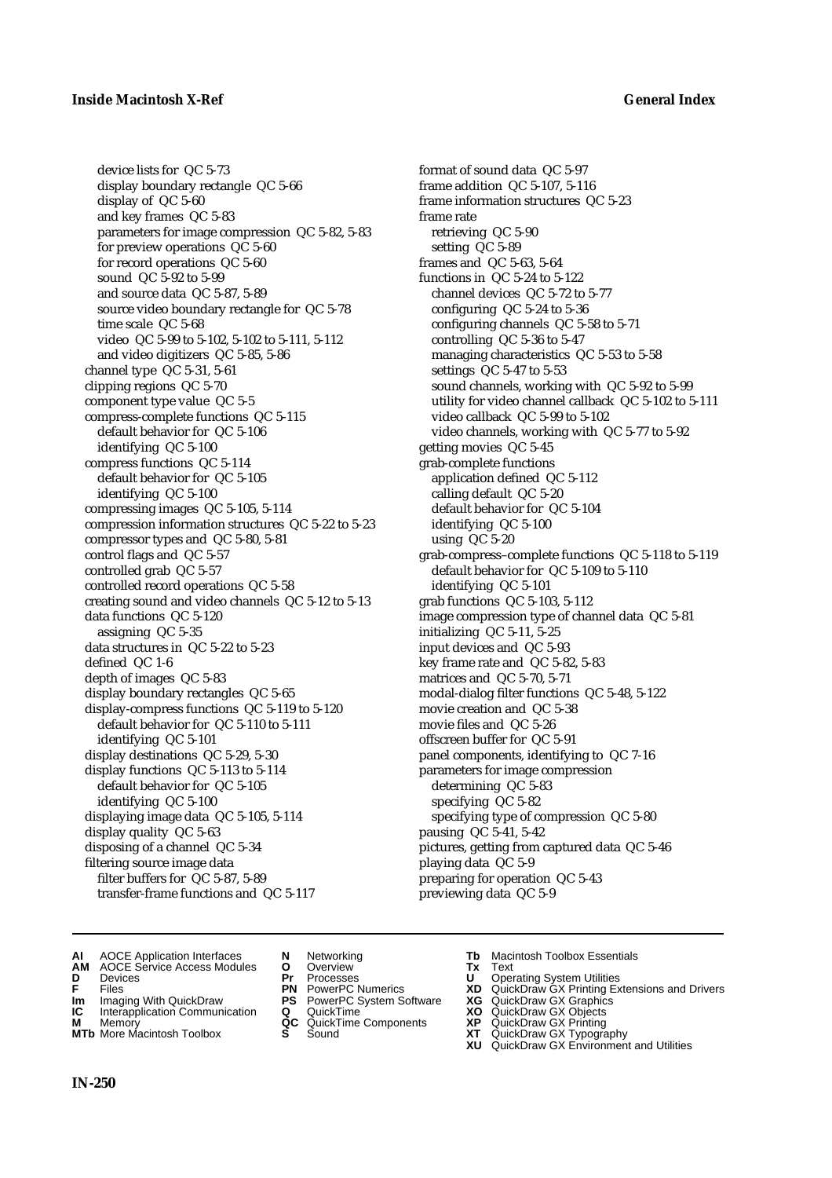device lists for QC 5-73
display boundary rectangle QC 5-66
display of QC 5-60
and key frames QC 5-83
parameters for image compression QC 5-82, 5-83
for preview operations QC 5-60
for record operations QC 5-60
sound QC 5-92 to 5-99
and source data QC 5-87, 5-89
source video boundary rectangle for QC 5-78
time scale QC 5-68
video QC 5-99 to 5-102, 5-102 to 5-111, 5-112
and video digitizers QC 5-85, 5-86

channel type QC 5-31, 5-61
clipping regions QC 5-70
component type value QC 5-5
compress-complete functions QC 5-115
default behavior for QC 5-106
identifying QC 5-100

compress functions QC 5-114
default behavior for QC 5-105
identifying QC 5-100

compressing images QC 5-105, 5-114
compression information structures QC 5-22 to 5-23
compressor types and QC 5-80, 5-81
control flags and QC 5-57
controlled grab QC 5-57
controlled record operations QC 5-58
creating sound and video channels QC 5-12 to 5-13
data functions QC 5-120
assigning QC 5-35

data structures in QC 5-22 to 5-23
defined QC 1-6
depth of images QC 5-83
display boundary rectangles QC 5-65
display-compress functions QC 5-119 to 5-120
default behavior for QC 5-110 to 5-111
identifying QC 5-101

display destinations QC 5-29, 5-30
display functions QC 5-113 to 5-114
default behavior for QC 5-105
identifying QC 5-100

displaying image data QC 5-105, 5-114
display quality QC 5-63
disposing of a channel QC 5-34
filtering source image data
filter buffers for QC 5-87, 5-89
transfer-frame functions and QC 5-117

format of sound data QC 5-97
frame addition QC 5-107, 5-116
frame information structures QC 5-23
frame rate
retrieving QC 5-90
setting QC 5-89

frames and QC 5-63, 5-64
functions in QC 5-24 to 5-122
channel devices QC 5-72 to 5-77
configuring QC 5-24 to 5-36
configuring channels QC 5-58 to 5-71
controlling QC 5-36 to 5-47
managing characteristics QC 5-53 to 5-58
settings QC 5-47 to 5-53
sound channels, working with QC 5-92 to 5-99
utility for video channel callback QC 5-102 to 5-111
video callback QC 5-99 to 5-102
video channels, working with QC 5-77 to 5-92

getting movies QC 5-45
grab-complete functions
application defined QC 5-112
calling default QC 5-20
default behavior for QC 5-104
identifying QC 5-100
using QC 5-20

grab-compress–complete functions QC 5-118 to 5-119
default behavior for QC 5-109 to 5-110
identifying QC 5-101

grab functions QC 5-103, 5-112
image compression type of channel data QC 5-81
initializing QC 5-11, 5-25
input devices and QC 5-93
key frame rate and QC 5-82, 5-83
matrices and QC 5-70, 5-71
modal-dialog filter functions QC 5-48, 5-122
movie creation and QC 5-38
movie files and QC 5-26
offscreen buffer for QC 5-91
panel components, identifying to QC 7-16
parameters for image compression
determining QC 5-83
specifying QC 5-82
specifying type of compression QC 5-80

pausing QC 5-41, 5-42
pictures, getting from captured data QC 5-46
playing data QC 5-9
preparing for operation QC 5-43
previewing data QC 5-9

**AI** AOCE Application Interfaces
**AM** AOCE Service Access Modules
**D** Devices
**F** Files
**Im** Imaging With QuickDraw
**IC** Interapplication Communication
**M** Memory
**MTb** More Macintosh Toolbox
**N** Networking
**O** Overview
**Pr** Processes
**PN** PowerPC Numerics
**PS** PowerPC System Software
**Q** QuickTime
**QC** QuickTime Components
**S** Sound
**Tb** Macintosh Toolbox Essentials
**Tx** Text
**U** Operating System Utilities
**XD** QuickDraw GX Printing Extensions and Drivers
**XG** QuickDraw GX Graphics
**XO** QuickDraw GX Objects
**XP** QuickDraw GX Printing
**XT** QuickDraw GX Typography
**XU** QuickDraw GX Environment and Utilities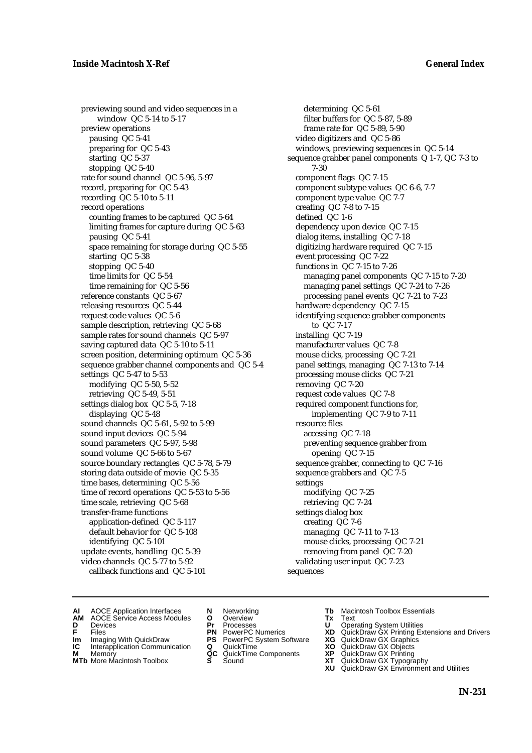previewing sound and video sequences in a window QC 5-14 to 5-17
preview operations
- pausing QC 5-41
- preparing for QC 5-43
- starting QC 5-37
- stopping QC 5-40

rate for sound channel QC 5-96, 5-97
record, preparing for QC 5-43
recording QC 5-10 to 5-11
record operations
- counting frames to be captured QC 5-64
- limiting frames for capture during QC 5-63
- pausing QC 5-41
- space remaining for storage during QC 5-55
- starting QC 5-38
- stopping QC 5-40
- time limits for QC 5-54
- time remaining for QC 5-56

reference constants QC 5-67
releasing resources QC 5-44
request code values QC 5-6
sample description, retrieving QC 5-68
sample rates for sound channels QC 5-97
saving captured data QC 5-10 to 5-11
screen position, determining optimum QC 5-36
sequence grabber channel components and QC 5-4
settings QC 5-47 to 5-53
- modifying QC 5-50, 5-52
- retrieving QC 5-49, 5-51

settings dialog box QC 5-5, 7-18
- displaying QC 5-48

sound channels QC 5-61, 5-92 to 5-99
sound input devices QC 5-94
sound parameters QC 5-97, 5-98
sound volume QC 5-66 to 5-67
source boundary rectangles QC 5-78, 5-79
storing data outside of movie QC 5-35
time bases, determining QC 5-56
time of record operations QC 5-53 to 5-56
time scale, retrieving QC 5-68
transfer-frame functions
- application-defined QC 5-117
- default behavior for QC 5-108
- identifying QC 5-101

update events, handling QC 5-39
video channels QC 5-77 to 5-92
- callback functions and QC 5-101
- determining QC 5-61
- filter buffers for QC 5-87, 5-89
- frame rate for QC 5-89, 5-90

video digitizers and QC 5-86
windows, previewing sequences in QC 5-14

sequence grabber panel components Q 1-7, QC 7-3 to 7-30
- component flags QC 7-15
- component subtype values QC 6-6, 7-7
- component type value QC 7-7
- creating QC 7-8 to 7-15
- defined QC 1-6
- dependency upon device QC 7-15
- dialog items, installing QC 7-18
- digitizing hardware required QC 7-15
- event processing QC 7-22
- functions in QC 7-15 to 7-26
  - managing panel components QC 7-15 to 7-20
  - managing panel settings QC 7-24 to 7-26
  - processing panel events QC 7-21 to 7-23
- hardware dependency QC 7-15
- identifying sequence grabber components to QC 7-17
- installing QC 7-19
- manufacturer values QC 7-8
- mouse clicks, processing QC 7-21
- panel settings, managing QC 7-13 to 7-14
- processing mouse clicks QC 7-21
- removing QC 7-20
- request code values QC 7-8
- required component functions for, implementing QC 7-9 to 7-11
- resource files
  - accessing QC 7-18
  - preventing sequence grabber from opening QC 7-15
- sequence grabber, connecting to QC 7-16
- sequence grabbers and QC 7-5
- settings
  - modifying QC 7-25
  - retrieving QC 7-24
- settings dialog box
  - creating QC 7-6
  - managing QC 7-11 to 7-13
  - mouse clicks, processing QC 7-21
  - removing from panel QC 7-20
- validating user input QC 7-23

sequences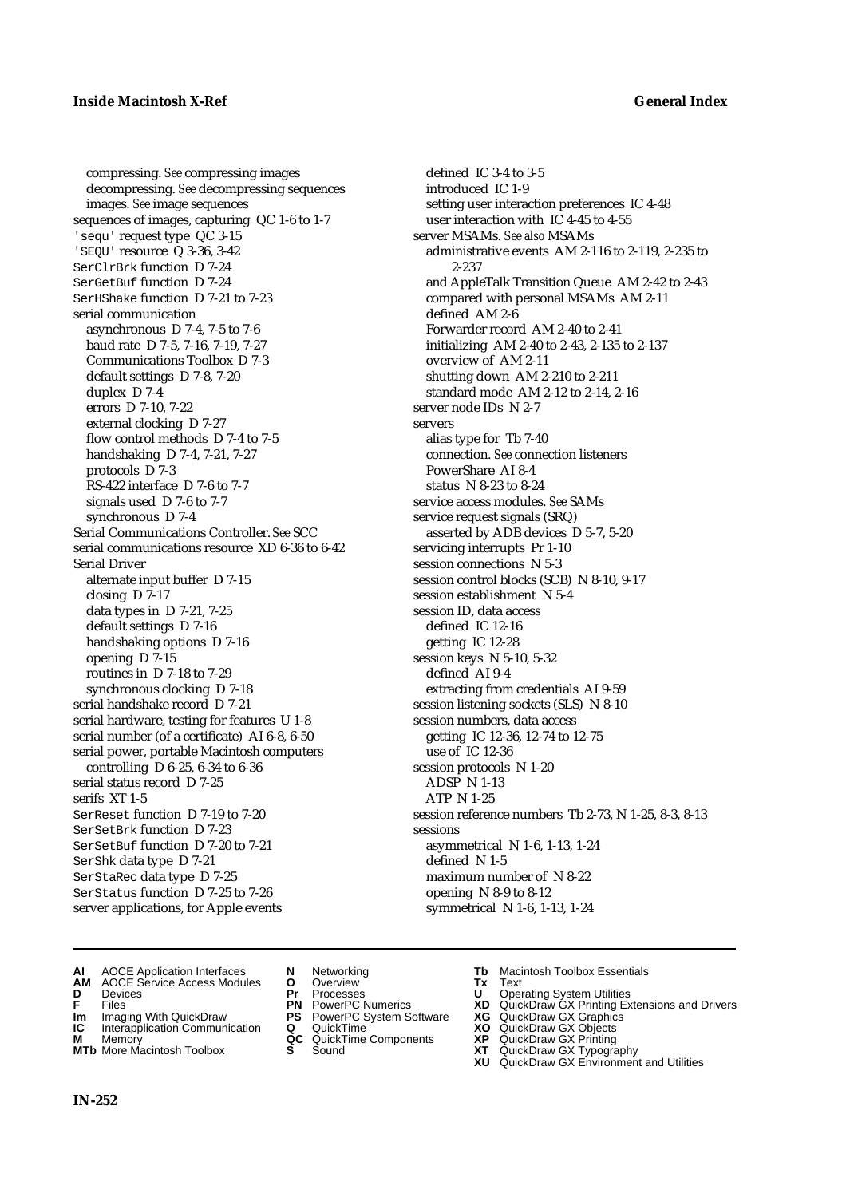compressing. *See* compressing images
decompressing. *See* decompressing sequences
images. *See* image sequences
sequences of images, capturing QC 1-6 to 1-7
`'sequ'` request type QC 3-15
`'SEQU'` resource Q 3-36, 3-42
`SerClrBrk` function D 7-24
`SerGetBuf` function D 7-24
`SerHShake` function D 7-21 to 7-23
serial communication
  asynchronous D 7-4, 7-5 to 7-6
  baud rate D 7-5, 7-16, 7-19, 7-27
  Communications Toolbox D 7-3
  default settings D 7-8, 7-20
  duplex D 7-4
  errors D 7-10, 7-22
  external clocking D 7-27
  flow control methods D 7-4 to 7-5
  handshaking D 7-4, 7-21, 7-27
  protocols D 7-3
  RS-422 interface D 7-6 to 7-7
  signals used D 7-6 to 7-7
  synchronous D 7-4
Serial Communications Controller. *See* SCC
serial communications resource XD 6-36 to 6-42
Serial Driver
  alternate input buffer D 7-15
  closing D 7-17
  data types in D 7-21, 7-25
  default settings D 7-16
  handshaking options D 7-16
  opening D 7-15
  routines in D 7-18 to 7-29
  synchronous clocking D 7-18
serial handshake record D 7-21
serial hardware, testing for features U 1-8
serial number (of a certificate) AI 6-8, 6-50
serial power, portable Macintosh computers
  controlling D 6-25, 6-34 to 6-36
serial status record D 7-25
serifs XT 1-5
`SerReset` function D 7-19 to 7-20
`SerSetBrk` function D 7-23
`SerSetBuf` function D 7-20 to 7-21
`SerShk` data type D 7-21
`SerStaRec` data type D 7-25
`SerStatus` function D 7-25 to 7-26
server applications, for Apple events
  defined IC 3-4 to 3-5
  introduced IC 1-9
  setting user interaction preferences IC 4-48
  user interaction with IC 4-45 to 4-55
server MSAMs. *See also* MSAMs
  administrative events AM 2-116 to 2-119, 2-235 to 2-237
  and AppleTalk Transition Queue AM 2-42 to 2-43
  compared with personal MSAMs AM 2-11
  defined AM 2-6
  Forwarder record AM 2-40 to 2-41
  initializing AM 2-40 to 2-43, 2-135 to 2-137
  overview of AM 2-11
  shutting down AM 2-210 to 2-211
  standard mode AM 2-12 to 2-14, 2-16
server node IDs N 2-7
servers
  alias type for Tb 7-40
  connection. *See* connection listeners
  PowerShare AI 8-4
  status N 8-23 to 8-24
service access modules. *See* SAMs
service request signals (SRQ)
  asserted by ADB devices D 5-7, 5-20
servicing interrupts Pr 1-10
session connections N 5-3
session control blocks (SCB) N 8-10, 9-17
session establishment N 5-4
session ID, data access
  defined IC 12-16
  getting IC 12-28
session keys N 5-10, 5-32
  defined AI 9-4
  extracting from credentials AI 9-59
session listening sockets (SLS) N 8-10
session numbers, data access
  getting IC 12-36, 12-74 to 12-75
  use of IC 12-36
session protocols N 1-20
  ADSP N 1-13
  ATP N 1-25
session reference numbers Tb 2-73, N 1-25, 8-3, 8-13
sessions
  asymmetrical N 1-6, 1-13, 1-24
  defined N 1-5
  maximum number of N 8-22
  opening N 8-9 to 8-12
  symmetrical N 1-6, 1-13, 1-24

**AI** AOCE Application Interfaces
**AM** AOCE Service Access Modules
**D** Devices
**F** Files
**Im** Imaging With QuickDraw
**IC** Interapplication Communication
**M** Memory
**MTb** More Macintosh Toolbox
**N** Networking
**O** Overview
**Pr** Processes
**PN** PowerPC Numerics
**PS** PowerPC System Software
**Q** QuickTime
**QC** QuickTime Components
**S** Sound
**Tb** Macintosh Toolbox Essentials
**Tx** Text
**U** Operating System Utilities
**XD** QuickDraw GX Printing Extensions and Drivers
**XG** QuickDraw GX Graphics
**XO** QuickDraw GX Objects
**XP** QuickDraw GX Printing
**XT** QuickDraw GX Typography
**XU** QuickDraw GX Environment and Utilities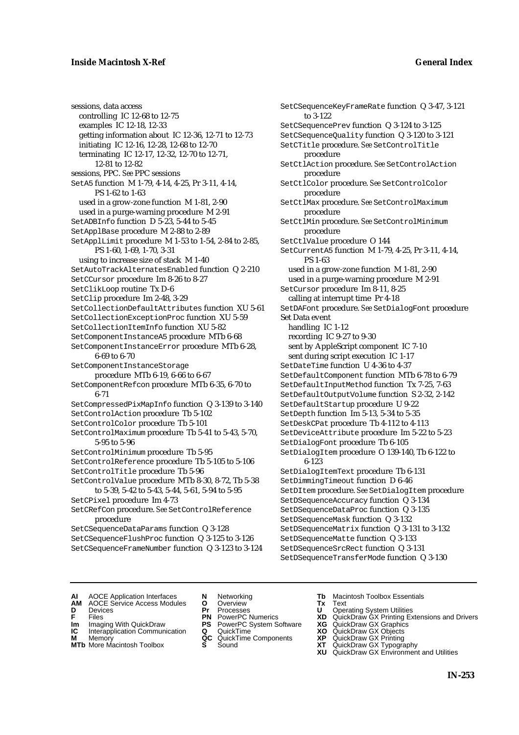sessions, data access
  controlling IC 12-68 to 12-75
  examples IC 12-18, 12-33
  getting information about IC 12-36, 12-71 to 12-73
  initiating IC 12-16, 12-28, 12-68 to 12-70
  terminating IC 12-17, 12-32, 12-70 to 12-71, 12-81 to 12-82
sessions, PPC. *See* PPC sessions
SetA5 function M 1-79, 4-14, 4-25, Pr 3-11, 4-14, PS 1-62 to 1-63
  used in a grow-zone function M 1-81, 2-90
  used in a purge-warning procedure M 2-91
SetADBInfo function D 5-23, 5-44 to 5-45
SetApplBase procedure M 2-88 to 2-89
SetApplLimit procedure M 1-53 to 1-54, 2-84 to 2-85, PS 1-60, 1-69, 1-70, 3-31
  using to increase size of stack M 1-40
SetAutoTrackAlternatesEnabled function Q 2-210
SetCCursor procedure Im 8-26 to 8-27
SetClikLoop routine Tx D-6
SetClip procedure Im 2-48, 3-29
SetCollectionDefaultAttributes function XU 5-61
SetCollectionExceptionProc function XU 5-59
SetCollectionItemInfo function XU 5-82
SetComponentInstanceA5 procedure MTb 6-68
SetComponentInstanceError procedure MTb 6-28, 6-69 to 6-70
SetComponentInstanceStorage procedure MTb 6-19, 6-66 to 6-67
SetComponentRefcon procedure MTb 6-35, 6-70 to 6-71
SetCompressedPixMapInfo function Q 3-139 to 3-140
SetControlAction procedure Tb 5-102
SetControlColor procedure Tb 5-101
SetControlMaximum procedure Tb 5-41 to 5-43, 5-70, 5-95 to 5-96
SetControlMinimum procedure Tb 5-95
SetControlReference procedure Tb 5-105 to 5-106
SetControlTitle procedure Tb 5-96
SetControlValue procedure MTb 8-30, 8-72, Tb 5-38 to 5-39, 5-42 to 5-43, 5-44, 5-61, 5-94 to 5-95
SetCPixel procedure Im 4-73
SetCRefCon procedure. *See* SetControlReference procedure
SetCSequenceDataParams function Q 3-128
SetCSequenceFlushProc function Q 3-125 to 3-126
SetCSequenceFrameNumber function Q 3-123 to 3-124
SetCSequenceKeyFrameRate function Q 3-47, 3-121 to 3-122
SetCSequencePrev function Q 3-124 to 3-125
SetCSequenceQuality function Q 3-120 to 3-121
SetCTitle procedure. *See* SetControlTitle procedure
SetCtlAction procedure. *See* SetControlAction procedure
SetCtlColor procedure. *See* SetControlColor procedure
SetCtlMax procedure. *See* SetControlMaximum procedure
SetCtlMin procedure. *See* SetControlMinimum procedure
SetCtlValue procedure O 144
SetCurrentA5 function M 1-79, 4-25, Pr 3-11, 4-14, PS 1-63
  used in a grow-zone function M 1-81, 2-90
  used in a purge-warning procedure M 2-91
SetCursor procedure Im 8-11, 8-25
  calling at interrupt time Pr 4-18
SetDAFont procedure. *See* SetDialogFont procedure
Set Data event
  handling IC 1-12
  recording IC 9-27 to 9-30
  sent by AppleScript component IC 7-10
  sent during script execution IC 1-17
SetDateTime function U 4-36 to 4-37
SetDefaultComponent function MTb 6-78 to 6-79
SetDefaultInputMethod function Tx 7-25, 7-63
SetDefaultOutputVolume function S 2-32, 2-142
SetDefaultStartup procedure U 9-22
SetDepth function Im 5-13, 5-34 to 5-35
SetDeskCPat procedure Tb 4-112 to 4-113
SetDeviceAttribute procedure Im 5-22 to 5-23
SetDialogFont procedure Tb 6-105
SetDialogItem procedure O 139-140, Tb 6-122 to 6-123
SetDialogItemText procedure Tb 6-131
SetDimmingTimeout function D 6-46
SetDItem procedure. *See* SetDialogItem procedure
SetDSequenceAccuracy function Q 3-134
SetDSequenceDataProc function Q 3-135
SetDSequenceMask function Q 3-132
SetDSequenceMatrix function Q 3-131 to 3-132
SetDSequenceMatte function Q 3-133
SetDSequenceSrcRect function Q 3-131
SetDSequenceTransferMode function Q 3-130

**AI** AOCE Application Interfaces
**AM** AOCE Service Access Modules
**D** Devices
**F** Files
**Im** Imaging With QuickDraw
**IC** Interapplication Communication
**M** Memory
**MTb** More Macintosh Toolbox
**N** Networking
**O** Overview
**Pr** Processes
**PN** PowerPC Numerics
**PS** PowerPC System Software
**Q** QuickTime
**QC** QuickTime Components
**S** Sound
**Tb** Macintosh Toolbox Essentials
**Tx** Text
**U** Operating System Utilities
**XD** QuickDraw GX Printing Extensions and Drivers
**XG** QuickDraw GX Graphics
**XO** QuickDraw GX Objects
**XP** QuickDraw GX Printing
**XT** QuickDraw GX Typography
**XU** QuickDraw GX Environment and Utilities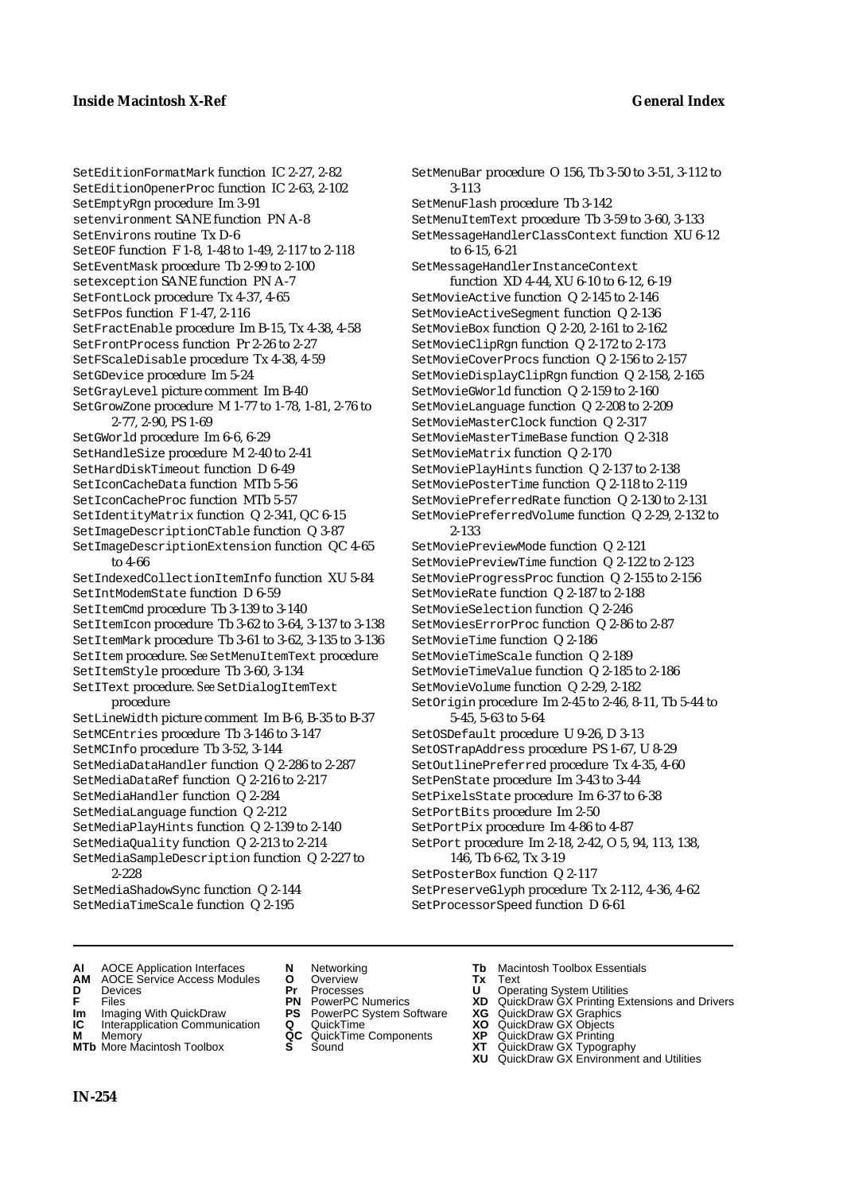SetEditionFormatMark function IC 2-27, 2-82
SetEditionOpenerProc function IC 2-63, 2-102
SetEmptyRgn procedure Im 3-91
setenvironment SANE function PN A-8
SetEnvirons routine Tx D-6
SetEOF function F 1-8, 1-48 to 1-49, 2-117 to 2-118
SetEventMask procedure Tb 2-99 to 2-100
setexception SANE function PN A-7
SetFontLock procedure Tx 4-37, 4-65
SetFPos function F 1-47, 2-116
SetFractEnable procedure Im B-15, Tx 4-38, 4-58
SetFrontProcess function Pr 2-26 to 2-27
SetFScaleDisable procedure Tx 4-38, 4-59
SetGDevice procedure Im 5-24
SetGrayLevel picture comment Im B-40
SetGrowZone procedure M 1-77 to 1-78, 1-81, 2-76 to 2-77, 2-90, PS 1-69
SetGWorld procedure Im 6-6, 6-29
SetHandleSize procedure M 2-40 to 2-41
SetHardDiskTimeout function D 6-49
SetIconCacheData function MTb 5-56
SetIconCacheProc function MTb 5-57
SetIdentityMatrix function Q 2-341, QC 6-15
SetImageDescriptionCTable function Q 3-87
SetImageDescriptionExtension function QC 4-65 to 4-66
SetIndexedCollectionItemInfo function XU 5-84
SetIntModemState function D 6-59
SetItemCmd procedure Tb 3-139 to 3-140
SetItemIcon procedure Tb 3-62 to 3-64, 3-137 to 3-138
SetItemMark procedure Tb 3-61 to 3-62, 3-135 to 3-136
SetItem procedure. *See* SetMenuItemText procedure
SetItemStyle procedure Tb 3-60, 3-134
SetIText procedure. *See* SetDialogItemText procedure
SetLineWidth picture comment Im B-6, B-35 to B-37
SetMCEntries procedure Tb 3-146 to 3-147
SetMCInfo procedure Tb 3-52, 3-144
SetMediaDataHandler function Q 2-286 to 2-287
SetMediaDataRef function Q 2-216 to 2-217
SetMediaHandler function Q 2-284
SetMediaLanguage function Q 2-212
SetMediaPlayHints function Q 2-139 to 2-140
SetMediaQuality function Q 2-213 to 2-214
SetMediaSampleDescription function Q 2-227 to 2-228
SetMediaShadowSync function Q 2-144
SetMediaTimeScale function Q 2-195
SetMenuBar procedure O 156, Tb 3-50 to 3-51, 3-112 to 3-113
SetMenuFlash procedure Tb 3-142
SetMenuItemText procedure Tb 3-59 to 3-60, 3-133
SetMessageHandlerClassContext function XU 6-12 to 6-15, 6-21
SetMessageHandlerInstanceContext function XD 4-44, XU 6-10 to 6-12, 6-19
SetMovieActive function Q 2-145 to 2-146
SetMovieActiveSegment function Q 2-136
SetMovieBox function Q 2-20, 2-161 to 2-162
SetMovieClipRgn function Q 2-172 to 2-173
SetMovieCoverProcs function Q 2-156 to 2-157
SetMovieDisplayClipRgn function Q 2-158, 2-165
SetMovieGWorld function Q 2-159 to 2-160
SetMovieLanguage function Q 2-208 to 2-209
SetMovieMasterClock function Q 2-317
SetMovieMasterTimeBase function Q 2-318
SetMovieMatrix function Q 2-170
SetMoviePlayHints function Q 2-137 to 2-138
SetMoviePosterTime function Q 2-118 to 2-119
SetMoviePreferredRate function Q 2-130 to 2-131
SetMoviePreferredVolume function Q 2-29, 2-132 to 2-133
SetMoviePreviewMode function Q 2-121
SetMoviePreviewTime function Q 2-122 to 2-123
SetMovieProgressProc function Q 2-155 to 2-156
SetMovieRate function Q 2-187 to 2-188
SetMovieSelection function Q 2-246
SetMoviesErrorProc function Q 2-86 to 2-87
SetMovieTime function Q 2-186
SetMovieTimeScale function Q 2-189
SetMovieTimeValue function Q 2-185 to 2-186
SetMovieVolume function Q 2-29, 2-182
SetOrigin procedure Im 2-45 to 2-46, 8-11, Tb 5-44 to 5-45, 5-63 to 5-64
SetOSDefault procedure U 9-26, D 3-13
SetOSTrapAddress procedure PS 1-67, U 8-29
SetOutlinePreferred procedure Tx 4-35, 4-60
SetPenState procedure Im 3-43 to 3-44
SetPixelsState procedure Im 6-37 to 6-38
SetPortBits procedure Im 2-50
SetPortPix procedure Im 4-86 to 4-87
SetPort procedure Im 2-18, 2-42, O 5, 94, 113, 138, 146, Tb 6-62, Tx 3-19
SetPosterBox function Q 2-117
SetPreserveGlyph procedure Tx 2-112, 4-36, 4-62
SetProcessorSpeed function D 6-61

**AI** AOCE Application Interfaces
**AM** AOCE Service Access Modules
**D** Devices
**F** Files
**Im** Imaging With QuickDraw
**IC** Interapplication Communication
**M** Memory
**MTb** More Macintosh Toolbox
**N** Networking
**O** Overview
**Pr** Processes
**PN** PowerPC Numerics
**PS** PowerPC System Software
**Q** QuickTime
**QC** QuickTime Components
**S** Sound
**Tb** Macintosh Toolbox Essentials
**Tx** Text
**U** Operating System Utilities
**XD** QuickDraw GX Printing Extensions and Drivers
**XG** QuickDraw GX Graphics
**XO** QuickDraw GX Objects
**XP** QuickDraw GX Printing
**XT** QuickDraw GX Typography
**XU** QuickDraw GX Environment and Utilities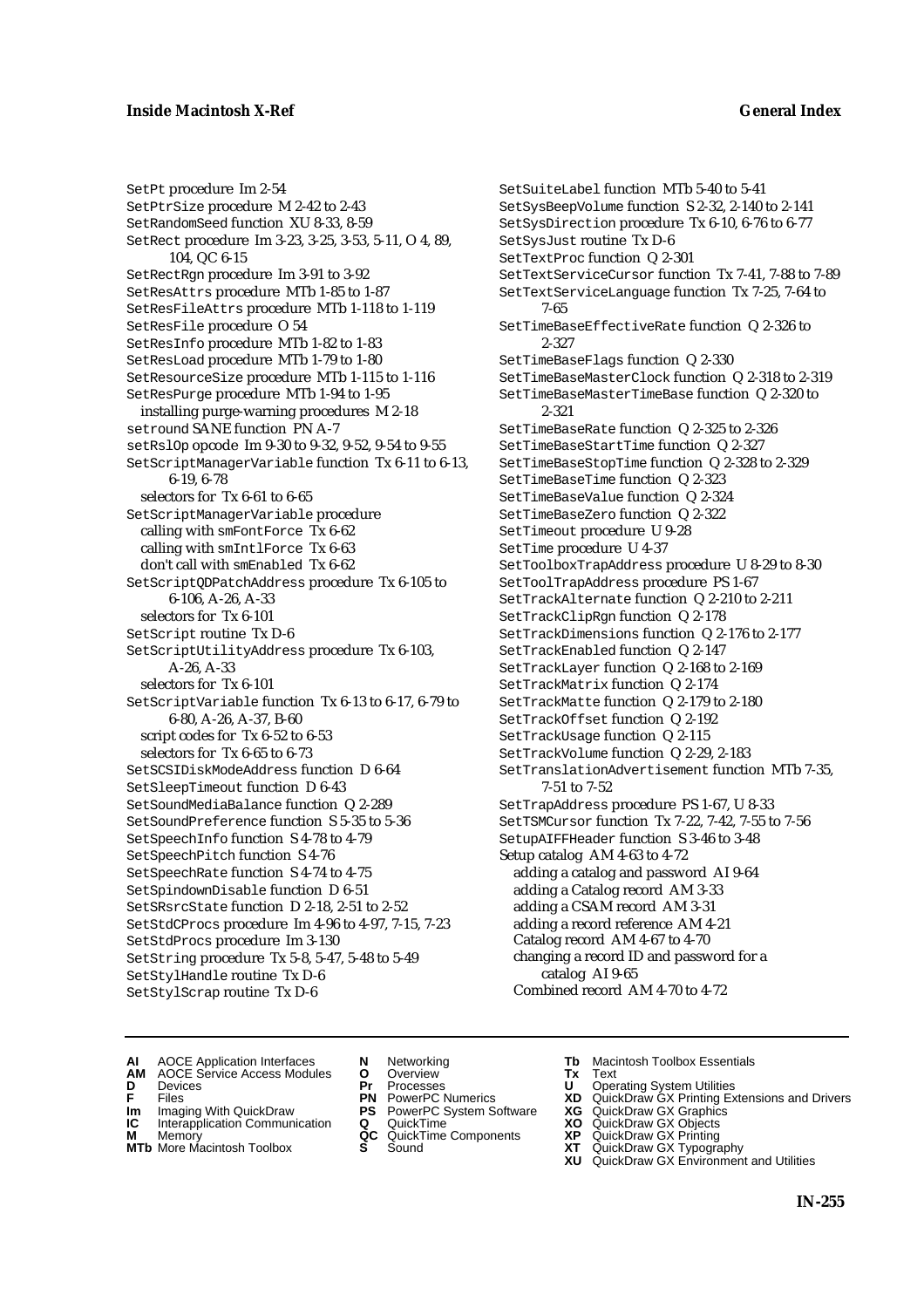SetPt procedure Im 2-54
SetPtrSize procedure M 2-42 to 2-43
SetRandomSeed function XU 8-33, 8-59
SetRect procedure Im 3-23, 3-25, 3-53, 5-11, O 4, 89, 104, QC 6-15
SetRectRgn procedure Im 3-91 to 3-92
SetResAttrs procedure MTb 1-85 to 1-87
SetResFileAttrs procedure MTb 1-118 to 1-119
SetResFile procedure O 54
SetResInfo procedure MTb 1-82 to 1-83
SetResLoad procedure MTb 1-79 to 1-80
SetResourceSize procedure MTb 1-115 to 1-116
SetResPurge procedure MTb 1-94 to 1-95
  installing purge-warning procedures M 2-18
setround SANE function PN A-7
setRslOp opcode Im 9-30 to 9-32, 9-52, 9-54 to 9-55
SetScriptManagerVariable function Tx 6-11 to 6-13, 6-19, 6-78
  selectors for Tx 6-61 to 6-65
SetScriptManagerVariable procedure
  calling with smFontForce Tx 6-62
  calling with smIntlForce Tx 6-63
  don't call with smEnabled Tx 6-62
SetScriptQDPatchAddress procedure Tx 6-105 to 6-106, A-26, A-33
  selectors for Tx 6-101
SetScript routine Tx D-6
SetScriptUtilityAddress procedure Tx 6-103, A-26, A-33
  selectors for Tx 6-101
SetScriptVariable function Tx 6-13 to 6-17, 6-79 to 6-80, A-26, A-37, B-60
  script codes for Tx 6-52 to 6-53
  selectors for Tx 6-65 to 6-73
SetSCSIDiskModeAddress function D 6-64
SetSleepTimeout function D 6-43
SetSoundMediaBalance function Q 2-289
SetSoundPreference function S 5-35 to 5-36
SetSpeechInfo function S 4-78 to 4-79
SetSpeechPitch function S 4-76
SetSpeechRate function S 4-74 to 4-75
SetSpindownDisable function D 6-51
SetSRsrcState function D 2-18, 2-51 to 2-52
SetStdCProcs procedure Im 4-96 to 4-97, 7-15, 7-23
SetStdProcs procedure Im 3-130
SetString procedure Tx 5-8, 5-47, 5-48 to 5-49
SetStylHandle routine Tx D-6
SetStylScrap routine Tx D-6
SetSuiteLabel function MTb 5-40 to 5-41
SetSysBeepVolume function S 2-32, 2-140 to 2-141
SetSysDirection procedure Tx 6-10, 6-76 to 6-77
SetSysJust routine Tx D-6
SetTextProc function Q 2-301
SetTextServiceCursor function Tx 7-41, 7-88 to 7-89
SetTextServiceLanguage function Tx 7-25, 7-64 to 7-65
SetTimeBaseEffectiveRate function Q 2-326 to 2-327
SetTimeBaseFlags function Q 2-330
SetTimeBaseMasterClock function Q 2-318 to 2-319
SetTimeBaseMasterTimeBase function Q 2-320 to 2-321
SetTimeBaseRate function Q 2-325 to 2-326
SetTimeBaseStartTime function Q 2-327
SetTimeBaseStopTime function Q 2-328 to 2-329
SetTimeBaseTime function Q 2-323
SetTimeBaseValue function Q 2-324
SetTimeBaseZero function Q 2-322
SetTimeout procedure U 9-28
SetTime procedure U 4-37
SetToolboxTrapAddress procedure U 8-29 to 8-30
SetToolTrapAddress procedure PS 1-67
SetTrackAlternate function Q 2-210 to 2-211
SetTrackClipRgn function Q 2-178
SetTrackDimensions function Q 2-176 to 2-177
SetTrackEnabled function Q 2-147
SetTrackLayer function Q 2-168 to 2-169
SetTrackMatrix function Q 2-174
SetTrackMatte function Q 2-179 to 2-180
SetTrackOffset function Q 2-192
SetTrackUsage function Q 2-115
SetTrackVolume function Q 2-29, 2-183
SetTranslationAdvertisement function MTb 7-35, 7-51 to 7-52
SetTrapAddress procedure PS 1-67, U 8-33
SetTSMCursor function Tx 7-22, 7-42, 7-55 to 7-56
SetupAIFFHeader function S 3-46 to 3-48
Setup catalog AM 4-63 to 4-72
  adding a catalog and password AI 9-64
  adding a Catalog record AM 3-33
  adding a CSAM record AM 3-31
  adding a record reference AM 4-21
  Catalog record AM 4-67 to 4-70
  changing a record ID and password for a catalog AI 9-65
  Combined record AM 4-70 to 4-72

**AI** AOCE Application Interfaces
**AM** AOCE Service Access Modules
**D** Devices
**F** Files
**Im** Imaging With QuickDraw
**IC** Interapplication Communication
**M** Memory
**MTb** More Macintosh Toolbox
**N** Networking
**O** Overview
**Pr** Processes
**PN** PowerPC Numerics
**PS** PowerPC System Software
**Q** QuickTime
**QC** QuickTime Components
**S** Sound
**Tb** Macintosh Toolbox Essentials
**Tx** Text
**U** Operating System Utilities
**XD** QuickDraw GX Printing Extensions and Drivers
**XG** QuickDraw GX Graphics
**XO** QuickDraw GX Objects
**XP** QuickDraw GX Printing
**XT** QuickDraw GX Typography
**XU** QuickDraw GX Environment and Utilities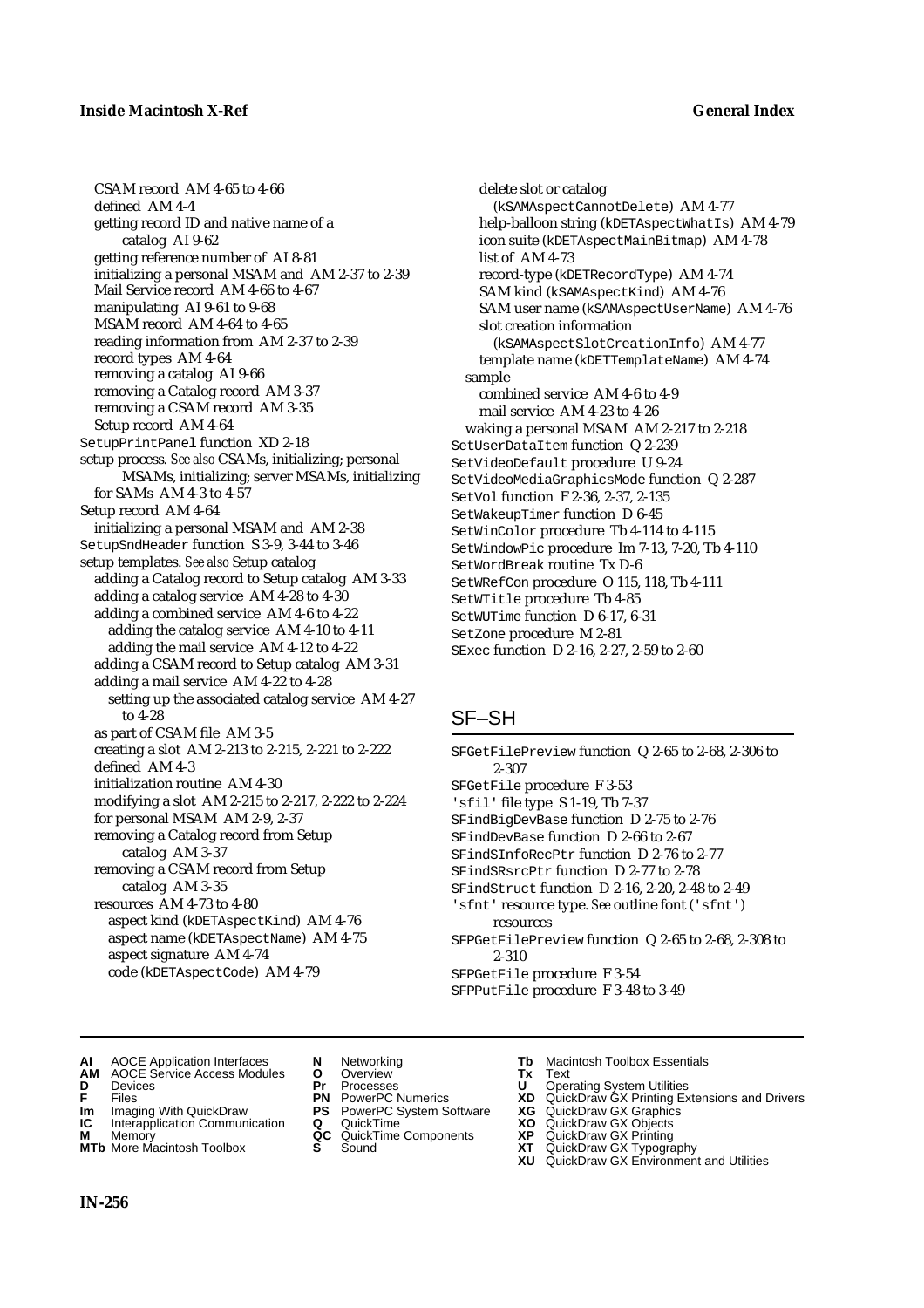CSAM record AM 4-65 to 4-66
defined AM 4-4
getting record ID and native name of a catalog AI 9-62
getting reference number of AI 8-81
initializing a personal MSAM and AM 2-37 to 2-39
Mail Service record AM 4-66 to 4-67
manipulating AI 9-61 to 9-68
MSAM record AM 4-64 to 4-65
reading information from AM 2-37 to 2-39
record types AM 4-64
removing a catalog AI 9-66
removing a Catalog record AM 3-37
removing a CSAM record AM 3-35
Setup record AM 4-64

SetupPrintPanel function XD 2-18
setup process. *See also* CSAMs, initializing; personal MSAMs, initializing; server MSAMs, initializing
for SAMs AM 4-3 to 4-57
Setup record AM 4-64
initializing a personal MSAM and AM 2-38
SetupSndHeader function S 3-9, 3-44 to 3-46
setup templates. *See also* Setup catalog
adding a Catalog record to Setup catalog AM 3-33
adding a catalog service AM 4-28 to 4-30
adding a combined service AM 4-6 to 4-22
adding the catalog service AM 4-10 to 4-11
adding the mail service AM 4-12 to 4-22
adding a CSAM record to Setup catalog AM 3-31
adding a mail service AM 4-22 to 4-28
setting up the associated catalog service AM 4-27 to 4-28
as part of CSAM file AM 3-5
creating a slot AM 2-213 to 2-215, 2-221 to 2-222
defined AM 4-3
initialization routine AM 4-30
modifying a slot AM 2-215 to 2-217, 2-222 to 2-224
for personal MSAM AM 2-9, 2-37
removing a Catalog record from Setup catalog AM 3-37
removing a CSAM record from Setup catalog AM 3-35
resources AM 4-73 to 4-80
aspect kind (kDETAspectKind) AM 4-76
aspect name (kDETAspectName) AM 4-75
aspect signature AM 4-74
code (kDETAspectCode) AM 4-79
delete slot or catalog (kSAMAspectCannotDelete) AM 4-77
help-balloon string (kDETAspectWhatIs) AM 4-79
icon suite (kDETAspectMainBitmap) AM 4-78
list of AM 4-73
record-type (kDETRecordType) AM 4-74
SAM kind (kSAMAspectKind) AM 4-76
SAM user name (kSAMAspectUserName) AM 4-76
slot creation information (kSAMAspectSlotCreationInfo) AM 4-77
template name (kDETTemplateName) AM 4-74
sample
combined service AM 4-6 to 4-9
mail service AM 4-23 to 4-26
waking a personal MSAM AM 2-217 to 2-218

SetUserDataItem function Q 2-239
SetVideoDefault procedure U 9-24
SetVideoMediaGraphicsMode function Q 2-287
SetVol function F 2-36, 2-37, 2-135
SetWakeupTimer function D 6-45
SetWinColor procedure Tb 4-114 to 4-115
SetWindowPic procedure Im 7-13, 7-20, Tb 4-110
SetWordBreak routine Tx D-6
SetWRefCon procedure O 115, 118, Tb 4-111
SetWTitle procedure Tb 4-85
SetWUTime function D 6-17, 6-31
SetZone procedure M 2-81
SExec function D 2-16, 2-27, 2-59 to 2-60

## SF–SH

SFGetFilePreview function Q 2-65 to 2-68, 2-306 to 2-307
SFGetFile procedure F 3-53
'sfil' file type S 1-19, Tb 7-37
SFindBigDevBase function D 2-75 to 2-76
SFindDevBase function D 2-66 to 2-67
SFindSInfoRecPtr function D 2-76 to 2-77
SFindSRsrcPtr function D 2-77 to 2-78
SFindStruct function D 2-16, 2-20, 2-48 to 2-49
'sfnt' resource type. *See* outline font ('sfnt') resources
SFPGetFilePreview function Q 2-65 to 2-68, 2-308 to 2-310
SFPGetFile procedure F 3-54
SFPPutFile procedure F 3-48 to 3-49

**AI** AOCE Application Interfaces
**AM** AOCE Service Access Modules
**D** Devices
**F** Files
**Im** Imaging With QuickDraw
**IC** Interapplication Communication
**M** Memory
**MTb** More Macintosh Toolbox
**N** Networking
**O** Overview
**Pr** Processes
**PN** PowerPC Numerics
**PS** PowerPC System Software
**Q** QuickTime
**QC** QuickTime Components
**S** Sound
**Tb** Macintosh Toolbox Essentials
**Tx** Text
**U** Operating System Utilities
**XD** QuickDraw GX Printing Extensions and Drivers
**XG** QuickDraw GX Graphics
**XO** QuickDraw GX Objects
**XP** QuickDraw GX Printing
**XT** QuickDraw GX Typography
**XU** QuickDraw GX Environment and Utilities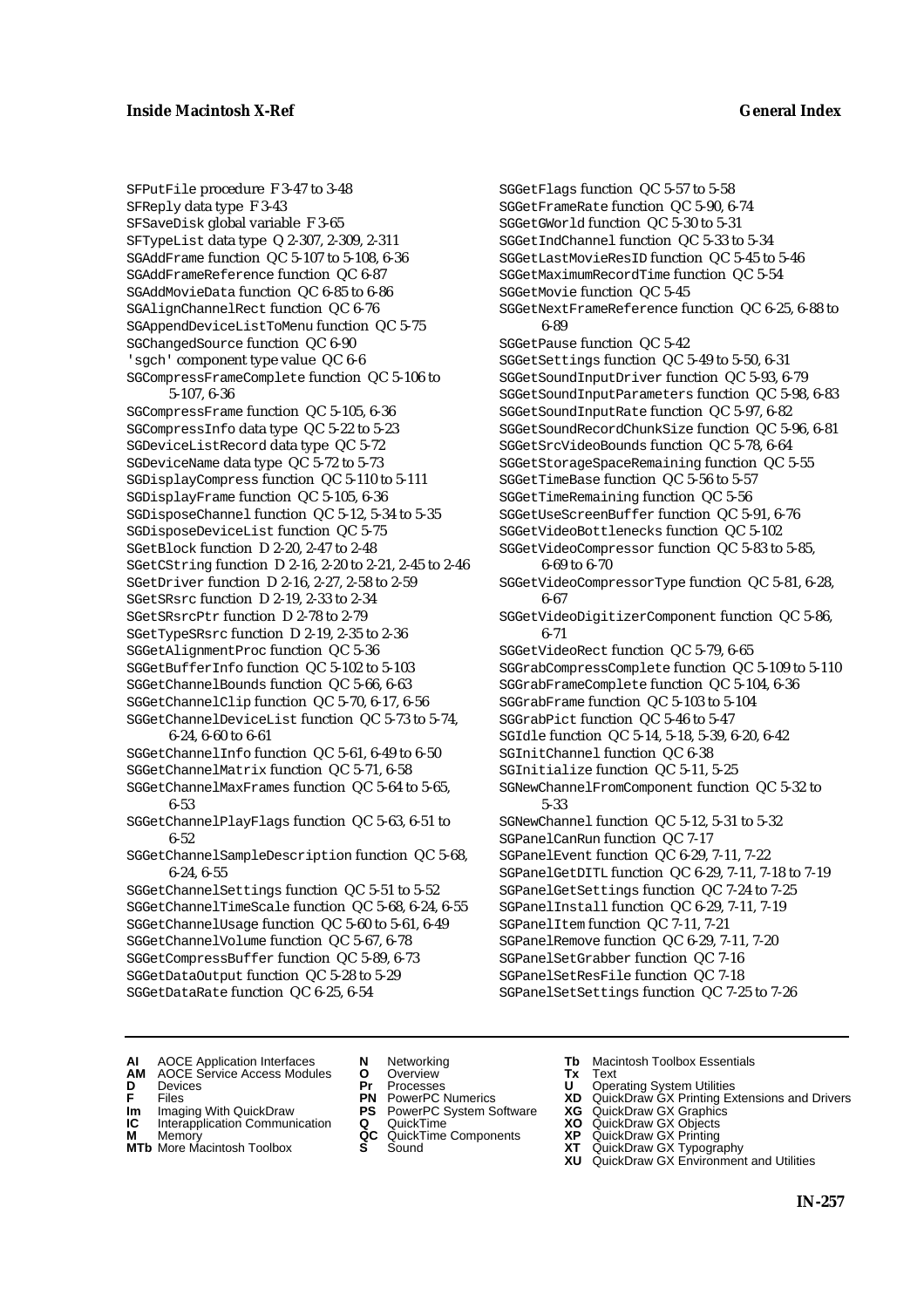SFPutFile procedure F 3-47 to 3-48
SFReply data type F 3-43
SFSaveDisk global variable F 3-65
SFTypeList data type Q 2-307, 2-309, 2-311
SGAddFrame function QC 5-107 to 5-108, 6-36
SGAddFrameReference function QC 6-87
SGAddMovieData function QC 6-85 to 6-86
SGAlignChannelRect function QC 6-76
SGAppendDeviceListToMenu function QC 5-75
SGChangedSource function QC 6-90
'sgch' component type value QC 6-6
SGCompressFrameComplete function QC 5-106 to 5-107, 6-36
SGCompressFrame function QC 5-105, 6-36
SGCompressInfo data type QC 5-22 to 5-23
SGDeviceListRecord data type QC 5-72
SGDeviceName data type QC 5-72 to 5-73
SGDisplayCompress function QC 5-110 to 5-111
SGDisplayFrame function QC 5-105, 6-36
SGDisposeChannel function QC 5-12, 5-34 to 5-35
SGDisposeDeviceList function QC 5-75
SGetBlock function D 2-20, 2-47 to 2-48
SGetCString function D 2-16, 2-20 to 2-21, 2-45 to 2-46
SGetDriver function D 2-16, 2-27, 2-58 to 2-59
SGetSRsrc function D 2-19, 2-33 to 2-34
SGetSRsrcPtr function D 2-78 to 2-79
SGetTypeSRsrc function D 2-19, 2-35 to 2-36
SGGetAlignmentProc function QC 5-36
SGGetBufferInfo function QC 5-102 to 5-103
SGGetChannelBounds function QC 5-66, 6-63
SGGetChannelClip function QC 5-70, 6-17, 6-56
SGGetChannelDeviceList function QC 5-73 to 5-74, 6-24, 6-60 to 6-61
SGGetChannelInfo function QC 5-61, 6-49 to 6-50
SGGetChannelMatrix function QC 5-71, 6-58
SGGetChannelMaxFrames function QC 5-64 to 5-65, 6-53
SGGetChannelPlayFlags function QC 5-63, 6-51 to 6-52
SGGetChannelSampleDescription function QC 5-68, 6-24, 6-55
SGGetChannelSettings function QC 5-51 to 5-52
SGGetChannelTimeScale function QC 5-68, 6-24, 6-55
SGGetChannelUsage function QC 5-60 to 5-61, 6-49
SGGetChannelVolume function QC 5-67, 6-78
SGGetCompressBuffer function QC 5-89, 6-73
SGGetDataOutput function QC 5-28 to 5-29
SGGetDataRate function QC 6-25, 6-54
SGGetFlags function QC 5-57 to 5-58
SGGetFrameRate function QC 5-90, 6-74
SGGetGWorld function QC 5-30 to 5-31
SGGetIndChannel function QC 5-33 to 5-34
SGGetLastMovieResID function QC 5-45 to 5-46
SGGetMaximumRecordTime function QC 5-54
SGGetMovie function QC 5-45
SGGetNextFrameReference function QC 6-25, 6-88 to 6-89
SGGetPause function QC 5-42
SGGetSettings function QC 5-49 to 5-50, 6-31
SGGetSoundInputDriver function QC 5-93, 6-79
SGGetSoundInputParameters function QC 5-98, 6-83
SGGetSoundInputRate function QC 5-97, 6-82
SGGetSoundRecordChunkSize function QC 5-96, 6-81
SGGetSrcVideoBounds function QC 5-78, 6-64
SGGetStorageSpaceRemaining function QC 5-55
SGGetTimeBase function QC 5-56 to 5-57
SGGetTimeRemaining function QC 5-56
SGGetUseScreenBuffer function QC 5-91, 6-76
SGGetVideoBottlenecks function QC 5-102
SGGetVideoCompressor function QC 5-83 to 5-85, 6-69 to 6-70
SGGetVideoCompressorType function QC 5-81, 6-28, 6-67
SGGetVideoDigitizerComponent function QC 5-86, 6-71
SGGetVideoRect function QC 5-79, 6-65
SGGrabCompressComplete function QC 5-109 to 5-110
SGGrabFrameComplete function QC 5-104, 6-36
SGGrabFrame function QC 5-103 to 5-104
SGGrabPict function QC 5-46 to 5-47
SGIdle function QC 5-14, 5-18, 5-39, 6-20, 6-42
SGInitChannel function QC 6-38
SGInitialize function QC 5-11, 5-25
SGNewChannelFromComponent function QC 5-32 to 5-33
SGNewChannel function QC 5-12, 5-31 to 5-32
SGPanelCanRun function QC 7-17
SGPanelEvent function QC 6-29, 7-11, 7-22
SGPanelGetDITL function QC 6-29, 7-11, 7-18 to 7-19
SGPanelGetSettings function QC 7-24 to 7-25
SGPanelInstall function QC 6-29, 7-11, 7-19
SGPanelItem function QC 7-11, 7-21
SGPanelRemove function QC 6-29, 7-11, 7-20
SGPanelSetGrabber function QC 7-16
SGPanelSetResFile function QC 7-18
SGPanelSetSettings function QC 7-25 to 7-26

**AI** AOCE Application Interfaces
**AM** AOCE Service Access Modules
**D** Devices
**F** Files
**Im** Imaging With QuickDraw
**IC** Interapplication Communication
**M** Memory
**MTb** More Macintosh Toolbox
**N** Networking
**O** Overview
**Pr** Processes
**PN** PowerPC Numerics
**PS** PowerPC System Software
**Q** QuickTime
**QC** QuickTime Components
**S** Sound
**Tb** Macintosh Toolbox Essentials
**Tx** Text
**U** Operating System Utilities
**XD** QuickDraw GX Printing Extensions and Drivers
**XG** QuickDraw GX Graphics
**XO** QuickDraw GX Objects
**XP** QuickDraw GX Printing
**XT** QuickDraw GX Typography
**XU** QuickDraw GX Environment and Utilities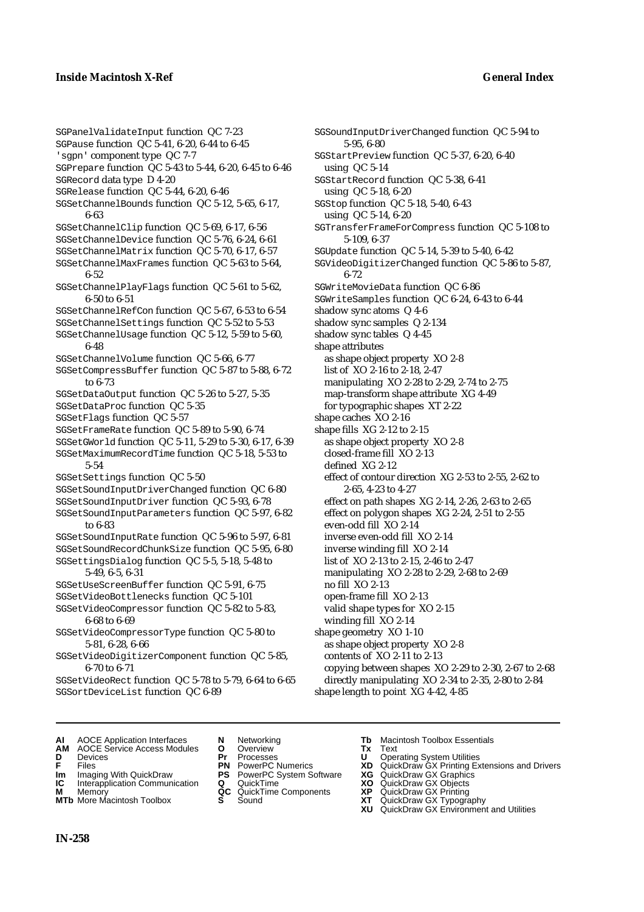SGPanelValidateInput function QC 7-23
SGPause function QC 5-41, 6-20, 6-44 to 6-45
'sgpn' component type QC 7-7
SGPrepare function QC 5-43 to 5-44, 6-20, 6-45 to 6-46
SGRecord data type D 4-20
SGRelease function QC 5-44, 6-20, 6-46
SGSetChannelBounds function QC 5-12, 5-65, 6-17, 6-63
SGSetChannelClip function QC 5-69, 6-17, 6-56
SGSetChannelDevice function QC 5-76, 6-24, 6-61
SGSetChannelMatrix function QC 5-70, 6-17, 6-57
SGSetChannelMaxFrames function QC 5-63 to 5-64, 6-52
SGSetChannelPlayFlags function QC 5-61 to 5-62, 6-50 to 6-51
SGSetChannelRefCon function QC 5-67, 6-53 to 6-54
SGSetChannelSettings function QC 5-52 to 5-53
SGSetChannelUsage function QC 5-12, 5-59 to 5-60, 6-48
SGSetChannelVolume function QC 5-66, 6-77
SGSetCompressBuffer function QC 5-87 to 5-88, 6-72 to 6-73
SGSetDataOutput function QC 5-26 to 5-27, 5-35
SGSetDataProc function QC 5-35
SGSetFlags function QC 5-57
SGSetFrameRate function QC 5-89 to 5-90, 6-74
SGSetGWorld function QC 5-11, 5-29 to 5-30, 6-17, 6-39
SGSetMaximumRecordTime function QC 5-18, 5-53 to 5-54
SGSetSettings function QC 5-50
SGSetSoundInputDriverChanged function QC 6-80
SGSetSoundInputDriver function QC 5-93, 6-78
SGSetSoundInputParameters function QC 5-97, 6-82 to 6-83
SGSetSoundInputRate function QC 5-96 to 5-97, 6-81
SGSetSoundRecordChunkSize function QC 5-95, 6-80
SGSettingsDialog function QC 5-5, 5-18, 5-48 to 5-49, 6-5, 6-31
SGSetUseScreenBuffer function QC 5-91, 6-75
SGSetVideoBottlenecks function QC 5-101
SGSetVideoCompressor function QC 5-82 to 5-83, 6-68 to 6-69
SGSetVideoCompressorType function QC 5-80 to 5-81, 6-28, 6-66
SGSetVideoDigitizerComponent function QC 5-85, 6-70 to 6-71
SGSetVideoRect function QC 5-78 to 5-79, 6-64 to 6-65
SGSortDeviceList function QC 6-89
SGSoundInputDriverChanged function QC 5-94 to 5-95, 6-80
SGStartPreview function QC 5-37, 6-20, 6-40
  using QC 5-14
SGStartRecord function QC 5-38, 6-41
  using QC 5-18, 6-20
SGStop function QC 5-18, 5-40, 6-43
  using QC 5-14, 6-20
SGTransferFrameForCompress function QC 5-108 to 5-109, 6-37
SGUpdate function QC 5-14, 5-39 to 5-40, 6-42
SGVideoDigitizerChanged function QC 5-86 to 5-87, 6-72
SGWriteMovieData function QC 6-86
SGWriteSamples function QC 6-24, 6-43 to 6-44
shadow sync atoms Q 4-6
shadow sync samples Q 2-134
shadow sync tables Q 4-45
shape attributes
  as shape object property XO 2-8
  list of XO 2-16 to 2-18, 2-47
  manipulating XO 2-28 to 2-29, 2-74 to 2-75
  map-transform shape attribute XG 4-49
  for typographic shapes XT 2-22
shape caches XO 2-16
shape fills XG 2-12 to 2-15
  as shape object property XO 2-8
  closed-frame fill XO 2-13
  defined XG 2-12
  effect of contour direction XG 2-53 to 2-55, 2-62 to 2-65, 4-23 to 4-27
  effect on path shapes XG 2-14, 2-26, 2-63 to 2-65
  effect on polygon shapes XG 2-24, 2-51 to 2-55
  even-odd fill XO 2-14
  inverse even-odd fill XO 2-14
  inverse winding fill XO 2-14
  list of XO 2-13 to 2-15, 2-46 to 2-47
  manipulating XO 2-28 to 2-29, 2-68 to 2-69
  no fill XO 2-13
  open-frame fill XO 2-13
  valid shape types for XO 2-15
  winding fill XO 2-14
shape geometry XO 1-10
  as shape object property XO 2-8
  contents of XO 2-11 to 2-13
  copying between shapes XO 2-29 to 2-30, 2-67 to 2-68
  directly manipulating XO 2-34 to 2-35, 2-80 to 2-84
shape length to point XG 4-42, 4-85

**AI** AOCE Application Interfaces
**AM** AOCE Service Access Modules
**D** Devices
**F** Files
**Im** Imaging With QuickDraw
**IC** Interapplication Communication
**M** Memory
**MTb** More Macintosh Toolbox
**N** Networking
**O** Overview
**Pr** Processes
**PN** PowerPC Numerics
**PS** PowerPC System Software
**Q** QuickTime
**QC** QuickTime Components
**S** Sound
**Tb** Macintosh Toolbox Essentials
**Tx** Text
**U** Operating System Utilities
**XD** QuickDraw GX Printing Extensions and Drivers
**XG** QuickDraw GX Graphics
**XO** QuickDraw GX Objects
**XP** QuickDraw GX Printing
**XT** QuickDraw GX Typography
**XU** QuickDraw GX Environment and Utilities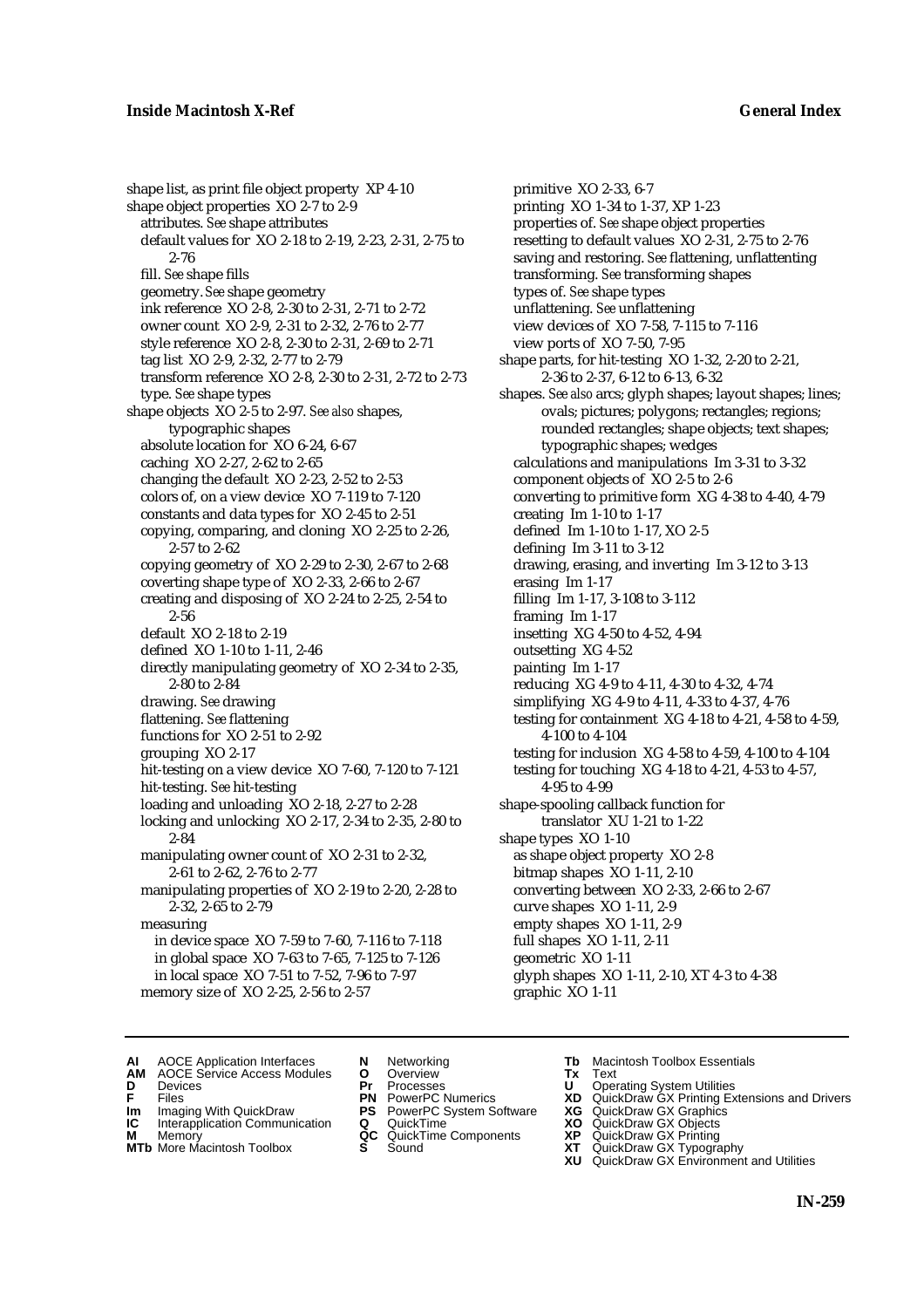shape list, as print file object property XP 4-10
shape object properties XO 2-7 to 2-9
  attributes. *See* shape attributes
  default values for XO 2-18 to 2-19, 2-23, 2-31, 2-75 to 2-76
  fill. *See* shape fills
  geometry. *See* shape geometry
  ink reference XO 2-8, 2-30 to 2-31, 2-71 to 2-72
  owner count XO 2-9, 2-31 to 2-32, 2-76 to 2-77
  style reference XO 2-8, 2-30 to 2-31, 2-69 to 2-71
  tag list XO 2-9, 2-32, 2-77 to 2-79
  transform reference XO 2-8, 2-30 to 2-31, 2-72 to 2-73
  type. *See* shape types
shape objects XO 2-5 to 2-97. *See also* shapes, typographic shapes
  absolute location for XO 6-24, 6-67
  caching XO 2-27, 2-62 to 2-65
  changing the default XO 2-23, 2-52 to 2-53
  colors of, on a view device XO 7-119 to 7-120
  constants and data types for XO 2-45 to 2-51
  copying, comparing, and cloning XO 2-25 to 2-26, 2-57 to 2-62
  copying geometry of XO 2-29 to 2-30, 2-67 to 2-68
  coverting shape type of XO 2-33, 2-66 to 2-67
  creating and disposing of XO 2-24 to 2-25, 2-54 to 2-56
  default XO 2-18 to 2-19
  defined XO 1-10 to 1-11, 2-46
  directly manipulating geometry of XO 2-34 to 2-35, 2-80 to 2-84
  drawing. *See* drawing
  flattening. *See* flattening
  functions for XO 2-51 to 2-92
  grouping XO 2-17
  hit-testing on a view device XO 7-60, 7-120 to 7-121
  hit-testing. *See* hit-testing
  loading and unloading XO 2-18, 2-27 to 2-28
  locking and unlocking XO 2-17, 2-34 to 2-35, 2-80 to 2-84
  manipulating owner count of XO 2-31 to 2-32, 2-61 to 2-62, 2-76 to 2-77
  manipulating properties of XO 2-19 to 2-20, 2-28 to 2-32, 2-65 to 2-79
  measuring
    in device space XO 7-59 to 7-60, 7-116 to 7-118
    in global space XO 7-63 to 7-65, 7-125 to 7-126
    in local space XO 7-51 to 7-52, 7-96 to 7-97
  memory size of XO 2-25, 2-56 to 2-57
  primitive XO 2-33, 6-7
  printing XO 1-34 to 1-37, XP 1-23
  properties of. *See* shape object properties
  resetting to default values XO 2-31, 2-75 to 2-76
  saving and restoring. *See* flattening, unflattening
  transforming. *See* transforming shapes
  types of. *See* shape types
  unflattening. *See* unflattening
  view devices of XO 7-58, 7-115 to 7-116
  view ports of XO 7-50, 7-95
shape parts, for hit-testing XO 1-32, 2-20 to 2-21, 2-36 to 2-37, 6-12 to 6-13, 6-32
shapes. *See also* arcs; glyph shapes; layout shapes; lines; ovals; pictures; polygons; rectangles; regions; rounded rectangles; shape objects; text shapes; typographic shapes; wedges
  calculations and manipulations Im 3-31 to 3-32
  component objects of XO 2-5 to 2-6
  converting to primitive form XG 4-38 to 4-40, 4-79
  creating Im 1-10 to 1-17
  defined Im 1-10 to 1-17, XO 2-5
  defining Im 3-11 to 3-12
  drawing, erasing, and inverting Im 3-12 to 3-13
  erasing Im 1-17
  filling Im 1-17, 3-108 to 3-112
  framing Im 1-17
  insetting XG 4-50 to 4-52, 4-94
  outsetting XG 4-52
  painting Im 1-17
  reducing XG 4-9 to 4-11, 4-30 to 4-32, 4-74
  simplifying XG 4-9 to 4-11, 4-33 to 4-37, 4-76
  testing for containment XG 4-18 to 4-21, 4-58 to 4-59, 4-100 to 4-104
  testing for inclusion XG 4-58 to 4-59, 4-100 to 4-104
  testing for touching XG 4-18 to 4-21, 4-53 to 4-57, 4-95 to 4-99
shape-spooling callback function for translator XU 1-21 to 1-22
shape types XO 1-10
  as shape object property XO 2-8
  bitmap shapes XO 1-11, 2-10
  converting between XO 2-33, 2-66 to 2-67
  curve shapes XO 1-11, 2-9
  empty shapes XO 1-11, 2-9
  full shapes XO 1-11, 2-11
  geometric XO 1-11
  glyph shapes XO 1-11, 2-10, XT 4-3 to 4-38
  graphic XO 1-11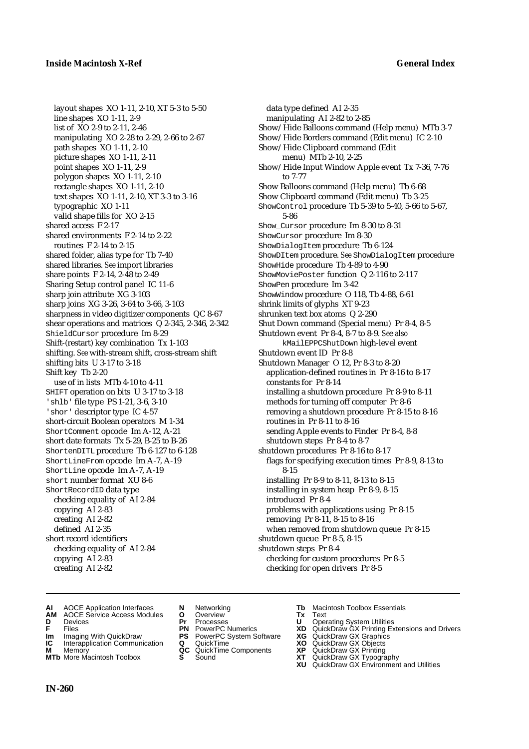layout shapes XO 1-11, 2-10, XT 5-3 to 5-50
line shapes XO 1-11, 2-9
list of XO 2-9 to 2-11, 2-46
manipulating XO 2-28 to 2-29, 2-66 to 2-67
path shapes XO 1-11, 2-10
picture shapes XO 1-11, 2-11
point shapes XO 1-11, 2-9
polygon shapes XO 1-11, 2-10
rectangle shapes XO 1-11, 2-10
text shapes XO 1-11, 2-10, XT 3-3 to 3-16
typographic XO 1-11
valid shape fills for XO 2-15

shared access F 2-17
shared environments F 2-14 to 2-22
routines F 2-14 to 2-15
shared folder, alias type for Tb 7-40
shared libraries. *See* import libraries
share points F 2-14, 2-48 to 2-49
Sharing Setup control panel IC 11-6
sharp join attribute XG 3-103
sharp joins XG 3-26, 3-64 to 3-66, 3-103
sharpness in video digitizer components QC 8-67
shear operations and matrices Q 2-345, 2-346, 2-342
ShieldCursor procedure Im 8-29
Shift-(restart) key combination Tx 1-103
shifting. *See* with-stream shift, cross-stream shift
shifting bits U 3-17 to 3-18
Shift key Tb 2-20
use of in lists MTb 4-10 to 4-11
SHIFT operation on bits U 3-17 to 3-18
'shlb' file type PS 1-21, 3-6, 3-10
'shor' descriptor type IC 4-57
short-circuit Boolean operators M 1-34
ShortComment opcode Im A-12, A-21
short date formats Tx 5-29, B-25 to B-26
ShortenDITL procedure Tb 6-127 to 6-128
ShortLineFrom opcode Im A-7, A-19
ShortLine opcode Im A-7, A-19
short number format XU 8-6
ShortRecordID data type
checking equality of AI 2-84
copying AI 2-83
creating AI 2-82
defined AI 2-35
short record identifiers
checking equality of AI 2-84
copying AI 2-83
creating AI 2-82
data type defined AI 2-35
manipulating AI 2-82 to 2-85
Show/Hide Balloons command (Help menu) MTb 3-7
Show/Hide Borders command (Edit menu) IC 2-10
Show/Hide Clipboard command (Edit menu) MTb 2-10, 2-25
Show/Hide Input Window Apple event Tx 7-36, 7-76 to 7-77
Show Balloons command (Help menu) Tb 6-68
Show Clipboard command (Edit menu) Tb 3-25
ShowControl procedure Tb 5-39 to 5-40, 5-66 to 5-67, 5-86
Show_Cursor procedure Im 8-30 to 8-31
ShowCursor procedure Im 8-30
ShowDialogItem procedure Tb 6-124
ShowDItem procedure. *See* ShowDialogItem procedure
ShowHide procedure Tb 4-89 to 4-90
ShowMoviePoster function Q 2-116 to 2-117
ShowPen procedure Im 3-42
ShowWindow procedure O 118, Tb 4-88, 6-61
shrink limits of glyphs XT 9-23
shrunken text box atoms Q 2-290
Shut Down command (Special menu) Pr 8-4, 8-5
Shutdown event Pr 8-4, 8-7 to 8-9. *See also* kMailEPPCShutDown high-level event
Shutdown event ID Pr 8-8
Shutdown Manager O 12, Pr 8-3 to 8-20
application-defined routines in Pr 8-16 to 8-17
constants for Pr 8-14
installing a shutdown procedure Pr 8-9 to 8-11
methods for turning off computer Pr 8-6
removing a shutdown procedure Pr 8-15 to 8-16
routines in Pr 8-11 to 8-16
sending Apple events to Finder Pr 8-4, 8-8
shutdown steps Pr 8-4 to 8-7
shutdown procedures Pr 8-16 to 8-17
flags for specifying execution times Pr 8-9, 8-13 to 8-15
installing Pr 8-9 to 8-11, 8-13 to 8-15
installing in system heap Pr 8-9, 8-15
introduced Pr 8-4
problems with applications using Pr 8-15
removing Pr 8-11, 8-15 to 8-16
when removed from shutdown queue Pr 8-15
shutdown queue Pr 8-5, 8-15
shutdown steps Pr 8-4
checking for custom procedures Pr 8-5
checking for open drivers Pr 8-5

**AI** AOCE Application Interfaces **AM** AOCE Service Access Modules **D** Devices **F** Files **Im** Imaging With QuickDraw **IC** Interapplication Communication **M** Memory **MTb** More Macintosh Toolbox **N** Networking **O** Overview **Pr** Processes **PN** PowerPC Numerics **PS** PowerPC System Software **Q** QuickTime **QC** QuickTime Components **S** Sound **Tb** Macintosh Toolbox Essentials **Tx** Text **U** Operating System Utilities **XD** QuickDraw GX Printing Extensions and Drivers **XG** QuickDraw GX Graphics **XO** QuickDraw GX Objects **XP** QuickDraw GX Printing **XT** QuickDraw GX Typography **XU** QuickDraw GX Environment and Utilities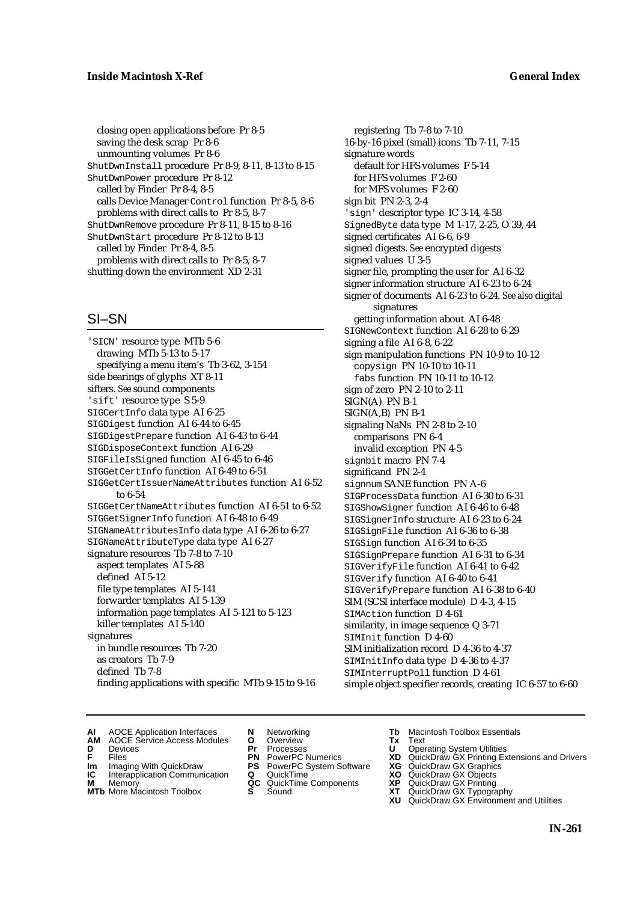closing open applications before Pr 8-5
saving the desk scrap Pr 8-6
unmounting volumes Pr 8-6
ShutDwnInstall procedure Pr 8-9, 8-11, 8-13 to 8-15
ShutDwnPower procedure Pr 8-12
called by Finder Pr 8-4, 8-5
calls Device Manager Control function Pr 8-5, 8-6
problems with direct calls to Pr 8-5, 8-7
ShutDwnRemove procedure Pr 8-11, 8-15 to 8-16
ShutDwnStart procedure Pr 8-12 to 8-13
called by Finder Pr 8-4, 8-5
problems with direct calls to Pr 8-5, 8-7
shutting down the environment XD 2-31

## SI–SN

'SICN' resource type MTb 5-6
drawing MTb 5-13 to 5-17
specifying a menu item's Tb 3-62, 3-154
side bearings of glyphs XT 8-11
sifters. *See* sound components
'sift' resource type S 5-9
SIGCertInfo data type AI 6-25
SIGDigest function AI 6-44 to 6-45
SIGDigestPrepare function AI 6-43 to 6-44
SIGDisposeContext function AI 6-29
SIGFileIsSigned function AI 6-45 to 6-46
SIGGetCertInfo function AI 6-49 to 6-51
SIGGetCertIssuerNameAttributes function AI 6-52 to 6-54
SIGGetCertNameAttributes function AI 6-51 to 6-52
SIGGetSignerInfo function AI 6-48 to 6-49
SIGNameAttributesInfo data type AI 6-26 to 6-27
SIGNameAttributeType data type AI 6-27
signature resources Tb 7-8 to 7-10
aspect templates AI 5-88
defined AI 5-12
file type templates AI 5-141
forwarder templates AI 5-139
information page templates AI 5-121 to 5-123
killer templates AI 5-140
signatures
in bundle resources Tb 7-20
as creators Tb 7-9
defined Tb 7-8
finding applications with specific MTb 9-15 to 9-16
registering Tb 7-8 to 7-10
16-by-16 pixel (small) icons Tb 7-11, 7-15
signature words
default for HFS volumes F 5-14
for HFS volumes F 2-60
for MFS volumes F 2-60
sign bit PN 2-3, 2-4
'sign' descriptor type IC 3-14, 4-58
SignedByte data type M 1-17, 2-25, O 39, 44
signed certificates AI 6-6, 6-9
signed digests. *See* encrypted digests
signed values U 3-5
signer file, prompting the user for AI 6-32
signer information structure AI 6-23 to 6-24
signer of documents AI 6-23 to 6-24. *See also* digital signatures
getting information about AI 6-48
SIGNewContext function AI 6-28 to 6-29
signing a file AI 6-8, 6-22
sign manipulation functions PN 10-9 to 10-12
copysign PN 10-10 to 10-11
fabs function PN 10-11 to 10-12
sign of zero PN 2-10 to 2-11
SIGN(A) PN B-1
SIGN(A,B) PN B-1
signaling NaNs PN 2-8 to 2-10
comparisons PN 6-4
invalid exception PN 4-5
signbit macro PN 7-4
significand PN 2-4
signnum SANE function PN A-6
SIGProcessData function AI 6-30 to 6-31
SIGShowSigner function AI 6-46 to 6-48
SIGSignerInfo structure AI 6-23 to 6-24
SIGSignFile function AI 6-36 to 6-38
SIGSign function AI 6-34 to 6-35
SIGSignPrepare function AI 6-31 to 6-34
SIGVerifyFile function AI 6-41 to 6-42
SIGVerify function AI 6-40 to 6-41
SIGVerifyPrepare function AI 6-38 to 6-40
SIM (SCSI interface module) D 4-3, 4-15
SIMAction function D 4-61
similarity, in image sequence Q 3-71
SIMInit function D 4-60
SIM initialization record D 4-36 to 4-37
SIMInitInfo data type D 4-36 to 4-37
SIMInterruptPoll function D 4-61
simple object specifier records, creating IC 6-57 to 6-60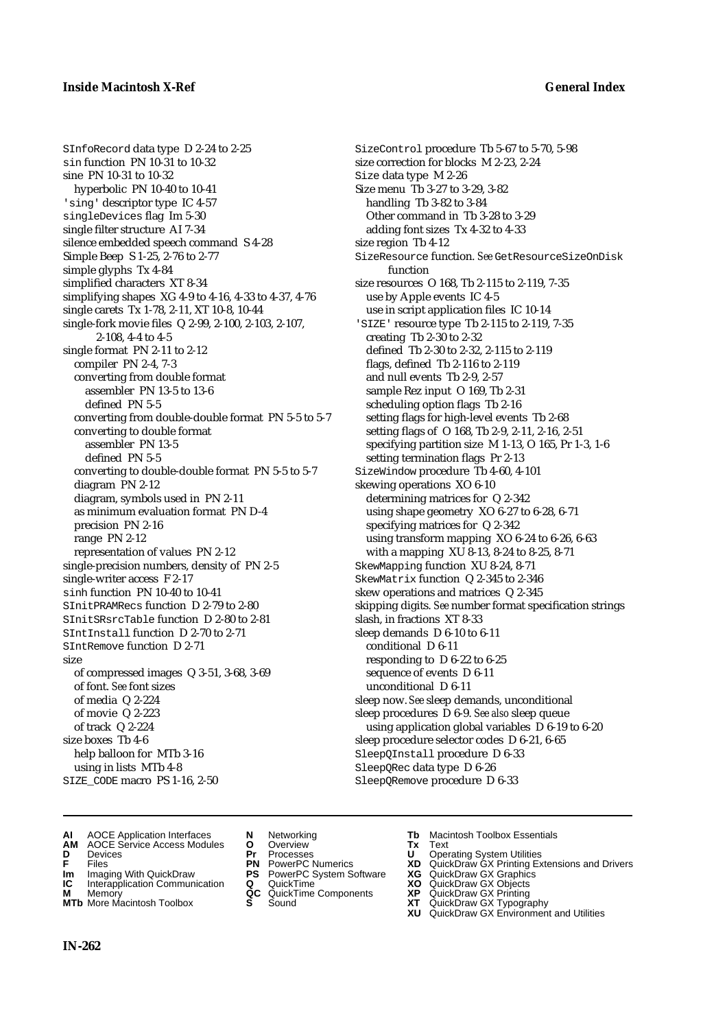SInfoRecord data type D 2-24 to 2-25
sin function PN 10-31 to 10-32
sine PN 10-31 to 10-32
  hyperbolic PN 10-40 to 10-41
'sing' descriptor type IC 4-57
singleDevices flag Im 5-30
single filter structure AI 7-34
silence embedded speech command S 4-28
Simple Beep S 1-25, 2-76 to 2-77
simple glyphs Tx 4-84
simplified characters XT 8-34
simplifying shapes XG 4-9 to 4-16, 4-33 to 4-37, 4-76
single carets Tx 1-78, 2-11, XT 10-8, 10-44
single-fork movie files Q 2-99, 2-100, 2-103, 2-107, 2-108, 4-4 to 4-5
single format PN 2-11 to 2-12
  compiler PN 2-4, 7-3
  converting from double format
    assembler PN 13-5 to 13-6
    defined PN 5-5
  converting from double-double format PN 5-5 to 5-7
  converting to double format
    assembler PN 13-5
    defined PN 5-5
  converting to double-double format PN 5-5 to 5-7
  diagram PN 2-12
  diagram, symbols used in PN 2-11
  as minimum evaluation format PN D-4
  precision PN 2-16
  range PN 2-12
  representation of values PN 2-12
single-precision numbers, density of PN 2-5
single-writer access F 2-17
sinh function PN 10-40 to 10-41
SInitPRAMRecs function D 2-79 to 2-80
SInitSRsrcTable function D 2-80 to 2-81
SIntInstall function D 2-70 to 2-71
SIntRemove function D 2-71
size
  of compressed images Q 3-51, 3-68, 3-69
  of font. *See* font sizes
  of media Q 2-224
  of movie Q 2-223
  of track Q 2-224
size boxes Tb 4-6
  help balloon for MTb 3-16
  using in lists MTb 4-8
SIZE_CODE macro PS 1-16, 2-50
SizeControl procedure Tb 5-67 to 5-70, 5-98
size correction for blocks M 2-23, 2-24
Size data type M 2-26
Size menu Tb 3-27 to 3-29, 3-82
  handling Tb 3-82 to 3-84
  Other command in Tb 3-28 to 3-29
  adding font sizes Tx 4-32 to 4-33
size region Tb 4-12
SizeResource function. *See* GetResourceSizeOnDisk function
size resources O 168, Tb 2-115 to 2-119, 7-35
  use by Apple events IC 4-5
  use in script application files IC 10-14
'SIZE' resource type Tb 2-115 to 2-119, 7-35
  creating Tb 2-30 to 2-32
  defined Tb 2-30 to 2-32, 2-115 to 2-119
  flags, defined Tb 2-116 to 2-119
  and null events Tb 2-9, 2-57
  sample Rez input O 169, Tb 2-31
  scheduling option flags Tb 2-16
  setting flags for high-level events Tb 2-68
  setting flags of O 168, Tb 2-9, 2-11, 2-16, 2-51
  specifying partition size M 1-13, O 165, Pr 1-3, 1-6
  setting termination flags Pr 2-13
SizeWindow procedure Tb 4-60, 4-101
skewing operations XO 6-10
  determining matrices for Q 2-342
  using shape geometry XO 6-27 to 6-28, 6-71
  specifying matrices for Q 2-342
  using transform mapping XO 6-24 to 6-26, 6-63
  with a mapping XU 8-13, 8-24 to 8-25, 8-71
SkewMapping function XU 8-24, 8-71
SkewMatrix function Q 2-345 to 2-346
skew operations and matrices Q 2-345
skipping digits. *See* number format specification strings
slash, in fractions XT 8-33
sleep demands D 6-10 to 6-11
  conditional D 6-11
  responding to D 6-22 to 6-25
  sequence of events D 6-11
  unconditional D 6-11
sleep now. *See* sleep demands, unconditional
sleep procedures D 6-9. *See also* sleep queue
  using application global variables D 6-19 to 6-20
sleep procedure selector codes D 6-21, 6-65
SleepQInstall procedure D 6-33
SleepQRec data type D 6-26
SleepQRemove procedure D 6-33

**AI** AOCE Application Interfaces
**AM** AOCE Service Access Modules
**D** Devices
**F** Files
**Im** Imaging With QuickDraw
**IC** Interapplication Communication
**M** Memory
**MTb** More Macintosh Toolbox
**N** Networking
**O** Overview
**Pr** Processes
**PN** PowerPC Numerics
**PS** PowerPC System Software
**Q** QuickTime
**QC** QuickTime Components
**S** Sound
**Tb** Macintosh Toolbox Essentials
**Tx** Text
**U** Operating System Utilities
**XD** QuickDraw GX Printing Extensions and Drivers
**XG** QuickDraw GX Graphics
**XO** QuickDraw GX Objects
**XP** QuickDraw GX Printing
**XT** QuickDraw GX Typography
**XU** QuickDraw GX Environment and Utilities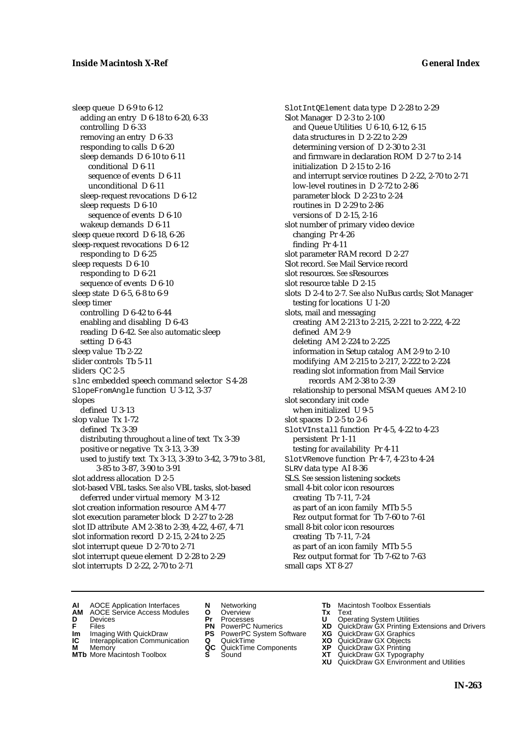sleep queue D 6-9 to 6-12
  adding an entry D 6-18 to 6-20, 6-33
  controlling D 6-33
  removing an entry D 6-33
  responding to calls D 6-20
  sleep demands D 6-10 to 6-11
    conditional D 6-11
    sequence of events D 6-11
    unconditional D 6-11
  sleep-request revocations D 6-12
  sleep requests D 6-10
    sequence of events D 6-10
  wakeup demands D 6-11
sleep queue record D 6-18, 6-26
sleep-request revocations D 6-12
  responding to D 6-25
sleep requests D 6-10
  responding to D 6-21
  sequence of events D 6-10
sleep state D 6-5, 6-8 to 6-9
sleep timer
  controlling D 6-42 to 6-44
  enabling and disabling D 6-43
  reading D 6-42. *See also* automatic sleep
  setting D 6-43
sleep value Tb 2-22
slider controls Tb 5-11
sliders QC 2-5
`slnc` embedded speech command selector S 4-28
`SlopeFromAngle` function U 3-12, 3-37
slopes
  defined U 3-13
slop value Tx 1-72
  defined Tx 3-39
  distributing throughout a line of text Tx 3-39
  positive or negative Tx 3-13, 3-39
  used to justify text Tx 3-13, 3-39 to 3-42, 3-79 to 3-81, 3-85 to 3-87, 3-90 to 3-91
slot address allocation D 2-5
slot-based VBL tasks. *See also* VBL tasks, slot-based
  deferred under virtual memory M 3-12
slot creation information resource AM 4-77
slot execution parameter block D 2-27 to 2-28
slot ID attribute AM 2-38 to 2-39, 4-22, 4-67, 4-71
slot information record D 2-15, 2-24 to 2-25
slot interrupt queue D 2-70 to 2-71
slot interrupt queue element D 2-28 to 2-29
slot interrupts D 2-22, 2-70 to 2-71
`SlotIntQElement` data type D 2-28 to 2-29
Slot Manager D 2-3 to 2-100
  and Queue Utilities U 6-10, 6-12, 6-15
  data structures in D 2-22 to 2-29
  determining version of D 2-30 to 2-31
  and firmware in declaration ROM D 2-7 to 2-14
  initialization D 2-15 to 2-16
  and interrupt service routines D 2-22, 2-70 to 2-71
  low-level routines in D 2-72 to 2-86
  parameter block D 2-23 to 2-24
  routines in D 2-29 to 2-86
  versions of D 2-15, 2-16
slot number of primary video device
  changing Pr 4-26
  finding Pr 4-11
slot parameter RAM record D 2-27
Slot record. *See* Mail Service record
slot resources. *See* sResources
slot resource table D 2-15
slots D 2-4 to 2-7. *See also* NuBus cards; Slot Manager
  testing for locations U 1-20
slots, mail and messaging
  creating AM 2-213 to 2-215, 2-221 to 2-222, 4-22
  defined AM 2-9
  deleting AM 2-224 to 2-225
  information in Setup catalog AM 2-9 to 2-10
  modifying AM 2-215 to 2-217, 2-222 to 2-224
  reading slot information from Mail Service records AM 2-38 to 2-39
  relationship to personal MSAM queues AM 2-10
slot secondary init code
  when initialized U 9-5
slot spaces D 2-5 to 2-6
`SlotVInstall` function Pr 4-5, 4-22 to 4-23
  persistent Pr 1-11
  testing for availability Pr 4-11
`SlotVRemove` function Pr 4-7, 4-23 to 4-24
`SLRV` data type AI 8-36
SLS. *See* session listening sockets
small 4-bit color icon resources
  creating Tb 7-11, 7-24
  as part of an icon family MTb 5-5
  Rez output format for Tb 7-60 to 7-61
small 8-bit color icon resources
  creating Tb 7-11, 7-24
  as part of an icon family MTb 5-5
  Rez output format for Tb 7-62 to 7-63
small caps XT 8-27

**AI** AOCE Application Interfaces
**AM** AOCE Service Access Modules
**D** Devices
**F** Files
**Im** Imaging With QuickDraw
**IC** Interapplication Communication
**M** Memory
**MTb** More Macintosh Toolbox
**N** Networking
**O** Overview
**Pr** Processes
**PN** PowerPC Numerics
**PS** PowerPC System Software
**Q** QuickTime
**QC** QuickTime Components
**S** Sound
**Tb** Macintosh Toolbox Essentials
**Tx** Text
**U** Operating System Utilities
**XD** QuickDraw GX Printing Extensions and Drivers
**XG** QuickDraw GX Graphics
**XO** QuickDraw GX Objects
**XP** QuickDraw GX Printing
**XT** QuickDraw GX Typography
**XU** QuickDraw GX Environment and Utilities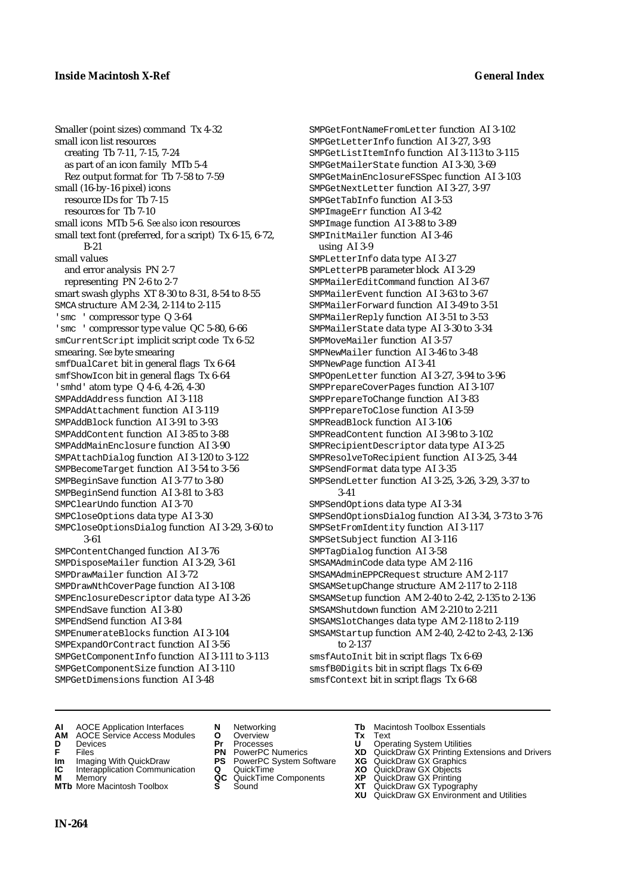Smaller (point sizes) command Tx 4-32
small icon list resources
  creating Tb 7-11, 7-15, 7-24
  as part of an icon family MTb 5-4
  Rez output format for Tb 7-58 to 7-59
small (16-by-16 pixel) icons
  resource IDs for Tb 7-15
  resources for Tb 7-10
small icons MTb 5-6. *See also* icon resources
small text font (preferred, for a script) Tx 6-15, 6-72, B-21
small values
  and error analysis PN 2-7
  representing PN 2-6 to 2-7
smart swash glyphs XT 8-30 to 8-31, 8-54 to 8-55
SMCA structure AM 2-34, 2-114 to 2-115
'smc ' compressor type Q 3-64
'smc ' compressor type value QC 5-80, 6-66
smCurrentScript implicit script code Tx 6-52
smearing. *See* byte smearing
smfDualCaret bit in general flags Tx 6-64
smfShowIcon bit in general flags Tx 6-64
'smhd' atom type Q 4-6, 4-26, 4-30
SMPAddAddress function AI 3-118
SMPAddAttachment function AI 3-119
SMPAddBlock function AI 3-91 to 3-93
SMPAddContent function AI 3-85 to 3-88
SMPAddMainEnclosure function AI 3-90
SMPAttachDialog function AI 3-120 to 3-122
SMPBecomeTarget function AI 3-54 to 3-56
SMPBeginSave function AI 3-77 to 3-80
SMPBeginSend function AI 3-81 to 3-83
SMPClearUndo function AI 3-70
SMPCloseOptions data type AI 3-30
SMPCloseOptionsDialog function AI 3-29, 3-60 to 3-61
SMPContentChanged function AI 3-76
SMPDisposeMailer function AI 3-29, 3-61
SMPDrawMailer function AI 3-72
SMPDrawNthCoverPage function AI 3-108
SMPEnclosureDescriptor data type AI 3-26
SMPEndSave function AI 3-80
SMPEndSend function AI 3-84
SMPEnumerateBlocks function AI 3-104
SMPExpandOrContract function AI 3-56
SMPGetComponentInfo function AI 3-111 to 3-113
SMPGetComponentSize function AI 3-110
SMPGetDimensions function AI 3-48
SMPGetFontNameFromLetter function AI 3-102
SMPGetLetterInfo function AI 3-27, 3-93
SMPGetListItemInfo function AI 3-113 to 3-115
SMPGetMailerState function AI 3-30, 3-69
SMPGetMainEnclosureFSSpec function AI 3-103
SMPGetNextLetter function AI 3-27, 3-97
SMPGetTabInfo function AI 3-53
SMPImageErr function AI 3-42
SMPImage function AI 3-88 to 3-89
SMPInitMailer function AI 3-46
  using AI 3-9
SMPLetterInfo data type AI 3-27
SMPLetterPB parameter block AI 3-29
SMPMailerEditCommand function AI 3-67
SMPMailerEvent function AI 3-63 to 3-67
SMPMailerForward function AI 3-49 to 3-51
SMPMailerReply function AI 3-51 to 3-53
SMPMailerState data type AI 3-30 to 3-34
SMPMoveMailer function AI 3-57
SMPNewMailer function AI 3-46 to 3-48
SMPNewPage function AI 3-41
SMPOpenLetter function AI 3-27, 3-94 to 3-96
SMPPrepareCoverPages function AI 3-107
SMPPrepareToChange function AI 3-83
SMPPrepareToClose function AI 3-59
SMPReadBlock function AI 3-106
SMPReadContent function AI 3-98 to 3-102
SMPRecipientDescriptor data type AI 3-25
SMPResolveToRecipient function AI 3-25, 3-44
SMPSendFormat data type AI 3-35
SMPSendLetter function AI 3-25, 3-26, 3-29, 3-37 to 3-41
SMPSendOptions data type AI 3-34
SMPSendOptionsDialog function AI 3-34, 3-73 to 3-76
SMPSetFromIdentity function AI 3-117
SMPSetSubject function AI 3-116
SMPTagDialog function AI 3-58
SMSAMAdminCode data type AM 2-116
SMSAMAdminEPPCRequest structure AM 2-117
SMSAMSetupChange structure AM 2-117 to 2-118
SMSAMSetup function AM 2-40 to 2-42, 2-135 to 2-136
SMSAMShutdown function AM 2-210 to 2-211
SMSAMSlotChanges data type AM 2-118 to 2-119
SMSAMStartup function AM 2-40, 2-42 to 2-43, 2-136 to 2-137
smsfAutoInit bit in script flags Tx 6-69
smsfB0Digits bit in script flags Tx 6-69
smsfContext bit in script flags Tx 6-68

**AI** AOCE Application Interfaces
**AM** AOCE Service Access Modules
**D** Devices
**F** Files
**Im** Imaging With QuickDraw
**IC** Interapplication Communication
**M** Memory
**MTb** More Macintosh Toolbox
**N** Networking
**O** Overview
**Pr** Processes
**PN** PowerPC Numerics
**PS** PowerPC System Software
**Q** QuickTime
**QC** QuickTime Components
**S** Sound
**Tb** Macintosh Toolbox Essentials
**Tx** Text
**U** Operating System Utilities
**XD** QuickDraw GX Printing Extensions and Drivers
**XG** QuickDraw GX Graphics
**XO** QuickDraw GX Objects
**XP** QuickDraw GX Printing
**XT** QuickDraw GX Typography
**XU** QuickDraw GX Environment and Utilities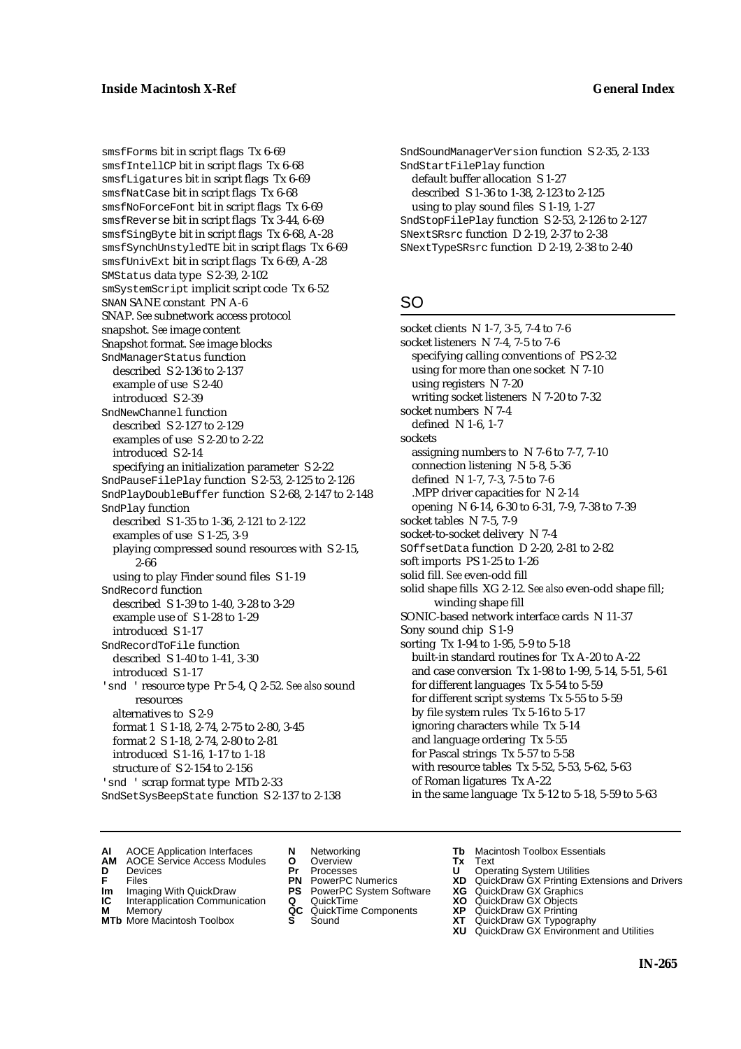smsfForms bit in script flags Tx 6-69
smsfIntellCP bit in script flags Tx 6-68
smsfLigatures bit in script flags Tx 6-69
smsfNatCase bit in script flags Tx 6-68
smsfNoForceFont bit in script flags Tx 6-69
smsfReverse bit in script flags Tx 3-44, 6-69
smsfSingByte bit in script flags Tx 6-68, A-28
smsfSynchUnstyledTE bit in script flags Tx 6-69
smsfUnivExt bit in script flags Tx 6-69, A-28
SMStatus data type S 2-39, 2-102
smSystemScript implicit script code Tx 6-52
SNAN SANE constant PN A-6
SNAP. *See* subnetwork access protocol
snapshot. *See* image content
Snapshot format. *See* image blocks
SndManagerStatus function
  described S 2-136 to 2-137
  example of use S 2-40
  introduced S 2-39
SndNewChannel function
  described S 2-127 to 2-129
  examples of use S 2-20 to 2-22
  introduced S 2-14
  specifying an initialization parameter S 2-22
SndPauseFilePlay function S 2-53, 2-125 to 2-126
SndPlayDoubleBuffer function S 2-68, 2-147 to 2-148
SndPlay function
  described S 1-35 to 1-36, 2-121 to 2-122
  examples of use S 1-25, 3-9
  playing compressed sound resources with S 2-15, 2-66
  using to play Finder sound files S 1-19
SndRecord function
  described S 1-39 to 1-40, 3-28 to 3-29
  example use of S 1-28 to 1-29
  introduced S 1-17
SndRecordToFile function
  described S 1-40 to 1-41, 3-30
  introduced S 1-17
'snd ' resource type Pr 5-4, Q 2-52. *See also* sound resources
  alternatives to S 2-9
  format 1 S 1-18, 2-74, 2-75 to 2-80, 3-45
  format 2 S 1-18, 2-74, 2-80 to 2-81
  introduced S 1-16, 1-17 to 1-18
  structure of S 2-154 to 2-156
'snd ' scrap format type MTb 2-33
SndSetSysBeepState function S 2-137 to 2-138
SndSoundManagerVersion function S 2-35, 2-133
SndStartFilePlay function
  default buffer allocation S 1-27
  described S 1-36 to 1-38, 2-123 to 2-125
  using to play sound files S 1-19, 1-27
SndStopFilePlay function S 2-53, 2-126 to 2-127
SNextSRsrc function D 2-19, 2-37 to 2-38
SNextTypeSRsrc function D 2-19, 2-38 to 2-40

## SO

socket clients N 1-7, 3-5, 7-4 to 7-6
socket listeners N 7-4, 7-5 to 7-6
  specifying calling conventions of PS 2-32
  using for more than one socket N 7-10
  using registers N 7-20
  writing socket listeners N 7-20 to 7-32
socket numbers N 7-4
  defined N 1-6, 1-7
sockets
  assigning numbers to N 7-6 to 7-7, 7-10
  connection listening N 5-8, 5-36
  defined N 1-7, 7-3, 7-5 to 7-6
  .MPP driver capacities for N 2-14
  opening N 6-14, 6-30 to 6-31, 7-9, 7-38 to 7-39
socket tables N 7-5, 7-9
socket-to-socket delivery N 7-4
SOffsetData function D 2-20, 2-81 to 2-82
soft imports PS 1-25 to 1-26
solid fill. *See* even-odd fill
solid shape fills XG 2-12. *See also* even-odd shape fill; winding shape fill
SONIC-based network interface cards N 11-37
Sony sound chip S 1-9
sorting Tx 1-94 to 1-95, 5-9 to 5-18
  built-in standard routines for Tx A-20 to A-22
  and case conversion Tx 1-98 to 1-99, 5-14, 5-51, 5-61
  for different languages Tx 5-54 to 5-59
  for different script systems Tx 5-55 to 5-59
  by file system rules Tx 5-16 to 5-17
  ignoring characters while Tx 5-14
  and language ordering Tx 5-55
  for Pascal strings Tx 5-57 to 5-58
  with resource tables Tx 5-52, 5-53, 5-62, 5-63
  of Roman ligatures Tx A-22
  in the same language Tx 5-12 to 5-18, 5-59 to 5-63

**AI** AOCE Application Interfaces **AM** AOCE Service Access Modules **D** Devices **F** Files **Im** Imaging With QuickDraw **IC** Interapplication Communication **M** Memory **MTb** More Macintosh Toolbox **N** Networking **O** Overview **Pr** Processes **PN** PowerPC Numerics **PS** PowerPC System Software **Q** QuickTime **QC** QuickTime Components **S** Sound **Tb** Macintosh Toolbox Essentials **Tx** Text **U** Operating System Utilities **XD** QuickDraw GX Printing Extensions and Drivers **XG** QuickDraw GX Graphics **XO** QuickDraw GX Objects **XP** QuickDraw GX Printing **XT** QuickDraw GX Typography **XU** QuickDraw GX Environment and Utilities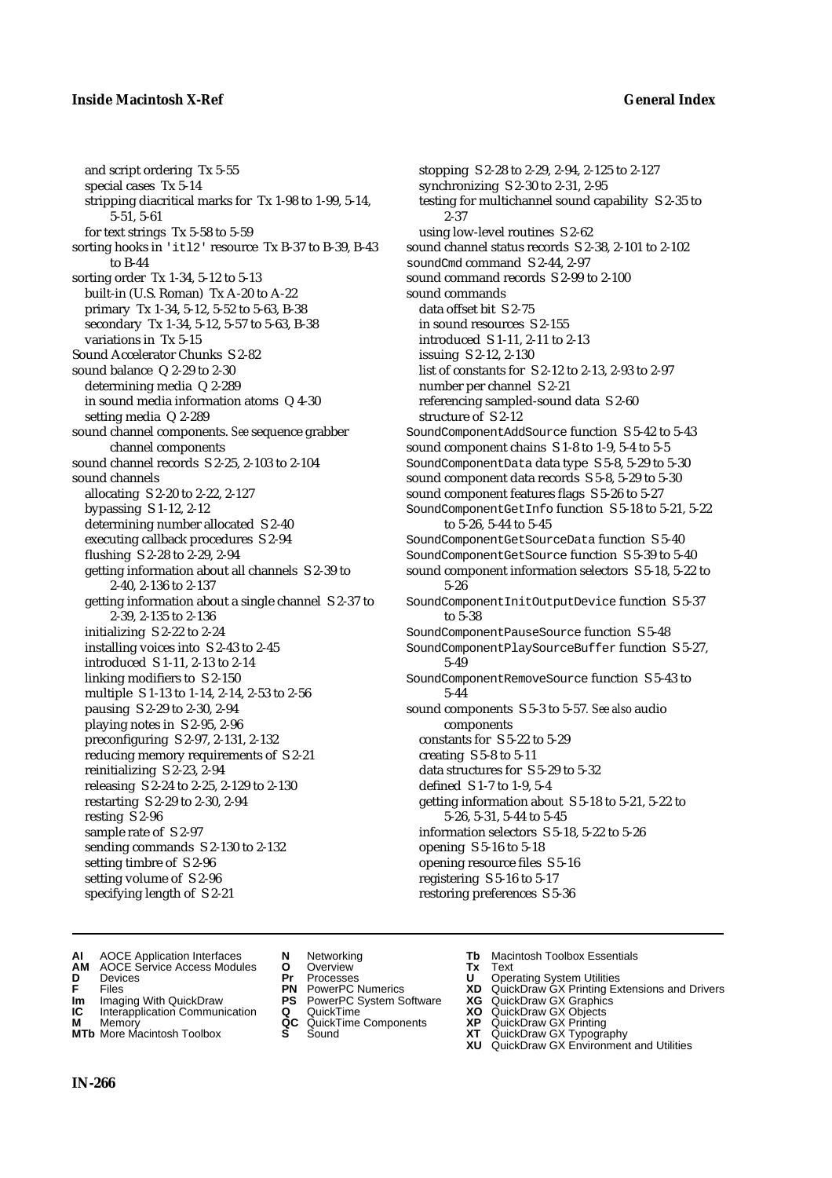and script ordering Tx 5-55
special cases Tx 5-14
stripping diacritical marks for Tx 1-98 to 1-99, 5-14, 5-51, 5-61
for text strings Tx 5-58 to 5-59
sorting hooks in 'itl2' resource Tx B-37 to B-39, B-43 to B-44
sorting order Tx 1-34, 5-12 to 5-13
built-in (U.S. Roman) Tx A-20 to A-22
primary Tx 1-34, 5-12, 5-52 to 5-63, B-38
secondary Tx 1-34, 5-12, 5-57 to 5-63, B-38
variations in Tx 5-15
Sound Accelerator Chunks S 2-82
sound balance Q 2-29 to 2-30
determining media Q 2-289
in sound media information atoms Q 4-30
setting media Q 2-289
sound channel components. *See* sequence grabber channel components
sound channel records S 2-25, 2-103 to 2-104
sound channels
allocating S 2-20 to 2-22, 2-127
bypassing S 1-12, 2-12
determining number allocated S 2-40
executing callback procedures S 2-94
flushing S 2-28 to 2-29, 2-94
getting information about all channels S 2-39 to 2-40, 2-136 to 2-137
getting information about a single channel S 2-37 to 2-39, 2-135 to 2-136
initializing S 2-22 to 2-24
installing voices into S 2-43 to 2-45
introduced S 1-11, 2-13 to 2-14
linking modifiers to S 2-150
multiple S 1-13 to 1-14, 2-14, 2-53 to 2-56
pausing S 2-29 to 2-30, 2-94
playing notes in S 2-95, 2-96
preconfiguring S 2-97, 2-131, 2-132
reducing memory requirements of S 2-21
reinitializing S 2-23, 2-94
releasing S 2-24 to 2-25, 2-129 to 2-130
restarting S 2-29 to 2-30, 2-94
resting S 2-96
sample rate of S 2-97
sending commands S 2-130 to 2-132
setting timbre of S 2-96
setting volume of S 2-96
specifying length of S 2-21
stopping S 2-28 to 2-29, 2-94, 2-125 to 2-127
synchronizing S 2-30 to 2-31, 2-95
testing for multichannel sound capability S 2-35 to 2-37
using low-level routines S 2-62
sound channel status records S 2-38, 2-101 to 2-102
soundCmd command S 2-44, 2-97
sound command records S 2-99 to 2-100
sound commands
data offset bit S 2-75
in sound resources S 2-155
introduced S 1-11, 2-11 to 2-13
issuing S 2-12, 2-130
list of constants for S 2-12 to 2-13, 2-93 to 2-97
number per channel S 2-21
referencing sampled-sound data S 2-60
structure of S 2-12
SoundComponentAddSource function S 5-42 to 5-43
sound component chains S 1-8 to 1-9, 5-4 to 5-5
SoundComponentData data type S 5-8, 5-29 to 5-30
sound component data records S 5-8, 5-29 to 5-30
sound component features flags S 5-26 to 5-27
SoundComponentGetInfo function S 5-18 to 5-21, 5-22 to 5-26, 5-44 to 5-45
SoundComponentGetSourceData function S 5-40
SoundComponentGetSource function S 5-39 to 5-40
sound component information selectors S 5-18, 5-22 to 5-26
SoundComponentInitOutputDevice function S 5-37 to 5-38
SoundComponentPauseSource function S 5-48
SoundComponentPlaySourceBuffer function S 5-27, 5-49
SoundComponentRemoveSource function S 5-43 to 5-44
sound components S 5-3 to 5-57. *See also* audio components
constants for S 5-22 to 5-29
creating S 5-8 to 5-11
data structures for S 5-29 to 5-32
defined S 1-7 to 1-9, 5-4
getting information about S 5-18 to 5-21, 5-22 to 5-26, 5-31, 5-44 to 5-45
information selectors S 5-18, 5-22 to 5-26
opening S 5-16 to 5-18
opening resource files S 5-16
registering S 5-16 to 5-17
restoring preferences S 5-36

**AI** AOCE Application Interfaces **AM** AOCE Service Access Modules **D** Devices **F** Files **Im** Imaging With QuickDraw **IC** Interapplication Communication **M** Memory **MTb** More Macintosh Toolbox **N** Networking **O** Overview **Pr** Processes **PN** PowerPC Numerics **PS** PowerPC System Software **Q** QuickTime **QC** QuickTime Components **S** Sound **Tb** Macintosh Toolbox Essentials **Tx** Text **U** Operating System Utilities **XD** QuickDraw GX Printing Extensions and Drivers **XG** QuickDraw GX Graphics **XO** QuickDraw GX Objects **XP** QuickDraw GX Printing **XT** QuickDraw GX Typography **XU** QuickDraw GX Environment and Utilities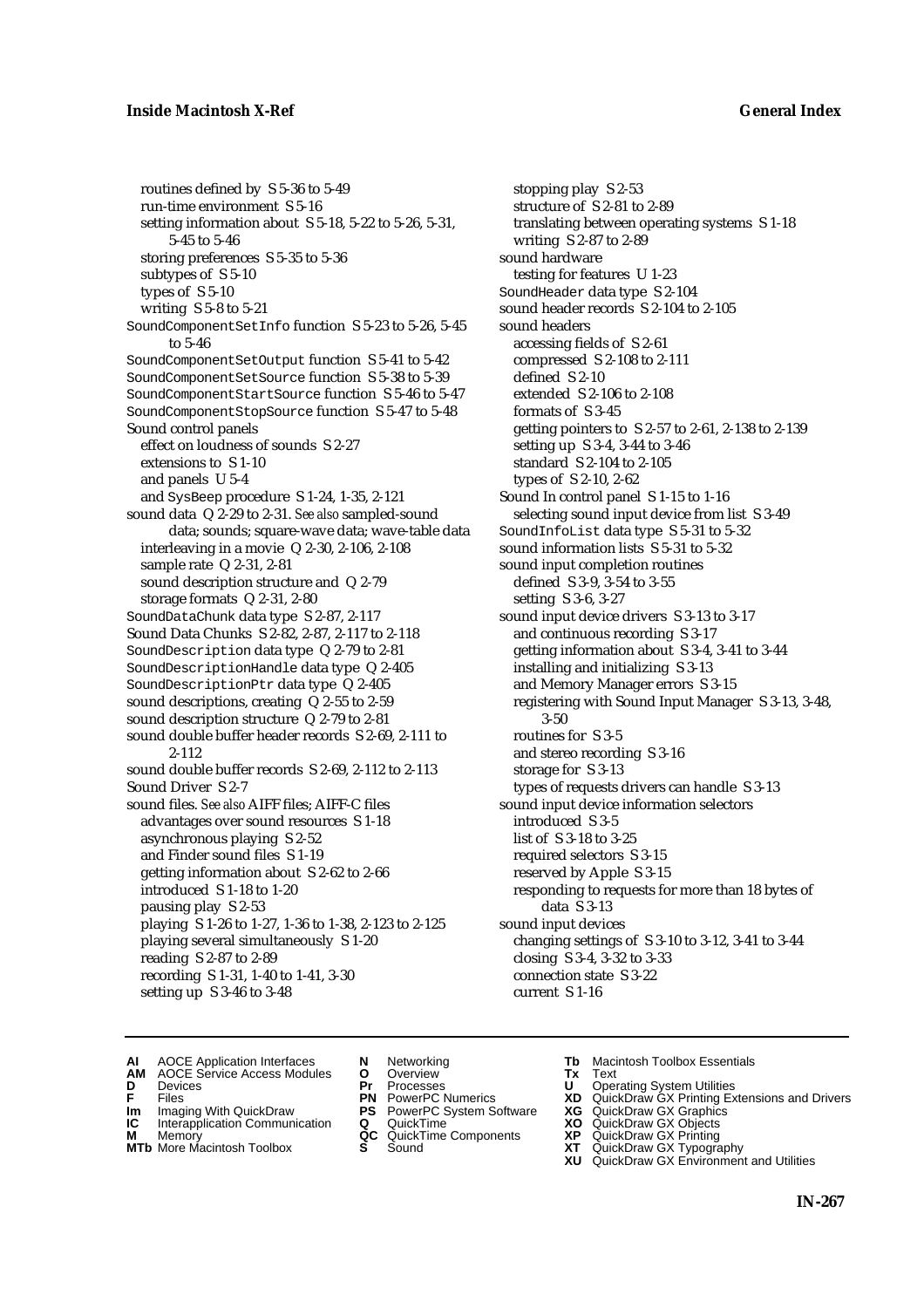routines defined by S 5-36 to 5-49
run-time environment S 5-16
setting information about S 5-18, 5-22 to 5-26, 5-31, 5-45 to 5-46
storing preferences S 5-35 to 5-36
subtypes of S 5-10
types of S 5-10
writing S 5-8 to 5-21

SoundComponentSetInfo function S 5-23 to 5-26, 5-45 to 5-46
SoundComponentSetOutput function S 5-41 to 5-42
SoundComponentSetSource function S 5-38 to 5-39
SoundComponentStartSource function S 5-46 to 5-47
SoundComponentStopSource function S 5-47 to 5-48

Sound control panels
effect on loudness of sounds S 2-27
extensions to S 1-10
and panels U 5-4
and SysBeep procedure S 1-24, 1-35, 2-121

sound data Q 2-29 to 2-31. *See also* sampled-sound data; sounds; square-wave data; wave-table data
interleaving in a movie Q 2-30, 2-106, 2-108
sample rate Q 2-31, 2-81
sound description structure and Q 2-79
storage formats Q 2-31, 2-80

SoundDataChunk data type S 2-87, 2-117
Sound Data Chunks S 2-82, 2-87, 2-117 to 2-118
SoundDescription data type Q 2-79 to 2-81
SoundDescriptionHandle data type Q 2-405
SoundDescriptionPtr data type Q 2-405
sound descriptions, creating Q 2-55 to 2-59
sound description structure Q 2-79 to 2-81
sound double buffer header records S 2-69, 2-111 to 2-112
sound double buffer records S 2-69, 2-112 to 2-113
Sound Driver S 2-7

sound files. *See also* AIFF files; AIFF-C files
advantages over sound resources S 1-18
asynchronous playing S 2-52
and Finder sound files S 1-19
getting information about S 2-62 to 2-66
introduced S 1-18 to 1-20
pausing play S 2-53
playing S 1-26 to 1-27, 1-36 to 1-38, 2-123 to 2-125
playing several simultaneously S 1-20
reading S 2-87 to 2-89
recording S 1-31, 1-40 to 1-41, 3-30
setting up S 3-46 to 3-48
stopping play S 2-53
structure of S 2-81 to 2-89
translating between operating systems S 1-18
writing S 2-87 to 2-89

sound hardware
testing for features U 1-23

SoundHeader data type S 2-104
sound header records S 2-104 to 2-105

sound headers
accessing fields of S 2-61
compressed S 2-108 to 2-111
defined S 2-10
extended S 2-106 to 2-108
formats of S 3-45
getting pointers to S 2-57 to 2-61, 2-138 to 2-139
setting up S 3-4, 3-44 to 3-46
standard S 2-104 to 2-105
types of S 2-10, 2-62

Sound In control panel S 1-15 to 1-16
selecting sound input device from list S 3-49

SoundInfoList data type S 5-31 to 5-32
sound information lists S 5-31 to 5-32

sound input completion routines
defined S 3-9, 3-54 to 3-55
setting S 3-6, 3-27

sound input device drivers S 3-13 to 3-17
and continuous recording S 3-17
getting information about S 3-4, 3-41 to 3-44
installing and initializing S 3-13
and Memory Manager errors S 3-15
registering with Sound Input Manager S 3-13, 3-48, 3-50
routines for S 3-5
and stereo recording S 3-16
storage for S 3-13
types of requests drivers can handle S 3-13

sound input device information selectors
introduced S 3-5
list of S 3-18 to 3-25
required selectors S 3-15
reserved by Apple S 3-15
responding to requests for more than 18 bytes of data S 3-13

sound input devices
changing settings of S 3-10 to 3-12, 3-41 to 3-44
closing S 3-4, 3-32 to 3-33
connection state S 3-22
current S 1-16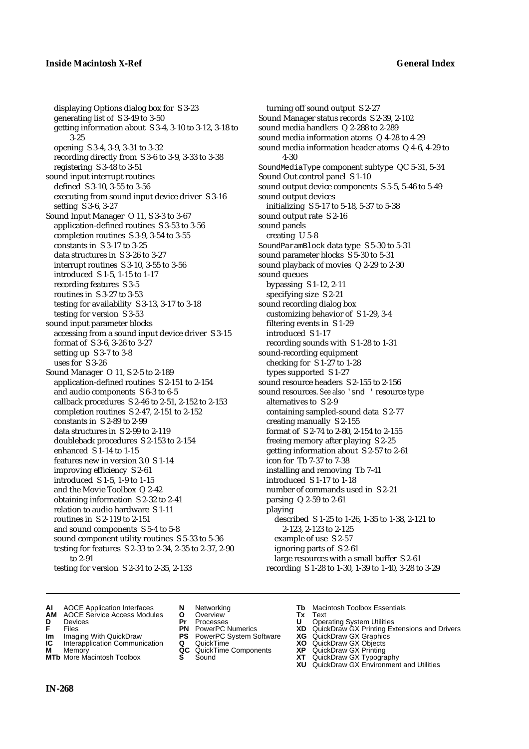displaying Options dialog box for S 3-23
generating list of S 3-49 to 3-50
getting information about S 3-4, 3-10 to 3-12, 3-18 to 3-25
opening S 3-4, 3-9, 3-31 to 3-32
recording directly from S 3-6 to 3-9, 3-33 to 3-38
registering S 3-48 to 3-51

sound input interrupt routines
defined S 3-10, 3-55 to 3-56
executing from sound input device driver S 3-16
setting S 3-6, 3-27

Sound Input Manager O 11, S 3-3 to 3-67
application-defined routines S 3-53 to 3-56
completion routines S 3-9, 3-54 to 3-55
constants in S 3-17 to 3-25
data structures in S 3-26 to 3-27
interrupt routines S 3-10, 3-55 to 3-56
introduced S 1-5, 1-15 to 1-17
recording features S 3-5
routines in S 3-27 to 3-53
testing for availability S 3-13, 3-17 to 3-18
testing for version S 3-53

sound input parameter blocks
accessing from a sound input device driver S 3-15
format of S 3-6, 3-26 to 3-27
setting up S 3-7 to 3-8
uses for S 3-26

Sound Manager O 11, S 2-5 to 2-189
application-defined routines S 2-151 to 2-154
and audio components S 6-3 to 6-5
callback procedures S 2-46 to 2-51, 2-152 to 2-153
completion routines S 2-47, 2-151 to 2-152
constants in S 2-89 to 2-99
data structures in S 2-99 to 2-119
doubleback procedures S 2-153 to 2-154
enhanced S 1-14 to 1-15
features new in version 3.0 S 1-14
improving efficiency S 2-61
introduced S 1-5, 1-9 to 1-15
and the Movie Toolbox Q 2-42
obtaining information S 2-32 to 2-41
relation to audio hardware S 1-11
routines in S 2-119 to 2-151
and sound components S 5-4 to 5-8
sound component utility routines S 5-33 to 5-36
testing for features S 2-33 to 2-34, 2-35 to 2-37, 2-90 to 2-91
testing for version S 2-34 to 2-35, 2-133
turning off sound output S 2-27

Sound Manager status records S 2-39, 2-102
sound media handlers Q 2-288 to 2-289
sound media information atoms Q 4-28 to 4-29
sound media information header atoms Q 4-6, 4-29 to 4-30
SoundMediaType component subtype QC 5-31, 5-34
Sound Out control panel S 1-10
sound output device components S 5-5, 5-46 to 5-49
sound output devices
initializing S 5-17 to 5-18, 5-37 to 5-38
sound output rate S 2-16
sound panels
creating U 5-8
SoundParamBlock data type S 5-30 to 5-31
sound parameter blocks S 5-30 to 5-31
sound playback of movies Q 2-29 to 2-30
sound queues
bypassing S 1-12, 2-11
specifying size S 2-21
sound recording dialog box
customizing behavior of S 1-29, 3-4
filtering events in S 1-29
introduced S 1-17
recording sounds with S 1-28 to 1-31
sound-recording equipment
checking for S 1-27 to 1-28
types supported S 1-27
sound resource headers S 2-155 to 2-156
sound resources. *See also* 'snd ' resource type
alternatives to S 2-9
containing sampled-sound data S 2-77
creating manually S 2-155
format of S 2-74 to 2-80, 2-154 to 2-155
freeing memory after playing S 2-25
getting information about S 2-57 to 2-61
icon for Tb 7-37 to 7-38
installing and removing Tb 7-41
introduced S 1-17 to 1-18
number of commands used in S 2-21
parsing Q 2-59 to 2-61
playing
described S 1-25 to 1-26, 1-35 to 1-38, 2-121 to 2-123, 2-123 to 2-125
example of use S 2-57
ignoring parts of S 2-61
large resources with a small buffer S 2-61
recording S 1-28 to 1-30, 1-39 to 1-40, 3-28 to 3-29

**AI** AOCE Application Interfaces **AM** AOCE Service Access Modules **D** Devices **F** Files **Im** Imaging With QuickDraw **IC** Interapplication Communication **M** Memory **MTb** More Macintosh Toolbox **N** Networking **O** Overview **Pr** Processes **PN** PowerPC Numerics **PS** PowerPC System Software **Q** QuickTime **QC** QuickTime Components **S** Sound **Tb** Macintosh Toolbox Essentials **Tx** Text **U** Operating System Utilities **XD** QuickDraw GX Printing Extensions and Drivers **XG** QuickDraw GX Graphics **XO** QuickDraw GX Objects **XP** QuickDraw GX Printing **XT** QuickDraw GX Typography **XU** QuickDraw GX Environment and Utilities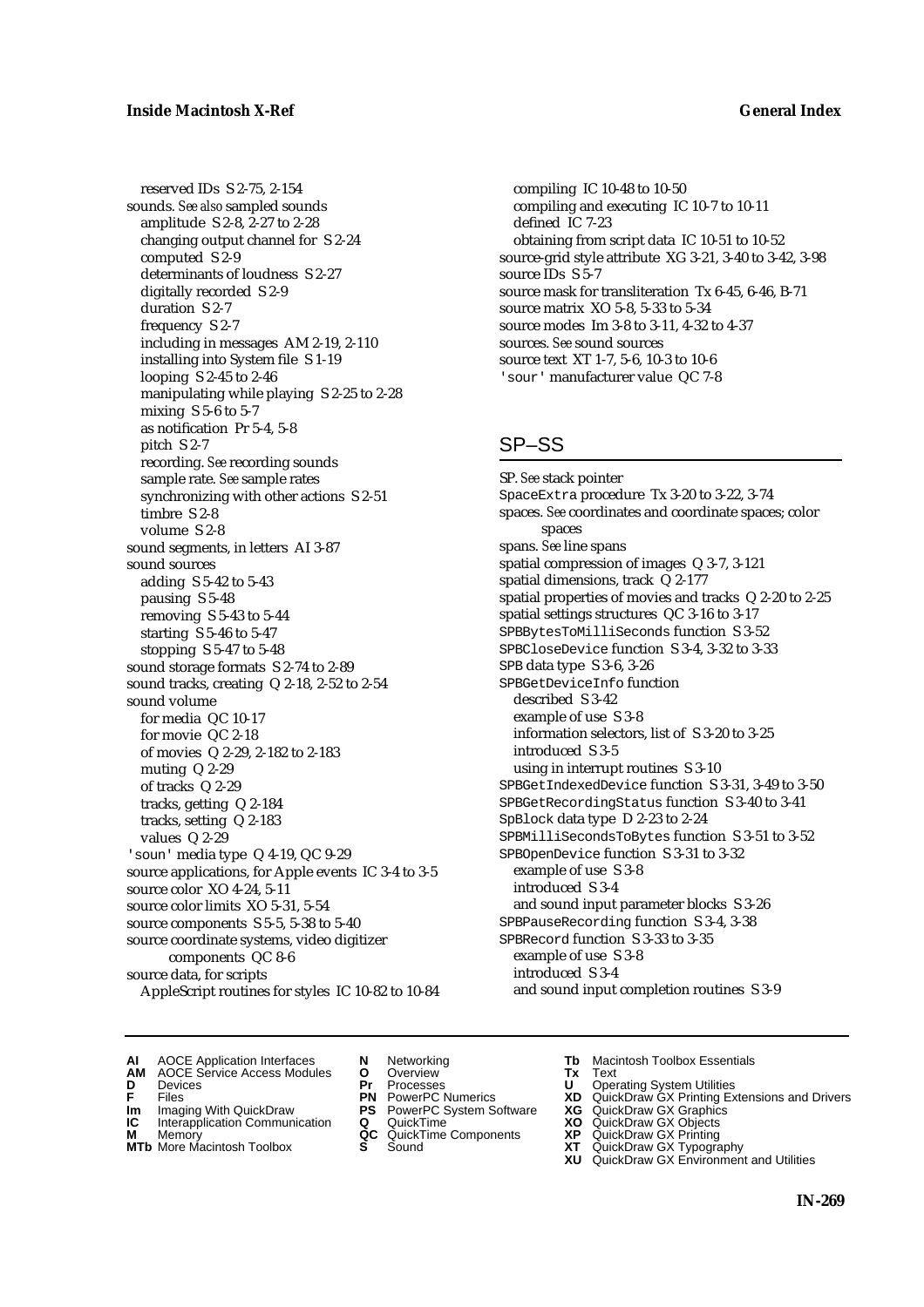reserved IDs S 2-75, 2-154
sounds. *See also* sampled sounds
  amplitude S 2-8, 2-27 to 2-28
  changing output channel for S 2-24
  computed S 2-9
  determinants of loudness S 2-27
  digitally recorded S 2-9
  duration S 2-7
  frequency S 2-7
  including in messages AM 2-19, 2-110
  installing into System file S 1-19
  looping S 2-45 to 2-46
  manipulating while playing S 2-25 to 2-28
  mixing S 5-6 to 5-7
  as notification Pr 5-4, 5-8
  pitch S 2-7
  recording. *See* recording sounds
  sample rate. *See* sample rates
  synchronizing with other actions S 2-51
  timbre S 2-8
  volume S 2-8
sound segments, in letters AI 3-87
sound sources
  adding S 5-42 to 5-43
  pausing S 5-48
  removing S 5-43 to 5-44
  starting S 5-46 to 5-47
  stopping S 5-47 to 5-48
sound storage formats S 2-74 to 2-89
sound tracks, creating Q 2-18, 2-52 to 2-54
sound volume
  for media QC 10-17
  for movie QC 2-18
  of movies Q 2-29, 2-182 to 2-183
  muting Q 2-29
  of tracks Q 2-29
  tracks, getting Q 2-184
  tracks, setting Q 2-183
  values Q 2-29
`'soun'` media type Q 4-19, QC 9-29
source applications, for Apple events IC 3-4 to 3-5
source color XO 4-24, 5-11
source color limits XO 5-31, 5-54
source components S 5-5, 5-38 to 5-40
source coordinate systems, video digitizer components QC 8-6
source data, for scripts
  AppleScript routines for styles IC 10-82 to 10-84
  compiling IC 10-48 to 10-50
  compiling and executing IC 10-7 to 10-11
  defined IC 7-23
  obtaining from script data IC 10-51 to 10-52
source-grid style attribute XG 3-21, 3-40 to 3-42, 3-98
source IDs S 5-7
source mask for transliteration Tx 6-45, 6-46, B-71
source matrix XO 5-8, 5-33 to 5-34
source modes Im 3-8 to 3-11, 4-32 to 4-37
sources. *See* sound sources
source text XT 1-7, 5-6, 10-3 to 10-6
`'sour'` manufacturer value QC 7-8

## SP–SS

SP. *See* stack pointer
`SpaceExtra` procedure Tx 3-20 to 3-22, 3-74
spaces. *See* coordinates and coordinate spaces; color spaces
spans. *See* line spans
spatial compression of images Q 3-7, 3-121
spatial dimensions, track Q 2-177
spatial properties of movies and tracks Q 2-20 to 2-25
spatial settings structures QC 3-16 to 3-17
`SPBBytesToMilliSeconds` function S 3-52
`SPBCloseDevice` function S 3-4, 3-32 to 3-33
`SPB` data type S 3-6, 3-26
`SPBGetDeviceInfo` function
  described S 3-42
  example of use S 3-8
  information selectors, list of S 3-20 to 3-25
  introduced S 3-5
  using in interrupt routines S 3-10
`SPBGetIndexedDevice` function S 3-31, 3-49 to 3-50
`SPBGetRecordingStatus` function S 3-40 to 3-41
`SpBlock` data type D 2-23 to 2-24
`SPBMilliSecondsToBytes` function S 3-51 to 3-52
`SPBOpenDevice` function S 3-31 to 3-32
  example of use S 3-8
  introduced S 3-4
  and sound input parameter blocks S 3-26
`SPBPauseRecording` function S 3-4, 3-38
`SPBRecord` function S 3-33 to 3-35
  example of use S 3-8
  introduced S 3-4
  and sound input completion routines S 3-9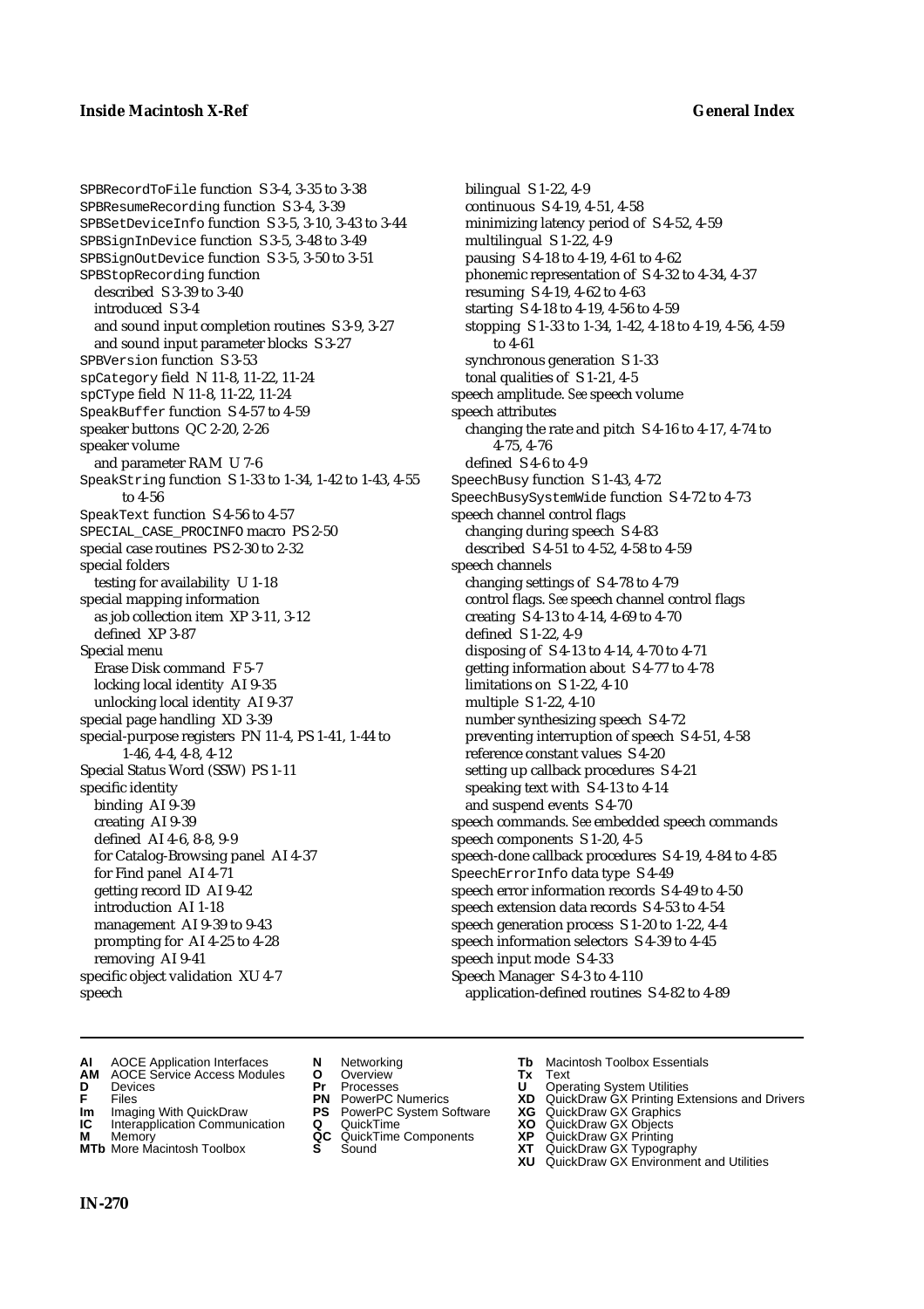SPBRecordToFile function S 3-4, 3-35 to 3-38
SPBResumeRecording function S 3-4, 3-39
SPBSetDeviceInfo function S 3-5, 3-10, 3-43 to 3-44
SPBSignInDevice function S 3-5, 3-48 to 3-49
SPBSignOutDevice function S 3-5, 3-50 to 3-51
SPBStopRecording function
  described S 3-39 to 3-40
  introduced S 3-4
  and sound input completion routines S 3-9, 3-27
  and sound input parameter blocks S 3-27
SPBVersion function S 3-53
spCategory field N 11-8, 11-22, 11-24
spCType field N 11-8, 11-22, 11-24
SpeakBuffer function S 4-57 to 4-59
speaker buttons QC 2-20, 2-26
speaker volume
  and parameter RAM U 7-6
SpeakString function S 1-33 to 1-34, 1-42 to 1-43, 4-55 to 4-56
SpeakText function S 4-56 to 4-57
SPECIAL_CASE_PROCINFO macro PS 2-50
special case routines PS 2-30 to 2-32
special folders
  testing for availability U 1-18
special mapping information
  as job collection item XP 3-11, 3-12
  defined XP 3-87
Special menu
  Erase Disk command F 5-7
  locking local identity AI 9-35
  unlocking local identity AI 9-37
special page handling XD 3-39
special-purpose registers PN 11-4, PS 1-41, 1-44 to 1-46, 4-4, 4-8, 4-12
Special Status Word (SSW) PS 1-11
specific identity
  binding AI 9-39
  creating AI 9-39
  defined AI 4-6, 8-8, 9-9
  for Catalog-Browsing panel AI 4-37
  for Find panel AI 4-71
  getting record ID AI 9-42
  introduction AI 1-18
  management AI 9-39 to 9-43
  prompting for AI 4-25 to 4-28
  removing AI 9-41
specific object validation XU 4-7
speech
  bilingual S 1-22, 4-9
  continuous S 4-19, 4-51, 4-58
  minimizing latency period of S 4-52, 4-59
  multilingual S 1-22, 4-9
  pausing S 4-18 to 4-19, 4-61 to 4-62
  phonemic representation of S 4-32 to 4-34, 4-37
  resuming S 4-19, 4-62 to 4-63
  starting S 4-18 to 4-19, 4-56 to 4-59
  stopping S 1-33 to 1-34, 1-42, 4-18 to 4-19, 4-56, 4-59 to 4-61
  synchronous generation S 1-33
  tonal qualities of S 1-21, 4-5
speech amplitude. *See* speech volume
speech attributes
  changing the rate and pitch S 4-16 to 4-17, 4-74 to 4-75, 4-76
  defined S 4-6 to 4-9
SpeechBusy function S 1-43, 4-72
SpeechBusySystemWide function S 4-72 to 4-73
speech channel control flags
  changing during speech S 4-83
  described S 4-51 to 4-52, 4-58 to 4-59
speech channels
  changing settings of S 4-78 to 4-79
  control flags. *See* speech channel control flags
  creating S 4-13 to 4-14, 4-69 to 4-70
  defined S 1-22, 4-9
  disposing of S 4-13 to 4-14, 4-70 to 4-71
  getting information about S 4-77 to 4-78
  limitations on S 1-22, 4-10
  multiple S 1-22, 4-10
  number synthesizing speech S 4-72
  preventing interruption of speech S 4-51, 4-58
  reference constant values S 4-20
  setting up callback procedures S 4-21
  speaking text with S 4-13 to 4-14
  and suspend events S 4-70
speech commands. *See* embedded speech commands
speech components S 1-20, 4-5
speech-done callback procedures S 4-19, 4-84 to 4-85
SpeechErrorInfo data type S 4-49
speech error information records S 4-49 to 4-50
speech extension data records S 4-53 to 4-54
speech generation process S 1-20 to 1-22, 4-4
speech information selectors S 4-39 to 4-45
speech input mode S 4-33
Speech Manager S 4-3 to 4-110
  application-defined routines S 4-82 to 4-89

**AI** AOCE Application Interfaces
**AM** AOCE Service Access Modules
**D** Devices
**F** Files
**Im** Imaging With QuickDraw
**IC** Interapplication Communication
**M** Memory
**MTb** More Macintosh Toolbox
**N** Networking
**O** Overview
**Pr** Processes
**PN** PowerPC Numerics
**PS** PowerPC System Software
**Q** QuickTime
**QC** QuickTime Components
**S** Sound
**Tb** Macintosh Toolbox Essentials
**Tx** Text
**U** Operating System Utilities
**XD** QuickDraw GX Printing Extensions and Drivers
**XG** QuickDraw GX Graphics
**XO** QuickDraw GX Objects
**XP** QuickDraw GX Printing
**XT** QuickDraw GX Typography
**XU** QuickDraw GX Environment and Utilities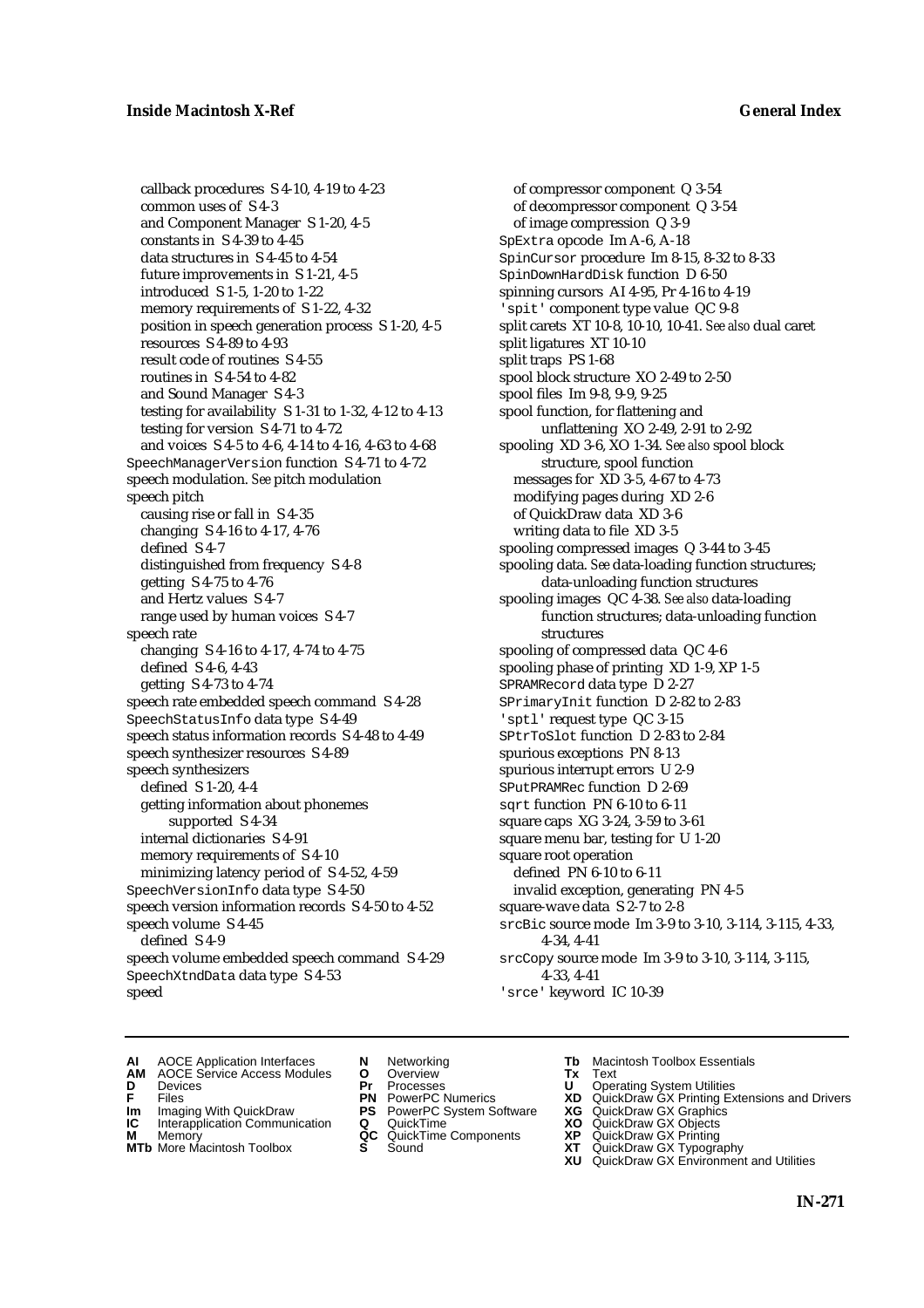callback procedures S 4-10, 4-19 to 4-23
common uses of S 4-3
and Component Manager S 1-20, 4-5
constants in S 4-39 to 4-45
data structures in S 4-45 to 4-54
future improvements in S 1-21, 4-5
introduced S 1-5, 1-20 to 1-22
memory requirements of S 1-22, 4-32
position in speech generation process S 1-20, 4-5
resources S 4-89 to 4-93
result code of routines S 4-55
routines in S 4-54 to 4-82
and Sound Manager S 4-3
testing for availability S 1-31 to 1-32, 4-12 to 4-13
testing for version S 4-71 to 4-72
and voices S 4-5 to 4-6, 4-14 to 4-16, 4-63 to 4-68

`SpeechManagerVersion` function S 4-71 to 4-72
speech modulation. *See* pitch modulation
speech pitch
causing rise or fall in S 4-35
changing S 4-16 to 4-17, 4-76
defined S 4-7
distinguished from frequency S 4-8
getting S 4-75 to 4-76
and Hertz values S 4-7
range used by human voices S 4-7
speech rate
changing S 4-16 to 4-17, 4-74 to 4-75
defined S 4-6, 4-43
getting S 4-73 to 4-74
speech rate embedded speech command S 4-28
`SpeechStatusInfo` data type S 4-49
speech status information records S 4-48 to 4-49
speech synthesizer resources S 4-89
speech synthesizers
defined S 1-20, 4-4
getting information about phonemes supported S 4-34
internal dictionaries S 4-91
memory requirements of S 4-10
minimizing latency period of S 4-52, 4-59
`SpeechVersionInfo` data type S 4-50
speech version information records S 4-50 to 4-52
speech volume S 4-45
defined S 4-9
speech volume embedded speech command S 4-29
`SpeechXtndData` data type S 4-53
speed
of compressor component Q 3-54
of decompressor component Q 3-54
of image compression Q 3-9
`SpExtra` opcode Im A-6, A-18
`SpinCursor` procedure Im 8-15, 8-32 to 8-33
`SpinDownHardDisk` function D 6-50
spinning cursors AI 4-95, Pr 4-16 to 4-19
`'spit'` component type value QC 9-8
split carets XT 10-8, 10-10, 10-41. *See also* dual caret
split ligatures XT 10-10
split traps PS 1-68
spool block structure XO 2-49 to 2-50
spool files Im 9-8, 9-9, 9-25
spool function, for flattening and unflattening XO 2-49, 2-91 to 2-92
spooling XD 3-6, XO 1-34. *See also* spool block structure, spool function
messages for XD 3-5, 4-67 to 4-73
modifying pages during XD 2-6
of QuickDraw data XD 3-6
writing data to file XD 3-5
spooling compressed images Q 3-44 to 3-45
spooling data. *See* data-loading function structures; data-unloading function structures
spooling images QC 4-38. *See also* data-loading function structures; data-unloading function structures
spooling of compressed data QC 4-6
spooling phase of printing XD 1-9, XP 1-5
`SPRAMRecord` data type D 2-27
`SPrimaryInit` function D 2-82 to 2-83
`'sptl'` request type QC 3-15
`SPtrToSlot` function D 2-83 to 2-84
spurious exceptions PN 8-13
spurious interrupt errors U 2-9
`SPutPRAMRec` function D 2-69
`sqrt` function PN 6-10 to 6-11
square caps XG 3-24, 3-59 to 3-61
square menu bar, testing for U 1-20
square root operation
defined PN 6-10 to 6-11
invalid exception, generating PN 4-5
square-wave data S 2-7 to 2-8
`srcBic` source mode Im 3-9 to 3-10, 3-114, 3-115, 4-33, 4-34, 4-41
`srcCopy` source mode Im 3-9 to 3-10, 3-114, 3-115, 4-33, 4-41
`'srce'` keyword IC 10-39

**AI** AOCE Application Interfaces **AM** AOCE Service Access Modules **D** Devices **F** Files **Im** Imaging With QuickDraw **IC** Interapplication Communication **M** Memory **MTb** More Macintosh Toolbox **N** Networking **O** Overview **Pr** Processes **PN** PowerPC Numerics **PS** PowerPC System Software **Q** QuickTime **QC** QuickTime Components **S** Sound **Tb** Macintosh Toolbox Essentials **Tx** Text **U** Operating System Utilities **XD** QuickDraw GX Printing Extensions and Drivers **XG** QuickDraw GX Graphics **XO** QuickDraw GX Objects **XP** QuickDraw GX Printing **XT** QuickDraw GX Typography **XU** QuickDraw GX Environment and Utilities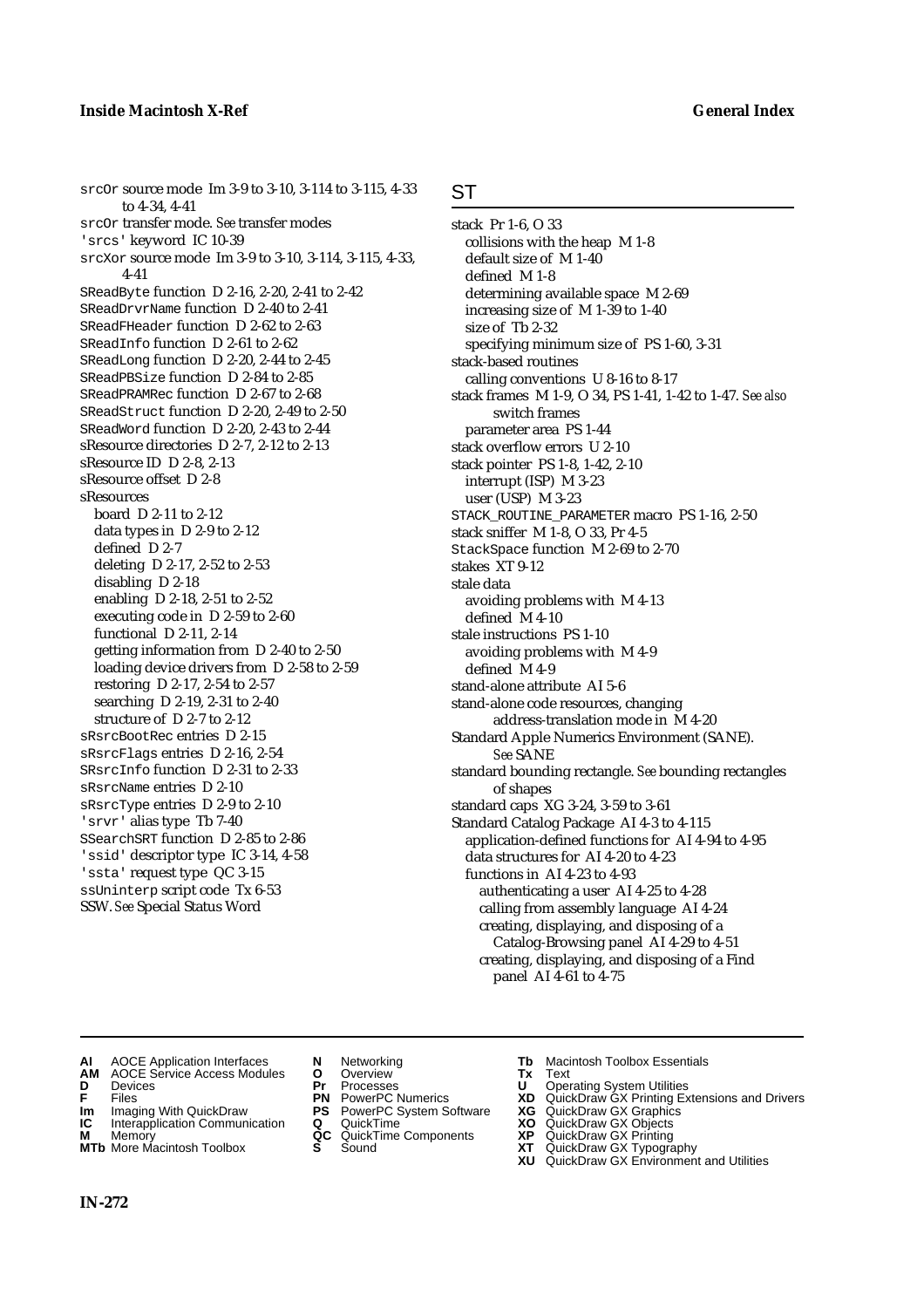srcOr source mode Im 3-9 to 3-10, 3-114 to 3-115, 4-33 to 4-34, 4-41
srcOr transfer mode. *See* transfer modes
'srcs' keyword IC 10-39
srcXor source mode Im 3-9 to 3-10, 3-114, 3-115, 4-33, 4-41
SReadByte function D 2-16, 2-20, 2-41 to 2-42
SReadDrvrName function D 2-40 to 2-41
SReadFHeader function D 2-62 to 2-63
SReadInfo function D 2-61 to 2-62
SReadLong function D 2-20, 2-44 to 2-45
SReadPBSize function D 2-84 to 2-85
SReadPRAMRec function D 2-67 to 2-68
SReadStruct function D 2-20, 2-49 to 2-50
SReadWord function D 2-20, 2-43 to 2-44
sResource directories D 2-7, 2-12 to 2-13
sResource ID D 2-8, 2-13
sResource offset D 2-8
sResources
  board D 2-11 to 2-12
  data types in D 2-9 to 2-12
  defined D 2-7
  deleting D 2-17, 2-52 to 2-53
  disabling D 2-18
  enabling D 2-18, 2-51 to 2-52
  executing code in D 2-59 to 2-60
  functional D 2-11, 2-14
  getting information from D 2-40 to 2-50
  loading device drivers from D 2-58 to 2-59
  restoring D 2-17, 2-54 to 2-57
  searching D 2-19, 2-31 to 2-40
  structure of D 2-7 to 2-12
sRsrcBootRec entries D 2-15
sRsrcFlags entries D 2-16, 2-54
SRsrcInfo function D 2-31 to 2-33
sRsrcName entries D 2-10
sRsrcType entries D 2-9 to 2-10
'srvr' alias type Tb 7-40
SSearchSRT function D 2-85 to 2-86
'ssid' descriptor type IC 3-14, 4-58
'ssta' request type QC 3-15
ssUninterp script code Tx 6-53
SSW. *See* Special Status Word

## ST

stack Pr 1-6, O 33
  collisions with the heap M 1-8
  default size of M 1-40
  defined M 1-8
  determining available space M 2-69
  increasing size of M 1-39 to 1-40
  size of Tb 2-32
  specifying minimum size of PS 1-60, 3-31
stack-based routines
  calling conventions U 8-16 to 8-17
stack frames M 1-9, O 34, PS 1-41, 1-42 to 1-47. *See also* switch frames
  parameter area PS 1-44
stack overflow errors U 2-10
stack pointer PS 1-8, 1-42, 2-10
  interrupt (ISP) M 3-23
  user (USP) M 3-23
STACK_ROUTINE_PARAMETER macro PS 1-16, 2-50
stack sniffer M 1-8, O 33, Pr 4-5
StackSpace function M 2-69 to 2-70
stakes XT 9-12
stale data
  avoiding problems with M 4-13
  defined M 4-10
stale instructions PS 1-10
  avoiding problems with M 4-9
  defined M 4-9
stand-alone attribute AI 5-6
stand-alone code resources, changing address-translation mode in M 4-20
Standard Apple Numerics Environment (SANE). *See* SANE
standard bounding rectangle. *See* bounding rectangles of shapes
standard caps XG 3-24, 3-59 to 3-61
Standard Catalog Package AI 4-3 to 4-115
  application-defined functions for AI 4-94 to 4-95
  data structures for AI 4-20 to 4-23
  functions in AI 4-23 to 4-93
    authenticating a user AI 4-25 to 4-28
    calling from assembly language AI 4-24
    creating, displaying, and disposing of a Catalog-Browsing panel AI 4-29 to 4-51
    creating, displaying, and disposing of a Find panel AI 4-61 to 4-75

**AI** AOCE Application Interfaces
**AM** AOCE Service Access Modules
**D** Devices
**F** Files
**Im** Imaging With QuickDraw
**IC** Interapplication Communication
**M** Memory
**MTb** More Macintosh Toolbox
**N** Networking
**O** Overview
**Pr** Processes
**PN** PowerPC Numerics
**PS** PowerPC System Software
**Q** QuickTime
**QC** QuickTime Components
**S** Sound
**Tb** Macintosh Toolbox Essentials
**Tx** Text
**U** Operating System Utilities
**XD** QuickDraw GX Printing Extensions and Drivers
**XG** QuickDraw GX Graphics
**XO** QuickDraw GX Objects
**XP** QuickDraw GX Printing
**XT** QuickDraw GX Typography
**XU** QuickDraw GX Environment and Utilities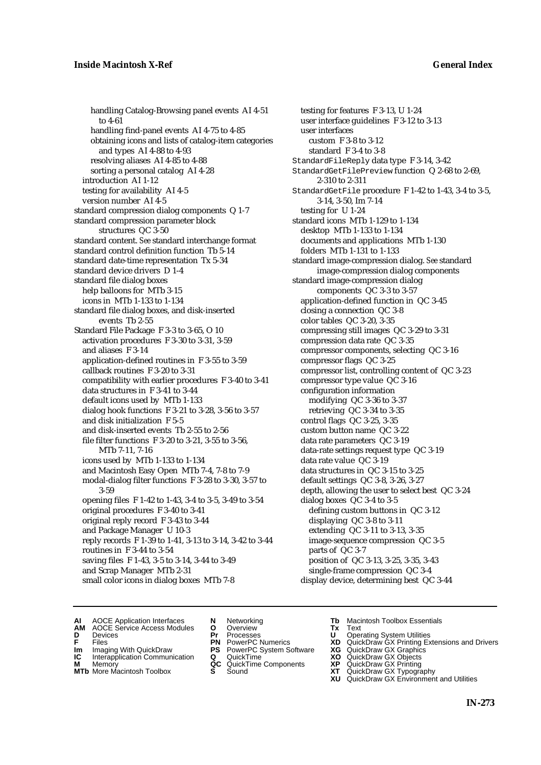handling Catalog-Browsing panel events AI 4-51 to 4-61
    handling find-panel events AI 4-75 to 4-85
    obtaining icons and lists of catalog-item categories and types AI 4-88 to 4-93
    resolving aliases AI 4-85 to 4-88
    sorting a personal catalog AI 4-28
  introduction AI 1-12
  testing for availability AI 4-5
  version number AI 4-5
standard compression dialog components Q 1-7
standard compression parameter block structures QC 3-50
standard content. *See* standard interchange format
standard control definition function Tb 5-14
standard date-time representation Tx 5-34
standard device drivers D 1-4
standard file dialog boxes
  help balloons for MTb 3-15
  icons in MTb 1-133 to 1-134
standard file dialog boxes, and disk-inserted events Tb 2-55
Standard File Package F 3-3 to 3-65, O 10
  activation procedures F 3-30 to 3-31, 3-59
  and aliases F 3-14
  application-defined routines in F 3-55 to 3-59
  callback routines F 3-20 to 3-31
  compatibility with earlier procedures F 3-40 to 3-41
  data structures in F 3-41 to 3-44
  default icons used by MTb 1-133
  dialog hook functions F 3-21 to 3-28, 3-56 to 3-57
  and disk initialization F 5-5
  and disk-inserted events Tb 2-55 to 2-56
  file filter functions F 3-20 to 3-21, 3-55 to 3-56, MTb 7-11, 7-16
  icons used by MTb 1-133 to 1-134
  and Macintosh Easy Open MTb 7-4, 7-8 to 7-9
  modal-dialog filter functions F 3-28 to 3-30, 3-57 to 3-59
  opening files F 1-42 to 1-43, 3-4 to 3-5, 3-49 to 3-54
  original procedures F 3-40 to 3-41
  original reply record F 3-43 to 3-44
  and Package Manager U 10-3
  reply records F 1-39 to 1-41, 3-13 to 3-14, 3-42 to 3-44
  routines in F 3-44 to 3-54
  saving files F 1-43, 3-5 to 3-14, 3-44 to 3-49
  and Scrap Manager MTb 2-31
  small color icons in dialog boxes MTb 7-8
  testing for features F 3-13, U 1-24
  user interface guidelines F 3-12 to 3-13
  user interfaces
    custom F 3-8 to 3-12
    standard F 3-4 to 3-8
`StandardFileReply` data type F 3-14, 3-42
`StandardGetFilePreview` function Q 2-68 to 2-69, 2-310 to 2-311
`StandardGetFile` procedure F 1-42 to 1-43, 3-4 to 3-5, 3-14, 3-50, Im 7-14
  testing for U 1-24
standard icons MTb 1-129 to 1-134
  desktop MTb 1-133 to 1-134
  documents and applications MTb 1-130
  folders MTb 1-131 to 1-133
standard image-compression dialog. *See* standard image-compression dialog components
standard image-compression dialog components QC 3-3 to 3-57
  application-defined function in QC 3-45
  closing a connection QC 3-8
  color tables QC 3-20, 3-35
  compressing still images QC 3-29 to 3-31
  compression data rate QC 3-35
  compressor components, selecting QC 3-16
  compressor flags QC 3-25
  compressor list, controlling content of QC 3-23
  compressor type value QC 3-16
  configuration information
    modifying QC 3-36 to 3-37
    retrieving QC 3-34 to 3-35
  control flags QC 3-25, 3-35
  custom button name QC 3-22
  data rate parameters QC 3-19
  data-rate settings request type QC 3-19
  data rate value QC 3-19
  data structures in QC 3-15 to 3-25
  default settings QC 3-8, 3-26, 3-27
  depth, allowing the user to select best QC 3-24
  dialog boxes QC 3-4 to 3-5
    defining custom buttons in QC 3-12
    displaying QC 3-8 to 3-11
    extending QC 3-11 to 3-13, 3-35
    image-sequence compression QC 3-5
    parts of QC 3-7
    position of QC 3-13, 3-25, 3-35, 3-43
    single-frame compression QC 3-4
  display device, determining best QC 3-44

**AI** AOCE Application Interfaces
**AM** AOCE Service Access Modules
**D** Devices
**F** Files
**Im** Imaging With QuickDraw
**IC** Interapplication Communication
**M** Memory
**MTb** More Macintosh Toolbox
**N** Networking
**O** Overview
**Pr** Processes
**PN** PowerPC Numerics
**PS** PowerPC System Software
**Q** QuickTime
**QC** QuickTime Components
**S** Sound
**Tb** Macintosh Toolbox Essentials
**Tx** Text
**U** Operating System Utilities
**XD** QuickDraw GX Printing Extensions and Drivers
**XG** QuickDraw GX Graphics
**XO** QuickDraw GX Objects
**XP** QuickDraw GX Printing
**XT** QuickDraw GX Typography
**XU** QuickDraw GX Environment and Utilities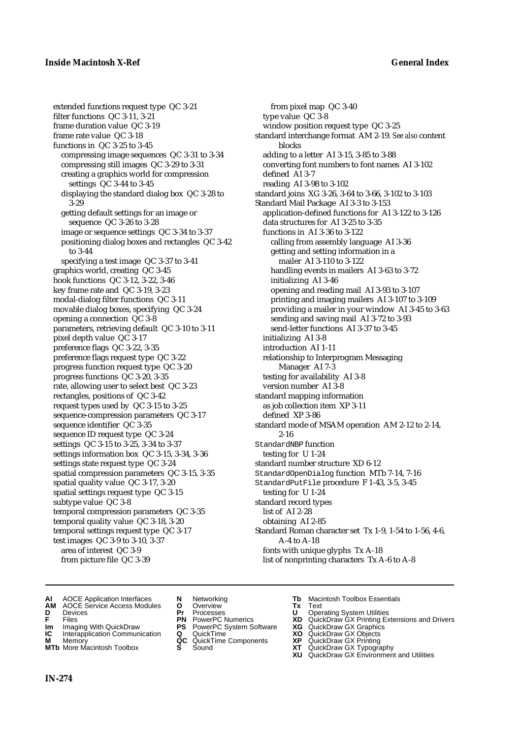extended functions request type QC 3-21
filter functions QC 3-11, 3-21
frame duration value QC 3-19
frame rate value QC 3-18
functions in QC 3-25 to 3-45
  compressing image sequences QC 3-31 to 3-34
  compressing still images QC 3-29 to 3-31
  creating a graphics world for compression settings QC 3-44 to 3-45
  displaying the standard dialog box QC 3-28 to 3-29
  getting default settings for an image or sequence QC 3-26 to 3-28
  image or sequence settings QC 3-34 to 3-37
  positioning dialog boxes and rectangles QC 3-42 to 3-44
  specifying a test image QC 3-37 to 3-41
graphics world, creating QC 3-45
hook functions QC 3-12, 3-22, 3-46
key frame rate and QC 3-19, 3-23
modal-dialog filter functions QC 3-11
movable dialog boxes, specifying QC 3-24
opening a connection QC 3-8
parameters, retrieving default QC 3-10 to 3-11
pixel depth value QC 3-17
preference flags QC 3-22, 3-35
preference flags request type QC 3-22
progress function request type QC 3-20
progress functions QC 3-20, 3-35
rate, allowing user to select best QC 3-23
rectangles, positions of QC 3-42
request types used by QC 3-15 to 3-25
sequence-compression parameters QC 3-17
sequence identifier QC 3-35
sequence ID request type QC 3-24
settings QC 3-15 to 3-25, 3-34 to 3-37
settings information box QC 3-15, 3-34, 3-36
settings state request type QC 3-24
spatial compression parameters QC 3-15, 3-35
spatial quality value QC 3-17, 3-20
spatial settings request type QC 3-15
subtype value QC 3-8
temporal compression parameters QC 3-35
temporal quality value QC 3-18, 3-20
temporal settings request type QC 3-17
test images QC 3-9 to 3-10, 3-37
  area of interest QC 3-9
  from picture file QC 3-39
  from pixel map QC 3-40
type value QC 3-8
window position request type QC 3-25
standard interchange format AM 2-19. *See also* content blocks
  adding to a letter AI 3-15, 3-85 to 3-88
  converting font numbers to font names AI 3-102
  defined AI 3-7
  reading AI 3-98 to 3-102
standard joins XG 3-26, 3-64 to 3-66, 3-102 to 3-103
Standard Mail Package AI 3-3 to 3-153
  application-defined functions for AI 3-122 to 3-126
  data structures for AI 3-25 to 3-35
  functions in AI 3-36 to 3-122
    calling from assembly language AI 3-36
    getting and setting information in a mailer AI 3-110 to 3-122
    handling events in mailers AI 3-63 to 3-72
    initializing AI 3-46
    opening and reading mail AI 3-93 to 3-107
    printing and imaging mailers AI 3-107 to 3-109
    providing a mailer in your window AI 3-45 to 3-63
    sending and saving mail AI 3-72 to 3-93
    send-letter functions AI 3-37 to 3-45
  initializing AI 3-8
  introduction AI 1-11
  relationship to Interprogram Messaging Manager AI 7-3
  testing for availability AI 3-8
  version number AI 3-8
standard mapping information
  as job collection item XP 3-11
  defined XP 3-86
standard mode of MSAM operation AM 2-12 to 2-14, 2-16
`StandardNBP` function
  testing for U 1-24
standard number structure XD 6-12
`StandardOpenDialog` function MTb 7-14, 7-16
`StandardPutFile` procedure F 1-43, 3-5, 3-45
  testing for U 1-24
standard record types
  list of AI 2-28
  obtaining AI 2-85
Standard Roman character set Tx 1-9, 1-54 to 1-56, 4-6, A-4 to A-18
  fonts with unique glyphs Tx A-18
  list of nonprinting characters Tx A-6 to A-8

**AI** AOCE Application Interfaces
**AM** AOCE Service Access Modules
**D** Devices
**F** Files
**Im** Imaging With QuickDraw
**IC** Interapplication Communication
**M** Memory
**MTb** More Macintosh Toolbox
**N** Networking
**O** Overview
**Pr** Processes
**PN** PowerPC Numerics
**PS** PowerPC System Software
**Q** QuickTime
**QC** QuickTime Components
**S** Sound
**Tb** Macintosh Toolbox Essentials
**Tx** Text
**U** Operating System Utilities
**XD** QuickDraw GX Printing Extensions and Drivers
**XG** QuickDraw GX Graphics
**XO** QuickDraw GX Objects
**XP** QuickDraw GX Printing
**XT** QuickDraw GX Typography
**XU** QuickDraw GX Environment and Utilities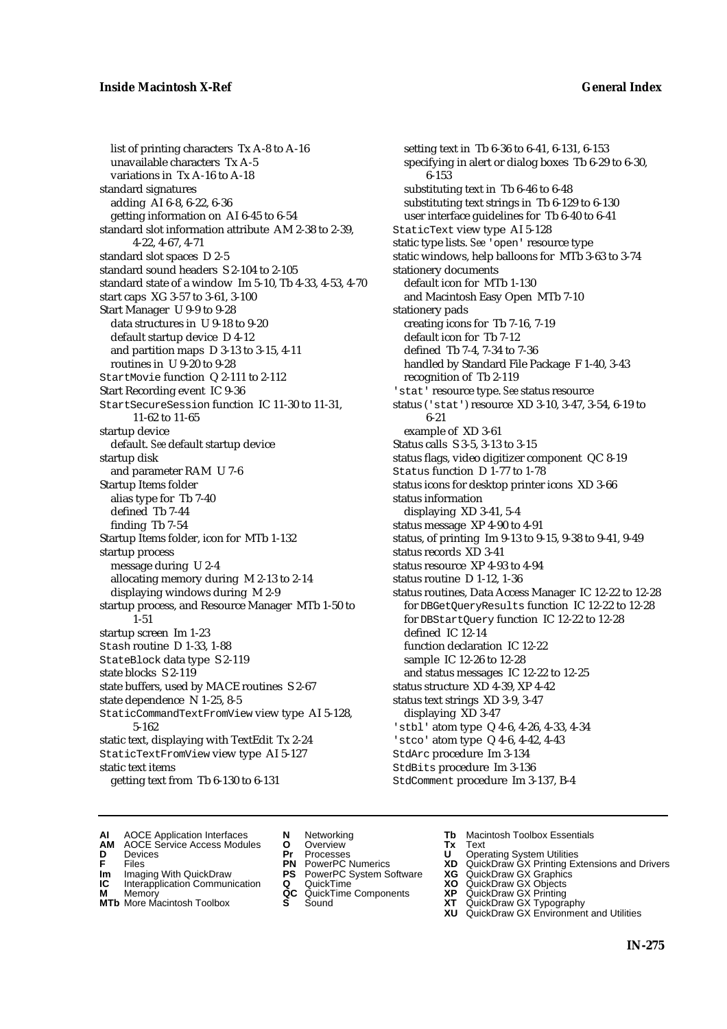list of printing characters Tx A-8 to A-16
unavailable characters Tx A-5
variations in Tx A-16 to A-18

standard signatures
adding AI 6-8, 6-22, 6-36
getting information on AI 6-45 to 6-54

standard slot information attribute AM 2-38 to 2-39, 4-22, 4-67, 4-71

standard slot spaces D 2-5

standard sound headers S 2-104 to 2-105

standard state of a window Im 5-10, Tb 4-33, 4-53, 4-70

start caps XG 3-57 to 3-61, 3-100

Start Manager U 9-9 to 9-28
data structures in U 9-18 to 9-20
default startup device D 4-12
and partition maps D 3-13 to 3-15, 4-11
routines in U 9-20 to 9-28

StartMovie function Q 2-111 to 2-112

Start Recording event IC 9-36

StartSecureSession function IC 11-30 to 11-31, 11-62 to 11-65

startup device
default. *See* default startup device

startup disk
and parameter RAM U 7-6

Startup Items folder
alias type for Tb 7-40
defined Tb 7-44
finding Tb 7-54

Startup Items folder, icon for MTb 1-132

startup process
message during U 2-4
allocating memory during M 2-13 to 2-14
displaying windows during M 2-9

startup process, and Resource Manager MTb 1-50 to 1-51

startup screen Im 1-23

Stash routine D 1-33, 1-88

StateBlock data type S 2-119

state blocks S 2-119

state buffers, used by MACE routines S 2-67

state dependence N 1-25, 8-5

StaticCommandTextFromView view type AI 5-128, 5-162

static text, displaying with TextEdit Tx 2-24

StaticTextFromView view type AI 5-127

static text items
getting text from Tb 6-130 to 6-131
setting text in Tb 6-36 to 6-41, 6-131, 6-153
specifying in alert or dialog boxes Tb 6-29 to 6-30, 6-153
substituting text in Tb 6-46 to 6-48
substituting text strings in Tb 6-129 to 6-130
user interface guidelines for Tb 6-40 to 6-41

StaticText view type AI 5-128

static type lists. *See* 'open' resource type

static windows, help balloons for MTb 3-63 to 3-74

stationery documents
default icon for MTb 1-130
and Macintosh Easy Open MTb 7-10

stationery pads
creating icons for Tb 7-16, 7-19
default icon for Tb 7-12
defined Tb 7-4, 7-34 to 7-36
handled by Standard File Package F 1-40, 3-43
recognition of Tb 2-119

'stat' resource type. *See* status resource

status ('stat') resource XD 3-10, 3-47, 3-54, 6-19 to 6-21
example of XD 3-61

Status calls S 3-5, 3-13 to 3-15

status flags, video digitizer component QC 8-19

Status function D 1-77 to 1-78

status icons for desktop printer icons XD 3-66

status information
displaying XD 3-41, 5-4

status message XP 4-90 to 4-91

status, of printing Im 9-13 to 9-15, 9-38 to 9-41, 9-49

status records XD 3-41

status resource XP 4-93 to 4-94

status routine D 1-12, 1-36

status routines, Data Access Manager IC 12-22 to 12-28
for DBGetQueryResults function IC 12-22 to 12-28
for DBStartQuery function IC 12-22 to 12-28
defined IC 12-14
function declaration IC 12-22
sample IC 12-26 to 12-28
and status messages IC 12-22 to 12-25

status structure XD 4-39, XP 4-42

status text strings XD 3-9, 3-47
displaying XD 3-47

'stbl' atom type Q 4-6, 4-26, 4-33, 4-34

'stco' atom type Q 4-6, 4-42, 4-43

StdArc procedure Im 3-134

StdBits procedure Im 3-136

StdComment procedure Im 3-137, B-4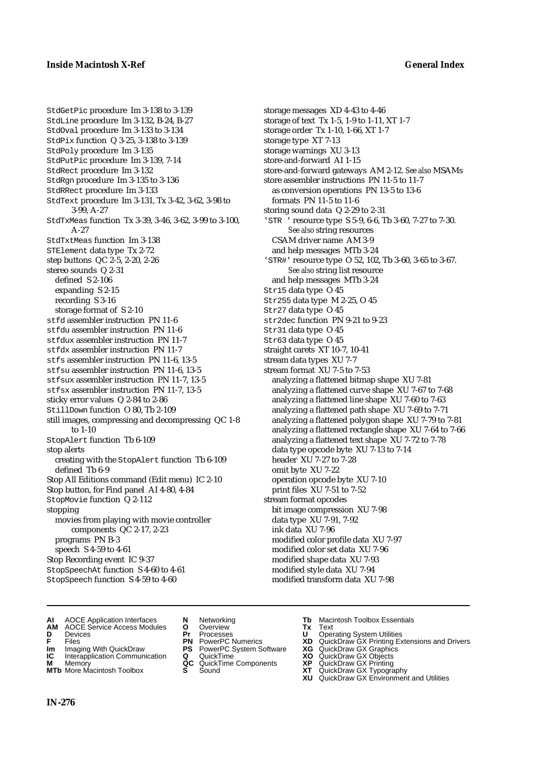StdGetPic procedure Im 3-138 to 3-139
StdLine procedure Im 3-132, B-24, B-27
StdOval procedure Im 3-133 to 3-134
StdPix function Q 3-25, 3-138 to 3-139
StdPoly procedure Im 3-135
StdPutPic procedure Im 3-139, 7-14
StdRect procedure Im 3-132
StdRgn procedure Im 3-135 to 3-136
StdRRect procedure Im 3-133
StdText procedure Im 3-131, Tx 3-42, 3-62, 3-98 to 3-99, A-27
StdTxMeas function Tx 3-39, 3-46, 3-62, 3-99 to 3-100, A-27
StdTxtMeas function Im 3-138
STElement data type Tx 2-72
step buttons QC 2-5, 2-20, 2-26
stereo sounds Q 2-31
- defined S 2-106
- expanding S 2-15
- recording S 3-16
- storage format of S 2-10

stfd assembler instruction PN 11-6
stfdu assembler instruction PN 11-6
stfdux assembler instruction PN 11-7
stfdx assembler instruction PN 11-7
stfs assembler instruction PN 11-6, 13-5
stfsu assembler instruction PN 11-6, 13-5
stfsux assembler instruction PN 11-7, 13-5
stfsx assembler instruction PN 11-7, 13-5
sticky error values Q 2-84 to 2-86
StillDown function O 80, Tb 2-109
still images, compressing and decompressing QC 1-8 to 1-10
StopAlert function Tb 6-109
stop alerts
- creating with the StopAlert function Tb 6-109
- defined Tb 6-9

Stop All Editions command (Edit menu) IC 2-10
Stop button, for Find panel AI 4-80, 4-84
StopMovie function Q 2-112
stopping
- movies from playing with movie controller components QC 2-17, 2-23
- programs PN B-3
- speech S 4-59 to 4-61

Stop Recording event IC 9-37
StopSpeechAt function S 4-60 to 4-61
StopSpeech function S 4-59 to 4-60
storage messages XD 4-43 to 4-46
storage of text Tx 1-5, 1-9 to 1-11, XT 1-7
storage order Tx 1-10, 1-66, XT 1-7
storage type XT 7-13
storage warnings XU 3-13
store-and-forward AI 1-15
store-and-forward gateways AM 2-12. *See also* MSAMs
store assembler instructions PN 11-5 to 11-7
- as conversion operations PN 13-5 to 13-6
- formats PN 11-5 to 11-6

storing sound data Q 2-29 to 2-31
'STR ' resource type S 5-9, 6-6, Tb 3-60, 7-27 to 7-30. *See also* string resources
- CSAM driver name AM 3-9
- and help messages MTb 3-24

'STR#' resource type O 52, 102, Tb 3-60, 3-65 to 3-67. *See also* string list resource
- and help messages MTb 3-24

Str15 data type O 45
Str255 data type M 2-25, O 45
Str27 data type O 45
str2dec function PN 9-21 to 9-23
Str31 data type O 45
Str63 data type O 45
straight carets XT 10-7, 10-41
stream data types XU 7-7
stream format XU 7-5 to 7-53
- analyzing a flattened bitmap shape XU 7-81
- analyzing a flattened curve shape XU 7-67 to 7-68
- analyzing a flattened line shape XU 7-60 to 7-63
- analyzing a flattened path shape XU 7-69 to 7-71
- analyzing a flattened polygon shape XU 7-79 to 7-81
- analyzing a flattened rectangle shape XU 7-64 to 7-66
- analyzing a flattened text shape XU 7-72 to 7-78
- data type opcode byte XU 7-13 to 7-14
- header XU 7-27 to 7-28
- omit byte XU 7-22
- operation opcode byte XU 7-10
- print files XU 7-51 to 7-52

stream format opcodes
- bit image compression XU 7-98
- data type XU 7-91, 7-92
- ink data XU 7-96
- modified color profile data XU 7-97
- modified color set data XU 7-96
- modified shape data XU 7-93
- modified style data XU 7-94
- modified transform data XU 7-98

**AI** AOCE Application Interfaces **AM** AOCE Service Access Modules **D** Devices **F** Files **Im** Imaging With QuickDraw **IC** Interapplication Communication **M** Memory **MTb** More Macintosh Toolbox **N** Networking **O** Overview **Pr** Processes **PN** PowerPC Numerics **PS** PowerPC System Software **Q** QuickTime **QC** QuickTime Components **S** Sound **Tb** Macintosh Toolbox Essentials **Tx** Text **U** Operating System Utilities **XD** QuickDraw GX Printing Extensions and Drivers **XG** QuickDraw GX Graphics **XO** QuickDraw GX Objects **XP** QuickDraw GX Printing **XT** QuickDraw GX Typography **XU** QuickDraw GX Environment and Utilities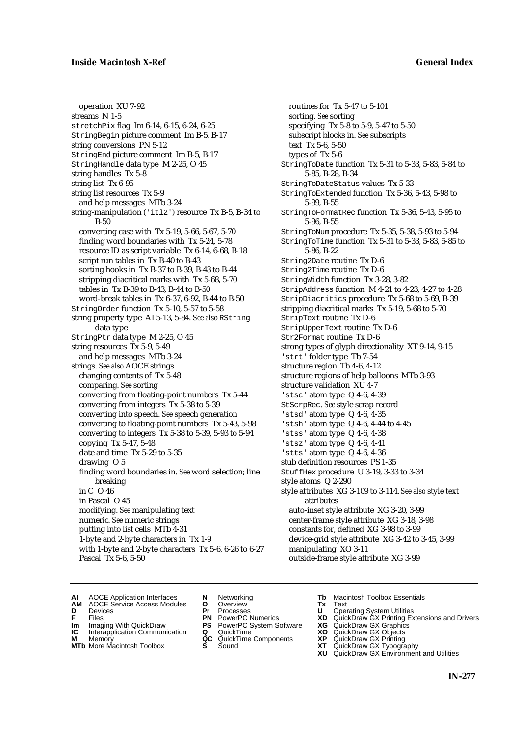operation XU 7-92
streams N 1-5
stretchPix flag Im 6-14, 6-15, 6-24, 6-25
StringBegin picture comment Im B-5, B-17
string conversions PN 5-12
StringEnd picture comment Im B-5, B-17
StringHandle data type M 2-25, O 45
string handles Tx 5-8
string list Tx 6-95
string list resources Tx 5-9
  and help messages MTb 3-24
string-manipulation ('itl2') resource Tx B-5, B-34 to B-50
  converting case with Tx 5-19, 5-66, 5-67, 5-70
  finding word boundaries with Tx 5-24, 5-78
  resource ID as script variable Tx 6-14, 6-68, B-18
  script run tables in Tx B-40 to B-43
  sorting hooks in Tx B-37 to B-39, B-43 to B-44
  stripping diacritical marks with Tx 5-68, 5-70
  tables in Tx B-39 to B-43, B-44 to B-50
  word-break tables in Tx 6-37, 6-92, B-44 to B-50
StringOrder function Tx 5-10, 5-57 to 5-58
string property type AI 5-13, 5-84. *See also* RString data type
StringPtr data type M 2-25, O 45
string resources Tx 5-9, 5-49
  and help messages MTb 3-24
strings. *See also* AOCE strings
  changing contents of Tx 5-48
  comparing. *See* sorting
  converting from floating-point numbers Tx 5-44
  converting from integers Tx 5-38 to 5-39
  converting into speech. *See* speech generation
  converting to floating-point numbers Tx 5-43, 5-98
  converting to integers Tx 5-38 to 5-39, 5-93 to 5-94
  copying Tx 5-47, 5-48
  date and time Tx 5-29 to 5-35
  drawing O 5
  finding word boundaries in. *See* word selection; line breaking
  in C O 46
  in Pascal O 45
  modifying. *See* manipulating text
  numeric. *See* numeric strings
  putting into list cells MTb 4-31
  1-byte and 2-byte characters in Tx 1-9
  with 1-byte and 2-byte characters Tx 5-6, 6-26 to 6-27
  Pascal Tx 5-6, 5-50
  routines for Tx 5-47 to 5-101
  sorting. *See* sorting
  specifying Tx 5-8 to 5-9, 5-47 to 5-50
  subscript blocks in. *See* subscripts
  text Tx 5-6, 5-50
  types of Tx 5-6
StringToDate function Tx 5-31 to 5-33, 5-83, 5-84 to 5-85, B-28, B-34
StringToDateStatus values Tx 5-33
StringToExtended function Tx 5-36, 5-43, 5-98 to 5-99, B-55
StringToFormatRec function Tx 5-36, 5-43, 5-95 to 5-96, B-55
StringToNum procedure Tx 5-35, 5-38, 5-93 to 5-94
StringToTime function Tx 5-31 to 5-33, 5-83, 5-85 to 5-86, B-22
String2Date routine Tx D-6
String2Time routine Tx D-6
StringWidth function Tx 3-28, 3-82
StripAddress function M 4-21 to 4-23, 4-27 to 4-28
StripDiacritics procedure Tx 5-68 to 5-69, B-39
stripping diacritical marks Tx 5-19, 5-68 to 5-70
StripText routine Tx D-6
StripUpperText routine Tx D-6
Str2Format routine Tx D-6
strong types of glyph directionality XT 9-14, 9-15
'strt' folder type Tb 7-54
structure region Tb 4-6, 4-12
structure regions of help balloons MTb 3-93
structure validation XU 4-7
'stsc' atom type Q 4-6, 4-39
StScrpRec. *See* style scrap record
'stsd' atom type Q 4-6, 4-35
'stsh' atom type Q 4-6, 4-44 to 4-45
'stss' atom type Q 4-6, 4-38
'stsz' atom type Q 4-6, 4-41
'stts' atom type Q 4-6, 4-36
stub definition resources PS 1-35
StuffHex procedure U 3-19, 3-33 to 3-34
style atoms Q 2-290
style attributes XG 3-109 to 3-114. *See also* style text attributes
  auto-inset style attribute XG 3-20, 3-99
  center-frame style attribute XG 3-18, 3-98
  constants for, defined XG 3-98 to 3-99
  device-grid style attribute XG 3-42 to 3-45, 3-99
  manipulating XO 3-11
  outside-frame style attribute XG 3-99

**AI** AOCE Application Interfaces
**AM** AOCE Service Access Modules
**D** Devices
**F** Files
**Im** Imaging With QuickDraw
**IC** Interapplication Communication
**M** Memory
**MTb** More Macintosh Toolbox
**N** Networking
**O** Overview
**Pr** Processes
**PN** PowerPC Numerics
**PS** PowerPC System Software
**Q** QuickTime
**QC** QuickTime Components
**S** Sound
**Tb** Macintosh Toolbox Essentials
**Tx** Text
**U** Operating System Utilities
**XD** QuickDraw GX Printing Extensions and Drivers
**XG** QuickDraw GX Graphics
**XO** QuickDraw GX Objects
**XP** QuickDraw GX Printing
**XT** QuickDraw GX Typography
**XU** QuickDraw GX Environment and Utilities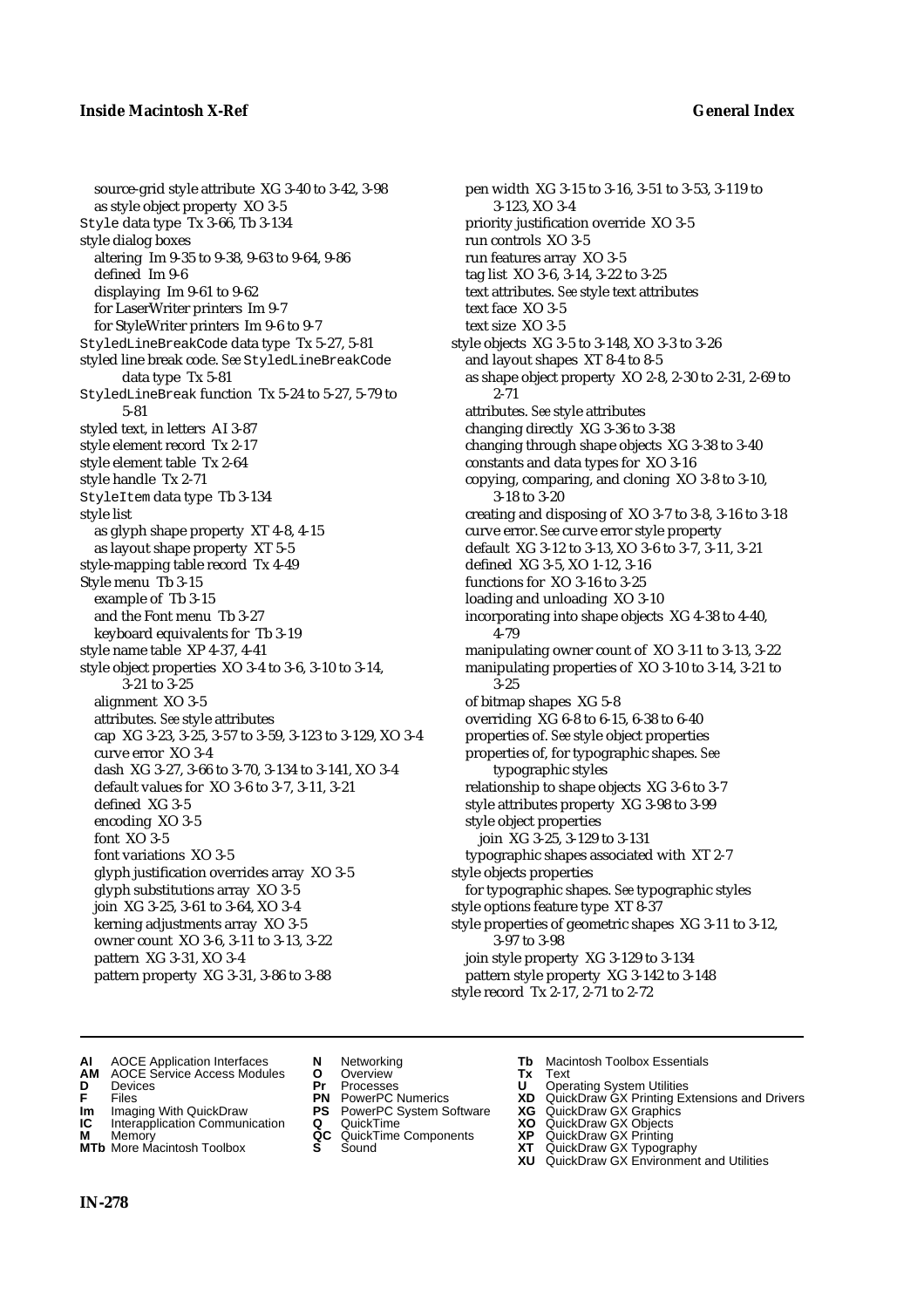source-grid style attribute XG 3-40 to 3-42, 3-98
  as style object property XO 3-5
Style data type Tx 3-66, Tb 3-134
style dialog boxes
  altering Im 9-35 to 9-38, 9-63 to 9-64, 9-86
  defined Im 9-6
  displaying Im 9-61 to 9-62
  for LaserWriter printers Im 9-7
  for StyleWriter printers Im 9-6 to 9-7
StyledLineBreakCode data type Tx 5-27, 5-81
styled line break code. *See* StyledLineBreakCode data type Tx 5-81
StyledLineBreak function Tx 5-24 to 5-27, 5-79 to 5-81
styled text, in letters AI 3-87
style element record Tx 2-17
style element table Tx 2-64
style handle Tx 2-71
StyleItem data type Tb 3-134
style list
  as glyph shape property XT 4-8, 4-15
  as layout shape property XT 5-5
style-mapping table record Tx 4-49
Style menu Tb 3-15
  example of Tb 3-15
  and the Font menu Tb 3-27
  keyboard equivalents for Tb 3-19
style name table XP 4-37, 4-41
style object properties XO 3-4 to 3-6, 3-10 to 3-14, 3-21 to 3-25
  alignment XO 3-5
  attributes. *See* style attributes
  cap XG 3-23, 3-25, 3-57 to 3-59, 3-123 to 3-129, XO 3-4
  curve error XO 3-4
  dash XG 3-27, 3-66 to 3-70, 3-134 to 3-141, XO 3-4
  default values for XO 3-6 to 3-7, 3-11, 3-21
  defined XG 3-5
  encoding XO 3-5
  font XO 3-5
  font variations XO 3-5
  glyph justification overrides array XO 3-5
  glyph substitutions array XO 3-5
  join XG 3-25, 3-61 to 3-64, XO 3-4
  kerning adjustments array XO 3-5
  owner count XO 3-6, 3-11 to 3-13, 3-22
  pattern XG 3-31, XO 3-4
  pattern property XG 3-31, 3-86 to 3-88
  pen width XG 3-15 to 3-16, 3-51 to 3-53, 3-119 to 3-123, XO 3-4
  priority justification override XO 3-5
  run controls XO 3-5
  run features array XO 3-5
  tag list XO 3-6, 3-14, 3-22 to 3-25
  text attributes. *See* style text attributes
  text face XO 3-5
  text size XO 3-5
style objects XG 3-5 to 3-148, XO 3-3 to 3-26
  and layout shapes XT 8-4 to 8-5
  as shape object property XO 2-8, 2-30 to 2-31, 2-69 to 2-71
  attributes. *See* style attributes
  changing directly XG 3-36 to 3-38
  changing through shape objects XG 3-38 to 3-40
  constants and data types for XO 3-16
  copying, comparing, and cloning XO 3-8 to 3-10, 3-18 to 3-20
  creating and disposing of XO 3-7 to 3-8, 3-16 to 3-18
  curve error. *See* curve error style property
  default XG 3-12 to 3-13, XO 3-6 to 3-7, 3-11, 3-21
  defined XG 3-5, XO 1-12, 3-16
  functions for XO 3-16 to 3-25
  loading and unloading XO 3-10
  incorporating into shape objects XG 4-38 to 4-40, 4-79
  manipulating owner count of XO 3-11 to 3-13, 3-22
  manipulating properties of XO 3-10 to 3-14, 3-21 to 3-25
  of bitmap shapes XG 5-8
  overriding XG 6-8 to 6-15, 6-38 to 6-40
  properties of. *See* style object properties
  properties of, for typographic shapes. *See* typographic styles
  relationship to shape objects XG 3-6 to 3-7
  style attributes property XG 3-98 to 3-99
  style object properties
    join XG 3-25, 3-129 to 3-131
  typographic shapes associated with XT 2-7
style objects properties
  for typographic shapes. *See* typographic styles
style options feature type XT 8-37
style properties of geometric shapes XG 3-11 to 3-12, 3-97 to 3-98
  join style property XG 3-129 to 3-134
  pattern style property XG 3-142 to 3-148
style record Tx 2-17, 2-71 to 2-72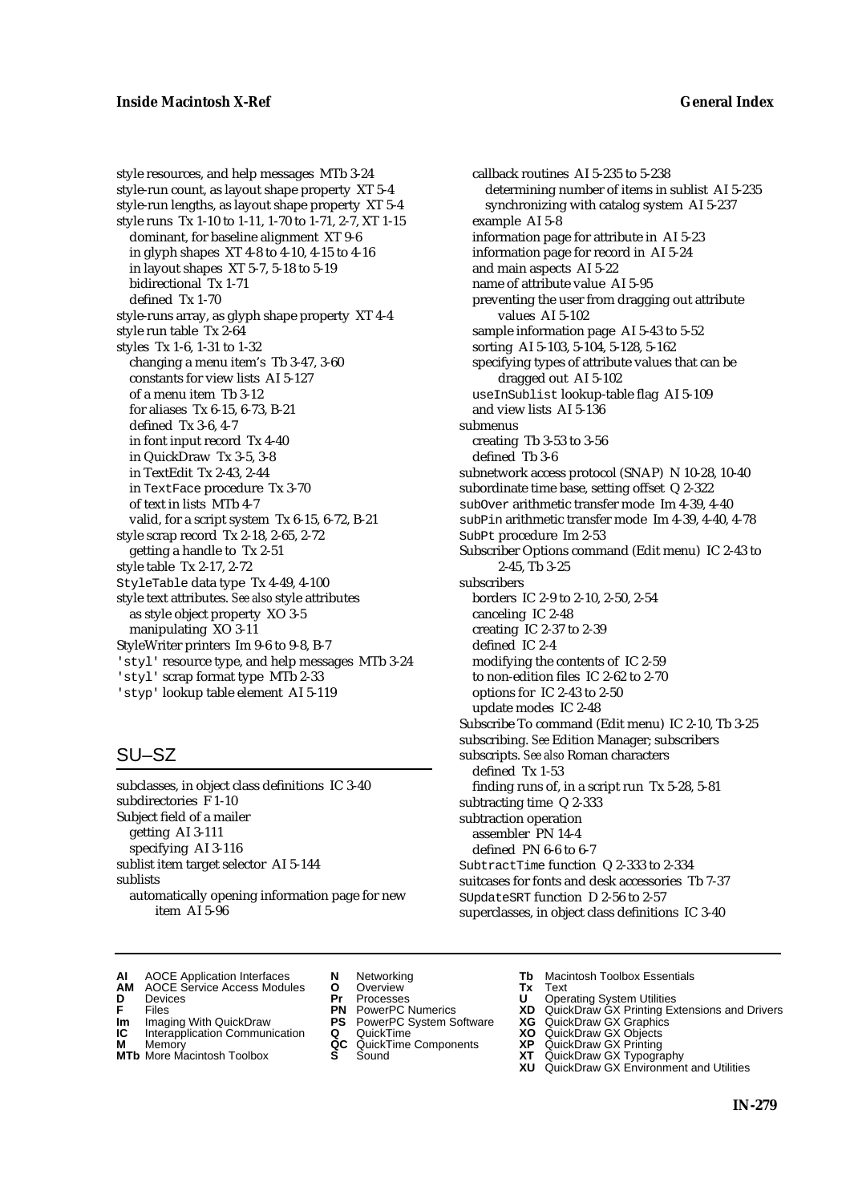style resources, and help messages MTb 3-24
style-run count, as layout shape property XT 5-4
style-run lengths, as layout shape property XT 5-4
style runs Tx 1-10 to 1-11, 1-70 to 1-71, 2-7, XT 1-15
  dominant, for baseline alignment XT 9-6
  in glyph shapes XT 4-8 to 4-10, 4-15 to 4-16
  in layout shapes XT 5-7, 5-18 to 5-19
  bidirectional Tx 1-71
  defined Tx 1-70
style-runs array, as glyph shape property XT 4-4
style run table Tx 2-64
styles Tx 1-6, 1-31 to 1-32
  changing a menu item's Tb 3-47, 3-60
  constants for view lists AI 5-127
  of a menu item Tb 3-12
  for aliases Tx 6-15, 6-73, B-21
  defined Tx 3-6, 4-7
  in font input record Tx 4-40
  in QuickDraw Tx 3-5, 3-8
  in TextEdit Tx 2-43, 2-44
  in `TextFace` procedure Tx 3-70
  of text in lists MTb 4-7
  valid, for a script system Tx 6-15, 6-72, B-21
style scrap record Tx 2-18, 2-65, 2-72
  getting a handle to Tx 2-51
style table Tx 2-17, 2-72
`StyleTable` data type Tx 4-49, 4-100
style text attributes. *See also* style attributes
  as style object property XO 3-5
  manipulating XO 3-11
StyleWriter printers Im 9-6 to 9-8, B-7
`'styl'` resource type, and help messages MTb 3-24
`'styl'` scrap format type MTb 2-33
`'styp'` lookup table element AI 5-119

## SU–SZ

subclasses, in object class definitions IC 3-40
subdirectories F 1-10
Subject field of a mailer
  getting AI 3-111
  specifying AI 3-116
sublist item target selector AI 5-144
sublists
  automatically opening information page for new item AI 5-96
  callback routines AI 5-235 to 5-238
    determining number of items in sublist AI 5-235
    synchronizing with catalog system AI 5-237
  example AI 5-8
  information page for attribute in AI 5-23
  information page for record in AI 5-24
  and main aspects AI 5-22
  name of attribute value AI 5-95
  preventing the user from dragging out attribute values AI 5-102
  sample information page AI 5-43 to 5-52
  sorting AI 5-103, 5-104, 5-128, 5-162
  specifying types of attribute values that can be dragged out AI 5-102
  `useInSublist` lookup-table flag AI 5-109
  and view lists AI 5-136
submenus
  creating Tb 3-53 to 3-56
  defined Tb 3-6
subnetwork access protocol (SNAP) N 10-28, 10-40
subordinate time base, setting offset Q 2-322
`subOver` arithmetic transfer mode Im 4-39, 4-40
`subPin` arithmetic transfer mode Im 4-39, 4-40, 4-78
`SubPt` procedure Im 2-53
Subscriber Options command (Edit menu) IC 2-43 to 2-45, Tb 3-25
subscribers
  borders IC 2-9 to 2-10, 2-50, 2-54
  canceling IC 2-48
  creating IC 2-37 to 2-39
  defined IC 2-4
  modifying the contents of IC 2-59
  to non-edition files IC 2-62 to 2-70
  options for IC 2-43 to 2-50
  update modes IC 2-48
Subscribe To command (Edit menu) IC 2-10, Tb 3-25
subscribing. *See* Edition Manager; subscribers
subscripts. *See also* Roman characters
  defined Tx 1-53
  finding runs of, in a script run Tx 5-28, 5-81
subtracting time Q 2-333
subtraction operation
  assembler PN 14-4
  defined PN 6-6 to 6-7
`SubtractTime` function Q 2-333 to 2-334
suitcases for fonts and desk accessories Tb 7-37
`SUpdateSRT` function D 2-56 to 2-57
superclasses, in object class definitions IC 3-40

**AI** AOCE Application Interfaces
**AM** AOCE Service Access Modules
**D** Devices
**F** Files
**Im** Imaging With QuickDraw
**IC** Interapplication Communication
**M** Memory
**MTb** More Macintosh Toolbox
**N** Networking
**O** Overview
**Pr** Processes
**PN** PowerPC Numerics
**PS** PowerPC System Software
**Q** QuickTime
**QC** QuickTime Components
**S** Sound
**Tb** Macintosh Toolbox Essentials
**Tx** Text
**U** Operating System Utilities
**XD** QuickDraw GX Printing Extensions and Drivers
**XG** QuickDraw GX Graphics
**XO** QuickDraw GX Objects
**XP** QuickDraw GX Printing
**XT** QuickDraw GX Typography
**XU** QuickDraw GX Environment and Utilities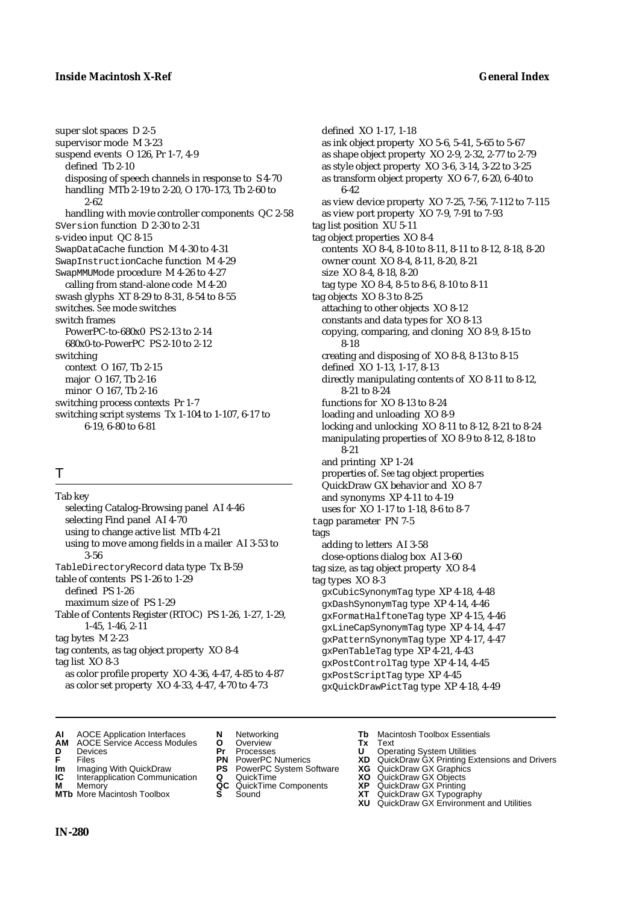super slot spaces D 2-5
supervisor mode M 3-23
suspend events O 126, Pr 1-7, 4-9
- defined Tb 2-10
- disposing of speech channels in response to S 4-70
- handling MTb 2-19 to 2-20, O 170–173, Tb 2-60 to 2-62
- handling with movie controller components QC 2-58

SVersion function D 2-30 to 2-31
s-video input QC 8-15
SwapDataCache function M 4-30 to 4-31
SwapInstructionCache function M 4-29
SwapMMUMode procedure M 4-26 to 4-27
- calling from stand-alone code M 4-20

swash glyphs XT 8-29 to 8-31, 8-54 to 8-55
switches. *See* mode switches
switch frames
- PowerPC-to-680x0 PS 2-13 to 2-14
- 680x0-to-PowerPC PS 2-10 to 2-12

switching
- context O 167, Tb 2-15
- major O 167, Tb 2-16
- minor O 167, Tb 2-16

switching process contexts Pr 1-7
switching script systems Tx 1-104 to 1-107, 6-17 to 6-19, 6-80 to 6-81

# T

Tab key
- selecting Catalog-Browsing panel AI 4-46
- selecting Find panel AI 4-70
- using to change active list MTb 4-21
- using to move among fields in a mailer AI 3-53 to 3-56

TableDirectoryRecord data type Tx B-59
table of contents PS 1-26 to 1-29
- defined PS 1-26
- maximum size of PS 1-29

Table of Contents Register (RTOC) PS 1-26, 1-27, 1-29, 1-45, 1-46, 2-11
tag bytes M 2-23
tag contents, as tag object property XO 8-4
tag list XO 8-3
- as color profile property XO 4-36, 4-47, 4-85 to 4-87
- as color set property XO 4-33, 4-47, 4-70 to 4-73
- defined XO 1-17, 1-18
- as ink object property XO 5-6, 5-41, 5-65 to 5-67
- as shape object property XO 2-9, 2-32, 2-77 to 2-79
- as style object property XO 3-6, 3-14, 3-22 to 3-25
- as transform object property XO 6-7, 6-20, 6-40 to 6-42
- as view device property XO 7-25, 7-56, 7-112 to 7-115
- as view port property XO 7-9, 7-91 to 7-93

tag list position XU 5-11
tag object properties XO 8-4
- contents XO 8-4, 8-10 to 8-11, 8-11 to 8-12, 8-18, 8-20
- owner count XO 8-4, 8-11, 8-20, 8-21
- size XO 8-4, 8-18, 8-20
- tag type XO 8-4, 8-5 to 8-6, 8-10 to 8-11

tag objects XO 8-3 to 8-25
- attaching to other objects XO 8-12
- constants and data types for XO 8-13
- copying, comparing, and cloning XO 8-9, 8-15 to 8-18
- creating and disposing of XO 8-8, 8-13 to 8-15
- defined XO 1-13, 1-17, 8-13
- directly manipulating contents of XO 8-11 to 8-12, 8-21 to 8-24
- functions for XO 8-13 to 8-24
- loading and unloading XO 8-9
- locking and unlocking XO 8-11 to 8-12, 8-21 to 8-24
- manipulating properties of XO 8-9 to 8-12, 8-18 to 8-21
- and printing XP 1-24
- properties of. *See* tag object properties
- QuickDraw GX behavior and XO 8-7
- and synonyms XP 4-11 to 4-19
- uses for XO 1-17 to 1-18, 8-6 to 8-7

tagp parameter PN 7-5
tags
- adding to letters AI 3-58
- close-options dialog box AI 3-60

tag size, as tag object property XO 8-4
tag types XO 8-3
- gxCubicSynonymTag type XP 4-18, 4-48
- gxDashSynonymTag type XP 4-14, 4-46
- gxFormatHalftoneTag type XP 4-15, 4-46
- gxLineCapSynonymTag type XP 4-14, 4-47
- gxPatternSynonymTag type XP 4-17, 4-47
- gxPenTableTag type XP 4-21, 4-43
- gxPostControlTag type XP 4-14, 4-45
- gxPostScriptTag type XP 4-45
- gxQuickDrawPictTag type XP 4-18, 4-49

**AI** AOCE Application Interfaces
**AM** AOCE Service Access Modules
**D** Devices
**F** Files
**Im** Imaging With QuickDraw
**IC** Interapplication Communication
**M** Memory
**MTb** More Macintosh Toolbox
**N** Networking
**O** Overview
**Pr** Processes
**PN** PowerPC Numerics
**PS** PowerPC System Software
**Q** QuickTime
**QC** QuickTime Components
**S** Sound
**Tb** Macintosh Toolbox Essentials
**Tx** Text
**U** Operating System Utilities
**XD** QuickDraw GX Printing Extensions and Drivers
**XG** QuickDraw GX Graphics
**XO** QuickDraw GX Objects
**XP** QuickDraw GX Printing
**XT** QuickDraw GX Typography
**XU** QuickDraw GX Environment and Utilities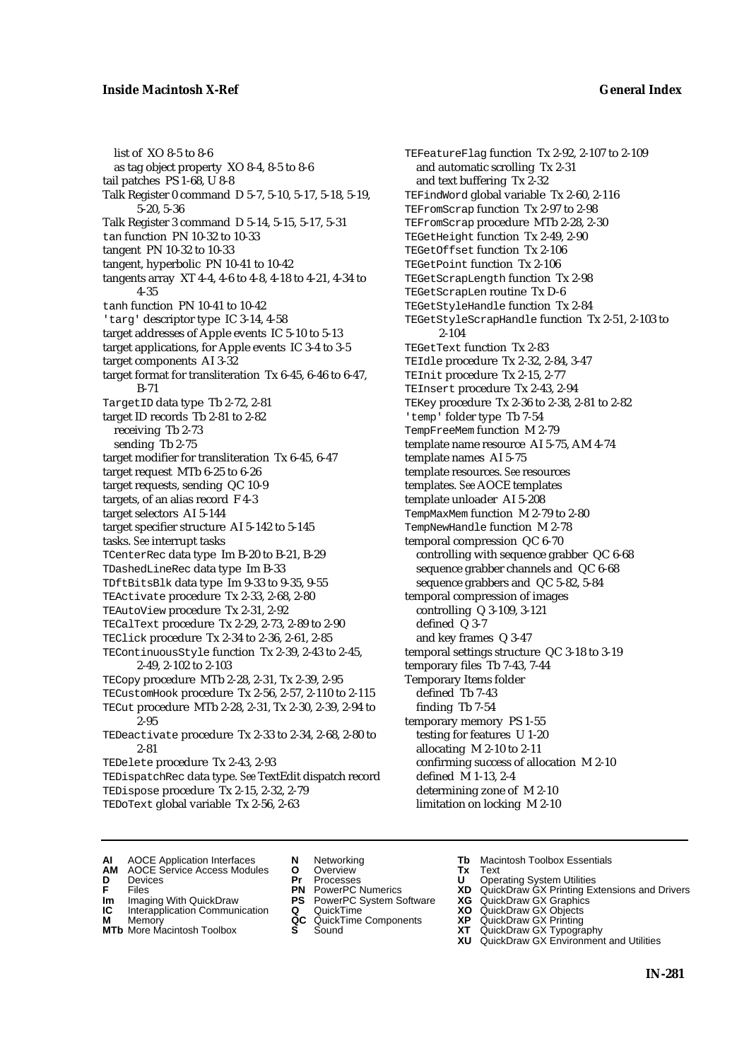list of  XO 8-5 to 8-6
  as tag object property  XO 8-4, 8-5 to 8-6
tail patches  PS 1-68, U 8-8
Talk Register 0 command  D 5-7, 5-10, 5-17, 5-18, 5-19, 5-20, 5-36
Talk Register 3 command  D 5-14, 5-15, 5-17, 5-31
tan function  PN 10-32 to 10-33
tangent  PN 10-32 to 10-33
tangent, hyperbolic  PN 10-41 to 10-42
tangents array  XT 4-4, 4-6 to 4-8, 4-18 to 4-21, 4-34 to 4-35
tanh function  PN 10-41 to 10-42
'targ' descriptor type  IC 3-14, 4-58
target addresses of Apple events  IC 5-10 to 5-13
target applications, for Apple events  IC 3-4 to 3-5
target components  AI 3-32
target format for transliteration  Tx 6-45, 6-46 to 6-47, B-71
TargetID data type  Tb 2-72, 2-81
target ID records  Tb 2-81 to 2-82
  receiving  Tb 2-73
  sending  Tb 2-75
target modifier for transliteration  Tx 6-45, 6-47
target request  MTb 6-25 to 6-26
target requests, sending  QC 10-9
targets, of an alias record  F 4-3
target selectors  AI 5-144
target specifier structure  AI 5-142 to 5-145
tasks. *See* interrupt tasks
TCenterRec data type  Im B-20 to B-21, B-29
TDashedLineRec data type  Im B-33
TDftBitsBlk data type  Im 9-33 to 9-35, 9-55
TEActivate procedure  Tx 2-33, 2-68, 2-80
TEAutoView procedure  Tx 2-31, 2-92
TECalText procedure  Tx 2-29, 2-73, 2-89 to 2-90
TEClick procedure  Tx 2-34 to 2-36, 2-61, 2-85
TEContinuousStyle function  Tx 2-39, 2-43 to 2-45, 2-49, 2-102 to 2-103
TECopy procedure  MTb 2-28, 2-31, Tx 2-39, 2-95
TECustomHook procedure  Tx 2-56, 2-57, 2-110 to 2-115
TECut procedure  MTb 2-28, 2-31, Tx 2-30, 2-39, 2-94 to 2-95
TEDeactivate procedure  Tx 2-33 to 2-34, 2-68, 2-80 to 2-81
TEDelete procedure  Tx 2-43, 2-93
TEDispatchRec data type. *See* TextEdit dispatch record
TEDispose procedure  Tx 2-15, 2-32, 2-79
TEDoText global variable  Tx 2-56, 2-63
TEFeatureFlag function  Tx 2-92, 2-107 to 2-109
  and automatic scrolling  Tx 2-31
  and text buffering  Tx 2-32
TEFindWord global variable  Tx 2-60, 2-116
TEFromScrap function  Tx 2-97 to 2-98
TEFromScrap procedure  MTb 2-28, 2-30
TEGetHeight function  Tx 2-49, 2-90
TEGetOffset function  Tx 2-106
TEGetPoint function  Tx 2-106
TEGetScrapLength function  Tx 2-98
TEGetScrapLen routine  Tx D-6
TEGetStyleHandle function  Tx 2-84
TEGetStyleScrapHandle function  Tx 2-51, 2-103 to 2-104
TEGetText function  Tx 2-83
TEIdle procedure  Tx 2-32, 2-84, 3-47
TEInit procedure  Tx 2-15, 2-77
TEInsert procedure  Tx 2-43, 2-94
TEKey procedure  Tx 2-36 to 2-38, 2-81 to 2-82
'temp' folder type  Tb 7-54
TempFreeMem function  M 2-79
template name resource  AI 5-75, AM 4-74
template names  AI 5-75
template resources. *See* resources
templates. *See* AOCE templates
template unloader  AI 5-208
TempMaxMem function  M 2-79 to 2-80
TempNewHandle function  M 2-78
temporal compression  QC 6-70
  controlling with sequence grabber  QC 6-68
  sequence grabber channels and  QC 6-68
  sequence grabbers and  QC 5-82, 5-84
temporal compression of images
  controlling  Q 3-109, 3-121
  defined  Q 3-7
  and key frames  Q 3-47
temporal settings structure  QC 3-18 to 3-19
temporary files  Tb 7-43, 7-44
Temporary Items folder
  defined  Tb 7-43
  finding  Tb 7-54
temporary memory  PS 1-55
  testing for features  U 1-20
  allocating  M 2-10 to 2-11
  confirming success of allocation  M 2-10
  defined  M 1-13, 2-4
  determining zone of  M 2-10
  limitation on locking  M 2-10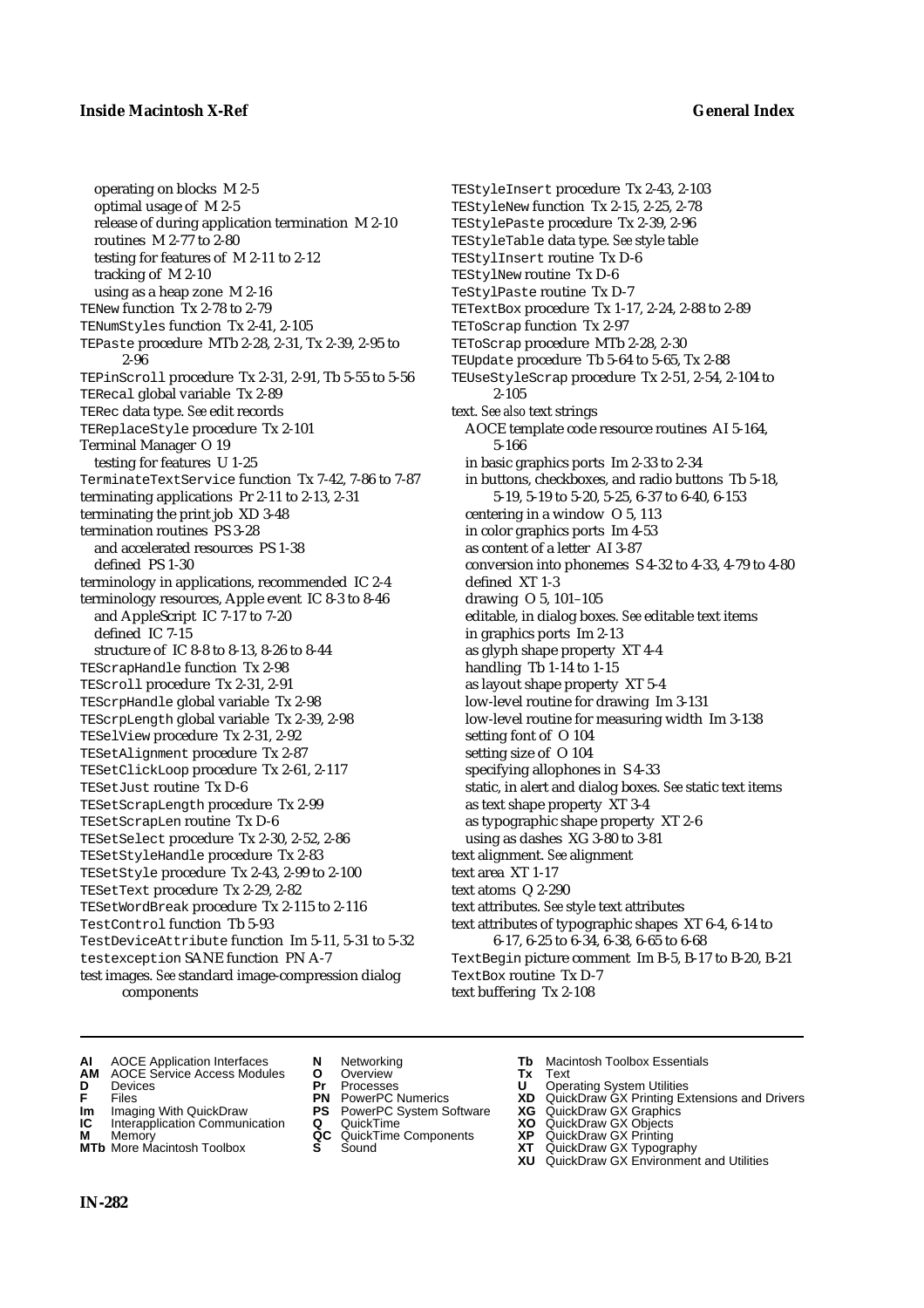operating on blocks M 2-5
optimal usage of M 2-5
release of during application termination M 2-10
routines M 2-77 to 2-80
testing for features of M 2-11 to 2-12
tracking of M 2-10
using as a heap zone M 2-16

TENew function Tx 2-78 to 2-79
TENumStyles function Tx 2-41, 2-105
TEPaste procedure MTb 2-28, 2-31, Tx 2-39, 2-95 to 2-96
TEPinScroll procedure Tx 2-31, 2-91, Tb 5-55 to 5-56
TERecal global variable Tx 2-89
TERec data type. *See* edit records
TEReplaceStyle procedure Tx 2-101
Terminal Manager O 19
  testing for features U 1-25
TerminateTextService function Tx 7-42, 7-86 to 7-87
terminating applications Pr 2-11 to 2-13, 2-31
terminating the print job XD 3-48
termination routines PS 3-28
  and accelerated resources PS 1-38
  defined PS 1-30
terminology in applications, recommended IC 2-4
terminology resources, Apple event IC 8-3 to 8-46
  and AppleScript IC 7-17 to 7-20
  defined IC 7-15
  structure of IC 8-8 to 8-13, 8-26 to 8-44
TEScrapHandle function Tx 2-98
TEScroll procedure Tx 2-31, 2-91
TEScrpHandle global variable Tx 2-98
TEScrpLength global variable Tx 2-39, 2-98
TESelView procedure Tx 2-31, 2-92
TESetAlignment procedure Tx 2-87
TESetClickLoop procedure Tx 2-61, 2-117
TESetJust routine Tx D-6
TESetScrapLength procedure Tx 2-99
TESetScrapLen routine Tx D-6
TESetSelect procedure Tx 2-30, 2-52, 2-86
TESetStyleHandle procedure Tx 2-83
TESetStyle procedure Tx 2-43, 2-99 to 2-100
TESetText procedure Tx 2-29, 2-82
TESetWordBreak procedure Tx 2-115 to 2-116
TestControl function Tb 5-93
TestDeviceAttribute function Im 5-11, 5-31 to 5-32
testexception SANE function PN A-7
test images. *See* standard image-compression dialog components
TEStyleInsert procedure Tx 2-43, 2-103
TEStyleNew function Tx 2-15, 2-25, 2-78
TEStylePaste procedure Tx 2-39, 2-96
TEStyleTable data type. *See* style table
TEStylInsert routine Tx D-6
TEStylNew routine Tx D-6
TeStylPaste routine Tx D-7
TETextBox procedure Tx 1-17, 2-24, 2-88 to 2-89
TEToScrap function Tx 2-97
TEToScrap procedure MTb 2-28, 2-30
TEUpdate procedure Tb 5-64 to 5-65, Tx 2-88
TEUseStyleScrap procedure Tx 2-51, 2-54, 2-104 to 2-105
text. *See also* text strings
  AOCE template code resource routines AI 5-164, 5-166
  in basic graphics ports Im 2-33 to 2-34
  in buttons, checkboxes, and radio buttons Tb 5-18, 5-19, 5-19 to 5-20, 5-25, 6-37 to 6-40, 6-153
  centering in a window O 5, 113
  in color graphics ports Im 4-53
  as content of a letter AI 3-87
  conversion into phonemes S 4-32 to 4-33, 4-79 to 4-80
  defined XT 1-3
  drawing O 5, 101–105
  editable, in dialog boxes. *See* editable text items
  in graphics ports Im 2-13
  as glyph shape property XT 4-4
  handling Tb 1-14 to 1-15
  as layout shape property XT 5-4
  low-level routine for drawing Im 3-131
  low-level routine for measuring width Im 3-138
  setting font of O 104
  setting size of O 104
  specifying allophones in S 4-33
  static, in alert and dialog boxes. *See* static text items
  as text shape property XT 3-4
  as typographic shape property XT 2-6
  using as dashes XG 3-80 to 3-81
text alignment. *See* alignment
text area XT 1-17
text atoms Q 2-290
text attributes. *See* style text attributes
text attributes of typographic shapes XT 6-4, 6-14 to 6-17, 6-25 to 6-34, 6-38, 6-65 to 6-68
TextBegin picture comment Im B-5, B-17 to B-20, B-21
TextBox routine Tx D-7
text buffering Tx 2-108

**AI** AOCE Application Interfaces
**AM** AOCE Service Access Modules
**D** Devices
**F** Files
**Im** Imaging With QuickDraw
**IC** Interapplication Communication
**M** Memory
**MTb** More Macintosh Toolbox
**N** Networking
**O** Overview
**Pr** Processes
**PN** PowerPC Numerics
**PS** PowerPC System Software
**Q** QuickTime
**QC** QuickTime Components
**S** Sound
**Tb** Macintosh Toolbox Essentials
**Tx** Text
**U** Operating System Utilities
**XD** QuickDraw GX Printing Extensions and Drivers
**XG** QuickDraw GX Graphics
**XO** QuickDraw GX Objects
**XP** QuickDraw GX Printing
**XT** QuickDraw GX Typography
**XU** QuickDraw GX Environment and Utilities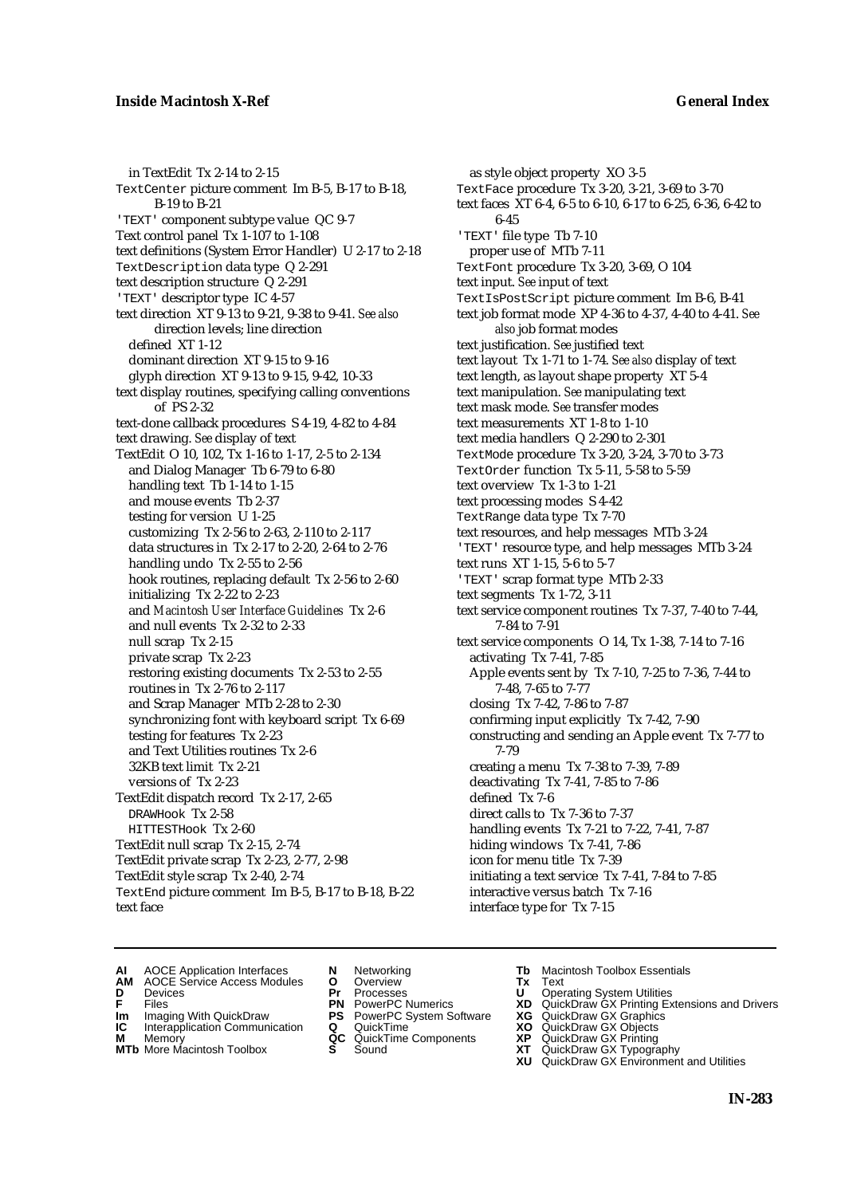in TextEdit Tx 2-14 to 2-15
TextCenter picture comment Im B-5, B-17 to B-18, B-19 to B-21
'TEXT' component subtype value QC 9-7
Text control panel Tx 1-107 to 1-108
text definitions (System Error Handler) U 2-17 to 2-18
TextDescription data type Q 2-291
text description structure Q 2-291
'TEXT' descriptor type IC 4-57
text direction XT 9-13 to 9-21, 9-38 to 9-41. *See also* direction levels; line direction
  defined XT 1-12
  dominant direction XT 9-15 to 9-16
  glyph direction XT 9-13 to 9-15, 9-42, 10-33
text display routines, specifying calling conventions of PS 2-32
text-done callback procedures S 4-19, 4-82 to 4-84
text drawing. *See* display of text
TextEdit O 10, 102, Tx 1-16 to 1-17, 2-5 to 2-134
  and Dialog Manager Tb 6-79 to 6-80
  handling text Tb 1-14 to 1-15
  and mouse events Tb 2-37
  testing for version U 1-25
  customizing Tx 2-56 to 2-63, 2-110 to 2-117
  data structures in Tx 2-17 to 2-20, 2-64 to 2-76
  handling undo Tx 2-55 to 2-56
  hook routines, replacing default Tx 2-56 to 2-60
  initializing Tx 2-22 to 2-23
  and *Macintosh User Interface Guidelines* Tx 2-6
  and null events Tx 2-32 to 2-33
  null scrap Tx 2-15
  private scrap Tx 2-23
  restoring existing documents Tx 2-53 to 2-55
  routines in Tx 2-76 to 2-117
  and Scrap Manager MTb 2-28 to 2-30
  synchronizing font with keyboard script Tx 6-69
  testing for features Tx 2-23
  and Text Utilities routines Tx 2-6
  32KB text limit Tx 2-21
  versions of Tx 2-23
TextEdit dispatch record Tx 2-17, 2-65
  DRAWHook Tx 2-58
  HITTESTHook Tx 2-60
TextEdit null scrap Tx 2-15, 2-74
TextEdit private scrap Tx 2-23, 2-77, 2-98
TextEdit style scrap Tx 2-40, 2-74
TextEnd picture comment Im B-5, B-17 to B-18, B-22
text face
  as style object property XO 3-5
TextFace procedure Tx 3-20, 3-21, 3-69 to 3-70
text faces XT 6-4, 6-5 to 6-10, 6-17 to 6-25, 6-36, 6-42 to 6-45
'TEXT' file type Tb 7-10
  proper use of MTb 7-11
TextFont procedure Tx 3-20, 3-69, O 104
text input. *See* input of text
TextIsPostScript picture comment Im B-6, B-41
text job format mode XP 4-36 to 4-37, 4-40 to 4-41. *See also* job format modes
text justification. *See* justified text
text layout Tx 1-71 to 1-74. *See also* display of text
text length, as layout shape property XT 5-4
text manipulation. *See* manipulating text
text mask mode. *See* transfer modes
text measurements XT 1-8 to 1-10
text media handlers Q 2-290 to 2-301
TextMode procedure Tx 3-20, 3-24, 3-70 to 3-73
TextOrder function Tx 5-11, 5-58 to 5-59
text overview Tx 1-3 to 1-21
text processing modes S 4-42
TextRange data type Tx 7-70
text resources, and help messages MTb 3-24
'TEXT' resource type, and help messages MTb 3-24
text runs XT 1-15, 5-6 to 5-7
'TEXT' scrap format type MTb 2-33
text segments Tx 1-72, 3-11
text service component routines Tx 7-37, 7-40 to 7-44, 7-84 to 7-91
text service components O 14, Tx 1-38, 7-14 to 7-16
  activating Tx 7-41, 7-85
  Apple events sent by Tx 7-10, 7-25 to 7-36, 7-44 to 7-48, 7-65 to 7-77
  closing Tx 7-42, 7-86 to 7-87
  confirming input explicitly Tx 7-42, 7-90
  constructing and sending an Apple event Tx 7-77 to 7-79
  creating a menu Tx 7-38 to 7-39, 7-89
  deactivating Tx 7-41, 7-85 to 7-86
  defined Tx 7-6
  direct calls to Tx 7-36 to 7-37
  handling events Tx 7-21 to 7-22, 7-41, 7-87
  hiding windows Tx 7-41, 7-86
  icon for menu title Tx 7-39
  initiating a text service Tx 7-41, 7-84 to 7-85
  interactive versus batch Tx 7-16
  interface type for Tx 7-15

**AI** AOCE Application Interfaces
**AM** AOCE Service Access Modules
**D** Devices
**F** Files
**Im** Imaging With QuickDraw
**IC** Interapplication Communication
**M** Memory
**MTb** More Macintosh Toolbox
**N** Networking
**O** Overview
**Pr** Processes
**PN** PowerPC Numerics
**PS** PowerPC System Software
**Q** QuickTime
**QC** QuickTime Components
**S** Sound
**Tb** Macintosh Toolbox Essentials
**Tx** Text
**U** Operating System Utilities
**XD** QuickDraw GX Printing Extensions and Drivers
**XG** QuickDraw GX Graphics
**XO** QuickDraw GX Objects
**XP** QuickDraw GX Printing
**XT** QuickDraw GX Typography
**XU** QuickDraw GX Environment and Utilities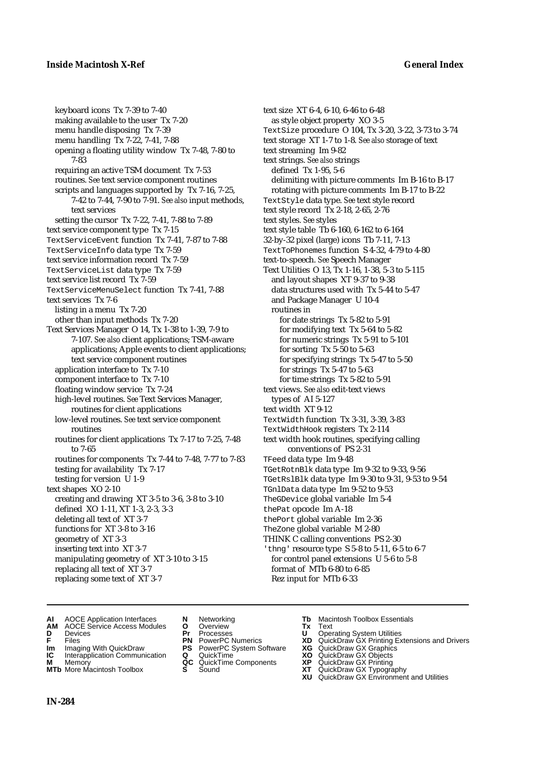keyboard icons Tx 7-39 to 7-40
making available to the user Tx 7-20
menu handle disposing Tx 7-39
menu handling Tx 7-22, 7-41, 7-88
opening a floating utility window Tx 7-48, 7-80 to 7-83
requiring an active TSM document Tx 7-53
routines. *See* text service component routines
scripts and languages supported by Tx 7-16, 7-25, 7-42 to 7-44, 7-90 to 7-91. *See also* input methods, text services
setting the cursor Tx 7-22, 7-41, 7-88 to 7-89

text service component type Tx 7-15
TextServiceEvent function Tx 7-41, 7-87 to 7-88
TextServiceInfo data type Tx 7-59
text service information record Tx 7-59
TextServiceList data type Tx 7-59
text service list record Tx 7-59
TextServiceMenuSelect function Tx 7-41, 7-88
text services Tx 7-6
listing in a menu Tx 7-20
other than input methods Tx 7-20

Text Services Manager O 14, Tx 1-38 to 1-39, 7-9 to 7-107. *See also* client applications; TSM-aware applications; Apple events to client applications; text service component routines
application interface to Tx 7-10
component interface to Tx 7-10
floating window service Tx 7-24
high-level routines. *See* Text Services Manager, routines for client applications
low-level routines. *See* text service component routines
routines for client applications Tx 7-17 to 7-25, 7-48 to 7-65
routines for components Tx 7-44 to 7-48, 7-77 to 7-83
testing for availability Tx 7-17
testing for version U 1-9

text shapes XO 2-10
creating and drawing XT 3-5 to 3-6, 3-8 to 3-10
defined XO 1-11, XT 1-3, 2-3, 3-3
deleting all text of XT 3-7
functions for XT 3-8 to 3-16
geometry of XT 3-3
inserting text into XT 3-7
manipulating geometry of XT 3-10 to 3-15
replacing all text of XT 3-7
replacing some text of XT 3-7

text size XT 6-4, 6-10, 6-46 to 6-48
as style object property XO 3-5
TextSize procedure O 104, Tx 3-20, 3-22, 3-73 to 3-74
text storage XT 1-7 to 1-8. *See also* storage of text
text streaming Im 9-82
text strings. *See also* strings
defined Tx 1-95, 5-6
delimiting with picture comments Im B-16 to B-17
rotating with picture comments Im B-17 to B-22
TextStyle data type. *See* text style record
text style record Tx 2-18, 2-65, 2-76
text styles. *See* styles
text style table Tb 6-160, 6-162 to 6-164
32-by-32 pixel (large) icons Tb 7-11, 7-13
TextToPhonemes function S 4-32, 4-79 to 4-80
text-to-speech. *See* Speech Manager
Text Utilities O 13, Tx 1-16, 1-38, 5-3 to 5-115
and layout shapes XT 9-37 to 9-38
data structures used with Tx 5-44 to 5-47
and Package Manager U 10-4
routines in
for date strings Tx 5-82 to 5-91
for modifying text Tx 5-64 to 5-82
for numeric strings Tx 5-91 to 5-101
for sorting Tx 5-50 to 5-63
for specifying strings Tx 5-47 to 5-50
for strings Tx 5-47 to 5-63
for time strings Tx 5-82 to 5-91
text views. *See also* edit-text views
types of AI 5-127
text width XT 9-12
TextWidth function Tx 3-31, 3-39, 3-83
TextWidthHook registers Tx 2-114
text width hook routines, specifying calling conventions of PS 2-31
TFeed data type Im 9-48
TGetRotnBlk data type Im 9-32 to 9-33, 9-56
TGetRslBlk data type Im 9-30 to 9-31, 9-53 to 9-54
TGnlData data type Im 9-52 to 9-53
TheGDevice global variable Im 5-4
thePat opcode Im A-18
thePort global variable Im 2-36
TheZone global variable M 2-80
THINK C calling conventions PS 2-30
'thng' resource type S 5-8 to 5-11, 6-5 to 6-7
for control panel extensions U 5-6 to 5-8
format of MTb 6-80 to 6-85
Rez input for MTb 6-33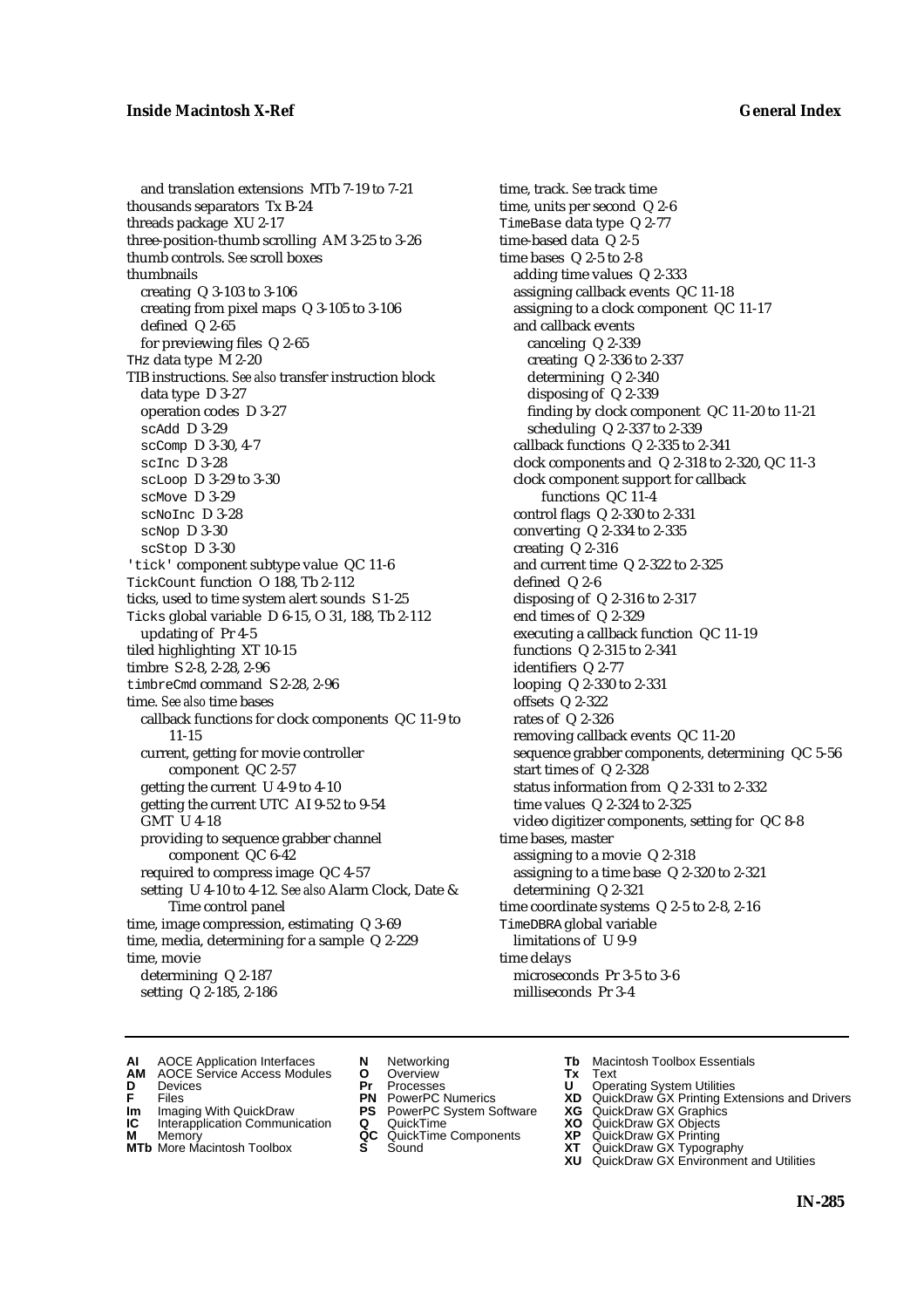and translation extensions MTb 7-19 to 7-21
thousands separators Tx B-24
threads package XU 2-17
three-position-thumb scrolling AM 3-25 to 3-26
thumb controls. *See* scroll boxes
thumbnails
  creating Q 3-103 to 3-106
  creating from pixel maps Q 3-105 to 3-106
  defined Q 2-65
  for previewing files Q 2-65
`THz` data type M 2-20
TIB instructions. *See also* transfer instruction block
  data type D 3-27
  operation codes D 3-27
  `scAdd` D 3-29
  `scComp` D 3-30, 4-7
  `scInc` D 3-28
  `scLoop` D 3-29 to 3-30
  `scMove` D 3-29
  `scNoInc` D 3-28
  `scNop` D 3-30
  `scStop` D 3-30
`'tick'` component subtype value QC 11-6
`TickCount` function O 188, Tb 2-112
ticks, used to time system alert sounds S 1-25
`Ticks` global variable D 6-15, O 31, 188, Tb 2-112
  updating of Pr 4-5
tiled highlighting XT 10-15
timbre S 2-8, 2-28, 2-96
`timbreCmd` command S 2-28, 2-96
time. *See also* time bases
  callback functions for clock components QC 11-9 to 11-15
  current, getting for movie controller component QC 2-57
  getting the current U 4-9 to 4-10
  getting the current UTC AI 9-52 to 9-54
  GMT U 4-18
  providing to sequence grabber channel component QC 6-42
  required to compress image QC 4-57
  setting U 4-10 to 4-12. *See also* Alarm Clock, Date & Time control panel
time, image compression, estimating Q 3-69
time, media, determining for a sample Q 2-229
time, movie
  determining Q 2-187
  setting Q 2-185, 2-186
time, track. *See* track time
time, units per second Q 2-6
`TimeBase` data type Q 2-77
time-based data Q 2-5
time bases Q 2-5 to 2-8
  adding time values Q 2-333
  assigning callback events QC 11-18
  assigning to a clock component QC 11-17
  and callback events
    canceling Q 2-339
    creating Q 2-336 to 2-337
    determining Q 2-340
    disposing of Q 2-339
    finding by clock component QC 11-20 to 11-21
    scheduling Q 2-337 to 2-339
  callback functions Q 2-335 to 2-341
  clock components and Q 2-318 to 2-320, QC 11-3
  clock component support for callback functions QC 11-4
  control flags Q 2-330 to 2-331
  converting Q 2-334 to 2-335
  creating Q 2-316
  and current time Q 2-322 to 2-325
  defined Q 2-6
  disposing of Q 2-316 to 2-317
  end times of Q 2-329
  executing a callback function QC 11-19
  functions Q 2-315 to 2-341
  identifiers Q 2-77
  looping Q 2-330 to 2-331
  offsets Q 2-322
  rates of Q 2-326
  removing callback events QC 11-20
  sequence grabber components, determining QC 5-56
  start times of Q 2-328
  status information from Q 2-331 to 2-332
  time values Q 2-324 to 2-325
  video digitizer components, setting for QC 8-8
time bases, master
  assigning to a movie Q 2-318
  assigning to a time base Q 2-320 to 2-321
  determining Q 2-321
time coordinate systems Q 2-5 to 2-8, 2-16
`TimeDBRA` global variable
  limitations of U 9-9
time delays
  microseconds Pr 3-5 to 3-6
  milliseconds Pr 3-4

**AI** AOCE Application Interfaces **AM** AOCE Service Access Modules **D** Devices **F** Files **Im** Imaging With QuickDraw **IC** Interapplication Communication **M** Memory **MTb** More Macintosh Toolbox **N** Networking **O** Overview **Pr** Processes **PN** PowerPC Numerics **PS** PowerPC System Software **Q** QuickTime **QC** QuickTime Components **S** Sound **Tb** Macintosh Toolbox Essentials **Tx** Text **U** Operating System Utilities **XD** QuickDraw GX Printing Extensions and Drivers **XG** QuickDraw GX Graphics **XO** QuickDraw GX Objects **XP** QuickDraw GX Printing **XT** QuickDraw GX Typography **XU** QuickDraw GX Environment and Utilities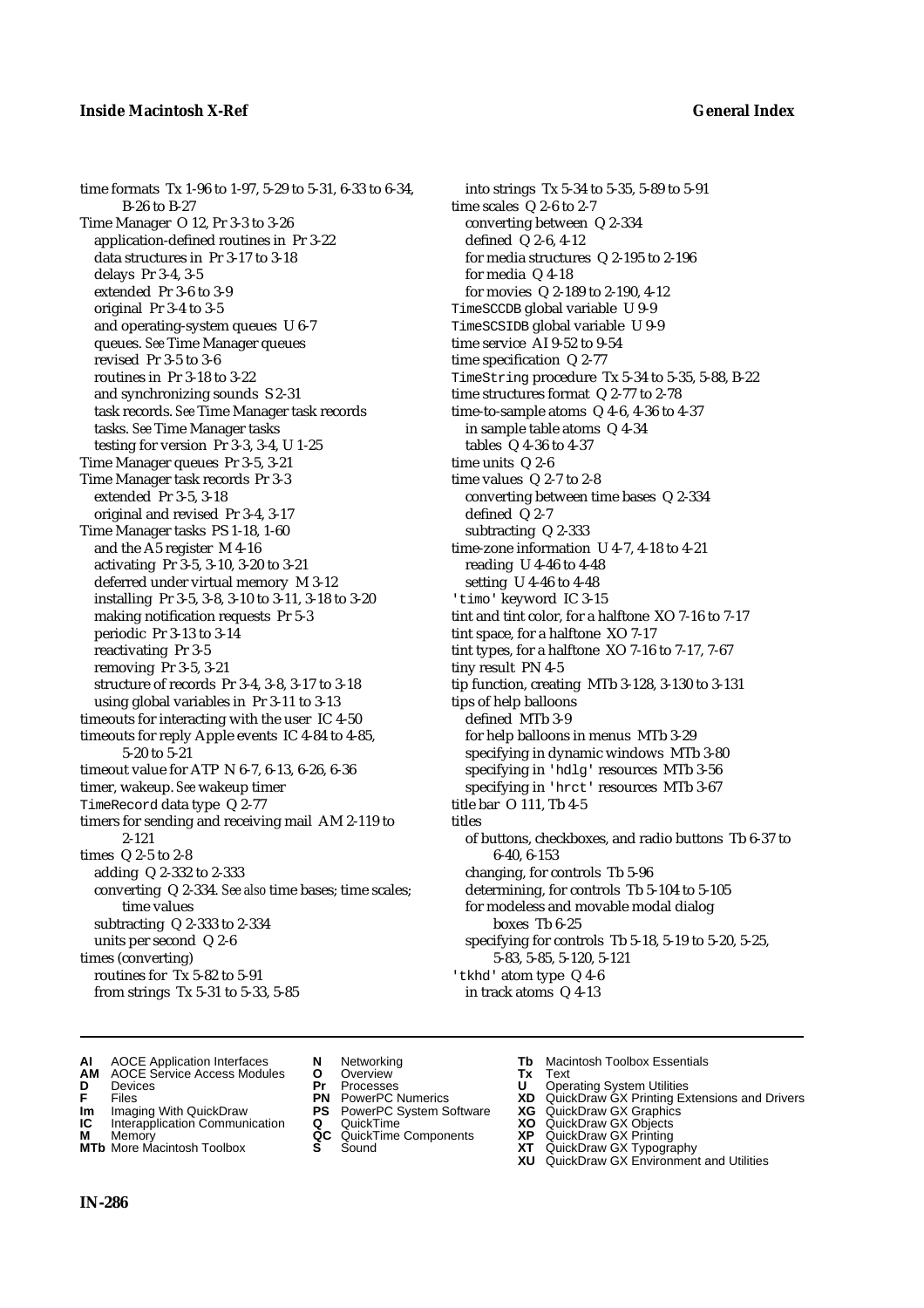time formats Tx 1-96 to 1-97, 5-29 to 5-31, 6-33 to 6-34, B-26 to B-27
Time Manager O 12, Pr 3-3 to 3-26
  application-defined routines in Pr 3-22
  data structures in Pr 3-17 to 3-18
  delays Pr 3-4, 3-5
  extended Pr 3-6 to 3-9
  original Pr 3-4 to 3-5
  and operating-system queues U 6-7
  queues. *See* Time Manager queues
  revised Pr 3-5 to 3-6
  routines in Pr 3-18 to 3-22
  and synchronizing sounds S 2-31
  task records. *See* Time Manager task records
  tasks. *See* Time Manager tasks
  testing for version Pr 3-3, 3-4, U 1-25
Time Manager queues Pr 3-5, 3-21
Time Manager task records Pr 3-3
  extended Pr 3-5, 3-18
  original and revised Pr 3-4, 3-17
Time Manager tasks PS 1-18, 1-60
  and the A5 register M 4-16
  activating Pr 3-5, 3-10, 3-20 to 3-21
  deferred under virtual memory M 3-12
  installing Pr 3-5, 3-8, 3-10 to 3-11, 3-18 to 3-20
  making notification requests Pr 5-3
  periodic Pr 3-13 to 3-14
  reactivating Pr 3-5
  removing Pr 3-5, 3-21
  structure of records Pr 3-4, 3-8, 3-17 to 3-18
  using global variables in Pr 3-11 to 3-13
timeouts for interacting with the user IC 4-50
timeouts for reply Apple events IC 4-84 to 4-85, 5-20 to 5-21
timeout value for ATP N 6-7, 6-13, 6-26, 6-36
timer, wakeup. *See* wakeup timer
`TimeRecord` data type Q 2-77
timers for sending and receiving mail AM 2-119 to 2-121
times Q 2-5 to 2-8
  adding Q 2-332 to 2-333
  converting Q 2-334. *See also* time bases; time scales; time values
  subtracting Q 2-333 to 2-334
  units per second Q 2-6
times (converting)
  routines for Tx 5-82 to 5-91
  from strings Tx 5-31 to 5-33, 5-85
  into strings Tx 5-34 to 5-35, 5-89 to 5-91
time scales Q 2-6 to 2-7
  converting between Q 2-334
  defined Q 2-6, 4-12
  for media structures Q 2-195 to 2-196
  for media Q 4-18
  for movies Q 2-189 to 2-190, 4-12
`TimeSCCDB` global variable U 9-9
`TimeSCSIDB` global variable U 9-9
time service AI 9-52 to 9-54
time specification Q 2-77
`TimeString` procedure Tx 5-34 to 5-35, 5-88, B-22
time structures format Q 2-77 to 2-78
time-to-sample atoms Q 4-6, 4-36 to 4-37
  in sample table atoms Q 4-34
  tables Q 4-36 to 4-37
time units Q 2-6
time values Q 2-7 to 2-8
  converting between time bases Q 2-334
  defined Q 2-7
  subtracting Q 2-333
time-zone information U 4-7, 4-18 to 4-21
  reading U 4-46 to 4-48
  setting U 4-46 to 4-48
`'timo'` keyword IC 3-15
tint and tint color, for a halftone XO 7-16 to 7-17
tint space, for a halftone XO 7-17
tint types, for a halftone XO 7-16 to 7-17, 7-67
tiny result PN 4-5
tip function, creating MTb 3-128, 3-130 to 3-131
tips of help balloons
  defined MTb 3-9
  for help balloons in menus MTb 3-29
  specifying in dynamic windows MTb 3-80
  specifying in `'hdlg'` resources MTb 3-56
  specifying in `'hrct'` resources MTb 3-67
title bar O 111, Tb 4-5
titles
  of buttons, checkboxes, and radio buttons Tb 6-37 to 6-40, 6-153
  changing, for controls Tb 5-96
  determining, for controls Tb 5-104 to 5-105
  for modeless and movable modal dialog boxes Tb 6-25
  specifying for controls Tb 5-18, 5-19 to 5-20, 5-25, 5-83, 5-85, 5-120, 5-121
`'tkhd'` atom type Q 4-6
  in track atoms Q 4-13

**AI** AOCE Application Interfaces **AM** AOCE Service Access Modules **D** Devices **F** Files **Im** Imaging With QuickDraw **IC** Interapplication Communication **M** Memory **MTb** More Macintosh Toolbox **N** Networking **O** Overview **Pr** Processes **PN** PowerPC Numerics **PS** PowerPC System Software **Q** QuickTime **QC** QuickTime Components **S** Sound **Tb** Macintosh Toolbox Essentials **Tx** Text **U** Operating System Utilities **XD** QuickDraw GX Printing Extensions and Drivers **XG** QuickDraw GX Graphics **XO** QuickDraw GX Objects **XP** QuickDraw GX Printing **XT** QuickDraw GX Typography **XU** QuickDraw GX Environment and Utilities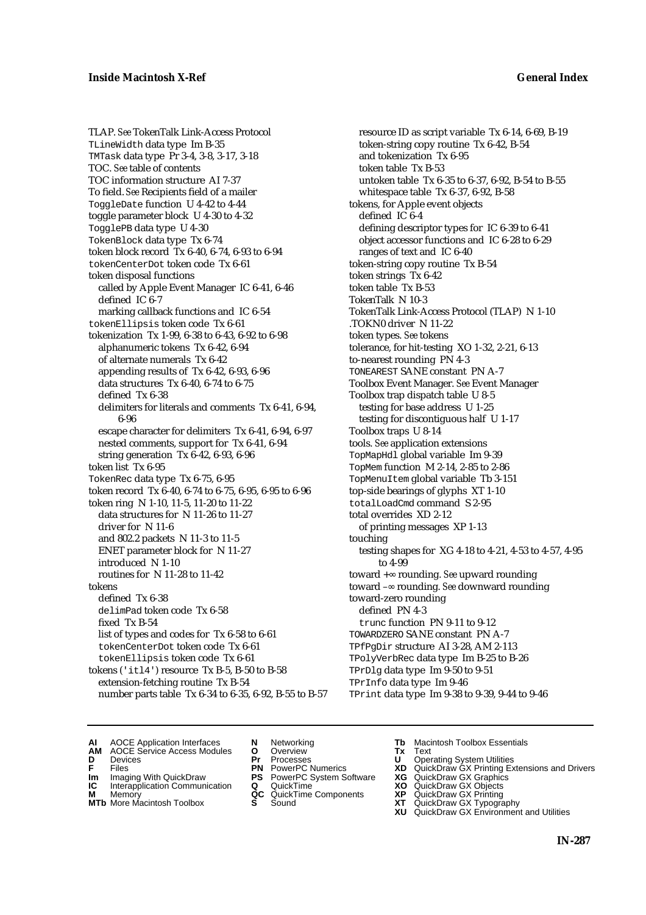TLAP. *See* TokenTalk Link-Access Protocol
TLineWidth data type Im B-35
TMTask data type Pr 3-4, 3-8, 3-17, 3-18
TOC. *See* table of contents
TOC information structure AI 7-37
To field. *See* Recipients field of a mailer
ToggleDate function U 4-42 to 4-44
toggle parameter block U 4-30 to 4-32
TogglePB data type U 4-30
TokenBlock data type Tx 6-74
token block record Tx 6-40, 6-74, 6-93 to 6-94
tokenCenterDot token code Tx 6-61
token disposal functions
  called by Apple Event Manager IC 6-41, 6-46
  defined IC 6-7
  marking callback functions and IC 6-54
tokenEllipsis token code Tx 6-61
tokenization Tx 1-99, 6-38 to 6-43, 6-92 to 6-98
  alphanumeric tokens Tx 6-42, 6-94
  of alternate numerals Tx 6-42
  appending results of Tx 6-42, 6-93, 6-96
  data structures Tx 6-40, 6-74 to 6-75
  defined Tx 6-38
  delimiters for literals and comments Tx 6-41, 6-94, 6-96
  escape character for delimiters Tx 6-41, 6-94, 6-97
  nested comments, support for Tx 6-41, 6-94
  string generation Tx 6-42, 6-93, 6-96
token list Tx 6-95
TokenRec data type Tx 6-75, 6-95
token record Tx 6-40, 6-74 to 6-75, 6-95, 6-95 to 6-96
token ring N 1-10, 11-5, 11-20 to 11-22
  data structures for N 11-26 to 11-27
  driver for N 11-6
  and 802.2 packets N 11-3 to 11-5
  ENET parameter block for N 11-27
  introduced N 1-10
  routines for N 11-28 to 11-42
tokens
  defined Tx 6-38
  delimPad token code Tx 6-58
  fixed Tx B-54
  list of types and codes for Tx 6-58 to 6-61
  tokenCenterDot token code Tx 6-61
  tokenEllipsis token code Tx 6-61
tokens ('itl4') resource Tx B-5, B-50 to B-58
  extension-fetching routine Tx B-54
  number parts table Tx 6-34 to 6-35, 6-92, B-55 to B-57
  resource ID as script variable Tx 6-14, 6-69, B-19
  token-string copy routine Tx 6-42, B-54
  and tokenization Tx 6-95
  token table Tx B-53
  untoken table Tx 6-35 to 6-37, 6-92, B-54 to B-55
  whitespace table Tx 6-37, 6-92, B-58
tokens, for Apple event objects
  defined IC 6-4
  defining descriptor types for IC 6-39 to 6-41
  object accessor functions and IC 6-28 to 6-29
  ranges of text and IC 6-40
token-string copy routine Tx B-54
token strings Tx 6-42
token table Tx B-53
TokenTalk N 10-3
TokenTalk Link-Access Protocol (TLAP) N 1-10
.TOKN0 driver N 11-22
token types. *See* tokens
tolerance, for hit-testing XO 1-32, 2-21, 6-13
to-nearest rounding PN 4-3
TONEAREST SANE constant PN A-7
Toolbox Event Manager. *See* Event Manager
Toolbox trap dispatch table U 8-5
  testing for base address U 1-25
  testing for discontiguous half U 1-17
Toolbox traps U 8-14
tools. *See* application extensions
TopMapHdl global variable Im 9-39
TopMem function M 2-14, 2-85 to 2-86
TopMenuItem global variable Tb 3-151
top-side bearings of glyphs XT 1-10
totalLoadCmd command S 2-95
total overrides XD 2-12
  of printing messages XP 1-13
touching
  testing shapes for XG 4-18 to 4-21, 4-53 to 4-57, 4-95 to 4-99
toward +∞ rounding. *See* upward rounding
toward –∞ rounding. *See* downward rounding
toward-zero rounding
  defined PN 4-3
  trunc function PN 9-11 to 9-12
TOWARDZERO SANE constant PN A-7
TPfPgDir structure AI 3-28, AM 2-113
TPolyVerbRec data type Im B-25 to B-26
TPrDlg data type Im 9-50 to 9-51
TPrInfo data type Im 9-46
TPrint data type Im 9-38 to 9-39, 9-44 to 9-46

**AI** AOCE Application Interfaces
**AM** AOCE Service Access Modules
**D** Devices
**F** Files
**Im** Imaging With QuickDraw
**IC** Interapplication Communication
**M** Memory
**MTb** More Macintosh Toolbox
**N** Networking
**O** Overview
**Pr** Processes
**PN** PowerPC Numerics
**PS** PowerPC System Software
**Q** QuickTime
**QC** QuickTime Components
**S** Sound
**Tb** Macintosh Toolbox Essentials
**Tx** Text
**U** Operating System Utilities
**XD** QuickDraw GX Printing Extensions and Drivers
**XG** QuickDraw GX Graphics
**XO** QuickDraw GX Objects
**XP** QuickDraw GX Printing
**XT** QuickDraw GX Typography
**XU** QuickDraw GX Environment and Utilities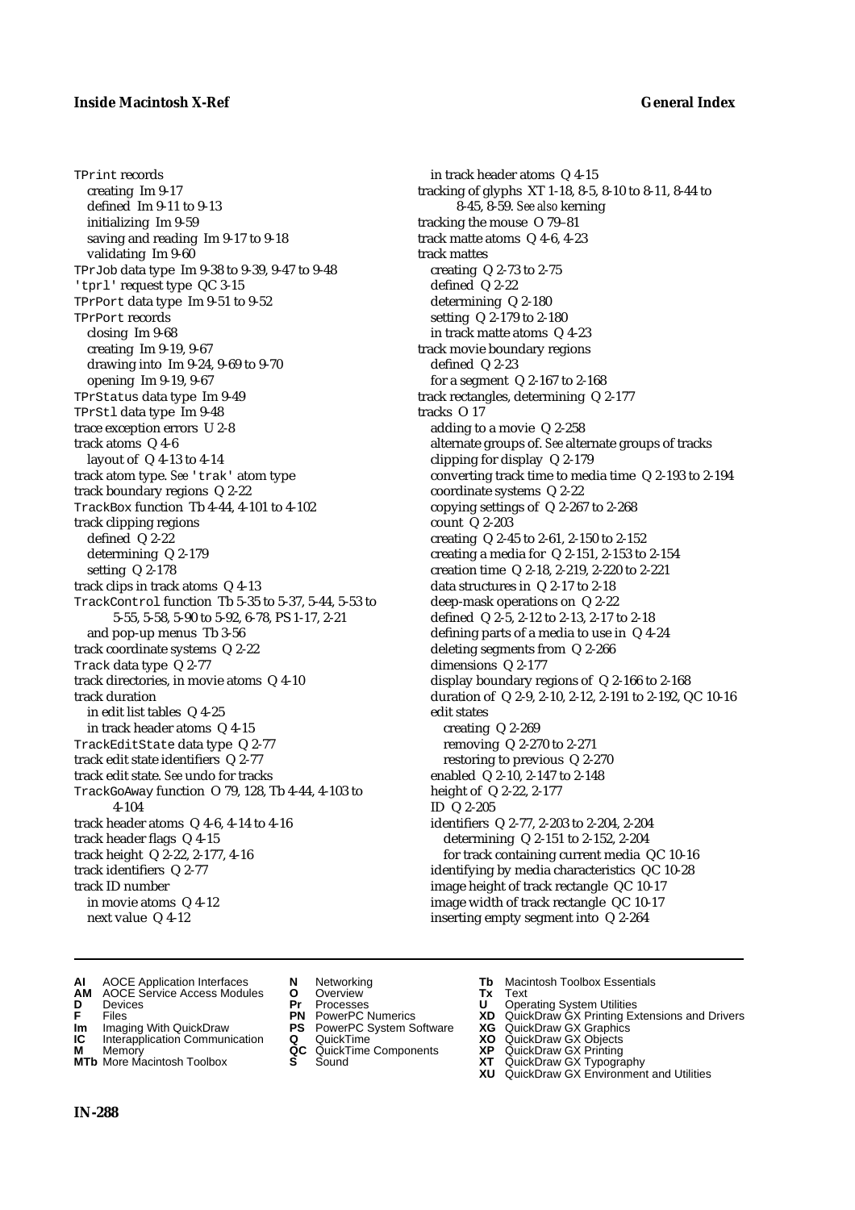TPrint records
- creating Im 9-17
- defined Im 9-11 to 9-13
- initializing Im 9-59
- saving and reading Im 9-17 to 9-18
- validating Im 9-60

TPrJob data type Im 9-38 to 9-39, 9-47 to 9-48
'tprl' request type QC 3-15
TPrPort data type Im 9-51 to 9-52
TPrPort records
- closing Im 9-68
- creating Im 9-19, 9-67
- drawing into Im 9-24, 9-69 to 9-70
- opening Im 9-19, 9-67

TPrStatus data type Im 9-49
TPrStl data type Im 9-48
trace exception errors U 2-8
track atoms Q 4-6
- layout of Q 4-13 to 4-14

track atom type. *See* 'trak' atom type
track boundary regions Q 2-22
TrackBox function Tb 4-44, 4-101 to 4-102
track clipping regions
- defined Q 2-22
- determining Q 2-179
- setting Q 2-178

track clips in track atoms Q 4-13
TrackControl function Tb 5-35 to 5-37, 5-44, 5-53 to 5-55, 5-58, 5-90 to 5-92, 6-78, PS 1-17, 2-21
- and pop-up menus Tb 3-56

track coordinate systems Q 2-22
Track data type Q 2-77
track directories, in movie atoms Q 4-10
track duration
- in edit list tables Q 4-25
- in track header atoms Q 4-15

TrackEditState data type Q 2-77
track edit state identifiers Q 2-77
track edit state. *See* undo for tracks
TrackGoAway function O 79, 128, Tb 4-44, 4-103 to 4-104
track header atoms Q 4-6, 4-14 to 4-16
track header flags Q 4-15
track height Q 2-22, 2-177, 4-16
track identifiers Q 2-77
track ID number
- in movie atoms Q 4-12
- next value Q 4-12
- in track header atoms Q 4-15

tracking of glyphs XT 1-18, 8-5, 8-10 to 8-11, 8-44 to 8-45, 8-59. *See also* kerning
tracking the mouse O 79–81
track matte atoms Q 4-6, 4-23
track mattes
- creating Q 2-73 to 2-75
- defined Q 2-22
- determining Q 2-180
- setting Q 2-179 to 2-180
- in track matte atoms Q 4-23

track movie boundary regions
- defined Q 2-23
- for a segment Q 2-167 to 2-168

track rectangles, determining Q 2-177
tracks O 17
- adding to a movie Q 2-258
- alternate groups of. *See* alternate groups of tracks
- clipping for display Q 2-179
- converting track time to media time Q 2-193 to 2-194
- coordinate systems Q 2-22
- copying settings of Q 2-267 to 2-268
- count Q 2-203
- creating Q 2-45 to 2-61, 2-150 to 2-152
- creating a media for Q 2-151, 2-153 to 2-154
- creation time Q 2-18, 2-219, 2-220 to 2-221
- data structures in Q 2-17 to 2-18
- deep-mask operations on Q 2-22
- defined Q 2-5, 2-12 to 2-13, 2-17 to 2-18
- defining parts of a media to use in Q 4-24
- deleting segments from Q 2-266
- dimensions Q 2-177
- display boundary regions of Q 2-166 to 2-168
- duration of Q 2-9, 2-10, 2-12, 2-191 to 2-192, QC 10-16
- edit states
  - creating Q 2-269
  - removing Q 2-270 to 2-271
  - restoring to previous Q 2-270
- enabled Q 2-10, 2-147 to 2-148
- height of Q 2-22, 2-177
- ID Q 2-205
- identifiers Q 2-77, 2-203 to 2-204, 2-204
  - determining Q 2-151 to 2-152, 2-204
  - for track containing current media QC 10-16
- identifying by media characteristics QC 10-28
- image height of track rectangle QC 10-17
- image width of track rectangle QC 10-17
- inserting empty segment into Q 2-264

**AI** AOCE Application Interfaces **AM** AOCE Service Access Modules **D** Devices **F** Files **Im** Imaging With QuickDraw **IC** Interapplication Communication **M** Memory **MTb** More Macintosh Toolbox **N** Networking **O** Overview **Pr** Processes **PN** PowerPC Numerics **PS** PowerPC System Software **Q** QuickTime **QC** QuickTime Components **S** Sound **Tb** Macintosh Toolbox Essentials **Tx** Text **U** Operating System Utilities **XD** QuickDraw GX Printing Extensions and Drivers **XG** QuickDraw GX Graphics **XO** QuickDraw GX Objects **XP** QuickDraw GX Printing **XT** QuickDraw GX Typography **XU** QuickDraw GX Environment and Utilities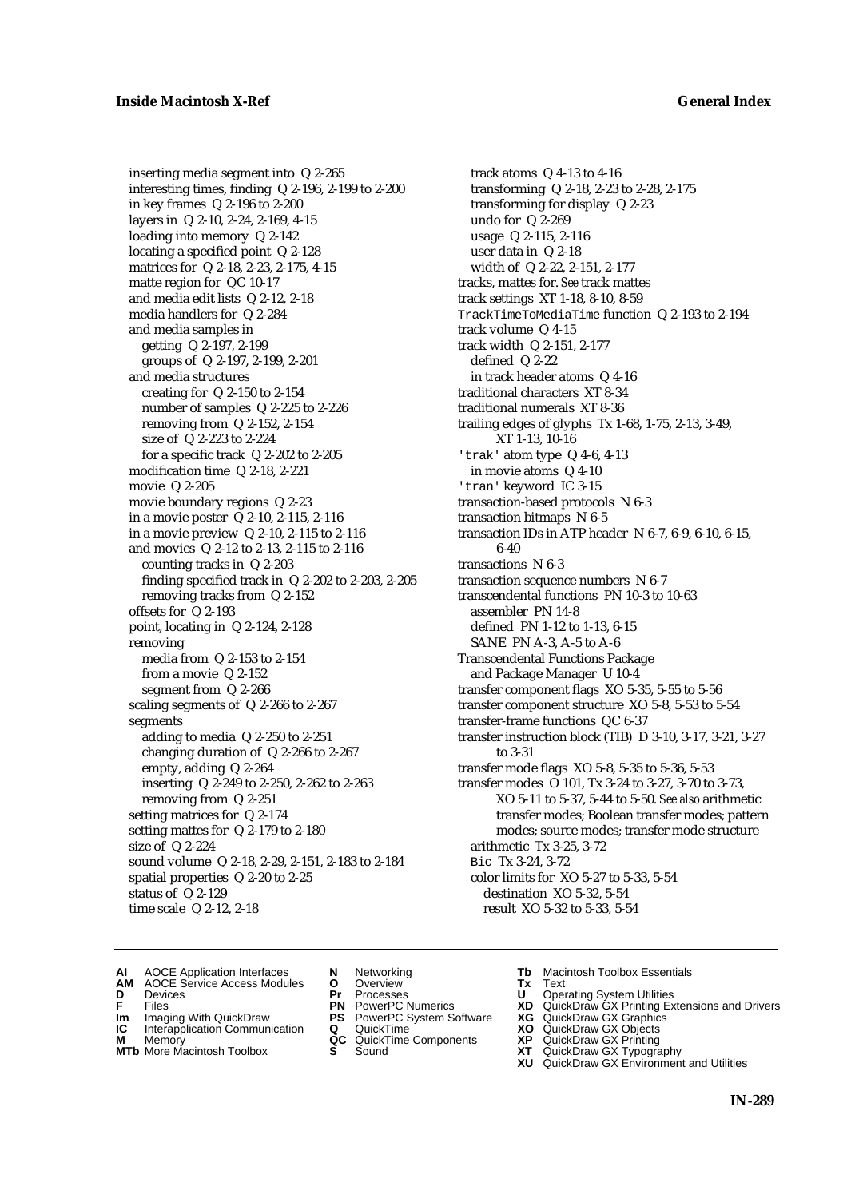inserting media segment into Q 2-265
interesting times, finding Q 2-196, 2-199 to 2-200
in key frames Q 2-196 to 2-200
layers in Q 2-10, 2-24, 2-169, 4-15
loading into memory Q 2-142
locating a specified point Q 2-128
matrices for Q 2-18, 2-23, 2-175, 4-15
matte region for QC 10-17
and media edit lists Q 2-12, 2-18
media handlers for Q 2-284
and media samples in
  getting Q 2-197, 2-199
  groups of Q 2-197, 2-199, 2-201
and media structures
  creating for Q 2-150 to 2-154
  number of samples Q 2-225 to 2-226
  removing from Q 2-152, 2-154
  size of Q 2-223 to 2-224
  for a specific track Q 2-202 to 2-205
modification time Q 2-18, 2-221
movie Q 2-205
movie boundary regions Q 2-23
in a movie poster Q 2-10, 2-115, 2-116
in a movie preview Q 2-10, 2-115 to 2-116
and movies Q 2-12 to 2-13, 2-115 to 2-116
  counting tracks in Q 2-203
  finding specified track in Q 2-202 to 2-203, 2-205
  removing tracks from Q 2-152
offsets for Q 2-193
point, locating in Q 2-124, 2-128
removing
  media from Q 2-153 to 2-154
  from a movie Q 2-152
  segment from Q 2-266
scaling segments of Q 2-266 to 2-267
segments
  adding to media Q 2-250 to 2-251
  changing duration of Q 2-266 to 2-267
  empty, adding Q 2-264
  inserting Q 2-249 to 2-250, 2-262 to 2-263
  removing from Q 2-251
setting matrices for Q 2-174
setting mattes for Q 2-179 to 2-180
size of Q 2-224
sound volume Q 2-18, 2-29, 2-151, 2-183 to 2-184
spatial properties Q 2-20 to 2-25
status of Q 2-129
time scale Q 2-12, 2-18
track atoms Q 4-13 to 4-16
transforming Q 2-18, 2-23 to 2-28, 2-175
transforming for display Q 2-23
undo for Q 2-269
usage Q 2-115, 2-116
user data in Q 2-18
width of Q 2-22, 2-151, 2-177
tracks, mattes for. *See* track mattes
track settings XT 1-18, 8-10, 8-59
`TrackTimeToMediaTime` function Q 2-193 to 2-194
track volume Q 4-15
track width Q 2-151, 2-177
  defined Q 2-22
  in track header atoms Q 4-16
traditional characters XT 8-34
traditional numerals XT 8-36
trailing edges of glyphs Tx 1-68, 1-75, 2-13, 3-49, XT 1-13, 10-16
`'trak'` atom type Q 4-6, 4-13
  in movie atoms Q 4-10
`'tran'` keyword IC 3-15
transaction-based protocols N 6-3
transaction bitmaps N 6-5
transaction IDs in ATP header N 6-7, 6-9, 6-10, 6-15, 6-40
transactions N 6-3
transaction sequence numbers N 6-7
transcendental functions PN 10-3 to 10-63
  assembler PN 14-8
  defined PN 1-12 to 1-13, 6-15
  SANE PN A-3, A-5 to A-6
Transcendental Functions Package
  and Package Manager U 10-4
transfer component flags XO 5-35, 5-55 to 5-56
transfer component structure XO 5-8, 5-53 to 5-54
transfer-frame functions QC 6-37
transfer instruction block (TIB) D 3-10, 3-17, 3-21, 3-27 to 3-31
transfer mode flags XO 5-8, 5-35 to 5-36, 5-53
transfer modes O 101, Tx 3-24 to 3-27, 3-70 to 3-73, XO 5-11 to 5-37, 5-44 to 5-50. *See also* arithmetic transfer modes; Boolean transfer modes; pattern modes; source modes; transfer mode structure
  arithmetic Tx 3-25, 3-72
  `Bic` Tx 3-24, 3-72
  color limits for XO 5-27 to 5-33, 5-54
    destination XO 5-32, 5-54
    result XO 5-32 to 5-33, 5-54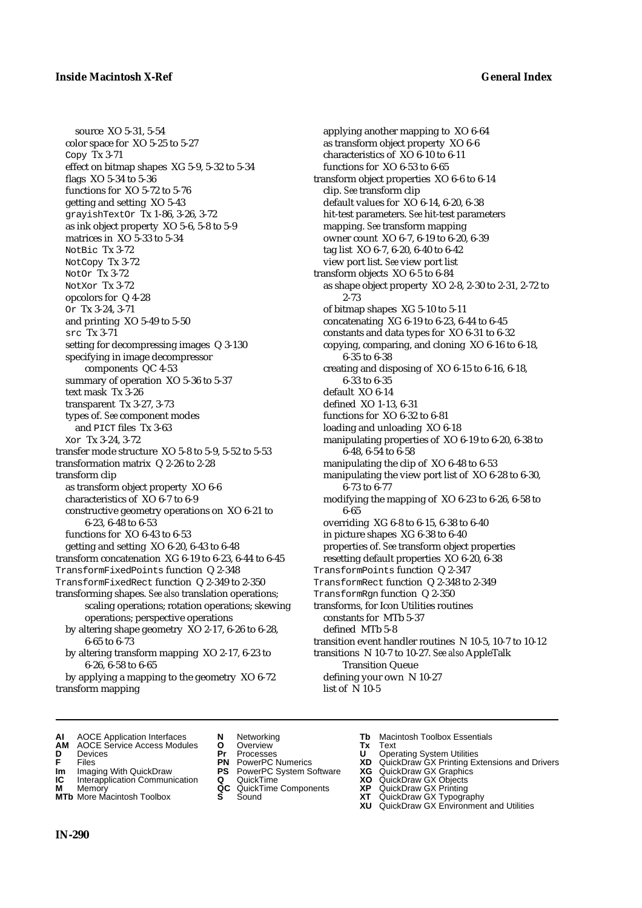source XO 5-31, 5-54
color space for XO 5-25 to 5-27
Copy Tx 3-71
effect on bitmap shapes XG 5-9, 5-32 to 5-34
flags XO 5-34 to 5-36
functions for XO 5-72 to 5-76
getting and setting XO 5-43
grayishTextOr Tx 1-86, 3-26, 3-72
as ink object property XO 5-6, 5-8 to 5-9
matrices in XO 5-33 to 5-34
NotBic Tx 3-72
NotCopy Tx 3-72
NotOr Tx 3-72
NotXor Tx 3-72
opcolors for Q 4-28
Or Tx 3-24, 3-71
and printing XO 5-49 to 5-50
src Tx 3-71
setting for decompressing images Q 3-130
specifying in image decompressor components QC 4-53
summary of operation XO 5-36 to 5-37
text mask Tx 3-26
transparent Tx 3-27, 3-73
types of. *See* component modes
and PICT files Tx 3-63
Xor Tx 3-24, 3-72
transfer mode structure XO 5-8 to 5-9, 5-52 to 5-53
transformation matrix Q 2-26 to 2-28
transform clip
as transform object property XO 6-6
characteristics of XO 6-7 to 6-9
constructive geometry operations on XO 6-21 to 6-23, 6-48 to 6-53
functions for XO 6-43 to 6-53
getting and setting XO 6-20, 6-43 to 6-48
transform concatenation XG 6-19 to 6-23, 6-44 to 6-45
TransformFixedPoints function Q 2-348
TransformFixedRect function Q 2-349 to 2-350
transforming shapes. *See also* translation operations; scaling operations; rotation operations; skewing operations; perspective operations
by altering shape geometry XO 2-17, 6-26 to 6-28, 6-65 to 6-73
by altering transform mapping XO 2-17, 6-23 to 6-26, 6-58 to 6-65
by applying a mapping to the geometry XO 6-72
transform mapping
applying another mapping to XO 6-64
as transform object property XO 6-6
characteristics of XO 6-10 to 6-11
functions for XO 6-53 to 6-65
transform object properties XO 6-6 to 6-14
clip. *See* transform clip
default values for XO 6-14, 6-20, 6-38
hit-test parameters. *See* hit-test parameters
mapping. *See* transform mapping
owner count XO 6-7, 6-19 to 6-20, 6-39
tag list XO 6-7, 6-20, 6-40 to 6-42
view port list. *See* view port list
transform objects XO 6-5 to 6-84
as shape object property XO 2-8, 2-30 to 2-31, 2-72 to 2-73
of bitmap shapes XG 5-10 to 5-11
concatenating XG 6-19 to 6-23, 6-44 to 6-45
constants and data types for XO 6-31 to 6-32
copying, comparing, and cloning XO 6-16 to 6-18, 6-35 to 6-38
creating and disposing of XO 6-15 to 6-16, 6-18, 6-33 to 6-35
default XO 6-14
defined XO 1-13, 6-31
functions for XO 6-32 to 6-81
loading and unloading XO 6-18
manipulating properties of XO 6-19 to 6-20, 6-38 to 6-48, 6-54 to 6-58
manipulating the clip of XO 6-48 to 6-53
manipulating the view port list of XO 6-28 to 6-30, 6-73 to 6-77
modifying the mapping of XO 6-23 to 6-26, 6-58 to 6-65
overriding XG 6-8 to 6-15, 6-38 to 6-40
in picture shapes XG 6-38 to 6-40
properties of. *See* transform object properties
resetting default properties XO 6-20, 6-38
TransformPoints function Q 2-347
TransformRect function Q 2-348 to 2-349
TransformRgn function Q 2-350
transforms, for Icon Utilities routines
constants for MTb 5-37
defined MTb 5-8
transition event handler routines N 10-5, 10-7 to 10-12
transitions N 10-7 to 10-27. *See also* AppleTalk Transition Queue
defining your own N 10-27
list of N 10-5

**AI** AOCE Application Interfaces
**AM** AOCE Service Access Modules
**D** Devices
**F** Files
**Im** Imaging With QuickDraw
**IC** Interapplication Communication
**M** Memory
**MTb** More Macintosh Toolbox
**N** Networking
**O** Overview
**Pr** Processes
**PN** PowerPC Numerics
**PS** PowerPC System Software
**Q** QuickTime
**QC** QuickTime Components
**S** Sound
**Tb** Macintosh Toolbox Essentials
**Tx** Text
**U** Operating System Utilities
**XD** QuickDraw GX Printing Extensions and Drivers
**XG** QuickDraw GX Graphics
**XO** QuickDraw GX Objects
**XP** QuickDraw GX Printing
**XT** QuickDraw GX Typography
**XU** QuickDraw GX Environment and Utilities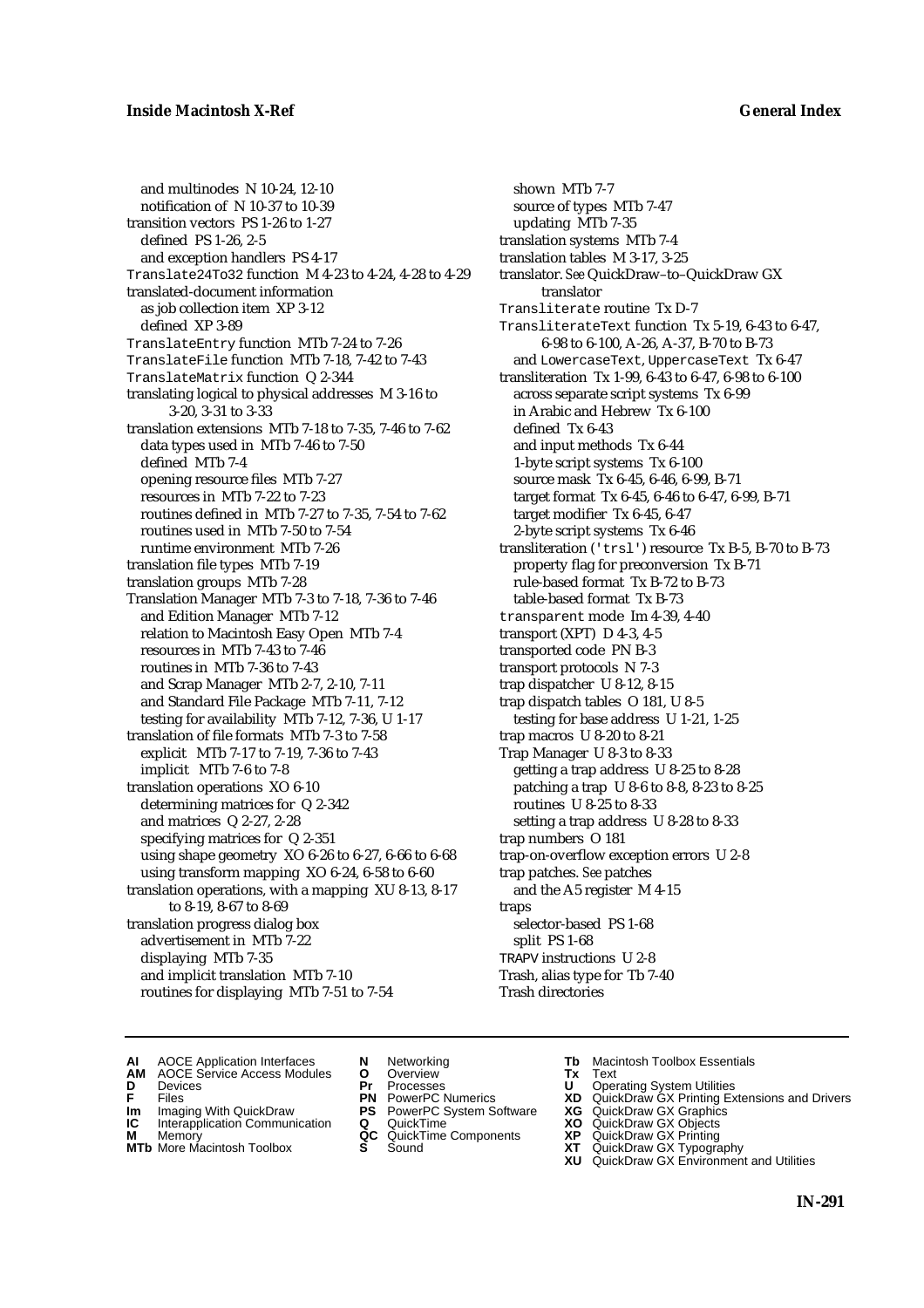and multinodes N 10-24, 12-10
notification of N 10-37 to 10-39
transition vectors PS 1-26 to 1-27
defined PS 1-26, 2-5
and exception handlers PS 4-17
`Translate24To32` function M 4-23 to 4-24, 4-28 to 4-29
translated-document information
as job collection item XP 3-12
defined XP 3-89
`TranslateEntry` function MTb 7-24 to 7-26
`TranslateFile` function MTb 7-18, 7-42 to 7-43
`TranslateMatrix` function Q 2-344
translating logical to physical addresses M 3-16 to 3-20, 3-31 to 3-33
translation extensions MTb 7-18 to 7-35, 7-46 to 7-62
data types used in MTb 7-46 to 7-50
defined MTb 7-4
opening resource files MTb 7-27
resources in MTb 7-22 to 7-23
routines defined in MTb 7-27 to 7-35, 7-54 to 7-62
routines used in MTb 7-50 to 7-54
runtime environment MTb 7-26
translation file types MTb 7-19
translation groups MTb 7-28
Translation Manager MTb 7-3 to 7-18, 7-36 to 7-46
and Edition Manager MTb 7-12
relation to Macintosh Easy Open MTb 7-4
resources in MTb 7-43 to 7-46
routines in MTb 7-36 to 7-43
and Scrap Manager MTb 2-7, 2-10, 7-11
and Standard File Package MTb 7-11, 7-12
testing for availability MTb 7-12, 7-36, U 1-17
translation of file formats MTb 7-3 to 7-58
explicit MTb 7-17 to 7-19, 7-36 to 7-43
implicit MTb 7-6 to 7-8
translation operations XO 6-10
determining matrices for Q 2-342
and matrices Q 2-27, 2-28
specifying matrices for Q 2-351
using shape geometry XO 6-26 to 6-27, 6-66 to 6-68
using transform mapping XO 6-24, 6-58 to 6-60
translation operations, with a mapping XU 8-13, 8-17 to 8-19, 8-67 to 8-69
translation progress dialog box
advertisement in MTb 7-22
displaying MTb 7-35
and implicit translation MTb 7-10
routines for displaying MTb 7-51 to 7-54
shown MTb 7-7
source of types MTb 7-47
updating MTb 7-35
translation systems MTb 7-4
translation tables M 3-17, 3-25
translator. *See* QuickDraw–to–QuickDraw GX translator
`Transliterate` routine Tx D-7
`TransliterateText` function Tx 5-19, 6-43 to 6-47, 6-98 to 6-100, A-26, A-37, B-70 to B-73
and `LowercaseText`, `UppercaseText` Tx 6-47
transliteration Tx 1-99, 6-43 to 6-47, 6-98 to 6-100
across separate script systems Tx 6-99
in Arabic and Hebrew Tx 6-100
defined Tx 6-43
and input methods Tx 6-44
1-byte script systems Tx 6-100
source mask Tx 6-45, 6-46, 6-99, B-71
target format Tx 6-45, 6-46 to 6-47, 6-99, B-71
target modifier Tx 6-45, 6-47
2-byte script systems Tx 6-46
transliteration (`'trsl'`) resource Tx B-5, B-70 to B-73
property flag for preconversion Tx B-71
rule-based format Tx B-72 to B-73
table-based format Tx B-73
`transparent` mode Im 4-39, 4-40
transport (XPT) D 4-3, 4-5
transported code PN B-3
transport protocols N 7-3
trap dispatcher U 8-12, 8-15
trap dispatch tables O 181, U 8-5
testing for base address U 1-21, 1-25
trap macros U 8-20 to 8-21
Trap Manager U 8-3 to 8-33
getting a trap address U 8-25 to 8-28
patching a trap U 8-6 to 8-8, 8-23 to 8-25
routines U 8-25 to 8-33
setting a trap address U 8-28 to 8-33
trap numbers O 181
trap-on-overflow exception errors U 2-8
trap patches. *See* patches
and the A5 register M 4-15
traps
selector-based PS 1-68
split PS 1-68
TRAPV instructions U 2-8
Trash, alias type for Tb 7-40
Trash directories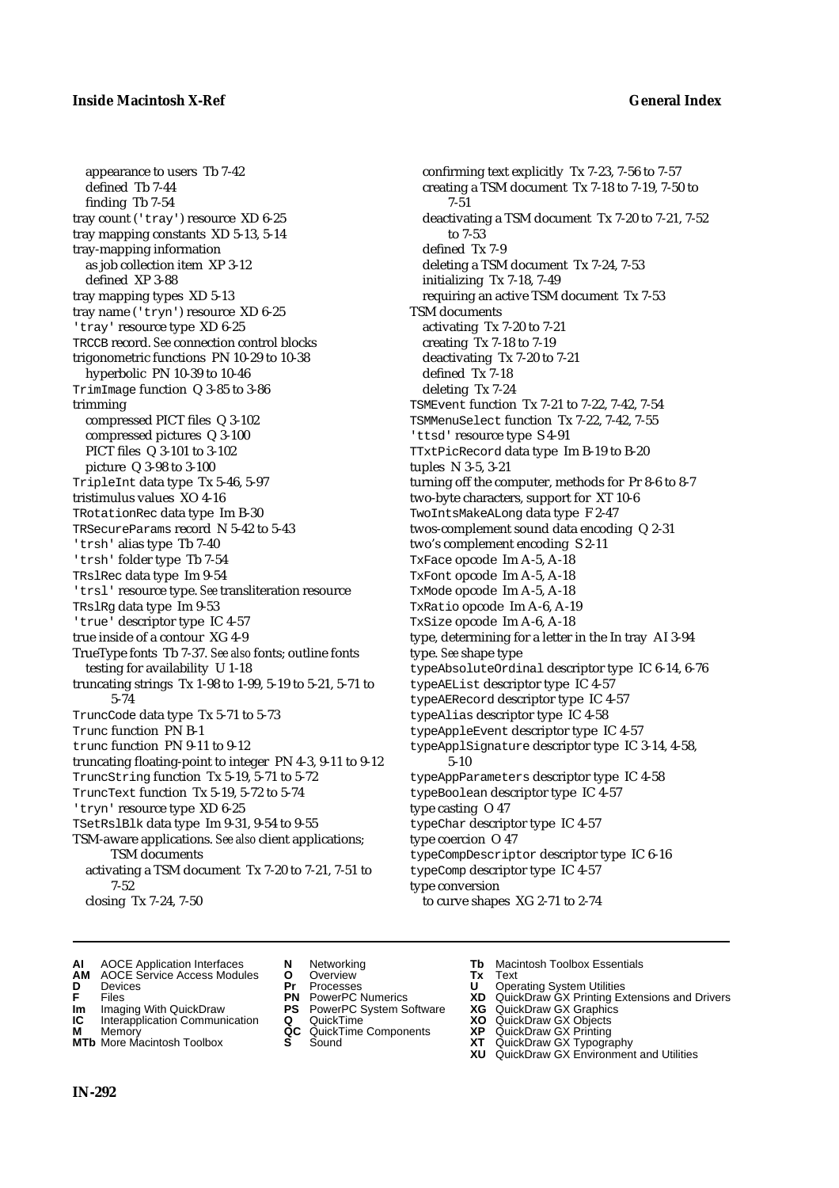appearance to users Tb 7-42
defined Tb 7-44
finding Tb 7-54
tray count ('tray') resource XD 6-25
tray mapping constants XD 5-13, 5-14
tray-mapping information
as job collection item XP 3-12
defined XP 3-88
tray mapping types XD 5-13
tray name ('tryn') resource XD 6-25
'tray' resource type XD 6-25
TRCCB record. *See* connection control blocks
trigonometric functions PN 10-29 to 10-38
hyperbolic PN 10-39 to 10-46
TrimImage function Q 3-85 to 3-86
trimming
compressed PICT files Q 3-102
compressed pictures Q 3-100
PICT files Q 3-101 to 3-102
picture Q 3-98 to 3-100
TripleInt data type Tx 5-46, 5-97
tristimulus values XO 4-16
TRotationRec data type Im B-30
TRSecureParams record N 5-42 to 5-43
'trsh' alias type Tb 7-40
'trsh' folder type Tb 7-54
TRslRec data type Im 9-54
'trsl' resource type. *See* transliteration resource
TRslRg data type Im 9-53
'true' descriptor type IC 4-57
true inside of a contour XG 4-9
TrueType fonts Tb 7-37. *See also* fonts; outline fonts
testing for availability U 1-18
truncating strings Tx 1-98 to 1-99, 5-19 to 5-21, 5-71 to 5-74
TruncCode data type Tx 5-71 to 5-73
Trunc function PN B-1
trunc function PN 9-11 to 9-12
truncating floating-point to integer PN 4-3, 9-11 to 9-12
TruncString function Tx 5-19, 5-71 to 5-72
TruncText function Tx 5-19, 5-72 to 5-74
'tryn' resource type XD 6-25
TSetRslBlk data type Im 9-31, 9-54 to 9-55
TSM-aware applications. *See also* client applications; TSM documents
activating a TSM document Tx 7-20 to 7-21, 7-51 to 7-52
closing Tx 7-24, 7-50
confirming text explicitly Tx 7-23, 7-56 to 7-57
creating a TSM document Tx 7-18 to 7-19, 7-50 to 7-51
deactivating a TSM document Tx 7-20 to 7-21, 7-52 to 7-53
defined Tx 7-9
deleting a TSM document Tx 7-24, 7-53
initializing Tx 7-18, 7-49
requiring an active TSM document Tx 7-53
TSM documents
activating Tx 7-20 to 7-21
creating Tx 7-18 to 7-19
deactivating Tx 7-20 to 7-21
defined Tx 7-18
deleting Tx 7-24
TSMEvent function Tx 7-21 to 7-22, 7-42, 7-54
TSMMenuSelect function Tx 7-22, 7-42, 7-55
'ttsd' resource type S 4-91
TTxtPicRecord data type Im B-19 to B-20
tuples N 3-5, 3-21
turning off the computer, methods for Pr 8-6 to 8-7
two-byte characters, support for XT 10-6
TwoIntsMakeALong data type F 2-47
twos-complement sound data encoding Q 2-31
two's complement encoding S 2-11
TxFace opcode Im A-5, A-18
TxFont opcode Im A-5, A-18
TxMode opcode Im A-5, A-18
TxRatio opcode Im A-6, A-19
TxSize opcode Im A-6, A-18
type, determining for a letter in the In tray AI 3-94
type. *See* shape type
typeAbsoluteOrdinal descriptor type IC 6-14, 6-76
typeAEList descriptor type IC 4-57
typeAERecord descriptor type IC 4-57
typeAlias descriptor type IC 4-58
typeAppleEvent descriptor type IC 4-57
typeApplSignature descriptor type IC 3-14, 4-58, 5-10
typeAppParameters descriptor type IC 4-58
typeBoolean descriptor type IC 4-57
type casting O 47
typeChar descriptor type IC 4-57
type coercion O 47
typeCompDescriptor descriptor type IC 6-16
typeComp descriptor type IC 4-57
type conversion
to curve shapes XG 2-71 to 2-74

**AI** AOCE Application Interfaces **AM** AOCE Service Access Modules **D** Devices **F** Files **Im** Imaging With QuickDraw **IC** Interapplication Communication **M** Memory **MTb** More Macintosh Toolbox **N** Networking **O** Overview **Pr** Processes **PN** PowerPC Numerics **PS** PowerPC System Software **Q** QuickTime **QC** QuickTime Components **S** Sound **Tb** Macintosh Toolbox Essentials **Tx** Text **U** Operating System Utilities **XD** QuickDraw GX Printing Extensions and Drivers **XG** QuickDraw GX Graphics **XO** QuickDraw GX Objects **XP** QuickDraw GX Printing **XT** QuickDraw GX Typography **XU** QuickDraw GX Environment and Utilities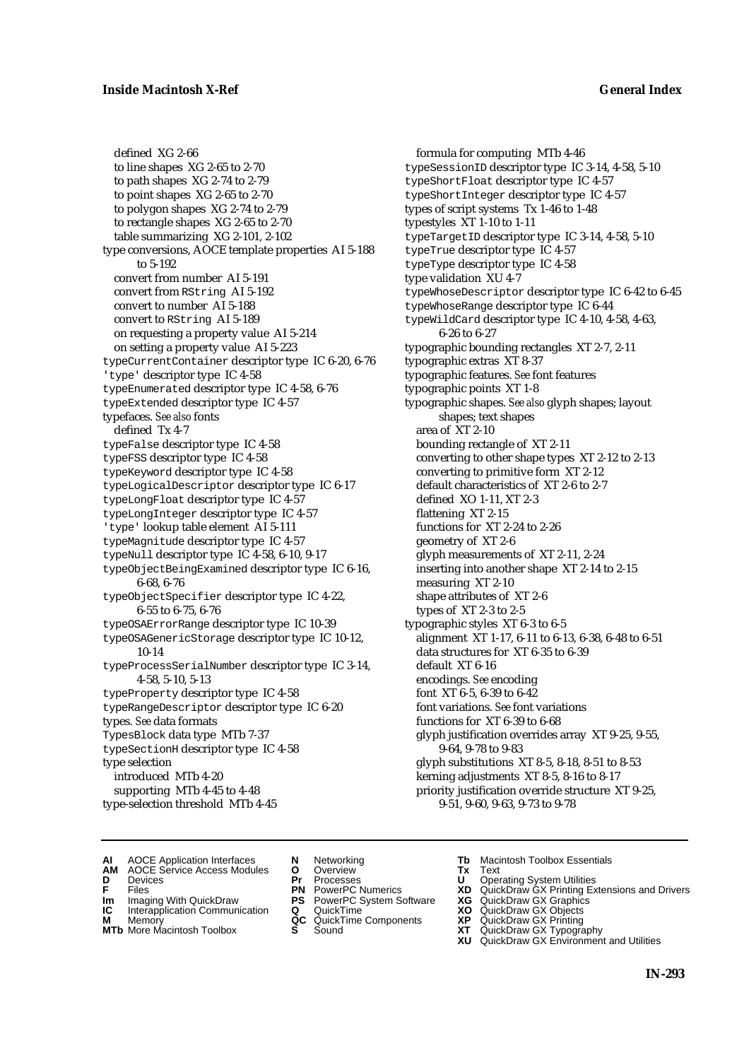defined XG 2-66
to line shapes XG 2-65 to 2-70
to path shapes XG 2-74 to 2-79
to point shapes XG 2-65 to 2-70
to polygon shapes XG 2-74 to 2-79
to rectangle shapes XG 2-65 to 2-70
table summarizing XG 2-101, 2-102
type conversions, AOCE template properties AI 5-188 to 5-192
convert from number AI 5-191
convert from RString AI 5-192
convert to number AI 5-188
convert to RString AI 5-189
on requesting a property value AI 5-214
on setting a property value AI 5-223
typeCurrentContainer descriptor type IC 6-20, 6-76
'type' descriptor type IC 4-58
typeEnumerated descriptor type IC 4-58, 6-76
typeExtended descriptor type IC 4-57
typefaces. *See also* fonts
defined Tx 4-7
typeFalse descriptor type IC 4-58
typeFSS descriptor type IC 4-58
typeKeyword descriptor type IC 4-58
typeLogicalDescriptor descriptor type IC 6-17
typeLongFloat descriptor type IC 4-57
typeLongInteger descriptor type IC 4-57
'type' lookup table element AI 5-111
typeMagnitude descriptor type IC 4-57
typeNull descriptor type IC 4-58, 6-10, 9-17
typeObjectBeingExamined descriptor type IC 6-16, 6-68, 6-76
typeObjectSpecifier descriptor type IC 4-22, 6-55 to 6-75, 6-76
typeOSAErrorRange descriptor type IC 10-39
typeOSAGenericStorage descriptor type IC 10-12, 10-14
typeProcessSerialNumber descriptor type IC 3-14, 4-58, 5-10, 5-13
typeProperty descriptor type IC 4-58
typeRangeDescriptor descriptor type IC 6-20
types. *See* data formats
TypesBlock data type MTb 7-37
typeSectionH descriptor type IC 4-58
type selection
introduced MTb 4-20
supporting MTb 4-45 to 4-48
type-selection threshold MTb 4-45
formula for computing MTb 4-46
typeSessionID descriptor type IC 3-14, 4-58, 5-10
typeShortFloat descriptor type IC 4-57
typeShortInteger descriptor type IC 4-57
types of script systems Tx 1-46 to 1-48
typestyles XT 1-10 to 1-11
typeTargetID descriptor type IC 3-14, 4-58, 5-10
typeTrue descriptor type IC 4-57
typeType descriptor type IC 4-58
type validation XU 4-7
typeWhoseDescriptor descriptor type IC 6-42 to 6-45
typeWhoseRange descriptor type IC 6-44
typeWildCard descriptor type IC 4-10, 4-58, 4-63, 6-26 to 6-27
typographic bounding rectangles XT 2-7, 2-11
typographic extras XT 8-37
typographic features. *See* font features
typographic points XT 1-8
typographic shapes. *See also* glyph shapes; layout shapes; text shapes
area of XT 2-10
bounding rectangle of XT 2-11
converting to other shape types XT 2-12 to 2-13
converting to primitive form XT 2-12
default characteristics of XT 2-6 to 2-7
defined XO 1-11, XT 2-3
flattening XT 2-15
functions for XT 2-24 to 2-26
geometry of XT 2-6
glyph measurements of XT 2-11, 2-24
inserting into another shape XT 2-14 to 2-15
measuring XT 2-10
shape attributes of XT 2-6
types of XT 2-3 to 2-5
typographic styles XT 6-3 to 6-5
alignment XT 1-17, 6-11 to 6-13, 6-38, 6-48 to 6-51
data structures for XT 6-35 to 6-39
default XT 6-16
encodings. *See* encoding
font XT 6-5, 6-39 to 6-42
font variations. *See* font variations
functions for XT 6-39 to 6-68
glyph justification overrides array XT 9-25, 9-55, 9-64, 9-78 to 9-83
glyph substitutions XT 8-5, 8-18, 8-51 to 8-53
kerning adjustments XT 8-5, 8-16 to 8-17
priority justification override structure XT 9-25, 9-51, 9-60, 9-63, 9-73 to 9-78

**AI** AOCE Application Interfaces
**AM** AOCE Service Access Modules
**D** Devices
**F** Files
**Im** Imaging With QuickDraw
**IC** Interapplication Communication
**M** Memory
**MTb** More Macintosh Toolbox
**N** Networking
**O** Overview
**Pr** Processes
**PN** PowerPC Numerics
**PS** PowerPC System Software
**Q** QuickTime
**QC** QuickTime Components
**S** Sound
**Tb** Macintosh Toolbox Essentials
**Tx** Text
**U** Operating System Utilities
**XD** QuickDraw GX Printing Extensions and Drivers
**XG** QuickDraw GX Graphics
**XO** QuickDraw GX Objects
**XP** QuickDraw GX Printing
**XT** QuickDraw GX Typography
**XU** QuickDraw GX Environment and Utilities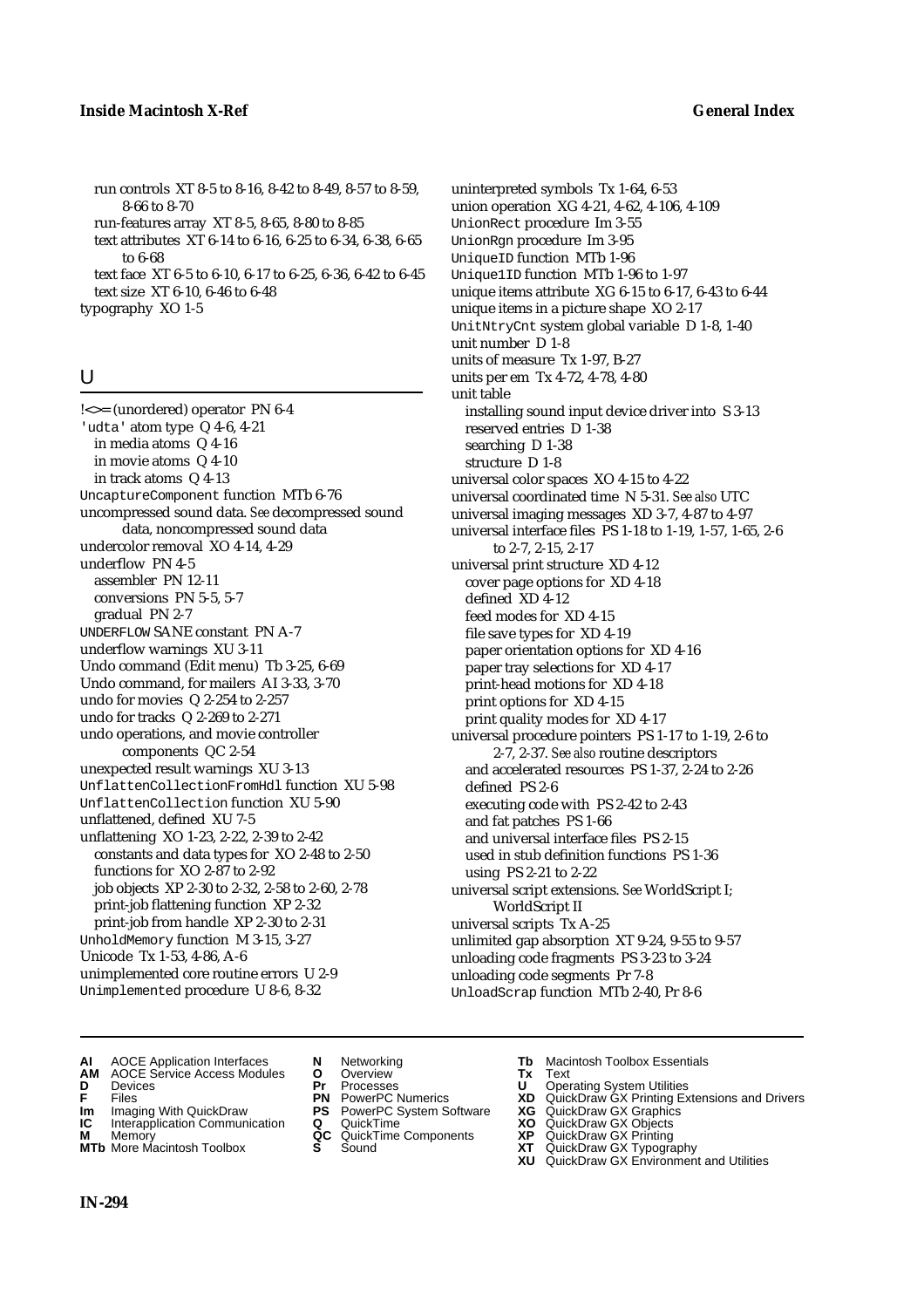run controls XT 8-5 to 8-16, 8-42 to 8-49, 8-57 to 8-59, 8-66 to 8-70
run-features array XT 8-5, 8-65, 8-80 to 8-85
text attributes XT 6-14 to 6-16, 6-25 to 6-34, 6-38, 6-65 to 6-68
text face XT 6-5 to 6-10, 6-17 to 6-25, 6-36, 6-42 to 6-45
text size XT 6-10, 6-46 to 6-48
typography XO 1-5

## U

!<>= (unordered) operator PN 6-4
'udta' atom type Q 4-6, 4-21
in media atoms Q 4-16
in movie atoms Q 4-10
in track atoms Q 4-13
UncaptureComponent function MTb 6-76
uncompressed sound data. *See* decompressed sound data, noncompressed sound data
undercolor removal XO 4-14, 4-29
underflow PN 4-5
assembler PN 12-11
conversions PN 5-5, 5-7
gradual PN 2-7
UNDERFLOW SANE constant PN A-7
underflow warnings XU 3-11
Undo command (Edit menu) Tb 3-25, 6-69
Undo command, for mailers AI 3-33, 3-70
undo for movies Q 2-254 to 2-257
undo for tracks Q 2-269 to 2-271
undo operations, and movie controller components QC 2-54
unexpected result warnings XU 3-13
UnflattenCollectionFromHdl function XU 5-98
UnflattenCollection function XU 5-90
unflattened, defined XU 7-5
unflattening XO 1-23, 2-22, 2-39 to 2-42
constants and data types for XO 2-48 to 2-50
functions for XO 2-87 to 2-92
job objects XP 2-30 to 2-32, 2-58 to 2-60, 2-78
print-job flattening function XP 2-32
print-job from handle XP 2-30 to 2-31
UnholdMemory function M 3-15, 3-27
Unicode Tx 1-53, 4-86, A-6
unimplemented core routine errors U 2-9
Unimplemented procedure U 8-6, 8-32
uninterpreted symbols Tx 1-64, 6-53
union operation XG 4-21, 4-62, 4-106, 4-109
UnionRect procedure Im 3-55
UnionRgn procedure Im 3-95
UniqueID function MTb 1-96
Unique1ID function MTb 1-96 to 1-97
unique items attribute XG 6-15 to 6-17, 6-43 to 6-44
unique items in a picture shape XO 2-17
UnitNtryCnt system global variable D 1-8, 1-40
unit number D 1-8
units of measure Tx 1-97, B-27
units per em Tx 4-72, 4-78, 4-80
unit table
installing sound input device driver into S 3-13
reserved entries D 1-38
searching D 1-38
structure D 1-8
universal color spaces XO 4-15 to 4-22
universal coordinated time N 5-31. *See also* UTC
universal imaging messages XD 3-7, 4-87 to 4-97
universal interface files PS 1-18 to 1-19, 1-57, 1-65, 2-6 to 2-7, 2-15, 2-17
universal print structure XD 4-12
cover page options for XD 4-18
defined XD 4-12
feed modes for XD 4-15
file save types for XD 4-19
paper orientation options for XD 4-16
paper tray selections for XD 4-17
print-head motions for XD 4-18
print options for XD 4-15
print quality modes for XD 4-17
universal procedure pointers PS 1-17 to 1-19, 2-6 to 2-7, 2-37. *See also* routine descriptors
and accelerated resources PS 1-37, 2-24 to 2-26
defined PS 2-6
executing code with PS 2-42 to 2-43
and fat patches PS 1-66
and universal interface files PS 2-15
used in stub definition functions PS 1-36
using PS 2-21 to 2-22
universal script extensions. *See* WorldScript I; WorldScript II
universal scripts Tx A-25
unlimited gap absorption XT 9-24, 9-55 to 9-57
unloading code fragments PS 3-23 to 3-24
unloading code segments Pr 7-8
UnloadScrap function MTb 2-40, Pr 8-6

**AI** AOCE Application Interfaces
**AM** AOCE Service Access Modules
**D** Devices
**F** Files
**Im** Imaging With QuickDraw
**IC** Interapplication Communication
**M** Memory
**MTb** More Macintosh Toolbox
**N** Networking
**O** Overview
**Pr** Processes
**PN** PowerPC Numerics
**PS** PowerPC System Software
**Q** QuickTime
**QC** QuickTime Components
**S** Sound
**Tb** Macintosh Toolbox Essentials
**Tx** Text
**U** Operating System Utilities
**XD** QuickDraw GX Printing Extensions and Drivers
**XG** QuickDraw GX Graphics
**XO** QuickDraw GX Objects
**XP** QuickDraw GX Printing
**XT** QuickDraw GX Typography
**XU** QuickDraw GX Environment and Utilities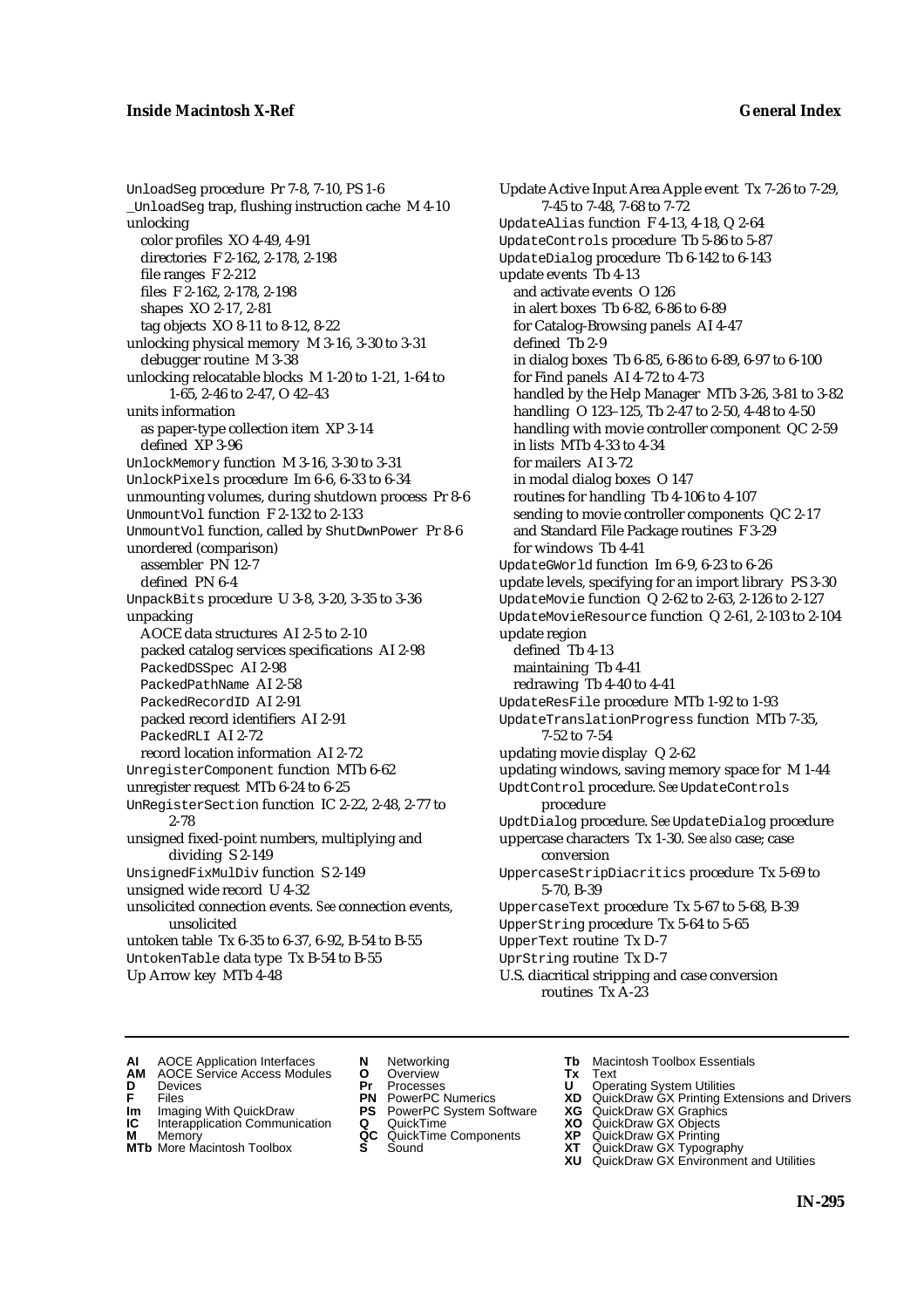UnloadSeg procedure Pr 7-8, 7-10, PS 1-6
_UnloadSeg trap, flushing instruction cache M 4-10
unlocking
  color profiles XO 4-49, 4-91
  directories F 2-162, 2-178, 2-198
  file ranges F 2-212
  files F 2-162, 2-178, 2-198
  shapes XO 2-17, 2-81
  tag objects XO 8-11 to 8-12, 8-22
unlocking physical memory M 3-16, 3-30 to 3-31
  debugger routine M 3-38
unlocking relocatable blocks M 1-20 to 1-21, 1-64 to 1-65, 2-46 to 2-47, O 42–43
units information
  as paper-type collection item XP 3-14
  defined XP 3-96
UnlockMemory function M 3-16, 3-30 to 3-31
UnlockPixels procedure Im 6-6, 6-33 to 6-34
unmounting volumes, during shutdown process Pr 8-6
UnmountVol function F 2-132 to 2-133
UnmountVol function, called by ShutDwnPower Pr 8-6
unordered (comparison)
  assembler PN 12-7
  defined PN 6-4
UnpackBits procedure U 3-8, 3-20, 3-35 to 3-36
unpacking
  AOCE data structures AI 2-5 to 2-10
  packed catalog services specifications AI 2-98
  PackedDSSpec AI 2-98
  PackedPathName AI 2-58
  PackedRecordID AI 2-91
  packed record identifiers AI 2-91
  PackedRLI AI 2-72
  record location information AI 2-72
UnregisterComponent function MTb 6-62
unregister request MTb 6-24 to 6-25
UnRegisterSection function IC 2-22, 2-48, 2-77 to 2-78
unsigned fixed-point numbers, multiplying and dividing S 2-149
UnsignedFixMulDiv function S 2-149
unsigned wide record U 4-32
unsolicited connection events. *See* connection events, unsolicited
untoken table Tx 6-35 to 6-37, 6-92, B-54 to B-55
UntokenTable data type Tx B-54 to B-55
Up Arrow key MTb 4-48
Update Active Input Area Apple event Tx 7-26 to 7-29, 7-45 to 7-48, 7-68 to 7-72
UpdateAlias function F 4-13, 4-18, Q 2-64
UpdateControls procedure Tb 5-86 to 5-87
UpdateDialog procedure Tb 6-142 to 6-143
update events Tb 4-13
  and activate events O 126
  in alert boxes Tb 6-82, 6-86 to 6-89
  for Catalog-Browsing panels AI 4-47
  defined Tb 2-9
  in dialog boxes Tb 6-85, 6-86 to 6-89, 6-97 to 6-100
  for Find panels AI 4-72 to 4-73
  handled by the Help Manager MTb 3-26, 3-81 to 3-82
  handling O 123–125, Tb 2-47 to 2-50, 4-48 to 4-50
  handling with movie controller component QC 2-59
  in lists MTb 4-33 to 4-34
  for mailers AI 3-72
  in modal dialog boxes O 147
  routines for handling Tb 4-106 to 4-107
  sending to movie controller components QC 2-17
  and Standard File Package routines F 3-29
  for windows Tb 4-41
UpdateGWorld function Im 6-9, 6-23 to 6-26
update levels, specifying for an import library PS 3-30
UpdateMovie function Q 2-62 to 2-63, 2-126 to 2-127
UpdateMovieResource function Q 2-61, 2-103 to 2-104
update region
  defined Tb 4-13
  maintaining Tb 4-41
  redrawing Tb 4-40 to 4-41
UpdateResFile procedure MTb 1-92 to 1-93
UpdateTranslationProgress function MTb 7-35, 7-52 to 7-54
updating movie display Q 2-62
updating windows, saving memory space for M 1-44
UpdtControl procedure. *See* UpdateControls procedure
UpdtDialog procedure. *See* UpdateDialog procedure
uppercase characters Tx 1-30. *See also* case; case conversion
UppercaseStripDiacritics procedure Tx 5-69 to 5-70, B-39
UppercaseText procedure Tx 5-67 to 5-68, B-39
UpperString procedure Tx 5-64 to 5-65
UpperText routine Tx D-7
UprString routine Tx D-7
U.S. diacritical stripping and case conversion routines Tx A-23

**AI** AOCE Application Interfaces
**AM** AOCE Service Access Modules
**D** Devices
**F** Files
**Im** Imaging With QuickDraw
**IC** Interapplication Communication
**M** Memory
**MTb** More Macintosh Toolbox
**N** Networking
**O** Overview
**Pr** Processes
**PN** PowerPC Numerics
**PS** PowerPC System Software
**Q** QuickTime
**QC** QuickTime Components
**S** Sound
**Tb** Macintosh Toolbox Essentials
**Tx** Text
**U** Operating System Utilities
**XD** QuickDraw GX Printing Extensions and Drivers
**XG** QuickDraw GX Graphics
**XO** QuickDraw GX Objects
**XP** QuickDraw GX Printing
**XT** QuickDraw GX Typography
**XU** QuickDraw GX Environment and Utilities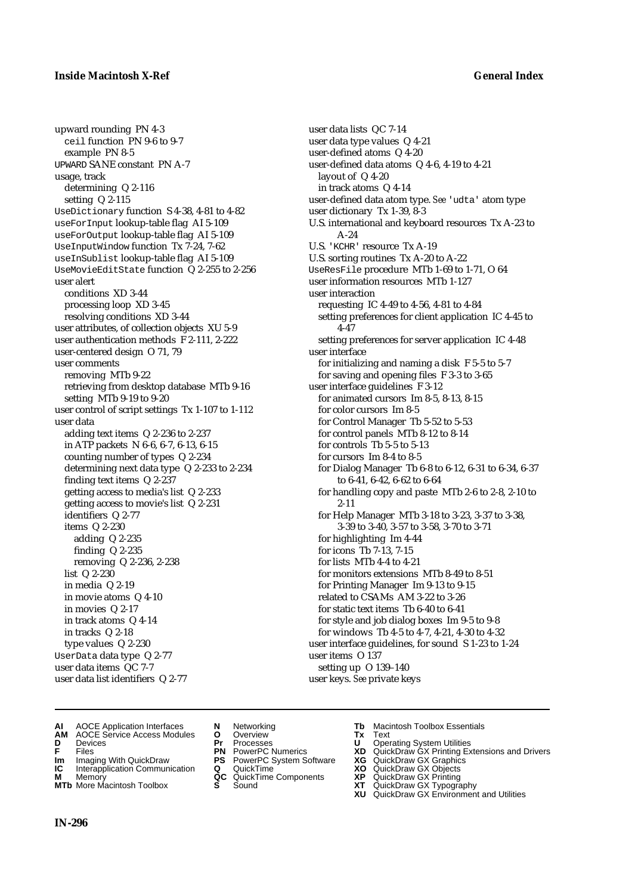upward rounding PN 4-3
  ceil function PN 9-6 to 9-7
  example PN 8-5
UPWARD SANE constant PN A-7
usage, track
  determining Q 2-116
  setting Q 2-115
UseDictionary function S 4-38, 4-81 to 4-82
useForInput lookup-table flag AI 5-109
useForOutput lookup-table flag AI 5-109
UseInputWindow function Tx 7-24, 7-62
useInSublist lookup-table flag AI 5-109
UseMovieEditState function Q 2-255 to 2-256
user alert
  conditions XD 3-44
  processing loop XD 3-45
  resolving conditions XD 3-44
user attributes, of collection objects XU 5-9
user authentication methods F 2-111, 2-222
user-centered design O 71, 79
user comments
  removing MTb 9-22
  retrieving from desktop database MTb 9-16
  setting MTb 9-19 to 9-20
user control of script settings Tx 1-107 to 1-112
user data
  adding text items Q 2-236 to 2-237
  in ATP packets N 6-6, 6-7, 6-13, 6-15
  counting number of types Q 2-234
  determining next data type Q 2-233 to 2-234
  finding text items Q 2-237
  getting access to media's list Q 2-233
  getting access to movie's list Q 2-231
  identifiers Q 2-77
  items Q 2-230
    adding Q 2-235
    finding Q 2-235
    removing Q 2-236, 2-238
  list Q 2-230
  in media Q 2-19
  in movie atoms Q 4-10
  in movies Q 2-17
  in track atoms Q 4-14
  in tracks Q 2-18
  type values Q 2-230
UserData data type Q 2-77
user data items QC 7-7
user data list identifiers Q 2-77
user data lists QC 7-14
user data type values Q 4-21
user-defined atoms Q 4-20
user-defined data atoms Q 4-6, 4-19 to 4-21
  layout of Q 4-20
  in track atoms Q 4-14
user-defined data atom type. *See* 'udta' atom type
user dictionary Tx 1-39, 8-3
U.S. international and keyboard resources Tx A-23 to A-24
U.S. 'KCHR' resource Tx A-19
U.S. sorting routines Tx A-20 to A-22
UseResFile procedure MTb 1-69 to 1-71, O 64
user information resources MTb 1-127
user interaction
  requesting IC 4-49 to 4-56, 4-81 to 4-84
  setting preferences for client application IC 4-45 to 4-47
  setting preferences for server application IC 4-48
user interface
  for initializing and naming a disk F 5-5 to 5-7
  for saving and opening files F 3-3 to 3-65
user interface guidelines F 3-12
  for animated cursors Im 8-5, 8-13, 8-15
  for color cursors Im 8-5
  for Control Manager Tb 5-52 to 5-53
  for control panels MTb 8-12 to 8-14
  for controls Tb 5-5 to 5-13
  for cursors Im 8-4 to 8-5
  for Dialog Manager Tb 6-8 to 6-12, 6-31 to 6-34, 6-37 to 6-41, 6-42, 6-62 to 6-64
  for handling copy and paste MTb 2-6 to 2-8, 2-10 to 2-11
  for Help Manager MTb 3-18 to 3-23, 3-37 to 3-38, 3-39 to 3-40, 3-57 to 3-58, 3-70 to 3-71
  for highlighting Im 4-44
  for icons Tb 7-13, 7-15
  for lists MTb 4-4 to 4-21
  for monitors extensions MTb 8-49 to 8-51
  for Printing Manager Im 9-13 to 9-15
  related to CSAMs AM 3-22 to 3-26
  for static text items Tb 6-40 to 6-41
  for style and job dialog boxes Im 9-5 to 9-8
  for windows Tb 4-5 to 4-7, 4-21, 4-30 to 4-32
user interface guidelines, for sound S 1-23 to 1-24
user items O 137
  setting up O 139–140
user keys. *See* private keys

**AI** AOCE Application Interfaces
**AM** AOCE Service Access Modules
**D** Devices
**F** Files
**Im** Imaging With QuickDraw
**IC** Interapplication Communication
**M** Memory
**MTb** More Macintosh Toolbox
**N** Networking
**O** Overview
**Pr** Processes
**PN** PowerPC Numerics
**PS** PowerPC System Software
**Q** QuickTime
**QC** QuickTime Components
**S** Sound
**Tb** Macintosh Toolbox Essentials
**Tx** Text
**U** Operating System Utilities
**XD** QuickDraw GX Printing Extensions and Drivers
**XG** QuickDraw GX Graphics
**XO** QuickDraw GX Objects
**XP** QuickDraw GX Printing
**XT** QuickDraw GX Typography
**XU** QuickDraw GX Environment and Utilities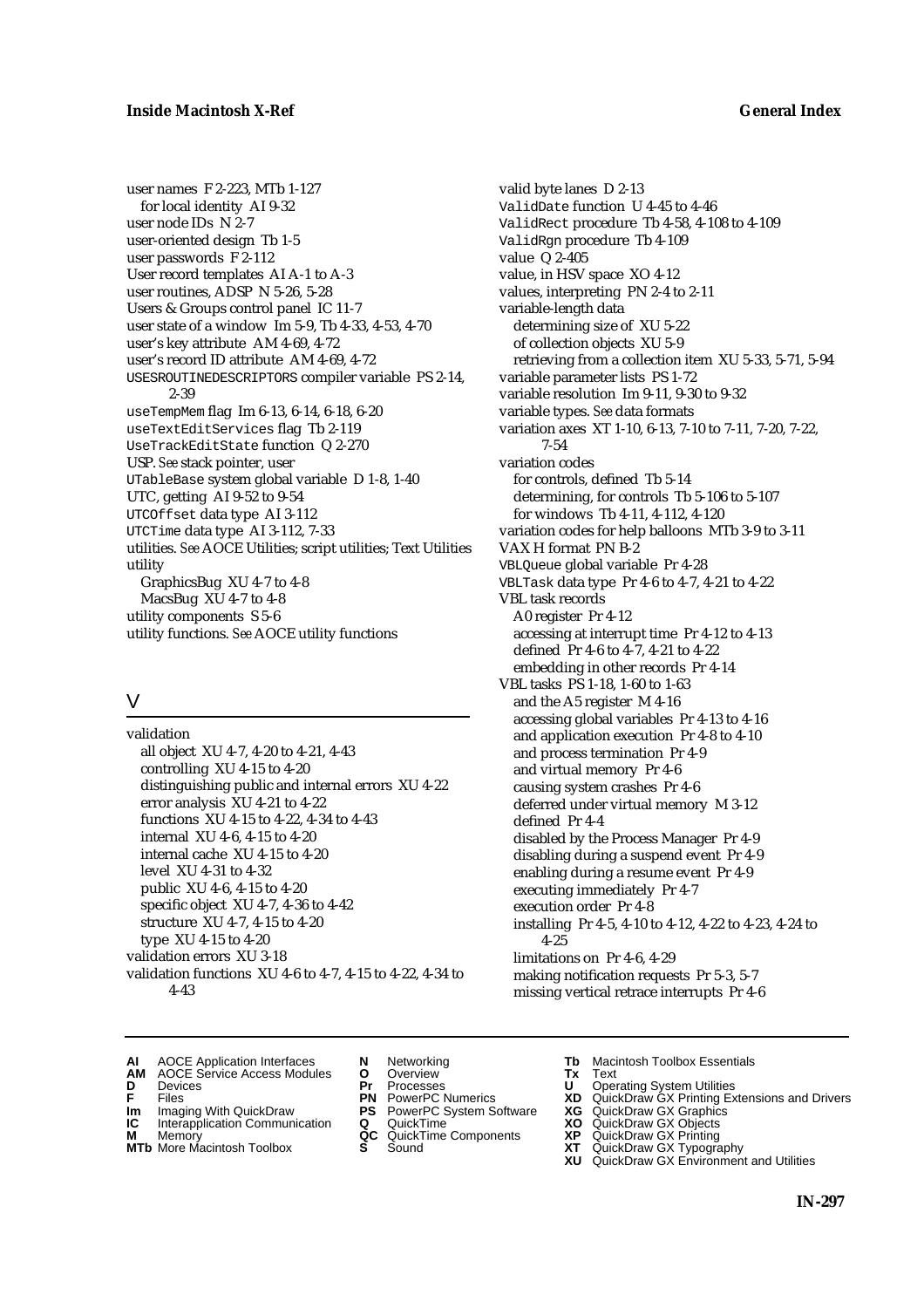user names F 2-223, MTb 1-127
  for local identity AI 9-32
user node IDs N 2-7
user-oriented design Tb 1-5
user passwords F 2-112
User record templates AI A-1 to A-3
user routines, ADSP N 5-26, 5-28
Users & Groups control panel IC 11-7
user state of a window Im 5-9, Tb 4-33, 4-53, 4-70
user's key attribute AM 4-69, 4-72
user's record ID attribute AM 4-69, 4-72
USESROUTINEDESCRIPTORS compiler variable PS 2-14, 2-39
useTempMem flag Im 6-13, 6-14, 6-18, 6-20
useTextEditServices flag Tb 2-119
UseTrackEditState function Q 2-270
USP. *See* stack pointer, user
UTableBase system global variable D 1-8, 1-40
UTC, getting AI 9-52 to 9-54
UTCOffset data type AI 3-112
UTCTime data type AI 3-112, 7-33
utilities. *See* AOCE Utilities; script utilities; Text Utilities
utility
  GraphicsBug XU 4-7 to 4-8
  MacsBug XU 4-7 to 4-8
utility components S 5-6
utility functions. *See* AOCE utility functions

## V

validation
  all object XU 4-7, 4-20 to 4-21, 4-43
  controlling XU 4-15 to 4-20
  distinguishing public and internal errors XU 4-22
  error analysis XU 4-21 to 4-22
  functions XU 4-15 to 4-22, 4-34 to 4-43
  internal XU 4-6, 4-15 to 4-20
  internal cache XU 4-15 to 4-20
  level XU 4-31 to 4-32
  public XU 4-6, 4-15 to 4-20
  specific object XU 4-7, 4-36 to 4-42
  structure XU 4-7, 4-15 to 4-20
  type XU 4-15 to 4-20
validation errors XU 3-18
validation functions XU 4-6 to 4-7, 4-15 to 4-22, 4-34 to 4-43
valid byte lanes D 2-13
ValidDate function U 4-45 to 4-46
ValidRect procedure Tb 4-58, 4-108 to 4-109
ValidRgn procedure Tb 4-109
value Q 2-405
value, in HSV space XO 4-12
values, interpreting PN 2-4 to 2-11
variable-length data
  determining size of XU 5-22
  of collection objects XU 5-9
  retrieving from a collection item XU 5-33, 5-71, 5-94
variable parameter lists PS 1-72
variable resolution Im 9-11, 9-30 to 9-32
variable types. *See* data formats
variation axes XT 1-10, 6-13, 7-10 to 7-11, 7-20, 7-22, 7-54
variation codes
  for controls, defined Tb 5-14
  determining, for controls Tb 5-106 to 5-107
  for windows Tb 4-11, 4-112, 4-120
variation codes for help balloons MTb 3-9 to 3-11
VAX H format PN B-2
VBLQueue global variable Pr 4-28
VBLTask data type Pr 4-6 to 4-7, 4-21 to 4-22
VBL task records
  A0 register Pr 4-12
  accessing at interrupt time Pr 4-12 to 4-13
  defined Pr 4-6 to 4-7, 4-21 to 4-22
  embedding in other records Pr 4-14
VBL tasks PS 1-18, 1-60 to 1-63
  and the A5 register M 4-16
  accessing global variables Pr 4-13 to 4-16
  and application execution Pr 4-8 to 4-10
  and process termination Pr 4-9
  and virtual memory Pr 4-6
  causing system crashes Pr 4-6
  deferred under virtual memory M 3-12
  defined Pr 4-4
  disabled by the Process Manager Pr 4-9
  disabling during a suspend event Pr 4-9
  enabling during a resume event Pr 4-9
  executing immediately Pr 4-7
  execution order Pr 4-8
  installing Pr 4-5, 4-10 to 4-12, 4-22 to 4-23, 4-24 to 4-25
  limitations on Pr 4-6, 4-29
  making notification requests Pr 5-3, 5-7
  missing vertical retrace interrupts Pr 4-6

| | | | | | |
|---|---|---|---|---|---|
| **AI** AOCE Application Interfaces | **N** Networking | **Tb** Macintosh Toolbox Essentials | | | |
| **AM** AOCE Service Access Modules | **O** Overview | **Tx** Text | | | |
| **D** Devices | **Pr** Processes | **U** Operating System Utilities | | | |
| **F** Files | **PN** PowerPC Numerics | **XD** QuickDraw GX Printing Extensions and Drivers | | | |
| **Im** Imaging With QuickDraw | **PS** PowerPC System Software | **XG** QuickDraw GX Graphics | | | |
| **IC** Interapplication Communication | **Q** QuickTime | **XO** QuickDraw GX Objects | | | |
| **M** Memory | **QC** QuickTime Components | **XP** QuickDraw GX Printing | | | |
| **MTb** More Macintosh Toolbox | **S** Sound | **XT** QuickDraw GX Typography | | | |
| | | **XU** QuickDraw GX Environment and Utilities | | | |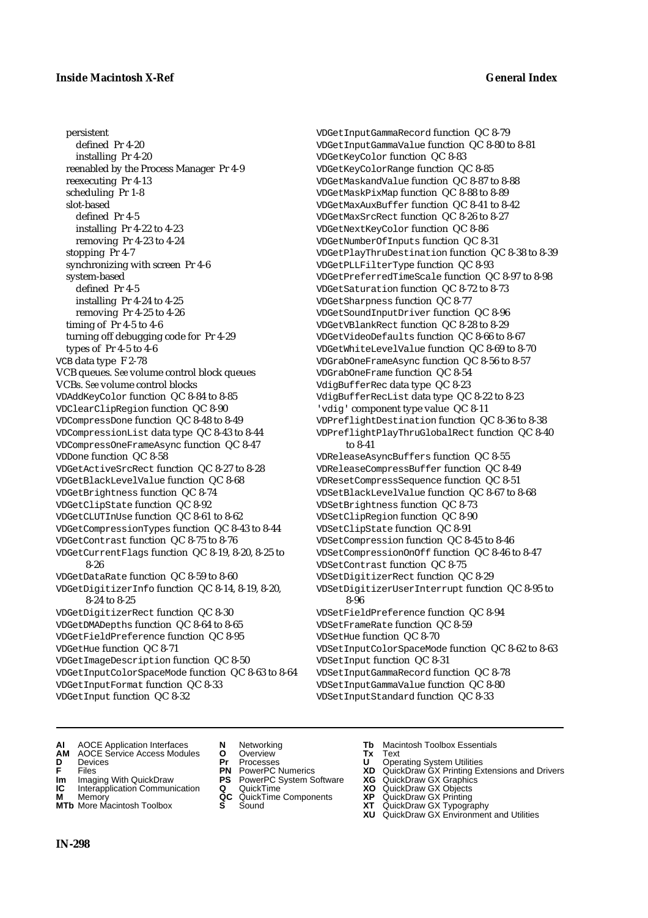persistent
  defined Pr 4-20
  installing Pr 4-20
reenabled by the Process Manager Pr 4-9
reexecuting Pr 4-13
scheduling Pr 1-8
slot-based
  defined Pr 4-5
  installing Pr 4-22 to 4-23
  removing Pr 4-23 to 4-24
stopping Pr 4-7
synchronizing with screen Pr 4-6
system-based
  defined Pr 4-5
  installing Pr 4-24 to 4-25
  removing Pr 4-25 to 4-26
timing of Pr 4-5 to 4-6
turning off debugging code for Pr 4-29
types of Pr 4-5 to 4-6

VCB data type F 2-78
VCB queues. *See* volume control block queues
VCBs. *See* volume control blocks
VDAddKeyColor function QC 8-84 to 8-85
VDClearClipRegion function QC 8-90
VDCompressDone function QC 8-48 to 8-49
VDCompressionList data type QC 8-43 to 8-44
VDCompressOneFrameAsync function QC 8-47
VDDone function QC 8-58
VDGetActiveSrcRect function QC 8-27 to 8-28
VDGetBlackLevelValue function QC 8-68
VDGetBrightness function QC 8-74
VDGetClipState function QC 8-92
VDGetCLUTInUse function QC 8-61 to 8-62
VDGetCompressionTypes function QC 8-43 to 8-44
VDGetContrast function QC 8-75 to 8-76
VDGetCurrentFlags function QC 8-19, 8-20, 8-25 to 8-26
VDGetDataRate function QC 8-59 to 8-60
VDGetDigitizerInfo function QC 8-14, 8-19, 8-20, 8-24 to 8-25
VDGetDigitizerRect function QC 8-30
VDGetDMADepths function QC 8-64 to 8-65
VDGetFieldPreference function QC 8-95
VDGetHue function QC 8-71
VDGetImageDescription function QC 8-50
VDGetInputColorSpaceMode function QC 8-63 to 8-64
VDGetInputFormat function QC 8-33
VDGetInput function QC 8-32
VDGetInputGammaRecord function QC 8-79
VDGetInputGammaValue function QC 8-80 to 8-81
VDGetKeyColor function QC 8-83
VDGetKeyColorRange function QC 8-85
VDGetMaskandValue function QC 8-87 to 8-88
VDGetMaskPixMap function QC 8-88 to 8-89
VDGetMaxAuxBuffer function QC 8-41 to 8-42
VDGetMaxSrcRect function QC 8-26 to 8-27
VDGetNextKeyColor function QC 8-86
VDGetNumberOfInputs function QC 8-31
VDGetPlayThruDestination function QC 8-38 to 8-39
VDGetPLLFilterType function QC 8-93
VDGetPreferredTimeScale function QC 8-97 to 8-98
VDGetSaturation function QC 8-72 to 8-73
VDGetSharpness function QC 8-77
VDGetSoundInputDriver function QC 8-96
VDGetVBlankRect function QC 8-28 to 8-29
VDGetVideoDefaults function QC 8-66 to 8-67
VDGetWhiteLevelValue function QC 8-69 to 8-70
VDGrabOneFrameAsync function QC 8-56 to 8-57
VDGrabOneFrame function QC 8-54
VdigBufferRec data type QC 8-23
VdigBufferRecList data type QC 8-22 to 8-23
'vdig' component type value QC 8-11
VDPreflightDestination function QC 8-36 to 8-38
VDPreflightPlayThruGlobalRect function QC 8-40 to 8-41
VDReleaseAsyncBuffers function QC 8-55
VDReleaseCompressBuffer function QC 8-49
VDResetCompressSequence function QC 8-51
VDSetBlackLevelValue function QC 8-67 to 8-68
VDSetBrightness function QC 8-73
VDSetClipRegion function QC 8-90
VDSetClipState function QC 8-91
VDSetCompression function QC 8-45 to 8-46
VDSetCompressionOnOff function QC 8-46 to 8-47
VDSetContrast function QC 8-75
VDSetDigitizerRect function QC 8-29
VDSetDigitizerUserInterrupt function QC 8-95 to 8-96
VDSetFieldPreference function QC 8-94
VDSetFrameRate function QC 8-59
VDSetHue function QC 8-70
VDSetInputColorSpaceMode function QC 8-62 to 8-63
VDSetInput function QC 8-31
VDSetInputGammaRecord function QC 8-78
VDSetInputGammaValue function QC 8-80
VDSetInputStandard function QC 8-33

**AI** AOCE Application Interfaces **AM** AOCE Service Access Modules **D** Devices **F** Files **Im** Imaging With QuickDraw **IC** Interapplication Communication **M** Memory **MTb** More Macintosh Toolbox **N** Networking **O** Overview **Pr** Processes **PN** PowerPC Numerics **PS** PowerPC System Software **Q** QuickTime **QC** QuickTime Components **S** Sound **Tb** Macintosh Toolbox Essentials **Tx** Text **U** Operating System Utilities **XD** QuickDraw GX Printing Extensions and Drivers **XG** QuickDraw GX Graphics **XO** QuickDraw GX Objects **XP** QuickDraw GX Printing **XT** QuickDraw GX Typography **XU** QuickDraw GX Environment and Utilities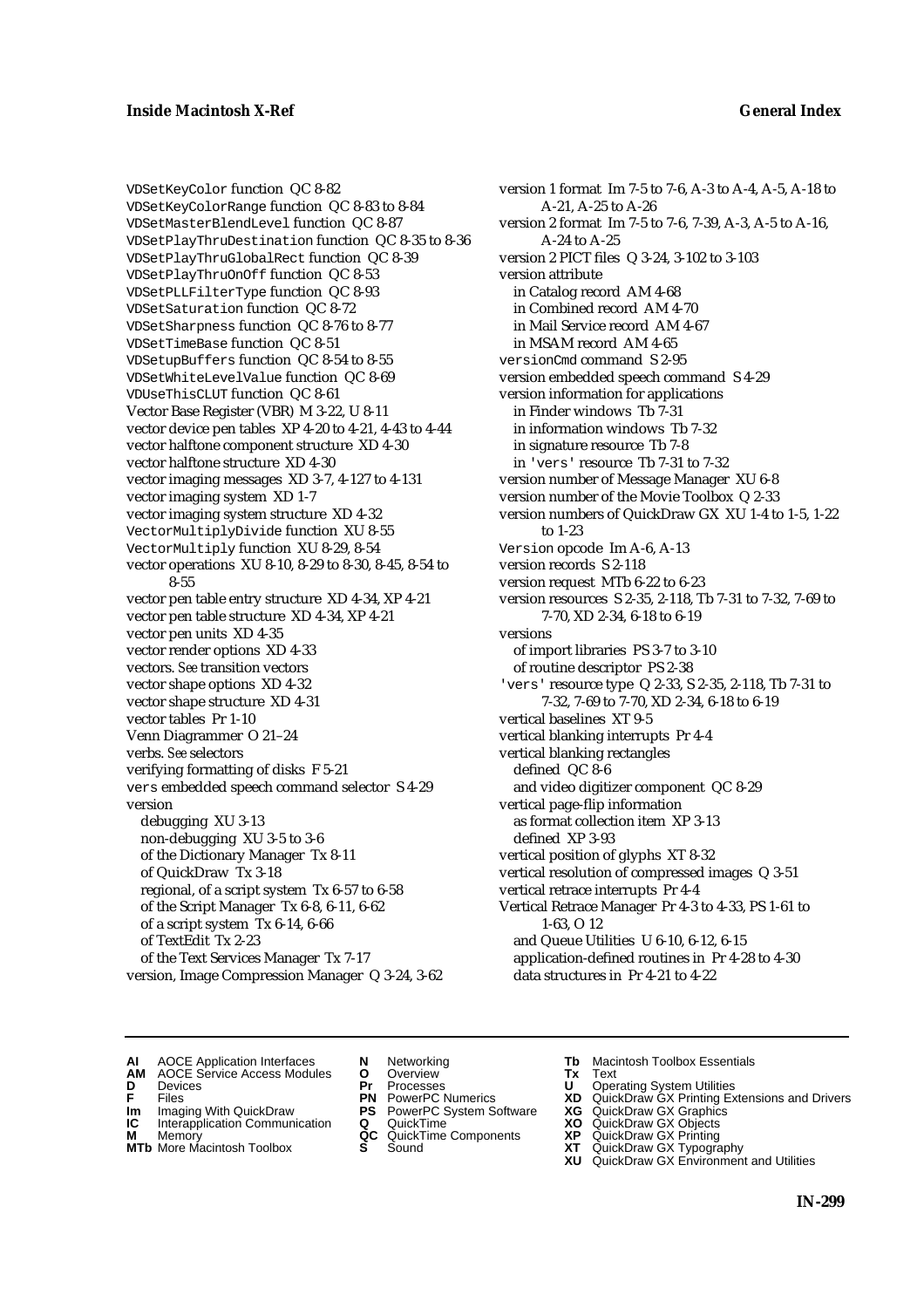VDSetKeyColor function QC 8-82
VDSetKeyColorRange function QC 8-83 to 8-84
VDSetMasterBlendLevel function QC 8-87
VDSetPlayThruDestination function QC 8-35 to 8-36
VDSetPlayThruGlobalRect function QC 8-39
VDSetPlayThruOnOff function QC 8-53
VDSetPLLFilterType function QC 8-93
VDSetSaturation function QC 8-72
VDSetSharpness function QC 8-76 to 8-77
VDSetTimeBase function QC 8-51
VDSetupBuffers function QC 8-54 to 8-55
VDSetWhiteLevelValue function QC 8-69
VDUseThisCLUT function QC 8-61
Vector Base Register (VBR) M 3-22, U 8-11
vector device pen tables XP 4-20 to 4-21, 4-43 to 4-44
vector halftone component structure XD 4-30
vector halftone structure XD 4-30
vector imaging messages XD 3-7, 4-127 to 4-131
vector imaging system XD 1-7
vector imaging system structure XD 4-32
VectorMultiplyDivide function XU 8-55
VectorMultiply function XU 8-29, 8-54
vector operations XU 8-10, 8-29 to 8-30, 8-45, 8-54 to 8-55
vector pen table entry structure XD 4-34, XP 4-21
vector pen table structure XD 4-34, XP 4-21
vector pen units XD 4-35
vector render options XD 4-33
vectors. *See* transition vectors
vector shape options XD 4-32
vector shape structure XD 4-31
vector tables Pr 1-10
Venn Diagrammer O 21–24
verbs. *See* selectors
verifying formatting of disks F 5-21
vers embedded speech command selector S 4-29
version
  debugging XU 3-13
  non-debugging XU 3-5 to 3-6
  of the Dictionary Manager Tx 8-11
  of QuickDraw Tx 3-18
  regional, of a script system Tx 6-57 to 6-58
  of the Script Manager Tx 6-8, 6-11, 6-62
  of a script system Tx 6-14, 6-66
  of TextEdit Tx 2-23
  of the Text Services Manager Tx 7-17
version, Image Compression Manager Q 3-24, 3-62
version 1 format Im 7-5 to 7-6, A-3 to A-4, A-5, A-18 to A-21, A-25 to A-26
version 2 format Im 7-5 to 7-6, 7-39, A-3, A-5 to A-16, A-24 to A-25
version 2 PICT files Q 3-24, 3-102 to 3-103
version attribute
  in Catalog record AM 4-68
  in Combined record AM 4-70
  in Mail Service record AM 4-67
  in MSAM record AM 4-65
versionCmd command S 2-95
version embedded speech command S 4-29
version information for applications
  in Finder windows Tb 7-31
  in information windows Tb 7-32
  in signature resource Tb 7-8
  in 'vers' resource Tb 7-31 to 7-32
version number of Message Manager XU 6-8
version number of the Movie Toolbox Q 2-33
version numbers of QuickDraw GX XU 1-4 to 1-5, 1-22 to 1-23
Version opcode Im A-6, A-13
version records S 2-118
version request MTb 6-22 to 6-23
version resources S 2-35, 2-118, Tb 7-31 to 7-32, 7-69 to 7-70, XD 2-34, 6-18 to 6-19
versions
  of import libraries PS 3-7 to 3-10
  of routine descriptor PS 2-38
'vers' resource type Q 2-33, S 2-35, 2-118, Tb 7-31 to 7-32, 7-69 to 7-70, XD 2-34, 6-18 to 6-19
vertical baselines XT 9-5
vertical blanking interrupts Pr 4-4
vertical blanking rectangles
  defined QC 8-6
  and video digitizer component QC 8-29
vertical page-flip information
  as format collection item XP 3-13
  defined XP 3-93
vertical position of glyphs XT 8-32
vertical resolution of compressed images Q 3-51
vertical retrace interrupts Pr 4-4
Vertical Retrace Manager Pr 4-3 to 4-33, PS 1-61 to 1-63, O 12
  and Queue Utilities U 6-10, 6-12, 6-15
  application-defined routines in Pr 4-28 to 4-30
  data structures in Pr 4-21 to 4-22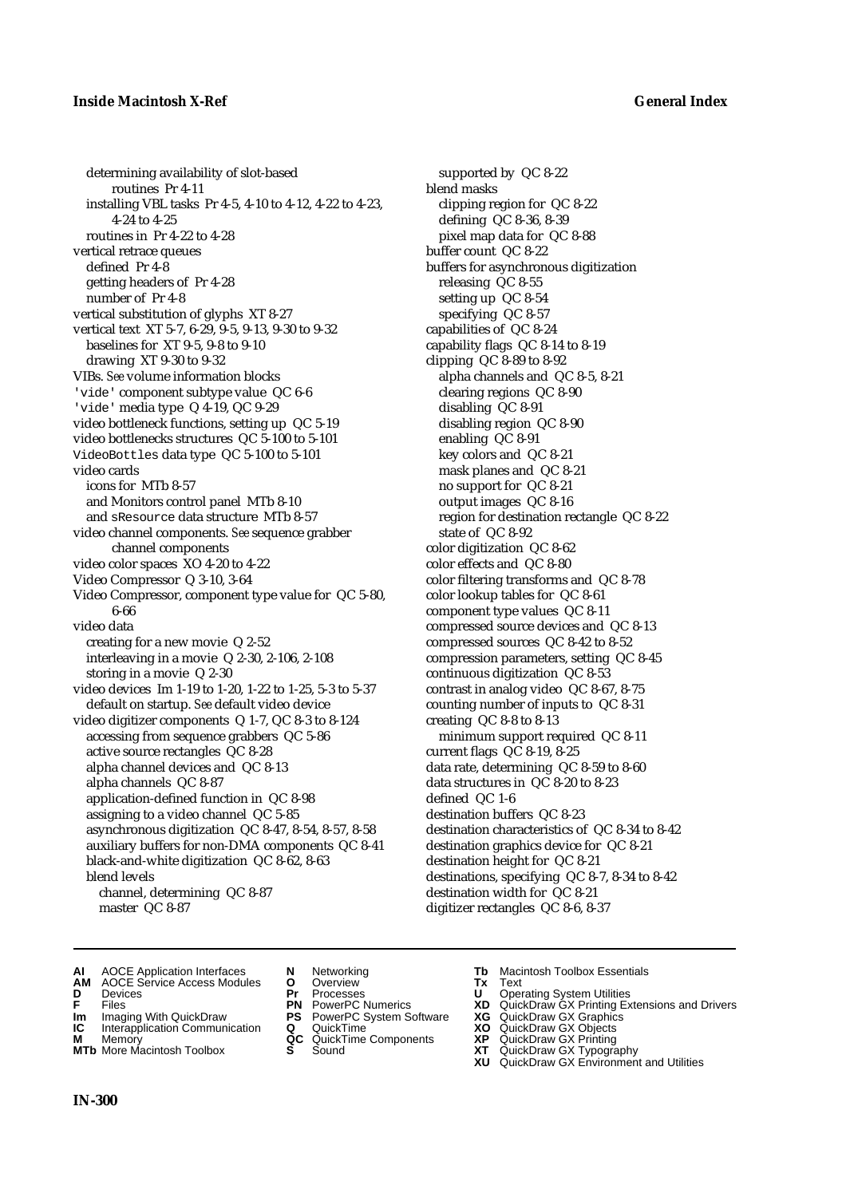determining availability of slot-based routines Pr 4-11
installing VBL tasks Pr 4-5, 4-10 to 4-12, 4-22 to 4-23, 4-24 to 4-25
routines in Pr 4-22 to 4-28

vertical retrace queues
- defined Pr 4-8
- getting headers of Pr 4-28
- number of Pr 4-8

vertical substitution of glyphs XT 8-27

vertical text XT 5-7, 6-29, 9-5, 9-13, 9-30 to 9-32
- baselines for XT 9-5, 9-8 to 9-10
- drawing XT 9-30 to 9-32

VIBs. *See* volume information blocks

'vide' component subtype value QC 6-6

'vide' media type Q 4-19, QC 9-29

video bottleneck functions, setting up QC 5-19

video bottlenecks structures QC 5-100 to 5-101

VideoBottles data type QC 5-100 to 5-101

video cards
- icons for MTb 8-57
- and Monitors control panel MTb 8-10
- and sResource data structure MTb 8-57

video channel components. *See* sequence grabber channel components

video color spaces XO 4-20 to 4-22

Video Compressor Q 3-10, 3-64

Video Compressor, component type value for QC 5-80, 6-66

video data
- creating for a new movie Q 2-52
- interleaving in a movie Q 2-30, 2-106, 2-108
- storing in a movie Q 2-30

video devices Im 1-19 to 1-20, 1-22 to 1-25, 5-3 to 5-37
- default on startup. *See* default video device

video digitizer components Q 1-7, QC 8-3 to 8-124
- accessing from sequence grabbers QC 5-86
- active source rectangles QC 8-28
- alpha channel devices and QC 8-13
- alpha channels QC 8-87
- application-defined function in QC 8-98
- assigning to a video channel QC 5-85
- asynchronous digitization QC 8-47, 8-54, 8-57, 8-58
- auxiliary buffers for non-DMA components QC 8-41
- black-and-white digitization QC 8-62, 8-63
- blend levels
  - channel, determining QC 8-87
  - master QC 8-87
  - supported by QC 8-22
- blend masks
  - clipping region for QC 8-22
  - defining QC 8-36, 8-39
  - pixel map data for QC 8-88
- buffer count QC 8-22
- buffers for asynchronous digitization
  - releasing QC 8-55
  - setting up QC 8-54
  - specifying QC 8-57
- capabilities of QC 8-24
- capability flags QC 8-14 to 8-19
- clipping QC 8-89 to 8-92
  - alpha channels and QC 8-5, 8-21
  - clearing regions QC 8-90
  - disabling QC 8-91
  - disabling region QC 8-90
  - enabling QC 8-91
  - key colors and QC 8-21
  - mask planes and QC 8-21
  - no support for QC 8-21
  - output images QC 8-16
  - region for destination rectangle QC 8-22
  - state of QC 8-92
- color digitization QC 8-62
- color effects and QC 8-80
- color filtering transforms and QC 8-78
- color lookup tables for QC 8-61
- component type values QC 8-11
- compressed source devices and QC 8-13
- compressed sources QC 8-42 to 8-52
- compression parameters, setting QC 8-45
- continuous digitization QC 8-53
- contrast in analog video QC 8-67, 8-75
- counting number of inputs to QC 8-31
- creating QC 8-8 to 8-13
  - minimum support required QC 8-11
- current flags QC 8-19, 8-25
- data rate, determining QC 8-59 to 8-60
- data structures in QC 8-20 to 8-23
- defined QC 1-6
- destination buffers QC 8-23
- destination characteristics of QC 8-34 to 8-42
- destination graphics device for QC 8-21
- destination height for QC 8-21
- destinations, specifying QC 8-7, 8-34 to 8-42
- destination width for QC 8-21
- digitizer rectangles QC 8-6, 8-37

**AI** AOCE Application Interfaces
**AM** AOCE Service Access Modules
**D** Devices
**F** Files
**Im** Imaging With QuickDraw
**IC** Interapplication Communication
**M** Memory
**MTb** More Macintosh Toolbox
**N** Networking
**O** Overview
**Pr** Processes
**PN** PowerPC Numerics
**PS** PowerPC System Software
**Q** QuickTime
**QC** QuickTime Components
**S** Sound
**Tb** Macintosh Toolbox Essentials
**Tx** Text
**U** Operating System Utilities
**XD** QuickDraw GX Printing Extensions and Drivers
**XG** QuickDraw GX Graphics
**XO** QuickDraw GX Objects
**XP** QuickDraw GX Printing
**XT** QuickDraw GX Typography
**XU** QuickDraw GX Environment and Utilities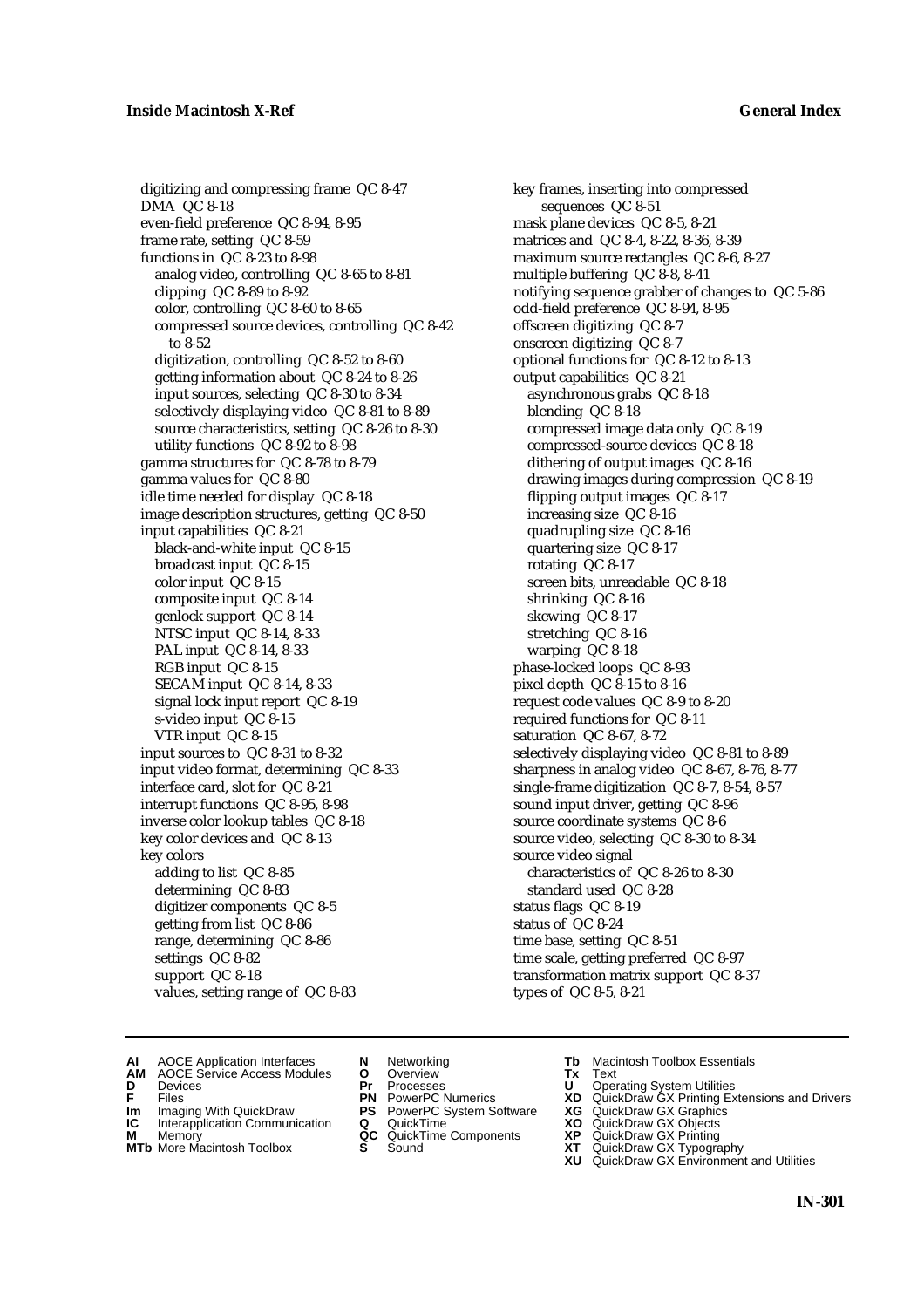digitizing and compressing frame QC 8-47
DMA QC 8-18
even-field preference QC 8-94, 8-95
frame rate, setting QC 8-59
functions in QC 8-23 to 8-98
- analog video, controlling QC 8-65 to 8-81
- clipping QC 8-89 to 8-92
- color, controlling QC 8-60 to 8-65
- compressed source devices, controlling QC 8-42 to 8-52
- digitization, controlling QC 8-52 to 8-60
- getting information about QC 8-24 to 8-26
- input sources, selecting QC 8-30 to 8-34
- selectively displaying video QC 8-81 to 8-89
- source characteristics, setting QC 8-26 to 8-30
- utility functions QC 8-92 to 8-98

gamma structures for QC 8-78 to 8-79
gamma values for QC 8-80
idle time needed for display QC 8-18
image description structures, getting QC 8-50
input capabilities QC 8-21
- black-and-white input QC 8-15
- broadcast input QC 8-15
- color input QC 8-15
- composite input QC 8-14
- genlock support QC 8-14
- NTSC input QC 8-14, 8-33
- PAL input QC 8-14, 8-33
- RGB input QC 8-15
- SECAM input QC 8-14, 8-33
- signal lock input report QC 8-19
- s-video input QC 8-15
- VTR input QC 8-15

input sources to QC 8-31 to 8-32
input video format, determining QC 8-33
interface card, slot for QC 8-21
interrupt functions QC 8-95, 8-98
inverse color lookup tables QC 8-18
key color devices and QC 8-13
key colors
- adding to list QC 8-85
- determining QC 8-83
- digitizer components QC 8-5
- getting from list QC 8-86
- range, determining QC 8-86
- settings QC 8-82
- support QC 8-18
- values, setting range of QC 8-83

key frames, inserting into compressed sequences QC 8-51
mask plane devices QC 8-5, 8-21
matrices and QC 8-4, 8-22, 8-36, 8-39
maximum source rectangles QC 8-6, 8-27
multiple buffering QC 8-8, 8-41
notifying sequence grabber of changes to QC 5-86
odd-field preference QC 8-94, 8-95
offscreen digitizing QC 8-7
onscreen digitizing QC 8-7
optional functions for QC 8-12 to 8-13
output capabilities QC 8-21
- asynchronous grabs QC 8-18
- blending QC 8-18
- compressed image data only QC 8-19
- compressed-source devices QC 8-18
- dithering of output images QC 8-16
- drawing images during compression QC 8-19
- flipping output images QC 8-17
- increasing size QC 8-16
- quadrupling size QC 8-16
- quartering size QC 8-17
- rotating QC 8-17
- screen bits, unreadable QC 8-18
- shrinking QC 8-16
- skewing QC 8-17
- stretching QC 8-16
- warping QC 8-18

phase-locked loops QC 8-93
pixel depth QC 8-15 to 8-16
request code values QC 8-9 to 8-20
required functions for QC 8-11
saturation QC 8-67, 8-72
selectively displaying video QC 8-81 to 8-89
sharpness in analog video QC 8-67, 8-76, 8-77
single-frame digitization QC 8-7, 8-54, 8-57
sound input driver, getting QC 8-96
source coordinate systems QC 8-6
source video, selecting QC 8-30 to 8-34
source video signal
- characteristics of QC 8-26 to 8-30
- standard used QC 8-28

status flags QC 8-19
status of QC 8-24
time base, setting QC 8-51
time scale, getting preferred QC 8-97
transformation matrix support QC 8-37
types of QC 8-5, 8-21

---

**AI** AOCE Application Interfaces
**AM** AOCE Service Access Modules
**D** Devices
**F** Files
**Im** Imaging With QuickDraw
**IC** Interapplication Communication
**M** Memory
**MTb** More Macintosh Toolbox
**N** Networking
**O** Overview
**Pr** Processes
**PN** PowerPC Numerics
**PS** PowerPC System Software
**Q** QuickTime
**QC** QuickTime Components
**S** Sound
**Tb** Macintosh Toolbox Essentials
**Tx** Text
**U** Operating System Utilities
**XD** QuickDraw GX Printing Extensions and Drivers
**XG** QuickDraw GX Graphics
**XO** QuickDraw GX Objects
**XP** QuickDraw GX Printing
**XT** QuickDraw GX Typography
**XU** QuickDraw GX Environment and Utilities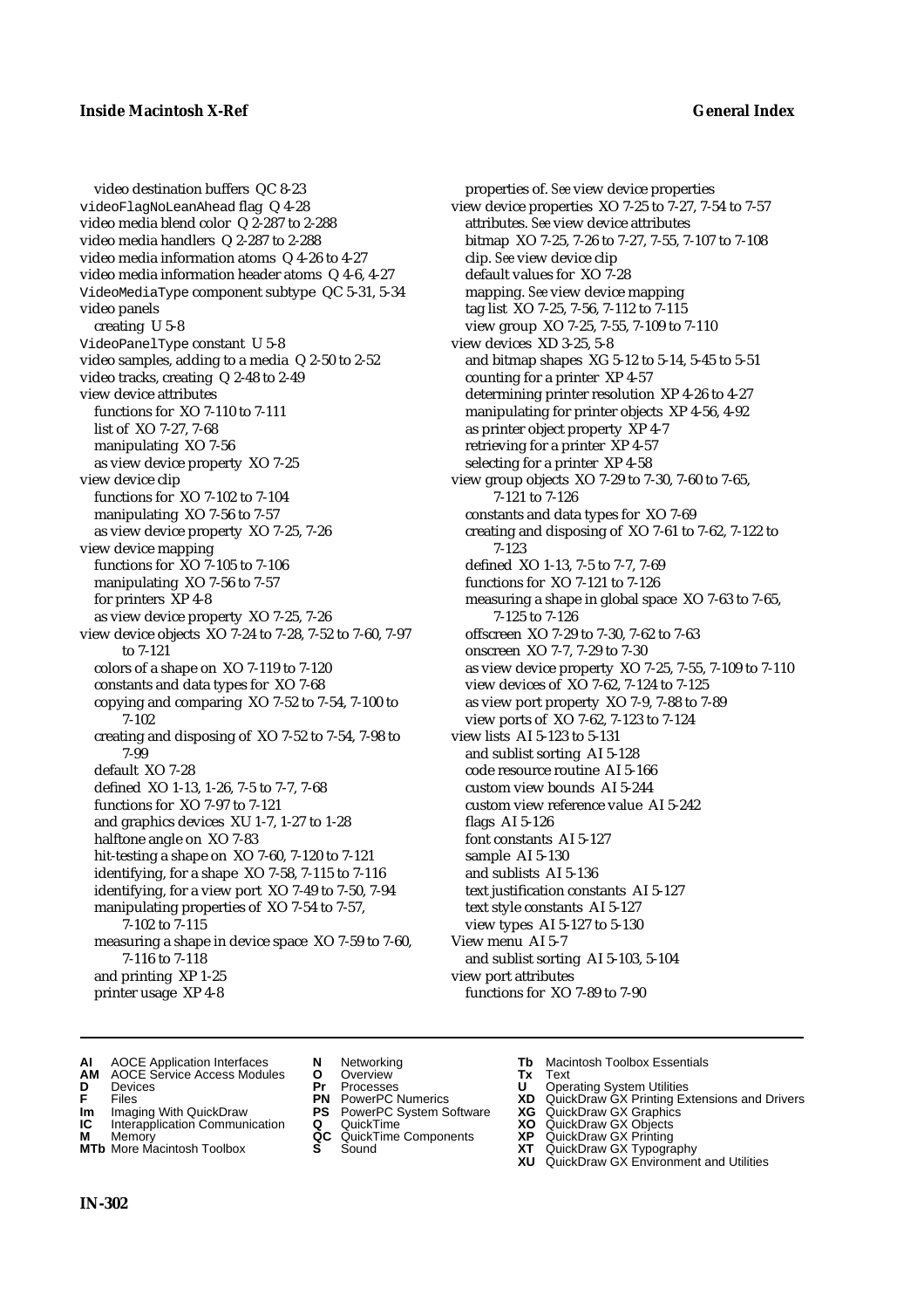video destination buffers QC 8-23
videoFlagNoLeanAhead flag Q 4-28
video media blend color Q 2-287 to 2-288
video media handlers Q 2-287 to 2-288
video media information atoms Q 4-26 to 4-27
video media information header atoms Q 4-6, 4-27
VideoMediaType component subtype QC 5-31, 5-34
video panels
  creating U 5-8
VideoPanelType constant U 5-8
video samples, adding to a media Q 2-50 to 2-52
video tracks, creating Q 2-48 to 2-49
view device attributes
  functions for XO 7-110 to 7-111
  list of XO 7-27, 7-68
  manipulating XO 7-56
  as view device property XO 7-25
view device clip
  functions for XO 7-102 to 7-104
  manipulating XO 7-56 to 7-57
  as view device property XO 7-25, 7-26
view device mapping
  functions for XO 7-105 to 7-106
  manipulating XO 7-56 to 7-57
  for printers XP 4-8
  as view device property XO 7-25, 7-26
view device objects XO 7-24 to 7-28, 7-52 to 7-60, 7-97 to 7-121
  colors of a shape on XO 7-119 to 7-120
  constants and data types for XO 7-68
  copying and comparing XO 7-52 to 7-54, 7-100 to 7-102
  creating and disposing of XO 7-52 to 7-54, 7-98 to 7-99
  default XO 7-28
  defined XO 1-13, 1-26, 7-5 to 7-7, 7-68
  functions for XO 7-97 to 7-121
  and graphics devices XU 1-7, 1-27 to 1-28
  halftone angle on XO 7-83
  hit-testing a shape on XO 7-60, 7-120 to 7-121
  identifying, for a shape XO 7-58, 7-115 to 7-116
  identifying, for a view port XO 7-49 to 7-50, 7-94
  manipulating properties of XO 7-54 to 7-57, 7-102 to 7-115
  measuring a shape in device space XO 7-59 to 7-60, 7-116 to 7-118
  and printing XP 1-25
  printer usage XP 4-8
  properties of. *See* view device properties
view device properties XO 7-25 to 7-27, 7-54 to 7-57
  attributes. *See* view device attributes
  bitmap XO 7-25, 7-26 to 7-27, 7-55, 7-107 to 7-108
  clip. *See* view device clip
  default values for XO 7-28
  mapping. *See* view device mapping
  tag list XO 7-25, 7-56, 7-112 to 7-115
  view group XO 7-25, 7-55, 7-109 to 7-110
view devices XD 3-25, 5-8
  and bitmap shapes XG 5-12 to 5-14, 5-45 to 5-51
  counting for a printer XP 4-57
  determining printer resolution XP 4-26 to 4-27
  manipulating for printer objects XP 4-56, 4-92
  as printer object property XP 4-7
  retrieving for a printer XP 4-57
  selecting for a printer XP 4-58
view group objects XO 7-29 to 7-30, 7-60 to 7-65, 7-121 to 7-126
  constants and data types for XO 7-69
  creating and disposing of XO 7-61 to 7-62, 7-122 to 7-123
  defined XO 1-13, 7-5 to 7-7, 7-69
  functions for XO 7-121 to 7-126
  measuring a shape in global space XO 7-63 to 7-65, 7-125 to 7-126
  offscreen XO 7-29 to 7-30, 7-62 to 7-63
  onscreen XO 7-7, 7-29 to 7-30
  as view device property XO 7-25, 7-55, 7-109 to 7-110
  view devices of XO 7-62, 7-124 to 7-125
  as view port property XO 7-9, 7-88 to 7-89
  view ports of XO 7-62, 7-123 to 7-124
view lists AI 5-123 to 5-131
  and sublist sorting AI 5-128
  code resource routine AI 5-166
  custom view bounds AI 5-244
  custom view reference value AI 5-242
  flags AI 5-126
  font constants AI 5-127
  sample AI 5-130
  and sublists AI 5-136
  text justification constants AI 5-127
  text style constants AI 5-127
  view types AI 5-127 to 5-130
View menu AI 5-7
  and sublist sorting AI 5-103, 5-104
view port attributes
  functions for XO 7-89 to 7-90

**AI** AOCE Application Interfaces
**AM** AOCE Service Access Modules
**D** Devices
**F** Files
**Im** Imaging With QuickDraw
**IC** Interapplication Communication
**M** Memory
**MTb** More Macintosh Toolbox
**N** Networking
**O** Overview
**Pr** Processes
**PN** PowerPC Numerics
**PS** PowerPC System Software
**Q** QuickTime
**QC** QuickTime Components
**S** Sound
**Tb** Macintosh Toolbox Essentials
**Tx** Text
**U** Operating System Utilities
**XD** QuickDraw GX Printing Extensions and Drivers
**XG** QuickDraw GX Graphics
**XO** QuickDraw GX Objects
**XP** QuickDraw GX Printing
**XT** QuickDraw GX Typography
**XU** QuickDraw GX Environment and Utilities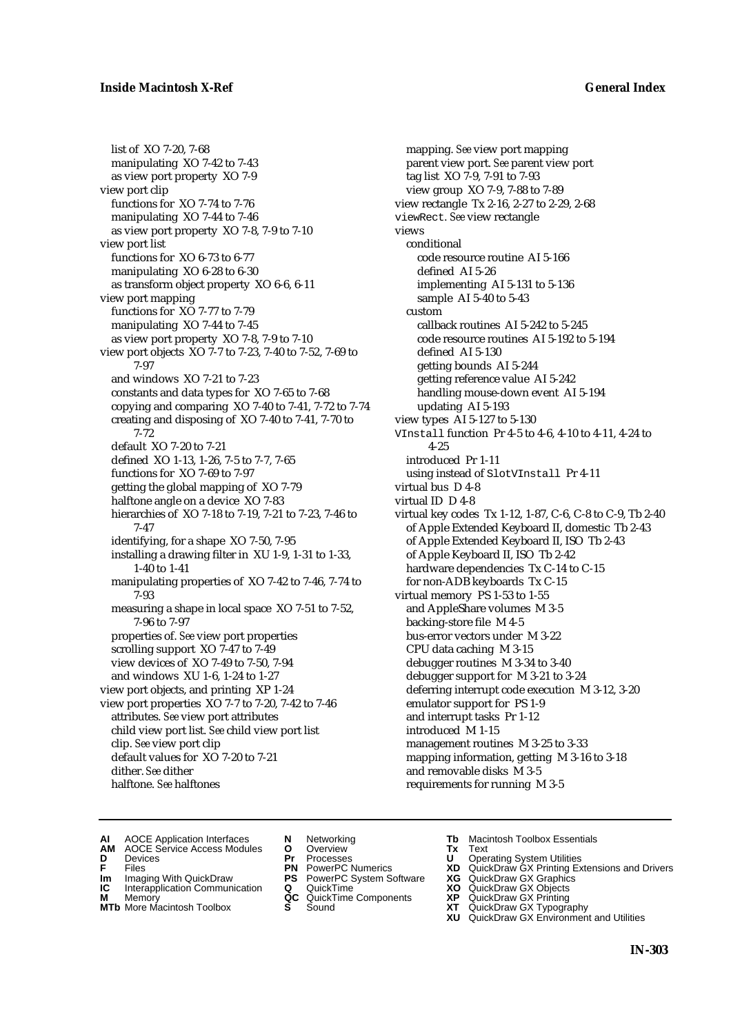list of XO 7-20, 7-68
manipulating XO 7-42 to 7-43
as view port property XO 7-9

view port clip
functions for XO 7-74 to 7-76
manipulating XO 7-44 to 7-46
as view port property XO 7-8, 7-9 to 7-10

view port list
functions for XO 6-73 to 6-77
manipulating XO 6-28 to 6-30
as transform object property XO 6-6, 6-11

view port mapping
functions for XO 7-77 to 7-79
manipulating XO 7-44 to 7-45
as view port property XO 7-8, 7-9 to 7-10

view port objects XO 7-7 to 7-23, 7-40 to 7-52, 7-69 to 7-97
and windows XO 7-21 to 7-23
constants and data types for XO 7-65 to 7-68
copying and comparing XO 7-40 to 7-41, 7-72 to 7-74
creating and disposing of XO 7-40 to 7-41, 7-70 to 7-72
default XO 7-20 to 7-21
defined XO 1-13, 1-26, 7-5 to 7-7, 7-65
functions for XO 7-69 to 7-97
getting the global mapping of XO 7-79
halftone angle on a device XO 7-83
hierarchies of XO 7-18 to 7-19, 7-21 to 7-23, 7-46 to 7-47
identifying, for a shape XO 7-50, 7-95
installing a drawing filter in XU 1-9, 1-31 to 1-33, 1-40 to 1-41
manipulating properties of XO 7-42 to 7-46, 7-74 to 7-93
measuring a shape in local space XO 7-51 to 7-52, 7-96 to 7-97
properties of. *See* view port properties
scrolling support XO 7-47 to 7-49
view devices of XO 7-49 to 7-50, 7-94
and windows XU 1-6, 1-24 to 1-27

view port objects, and printing XP 1-24

view port properties XO 7-7 to 7-20, 7-42 to 7-46
attributes. *See* view port attributes
child view port list. *See* child view port list
clip. *See* view port clip
default values for XO 7-20 to 7-21
dither. *See* dither
halftone. *See* halftones
mapping. *See* view port mapping
parent view port. *See* parent view port
tag list XO 7-9, 7-91 to 7-93
view group XO 7-9, 7-88 to 7-89

view rectangle Tx 2-16, 2-27 to 2-29, 2-68

`viewRect`. *See* view rectangle

views
conditional
code resource routine AI 5-166
defined AI 5-26
implementing AI 5-131 to 5-136
sample AI 5-40 to 5-43
custom
callback routines AI 5-242 to 5-245
code resource routines AI 5-192 to 5-194
defined AI 5-130
getting bounds AI 5-244
getting reference value AI 5-242
handling mouse-down event AI 5-194
updating AI 5-193

view types AI 5-127 to 5-130

`VInstall` function Pr 4-5 to 4-6, 4-10 to 4-11, 4-24 to 4-25
introduced Pr 1-11
using instead of `SlotVInstall` Pr 4-11

virtual bus D 4-8

virtual ID D 4-8

virtual key codes Tx 1-12, 1-87, C-6, C-8 to C-9, Tb 2-40
of Apple Extended Keyboard II, domestic Tb 2-43
of Apple Extended Keyboard II, ISO Tb 2-43
of Apple Keyboard II, ISO Tb 2-42
hardware dependencies Tx C-14 to C-15
for non-ADB keyboards Tx C-15

virtual memory PS 1-53 to 1-55
and AppleShare volumes M 3-5
backing-store file M 4-5
bus-error vectors under M 3-22
CPU data caching M 3-15
debugger routines M 3-34 to 3-40
debugger support for M 3-21 to 3-24
deferring interrupt code execution M 3-12, 3-20
emulator support for PS 1-9
and interrupt tasks Pr 1-12
introduced M 1-15
management routines M 3-25 to 3-33
mapping information, getting M 3-16 to 3-18
and removable disks M 3-5
requirements for running M 3-5

**AI** AOCE Application Interfaces
**AM** AOCE Service Access Modules
**D** Devices
**F** Files
**Im** Imaging With QuickDraw
**IC** Interapplication Communication
**M** Memory
**MTb** More Macintosh Toolbox
**N** Networking
**O** Overview
**Pr** Processes
**PN** PowerPC Numerics
**PS** PowerPC System Software
**Q** QuickTime
**QC** QuickTime Components
**S** Sound
**Tb** Macintosh Toolbox Essentials
**Tx** Text
**U** Operating System Utilities
**XD** QuickDraw GX Printing Extensions and Drivers
**XG** QuickDraw GX Graphics
**XO** QuickDraw GX Objects
**XP** QuickDraw GX Printing
**XT** QuickDraw GX Typography
**XU** QuickDraw GX Environment and Utilities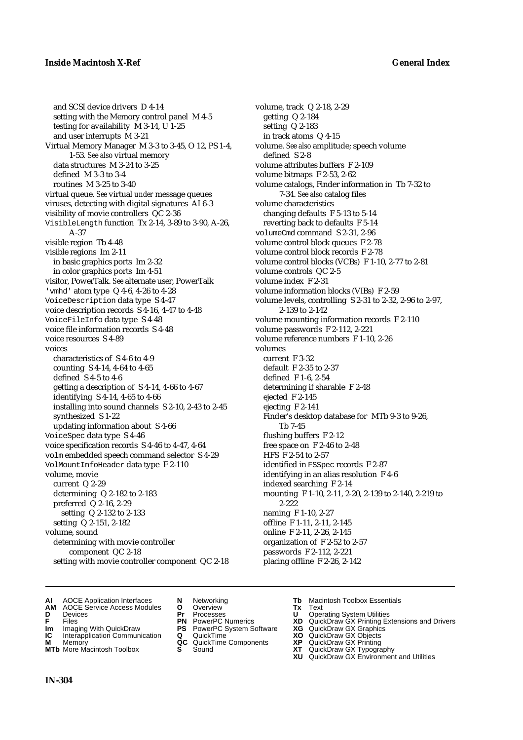and SCSI device drivers D 4-14
setting with the Memory control panel M 4-5
testing for availability M 3-14, U 1-25
and user interrupts M 3-21

Virtual Memory Manager M 3-3 to 3-45, O 12, PS 1-4, 1-53. *See also* virtual memory
data structures M 3-24 to 3-25
defined M 3-3 to 3-4
routines M 3-25 to 3-40

virtual queue. *See* virtual *under* message queues
viruses, detecting with digital signatures AI 6-3
visibility of movie controllers QC 2-36
`VisibleLength` function Tx 2-14, 3-89 to 3-90, A-26, A-37
visible region Tb 4-48
visible regions Im 2-11
in basic graphics ports Im 2-32
in color graphics ports Im 4-51
visitor, PowerTalk. *See* alternate user, PowerTalk
`'vmhd'` atom type Q 4-6, 4-26 to 4-28
`VoiceDescription` data type S 4-47
voice description records S 4-16, 4-47 to 4-48
`VoiceFileInfo` data type S 4-48
voice file information records S 4-48
voice resources S 4-89
voices
characteristics of S 4-6 to 4-9
counting S 4-14, 4-64 to 4-65
defined S 4-5 to 4-6
getting a description of S 4-14, 4-66 to 4-67
identifying S 4-14, 4-65 to 4-66
installing into sound channels S 2-10, 2-43 to 2-45
synthesized S 1-22
updating information about S 4-66
`VoiceSpec` data type S 4-46
voice specification records S 4-46 to 4-47, 4-64
`volm` embedded speech command selector S 4-29
`VolMountInfoHeader` data type F 2-110
volume, movie
current Q 2-29
determining Q 2-182 to 2-183
preferred Q 2-16, 2-29
setting Q 2-132 to 2-133
setting Q 2-151, 2-182
volume, sound
determining with movie controller component QC 2-18
setting with movie controller component QC 2-18
volume, track Q 2-18, 2-29
getting Q 2-184
setting Q 2-183
in track atoms Q 4-15
volume. *See also* amplitude; speech volume
defined S 2-8
volume attributes buffers F 2-109
volume bitmaps F 2-53, 2-62
volume catalogs, Finder information in Tb 7-32 to 7-34. *See also* catalog files
volume characteristics
changing defaults F 5-13 to 5-14
reverting back to defaults F 5-14
`volumeCmd` command S 2-31, 2-96
volume control block queues F 2-78
volume control block records F 2-78
volume control blocks (VCBs) F 1-10, 2-77 to 2-81
volume controls QC 2-5
volume index F 2-31
volume information blocks (VIBs) F 2-59
volume levels, controlling S 2-31 to 2-32, 2-96 to 2-97, 2-139 to 2-142
volume mounting information records F 2-110
volume passwords F 2-112, 2-221
volume reference numbers F 1-10, 2-26
volumes
current F 3-32
default F 2-35 to 2-37
defined F 1-6, 2-54
determining if sharable F 2-48
ejected F 2-145
ejecting F 2-141
Finder's desktop database for MTb 9-3 to 9-26, Tb 7-45
flushing buffers F 2-12
free space on F 2-46 to 2-48
HFS F 2-54 to 2-57
identified in `FSSpec` records F 2-87
identifying in an alias resolution F 4-6
indexed searching F 2-14
mounting F 1-10, 2-11, 2-20, 2-139 to 2-140, 2-219 to 2-222
naming F 1-10, 2-27
offline F 1-11, 2-11, 2-145
online F 2-11, 2-26, 2-145
organization of F 2-52 to 2-57
passwords F 2-112, 2-221
placing offline F 2-26, 2-142

**AI** AOCE Application Interfaces
**AM** AOCE Service Access Modules
**D** Devices
**F** Files
**Im** Imaging With QuickDraw
**IC** Interapplication Communication
**M** Memory
**MTb** More Macintosh Toolbox
**N** Networking
**O** Overview
**Pr** Processes
**PN** PowerPC Numerics
**PS** PowerPC System Software
**Q** QuickTime
**QC** QuickTime Components
**S** Sound
**Tb** Macintosh Toolbox Essentials
**Tx** Text
**U** Operating System Utilities
**XD** QuickDraw GX Printing Extensions and Drivers
**XG** QuickDraw GX Graphics
**XO** QuickDraw GX Objects
**XP** QuickDraw GX Printing
**XT** QuickDraw GX Typography
**XU** QuickDraw GX Environment and Utilities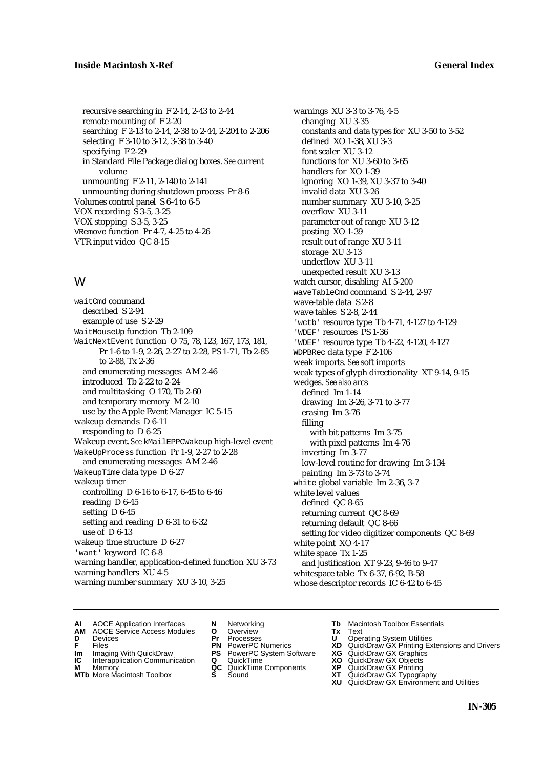recursive searching in F 2-14, 2-43 to 2-44
remote mounting of F 2-20
searching F 2-13 to 2-14, 2-38 to 2-44, 2-204 to 2-206
selecting F 3-10 to 3-12, 3-38 to 3-40
specifying F 2-29
in Standard File Package dialog boxes. *See* current volume
unmounting F 2-11, 2-140 to 2-141
unmounting during shutdown process Pr 8-6
Volumes control panel S 6-4 to 6-5
VOX recording S 3-5, 3-25
VOX stopping S 3-5, 3-25
`VRemove` function Pr 4-7, 4-25 to 4-26
VTR input video QC 8-15

## W

`waitCmd` command
described S 2-94
example of use S 2-29
`WaitMouseUp` function Tb 2-109
`WaitNextEvent` function O 75, 78, 123, 167, 173, 181, Pr 1-6 to 1-9, 2-26, 2-27 to 2-28, PS 1-71, Tb 2-85 to 2-88, Tx 2-36
and enumerating messages AM 2-46
introduced Tb 2-22 to 2-24
and multitasking O 170, Tb 2-60
and temporary memory M 2-10
use by the Apple Event Manager IC 5-15
wakeup demands D 6-11
responding to D 6-25
Wakeup event. *See* `kMailEPPCWakeup` high-level event
`WakeUpProcess` function Pr 1-9, 2-27 to 2-28
and enumerating messages AM 2-46
`WakeupTime` data type D 6-27
wakeup timer
controlling D 6-16 to 6-17, 6-45 to 6-46
reading D 6-45
setting D 6-45
setting and reading D 6-31 to 6-32
use of D 6-13
wakeup time structure D 6-27
`'want'` keyword IC 6-8
warning handler, application-defined function XU 3-73
warning handlers XU 4-5
warning number summary XU 3-10, 3-25
warnings XU 3-3 to 3-76, 4-5
changing XU 3-35
constants and data types for XU 3-50 to 3-52
defined XO 1-38, XU 3-3
font scaler XU 3-12
functions for XU 3-60 to 3-65
handlers for XO 1-39
ignoring XO 1-39, XU 3-37 to 3-40
invalid data XU 3-26
number summary XU 3-10, 3-25
overflow XU 3-11
parameter out of range XU 3-12
posting XO 1-39
result out of range XU 3-11
storage XU 3-13
underflow XU 3-11
unexpected result XU 3-13
watch cursor, disabling AI 5-200
`waveTableCmd` command S 2-44, 2-97
wave-table data S 2-8
wave tables S 2-8, 2-44
`'wctb'` resource type Tb 4-71, 4-127 to 4-129
`'WDEF'` resources PS 1-36
`'WDEF'` resource type Tb 4-22, 4-120, 4-127
`WDPBRec` data type F 2-106
weak imports. *See* soft imports
weak types of glyph directionality XT 9-14, 9-15
wedges. *See also* arcs
defined Im 1-14
drawing Im 3-26, 3-71 to 3-77
erasing Im 3-76
filling
with bit patterns Im 3-75
with pixel patterns Im 4-76
inverting Im 3-77
low-level routine for drawing Im 3-134
painting Im 3-73 to 3-74
`white` global variable Im 2-36, 3-7
white level values
defined QC 8-65
returning current QC 8-69
returning default QC 8-66
setting for video digitizer components QC 8-69
white point XO 4-17
white space Tx 1-25
and justification XT 9-23, 9-46 to 9-47
whitespace table Tx 6-37, 6-92, B-58
whose descriptor records IC 6-42 to 6-45

**AI** AOCE Application Interfaces **AM** AOCE Service Access Modules **D** Devices **F** Files **Im** Imaging With QuickDraw **IC** Interapplication Communication **M** Memory **MTb** More Macintosh Toolbox **N** Networking **O** Overview **Pr** Processes **PN** PowerPC Numerics **PS** PowerPC System Software **Q** QuickTime **QC** QuickTime Components **S** Sound **Tb** Macintosh Toolbox Essentials **Tx** Text **U** Operating System Utilities **XD** QuickDraw GX Printing Extensions and Drivers **XG** QuickDraw GX Graphics **XO** QuickDraw GX Objects **XP** QuickDraw GX Printing **XT** QuickDraw GX Typography **XU** QuickDraw GX Environment and Utilities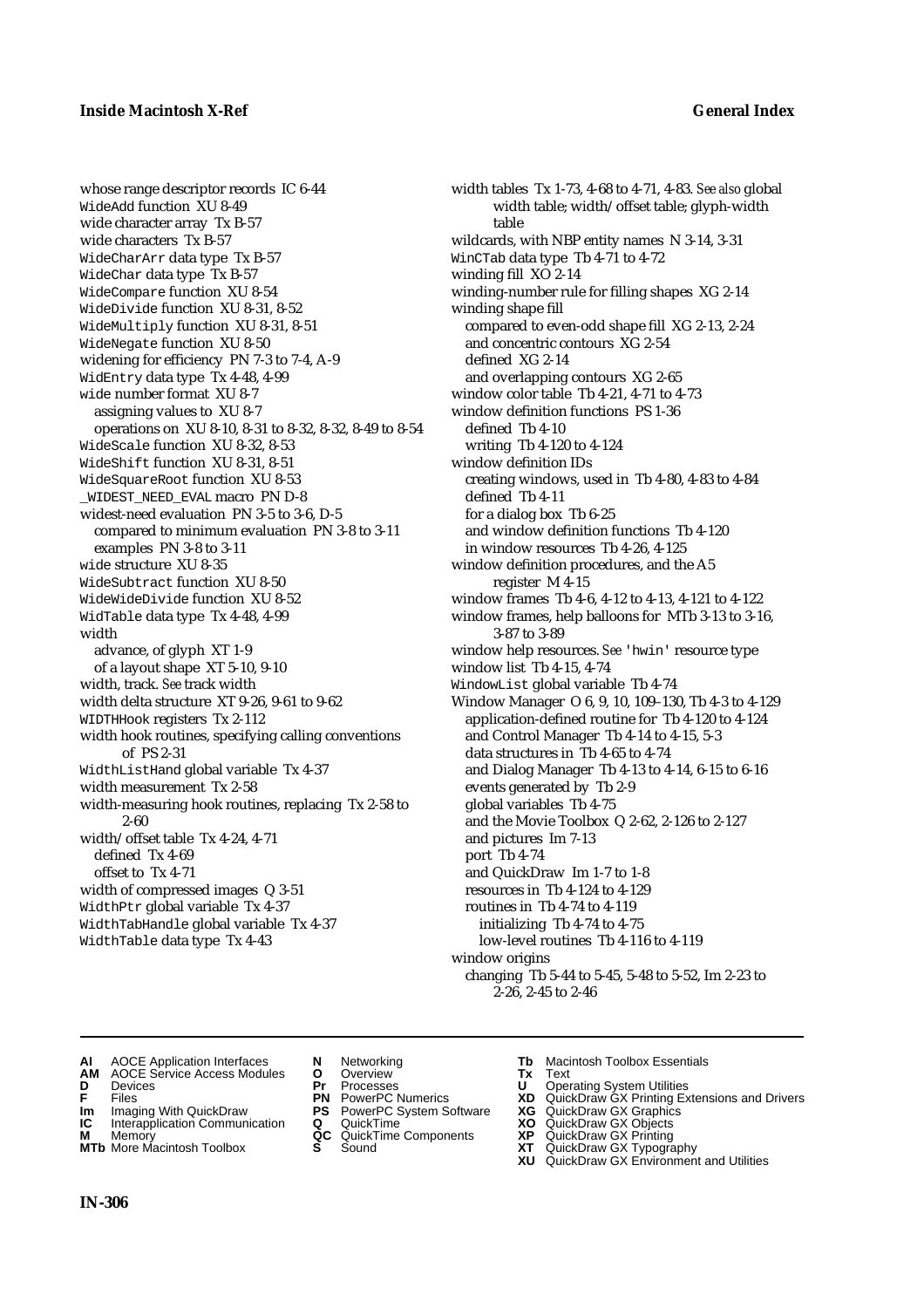whose range descriptor records IC 6-44
WideAdd function XU 8-49
wide character array Tx B-57
wide characters Tx B-57
WideCharArr data type Tx B-57
WideChar data type Tx B-57
WideCompare function XU 8-54
WideDivide function XU 8-31, 8-52
WideMultiply function XU 8-31, 8-51
WideNegate function XU 8-50
widening for efficiency PN 7-3 to 7-4, A-9
WidEntry data type Tx 4-48, 4-99
wide number format XU 8-7
  assigning values to XU 8-7
  operations on XU 8-10, 8-31 to 8-32, 8-32, 8-49 to 8-54
WideScale function XU 8-32, 8-53
WideShift function XU 8-31, 8-51
WideSquareRoot function XU 8-53
_WIDEST_NEED_EVAL macro PN D-8
widest-need evaluation PN 3-5 to 3-6, D-5
  compared to minimum evaluation PN 3-8 to 3-11
  examples PN 3-8 to 3-11
wide structure XU 8-35
WideSubtract function XU 8-50
WideWideDivide function XU 8-52
WidTable data type Tx 4-48, 4-99
width
  advance, of glyph XT 1-9
  of a layout shape XT 5-10, 9-10
width, track. *See* track width
width delta structure XT 9-26, 9-61 to 9-62
WIDTHHook registers Tx 2-112
width hook routines, specifying calling conventions of PS 2-31
WidthListHand global variable Tx 4-37
width measurement Tx 2-58
width-measuring hook routines, replacing Tx 2-58 to 2-60
width/offset table Tx 4-24, 4-71
  defined Tx 4-69
  offset to Tx 4-71
width of compressed images Q 3-51
WidthPtr global variable Tx 4-37
WidthTabHandle global variable Tx 4-37
WidthTable data type Tx 4-43
width tables Tx 1-73, 4-68 to 4-71, 4-83. *See also* global width table; width/offset table; glyph-width table
wildcards, with NBP entity names N 3-14, 3-31
WinCTab data type Tb 4-71 to 4-72
winding fill XO 2-14
winding-number rule for filling shapes XG 2-14
winding shape fill
  compared to even-odd shape fill XG 2-13, 2-24
  and concentric contours XG 2-54
  defined XG 2-14
  and overlapping contours XG 2-65
window color table Tb 4-21, 4-71 to 4-73
window definition functions PS 1-36
  defined Tb 4-10
  writing Tb 4-120 to 4-124
window definition IDs
  creating windows, used in Tb 4-80, 4-83 to 4-84
  defined Tb 4-11
  for a dialog box Tb 6-25
  and window definition functions Tb 4-120
  in window resources Tb 4-26, 4-125
window definition procedures, and the A5 register M 4-15
window frames Tb 4-6, 4-12 to 4-13, 4-121 to 4-122
window frames, help balloons for MTb 3-13 to 3-16, 3-87 to 3-89
window help resources. *See* 'hwin' resource type
window list Tb 4-15, 4-74
WindowList global variable Tb 4-74
Window Manager O 6, 9, 10, 109–130, Tb 4-3 to 4-129
  application-defined routine for Tb 4-120 to 4-124
  and Control Manager Tb 4-14 to 4-15, 5-3
  data structures in Tb 4-65 to 4-74
  and Dialog Manager Tb 4-13 to 4-14, 6-15 to 6-16
  events generated by Tb 2-9
  global variables Tb 4-75
  and the Movie Toolbox Q 2-62, 2-126 to 2-127
  and pictures Im 7-13
  port Tb 4-74
  and QuickDraw Im 1-7 to 1-8
  resources in Tb 4-124 to 4-129
  routines in Tb 4-74 to 4-119
    initializing Tb 4-74 to 4-75
    low-level routines Tb 4-116 to 4-119
window origins
  changing Tb 5-44 to 5-45, 5-48 to 5-52, Im 2-23 to 2-26, 2-45 to 2-46

**AI** AOCE Application Interfaces
**AM** AOCE Service Access Modules
**D** Devices
**F** Files
**Im** Imaging With QuickDraw
**IC** Interapplication Communication
**M** Memory
**MTb** More Macintosh Toolbox
**N** Networking
**O** Overview
**Pr** Processes
**PN** PowerPC Numerics
**PS** PowerPC System Software
**Q** QuickTime
**QC** QuickTime Components
**S** Sound
**Tb** Macintosh Toolbox Essentials
**Tx** Text
**U** Operating System Utilities
**XD** QuickDraw GX Printing Extensions and Drivers
**XG** QuickDraw GX Graphics
**XO** QuickDraw GX Objects
**XP** QuickDraw GX Printing
**XT** QuickDraw GX Typography
**XU** QuickDraw GX Environment and Utilities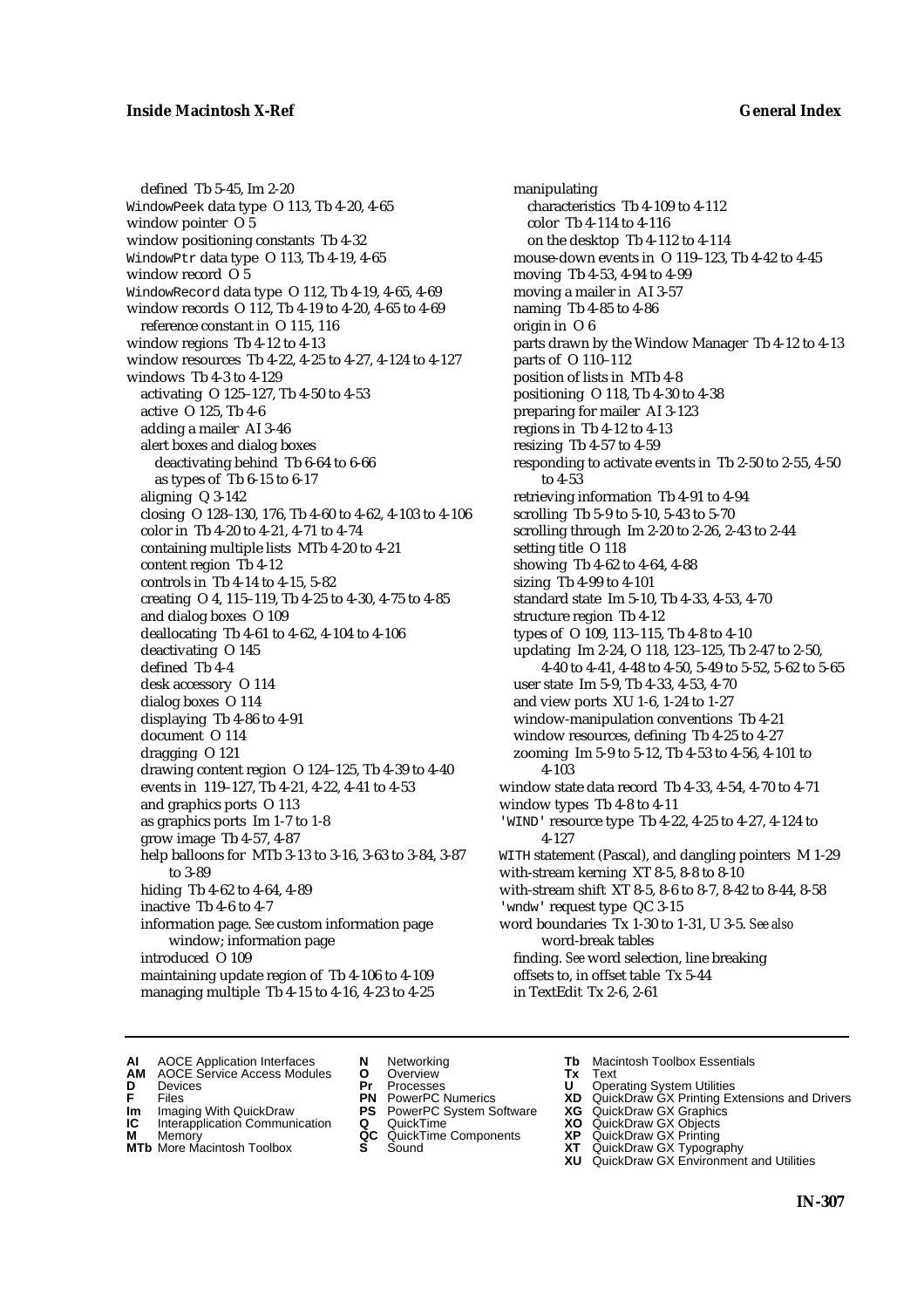defined Tb 5-45, Im 2-20
WindowPeek data type O 113, Tb 4-20, 4-65
window pointer O 5
window positioning constants Tb 4-32
WindowPtr data type O 113, Tb 4-19, 4-65
window record O 5
WindowRecord data type O 112, Tb 4-19, 4-65, 4-69
window records O 112, Tb 4-19 to 4-20, 4-65 to 4-69
  reference constant in O 115, 116
window regions Tb 4-12 to 4-13
window resources Tb 4-22, 4-25 to 4-27, 4-124 to 4-127
windows Tb 4-3 to 4-129
  activating O 125–127, Tb 4-50 to 4-53
  active O 125, Tb 4-6
  adding a mailer AI 3-46
  alert boxes and dialog boxes
    deactivating behind Tb 6-64 to 6-66
    as types of Tb 6-15 to 6-17
  aligning Q 3-142
  closing O 128–130, 176, Tb 4-60 to 4-62, 4-103 to 4-106
  color in Tb 4-20 to 4-21, 4-71 to 4-74
  containing multiple lists MTb 4-20 to 4-21
  content region Tb 4-12
  controls in Tb 4-14 to 4-15, 5-82
  creating O 4, 115–119, Tb 4-25 to 4-30, 4-75 to 4-85
  and dialog boxes O 109
  deallocating Tb 4-61 to 4-62, 4-104 to 4-106
  deactivating O 145
  defined Tb 4-4
  desk accessory O 114
  dialog boxes O 114
  displaying Tb 4-86 to 4-91
  document O 114
  dragging O 121
  drawing content region O 124–125, Tb 4-39 to 4-40
  events in 119–127, Tb 4-21, 4-22, 4-41 to 4-53
  and graphics ports O 113
  as graphics ports Im 1-7 to 1-8
  grow image Tb 4-57, 4-87
  help balloons for MTb 3-13 to 3-16, 3-63 to 3-84, 3-87 to 3-89
  hiding Tb 4-62 to 4-64, 4-89
  inactive Tb 4-6 to 4-7
  information page. *See* custom information page window; information page
  introduced O 109
  maintaining update region of Tb 4-106 to 4-109
  managing multiple Tb 4-15 to 4-16, 4-23 to 4-25
  manipulating
    characteristics Tb 4-109 to 4-112
    color Tb 4-114 to 4-116
    on the desktop Tb 4-112 to 4-114
  mouse-down events in O 119–123, Tb 4-42 to 4-45
  moving Tb 4-53, 4-94 to 4-99
  moving a mailer in AI 3-57
  naming Tb 4-85 to 4-86
  origin in O 6
  parts drawn by the Window Manager Tb 4-12 to 4-13
  parts of O 110–112
  position of lists in MTb 4-8
  positioning O 118, Tb 4-30 to 4-38
  preparing for mailer AI 3-123
  regions in Tb 4-12 to 4-13
  resizing Tb 4-57 to 4-59
  responding to activate events in Tb 2-50 to 2-55, 4-50 to 4-53
  retrieving information Tb 4-91 to 4-94
  scrolling Tb 5-9 to 5-10, 5-43 to 5-70
  scrolling through Im 2-20 to 2-26, 2-43 to 2-44
  setting title O 118
  showing Tb 4-62 to 4-64, 4-88
  sizing Tb 4-99 to 4-101
  standard state Im 5-10, Tb 4-33, 4-53, 4-70
  structure region Tb 4-12
  types of O 109, 113–115, Tb 4-8 to 4-10
  updating Im 2-24, O 118, 123–125, Tb 2-47 to 2-50, 4-40 to 4-41, 4-48 to 4-50, 5-49 to 5-52, 5-62 to 5-65
  user state Im 5-9, Tb 4-33, 4-53, 4-70
  and view ports XU 1-6, 1-24 to 1-27
  window-manipulation conventions Tb 4-21
  window resources, defining Tb 4-25 to 4-27
  zooming Im 5-9 to 5-12, Tb 4-53 to 4-56, 4-101 to 4-103
window state data record Tb 4-33, 4-54, 4-70 to 4-71
window types Tb 4-8 to 4-11
'WIND' resource type Tb 4-22, 4-25 to 4-27, 4-124 to 4-127
WITH statement (Pascal), and dangling pointers M 1-29
with-stream kerning XT 8-5, 8-8 to 8-10
with-stream shift XT 8-5, 8-6 to 8-7, 8-42 to 8-44, 8-58
'wndw' request type QC 3-15
word boundaries Tx 1-30 to 1-31, U 3-5. *See also* word-break tables
  finding. *See* word selection, line breaking
  offsets to, in offset table Tx 5-44
  in TextEdit Tx 2-6, 2-61

**AI** AOCE Application Interfaces
**AM** AOCE Service Access Modules
**D** Devices
**F** Files
**Im** Imaging With QuickDraw
**IC** Interapplication Communication
**M** Memory
**MTb** More Macintosh Toolbox
**N** Networking
**O** Overview
**Pr** Processes
**PN** PowerPC Numerics
**PS** PowerPC System Software
**Q** QuickTime
**QC** QuickTime Components
**S** Sound
**Tb** Macintosh Toolbox Essentials
**Tx** Text
**U** Operating System Utilities
**XD** QuickDraw GX Printing Extensions and Drivers
**XG** QuickDraw GX Graphics
**XO** QuickDraw GX Objects
**XP** QuickDraw GX Printing
**XT** QuickDraw GX Typography
**XU** QuickDraw GX Environment and Utilities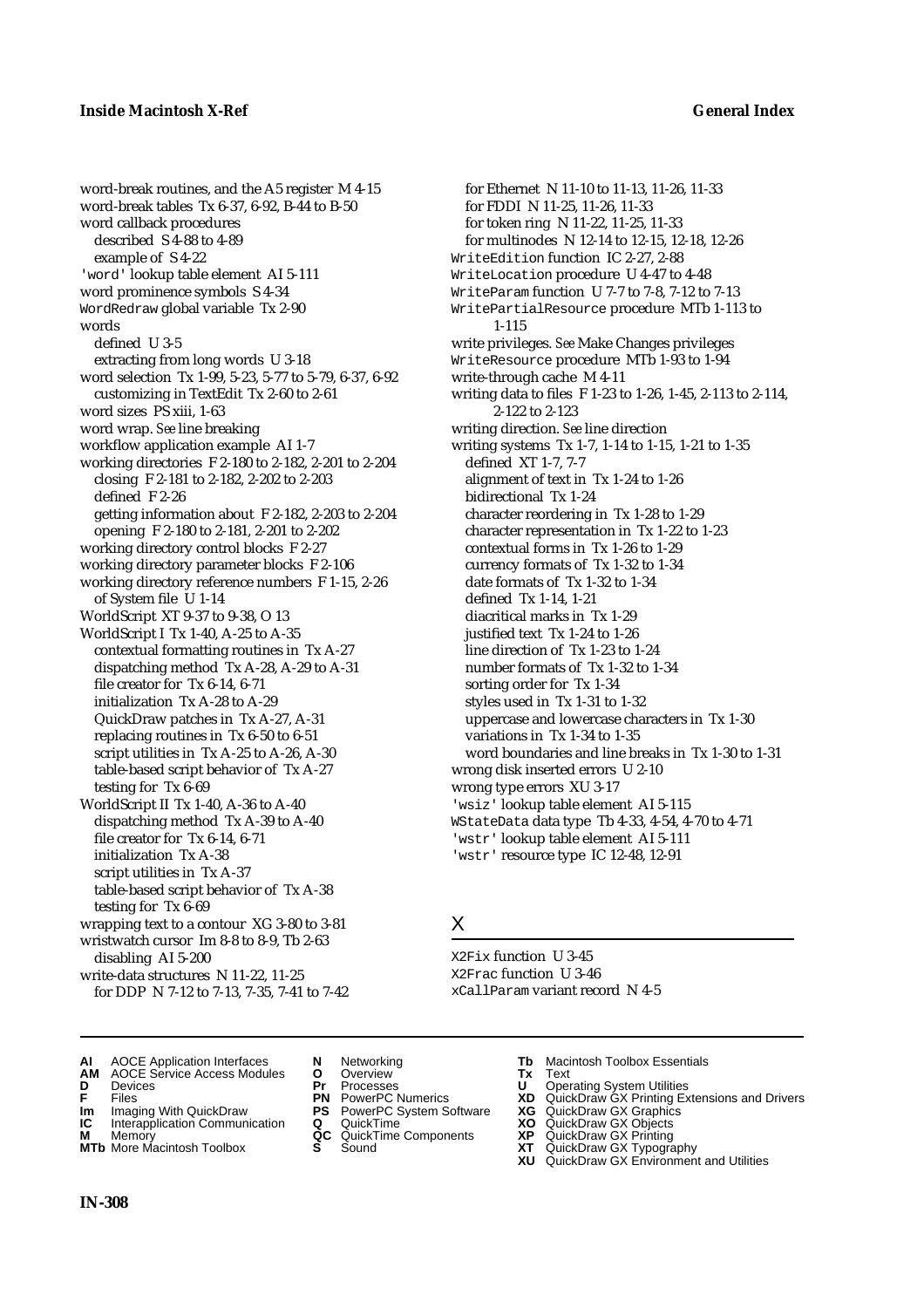word-break routines, and the A5 register M 4-15
word-break tables Tx 6-37, 6-92, B-44 to B-50
word callback procedures
  described S 4-88 to 4-89
  example of S 4-22
'word' lookup table element AI 5-111
word prominence symbols S 4-34
WordRedraw global variable Tx 2-90
words
  defined U 3-5
  extracting from long words U 3-18
word selection Tx 1-99, 5-23, 5-77 to 5-79, 6-37, 6-92
  customizing in TextEdit Tx 2-60 to 2-61
word sizes PS xiii, 1-63
word wrap. *See* line breaking
workflow application example AI 1-7
working directories F 2-180 to 2-182, 2-201 to 2-204
  closing F 2-181 to 2-182, 2-202 to 2-203
  defined F 2-26
  getting information about F 2-182, 2-203 to 2-204
  opening F 2-180 to 2-181, 2-201 to 2-202
working directory control blocks F 2-27
working directory parameter blocks F 2-106
working directory reference numbers F 1-15, 2-26
  of System file U 1-14
WorldScript XT 9-37 to 9-38, O 13
WorldScript I Tx 1-40, A-25 to A-35
  contextual formatting routines in Tx A-27
  dispatching method Tx A-28, A-29 to A-31
  file creator for Tx 6-14, 6-71
  initialization Tx A-28 to A-29
  QuickDraw patches in Tx A-27, A-31
  replacing routines in Tx 6-50 to 6-51
  script utilities in Tx A-25 to A-26, A-30
  table-based script behavior of Tx A-27
  testing for Tx 6-69
WorldScript II Tx 1-40, A-36 to A-40
  dispatching method Tx A-39 to A-40
  file creator for Tx 6-14, 6-71
  initialization Tx A-38
  script utilities in Tx A-37
  table-based script behavior of Tx A-38
  testing for Tx 6-69
wrapping text to a contour XG 3-80 to 3-81
wristwatch cursor Im 8-8 to 8-9, Tb 2-63
  disabling AI 5-200
write-data structures N 11-22, 11-25
  for DDP N 7-12 to 7-13, 7-35, 7-41 to 7-42
  for Ethernet N 11-10 to 11-13, 11-26, 11-33
  for FDDI N 11-25, 11-26, 11-33
  for token ring N 11-22, 11-25, 11-33
  for multinodes N 12-14 to 12-15, 12-18, 12-26
WriteEdition function IC 2-27, 2-88
WriteLocation procedure U 4-47 to 4-48
WriteParam function U 7-7 to 7-8, 7-12 to 7-13
WritePartialResource procedure MTb 1-113 to 1-115
write privileges. *See* Make Changes privileges
WriteResource procedure MTb 1-93 to 1-94
write-through cache M 4-11
writing data to files F 1-23 to 1-26, 1-45, 2-113 to 2-114, 2-122 to 2-123
writing direction. *See* line direction
writing systems Tx 1-7, 1-14 to 1-15, 1-21 to 1-35
  defined XT 1-7, 7-7
  alignment of text in Tx 1-24 to 1-26
  bidirectional Tx 1-24
  character reordering in Tx 1-28 to 1-29
  character representation in Tx 1-22 to 1-23
  contextual forms in Tx 1-26 to 1-29
  currency formats of Tx 1-32 to 1-34
  date formats of Tx 1-32 to 1-34
  defined Tx 1-14, 1-21
  diacritical marks in Tx 1-29
  justified text Tx 1-24 to 1-26
  line direction of Tx 1-23 to 1-24
  number formats of Tx 1-32 to 1-34
  sorting order for Tx 1-34
  styles used in Tx 1-31 to 1-32
  uppercase and lowercase characters in Tx 1-30
  variations in Tx 1-34 to 1-35
  word boundaries and line breaks in Tx 1-30 to 1-31
wrong disk inserted errors U 2-10
wrong type errors XU 3-17
'wsiz' lookup table element AI 5-115
WStateData data type Tb 4-33, 4-54, 4-70 to 4-71
'wstr' lookup table element AI 5-111
'wstr' resource type IC 12-48, 12-91

## X

X2Fix function U 3-45
X2Frac function U 3-46
xCallParam variant record N 4-5

**AI** AOCE Application Interfaces
**AM** AOCE Service Access Modules
**D** Devices
**F** Files
**Im** Imaging With QuickDraw
**IC** Interapplication Communication
**M** Memory
**MTb** More Macintosh Toolbox
**N** Networking
**O** Overview
**Pr** Processes
**PN** PowerPC Numerics
**PS** PowerPC System Software
**Q** QuickTime
**QC** QuickTime Components
**S** Sound
**Tb** Macintosh Toolbox Essentials
**Tx** Text
**U** Operating System Utilities
**XD** QuickDraw GX Printing Extensions and Drivers
**XG** QuickDraw GX Graphics
**XO** QuickDraw GX Objects
**XP** QuickDraw GX Printing
**XT** QuickDraw GX Typography
**XU** QuickDraw GX Environment and Utilities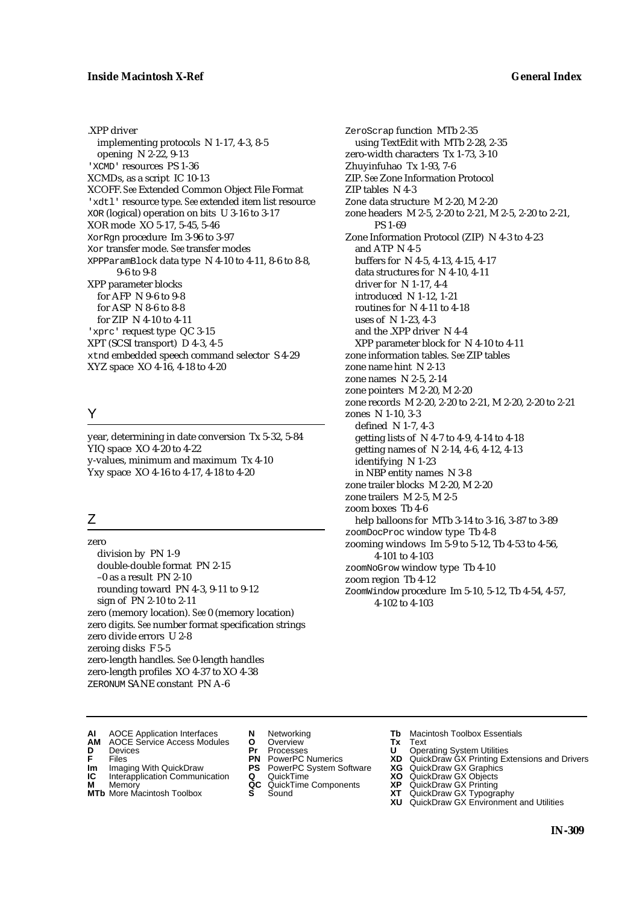.XPP driver
   implementing protocols  N 1-17, 4-3, 8-5
   opening  N 2-22, 9-13
'XCMD' resources  PS 1-36
XCMDs, as a script  IC 10-13
XCOFF. *See* Extended Common Object File Format
'xdtl' resource type. *See* extended item list resource
XOR (logical) operation on bits  U 3-16 to 3-17
XOR mode  XO 5-17, 5-45, 5-46
XorRgn procedure  Im 3-96 to 3-97
Xor transfer mode. *See* transfer modes
XPPParamBlock data type  N 4-10 to 4-11, 8-6 to 8-8, 9-6 to 9-8
XPP parameter blocks
   for AFP  N 9-6 to 9-8
   for ASP  N 8-6 to 8-8
   for ZIP  N 4-10 to 4-11
'xprc' request type  QC 3-15
XPT (SCSI transport)  D 4-3, 4-5
xtnd embedded speech command selector  S 4-29
XYZ space  XO 4-16, 4-18 to 4-20

## Y

year, determining in date conversion  Tx 5-32, 5-84
YIQ space  XO 4-20 to 4-22
y-values, minimum and maximum  Tx 4-10
Yxy space  XO 4-16 to 4-17, 4-18 to 4-20

## Z

zero
   division by  PN 1-9
   double-double format  PN 2-15
   –0 as a result  PN 2-10
   rounding toward  PN 4-3, 9-11 to 9-12
   sign of  PN 2-10 to 2-11
zero (memory location). *See* 0 (memory location)
zero digits. *See* number format specification strings
zero divide errors  U 2-8
zeroing disks  F 5-5
zero-length handles. *See* 0-length handles
zero-length profiles  XO 4-37 to XO 4-38
ZERONUM SANE constant  PN A-6
ZeroScrap function  MTb 2-35
   using TextEdit with  MTb 2-28, 2-35
zero-width characters  Tx 1-73, 3-10
Zhuyinfuhao  Tx 1-93, 7-6
ZIP. *See* Zone Information Protocol
ZIP tables  N 4-3
Zone data structure  M 2-20, M 2-20
zone headers  M 2-5, 2-20 to 2-21, M 2-5, 2-20 to 2-21, PS 1-69
Zone Information Protocol (ZIP)  N 4-3 to 4-23
   and ATP  N 4-5
   buffers for  N 4-5, 4-13, 4-15, 4-17
   data structures for  N 4-10, 4-11
   driver for  N 1-17, 4-4
   introduced  N 1-12, 1-21
   routines for  N 4-11 to 4-18
   uses of  N 1-23, 4-3
   and the .XPP driver  N 4-4
   XPP parameter block for  N 4-10 to 4-11
zone information tables. *See* ZIP tables
zone name hint  N 2-13
zone names  N 2-5, 2-14
zone pointers  M 2-20, M 2-20
zone records  M 2-20, 2-20 to 2-21, M 2-20, 2-20 to 2-21
zones  N 1-10, 3-3
   defined  N 1-7, 4-3
   getting lists of  N 4-7 to 4-9, 4-14 to 4-18
   getting names of  N 2-14, 4-6, 4-12, 4-13
   identifying  N 1-23
   in NBP entity names  N 3-8
zone trailer blocks  M 2-20, M 2-20
zone trailers  M 2-5, M 2-5
zoom boxes  Tb 4-6
   help balloons for  MTb 3-14 to 3-16, 3-87 to 3-89
zoomDocProc window type  Tb 4-8
zooming windows  Im 5-9 to 5-12, Tb 4-53 to 4-56, 4-101 to 4-103
zoomNoGrow window type  Tb 4-10
zoom region  Tb 4-12
ZoomWindow procedure  Im 5-10, 5-12, Tb 4-54, 4-57, 4-102 to 4-103

**AI** AOCE Application Interfaces
**AM** AOCE Service Access Modules
**D** Devices
**F** Files
**Im** Imaging With QuickDraw
**IC** Interapplication Communication
**M** Memory
**MTb** More Macintosh Toolbox
**N** Networking
**O** Overview
**Pr** Processes
**PN** PowerPC Numerics
**PS** PowerPC System Software
**Q** QuickTime
**QC** QuickTime Components
**S** Sound
**Tb** Macintosh Toolbox Essentials
**Tx** Text
**U** Operating System Utilities
**XD** QuickDraw GX Printing Extensions and Drivers
**XG** QuickDraw GX Graphics
**XO** QuickDraw GX Objects
**XP** QuickDraw GX Printing
**XT** QuickDraw GX Typography
**XU** QuickDraw GX Environment and Utilities